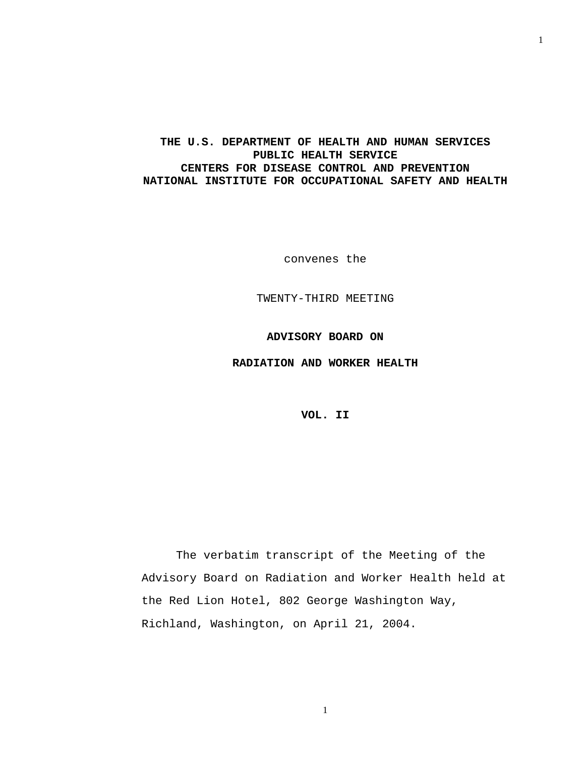**THE U.S. DEPARTMENT OF HEALTH AND HUMAN SERVICES**
**PUBLIC HEALTH SERVICE**
**CENTERS FOR DISEASE CONTROL AND PREVENTION**
**NATIONAL INSTITUTE FOR OCCUPATIONAL SAFETY AND HEALTH**

convenes the

TWENTY-THIRD MEETING

**ADVISORY BOARD ON**

**RADIATION AND WORKER HEALTH**

**VOL. II**

The verbatim transcript of the Meeting of the Advisory Board on Radiation and Worker Health held at the Red Lion Hotel, 802 George Washington Way, Richland, Washington, on April 21, 2004.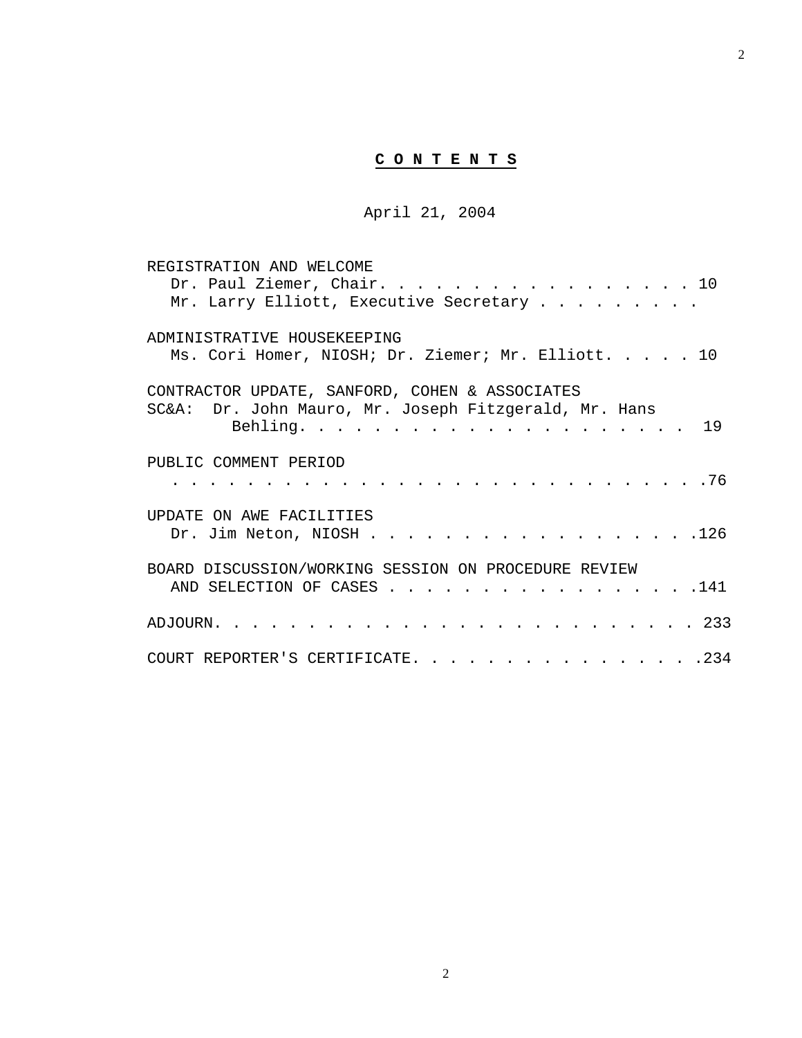# **C O N T E N T S**

April 21, 2004

REGISTRATION AND WELCOME
Dr. Paul Ziemer, Chair. . . . . . . . . . . . . . . . . . 10
Mr. Larry Elliott, Executive Secretary . . . . . . . . .

ADMINISTRATIVE HOUSEKEEPING
Ms. Cori Homer, NIOSH; Dr. Ziemer; Mr. Elliott. . . . . 10

CONTRACTOR UPDATE, SANFORD, COHEN & ASSOCIATES
SC&A: Dr. John Mauro, Mr. Joseph Fitzgerald, Mr. Hans Behling. . . . . . . . . . . . . . . . . . . . . 19

PUBLIC COMMENT PERIOD
. . . . . . . . . . . . . . . . . . . . . . . . . . . . .76

UPDATE ON AWE FACILITIES
Dr. Jim Neton, NIOSH . . . . . . . . . . . . . . . . . .126

BOARD DISCUSSION/WORKING SESSION ON PROCEDURE REVIEW AND SELECTION OF CASES . . . . . . . . . . . . . . . . .141

ADJOURN. . . . . . . . . . . . . . . . . . . . . . . . . 233

COURT REPORTER'S CERTIFICATE. . . . . . . . . . . . . . . .234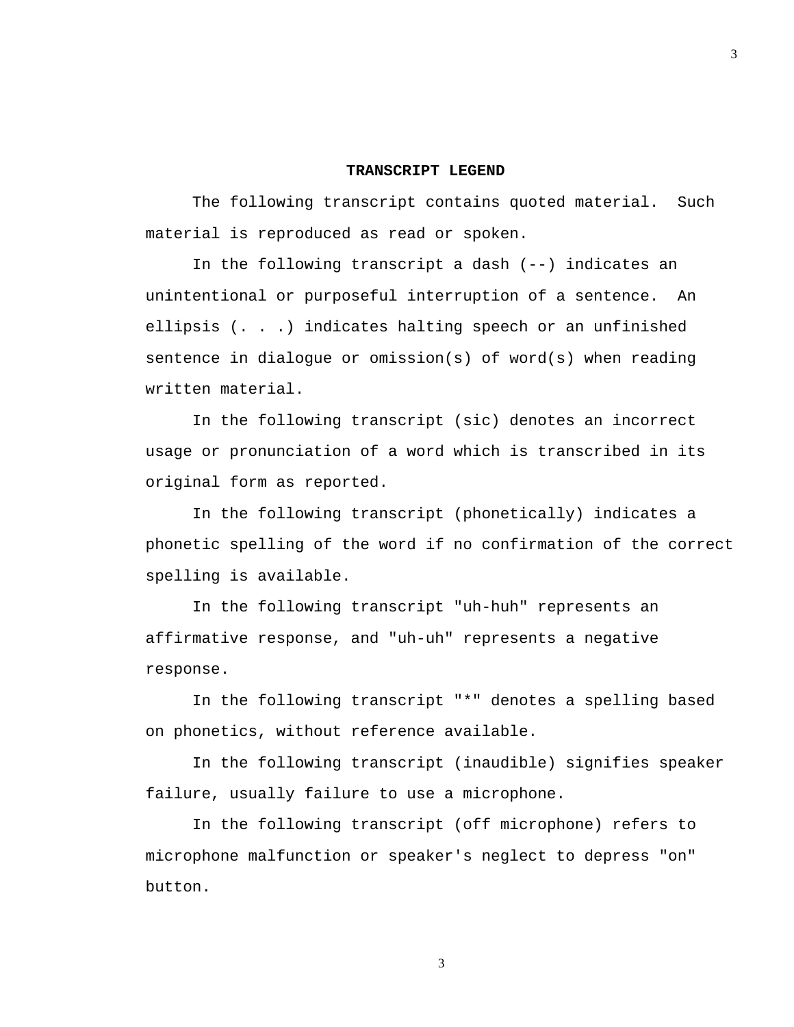## TRANSCRIPT LEGEND

The following transcript contains quoted material. Such material is reproduced as read or spoken.

In the following transcript a dash (--) indicates an unintentional or purposeful interruption of a sentence. An ellipsis (. . .) indicates halting speech or an unfinished sentence in dialogue or omission(s) of word(s) when reading written material.

In the following transcript (sic) denotes an incorrect usage or pronunciation of a word which is transcribed in its original form as reported.

In the following transcript (phonetically) indicates a phonetic spelling of the word if no confirmation of the correct spelling is available.

In the following transcript "uh-huh" represents an affirmative response, and "uh-uh" represents a negative response.

In the following transcript "*" denotes a spelling based on phonetics, without reference available.

In the following transcript (inaudible) signifies speaker failure, usually failure to use a microphone.

In the following transcript (off microphone) refers to microphone malfunction or speaker's neglect to depress "on" button.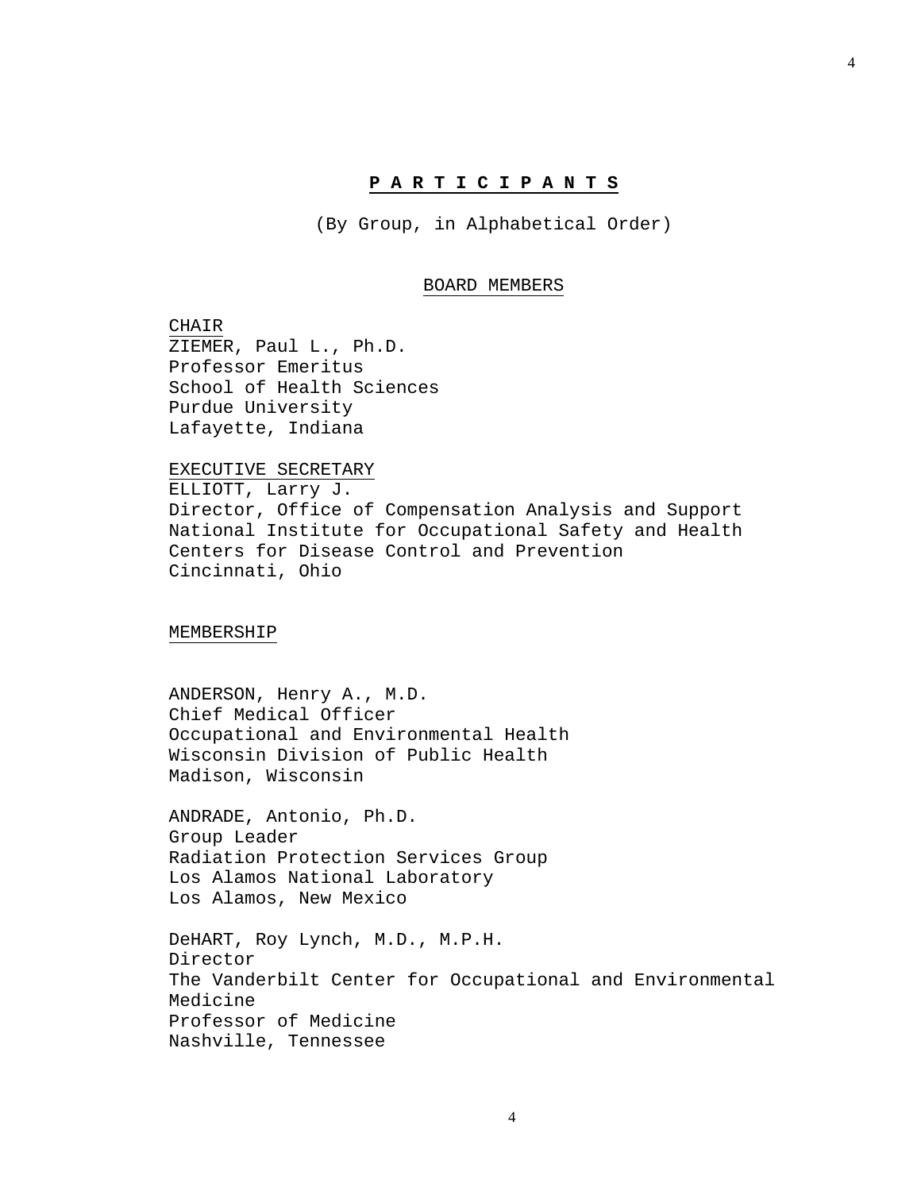# **P A R T I C I P A N T S**

(By Group, in Alphabetical Order)

## BOARD MEMBERS

CHAIR
ZIEMER, Paul L., Ph.D.
Professor Emeritus
School of Health Sciences
Purdue University
Lafayette, Indiana

EXECUTIVE SECRETARY
ELLIOTT, Larry J.
Director, Office of Compensation Analysis and Support
National Institute for Occupational Safety and Health
Centers for Disease Control and Prevention
Cincinnati, Ohio

MEMBERSHIP

ANDERSON, Henry A., M.D.
Chief Medical Officer
Occupational and Environmental Health
Wisconsin Division of Public Health
Madison, Wisconsin

ANDRADE, Antonio, Ph.D.
Group Leader
Radiation Protection Services Group
Los Alamos National Laboratory
Los Alamos, New Mexico

DeHART, Roy Lynch, M.D., M.P.H.
Director
The Vanderbilt Center for Occupational and Environmental Medicine
Professor of Medicine
Nashville, Tennessee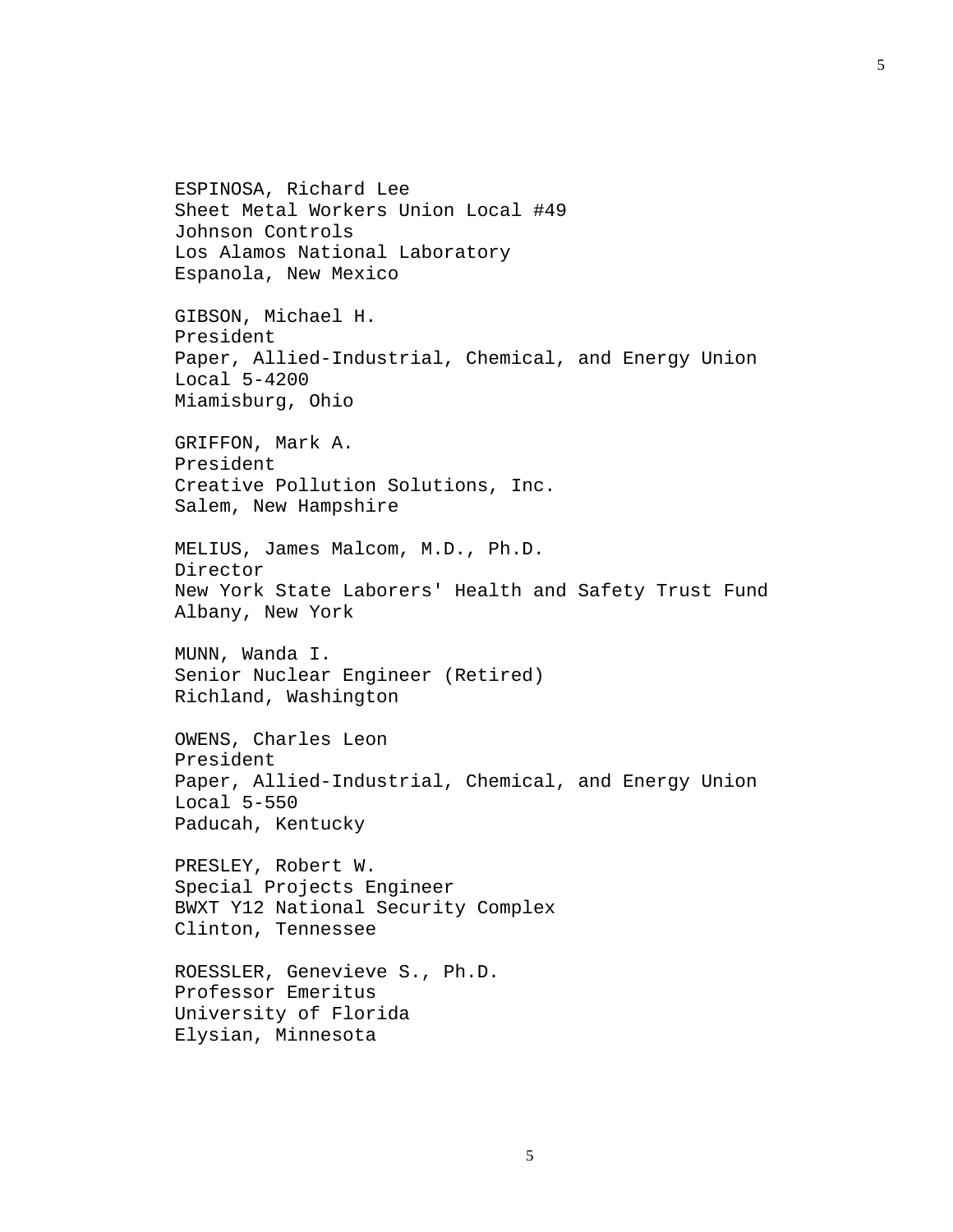ESPINOSA, Richard Lee
Sheet Metal Workers Union Local #49
Johnson Controls
Los Alamos National Laboratory
Espanola, New Mexico

GIBSON, Michael H.
President
Paper, Allied-Industrial, Chemical, and Energy Union
Local 5-4200
Miamisburg, Ohio

GRIFFON, Mark A.
President
Creative Pollution Solutions, Inc.
Salem, New Hampshire

MELIUS, James Malcom, M.D., Ph.D.
Director
New York State Laborers' Health and Safety Trust Fund
Albany, New York

MUNN, Wanda I.
Senior Nuclear Engineer (Retired)
Richland, Washington

OWENS, Charles Leon
President
Paper, Allied-Industrial, Chemical, and Energy Union
Local 5-550
Paducah, Kentucky

PRESLEY, Robert W.
Special Projects Engineer
BWXT Y12 National Security Complex
Clinton, Tennessee

ROESSLER, Genevieve S., Ph.D.
Professor Emeritus
University of Florida
Elysian, Minnesota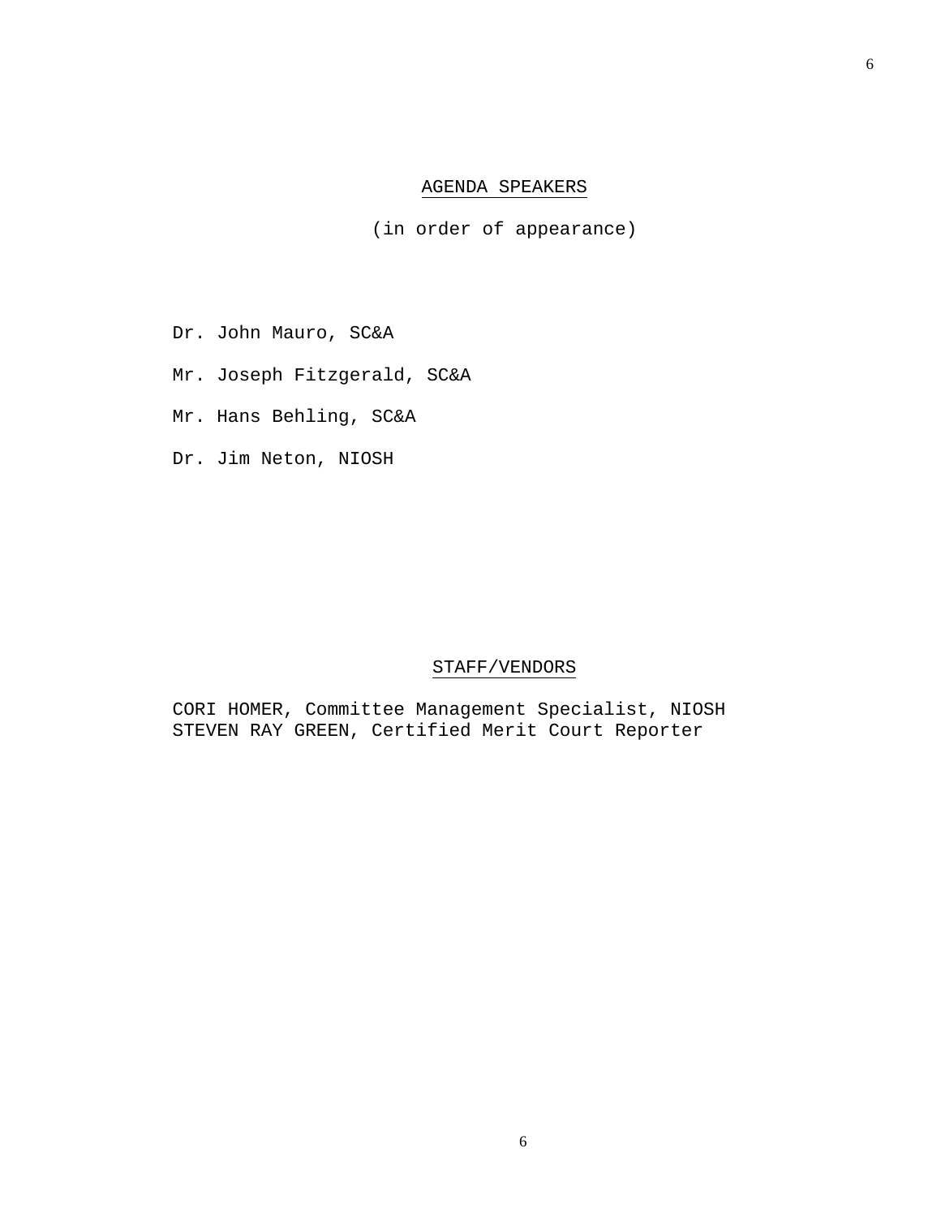## AGENDA SPEAKERS

(in order of appearance)

Dr. John Mauro, SC&A

Mr. Joseph Fitzgerald, SC&A

Mr. Hans Behling, SC&A

Dr. Jim Neton, NIOSH

## STAFF/VENDORS

CORI HOMER, Committee Management Specialist, NIOSH
STEVEN RAY GREEN, Certified Merit Court Reporter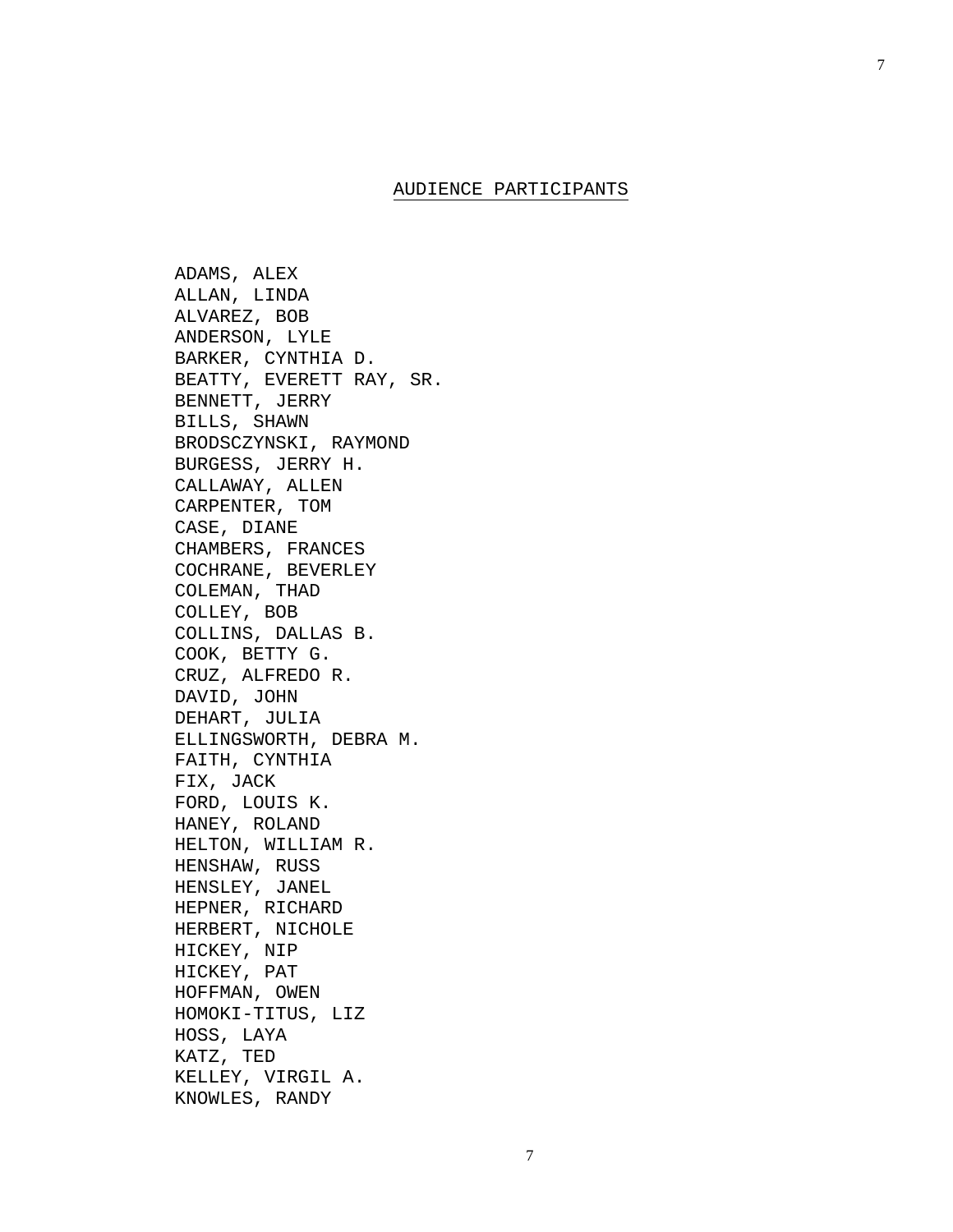## AUDIENCE PARTICIPANTS

ADAMS, ALEX
ALLAN, LINDA
ALVAREZ, BOB
ANDERSON, LYLE
BARKER, CYNTHIA D.
BEATTY, EVERETT RAY, SR.
BENNETT, JERRY
BILLS, SHAWN
BRODSCZYNSKI, RAYMOND
BURGESS, JERRY H.
CALLAWAY, ALLEN
CARPENTER, TOM
CASE, DIANE
CHAMBERS, FRANCES
COCHRANE, BEVERLEY
COLEMAN, THAD
COLLEY, BOB
COLLINS, DALLAS B.
COOK, BETTY G.
CRUZ, ALFREDO R.
DAVID, JOHN
DEHART, JULIA
ELLINGSWORTH, DEBRA M.
FAITH, CYNTHIA
FIX, JACK
FORD, LOUIS K.
HANEY, ROLAND
HELTON, WILLIAM R.
HENSHAW, RUSS
HENSLEY, JANEL
HEPNER, RICHARD
HERBERT, NICHOLE
HICKEY, NIP
HICKEY, PAT
HOFFMAN, OWEN
HOMOKI-TITUS, LIZ
HOSS, LAYA
KATZ, TED
KELLEY, VIRGIL A.
KNOWLES, RANDY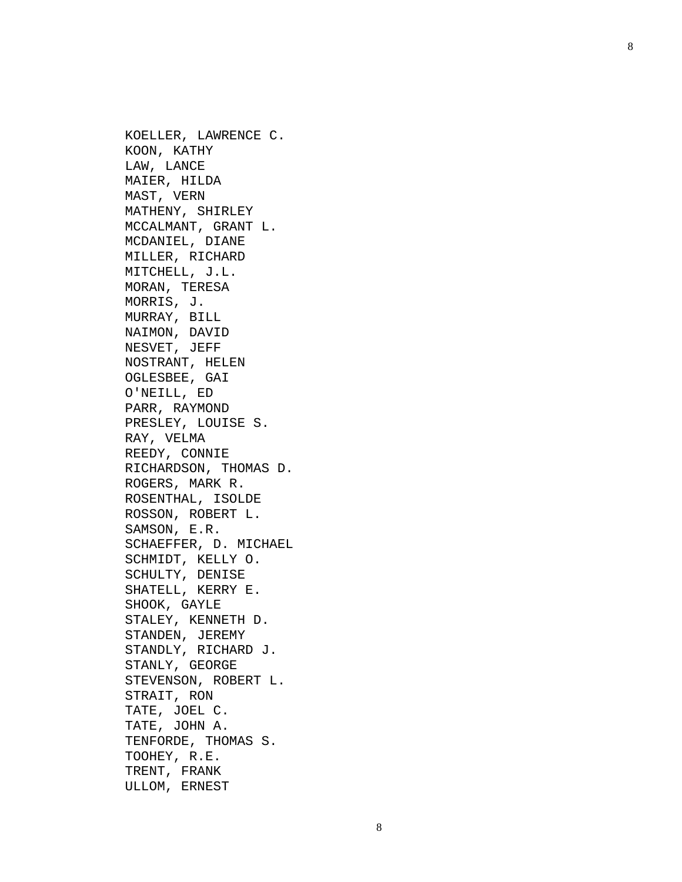KOELLER, LAWRENCE C.  
KOON, KATHY  
LAW, LANCE  
MAIER, HILDA  
MAST, VERN  
MATHENY, SHIRLEY  
MCCALMANT, GRANT L.  
MCDANIEL, DIANE  
MILLER, RICHARD  
MITCHELL, J.L.  
MORAN, TERESA  
MORRIS, J.  
MURRAY, BILL  
NAIMON, DAVID  
NESVET, JEFF  
NOSTRANT, HELEN  
OGLESBEE, GAI  
O'NEILL, ED  
PARR, RAYMOND  
PRESLEY, LOUISE S.  
RAY, VELMA  
REEDY, CONNIE  
RICHARDSON, THOMAS D.  
ROGERS, MARK R.  
ROSENTHAL, ISOLDE  
ROSSON, ROBERT L.  
SAMSON, E.R.  
SCHAEFFER, D. MICHAEL  
SCHMIDT, KELLY O.  
SCHULTY, DENISE  
SHATELL, KERRY E.  
SHOOK, GAYLE  
STALEY, KENNETH D.  
STANDEN, JEREMY  
STANDLY, RICHARD J.  
STANLY, GEORGE  
STEVENSON, ROBERT L.  
STRAIT, RON  
TATE, JOEL C.  
TATE, JOHN A.  
TENFORDE, THOMAS S.  
TOOHEY, R.E.  
TRENT, FRANK  
ULLOM, ERNEST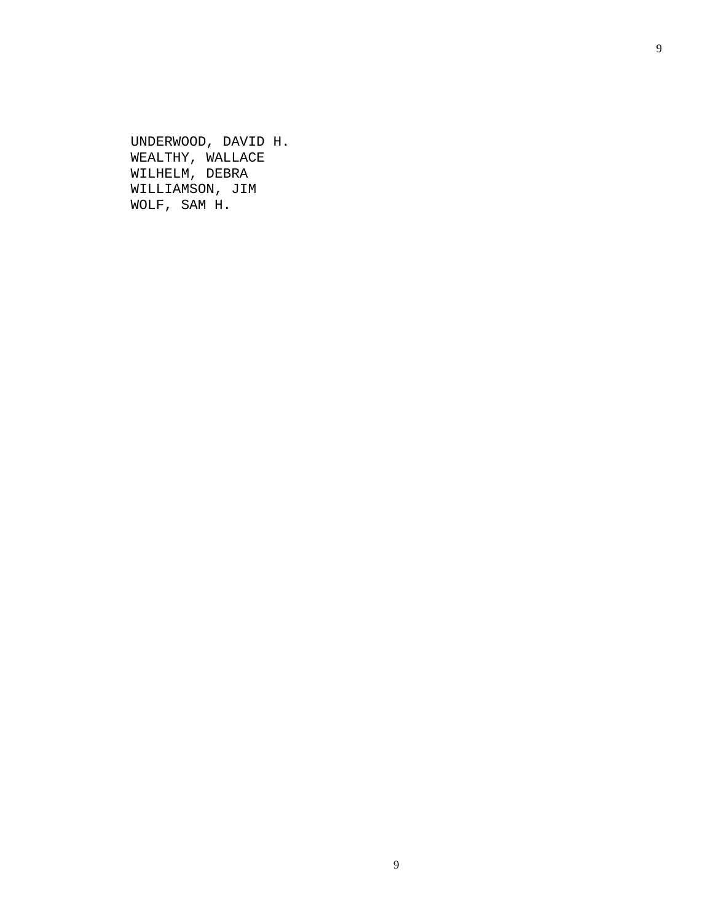UNDERWOOD, DAVID H.
WEALTHY, WALLACE
WILHELM, DEBRA
WILLIAMSON, JIM
WOLF, SAM H.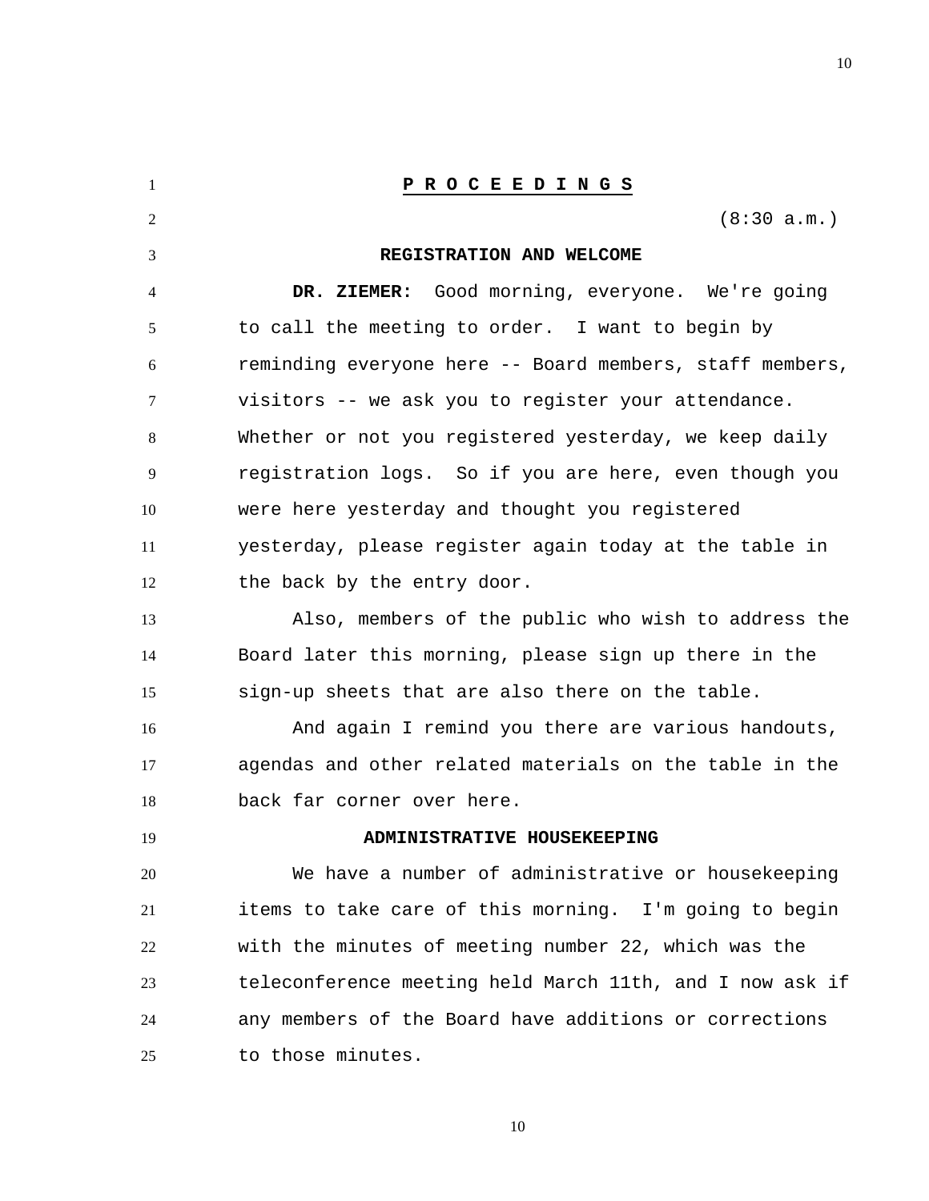# P R O C E E D I N G S

(8:30 a.m.)

## REGISTRATION AND WELCOME

**DR. ZIEMER:** Good morning, everyone. We're going to call the meeting to order. I want to begin by reminding everyone here -- Board members, staff members, visitors -- we ask you to register your attendance. Whether or not you registered yesterday, we keep daily registration logs. So if you are here, even though you were here yesterday and thought you registered yesterday, please register again today at the table in the back by the entry door.

Also, members of the public who wish to address the Board later this morning, please sign up there in the sign-up sheets that are also there on the table.

And again I remind you there are various handouts, agendas and other related materials on the table in the back far corner over here.

## ADMINISTRATIVE HOUSEKEEPING

We have a number of administrative or housekeeping items to take care of this morning. I'm going to begin with the minutes of meeting number 22, which was the teleconference meeting held March 11th, and I now ask if any members of the Board have additions or corrections to those minutes.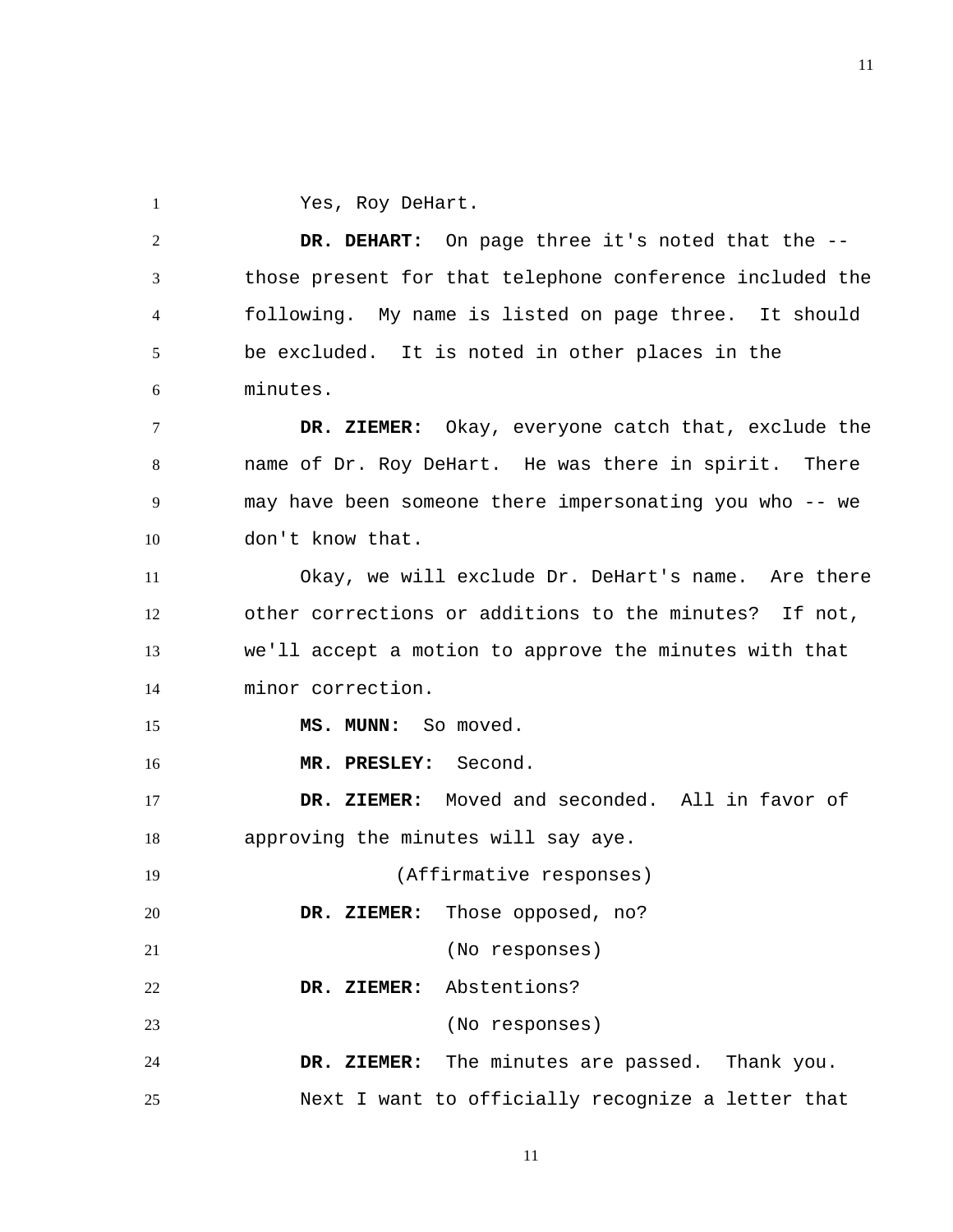Yes, Roy DeHart.

**DR. DEHART:** On page three it's noted that the -- those present for that telephone conference included the following. My name is listed on page three. It should be excluded. It is noted in other places in the minutes.

**DR. ZIEMER:** Okay, everyone catch that, exclude the name of Dr. Roy DeHart. He was there in spirit. There may have been someone there impersonating you who -- we don't know that.

Okay, we will exclude Dr. DeHart's name. Are there other corrections or additions to the minutes? If not, we'll accept a motion to approve the minutes with that minor correction.

**MS. MUNN:** So moved.

**MR. PRESLEY:** Second.

**DR. ZIEMER:** Moved and seconded. All in favor of approving the minutes will say aye.

(Affirmative responses)

**DR. ZIEMER:** Those opposed, no?

(No responses)

**DR. ZIEMER:** Abstentions?

(No responses)

**DR. ZIEMER:** The minutes are passed. Thank you.

Next I want to officially recognize a letter that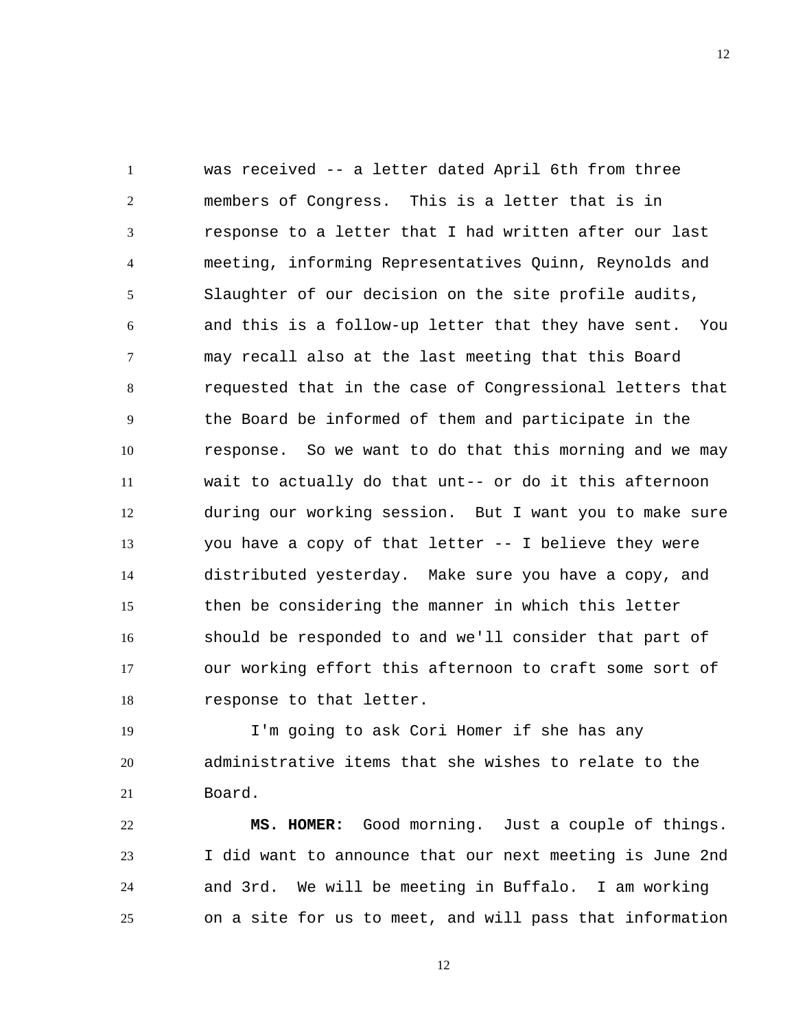was received -- a letter dated April 6th from three members of Congress. This is a letter that is in response to a letter that I had written after our last meeting, informing Representatives Quinn, Reynolds and Slaughter of our decision on the site profile audits, and this is a follow-up letter that they have sent. You may recall also at the last meeting that this Board requested that in the case of Congressional letters that the Board be informed of them and participate in the response. So we want to do that this morning and we may wait to actually do that unt-- or do it this afternoon during our working session. But I want you to make sure you have a copy of that letter -- I believe they were distributed yesterday. Make sure you have a copy, and then be considering the manner in which this letter should be responded to and we'll consider that part of our working effort this afternoon to craft some sort of response to that letter.

I'm going to ask Cori Homer if she has any administrative items that she wishes to relate to the Board.

**MS. HOMER:** Good morning. Just a couple of things. I did want to announce that our next meeting is June 2nd and 3rd. We will be meeting in Buffalo. I am working on a site for us to meet, and will pass that information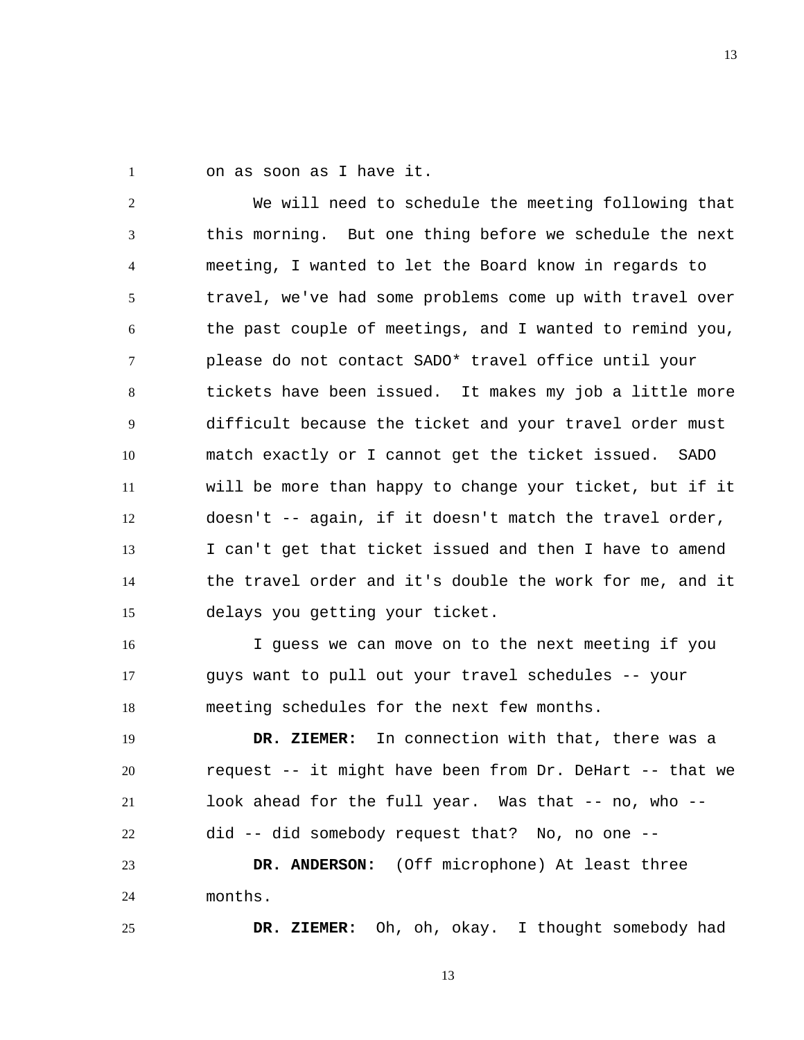on as soon as I have it.

We will need to schedule the meeting following that this morning. But one thing before we schedule the next meeting, I wanted to let the Board know in regards to travel, we've had some problems come up with travel over the past couple of meetings, and I wanted to remind you, please do not contact SADO* travel office until your tickets have been issued. It makes my job a little more difficult because the ticket and your travel order must match exactly or I cannot get the ticket issued. SADO will be more than happy to change your ticket, but if it doesn't -- again, if it doesn't match the travel order, I can't get that ticket issued and then I have to amend the travel order and it's double the work for me, and it delays you getting your ticket.

I guess we can move on to the next meeting if you guys want to pull out your travel schedules -- your meeting schedules for the next few months.

**DR. ZIEMER:** In connection with that, there was a request -- it might have been from Dr. DeHart -- that we look ahead for the full year. Was that -- no, who -- did -- did somebody request that? No, no one --

**DR. ANDERSON:** (Off microphone) At least three months.

**DR. ZIEMER:** Oh, oh, okay. I thought somebody had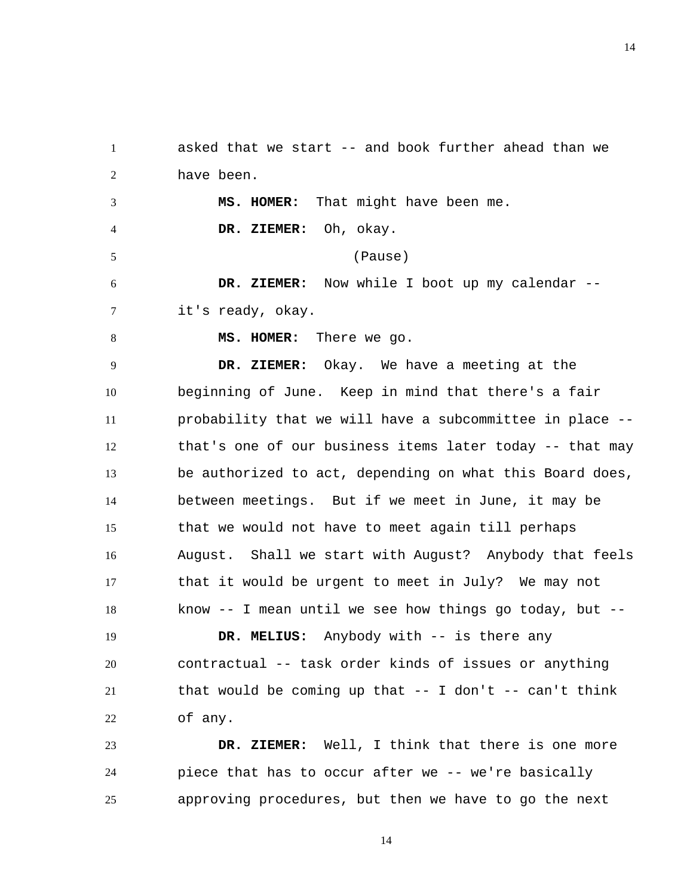asked that we start -- and book further ahead than we have been.

**MS. HOMER:** That might have been me.

**DR. ZIEMER:** Oh, okay.

(Pause)

**DR. ZIEMER:** Now while I boot up my calendar -- it's ready, okay.

**MS. HOMER:** There we go.

**DR. ZIEMER:** Okay. We have a meeting at the beginning of June. Keep in mind that there's a fair probability that we will have a subcommittee in place -- that's one of our business items later today -- that may be authorized to act, depending on what this Board does, between meetings. But if we meet in June, it may be that we would not have to meet again till perhaps August. Shall we start with August? Anybody that feels that it would be urgent to meet in July? We may not know -- I mean until we see how things go today, but --

**DR. MELIUS:** Anybody with -- is there any contractual -- task order kinds of issues or anything that would be coming up that -- I don't -- can't think of any.

**DR. ZIEMER:** Well, I think that there is one more piece that has to occur after we -- we're basically approving procedures, but then we have to go the next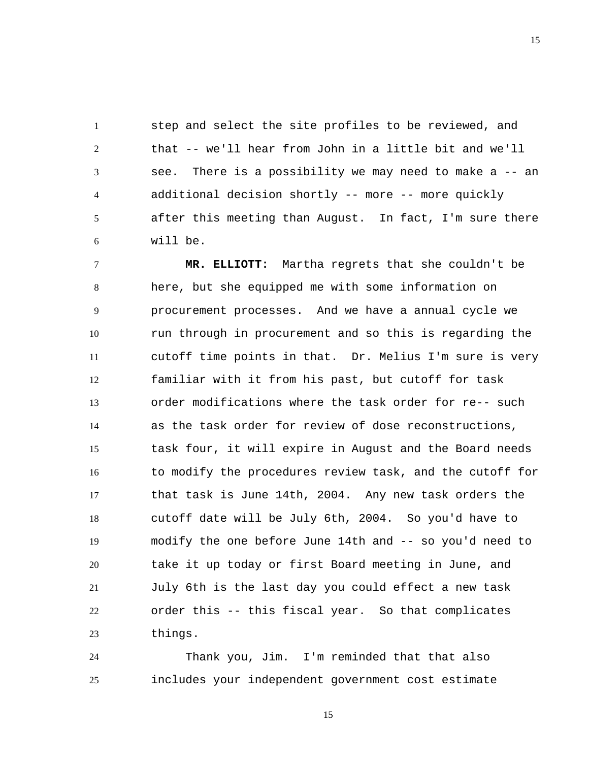step and select the site profiles to be reviewed, and that -- we'll hear from John in a little bit and we'll see. There is a possibility we may need to make a -- an additional decision shortly -- more -- more quickly after this meeting than August. In fact, I'm sure there will be.

**MR. ELLIOTT:** Martha regrets that she couldn't be here, but she equipped me with some information on procurement processes. And we have a annual cycle we run through in procurement and so this is regarding the cutoff time points in that. Dr. Melius I'm sure is very familiar with it from his past, but cutoff for task order modifications where the task order for re-- such as the task order for review of dose reconstructions, task four, it will expire in August and the Board needs to modify the procedures review task, and the cutoff for that task is June 14th, 2004. Any new task orders the cutoff date will be July 6th, 2004. So you'd have to modify the one before June 14th and -- so you'd need to take it up today or first Board meeting in June, and July 6th is the last day you could effect a new task order this -- this fiscal year. So that complicates things.

Thank you, Jim. I'm reminded that that also includes your independent government cost estimate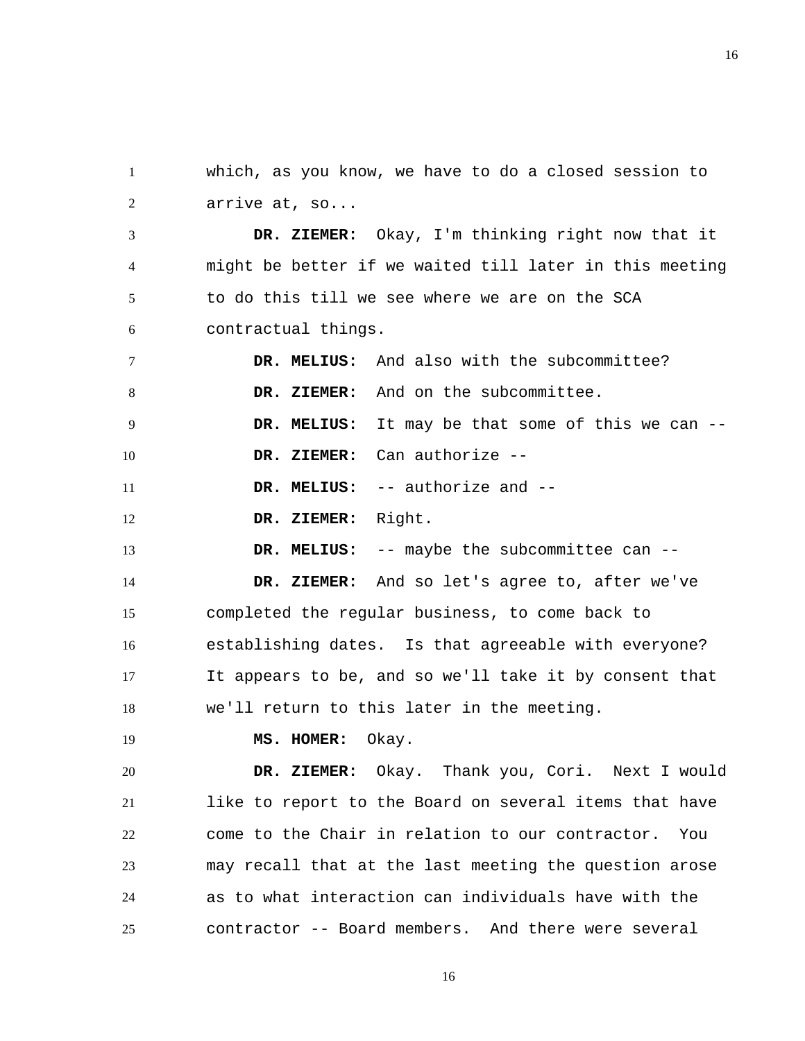which, as you know, we have to do a closed session to arrive at, so...

**DR. ZIEMER:** Okay, I'm thinking right now that it might be better if we waited till later in this meeting to do this till we see where we are on the SCA contractual things.

**DR. MELIUS:** And also with the subcommittee?

**DR. ZIEMER:** And on the subcommittee.

**DR. MELIUS:** It may be that some of this we can --

**DR. ZIEMER:** Can authorize --

**DR. MELIUS:** -- authorize and --

**DR. ZIEMER:** Right.

**DR. MELIUS:** -- maybe the subcommittee can --

**DR. ZIEMER:** And so let's agree to, after we've completed the regular business, to come back to establishing dates. Is that agreeable with everyone? It appears to be, and so we'll take it by consent that we'll return to this later in the meeting.

**MS. HOMER:** Okay.

**DR. ZIEMER:** Okay. Thank you, Cori. Next I would like to report to the Board on several items that have come to the Chair in relation to our contractor. You may recall that at the last meeting the question arose as to what interaction can individuals have with the contractor -- Board members. And there were several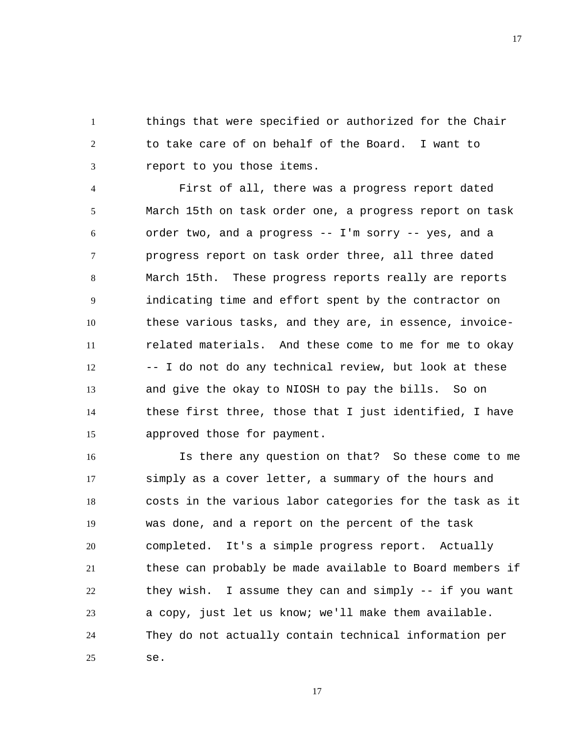things that were specified or authorized for the Chair to take care of on behalf of the Board. I want to report to you those items.

First of all, there was a progress report dated March 15th on task order one, a progress report on task order two, and a progress -- I'm sorry -- yes, and a progress report on task order three, all three dated March 15th. These progress reports really are reports indicating time and effort spent by the contractor on these various tasks, and they are, in essence, invoice-related materials. And these come to me for me to okay -- I do not do any technical review, but look at these and give the okay to NIOSH to pay the bills. So on these first three, those that I just identified, I have approved those for payment.

Is there any question on that? So these come to me simply as a cover letter, a summary of the hours and costs in the various labor categories for the task as it was done, and a report on the percent of the task completed. It's a simple progress report. Actually these can probably be made available to Board members if they wish. I assume they can and simply -- if you want a copy, just let us know; we'll make them available. They do not actually contain technical information per se.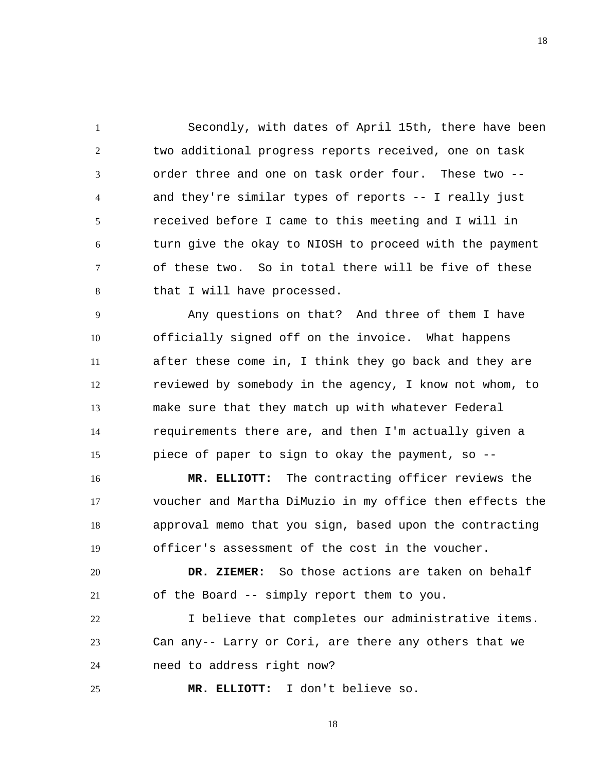Secondly, with dates of April 15th, there have been two additional progress reports received, one on task order three and one on task order four. These two -- and they're similar types of reports -- I really just received before I came to this meeting and I will in turn give the okay to NIOSH to proceed with the payment of these two. So in total there will be five of these that I will have processed.

Any questions on that? And three of them I have officially signed off on the invoice. What happens after these come in, I think they go back and they are reviewed by somebody in the agency, I know not whom, to make sure that they match up with whatever Federal requirements there are, and then I'm actually given a piece of paper to sign to okay the payment, so --

**MR. ELLIOTT:** The contracting officer reviews the voucher and Martha DiMuzio in my office then effects the approval memo that you sign, based upon the contracting officer's assessment of the cost in the voucher.

**DR. ZIEMER:** So those actions are taken on behalf of the Board -- simply report them to you.

I believe that completes our administrative items. Can any-- Larry or Cori, are there any others that we need to address right now?

**MR. ELLIOTT:** I don't believe so.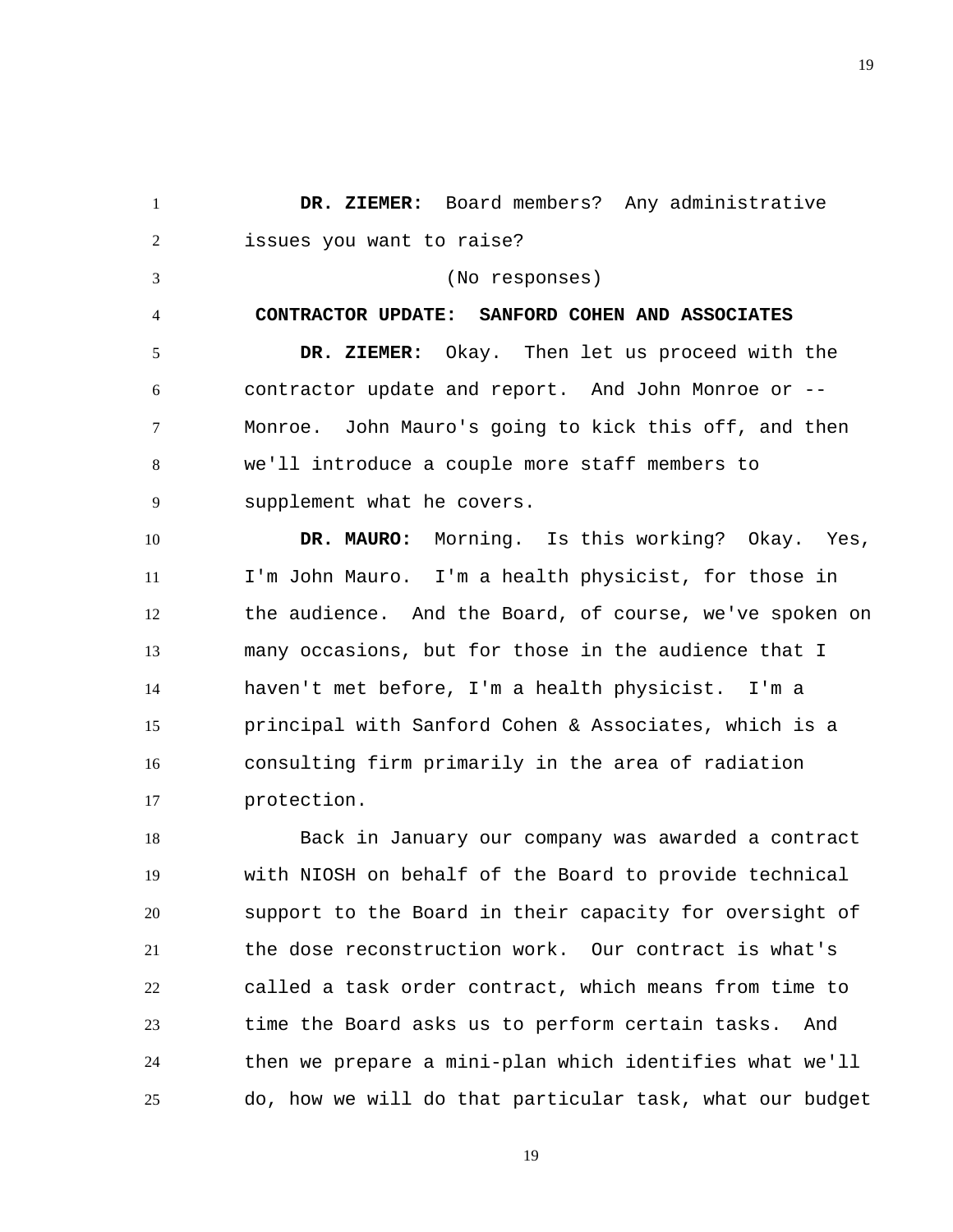**DR. ZIEMER:** Board members? Any administrative issues you want to raise?

(No responses)

**CONTRACTOR UPDATE: SANFORD COHEN AND ASSOCIATES**

**DR. ZIEMER:** Okay. Then let us proceed with the contractor update and report. And John Monroe or -- Monroe. John Mauro's going to kick this off, and then we'll introduce a couple more staff members to supplement what he covers.

**DR. MAURO:** Morning. Is this working? Okay. Yes, I'm John Mauro. I'm a health physicist, for those in the audience. And the Board, of course, we've spoken on many occasions, but for those in the audience that I haven't met before, I'm a health physicist. I'm a principal with Sanford Cohen & Associates, which is a consulting firm primarily in the area of radiation protection.

Back in January our company was awarded a contract with NIOSH on behalf of the Board to provide technical support to the Board in their capacity for oversight of the dose reconstruction work. Our contract is what's called a task order contract, which means from time to time the Board asks us to perform certain tasks. And then we prepare a mini-plan which identifies what we'll do, how we will do that particular task, what our budget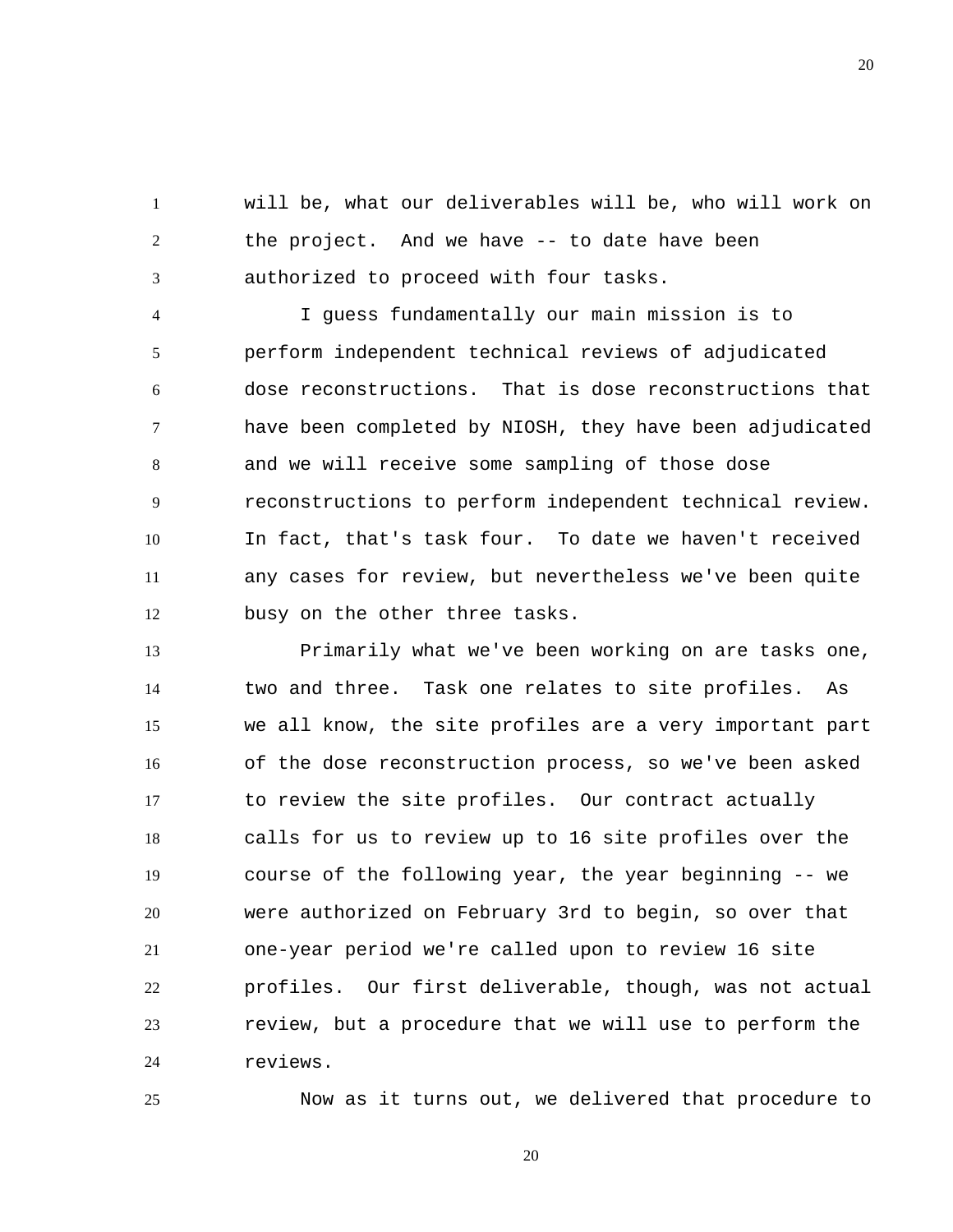will be, what our deliverables will be, who will work on the project. And we have -- to date have been authorized to proceed with four tasks.

I guess fundamentally our main mission is to perform independent technical reviews of adjudicated dose reconstructions. That is dose reconstructions that have been completed by NIOSH, they have been adjudicated and we will receive some sampling of those dose reconstructions to perform independent technical review. In fact, that's task four. To date we haven't received any cases for review, but nevertheless we've been quite busy on the other three tasks.

Primarily what we've been working on are tasks one, two and three. Task one relates to site profiles. As we all know, the site profiles are a very important part of the dose reconstruction process, so we've been asked to review the site profiles. Our contract actually calls for us to review up to 16 site profiles over the course of the following year, the year beginning -- we were authorized on February 3rd to begin, so over that one-year period we're called upon to review 16 site profiles. Our first deliverable, though, was not actual review, but a procedure that we will use to perform the reviews.

Now as it turns out, we delivered that procedure to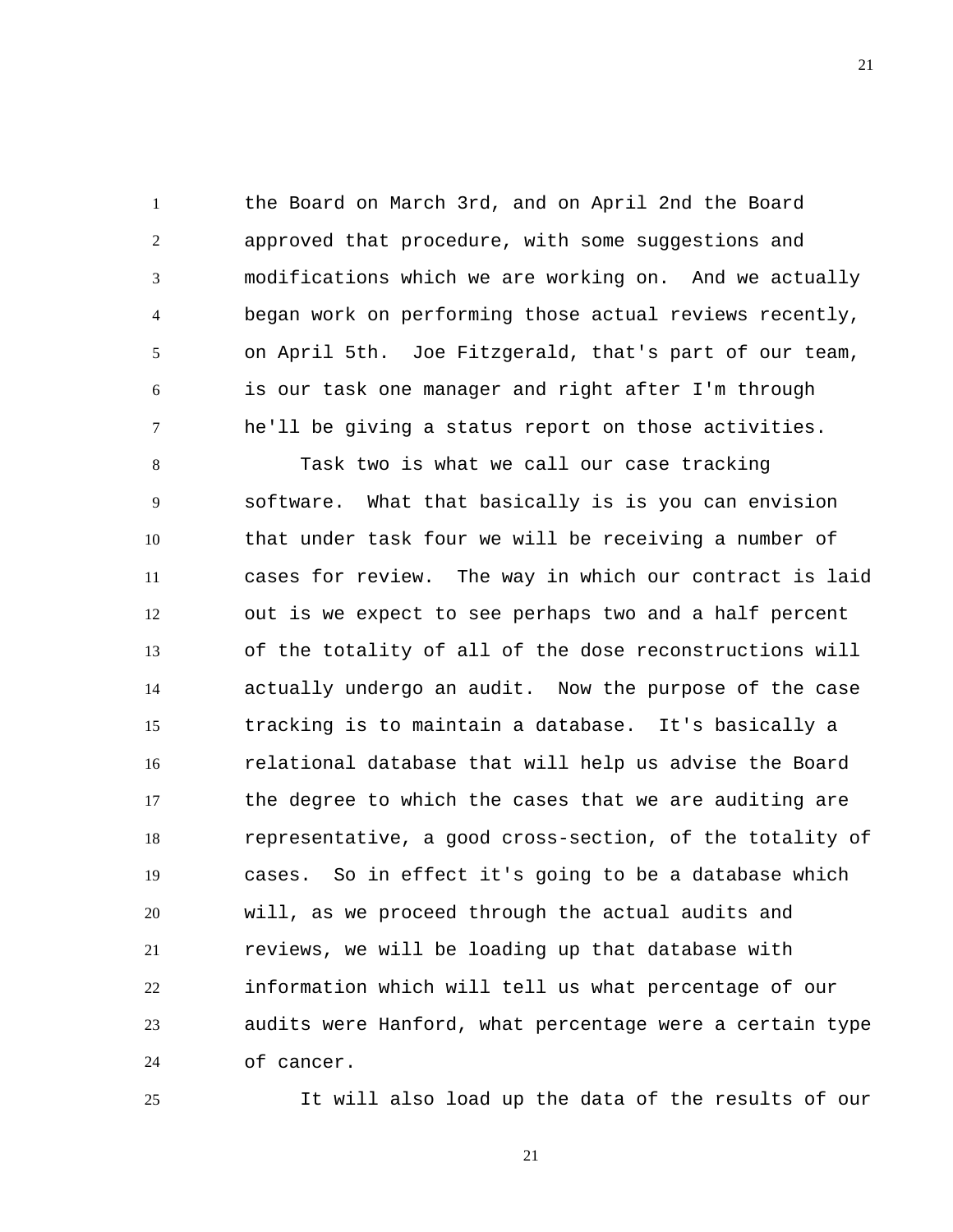the Board on March 3rd, and on April 2nd the Board approved that procedure, with some suggestions and modifications which we are working on. And we actually began work on performing those actual reviews recently, on April 5th. Joe Fitzgerald, that's part of our team, is our task one manager and right after I'm through he'll be giving a status report on those activities.

Task two is what we call our case tracking software. What that basically is is you can envision that under task four we will be receiving a number of cases for review. The way in which our contract is laid out is we expect to see perhaps two and a half percent of the totality of all of the dose reconstructions will actually undergo an audit. Now the purpose of the case tracking is to maintain a database. It's basically a relational database that will help us advise the Board the degree to which the cases that we are auditing are representative, a good cross-section, of the totality of cases. So in effect it's going to be a database which will, as we proceed through the actual audits and reviews, we will be loading up that database with information which will tell us what percentage of our audits were Hanford, what percentage were a certain type of cancer.

It will also load up the data of the results of our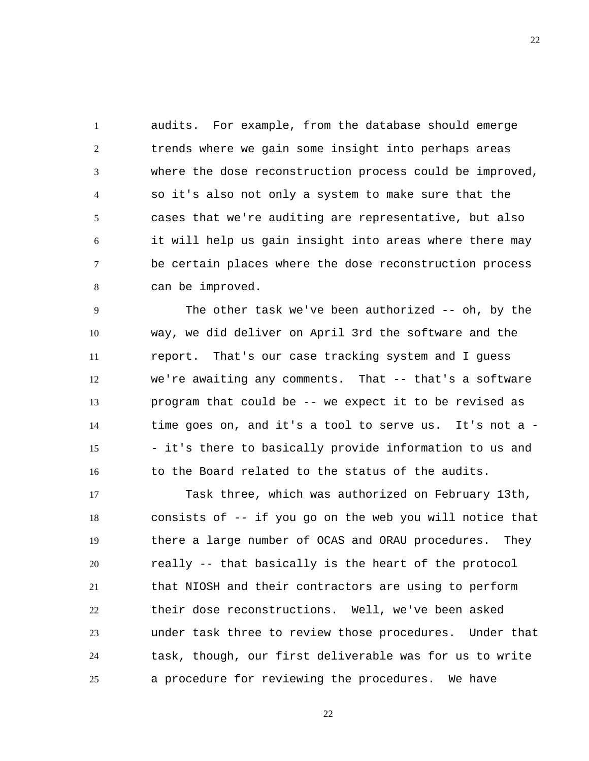audits. For example, from the database should emerge trends where we gain some insight into perhaps areas where the dose reconstruction process could be improved, so it's also not only a system to make sure that the cases that we're auditing are representative, but also it will help us gain insight into areas where there may be certain places where the dose reconstruction process can be improved.

The other task we've been authorized -- oh, by the way, we did deliver on April 3rd the software and the report. That's our case tracking system and I guess we're awaiting any comments. That -- that's a software program that could be -- we expect it to be revised as time goes on, and it's a tool to serve us. It's not a -- it's there to basically provide information to us and to the Board related to the status of the audits.

Task three, which was authorized on February 13th, consists of -- if you go on the web you will notice that there a large number of OCAS and ORAU procedures. They really -- that basically is the heart of the protocol that NIOSH and their contractors are using to perform their dose reconstructions. Well, we've been asked under task three to review those procedures. Under that task, though, our first deliverable was for us to write a procedure for reviewing the procedures. We have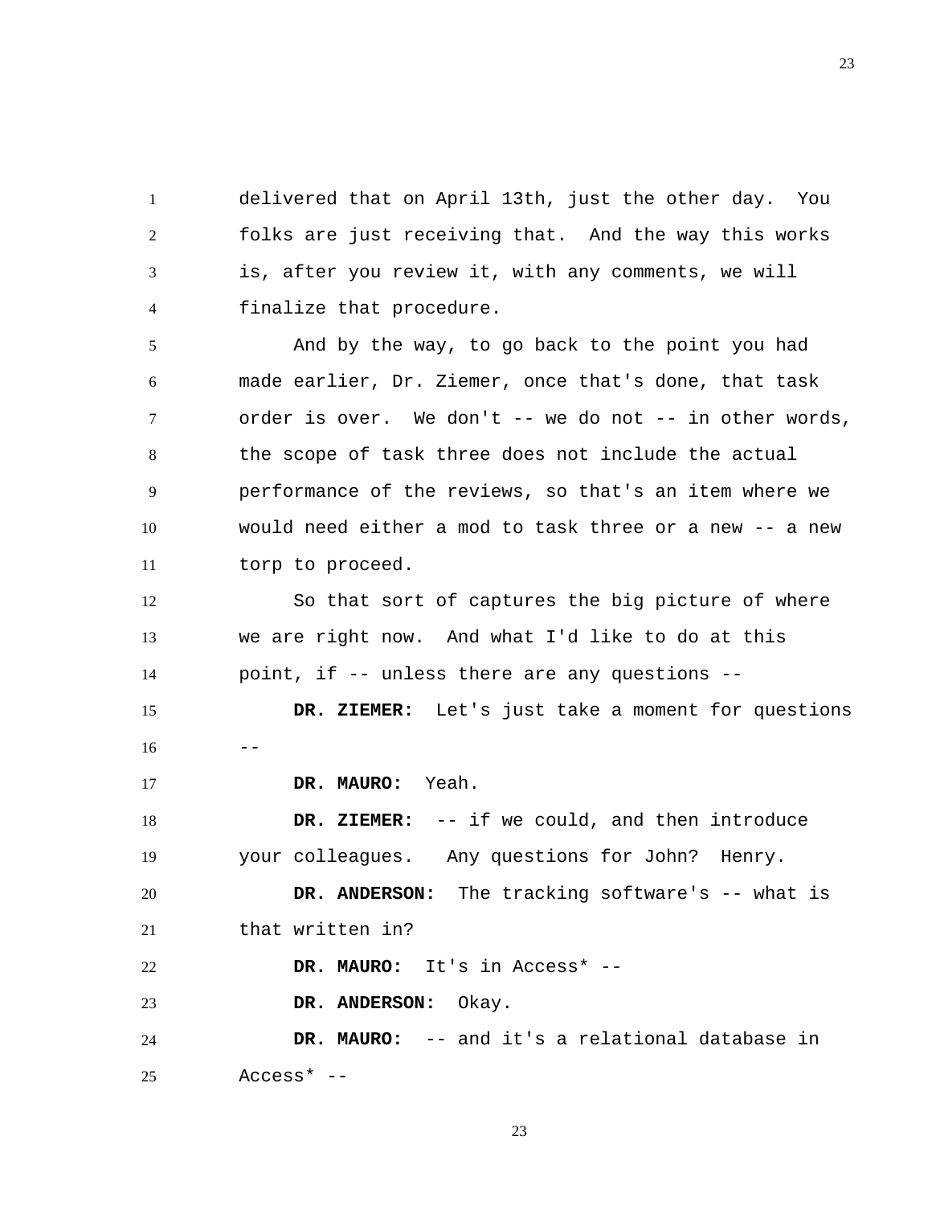delivered that on April 13th, just the other day. You folks are just receiving that. And the way this works is, after you review it, with any comments, we will finalize that procedure.

And by the way, to go back to the point you had made earlier, Dr. Ziemer, once that's done, that task order is over. We don't -- we do not -- in other words, the scope of task three does not include the actual performance of the reviews, so that's an item where we would need either a mod to task three or a new -- a new torp to proceed.

So that sort of captures the big picture of where we are right now. And what I'd like to do at this point, if -- unless there are any questions --

**DR. ZIEMER:** Let's just take a moment for questions --

**DR. MAURO:** Yeah.

**DR. ZIEMER:** -- if we could, and then introduce your colleagues. Any questions for John? Henry.

**DR. ANDERSON:** The tracking software's -- what is that written in?

**DR. MAURO:** It's in Access* --

**DR. ANDERSON:** Okay.

**DR. MAURO:** -- and it's a relational database in Access* --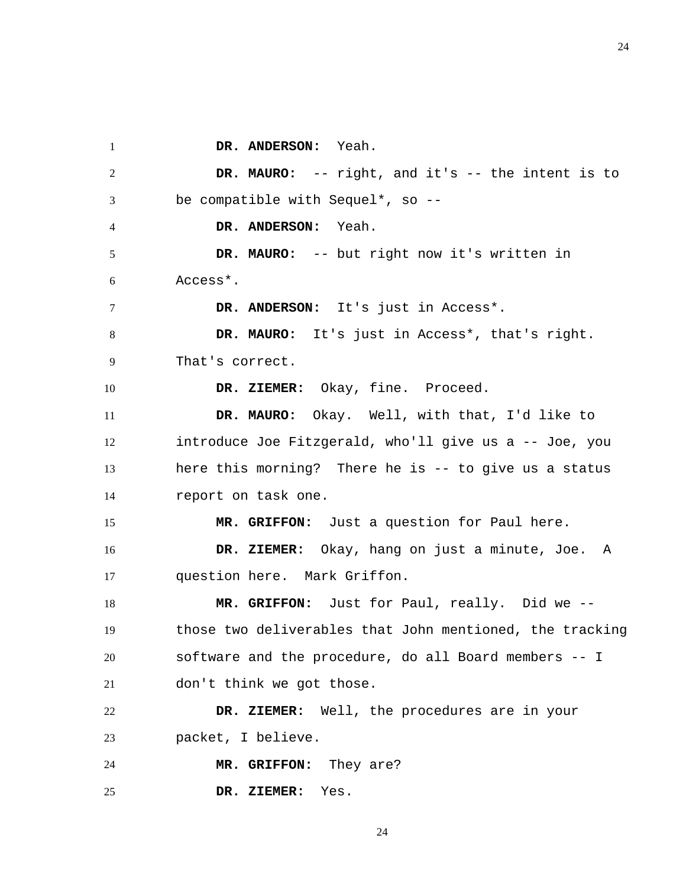**DR. ANDERSON:** Yeah.

**DR. MAURO:** -- right, and it's -- the intent is to be compatible with Sequel*, so --

**DR. ANDERSON:** Yeah.

**DR. MAURO:** -- but right now it's written in Access*.

**DR. ANDERSON:** It's just in Access*.

**DR. MAURO:** It's just in Access*, that's right. That's correct.

**DR. ZIEMER:** Okay, fine. Proceed.

**DR. MAURO:** Okay. Well, with that, I'd like to introduce Joe Fitzgerald, who'll give us a -- Joe, you here this morning? There he is -- to give us a status report on task one.

**MR. GRIFFON:** Just a question for Paul here.

**DR. ZIEMER:** Okay, hang on just a minute, Joe. A question here. Mark Griffon.

**MR. GRIFFON:** Just for Paul, really. Did we -- those two deliverables that John mentioned, the tracking software and the procedure, do all Board members -- I don't think we got those.

**DR. ZIEMER:** Well, the procedures are in your packet, I believe.

**MR. GRIFFON:** They are?

**DR. ZIEMER:** Yes.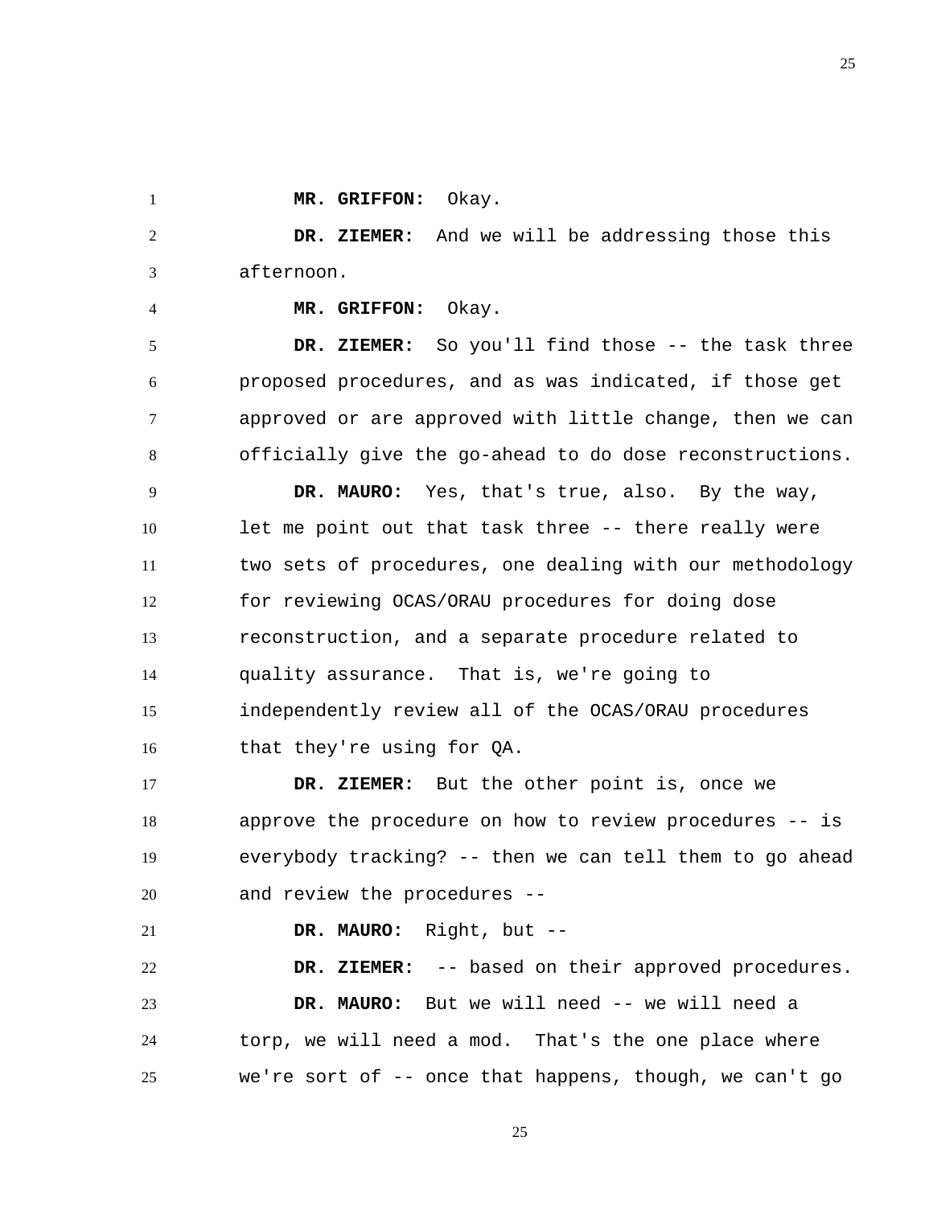**MR. GRIFFON:** Okay.

**DR. ZIEMER:** And we will be addressing those this afternoon.

**MR. GRIFFON:** Okay.

**DR. ZIEMER:** So you'll find those -- the task three proposed procedures, and as was indicated, if those get approved or are approved with little change, then we can officially give the go-ahead to do dose reconstructions.

**DR. MAURO:** Yes, that's true, also. By the way, let me point out that task three -- there really were two sets of procedures, one dealing with our methodology for reviewing OCAS/ORAU procedures for doing dose reconstruction, and a separate procedure related to quality assurance. That is, we're going to independently review all of the OCAS/ORAU procedures that they're using for QA.

**DR. ZIEMER:** But the other point is, once we approve the procedure on how to review procedures -- is everybody tracking? -- then we can tell them to go ahead and review the procedures --

**DR. MAURO:** Right, but --

**DR. ZIEMER:** -- based on their approved procedures.

**DR. MAURO:** But we will need -- we will need a torp, we will need a mod. That's the one place where we're sort of -- once that happens, though, we can't go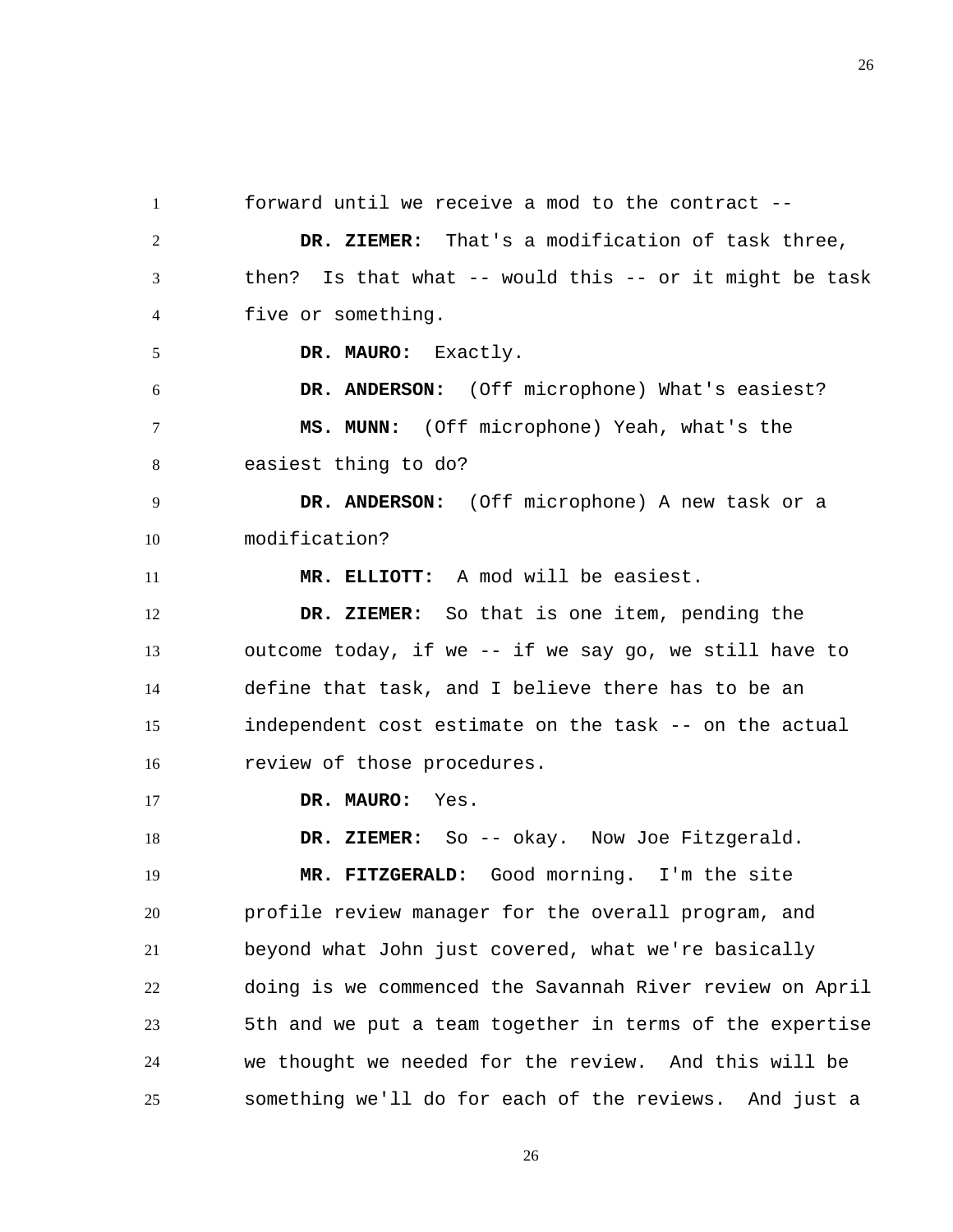forward until we receive a mod to the contract --

**DR. ZIEMER:** That's a modification of task three, then? Is that what -- would this -- or it might be task five or something.

**DR. MAURO:** Exactly.

**DR. ANDERSON:** (Off microphone) What's easiest?

**MS. MUNN:** (Off microphone) Yeah, what's the easiest thing to do?

**DR. ANDERSON:** (Off microphone) A new task or a modification?

**MR. ELLIOTT:** A mod will be easiest.

**DR. ZIEMER:** So that is one item, pending the outcome today, if we -- if we say go, we still have to define that task, and I believe there has to be an independent cost estimate on the task -- on the actual review of those procedures.

**DR. MAURO:** Yes.

**DR. ZIEMER:** So -- okay. Now Joe Fitzgerald.

**MR. FITZGERALD:** Good morning. I'm the site profile review manager for the overall program, and beyond what John just covered, what we're basically doing is we commenced the Savannah River review on April 5th and we put a team together in terms of the expertise we thought we needed for the review. And this will be something we'll do for each of the reviews. And just a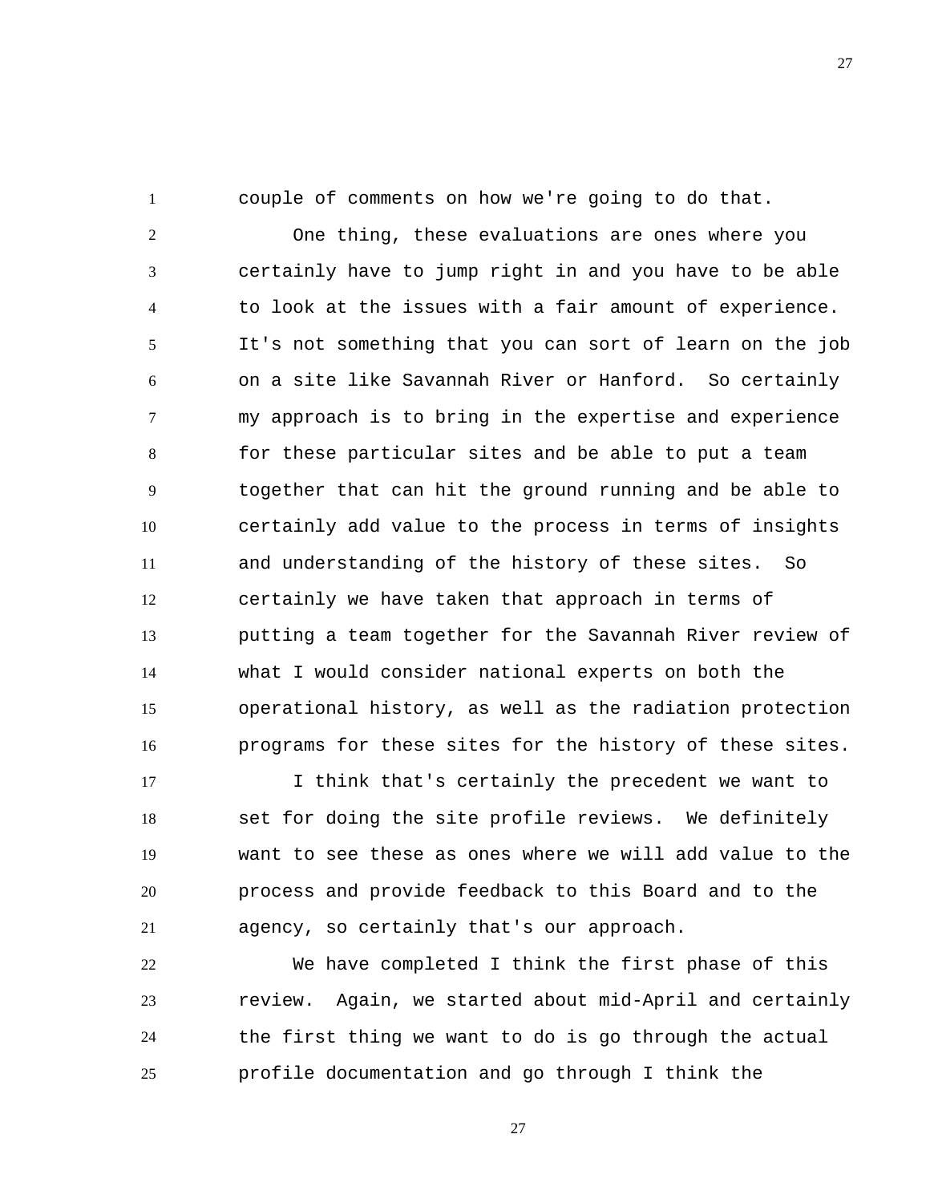couple of comments on how we're going to do that.

One thing, these evaluations are ones where you certainly have to jump right in and you have to be able to look at the issues with a fair amount of experience. It's not something that you can sort of learn on the job on a site like Savannah River or Hanford. So certainly my approach is to bring in the expertise and experience for these particular sites and be able to put a team together that can hit the ground running and be able to certainly add value to the process in terms of insights and understanding of the history of these sites. So certainly we have taken that approach in terms of putting a team together for the Savannah River review of what I would consider national experts on both the operational history, as well as the radiation protection programs for these sites for the history of these sites.

I think that's certainly the precedent we want to set for doing the site profile reviews. We definitely want to see these as ones where we will add value to the process and provide feedback to this Board and to the agency, so certainly that's our approach.

We have completed I think the first phase of this review. Again, we started about mid-April and certainly the first thing we want to do is go through the actual profile documentation and go through I think the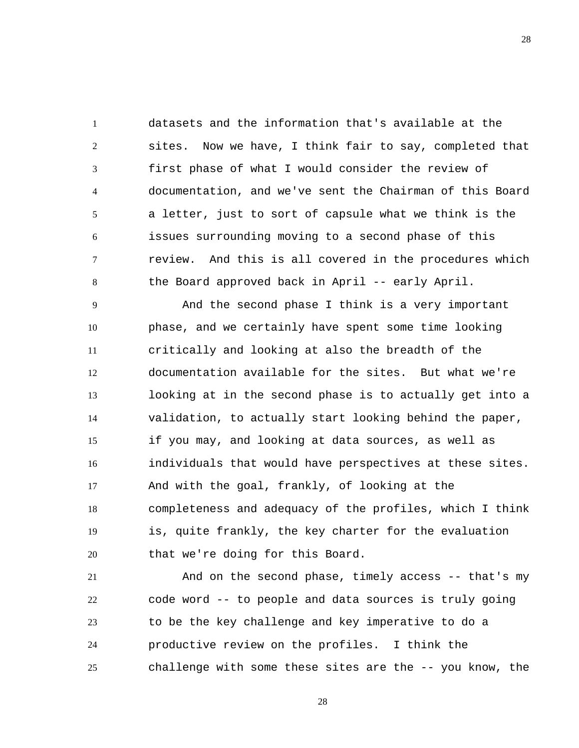datasets and the information that's available at the sites. Now we have, I think fair to say, completed that first phase of what I would consider the review of documentation, and we've sent the Chairman of this Board a letter, just to sort of capsule what we think is the issues surrounding moving to a second phase of this review. And this is all covered in the procedures which the Board approved back in April -- early April.

And the second phase I think is a very important phase, and we certainly have spent some time looking critically and looking at also the breadth of the documentation available for the sites. But what we're looking at in the second phase is to actually get into a validation, to actually start looking behind the paper, if you may, and looking at data sources, as well as individuals that would have perspectives at these sites. And with the goal, frankly, of looking at the completeness and adequacy of the profiles, which I think is, quite frankly, the key charter for the evaluation that we're doing for this Board.

And on the second phase, timely access -- that's my code word -- to people and data sources is truly going to be the key challenge and key imperative to do a productive review on the profiles. I think the challenge with some these sites are the -- you know, the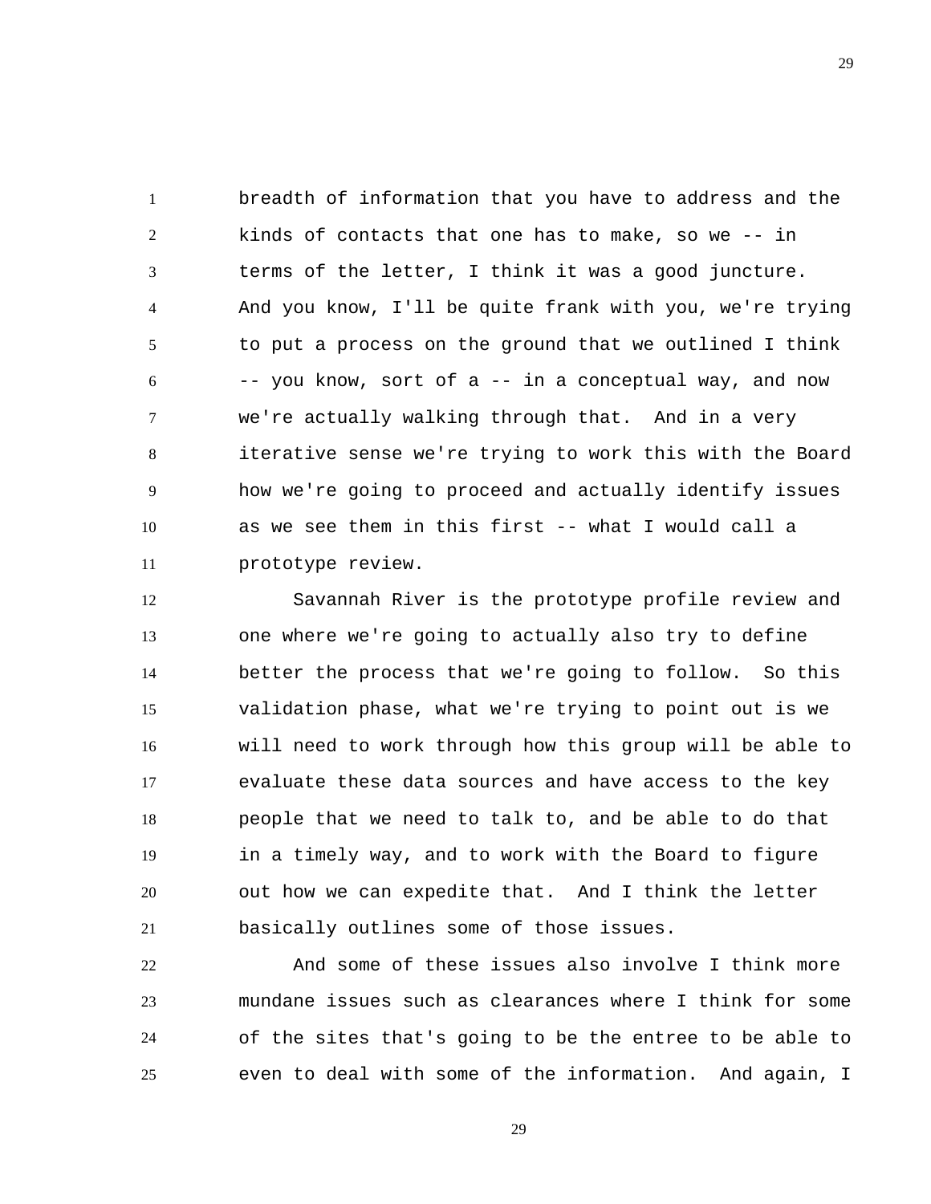breadth of information that you have to address and the kinds of contacts that one has to make, so we -- in terms of the letter, I think it was a good juncture. And you know, I'll be quite frank with you, we're trying to put a process on the ground that we outlined I think -- you know, sort of a -- in a conceptual way, and now we're actually walking through that. And in a very iterative sense we're trying to work this with the Board how we're going to proceed and actually identify issues as we see them in this first -- what I would call a prototype review.

Savannah River is the prototype profile review and one where we're going to actually also try to define better the process that we're going to follow. So this validation phase, what we're trying to point out is we will need to work through how this group will be able to evaluate these data sources and have access to the key people that we need to talk to, and be able to do that in a timely way, and to work with the Board to figure out how we can expedite that. And I think the letter basically outlines some of those issues.

And some of these issues also involve I think more mundane issues such as clearances where I think for some of the sites that's going to be the entree to be able to even to deal with some of the information. And again, I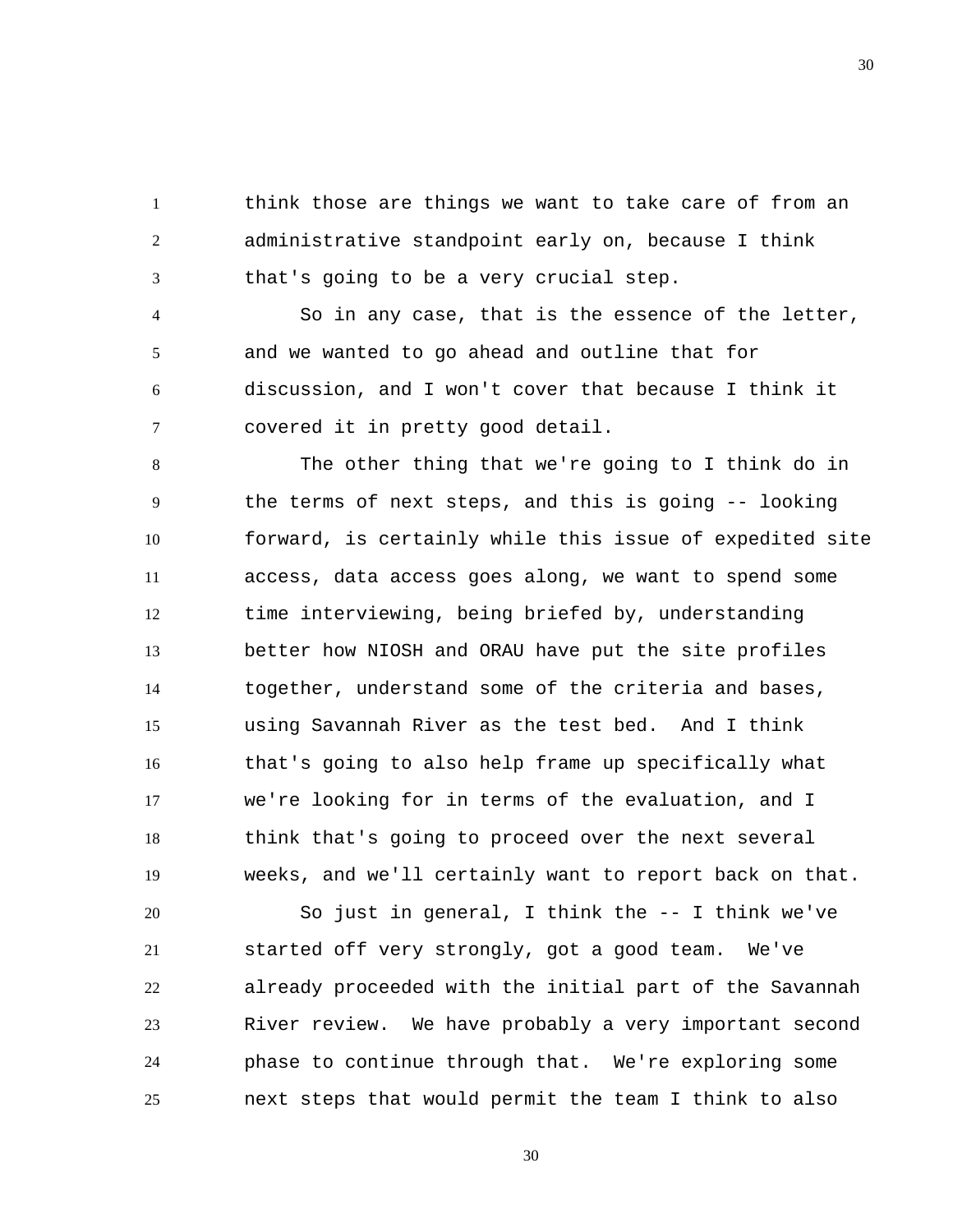think those are things we want to take care of from an administrative standpoint early on, because I think that's going to be a very crucial step.

So in any case, that is the essence of the letter, and we wanted to go ahead and outline that for discussion, and I won't cover that because I think it covered it in pretty good detail.

The other thing that we're going to I think do in the terms of next steps, and this is going -- looking forward, is certainly while this issue of expedited site access, data access goes along, we want to spend some time interviewing, being briefed by, understanding better how NIOSH and ORAU have put the site profiles together, understand some of the criteria and bases, using Savannah River as the test bed. And I think that's going to also help frame up specifically what we're looking for in terms of the evaluation, and I think that's going to proceed over the next several weeks, and we'll certainly want to report back on that.

So just in general, I think the -- I think we've started off very strongly, got a good team. We've already proceeded with the initial part of the Savannah River review. We have probably a very important second phase to continue through that. We're exploring some next steps that would permit the team I think to also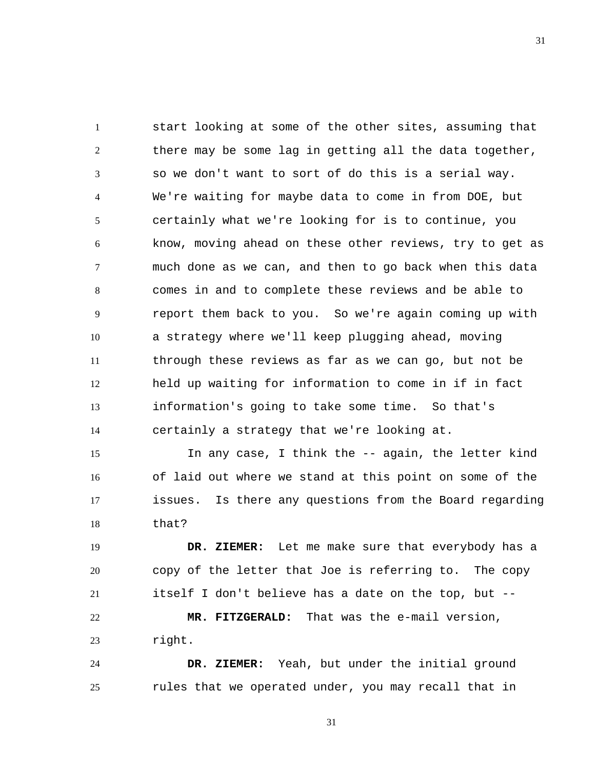start looking at some of the other sites, assuming that there may be some lag in getting all the data together, so we don't want to sort of do this is a serial way. We're waiting for maybe data to come in from DOE, but certainly what we're looking for is to continue, you know, moving ahead on these other reviews, try to get as much done as we can, and then to go back when this data comes in and to complete these reviews and be able to report them back to you. So we're again coming up with a strategy where we'll keep plugging ahead, moving through these reviews as far as we can go, but not be held up waiting for information to come in if in fact information's going to take some time. So that's certainly a strategy that we're looking at.

In any case, I think the -- again, the letter kind of laid out where we stand at this point on some of the issues. Is there any questions from the Board regarding that?

**DR. ZIEMER:** Let me make sure that everybody has a copy of the letter that Joe is referring to. The copy itself I don't believe has a date on the top, but --

**MR. FITZGERALD:** That was the e-mail version, right.

**DR. ZIEMER:** Yeah, but under the initial ground rules that we operated under, you may recall that in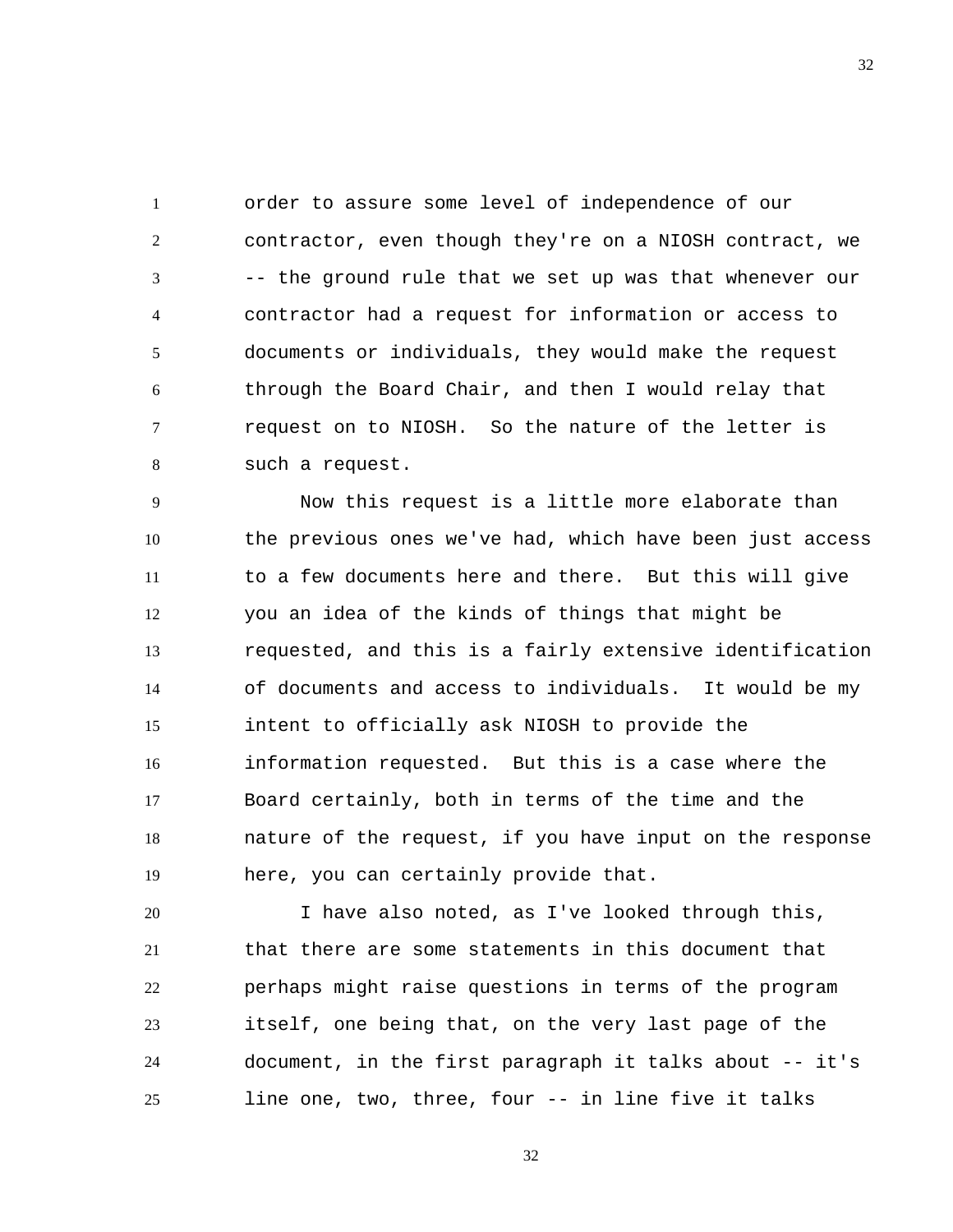order to assure some level of independence of our contractor, even though they're on a NIOSH contract, we -- the ground rule that we set up was that whenever our contractor had a request for information or access to documents or individuals, they would make the request through the Board Chair, and then I would relay that request on to NIOSH. So the nature of the letter is such a request.

Now this request is a little more elaborate than the previous ones we've had, which have been just access to a few documents here and there. But this will give you an idea of the kinds of things that might be requested, and this is a fairly extensive identification of documents and access to individuals. It would be my intent to officially ask NIOSH to provide the information requested. But this is a case where the Board certainly, both in terms of the time and the nature of the request, if you have input on the response here, you can certainly provide that.

I have also noted, as I've looked through this, that there are some statements in this document that perhaps might raise questions in terms of the program itself, one being that, on the very last page of the document, in the first paragraph it talks about -- it's line one, two, three, four -- in line five it talks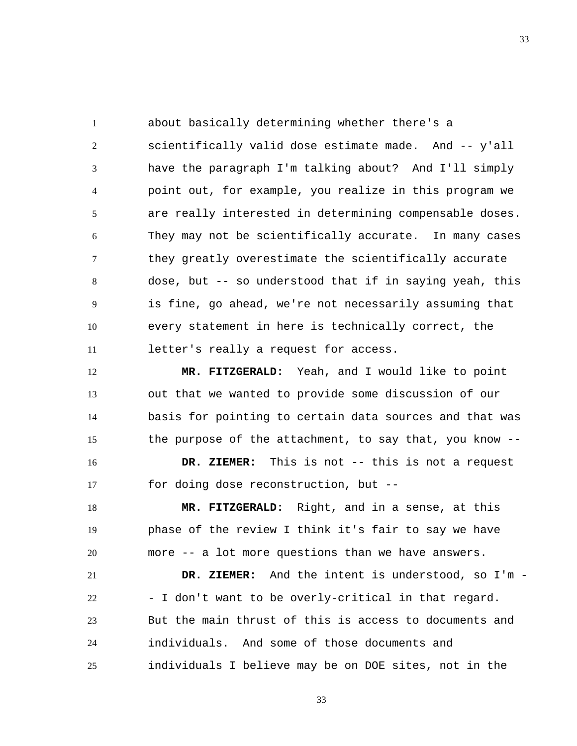about basically determining whether there's a scientifically valid dose estimate made. And -- y'all have the paragraph I'm talking about? And I'll simply point out, for example, you realize in this program we are really interested in determining compensable doses. They may not be scientifically accurate. In many cases they greatly overestimate the scientifically accurate dose, but -- so understood that if in saying yeah, this is fine, go ahead, we're not necessarily assuming that every statement in here is technically correct, the letter's really a request for access.

**MR. FITZGERALD:** Yeah, and I would like to point out that we wanted to provide some discussion of our basis for pointing to certain data sources and that was the purpose of the attachment, to say that, you know --

**DR. ZIEMER:** This is not -- this is not a request for doing dose reconstruction, but --

**MR. FITZGERALD:** Right, and in a sense, at this phase of the review I think it's fair to say we have more -- a lot more questions than we have answers.

**DR. ZIEMER:** And the intent is understood, so I'm -- I don't want to be overly-critical in that regard. But the main thrust of this is access to documents and individuals. And some of those documents and individuals I believe may be on DOE sites, not in the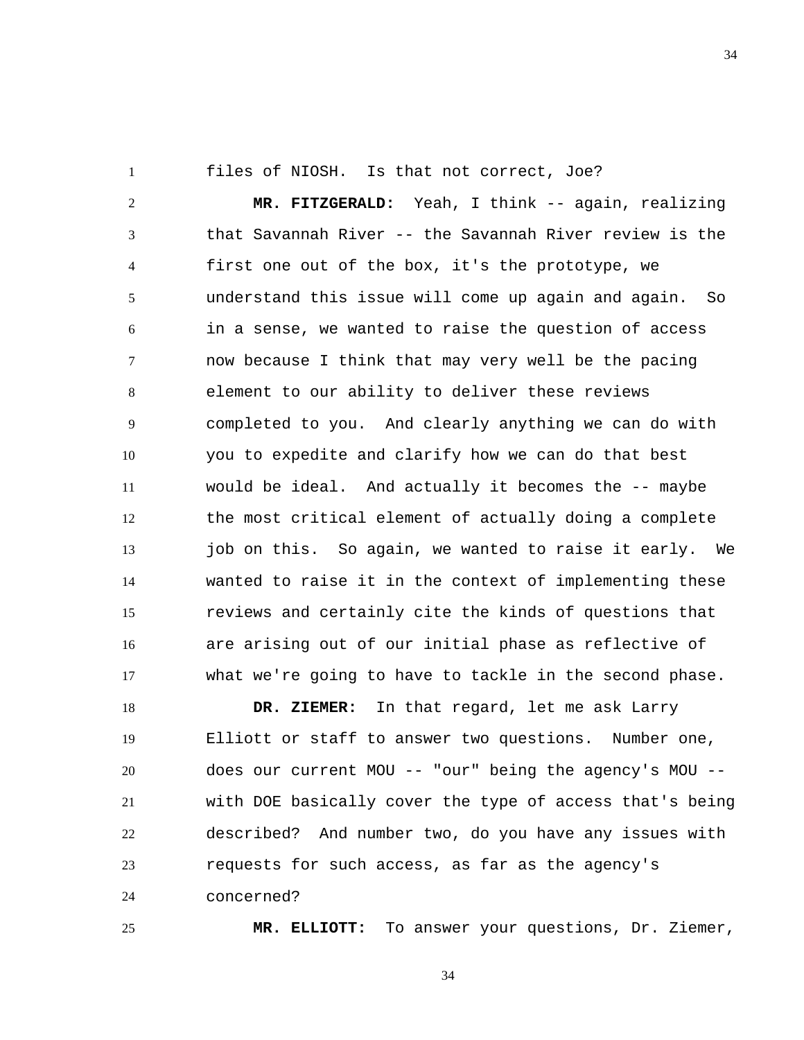files of NIOSH. Is that not correct, Joe?

**MR. FITZGERALD:** Yeah, I think -- again, realizing that Savannah River -- the Savannah River review is the first one out of the box, it's the prototype, we understand this issue will come up again and again. So in a sense, we wanted to raise the question of access now because I think that may very well be the pacing element to our ability to deliver these reviews completed to you. And clearly anything we can do with you to expedite and clarify how we can do that best would be ideal. And actually it becomes the -- maybe the most critical element of actually doing a complete job on this. So again, we wanted to raise it early. We wanted to raise it in the context of implementing these reviews and certainly cite the kinds of questions that are arising out of our initial phase as reflective of what we're going to have to tackle in the second phase.

**DR. ZIEMER:** In that regard, let me ask Larry Elliott or staff to answer two questions. Number one, does our current MOU -- "our" being the agency's MOU -- with DOE basically cover the type of access that's being described? And number two, do you have any issues with requests for such access, as far as the agency's concerned?

**MR. ELLIOTT:** To answer your questions, Dr. Ziemer,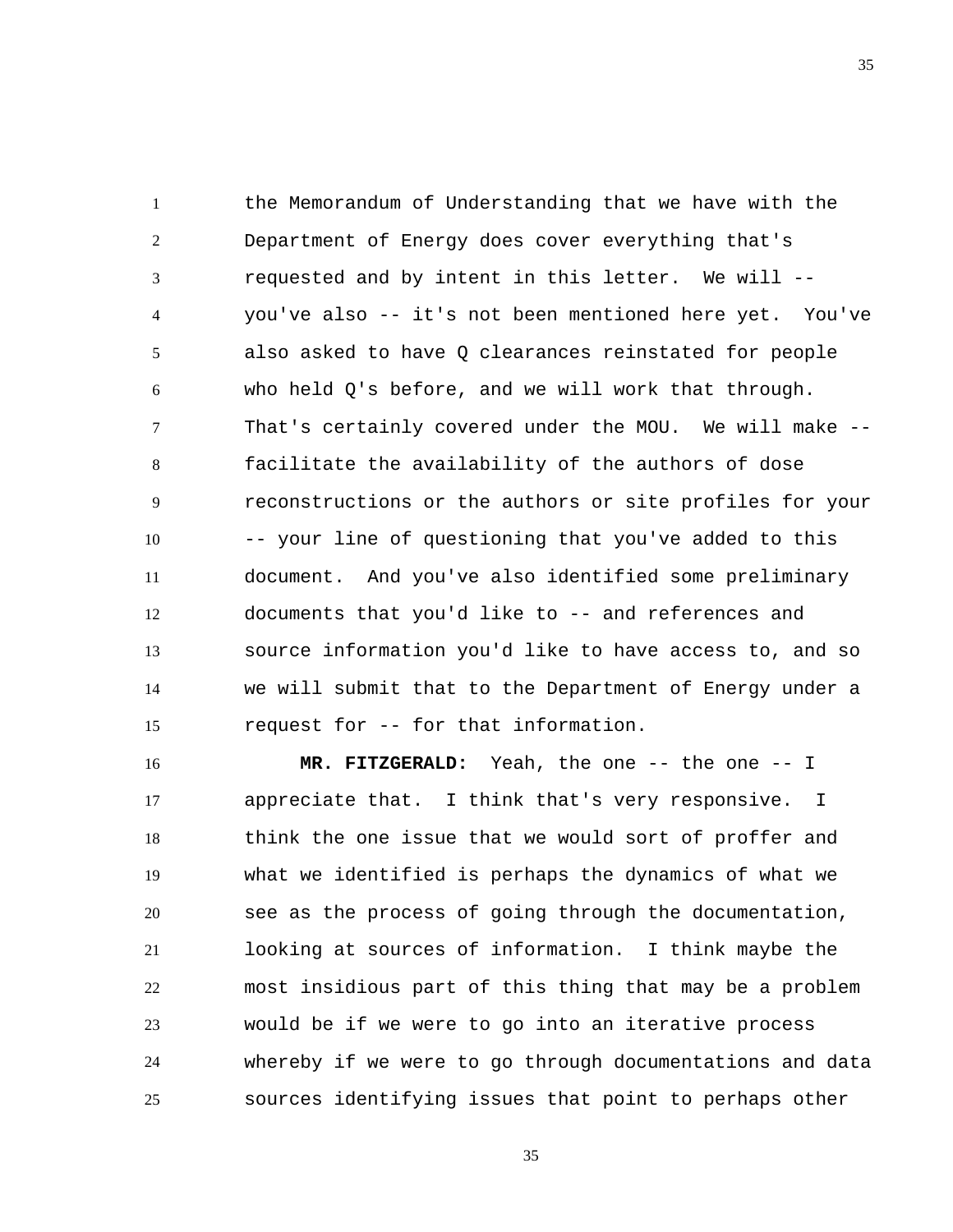the Memorandum of Understanding that we have with the Department of Energy does cover everything that's requested and by intent in this letter. We will -- you've also -- it's not been mentioned here yet. You've also asked to have Q clearances reinstated for people who held Q's before, and we will work that through. That's certainly covered under the MOU. We will make -- facilitate the availability of the authors of dose reconstructions or the authors or site profiles for your -- your line of questioning that you've added to this document. And you've also identified some preliminary documents that you'd like to -- and references and source information you'd like to have access to, and so we will submit that to the Department of Energy under a request for -- for that information.

**MR. FITZGERALD:** Yeah, the one -- the one -- I appreciate that. I think that's very responsive. I think the one issue that we would sort of proffer and what we identified is perhaps the dynamics of what we see as the process of going through the documentation, looking at sources of information. I think maybe the most insidious part of this thing that may be a problem would be if we were to go into an iterative process whereby if we were to go through documentations and data sources identifying issues that point to perhaps other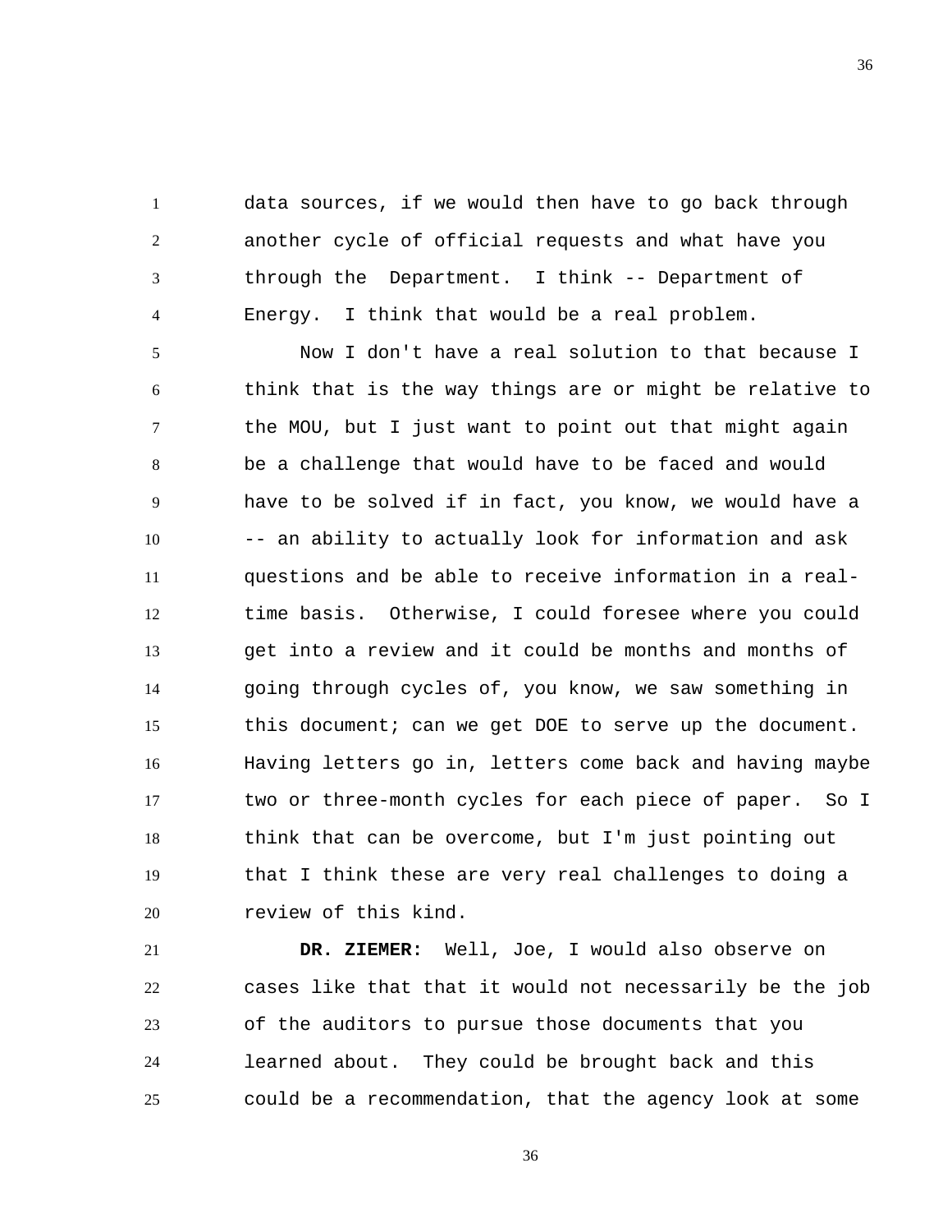data sources, if we would then have to go back through another cycle of official requests and what have you through the Department. I think -- Department of Energy. I think that would be a real problem.

Now I don't have a real solution to that because I think that is the way things are or might be relative to the MOU, but I just want to point out that might again be a challenge that would have to be faced and would have to be solved if in fact, you know, we would have a -- an ability to actually look for information and ask questions and be able to receive information in a real-time basis. Otherwise, I could foresee where you could get into a review and it could be months and months of going through cycles of, you know, we saw something in this document; can we get DOE to serve up the document. Having letters go in, letters come back and having maybe two or three-month cycles for each piece of paper. So I think that can be overcome, but I'm just pointing out that I think these are very real challenges to doing a review of this kind.

**DR. ZIEMER:** Well, Joe, I would also observe on cases like that that it would not necessarily be the job of the auditors to pursue those documents that you learned about. They could be brought back and this could be a recommendation, that the agency look at some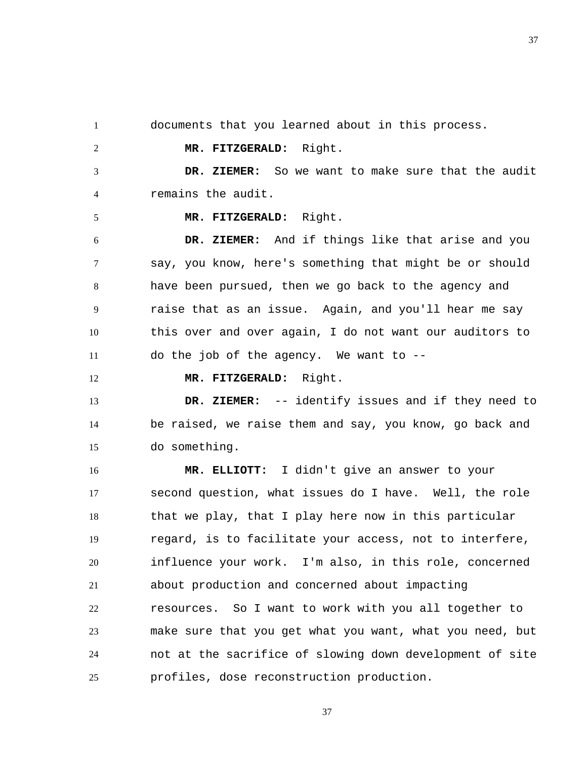documents that you learned about in this process.

**MR. FITZGERALD:** Right.

**DR. ZIEMER:** So we want to make sure that the audit remains the audit.

**MR. FITZGERALD:** Right.

**DR. ZIEMER:** And if things like that arise and you say, you know, here's something that might be or should have been pursued, then we go back to the agency and raise that as an issue. Again, and you'll hear me say this over and over again, I do not want our auditors to do the job of the agency. We want to --

**MR. FITZGERALD:** Right.

**DR. ZIEMER:** -- identify issues and if they need to be raised, we raise them and say, you know, go back and do something.

**MR. ELLIOTT:** I didn't give an answer to your second question, what issues do I have. Well, the role that we play, that I play here now in this particular regard, is to facilitate your access, not to interfere, influence your work. I'm also, in this role, concerned about production and concerned about impacting resources. So I want to work with you all together to make sure that you get what you want, what you need, but not at the sacrifice of slowing down development of site profiles, dose reconstruction production.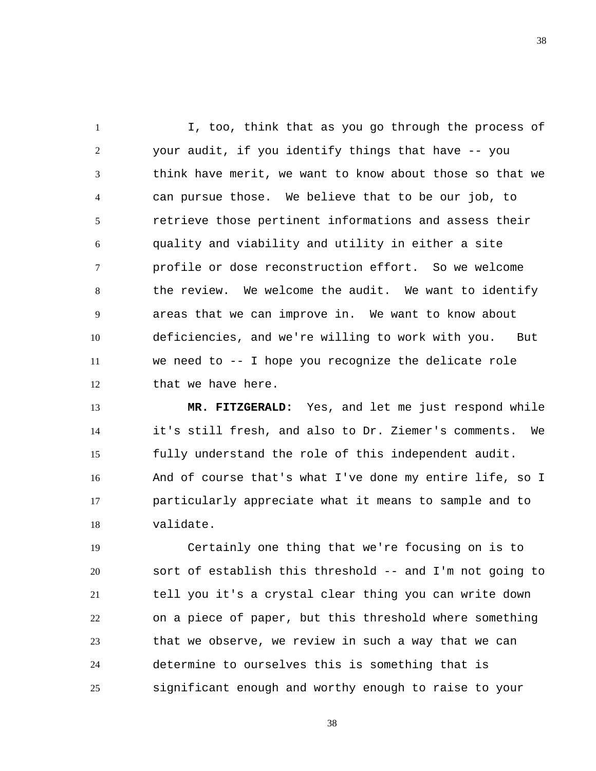I, too, think that as you go through the process of your audit, if you identify things that have -- you think have merit, we want to know about those so that we can pursue those. We believe that to be our job, to retrieve those pertinent informations and assess their quality and viability and utility in either a site profile or dose reconstruction effort. So we welcome the review. We welcome the audit. We want to identify areas that we can improve in. We want to know about deficiencies, and we're willing to work with you. But we need to -- I hope you recognize the delicate role that we have here.

**MR. FITZGERALD:** Yes, and let me just respond while it's still fresh, and also to Dr. Ziemer's comments. We fully understand the role of this independent audit. And of course that's what I've done my entire life, so I particularly appreciate what it means to sample and to validate.

Certainly one thing that we're focusing on is to sort of establish this threshold -- and I'm not going to tell you it's a crystal clear thing you can write down on a piece of paper, but this threshold where something that we observe, we review in such a way that we can determine to ourselves this is something that is significant enough and worthy enough to raise to your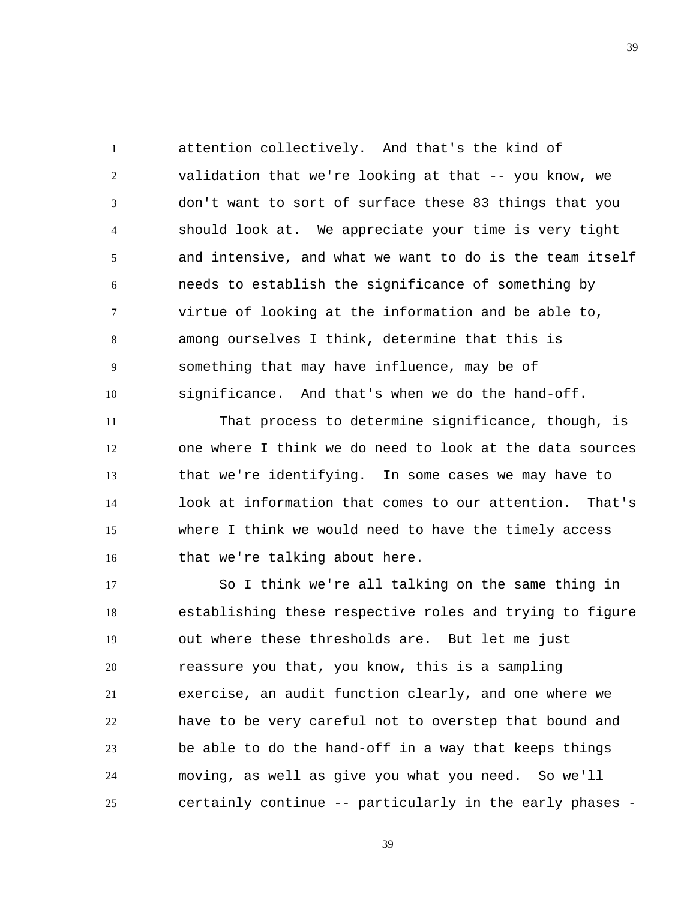attention collectively. And that's the kind of validation that we're looking at that -- you know, we don't want to sort of surface these 83 things that you should look at. We appreciate your time is very tight and intensive, and what we want to do is the team itself needs to establish the significance of something by virtue of looking at the information and be able to, among ourselves I think, determine that this is something that may have influence, may be of significance. And that's when we do the hand-off.

That process to determine significance, though, is one where I think we do need to look at the data sources that we're identifying. In some cases we may have to look at information that comes to our attention. That's where I think we would need to have the timely access that we're talking about here.

So I think we're all talking on the same thing in establishing these respective roles and trying to figure out where these thresholds are. But let me just reassure you that, you know, this is a sampling exercise, an audit function clearly, and one where we have to be very careful not to overstep that bound and be able to do the hand-off in a way that keeps things moving, as well as give you what you need. So we'll certainly continue -- particularly in the early phases -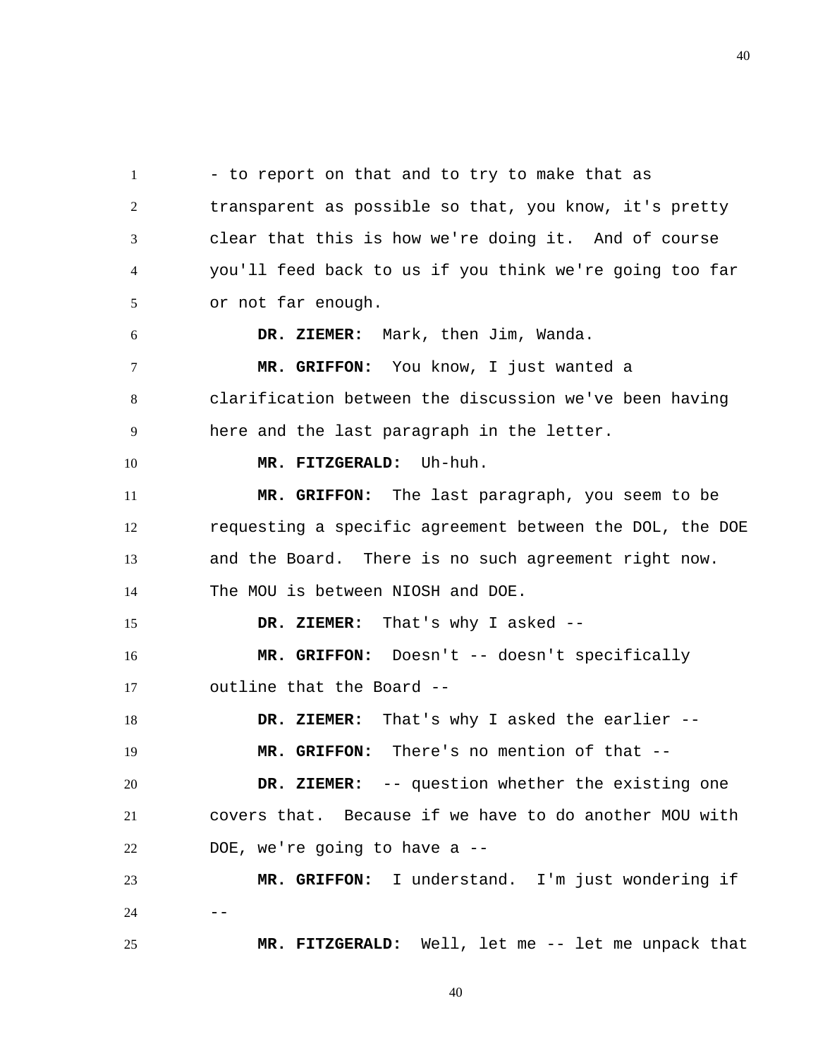- to report on that and to try to make that as transparent as possible so that, you know, it's pretty clear that this is how we're doing it. And of course you'll feed back to us if you think we're going too far or not far enough.

**DR. ZIEMER:** Mark, then Jim, Wanda.

**MR. GRIFFON:** You know, I just wanted a clarification between the discussion we've been having here and the last paragraph in the letter.

**MR. FITZGERALD:** Uh-huh.

**MR. GRIFFON:** The last paragraph, you seem to be requesting a specific agreement between the DOL, the DOE and the Board. There is no such agreement right now. The MOU is between NIOSH and DOE.

**DR. ZIEMER:** That's why I asked --

**MR. GRIFFON:** Doesn't -- doesn't specifically outline that the Board --

**DR. ZIEMER:** That's why I asked the earlier --

**MR. GRIFFON:** There's no mention of that --

**DR. ZIEMER:** -- question whether the existing one covers that. Because if we have to do another MOU with DOE, we're going to have a --

**MR. GRIFFON:** I understand. I'm just wondering if --

**MR. FITZGERALD:** Well, let me -- let me unpack that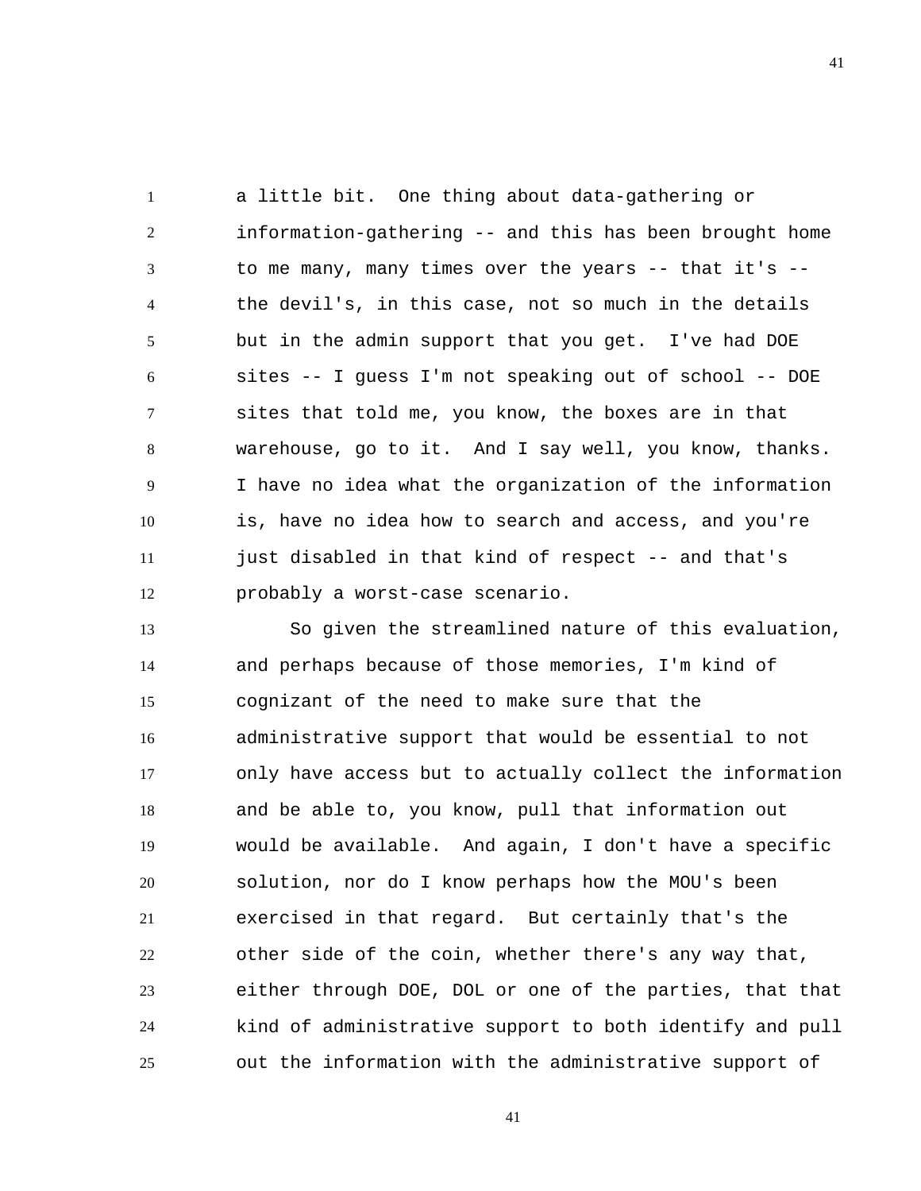a little bit. One thing about data-gathering or information-gathering -- and this has been brought home to me many, many times over the years -- that it's -- the devil's, in this case, not so much in the details but in the admin support that you get. I've had DOE sites -- I guess I'm not speaking out of school -- DOE sites that told me, you know, the boxes are in that warehouse, go to it. And I say well, you know, thanks. I have no idea what the organization of the information is, have no idea how to search and access, and you're just disabled in that kind of respect -- and that's probably a worst-case scenario.

So given the streamlined nature of this evaluation, and perhaps because of those memories, I'm kind of cognizant of the need to make sure that the administrative support that would be essential to not only have access but to actually collect the information and be able to, you know, pull that information out would be available. And again, I don't have a specific solution, nor do I know perhaps how the MOU's been exercised in that regard. But certainly that's the other side of the coin, whether there's any way that, either through DOE, DOL or one of the parties, that that kind of administrative support to both identify and pull out the information with the administrative support of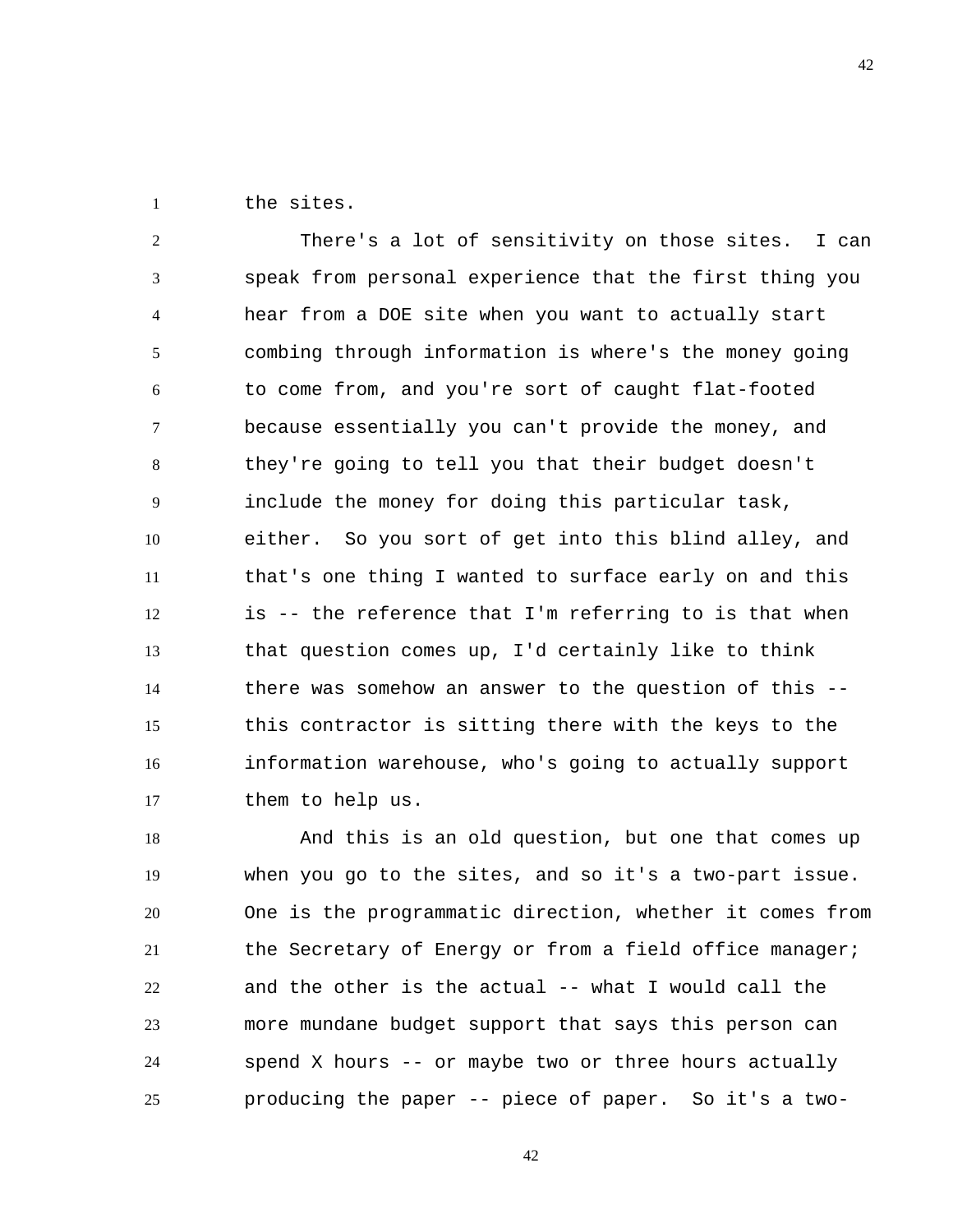the sites.

There's a lot of sensitivity on those sites. I can speak from personal experience that the first thing you hear from a DOE site when you want to actually start combing through information is where's the money going to come from, and you're sort of caught flat-footed because essentially you can't provide the money, and they're going to tell you that their budget doesn't include the money for doing this particular task, either. So you sort of get into this blind alley, and that's one thing I wanted to surface early on and this is -- the reference that I'm referring to is that when that question comes up, I'd certainly like to think there was somehow an answer to the question of this -- this contractor is sitting there with the keys to the information warehouse, who's going to actually support them to help us.

And this is an old question, but one that comes up when you go to the sites, and so it's a two-part issue. One is the programmatic direction, whether it comes from the Secretary of Energy or from a field office manager; and the other is the actual -- what I would call the more mundane budget support that says this person can spend X hours -- or maybe two or three hours actually producing the paper -- piece of paper. So it's a two-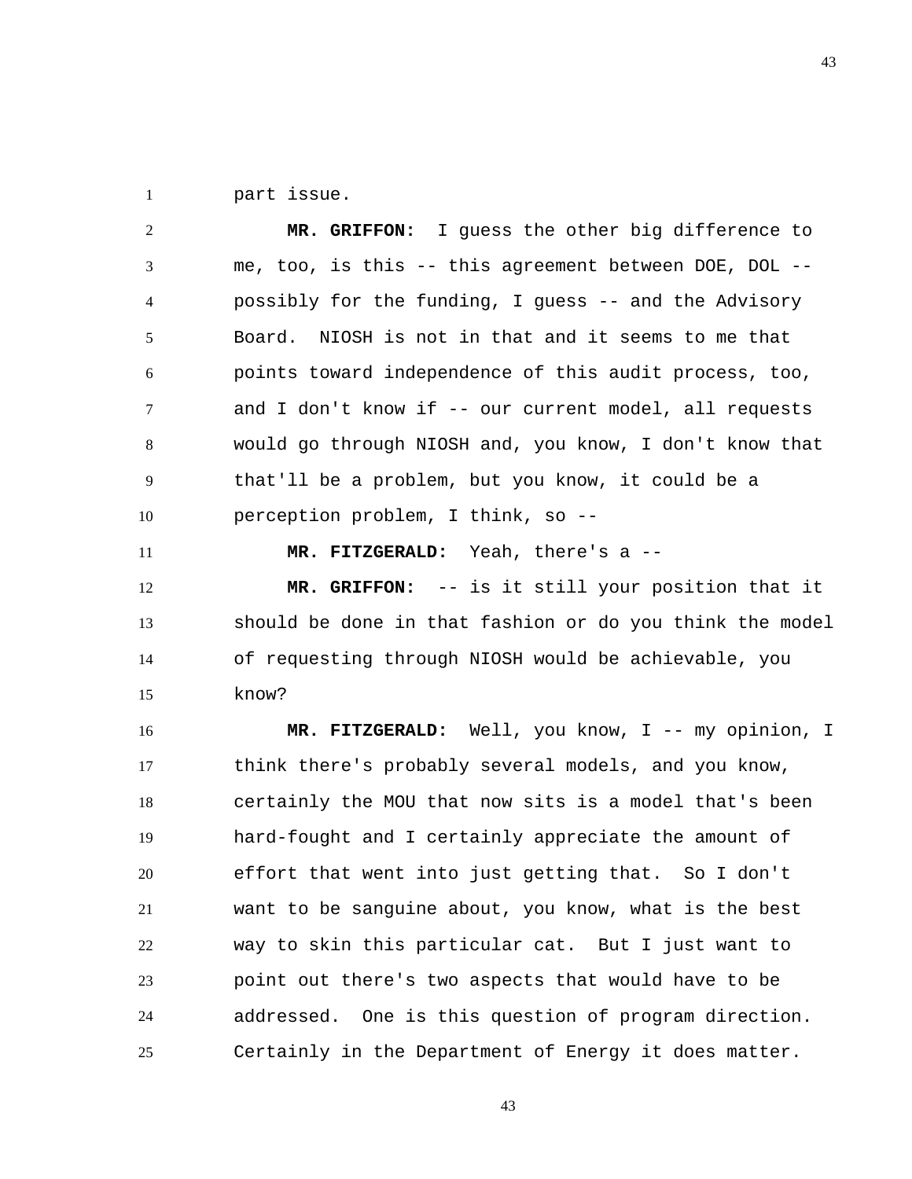part issue.

**MR. GRIFFON:** I guess the other big difference to me, too, is this -- this agreement between DOE, DOL -- possibly for the funding, I guess -- and the Advisory Board. NIOSH is not in that and it seems to me that points toward independence of this audit process, too, and I don't know if -- our current model, all requests would go through NIOSH and, you know, I don't know that that'll be a problem, but you know, it could be a perception problem, I think, so --

**MR. FITZGERALD:** Yeah, there's a --

**MR. GRIFFON:** -- is it still your position that it should be done in that fashion or do you think the model of requesting through NIOSH would be achievable, you know?

**MR. FITZGERALD:** Well, you know, I -- my opinion, I think there's probably several models, and you know, certainly the MOU that now sits is a model that's been hard-fought and I certainly appreciate the amount of effort that went into just getting that. So I don't want to be sanguine about, you know, what is the best way to skin this particular cat. But I just want to point out there's two aspects that would have to be addressed. One is this question of program direction. Certainly in the Department of Energy it does matter.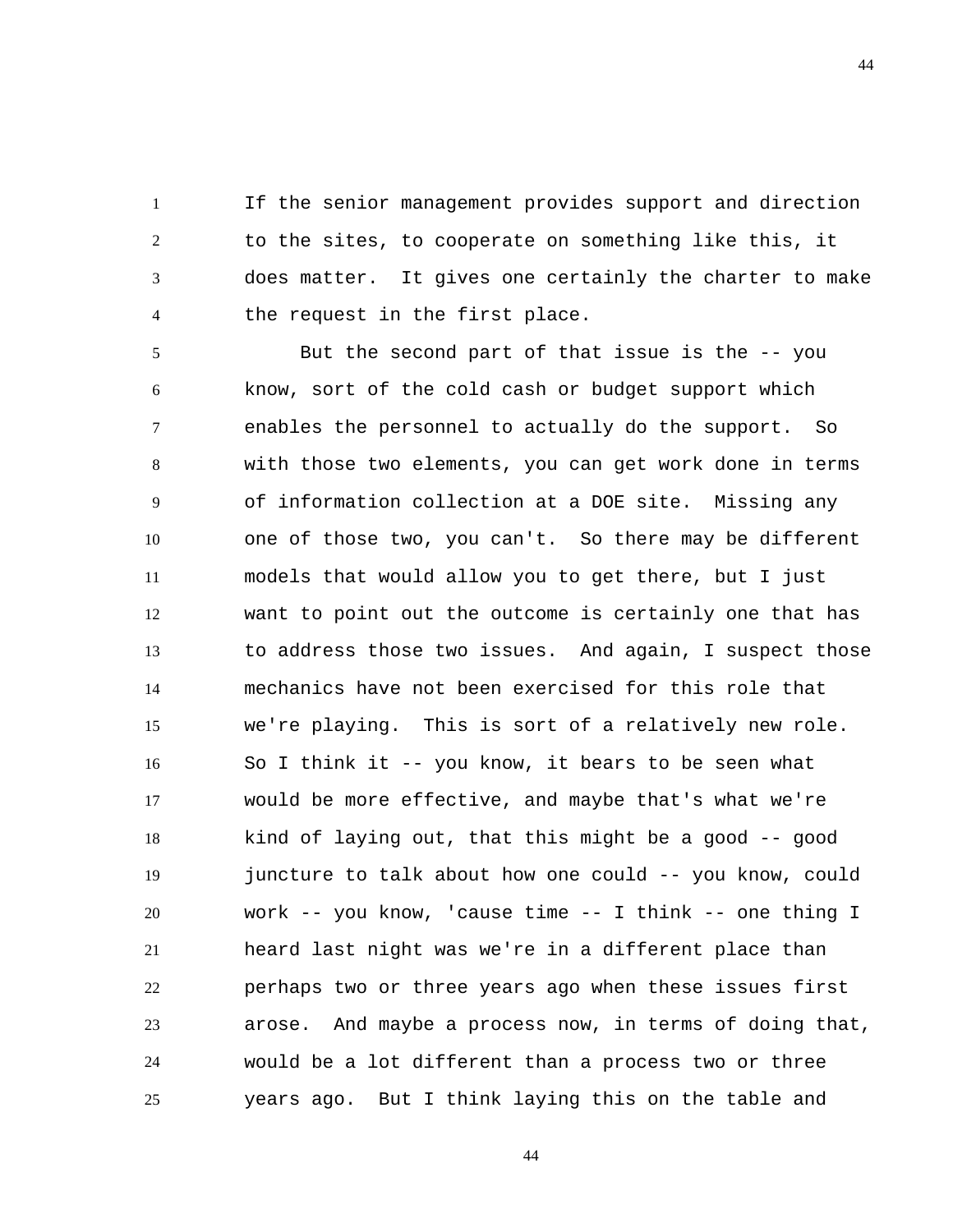If the senior management provides support and direction to the sites, to cooperate on something like this, it does matter. It gives one certainly the charter to make the request in the first place.

But the second part of that issue is the -- you know, sort of the cold cash or budget support which enables the personnel to actually do the support. So with those two elements, you can get work done in terms of information collection at a DOE site. Missing any one of those two, you can't. So there may be different models that would allow you to get there, but I just want to point out the outcome is certainly one that has to address those two issues. And again, I suspect those mechanics have not been exercised for this role that we're playing. This is sort of a relatively new role. So I think it -- you know, it bears to be seen what would be more effective, and maybe that's what we're kind of laying out, that this might be a good -- good juncture to talk about how one could -- you know, could work -- you know, 'cause time -- I think -- one thing I heard last night was we're in a different place than perhaps two or three years ago when these issues first arose. And maybe a process now, in terms of doing that, would be a lot different than a process two or three years ago. But I think laying this on the table and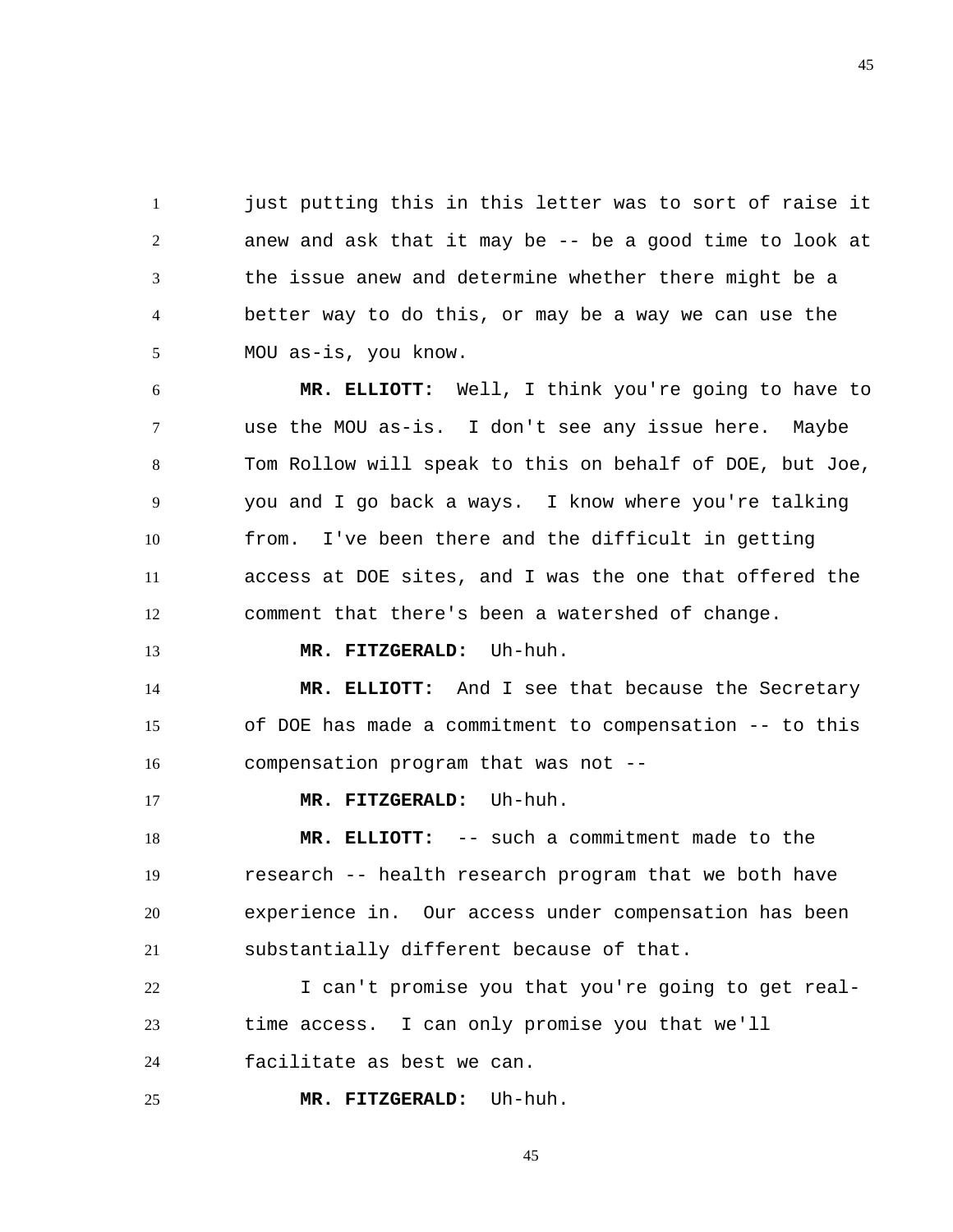just putting this in this letter was to sort of raise it anew and ask that it may be -- be a good time to look at the issue anew and determine whether there might be a better way to do this, or may be a way we can use the MOU as-is, you know.

**MR. ELLIOTT:** Well, I think you're going to have to use the MOU as-is. I don't see any issue here. Maybe Tom Rollow will speak to this on behalf of DOE, but Joe, you and I go back a ways. I know where you're talking from. I've been there and the difficult in getting access at DOE sites, and I was the one that offered the comment that there's been a watershed of change.

**MR. FITZGERALD:** Uh-huh.

**MR. ELLIOTT:** And I see that because the Secretary of DOE has made a commitment to compensation -- to this compensation program that was not --

**MR. FITZGERALD:** Uh-huh.

**MR. ELLIOTT:** -- such a commitment made to the research -- health research program that we both have experience in. Our access under compensation has been substantially different because of that.

I can't promise you that you're going to get real-time access. I can only promise you that we'll facilitate as best we can.

**MR. FITZGERALD:** Uh-huh.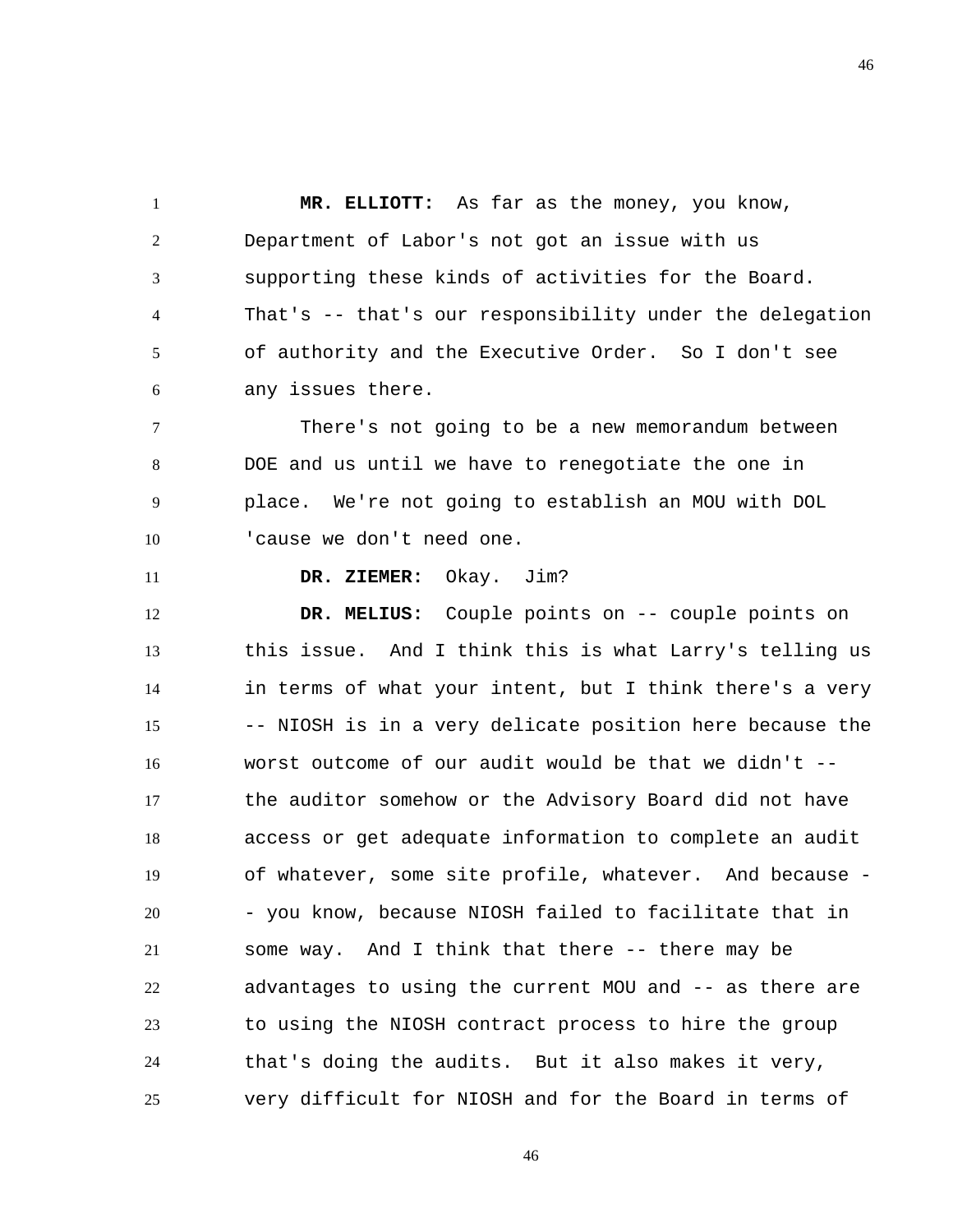**MR. ELLIOTT:** As far as the money, you know, Department of Labor's not got an issue with us supporting these kinds of activities for the Board. That's -- that's our responsibility under the delegation of authority and the Executive Order. So I don't see any issues there.

There's not going to be a new memorandum between DOE and us until we have to renegotiate the one in place. We're not going to establish an MOU with DOL 'cause we don't need one.

**DR. ZIEMER:** Okay. Jim?

**DR. MELIUS:** Couple points on -- couple points on this issue. And I think this is what Larry's telling us in terms of what your intent, but I think there's a very -- NIOSH is in a very delicate position here because the worst outcome of our audit would be that we didn't -- the auditor somehow or the Advisory Board did not have access or get adequate information to complete an audit of whatever, some site profile, whatever. And because - - you know, because NIOSH failed to facilitate that in some way. And I think that there -- there may be advantages to using the current MOU and -- as there are to using the NIOSH contract process to hire the group that's doing the audits. But it also makes it very, very difficult for NIOSH and for the Board in terms of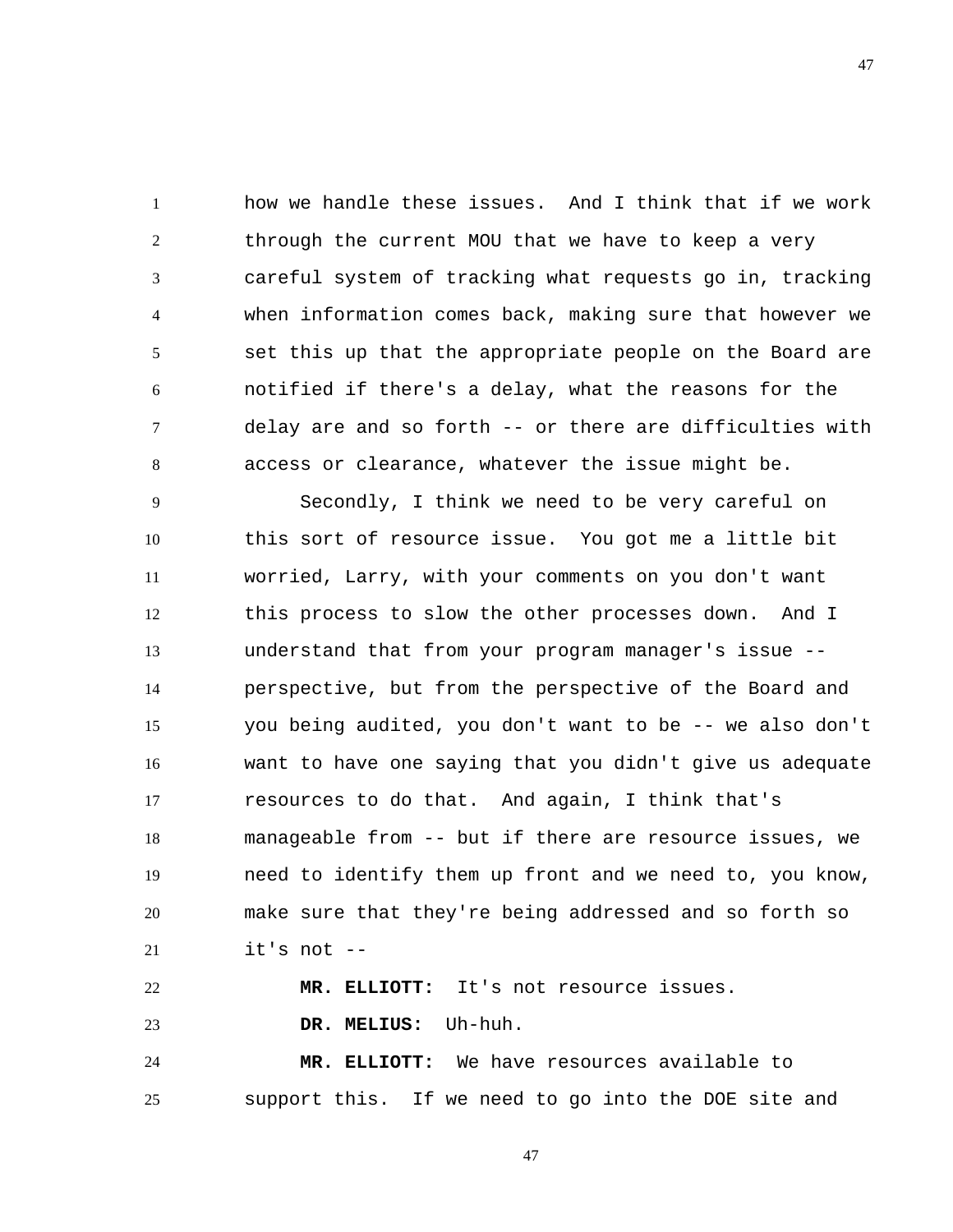how we handle these issues. And I think that if we work through the current MOU that we have to keep a very careful system of tracking what requests go in, tracking when information comes back, making sure that however we set this up that the appropriate people on the Board are notified if there's a delay, what the reasons for the delay are and so forth -- or there are difficulties with access or clearance, whatever the issue might be.

Secondly, I think we need to be very careful on this sort of resource issue. You got me a little bit worried, Larry, with your comments on you don't want this process to slow the other processes down. And I understand that from your program manager's issue -- perspective, but from the perspective of the Board and you being audited, you don't want to be -- we also don't want to have one saying that you didn't give us adequate resources to do that. And again, I think that's manageable from -- but if there are resource issues, we need to identify them up front and we need to, you know, make sure that they're being addressed and so forth so it's not --

**MR. ELLIOTT:** It's not resource issues.

**DR. MELIUS:** Uh-huh.

**MR. ELLIOTT:** We have resources available to support this. If we need to go into the DOE site and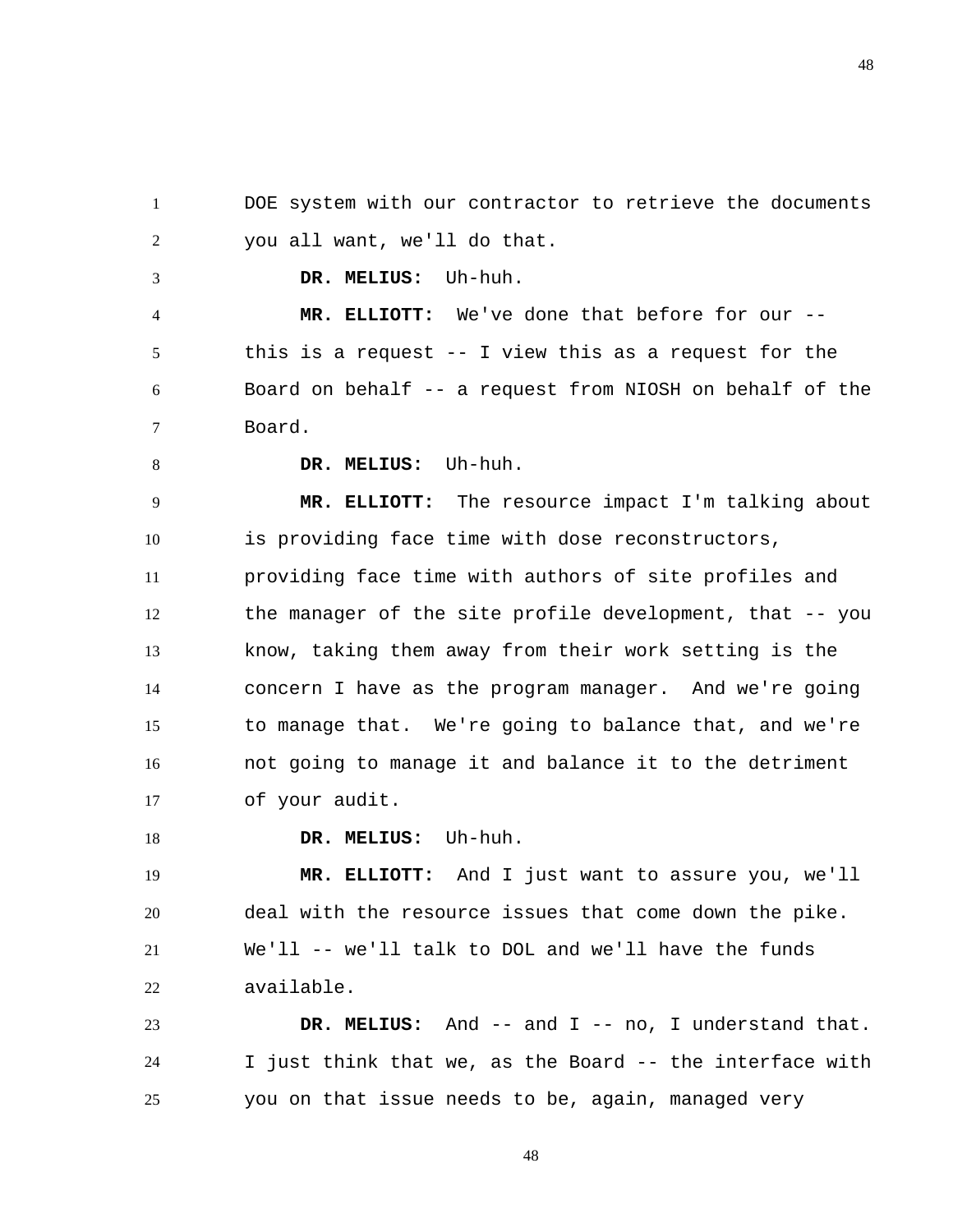DOE system with our contractor to retrieve the documents you all want, we'll do that.

**DR. MELIUS:** Uh-huh.

**MR. ELLIOTT:** We've done that before for our -- this is a request -- I view this as a request for the Board on behalf -- a request from NIOSH on behalf of the Board.

**DR. MELIUS:** Uh-huh.

**MR. ELLIOTT:** The resource impact I'm talking about is providing face time with dose reconstructors, providing face time with authors of site profiles and the manager of the site profile development, that -- you know, taking them away from their work setting is the concern I have as the program manager. And we're going to manage that. We're going to balance that, and we're not going to manage it and balance it to the detriment of your audit.

**DR. MELIUS:** Uh-huh.

**MR. ELLIOTT:** And I just want to assure you, we'll deal with the resource issues that come down the pike. We'll -- we'll talk to DOL and we'll have the funds available.

**DR. MELIUS:** And -- and I -- no, I understand that. I just think that we, as the Board -- the interface with you on that issue needs to be, again, managed very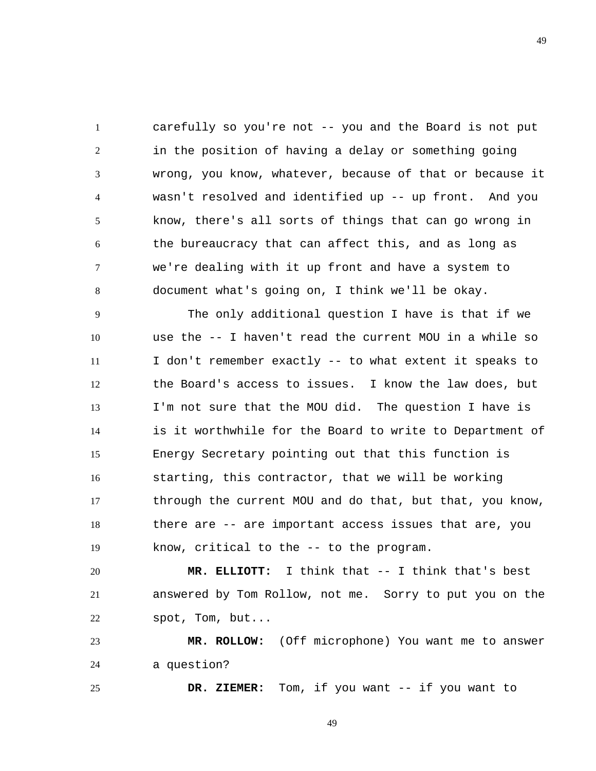carefully so you're not -- you and the Board is not put in the position of having a delay or something going wrong, you know, whatever, because of that or because it wasn't resolved and identified up -- up front. And you know, there's all sorts of things that can go wrong in the bureaucracy that can affect this, and as long as we're dealing with it up front and have a system to document what's going on, I think we'll be okay.

The only additional question I have is that if we use the -- I haven't read the current MOU in a while so I don't remember exactly -- to what extent it speaks to the Board's access to issues. I know the law does, but I'm not sure that the MOU did. The question I have is is it worthwhile for the Board to write to Department of Energy Secretary pointing out that this function is starting, this contractor, that we will be working through the current MOU and do that, but that, you know, there are -- are important access issues that are, you know, critical to the -- to the program.

**MR. ELLIOTT:** I think that -- I think that's best answered by Tom Rollow, not me. Sorry to put you on the spot, Tom, but...

**MR. ROLLOW:** (Off microphone) You want me to answer a question?

**DR. ZIEMER:** Tom, if you want -- if you want to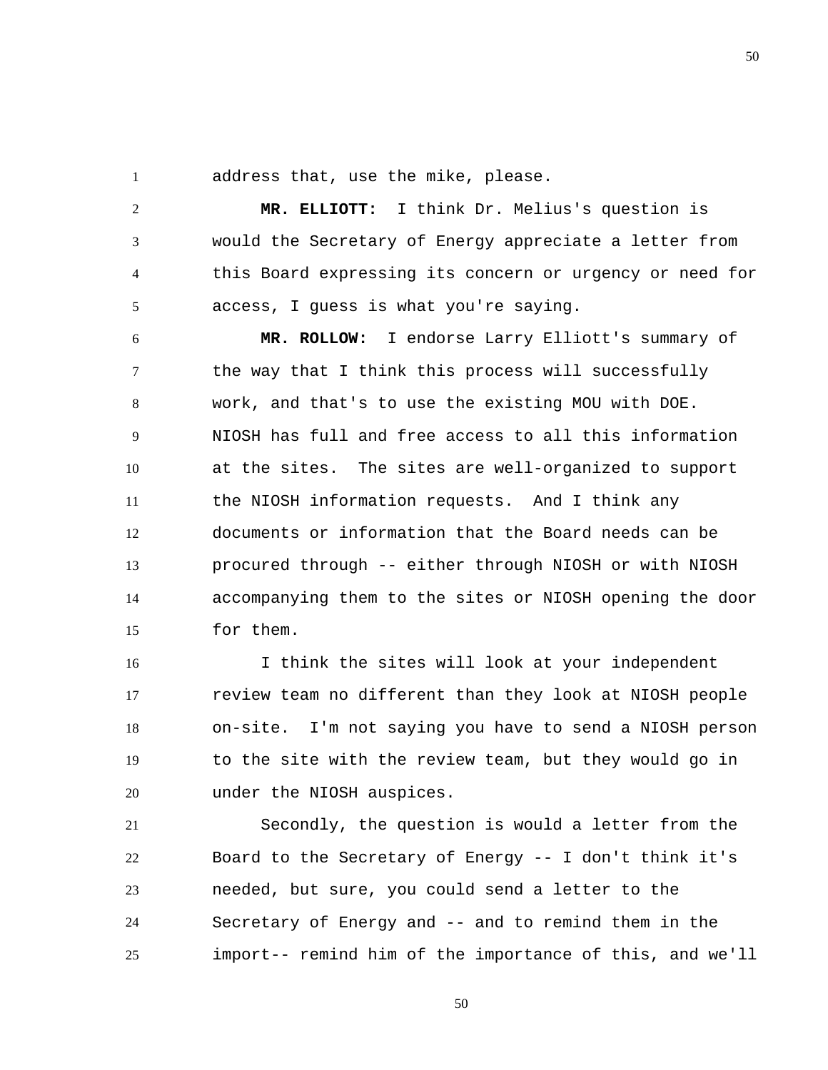address that, use the mike, please.

**MR. ELLIOTT:** I think Dr. Melius's question is would the Secretary of Energy appreciate a letter from this Board expressing its concern or urgency or need for access, I guess is what you're saying.

**MR. ROLLOW:** I endorse Larry Elliott's summary of the way that I think this process will successfully work, and that's to use the existing MOU with DOE. NIOSH has full and free access to all this information at the sites. The sites are well-organized to support the NIOSH information requests. And I think any documents or information that the Board needs can be procured through -- either through NIOSH or with NIOSH accompanying them to the sites or NIOSH opening the door for them.

I think the sites will look at your independent review team no different than they look at NIOSH people on-site. I'm not saying you have to send a NIOSH person to the site with the review team, but they would go in under the NIOSH auspices.

Secondly, the question is would a letter from the Board to the Secretary of Energy -- I don't think it's needed, but sure, you could send a letter to the Secretary of Energy and -- and to remind them in the import-- remind him of the importance of this, and we'll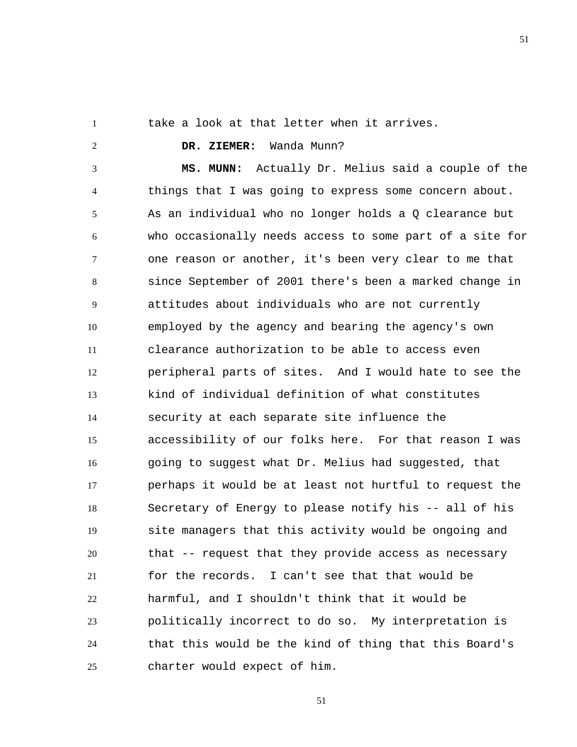take a look at that letter when it arrives.

**DR. ZIEMER:** Wanda Munn?

**MS. MUNN:** Actually Dr. Melius said a couple of the things that I was going to express some concern about. As an individual who no longer holds a Q clearance but who occasionally needs access to some part of a site for one reason or another, it's been very clear to me that since September of 2001 there's been a marked change in attitudes about individuals who are not currently employed by the agency and bearing the agency's own clearance authorization to be able to access even peripheral parts of sites. And I would hate to see the kind of individual definition of what constitutes security at each separate site influence the accessibility of our folks here. For that reason I was going to suggest what Dr. Melius had suggested, that perhaps it would be at least not hurtful to request the Secretary of Energy to please notify his -- all of his site managers that this activity would be ongoing and that -- request that they provide access as necessary for the records. I can't see that that would be harmful, and I shouldn't think that it would be politically incorrect to do so. My interpretation is that this would be the kind of thing that this Board's charter would expect of him.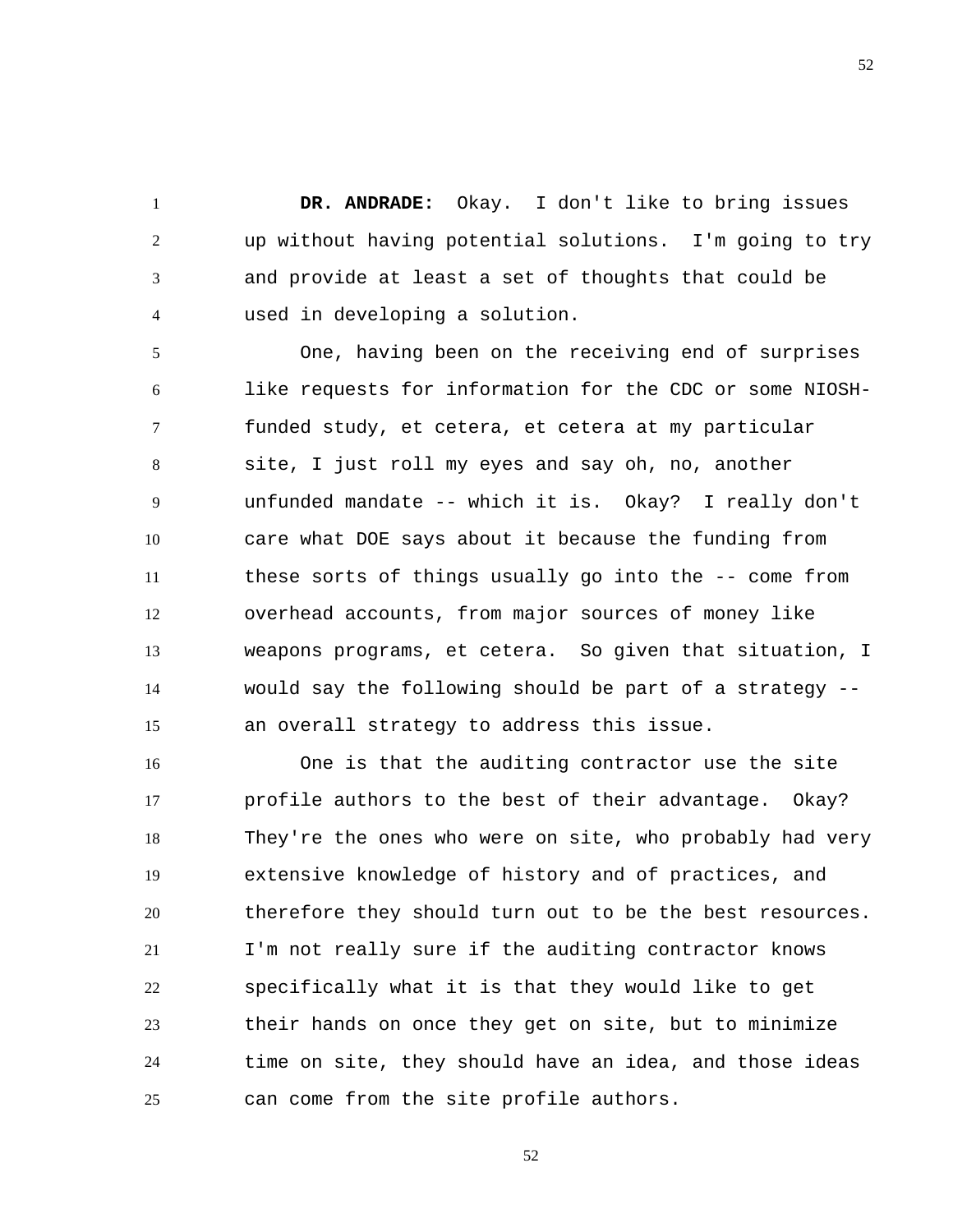**DR. ANDRADE:** Okay. I don't like to bring issues up without having potential solutions. I'm going to try and provide at least a set of thoughts that could be used in developing a solution.

One, having been on the receiving end of surprises like requests for information for the CDC or some NIOSH-funded study, et cetera, et cetera at my particular site, I just roll my eyes and say oh, no, another unfunded mandate -- which it is. Okay? I really don't care what DOE says about it because the funding from these sorts of things usually go into the -- come from overhead accounts, from major sources of money like weapons programs, et cetera. So given that situation, I would say the following should be part of a strategy -- an overall strategy to address this issue.

One is that the auditing contractor use the site profile authors to the best of their advantage. Okay? They're the ones who were on site, who probably had very extensive knowledge of history and of practices, and therefore they should turn out to be the best resources. I'm not really sure if the auditing contractor knows specifically what it is that they would like to get their hands on once they get on site, but to minimize time on site, they should have an idea, and those ideas can come from the site profile authors.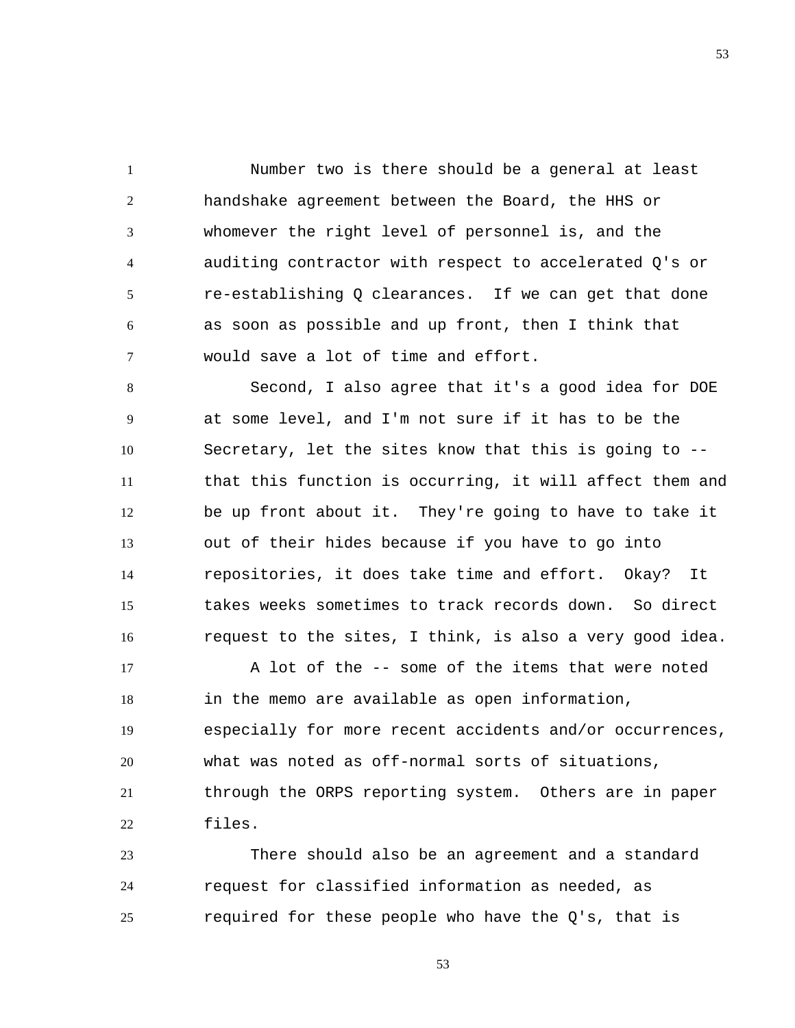Number two is there should be a general at least handshake agreement between the Board, the HHS or whomever the right level of personnel is, and the auditing contractor with respect to accelerated Q's or re-establishing Q clearances. If we can get that done as soon as possible and up front, then I think that would save a lot of time and effort.

Second, I also agree that it's a good idea for DOE at some level, and I'm not sure if it has to be the Secretary, let the sites know that this is going to -- that this function is occurring, it will affect them and be up front about it. They're going to have to take it out of their hides because if you have to go into repositories, it does take time and effort. Okay? It takes weeks sometimes to track records down. So direct request to the sites, I think, is also a very good idea.

A lot of the -- some of the items that were noted in the memo are available as open information, especially for more recent accidents and/or occurrences, what was noted as off-normal sorts of situations, through the ORPS reporting system. Others are in paper files.

There should also be an agreement and a standard request for classified information as needed, as required for these people who have the Q's, that is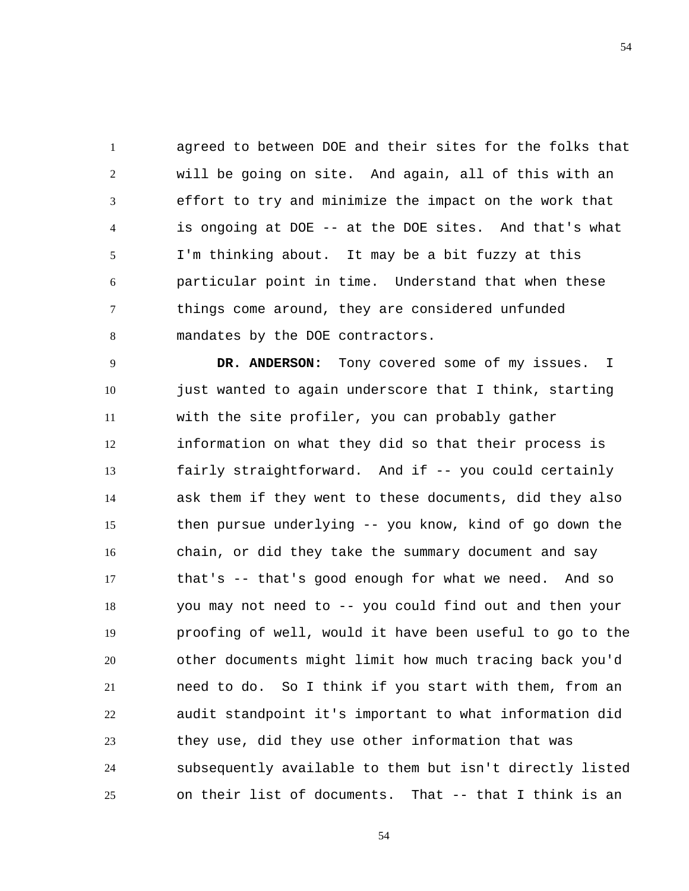agreed to between DOE and their sites for the folks that will be going on site. And again, all of this with an effort to try and minimize the impact on the work that is ongoing at DOE -- at the DOE sites. And that's what I'm thinking about. It may be a bit fuzzy at this particular point in time. Understand that when these things come around, they are considered unfunded mandates by the DOE contractors.

**DR. ANDERSON:** Tony covered some of my issues. I just wanted to again underscore that I think, starting with the site profiler, you can probably gather information on what they did so that their process is fairly straightforward. And if -- you could certainly ask them if they went to these documents, did they also then pursue underlying -- you know, kind of go down the chain, or did they take the summary document and say that's -- that's good enough for what we need. And so you may not need to -- you could find out and then your proofing of well, would it have been useful to go to the other documents might limit how much tracing back you'd need to do. So I think if you start with them, from an audit standpoint it's important to what information did they use, did they use other information that was subsequently available to them but isn't directly listed on their list of documents. That -- that I think is an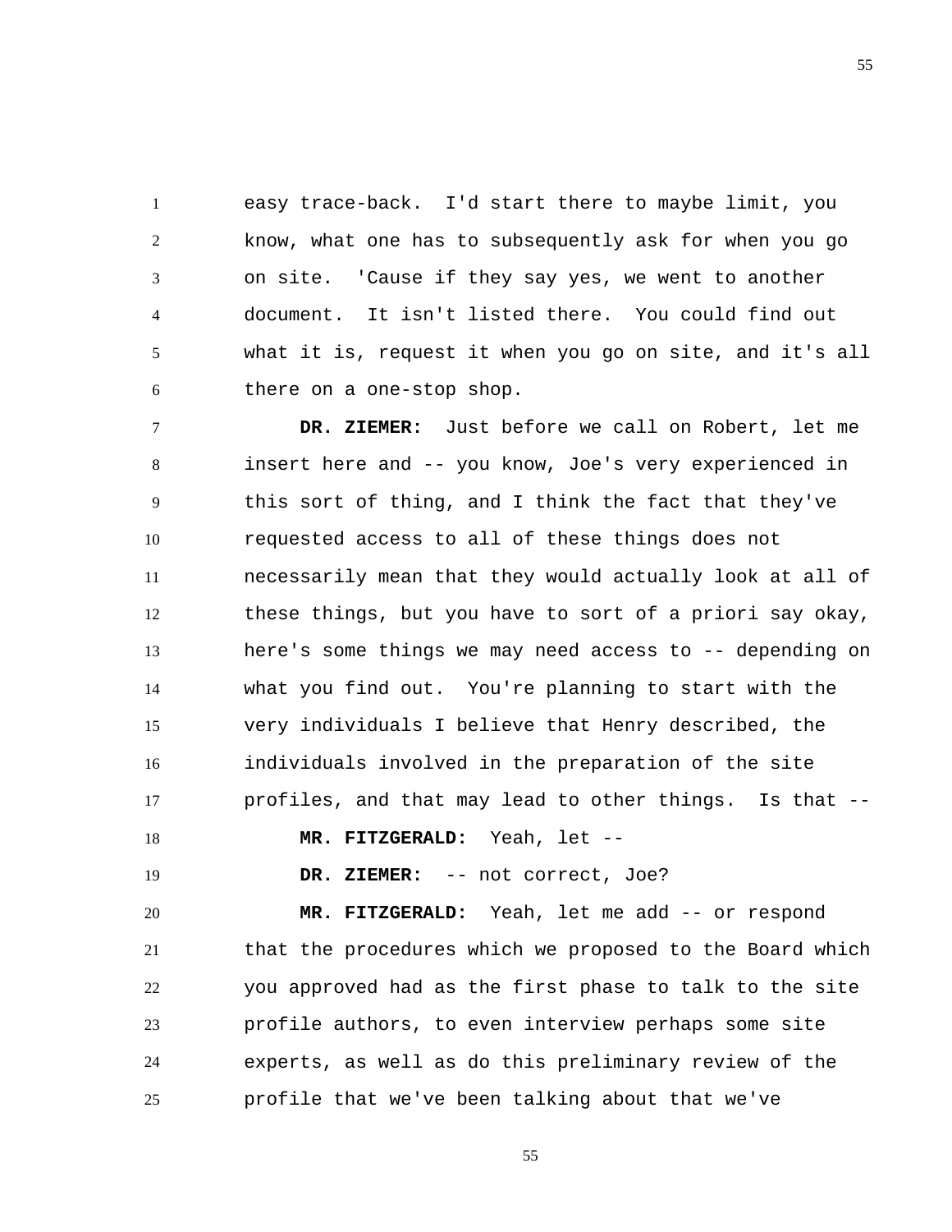easy trace-back. I'd start there to maybe limit, you know, what one has to subsequently ask for when you go on site. 'Cause if they say yes, we went to another document. It isn't listed there. You could find out what it is, request it when you go on site, and it's all there on a one-stop shop.

**DR. ZIEMER:** Just before we call on Robert, let me insert here and -- you know, Joe's very experienced in this sort of thing, and I think the fact that they've requested access to all of these things does not necessarily mean that they would actually look at all of these things, but you have to sort of a priori say okay, here's some things we may need access to -- depending on what you find out. You're planning to start with the very individuals I believe that Henry described, the individuals involved in the preparation of the site profiles, and that may lead to other things. Is that --

**MR. FITZGERALD:** Yeah, let --

**DR. ZIEMER:** -- not correct, Joe?

**MR. FITZGERALD:** Yeah, let me add -- or respond that the procedures which we proposed to the Board which you approved had as the first phase to talk to the site profile authors, to even interview perhaps some site experts, as well as do this preliminary review of the profile that we've been talking about that we've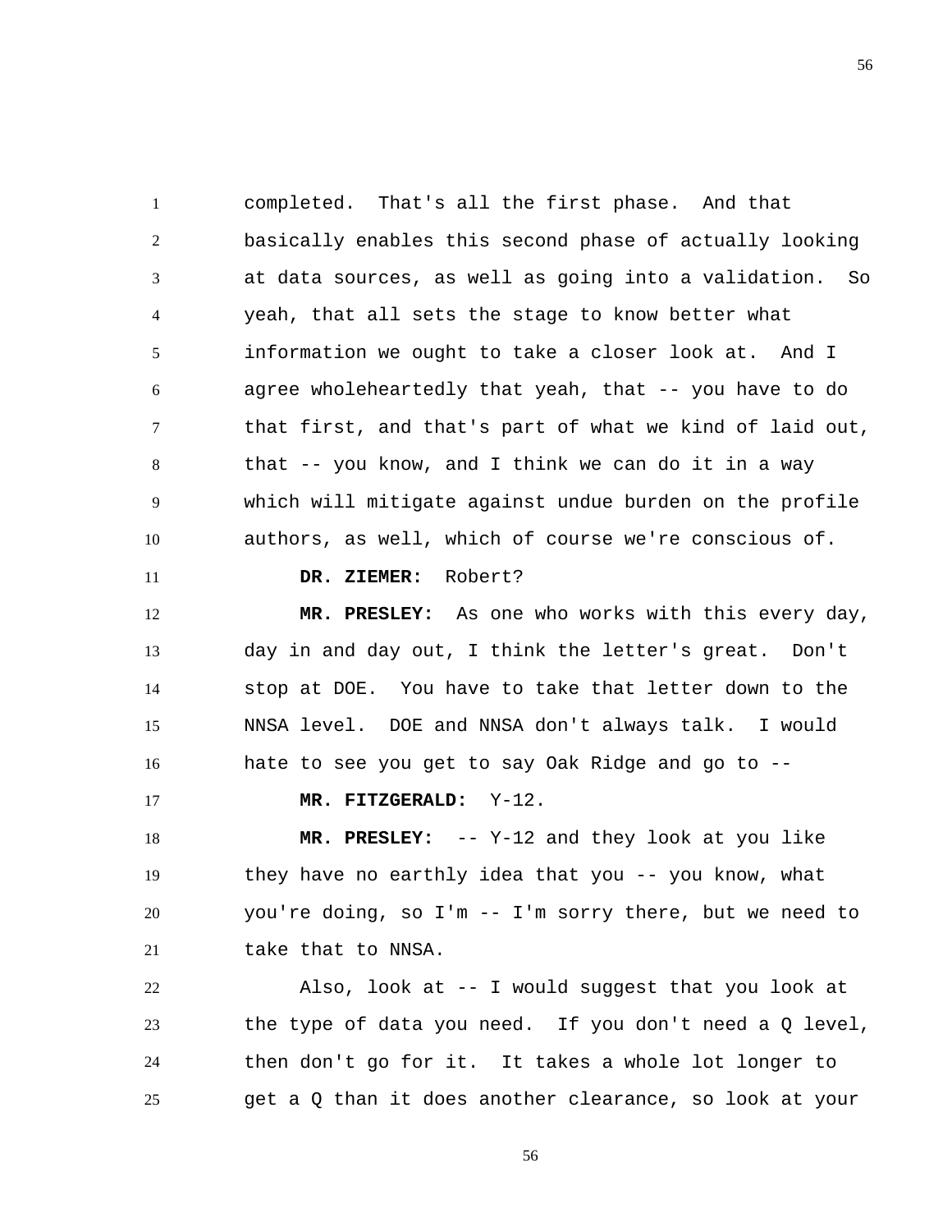completed. That's all the first phase. And that basically enables this second phase of actually looking at data sources, as well as going into a validation. So yeah, that all sets the stage to know better what information we ought to take a closer look at. And I agree wholeheartedly that yeah, that -- you have to do that first, and that's part of what we kind of laid out, that -- you know, and I think we can do it in a way which will mitigate against undue burden on the profile authors, as well, which of course we're conscious of.

**DR. ZIEMER:** Robert?

**MR. PRESLEY:** As one who works with this every day, day in and day out, I think the letter's great. Don't stop at DOE. You have to take that letter down to the NNSA level. DOE and NNSA don't always talk. I would hate to see you get to say Oak Ridge and go to --

**MR. FITZGERALD:** Y-12.

**MR. PRESLEY:** -- Y-12 and they look at you like they have no earthly idea that you -- you know, what you're doing, so I'm -- I'm sorry there, but we need to take that to NNSA.

Also, look at -- I would suggest that you look at the type of data you need. If you don't need a Q level, then don't go for it. It takes a whole lot longer to get a Q than it does another clearance, so look at your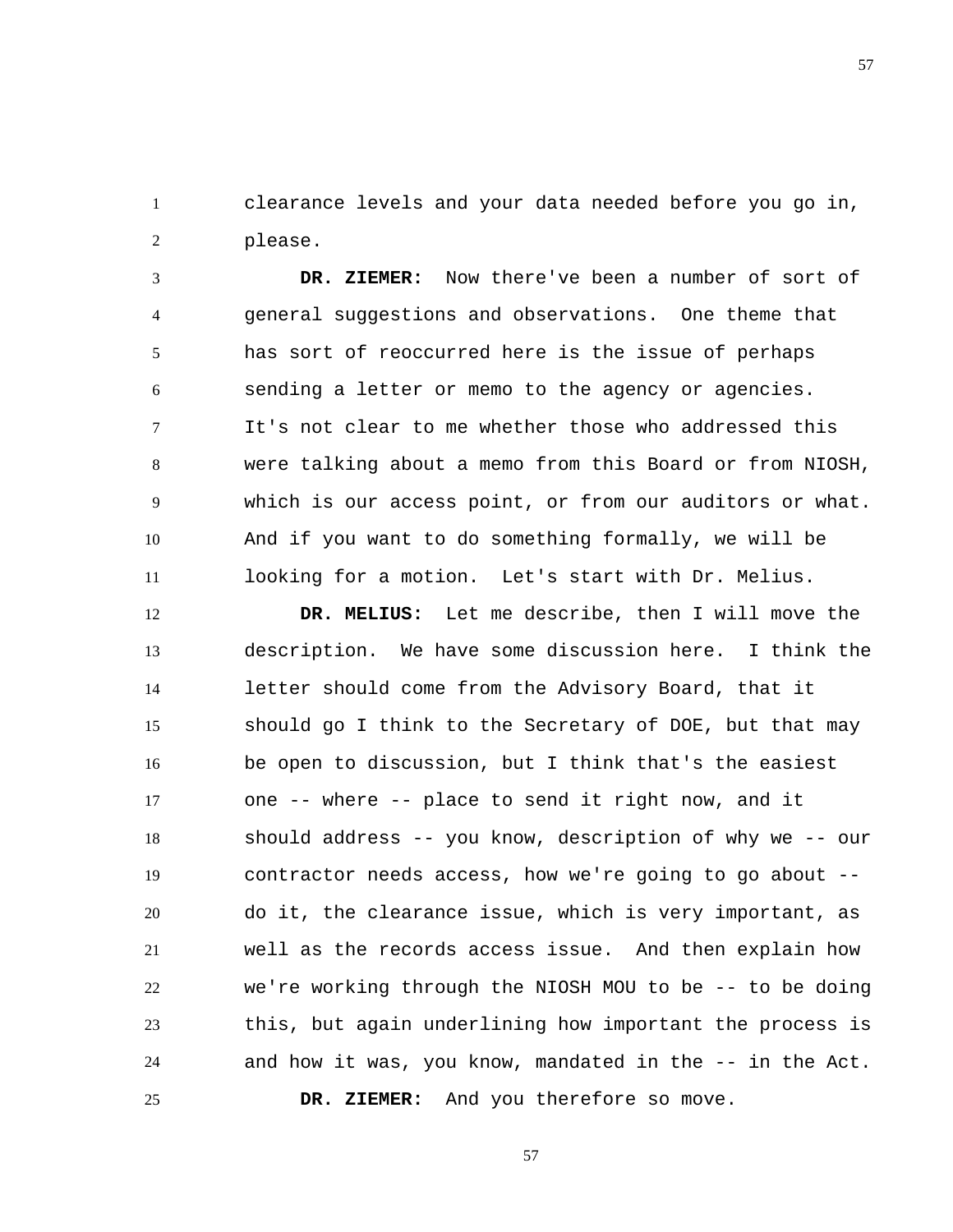clearance levels and your data needed before you go in, please.

**DR. ZIEMER:** Now there've been a number of sort of general suggestions and observations. One theme that has sort of reoccurred here is the issue of perhaps sending a letter or memo to the agency or agencies. It's not clear to me whether those who addressed this were talking about a memo from this Board or from NIOSH, which is our access point, or from our auditors or what. And if you want to do something formally, we will be looking for a motion. Let's start with Dr. Melius.

**DR. MELIUS:** Let me describe, then I will move the description. We have some discussion here. I think the letter should come from the Advisory Board, that it should go I think to the Secretary of DOE, but that may be open to discussion, but I think that's the easiest one -- where -- place to send it right now, and it should address -- you know, description of why we -- our contractor needs access, how we're going to go about -- do it, the clearance issue, which is very important, as well as the records access issue. And then explain how we're working through the NIOSH MOU to be -- to be doing this, but again underlining how important the process is and how it was, you know, mandated in the -- in the Act.

**DR. ZIEMER:** And you therefore so move.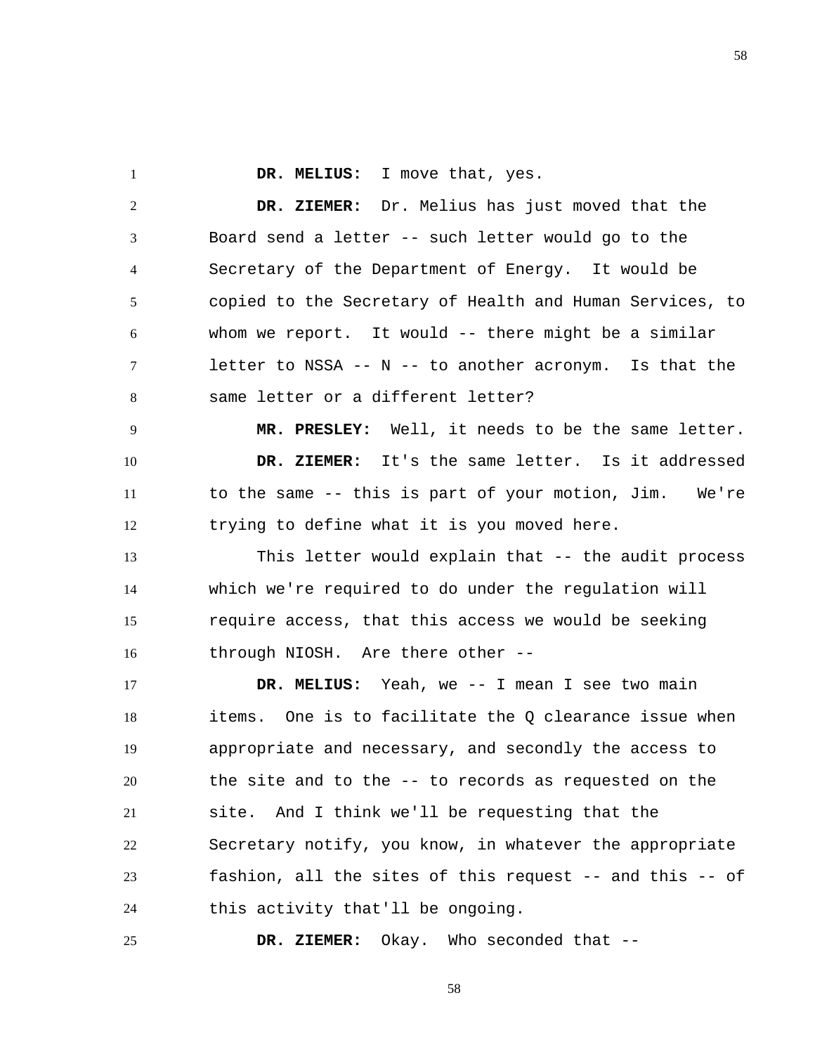**DR. MELIUS:** I move that, yes.

**DR. ZIEMER:** Dr. Melius has just moved that the Board send a letter -- such letter would go to the Secretary of the Department of Energy. It would be copied to the Secretary of Health and Human Services, to whom we report. It would -- there might be a similar letter to NSSA -- N -- to another acronym. Is that the same letter or a different letter?

**MR. PRESLEY:** Well, it needs to be the same letter.

**DR. ZIEMER:** It's the same letter. Is it addressed to the same -- this is part of your motion, Jim. We're trying to define what it is you moved here.

This letter would explain that -- the audit process which we're required to do under the regulation will require access, that this access we would be seeking through NIOSH. Are there other --

**DR. MELIUS:** Yeah, we -- I mean I see two main items. One is to facilitate the Q clearance issue when appropriate and necessary, and secondly the access to the site and to the -- to records as requested on the site. And I think we'll be requesting that the Secretary notify, you know, in whatever the appropriate fashion, all the sites of this request -- and this -- of this activity that'll be ongoing.

**DR. ZIEMER:** Okay. Who seconded that --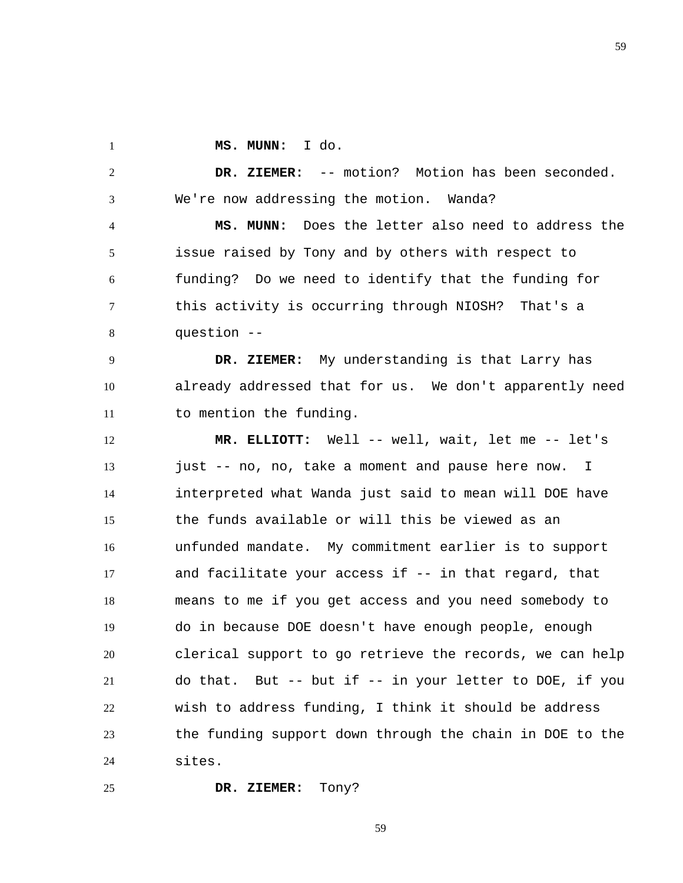**MS. MUNN:** I do.

**DR. ZIEMER:** -- motion? Motion has been seconded. We're now addressing the motion. Wanda?

**MS. MUNN:** Does the letter also need to address the issue raised by Tony and by others with respect to funding? Do we need to identify that the funding for this activity is occurring through NIOSH? That's a question --

**DR. ZIEMER:** My understanding is that Larry has already addressed that for us. We don't apparently need to mention the funding.

**MR. ELLIOTT:** Well -- well, wait, let me -- let's just -- no, no, take a moment and pause here now. I interpreted what Wanda just said to mean will DOE have the funds available or will this be viewed as an unfunded mandate. My commitment earlier is to support and facilitate your access if -- in that regard, that means to me if you get access and you need somebody to do in because DOE doesn't have enough people, enough clerical support to go retrieve the records, we can help do that. But -- but if -- in your letter to DOE, if you wish to address funding, I think it should be address the funding support down through the chain in DOE to the sites.

**DR. ZIEMER:** Tony?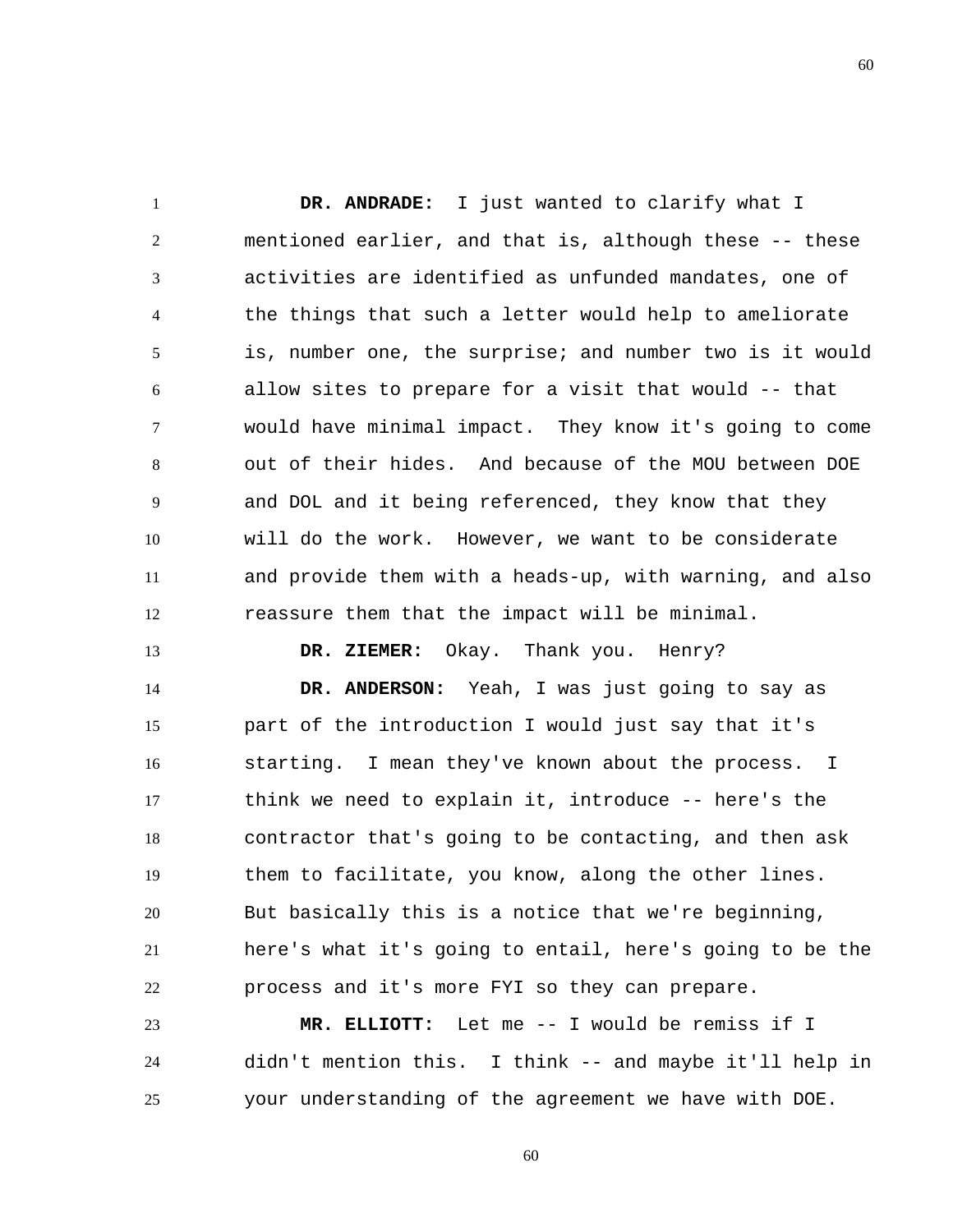**DR. ANDRADE:** I just wanted to clarify what I mentioned earlier, and that is, although these -- these activities are identified as unfunded mandates, one of the things that such a letter would help to ameliorate is, number one, the surprise; and number two is it would allow sites to prepare for a visit that would -- that would have minimal impact. They know it's going to come out of their hides. And because of the MOU between DOE and DOL and it being referenced, they know that they will do the work. However, we want to be considerate and provide them with a heads-up, with warning, and also reassure them that the impact will be minimal.

**DR. ZIEMER:** Okay. Thank you. Henry?

**DR. ANDERSON:** Yeah, I was just going to say as part of the introduction I would just say that it's starting. I mean they've known about the process. I think we need to explain it, introduce -- here's the contractor that's going to be contacting, and then ask them to facilitate, you know, along the other lines. But basically this is a notice that we're beginning, here's what it's going to entail, here's going to be the process and it's more FYI so they can prepare.

**MR. ELLIOTT:** Let me -- I would be remiss if I didn't mention this. I think -- and maybe it'll help in your understanding of the agreement we have with DOE.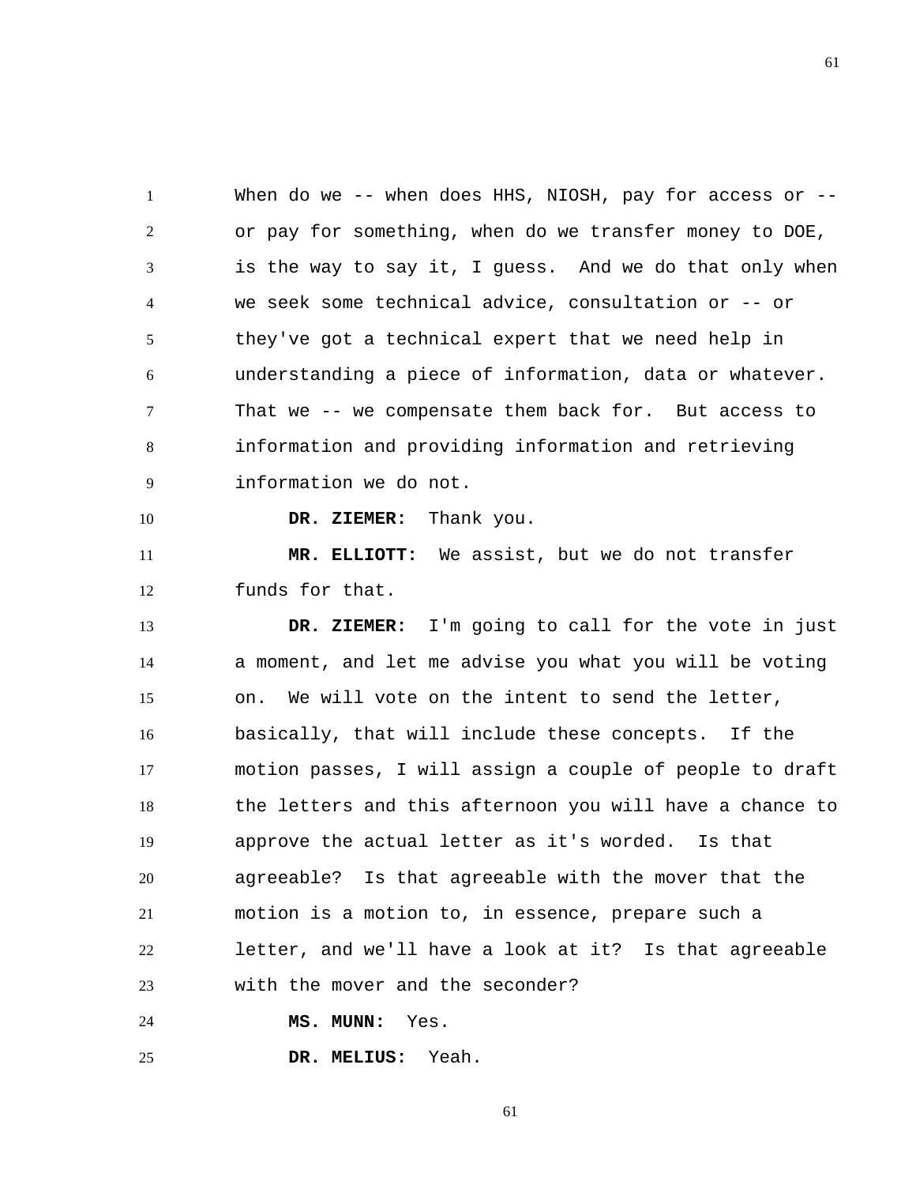When do we -- when does HHS, NIOSH, pay for access or -- or pay for something, when do we transfer money to DOE, is the way to say it, I guess. And we do that only when we seek some technical advice, consultation or -- or they've got a technical expert that we need help in understanding a piece of information, data or whatever. That we -- we compensate them back for. But access to information and providing information and retrieving information we do not.

**DR. ZIEMER:** Thank you.

**MR. ELLIOTT:** We assist, but we do not transfer funds for that.

**DR. ZIEMER:** I'm going to call for the vote in just a moment, and let me advise you what you will be voting on. We will vote on the intent to send the letter, basically, that will include these concepts. If the motion passes, I will assign a couple of people to draft the letters and this afternoon you will have a chance to approve the actual letter as it's worded. Is that agreeable? Is that agreeable with the mover that the motion is a motion to, in essence, prepare such a letter, and we'll have a look at it? Is that agreeable with the mover and the seconder?

**MS. MUNN:** Yes.

**DR. MELIUS:** Yeah.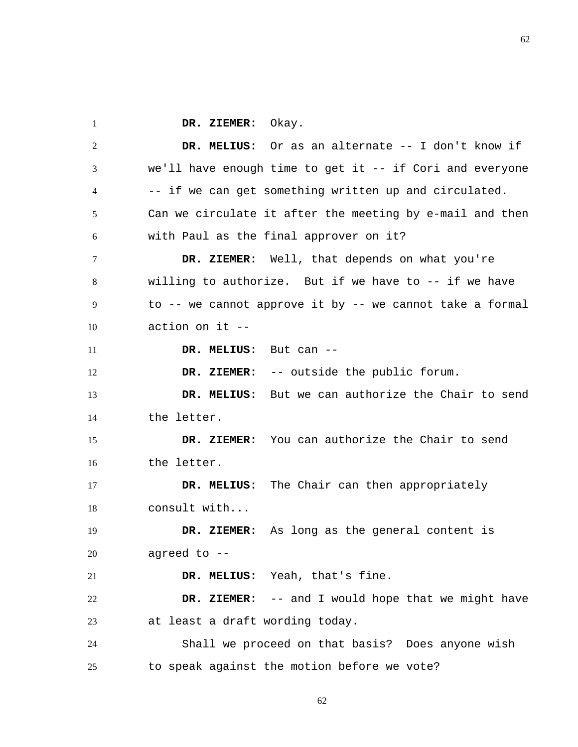**DR. ZIEMER:** Okay.

**DR. MELIUS:** Or as an alternate -- I don't know if we'll have enough time to get it -- if Cori and everyone -- if we can get something written up and circulated. Can we circulate it after the meeting by e-mail and then with Paul as the final approver on it?

**DR. ZIEMER:** Well, that depends on what you're willing to authorize. But if we have to -- if we have to -- we cannot approve it by -- we cannot take a formal action on it --

**DR. MELIUS:** But can --

**DR. ZIEMER:** -- outside the public forum.

**DR. MELIUS:** But we can authorize the Chair to send the letter.

**DR. ZIEMER:** You can authorize the Chair to send the letter.

**DR. MELIUS:** The Chair can then appropriately consult with...

**DR. ZIEMER:** As long as the general content is agreed to --

**DR. MELIUS:** Yeah, that's fine.

**DR. ZIEMER:** -- and I would hope that we might have at least a draft wording today.

Shall we proceed on that basis? Does anyone wish to speak against the motion before we vote?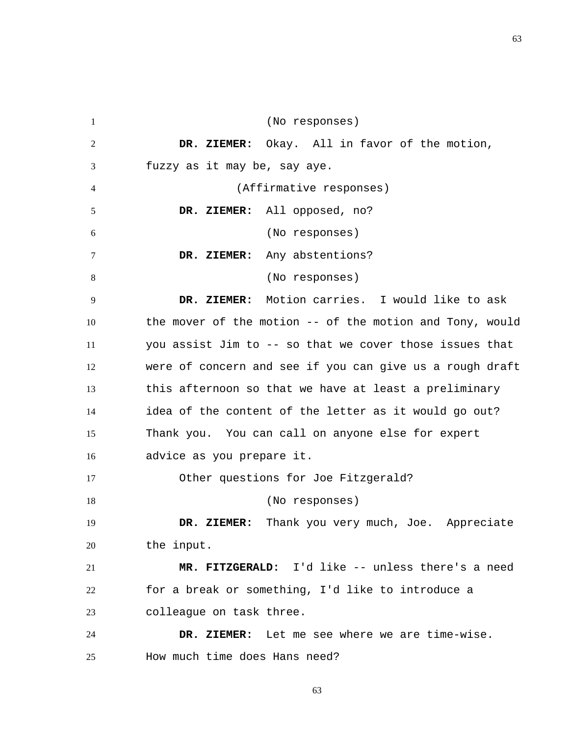(No responses)

**DR. ZIEMER:** Okay. All in favor of the motion, fuzzy as it may be, say aye.

(Affirmative responses)

**DR. ZIEMER:** All opposed, no?

(No responses)

**DR. ZIEMER:** Any abstentions?

(No responses)

**DR. ZIEMER:** Motion carries. I would like to ask the mover of the motion -- of the motion and Tony, would you assist Jim to -- so that we cover those issues that were of concern and see if you can give us a rough draft this afternoon so that we have at least a preliminary idea of the content of the letter as it would go out? Thank you. You can call on anyone else for expert advice as you prepare it.

Other questions for Joe Fitzgerald?

(No responses)

**DR. ZIEMER:** Thank you very much, Joe. Appreciate the input.

**MR. FITZGERALD:** I'd like -- unless there's a need for a break or something, I'd like to introduce a colleague on task three.

**DR. ZIEMER:** Let me see where we are time-wise. How much time does Hans need?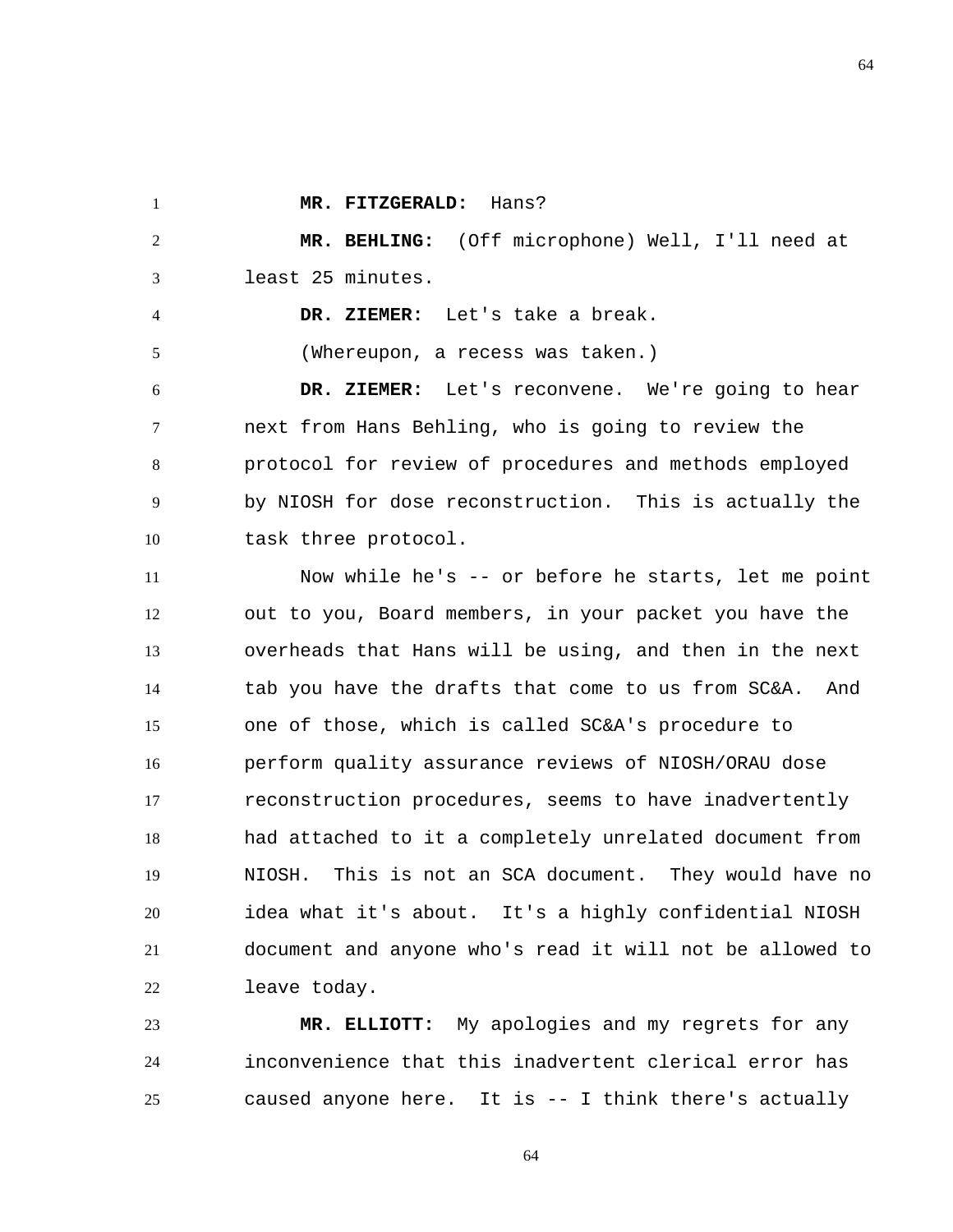**MR. FITZGERALD:** Hans?

**MR. BEHLING:** (Off microphone) Well, I'll need at least 25 minutes.

**DR. ZIEMER:** Let's take a break.

(Whereupon, a recess was taken.)

**DR. ZIEMER:** Let's reconvene. We're going to hear next from Hans Behling, who is going to review the protocol for review of procedures and methods employed by NIOSH for dose reconstruction. This is actually the task three protocol.

Now while he's -- or before he starts, let me point out to you, Board members, in your packet you have the overheads that Hans will be using, and then in the next tab you have the drafts that come to us from SC&A. And one of those, which is called SC&A's procedure to perform quality assurance reviews of NIOSH/ORAU dose reconstruction procedures, seems to have inadvertently had attached to it a completely unrelated document from NIOSH. This is not an SCA document. They would have no idea what it's about. It's a highly confidential NIOSH document and anyone who's read it will not be allowed to leave today.

**MR. ELLIOTT:** My apologies and my regrets for any inconvenience that this inadvertent clerical error has caused anyone here. It is -- I think there's actually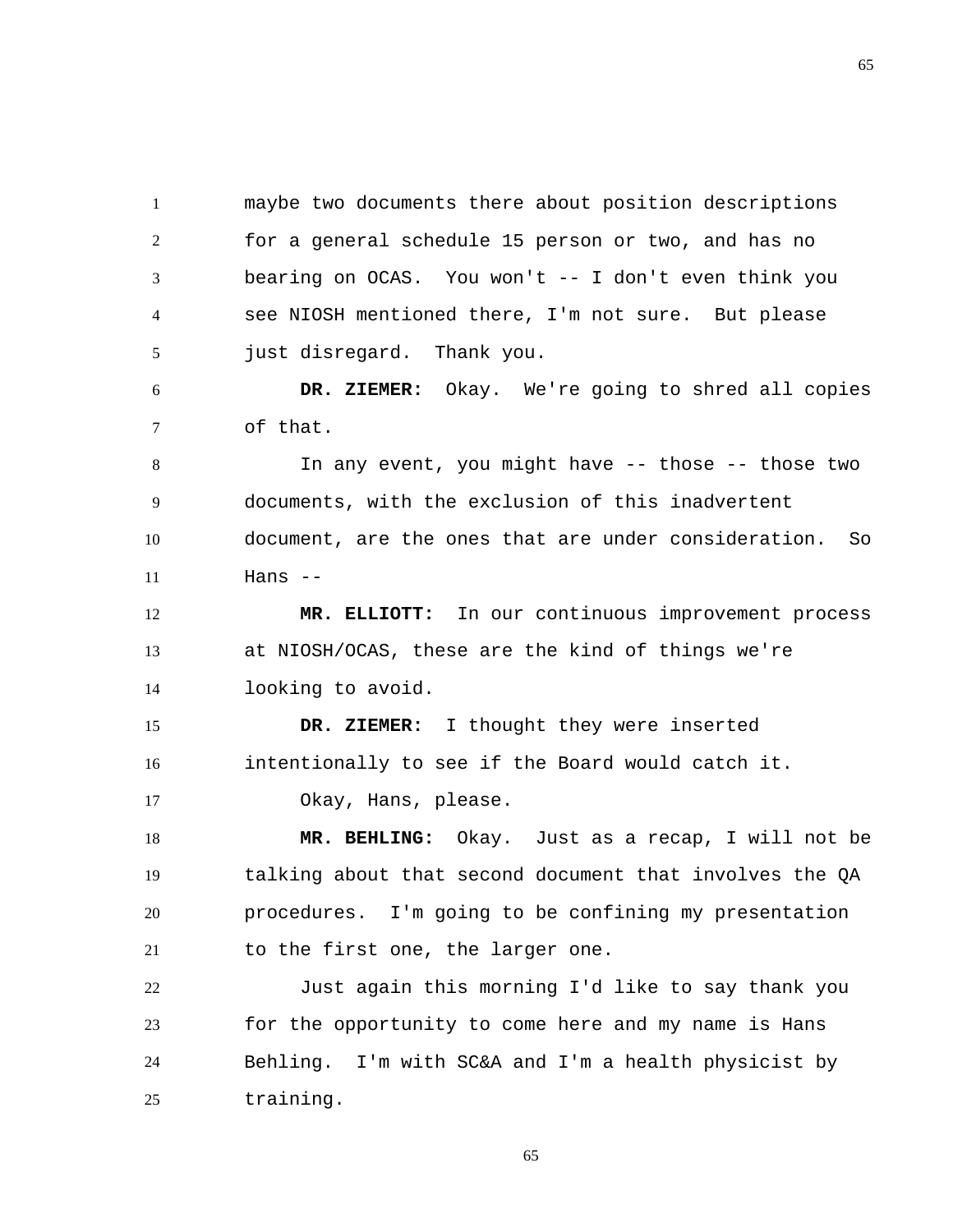maybe two documents there about position descriptions for a general schedule 15 person or two, and has no bearing on OCAS. You won't -- I don't even think you see NIOSH mentioned there, I'm not sure. But please just disregard. Thank you.

**DR. ZIEMER:** Okay. We're going to shred all copies of that.

In any event, you might have -- those -- those two documents, with the exclusion of this inadvertent document, are the ones that are under consideration. So Hans --

**MR. ELLIOTT:** In our continuous improvement process at NIOSH/OCAS, these are the kind of things we're looking to avoid.

**DR. ZIEMER:** I thought they were inserted intentionally to see if the Board would catch it.

Okay, Hans, please.

**MR. BEHLING:** Okay. Just as a recap, I will not be talking about that second document that involves the QA procedures. I'm going to be confining my presentation to the first one, the larger one.

Just again this morning I'd like to say thank you for the opportunity to come here and my name is Hans Behling. I'm with SC&A and I'm a health physicist by training.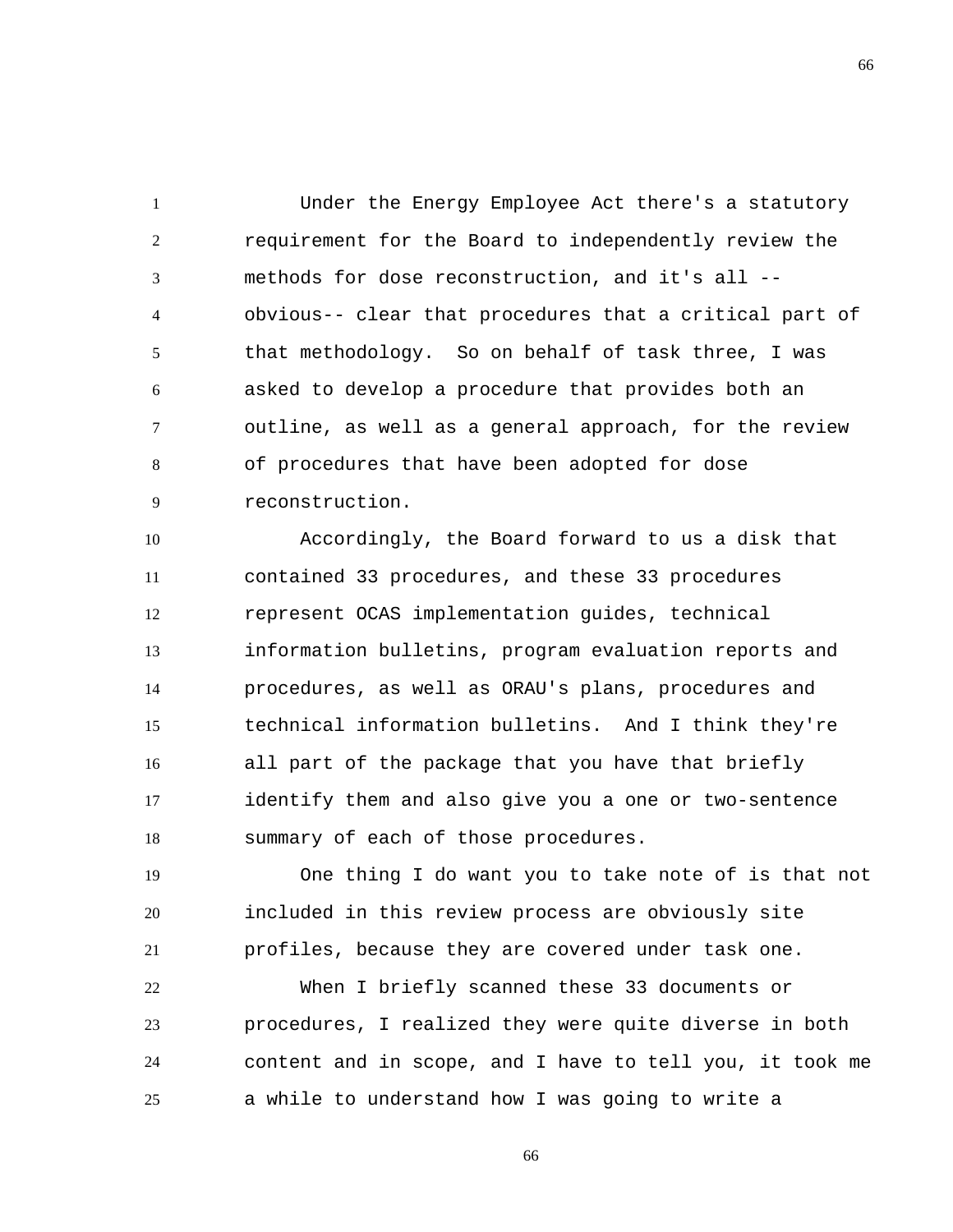Under the Energy Employee Act there's a statutory requirement for the Board to independently review the methods for dose reconstruction, and it's all -- obvious-- clear that procedures that a critical part of that methodology. So on behalf of task three, I was asked to develop a procedure that provides both an outline, as well as a general approach, for the review of procedures that have been adopted for dose reconstruction.

Accordingly, the Board forward to us a disk that contained 33 procedures, and these 33 procedures represent OCAS implementation guides, technical information bulletins, program evaluation reports and procedures, as well as ORAU's plans, procedures and technical information bulletins. And I think they're all part of the package that you have that briefly identify them and also give you a one or two-sentence summary of each of those procedures.

One thing I do want you to take note of is that not included in this review process are obviously site profiles, because they are covered under task one.

When I briefly scanned these 33 documents or procedures, I realized they were quite diverse in both content and in scope, and I have to tell you, it took me a while to understand how I was going to write a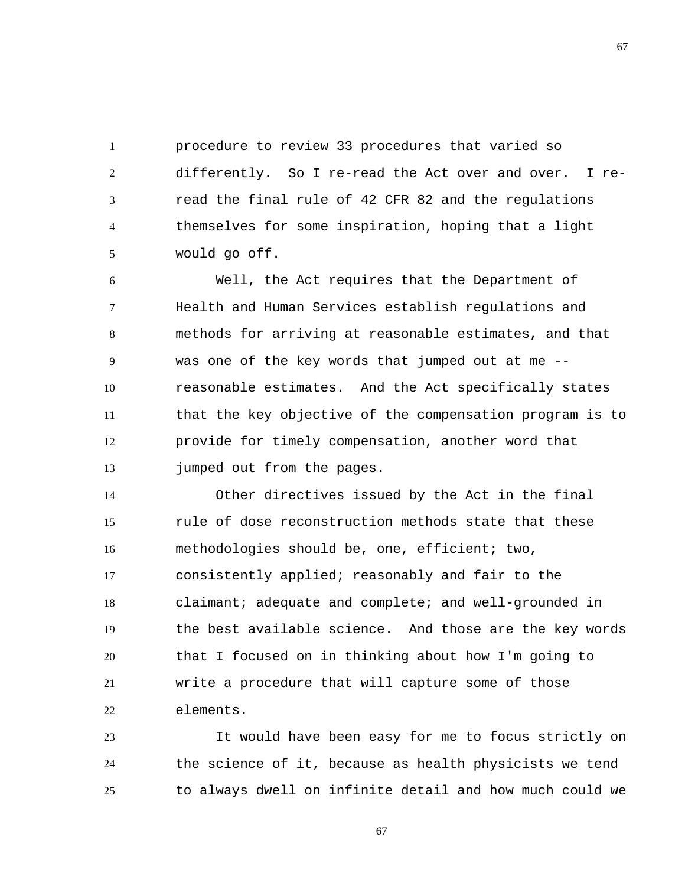procedure to review 33 procedures that varied so differently. So I re-read the Act over and over. I re-read the final rule of 42 CFR 82 and the regulations themselves for some inspiration, hoping that a light would go off.

Well, the Act requires that the Department of Health and Human Services establish regulations and methods for arriving at reasonable estimates, and that was one of the key words that jumped out at me -- reasonable estimates. And the Act specifically states that the key objective of the compensation program is to provide for timely compensation, another word that jumped out from the pages.

Other directives issued by the Act in the final rule of dose reconstruction methods state that these methodologies should be, one, efficient; two, consistently applied; reasonably and fair to the claimant; adequate and complete; and well-grounded in the best available science. And those are the key words that I focused on in thinking about how I'm going to write a procedure that will capture some of those elements.

It would have been easy for me to focus strictly on the science of it, because as health physicists we tend to always dwell on infinite detail and how much could we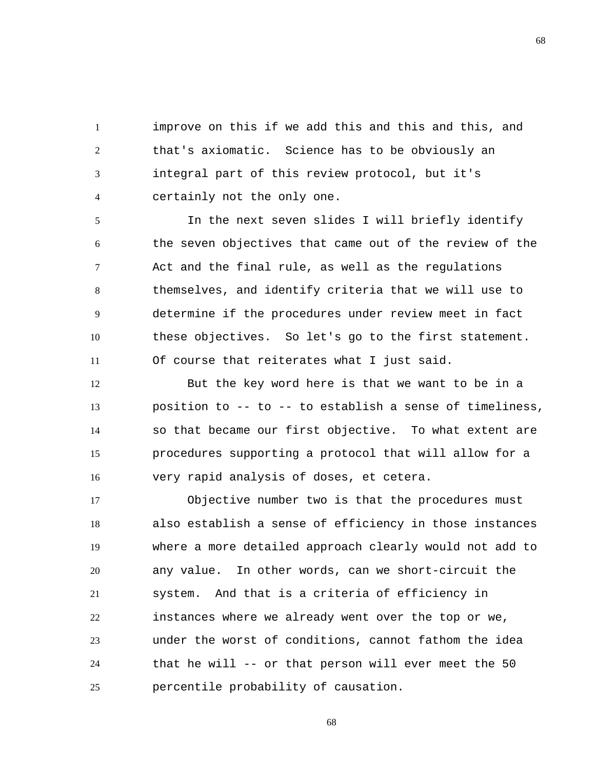improve on this if we add this and this and this, and that's axiomatic. Science has to be obviously an integral part of this review protocol, but it's certainly not the only one.

In the next seven slides I will briefly identify the seven objectives that came out of the review of the Act and the final rule, as well as the regulations themselves, and identify criteria that we will use to determine if the procedures under review meet in fact these objectives. So let's go to the first statement. Of course that reiterates what I just said.

But the key word here is that we want to be in a position to -- to -- to establish a sense of timeliness, so that became our first objective. To what extent are procedures supporting a protocol that will allow for a very rapid analysis of doses, et cetera.

Objective number two is that the procedures must also establish a sense of efficiency in those instances where a more detailed approach clearly would not add to any value. In other words, can we short-circuit the system. And that is a criteria of efficiency in instances where we already went over the top or we, under the worst of conditions, cannot fathom the idea that he will -- or that person will ever meet the 50 percentile probability of causation.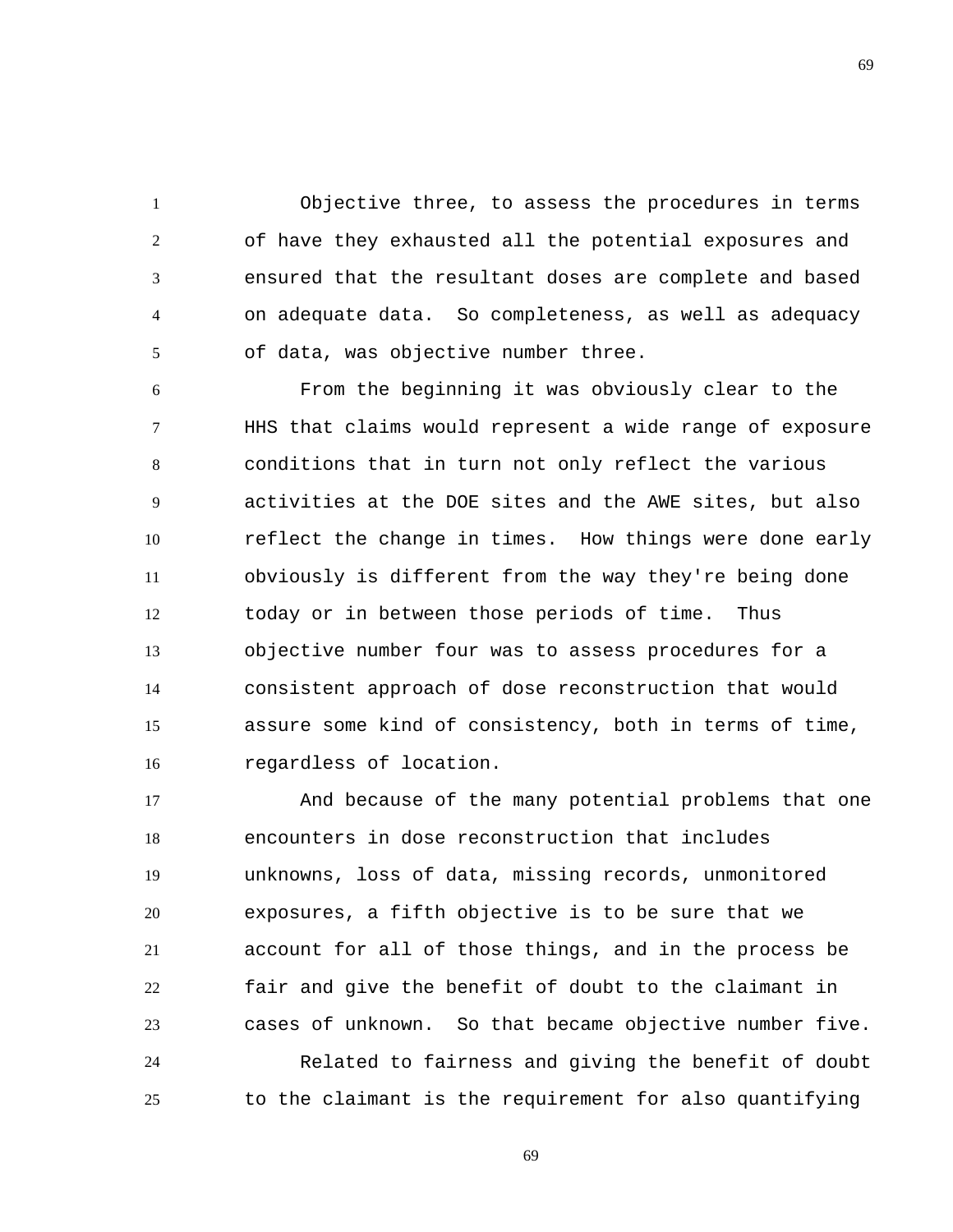Objective three, to assess the procedures in terms of have they exhausted all the potential exposures and ensured that the resultant doses are complete and based on adequate data. So completeness, as well as adequacy of data, was objective number three.

From the beginning it was obviously clear to the HHS that claims would represent a wide range of exposure conditions that in turn not only reflect the various activities at the DOE sites and the AWE sites, but also reflect the change in times. How things were done early obviously is different from the way they're being done today or in between those periods of time. Thus objective number four was to assess procedures for a consistent approach of dose reconstruction that would assure some kind of consistency, both in terms of time, regardless of location.

And because of the many potential problems that one encounters in dose reconstruction that includes unknowns, loss of data, missing records, unmonitored exposures, a fifth objective is to be sure that we account for all of those things, and in the process be fair and give the benefit of doubt to the claimant in cases of unknown. So that became objective number five.

Related to fairness and giving the benefit of doubt to the claimant is the requirement for also quantifying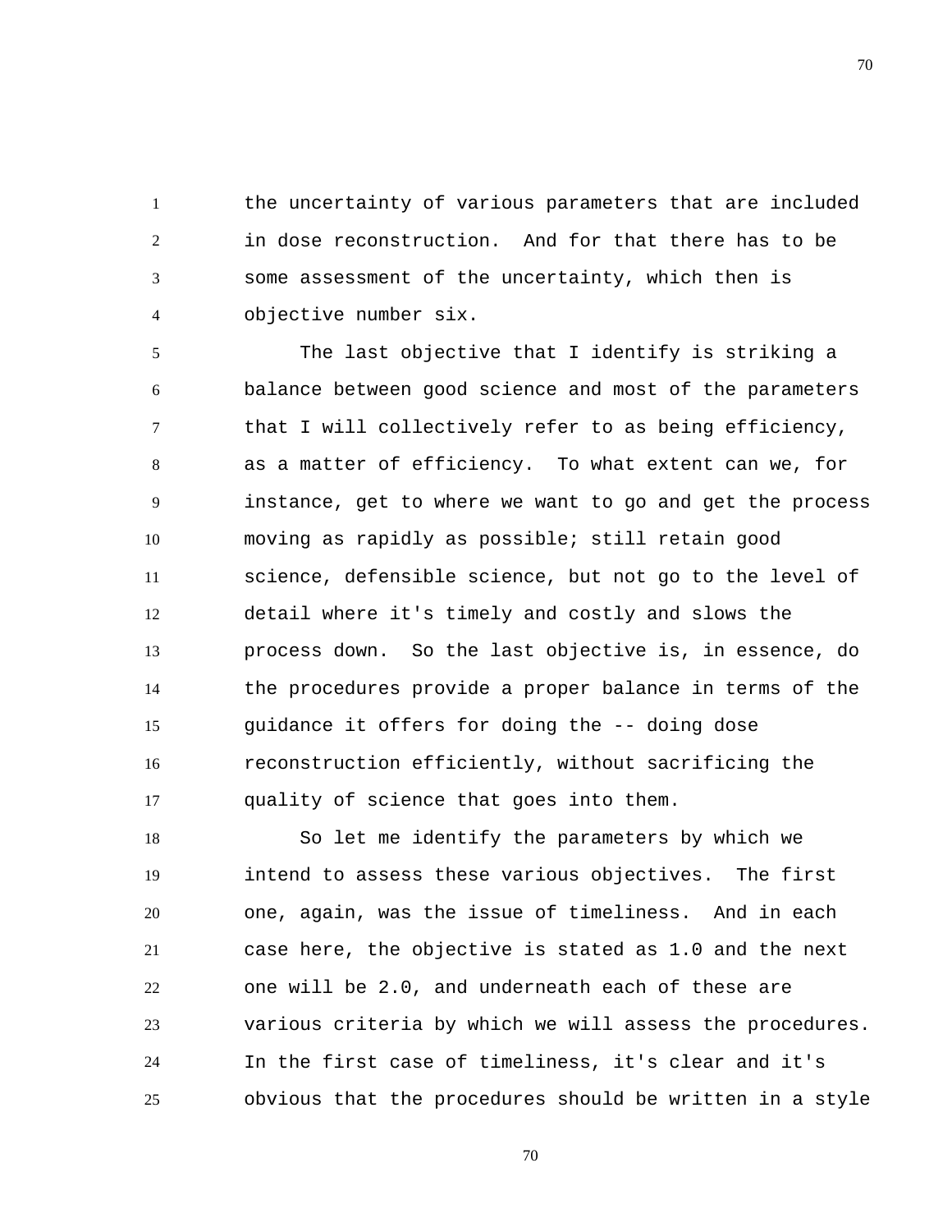the uncertainty of various parameters that are included in dose reconstruction. And for that there has to be some assessment of the uncertainty, which then is objective number six.

The last objective that I identify is striking a balance between good science and most of the parameters that I will collectively refer to as being efficiency, as a matter of efficiency. To what extent can we, for instance, get to where we want to go and get the process moving as rapidly as possible; still retain good science, defensible science, but not go to the level of detail where it's timely and costly and slows the process down. So the last objective is, in essence, do the procedures provide a proper balance in terms of the guidance it offers for doing the -- doing dose reconstruction efficiently, without sacrificing the quality of science that goes into them.

So let me identify the parameters by which we intend to assess these various objectives. The first one, again, was the issue of timeliness. And in each case here, the objective is stated as 1.0 and the next one will be 2.0, and underneath each of these are various criteria by which we will assess the procedures. In the first case of timeliness, it's clear and it's obvious that the procedures should be written in a style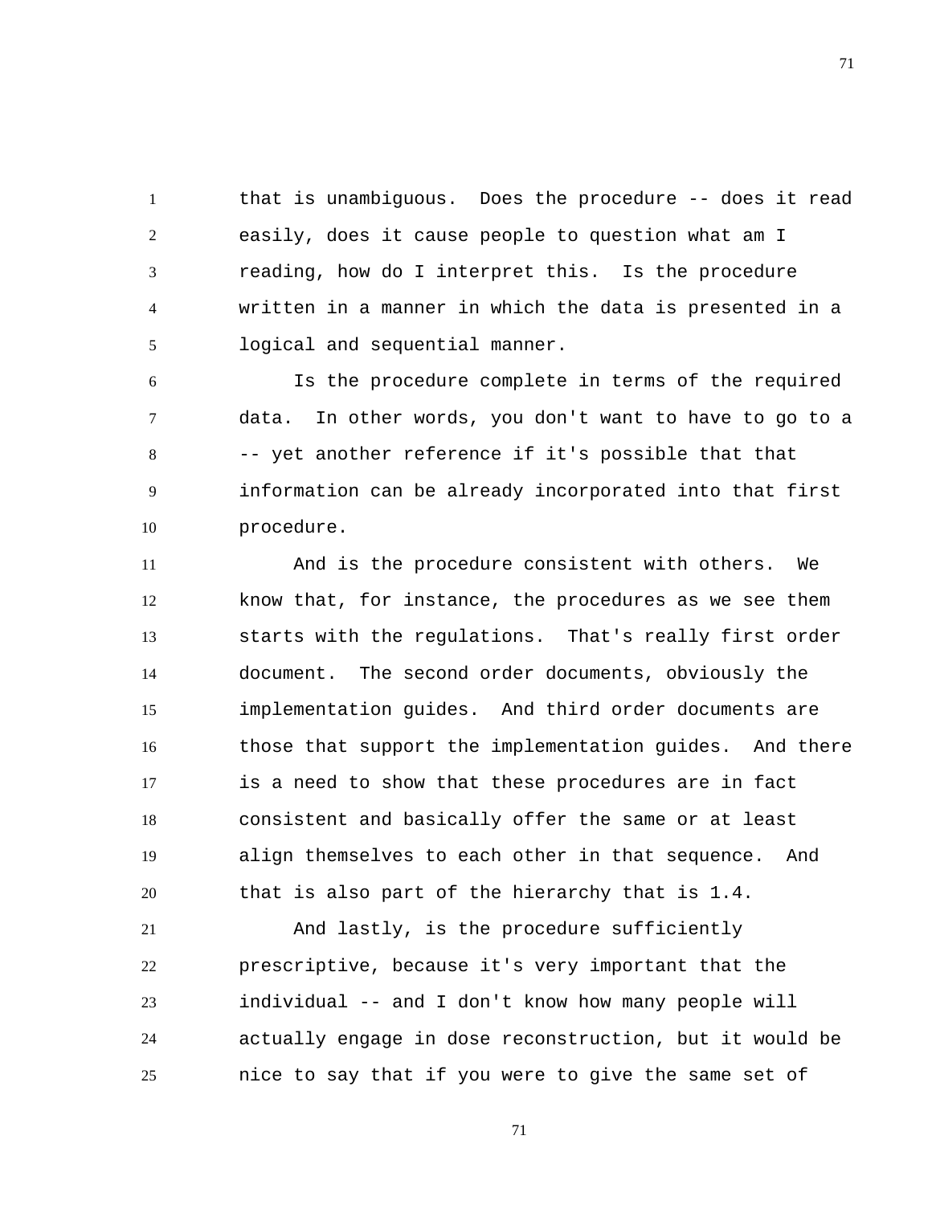that is unambiguous. Does the procedure -- does it read easily, does it cause people to question what am I reading, how do I interpret this. Is the procedure written in a manner in which the data is presented in a logical and sequential manner.

Is the procedure complete in terms of the required data. In other words, you don't want to have to go to a -- yet another reference if it's possible that that information can be already incorporated into that first procedure.

And is the procedure consistent with others. We know that, for instance, the procedures as we see them starts with the regulations. That's really first order document. The second order documents, obviously the implementation guides. And third order documents are those that support the implementation guides. And there is a need to show that these procedures are in fact consistent and basically offer the same or at least align themselves to each other in that sequence. And that is also part of the hierarchy that is 1.4.

And lastly, is the procedure sufficiently prescriptive, because it's very important that the individual -- and I don't know how many people will actually engage in dose reconstruction, but it would be nice to say that if you were to give the same set of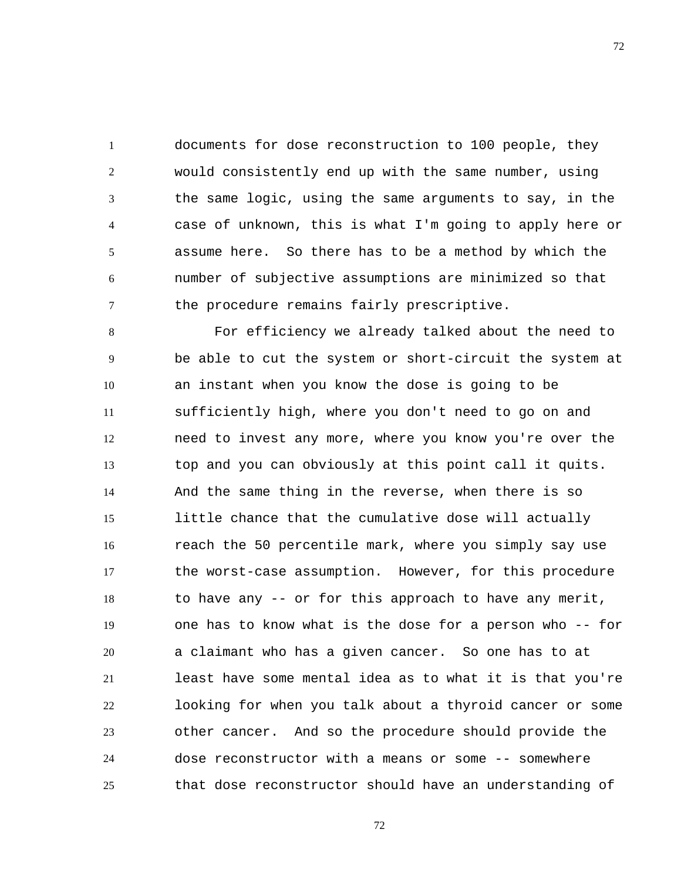documents for dose reconstruction to 100 people, they would consistently end up with the same number, using the same logic, using the same arguments to say, in the case of unknown, this is what I'm going to apply here or assume here. So there has to be a method by which the number of subjective assumptions are minimized so that the procedure remains fairly prescriptive.

For efficiency we already talked about the need to be able to cut the system or short-circuit the system at an instant when you know the dose is going to be sufficiently high, where you don't need to go on and need to invest any more, where you know you're over the top and you can obviously at this point call it quits. And the same thing in the reverse, when there is so little chance that the cumulative dose will actually reach the 50 percentile mark, where you simply say use the worst-case assumption. However, for this procedure to have any -- or for this approach to have any merit, one has to know what is the dose for a person who -- for a claimant who has a given cancer. So one has to at least have some mental idea as to what it is that you're looking for when you talk about a thyroid cancer or some other cancer. And so the procedure should provide the dose reconstructor with a means or some -- somewhere that dose reconstructor should have an understanding of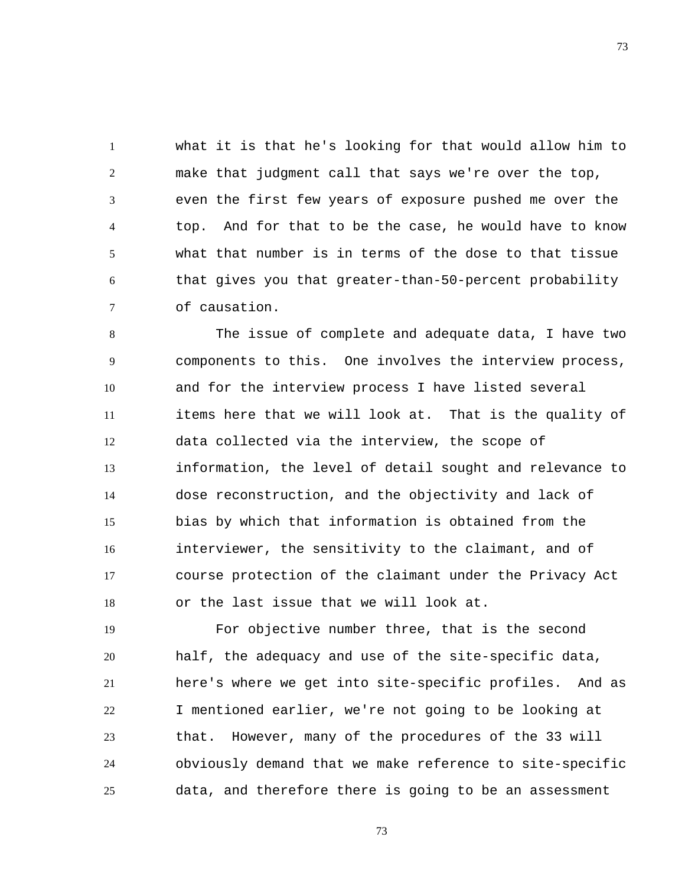what it is that he's looking for that would allow him to make that judgment call that says we're over the top, even the first few years of exposure pushed me over the top. And for that to be the case, he would have to know what that number is in terms of the dose to that tissue that gives you that greater-than-50-percent probability of causation.

The issue of complete and adequate data, I have two components to this. One involves the interview process, and for the interview process I have listed several items here that we will look at. That is the quality of data collected via the interview, the scope of information, the level of detail sought and relevance to dose reconstruction, and the objectivity and lack of bias by which that information is obtained from the interviewer, the sensitivity to the claimant, and of course protection of the claimant under the Privacy Act or the last issue that we will look at.

For objective number three, that is the second half, the adequacy and use of the site-specific data, here's where we get into site-specific profiles. And as I mentioned earlier, we're not going to be looking at that. However, many of the procedures of the 33 will obviously demand that we make reference to site-specific data, and therefore there is going to be an assessment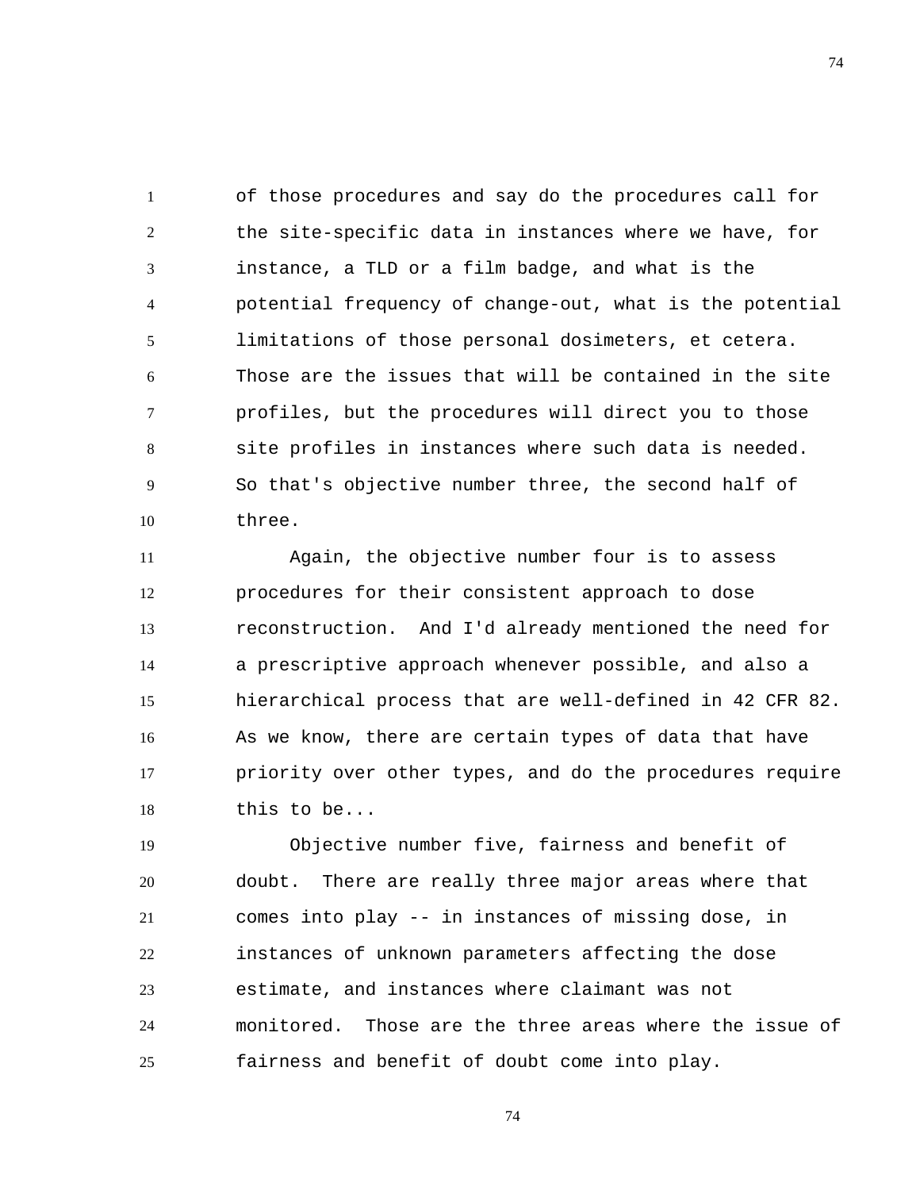of those procedures and say do the procedures call for the site-specific data in instances where we have, for instance, a TLD or a film badge, and what is the potential frequency of change-out, what is the potential limitations of those personal dosimeters, et cetera. Those are the issues that will be contained in the site profiles, but the procedures will direct you to those site profiles in instances where such data is needed. So that's objective number three, the second half of three.

Again, the objective number four is to assess procedures for their consistent approach to dose reconstruction. And I'd already mentioned the need for a prescriptive approach whenever possible, and also a hierarchical process that are well-defined in 42 CFR 82. As we know, there are certain types of data that have priority over other types, and do the procedures require this to be...

Objective number five, fairness and benefit of doubt. There are really three major areas where that comes into play -- in instances of missing dose, in instances of unknown parameters affecting the dose estimate, and instances where claimant was not monitored. Those are the three areas where the issue of fairness and benefit of doubt come into play.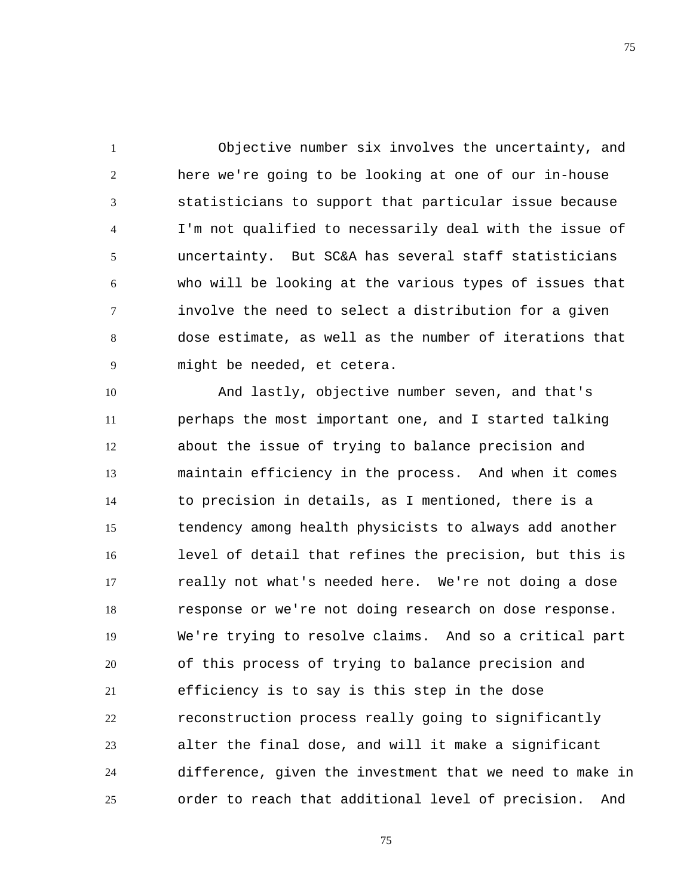Objective number six involves the uncertainty, and here we're going to be looking at one of our in-house statisticians to support that particular issue because I'm not qualified to necessarily deal with the issue of uncertainty. But SC&A has several staff statisticians who will be looking at the various types of issues that involve the need to select a distribution for a given dose estimate, as well as the number of iterations that might be needed, et cetera.

And lastly, objective number seven, and that's perhaps the most important one, and I started talking about the issue of trying to balance precision and maintain efficiency in the process. And when it comes to precision in details, as I mentioned, there is a tendency among health physicists to always add another level of detail that refines the precision, but this is really not what's needed here. We're not doing a dose response or we're not doing research on dose response. We're trying to resolve claims. And so a critical part of this process of trying to balance precision and efficiency is to say is this step in the dose reconstruction process really going to significantly alter the final dose, and will it make a significant difference, given the investment that we need to make in order to reach that additional level of precision. And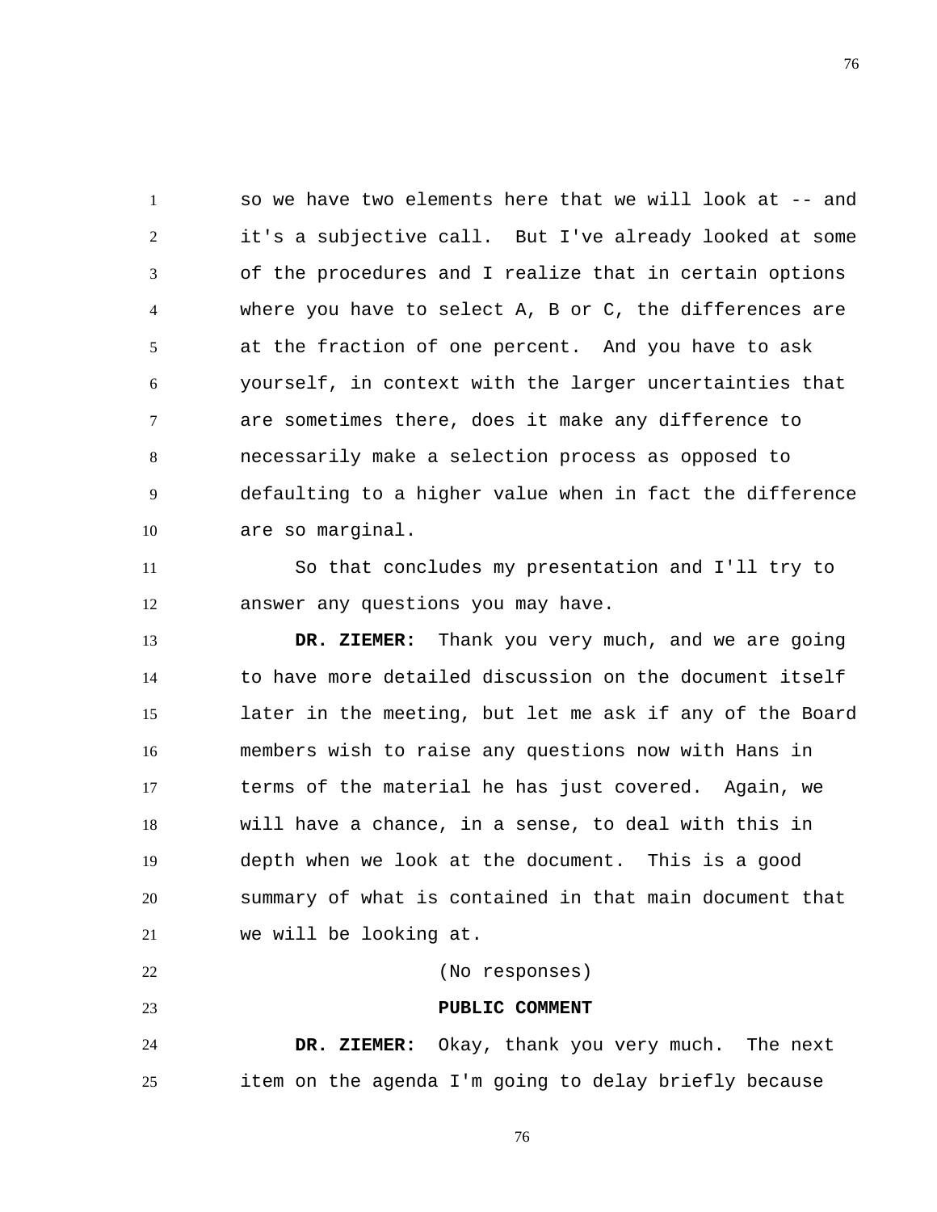so we have two elements here that we will look at -- and it's a subjective call. But I've already looked at some of the procedures and I realize that in certain options where you have to select A, B or C, the differences are at the fraction of one percent. And you have to ask yourself, in context with the larger uncertainties that are sometimes there, does it make any difference to necessarily make a selection process as opposed to defaulting to a higher value when in fact the difference are so marginal.

So that concludes my presentation and I'll try to answer any questions you may have.

**DR. ZIEMER:** Thank you very much, and we are going to have more detailed discussion on the document itself later in the meeting, but let me ask if any of the Board members wish to raise any questions now with Hans in terms of the material he has just covered. Again, we will have a chance, in a sense, to deal with this in depth when we look at the document. This is a good summary of what is contained in that main document that we will be looking at.

(No responses)

**PUBLIC COMMENT**

**DR. ZIEMER:** Okay, thank you very much. The next item on the agenda I'm going to delay briefly because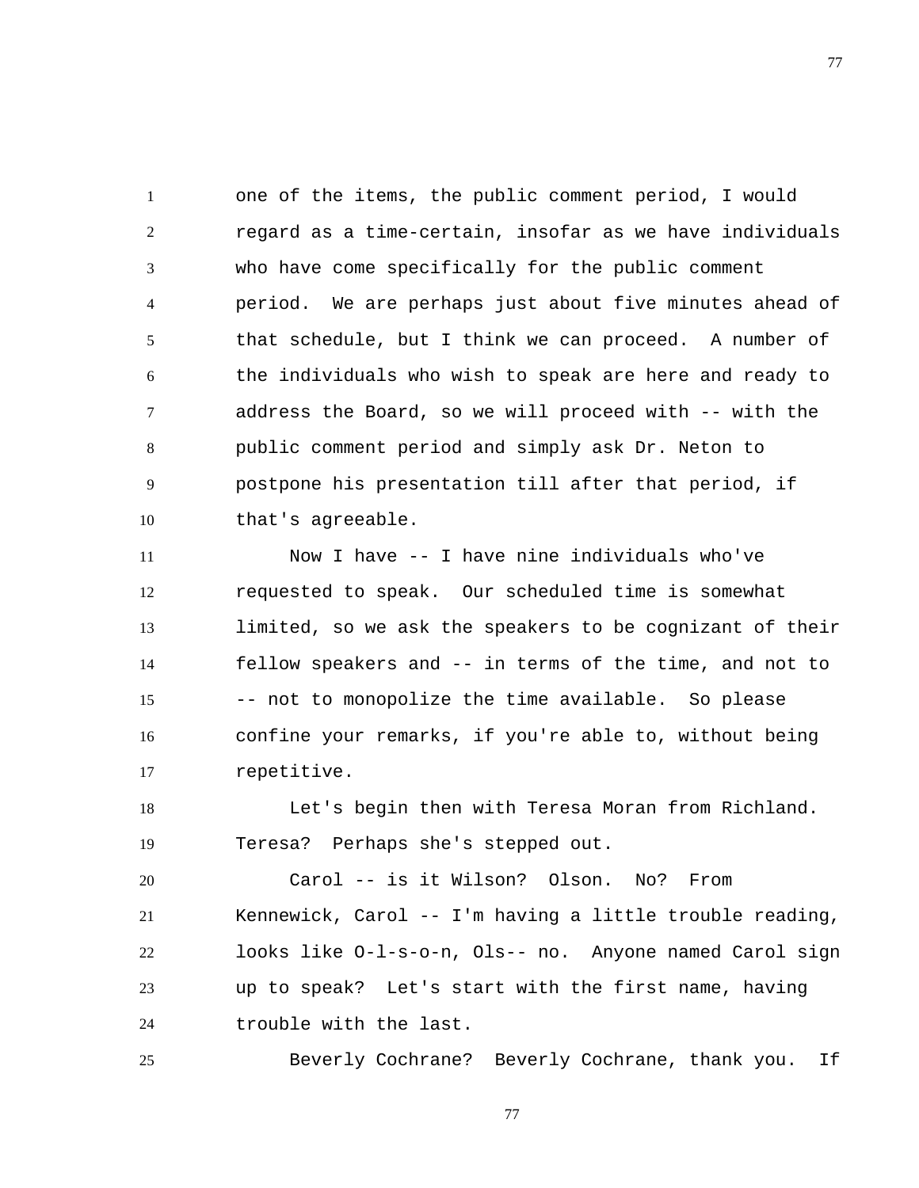one of the items, the public comment period, I would regard as a time-certain, insofar as we have individuals who have come specifically for the public comment period. We are perhaps just about five minutes ahead of that schedule, but I think we can proceed. A number of the individuals who wish to speak are here and ready to address the Board, so we will proceed with -- with the public comment period and simply ask Dr. Neton to postpone his presentation till after that period, if that's agreeable.

Now I have -- I have nine individuals who've requested to speak. Our scheduled time is somewhat limited, so we ask the speakers to be cognizant of their fellow speakers and -- in terms of the time, and not to -- not to monopolize the time available. So please confine your remarks, if you're able to, without being repetitive.

Let's begin then with Teresa Moran from Richland. Teresa? Perhaps she's stepped out.

Carol -- is it Wilson? Olson. No? From Kennewick, Carol -- I'm having a little trouble reading, looks like O-l-s-o-n, Ols-- no. Anyone named Carol sign up to speak? Let's start with the first name, having trouble with the last.

Beverly Cochrane? Beverly Cochrane, thank you. If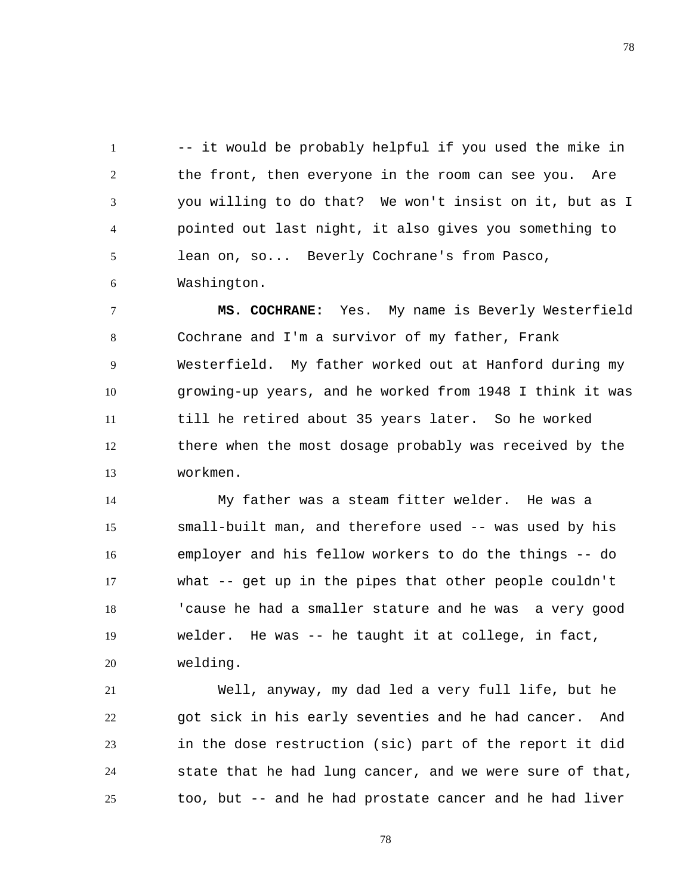-- it would be probably helpful if you used the mike in the front, then everyone in the room can see you. Are you willing to do that? We won't insist on it, but as I pointed out last night, it also gives you something to lean on, so... Beverly Cochrane's from Pasco, Washington.

**MS. COCHRANE:** Yes. My name is Beverly Westerfield Cochrane and I'm a survivor of my father, Frank Westerfield. My father worked out at Hanford during my growing-up years, and he worked from 1948 I think it was till he retired about 35 years later. So he worked there when the most dosage probably was received by the workmen.

My father was a steam fitter welder. He was a small-built man, and therefore used -- was used by his employer and his fellow workers to do the things -- do what -- get up in the pipes that other people couldn't 'cause he had a smaller stature and he was a very good welder. He was -- he taught it at college, in fact, welding.

Well, anyway, my dad led a very full life, but he got sick in his early seventies and he had cancer. And in the dose restruction (sic) part of the report it did state that he had lung cancer, and we were sure of that, too, but -- and he had prostate cancer and he had liver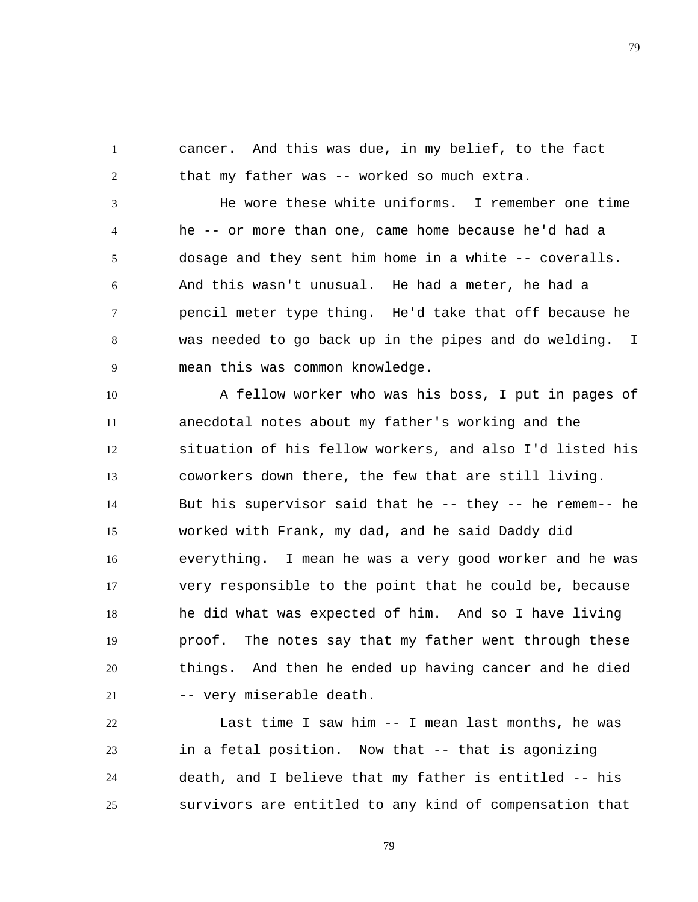cancer. And this was due, in my belief, to the fact that my father was -- worked so much extra.

He wore these white uniforms. I remember one time he -- or more than one, came home because he'd had a dosage and they sent him home in a white -- coveralls. And this wasn't unusual. He had a meter, he had a pencil meter type thing. He'd take that off because he was needed to go back up in the pipes and do welding. I mean this was common knowledge.

A fellow worker who was his boss, I put in pages of anecdotal notes about my father's working and the situation of his fellow workers, and also I'd listed his coworkers down there, the few that are still living. But his supervisor said that he -- they -- he remem-- he worked with Frank, my dad, and he said Daddy did everything. I mean he was a very good worker and he was very responsible to the point that he could be, because he did what was expected of him. And so I have living proof. The notes say that my father went through these things. And then he ended up having cancer and he died -- very miserable death.

Last time I saw him -- I mean last months, he was in a fetal position. Now that -- that is agonizing death, and I believe that my father is entitled -- his survivors are entitled to any kind of compensation that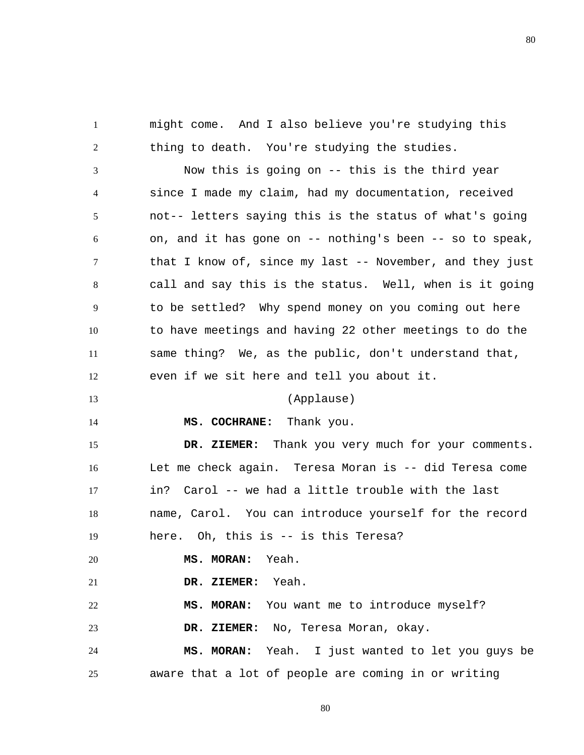might come. And I also believe you're studying this thing to death. You're studying the studies.

Now this is going on -- this is the third year since I made my claim, had my documentation, received not-- letters saying this is the status of what's going on, and it has gone on -- nothing's been -- so to speak, that I know of, since my last -- November, and they just call and say this is the status. Well, when is it going to be settled? Why spend money on you coming out here to have meetings and having 22 other meetings to do the same thing? We, as the public, don't understand that, even if we sit here and tell you about it.

(Applause)

**MS. COCHRANE:** Thank you.

**DR. ZIEMER:** Thank you very much for your comments. Let me check again. Teresa Moran is -- did Teresa come in? Carol -- we had a little trouble with the last name, Carol. You can introduce yourself for the record here. Oh, this is -- is this Teresa?

**MS. MORAN:** Yeah.

**DR. ZIEMER:** Yeah.

**MS. MORAN:** You want me to introduce myself?

**DR. ZIEMER:** No, Teresa Moran, okay.

**MS. MORAN:** Yeah. I just wanted to let you guys be aware that a lot of people are coming in or writing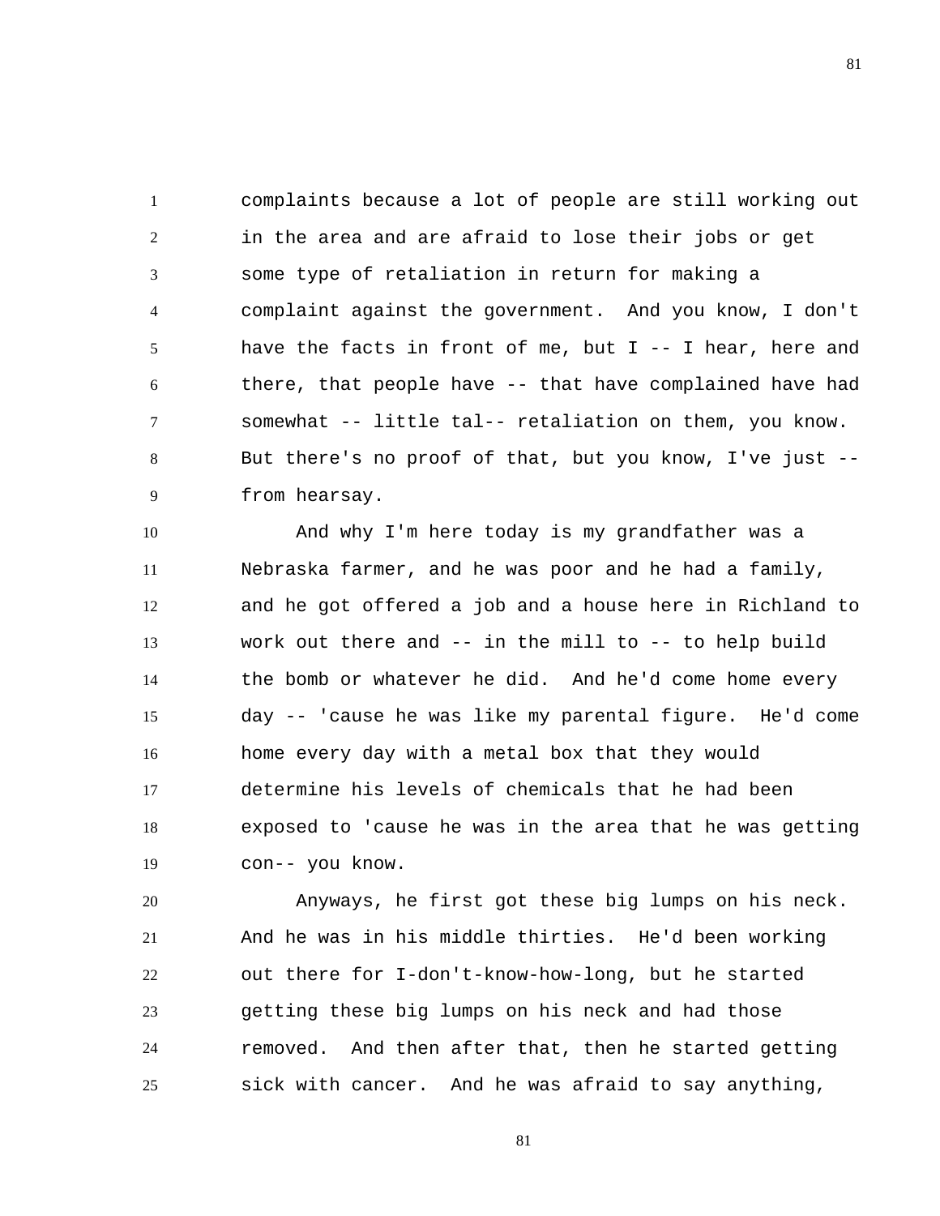complaints because a lot of people are still working out in the area and are afraid to lose their jobs or get some type of retaliation in return for making a complaint against the government. And you know, I don't have the facts in front of me, but I -- I hear, here and there, that people have -- that have complained have had somewhat -- little tal-- retaliation on them, you know. But there's no proof of that, but you know, I've just -- from hearsay.

And why I'm here today is my grandfather was a Nebraska farmer, and he was poor and he had a family, and he got offered a job and a house here in Richland to work out there and -- in the mill to -- to help build the bomb or whatever he did. And he'd come home every day -- 'cause he was like my parental figure. He'd come home every day with a metal box that they would determine his levels of chemicals that he had been exposed to 'cause he was in the area that he was getting con-- you know.

Anyways, he first got these big lumps on his neck. And he was in his middle thirties. He'd been working out there for I-don't-know-how-long, but he started getting these big lumps on his neck and had those removed. And then after that, then he started getting sick with cancer. And he was afraid to say anything,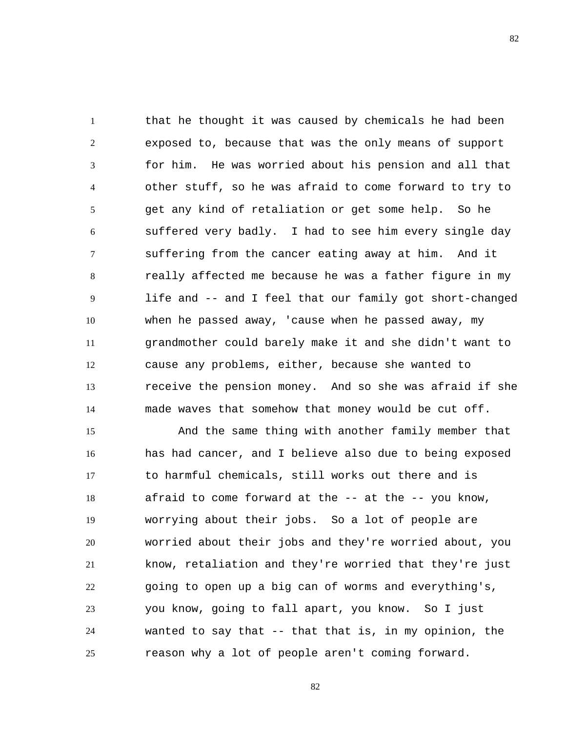that he thought it was caused by chemicals he had been exposed to, because that was the only means of support for him. He was worried about his pension and all that other stuff, so he was afraid to come forward to try to get any kind of retaliation or get some help. So he suffered very badly. I had to see him every single day suffering from the cancer eating away at him. And it really affected me because he was a father figure in my life and -- and I feel that our family got short-changed when he passed away, 'cause when he passed away, my grandmother could barely make it and she didn't want to cause any problems, either, because she wanted to receive the pension money. And so she was afraid if she made waves that somehow that money would be cut off.

And the same thing with another family member that has had cancer, and I believe also due to being exposed to harmful chemicals, still works out there and is afraid to come forward at the -- at the -- you know, worrying about their jobs. So a lot of people are worried about their jobs and they're worried about, you know, retaliation and they're worried that they're just going to open up a big can of worms and everything's, you know, going to fall apart, you know. So I just wanted to say that -- that that is, in my opinion, the reason why a lot of people aren't coming forward.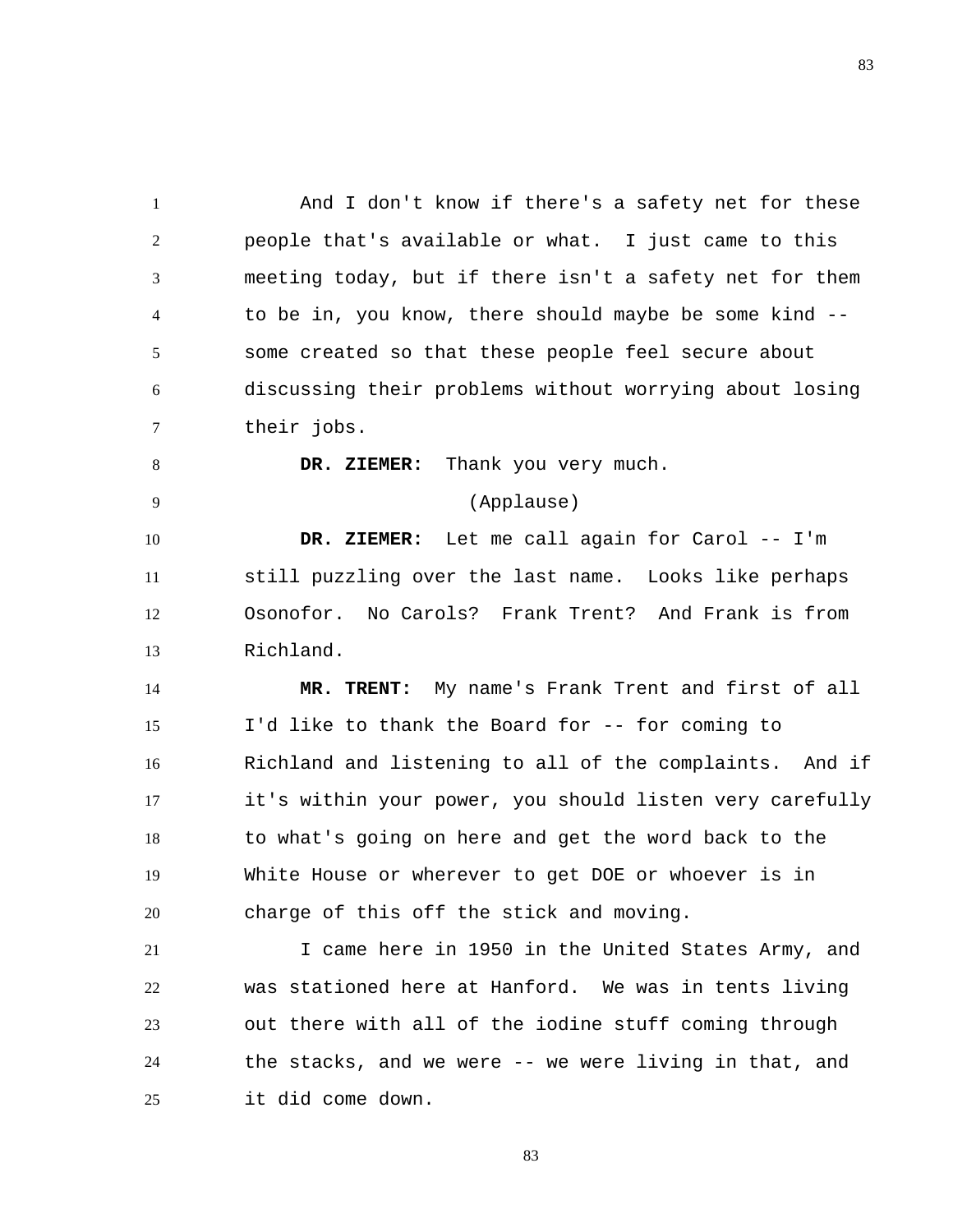And I don't know if there's a safety net for these people that's available or what. I just came to this meeting today, but if there isn't a safety net for them to be in, you know, there should maybe be some kind -- some created so that these people feel secure about discussing their problems without worrying about losing their jobs.

**DR. ZIEMER:** Thank you very much.

(Applause)

**DR. ZIEMER:** Let me call again for Carol -- I'm still puzzling over the last name. Looks like perhaps Osonofor. No Carols? Frank Trent? And Frank is from Richland.

**MR. TRENT:** My name's Frank Trent and first of all I'd like to thank the Board for -- for coming to Richland and listening to all of the complaints. And if it's within your power, you should listen very carefully to what's going on here and get the word back to the White House or wherever to get DOE or whoever is in charge of this off the stick and moving.

I came here in 1950 in the United States Army, and was stationed here at Hanford. We was in tents living out there with all of the iodine stuff coming through the stacks, and we were -- we were living in that, and it did come down.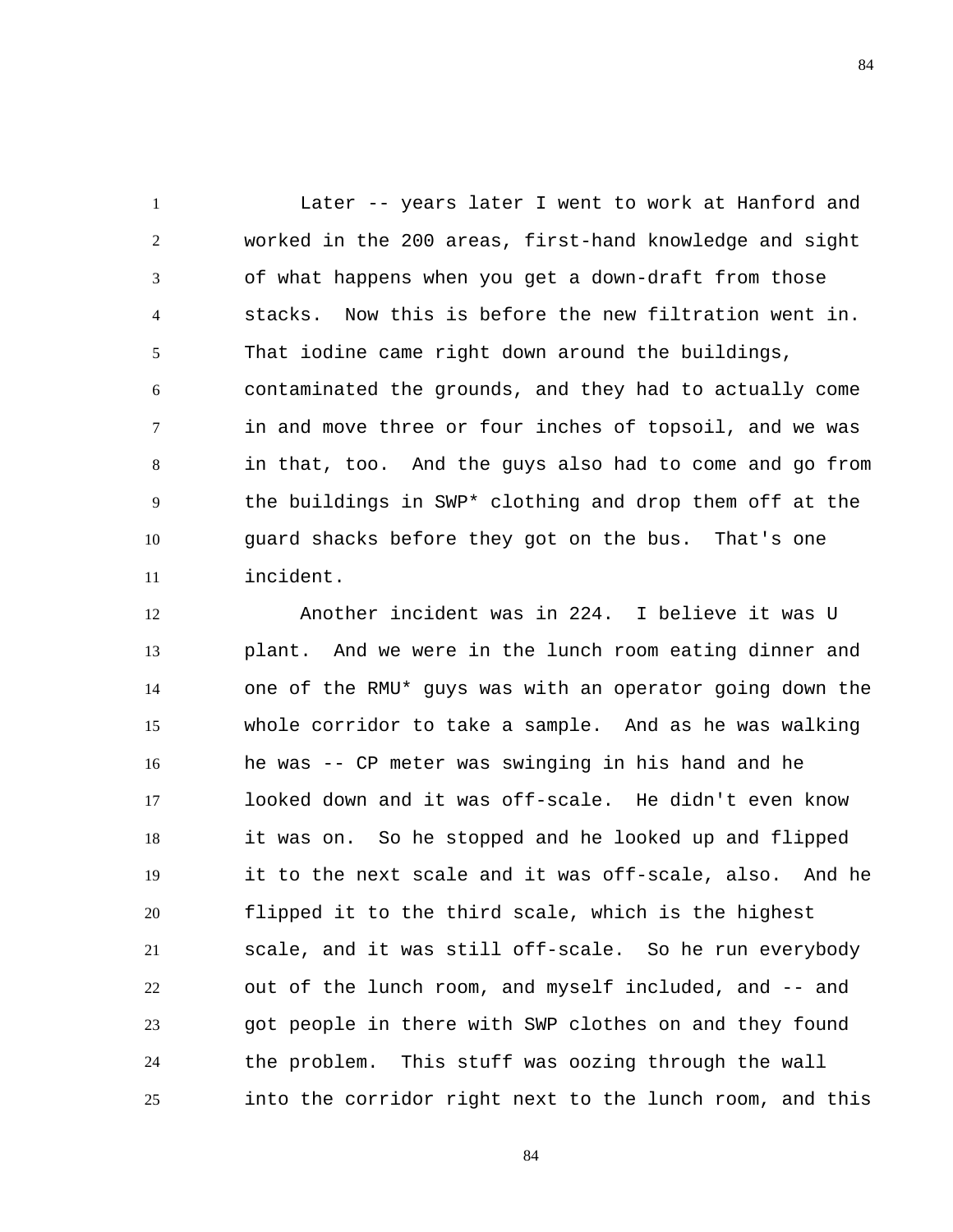Later -- years later I went to work at Hanford and worked in the 200 areas, first-hand knowledge and sight of what happens when you get a down-draft from those stacks. Now this is before the new filtration went in. That iodine came right down around the buildings, contaminated the grounds, and they had to actually come in and move three or four inches of topsoil, and we was in that, too. And the guys also had to come and go from the buildings in SWP* clothing and drop them off at the guard shacks before they got on the bus. That's one incident.

Another incident was in 224. I believe it was U plant. And we were in the lunch room eating dinner and one of the RMU* guys was with an operator going down the whole corridor to take a sample. And as he was walking he was -- CP meter was swinging in his hand and he looked down and it was off-scale. He didn't even know it was on. So he stopped and he looked up and flipped it to the next scale and it was off-scale, also. And he flipped it to the third scale, which is the highest scale, and it was still off-scale. So he run everybody out of the lunch room, and myself included, and -- and got people in there with SWP clothes on and they found the problem. This stuff was oozing through the wall into the corridor right next to the lunch room, and this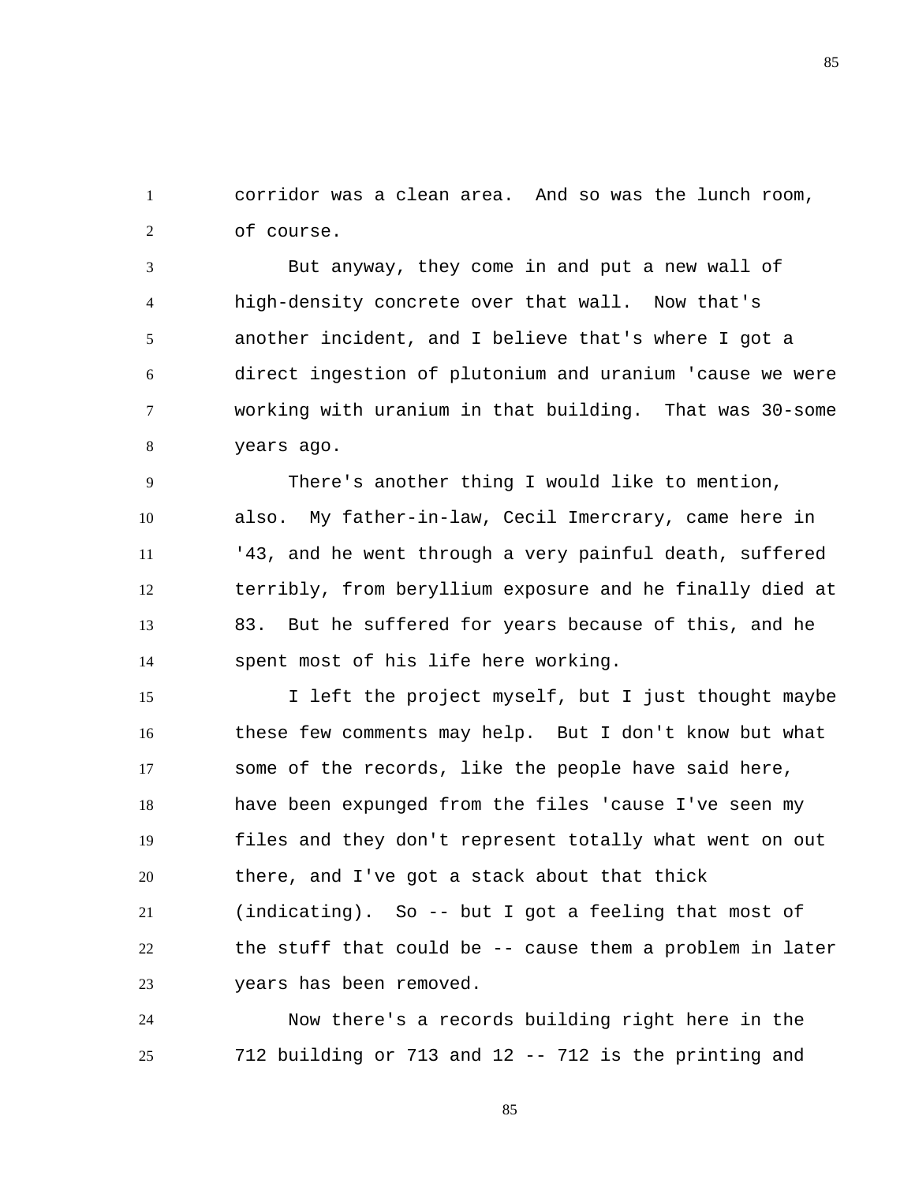corridor was a clean area. And so was the lunch room, of course.

But anyway, they come in and put a new wall of high-density concrete over that wall. Now that's another incident, and I believe that's where I got a direct ingestion of plutonium and uranium 'cause we were working with uranium in that building. That was 30-some years ago.

There's another thing I would like to mention, also. My father-in-law, Cecil Imercrary, came here in '43, and he went through a very painful death, suffered terribly, from beryllium exposure and he finally died at 83. But he suffered for years because of this, and he spent most of his life here working.

I left the project myself, but I just thought maybe these few comments may help. But I don't know but what some of the records, like the people have said here, have been expunged from the files 'cause I've seen my files and they don't represent totally what went on out there, and I've got a stack about that thick (indicating). So -- but I got a feeling that most of the stuff that could be -- cause them a problem in later years has been removed.

Now there's a records building right here in the 712 building or 713 and 12 -- 712 is the printing and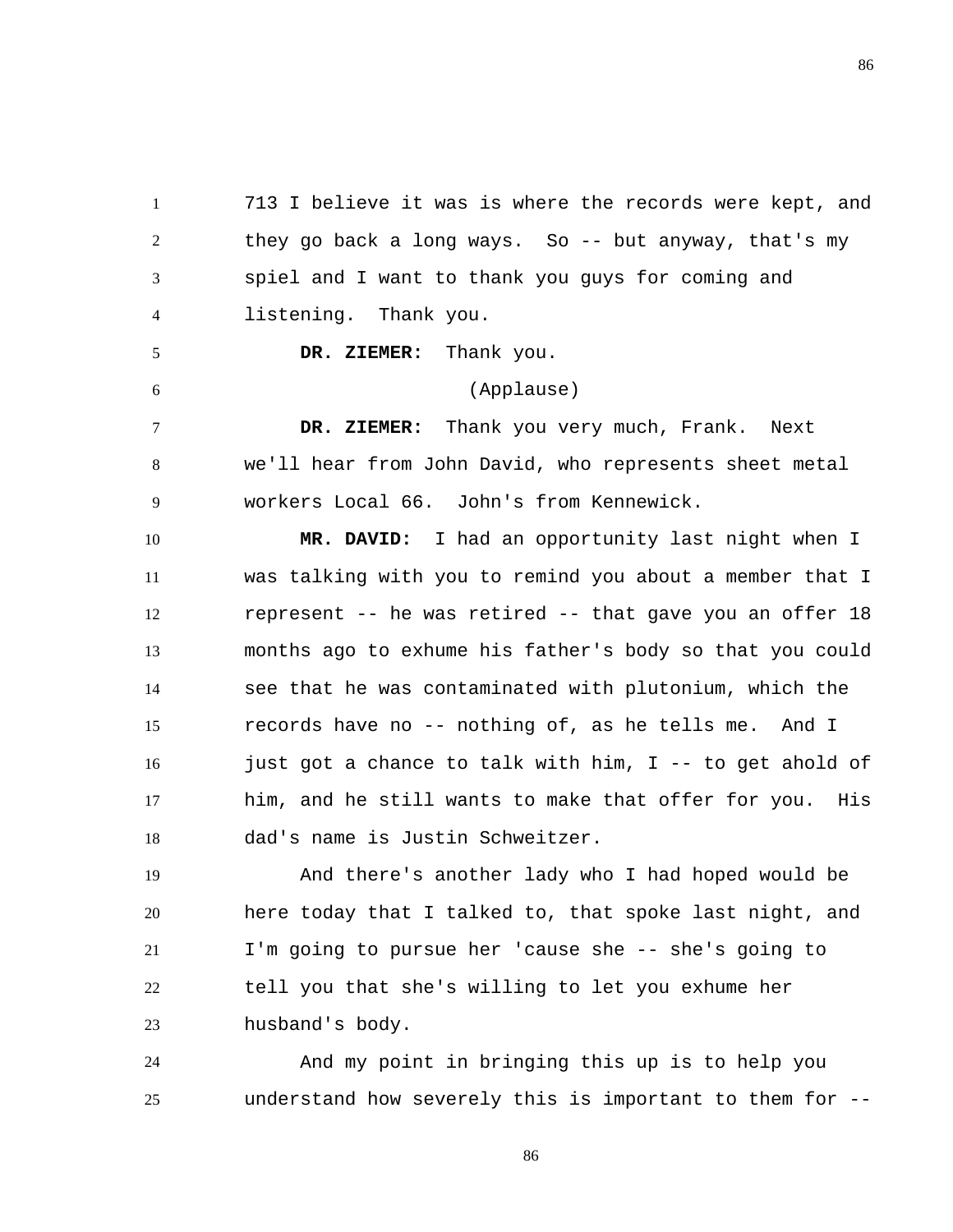713 I believe it was is where the records were kept, and they go back a long ways. So -- but anyway, that's my spiel and I want to thank you guys for coming and listening. Thank you.

**DR. ZIEMER:** Thank you.

(Applause)

**DR. ZIEMER:** Thank you very much, Frank. Next we'll hear from John David, who represents sheet metal workers Local 66. John's from Kennewick.

**MR. DAVID:** I had an opportunity last night when I was talking with you to remind you about a member that I represent -- he was retired -- that gave you an offer 18 months ago to exhume his father's body so that you could see that he was contaminated with plutonium, which the records have no -- nothing of, as he tells me. And I just got a chance to talk with him, I -- to get ahold of him, and he still wants to make that offer for you. His dad's name is Justin Schweitzer.

And there's another lady who I had hoped would be here today that I talked to, that spoke last night, and I'm going to pursue her 'cause she -- she's going to tell you that she's willing to let you exhume her husband's body.

And my point in bringing this up is to help you understand how severely this is important to them for --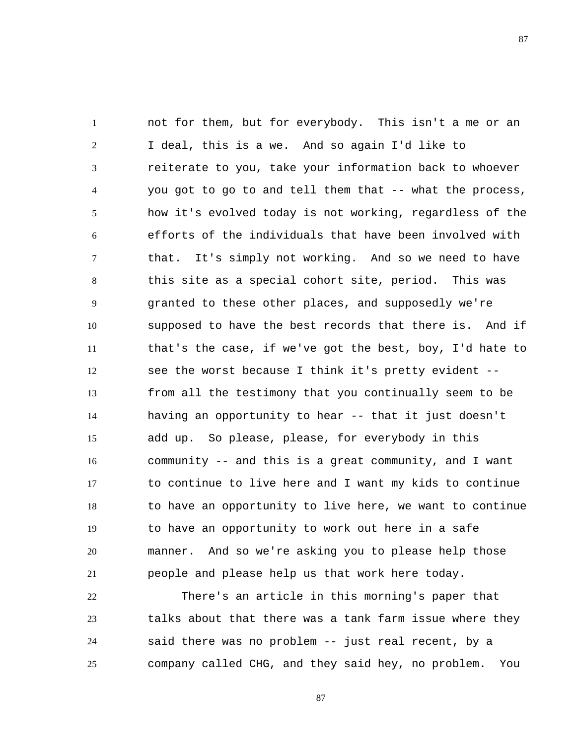not for them, but for everybody. This isn't a me or an I deal, this is a we. And so again I'd like to reiterate to you, take your information back to whoever you got to go to and tell them that -- what the process, how it's evolved today is not working, regardless of the efforts of the individuals that have been involved with that. It's simply not working. And so we need to have this site as a special cohort site, period. This was granted to these other places, and supposedly we're supposed to have the best records that there is. And if that's the case, if we've got the best, boy, I'd hate to see the worst because I think it's pretty evident -- from all the testimony that you continually seem to be having an opportunity to hear -- that it just doesn't add up. So please, please, for everybody in this community -- and this is a great community, and I want to continue to live here and I want my kids to continue to have an opportunity to live here, we want to continue to have an opportunity to work out here in a safe manner. And so we're asking you to please help those people and please help us that work here today.

There's an article in this morning's paper that talks about that there was a tank farm issue where they said there was no problem -- just real recent, by a company called CHG, and they said hey, no problem. You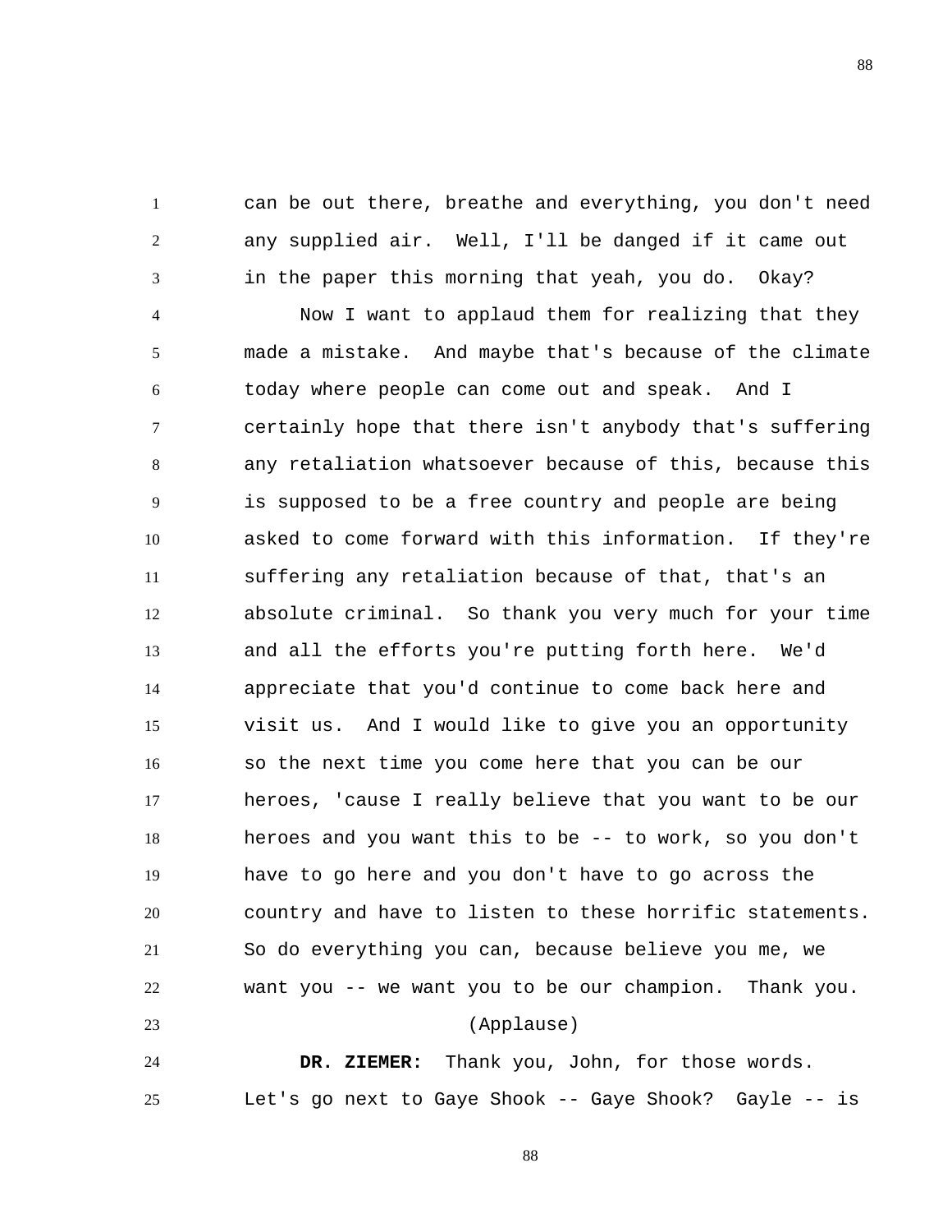can be out there, breathe and everything, you don't need any supplied air. Well, I'll be danged if it came out in the paper this morning that yeah, you do. Okay?

Now I want to applaud them for realizing that they made a mistake. And maybe that's because of the climate today where people can come out and speak. And I certainly hope that there isn't anybody that's suffering any retaliation whatsoever because of this, because this is supposed to be a free country and people are being asked to come forward with this information. If they're suffering any retaliation because of that, that's an absolute criminal. So thank you very much for your time and all the efforts you're putting forth here. We'd appreciate that you'd continue to come back here and visit us. And I would like to give you an opportunity so the next time you come here that you can be our heroes, 'cause I really believe that you want to be our heroes and you want this to be -- to work, so you don't have to go here and you don't have to go across the country and have to listen to these horrific statements. So do everything you can, because believe you me, we want you -- we want you to be our champion. Thank you.

(Applause)

**DR. ZIEMER:** Thank you, John, for those words. Let's go next to Gaye Shook -- Gaye Shook? Gayle -- is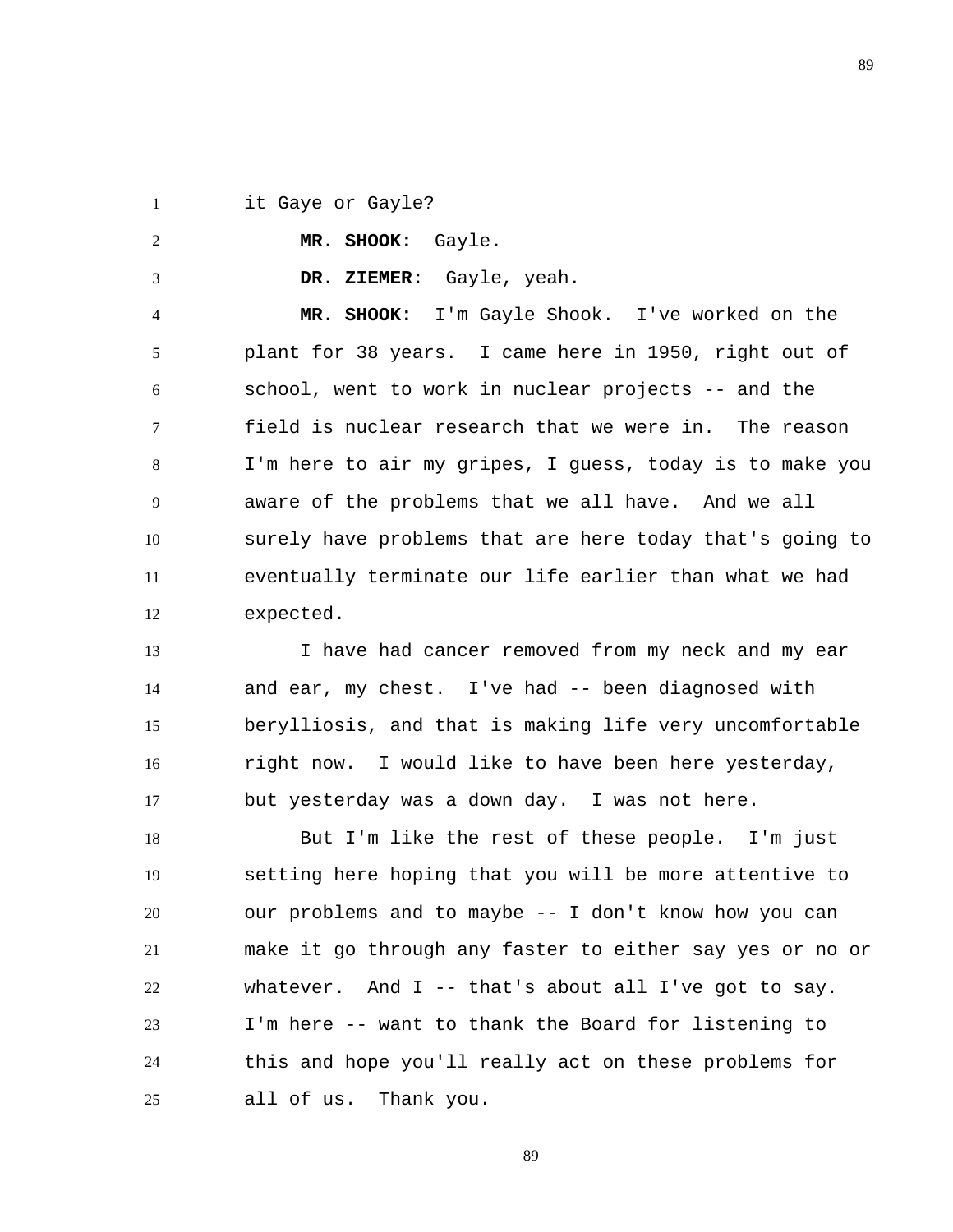it Gaye or Gayle?

**MR. SHOOK:** Gayle.

**DR. ZIEMER:** Gayle, yeah.

**MR. SHOOK:** I'm Gayle Shook. I've worked on the plant for 38 years. I came here in 1950, right out of school, went to work in nuclear projects -- and the field is nuclear research that we were in. The reason I'm here to air my gripes, I guess, today is to make you aware of the problems that we all have. And we all surely have problems that are here today that's going to eventually terminate our life earlier than what we had expected.

I have had cancer removed from my neck and my ear and ear, my chest. I've had -- been diagnosed with berylliosis, and that is making life very uncomfortable right now. I would like to have been here yesterday, but yesterday was a down day. I was not here.

But I'm like the rest of these people. I'm just setting here hoping that you will be more attentive to our problems and to maybe -- I don't know how you can make it go through any faster to either say yes or no or whatever. And I -- that's about all I've got to say. I'm here -- want to thank the Board for listening to this and hope you'll really act on these problems for all of us. Thank you.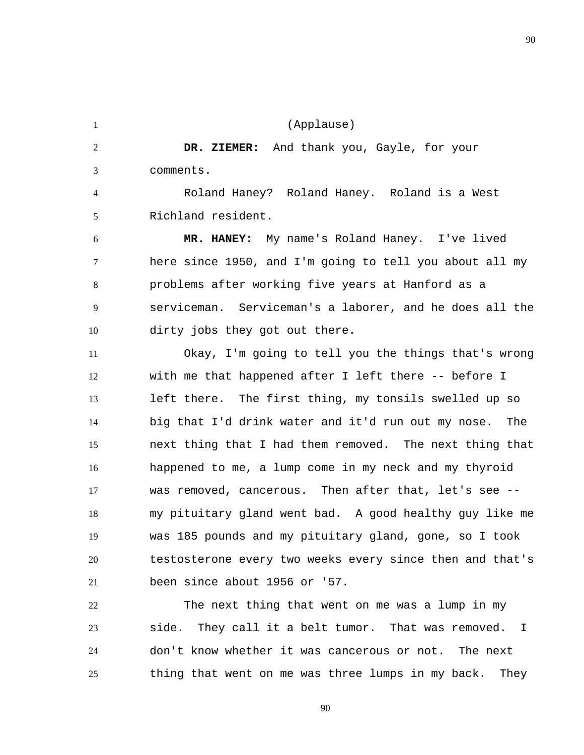(Applause)

**DR. ZIEMER:** And thank you, Gayle, for your comments.

Roland Haney? Roland Haney. Roland is a West Richland resident.

**MR. HANEY:** My name's Roland Haney. I've lived here since 1950, and I'm going to tell you about all my problems after working five years at Hanford as a serviceman. Serviceman's a laborer, and he does all the dirty jobs they got out there.

Okay, I'm going to tell you the things that's wrong with me that happened after I left there -- before I left there. The first thing, my tonsils swelled up so big that I'd drink water and it'd run out my nose. The next thing that I had them removed. The next thing that happened to me, a lump come in my neck and my thyroid was removed, cancerous. Then after that, let's see -- my pituitary gland went bad. A good healthy guy like me was 185 pounds and my pituitary gland, gone, so I took testosterone every two weeks every since then and that's been since about 1956 or '57.

The next thing that went on me was a lump in my side. They call it a belt tumor. That was removed. I don't know whether it was cancerous or not. The next thing that went on me was three lumps in my back. They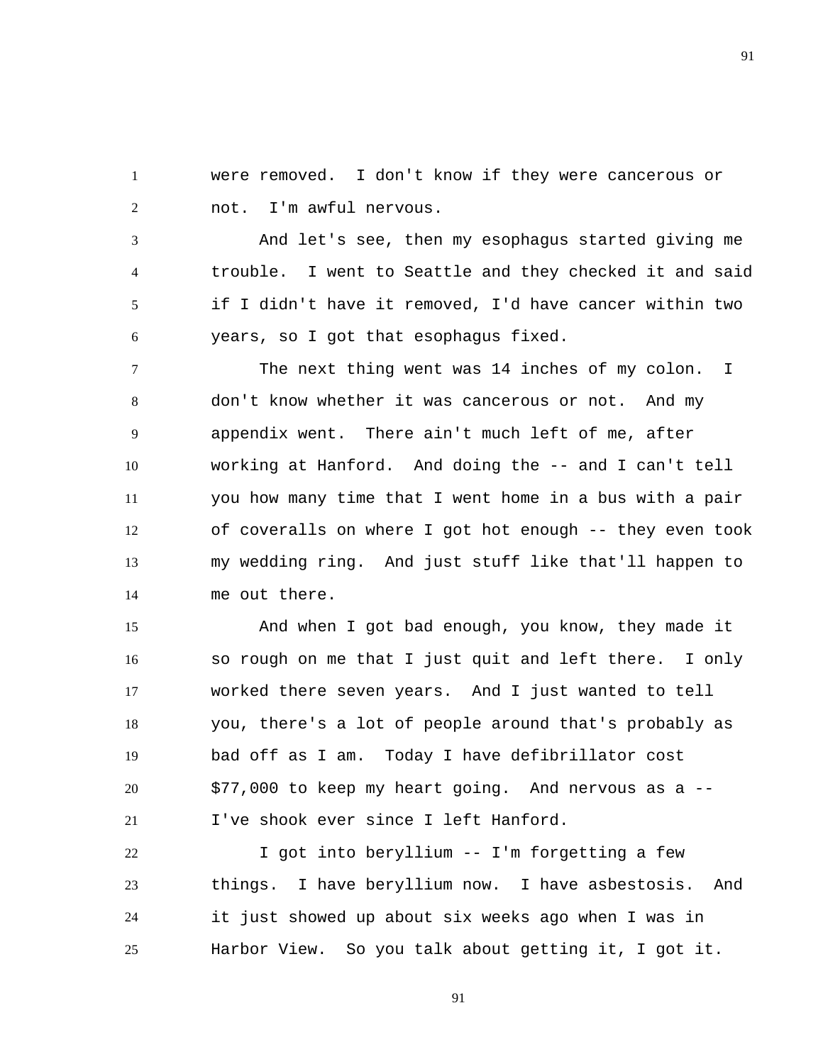were removed. I don't know if they were cancerous or not. I'm awful nervous.

And let's see, then my esophagus started giving me trouble. I went to Seattle and they checked it and said if I didn't have it removed, I'd have cancer within two years, so I got that esophagus fixed.

The next thing went was 14 inches of my colon. I don't know whether it was cancerous or not. And my appendix went. There ain't much left of me, after working at Hanford. And doing the -- and I can't tell you how many time that I went home in a bus with a pair of coveralls on where I got hot enough -- they even took my wedding ring. And just stuff like that'll happen to me out there.

And when I got bad enough, you know, they made it so rough on me that I just quit and left there. I only worked there seven years. And I just wanted to tell you, there's a lot of people around that's probably as bad off as I am. Today I have defibrillator cost $77,000 to keep my heart going. And nervous as a -- I've shook ever since I left Hanford.

I got into beryllium -- I'm forgetting a few things. I have beryllium now. I have asbestosis. And it just showed up about six weeks ago when I was in Harbor View. So you talk about getting it, I got it.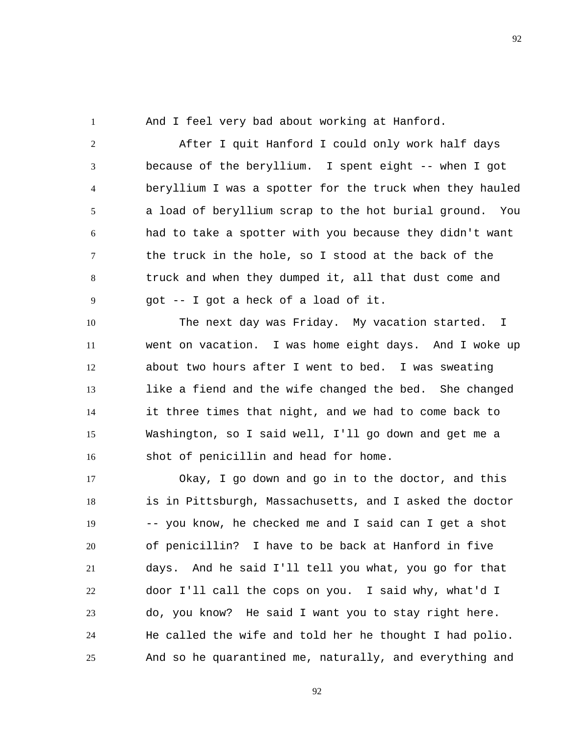And I feel very bad about working at Hanford.

After I quit Hanford I could only work half days because of the beryllium. I spent eight -- when I got beryllium I was a spotter for the truck when they hauled a load of beryllium scrap to the hot burial ground. You had to take a spotter with you because they didn't want the truck in the hole, so I stood at the back of the truck and when they dumped it, all that dust come and got -- I got a heck of a load of it.

The next day was Friday. My vacation started. I went on vacation. I was home eight days. And I woke up about two hours after I went to bed. I was sweating like a fiend and the wife changed the bed. She changed it three times that night, and we had to come back to Washington, so I said well, I'll go down and get me a shot of penicillin and head for home.

Okay, I go down and go in to the doctor, and this is in Pittsburgh, Massachusetts, and I asked the doctor -- you know, he checked me and I said can I get a shot of penicillin? I have to be back at Hanford in five days. And he said I'll tell you what, you go for that door I'll call the cops on you. I said why, what'd I do, you know? He said I want you to stay right here. He called the wife and told her he thought I had polio. And so he quarantined me, naturally, and everything and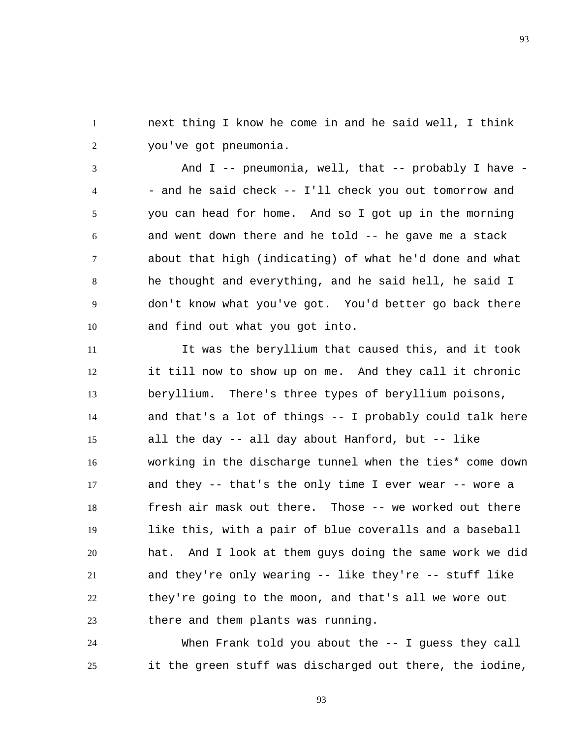next thing I know he come in and he said well, I think you've got pneumonia.

And I -- pneumonia, well, that -- probably I have -- and he said check -- I'll check you out tomorrow and you can head for home. And so I got up in the morning and went down there and he told -- he gave me a stack about that high (indicating) of what he'd done and what he thought and everything, and he said hell, he said I don't know what you've got. You'd better go back there and find out what you got into.

It was the beryllium that caused this, and it took it till now to show up on me. And they call it chronic beryllium. There's three types of beryllium poisons, and that's a lot of things -- I probably could talk here all the day -- all day about Hanford, but -- like working in the discharge tunnel when the ties* come down and they -- that's the only time I ever wear -- wore a fresh air mask out there. Those -- we worked out there like this, with a pair of blue coveralls and a baseball hat. And I look at them guys doing the same work we did and they're only wearing -- like they're -- stuff like they're going to the moon, and that's all we wore out there and them plants was running.

When Frank told you about the -- I guess they call it the green stuff was discharged out there, the iodine,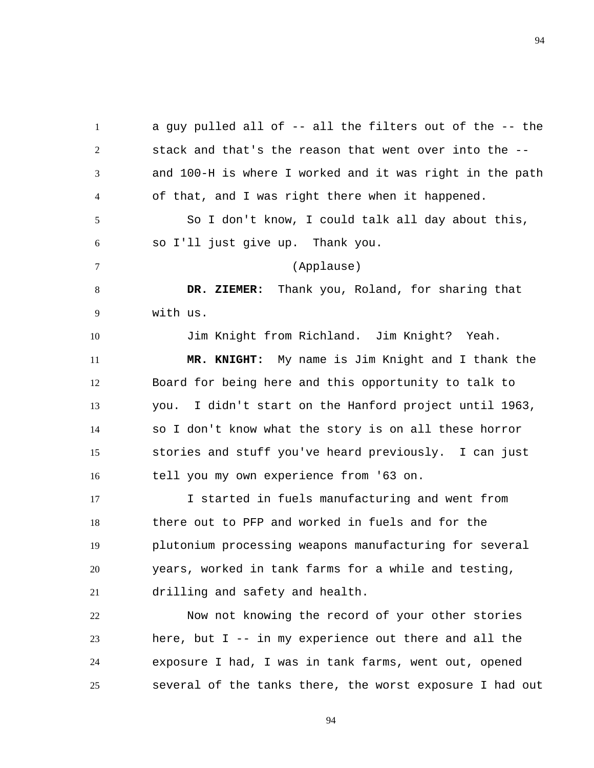a guy pulled all of -- all the filters out of the -- the stack and that's the reason that went over into the -- and 100-H is where I worked and it was right in the path of that, and I was right there when it happened.

So I don't know, I could talk all day about this, so I'll just give up. Thank you.

(Applause)

**DR. ZIEMER:** Thank you, Roland, for sharing that with us.

Jim Knight from Richland. Jim Knight? Yeah.

**MR. KNIGHT:** My name is Jim Knight and I thank the Board for being here and this opportunity to talk to you. I didn't start on the Hanford project until 1963, so I don't know what the story is on all these horror stories and stuff you've heard previously. I can just tell you my own experience from '63 on.

I started in fuels manufacturing and went from there out to PFP and worked in fuels and for the plutonium processing weapons manufacturing for several years, worked in tank farms for a while and testing, drilling and safety and health.

Now not knowing the record of your other stories here, but I -- in my experience out there and all the exposure I had, I was in tank farms, went out, opened several of the tanks there, the worst exposure I had out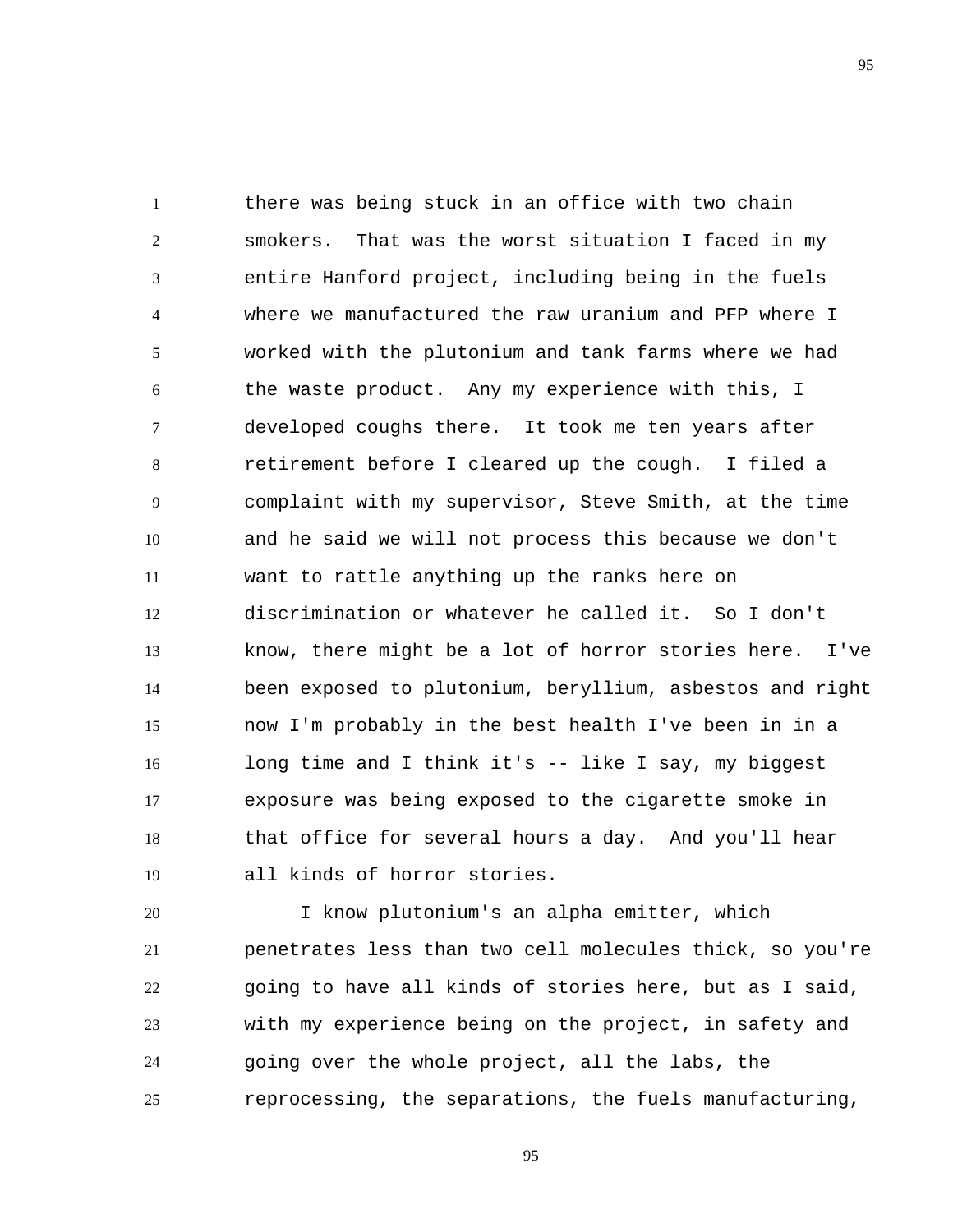there was being stuck in an office with two chain smokers. That was the worst situation I faced in my entire Hanford project, including being in the fuels where we manufactured the raw uranium and PFP where I worked with the plutonium and tank farms where we had the waste product. Any my experience with this, I developed coughs there. It took me ten years after retirement before I cleared up the cough. I filed a complaint with my supervisor, Steve Smith, at the time and he said we will not process this because we don't want to rattle anything up the ranks here on discrimination or whatever he called it. So I don't know, there might be a lot of horror stories here. I've been exposed to plutonium, beryllium, asbestos and right now I'm probably in the best health I've been in in a long time and I think it's -- like I say, my biggest exposure was being exposed to the cigarette smoke in that office for several hours a day. And you'll hear all kinds of horror stories.

I know plutonium's an alpha emitter, which penetrates less than two cell molecules thick, so you're going to have all kinds of stories here, but as I said, with my experience being on the project, in safety and going over the whole project, all the labs, the reprocessing, the separations, the fuels manufacturing,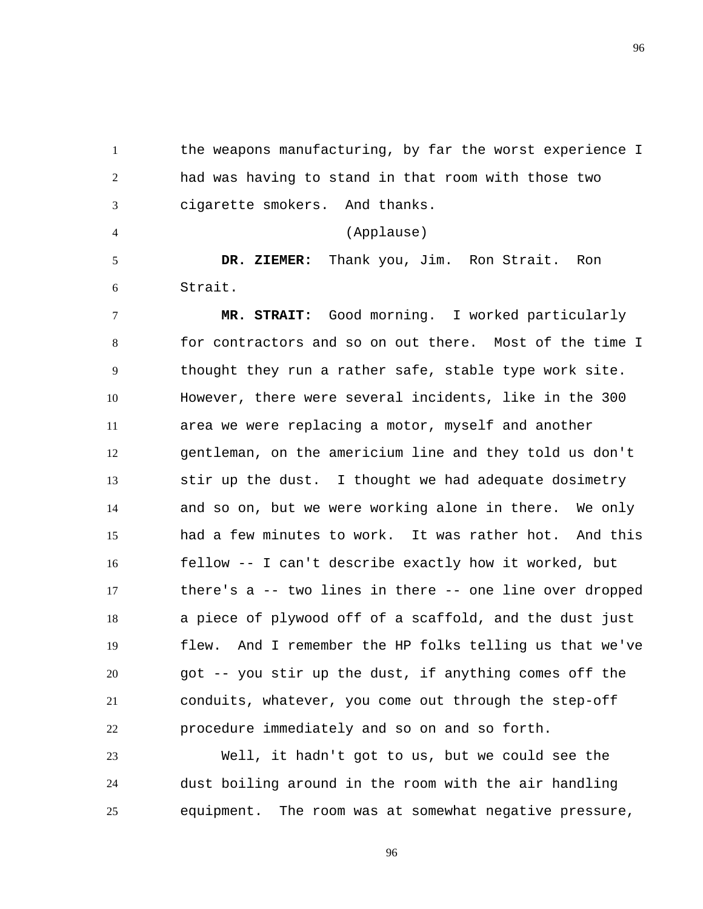the weapons manufacturing, by far the worst experience I had was having to stand in that room with those two cigarette smokers. And thanks.

(Applause)

**DR. ZIEMER:** Thank you, Jim. Ron Strait. Ron Strait.

**MR. STRAIT:** Good morning. I worked particularly for contractors and so on out there. Most of the time I thought they run a rather safe, stable type work site. However, there were several incidents, like in the 300 area we were replacing a motor, myself and another gentleman, on the americium line and they told us don't stir up the dust. I thought we had adequate dosimetry and so on, but we were working alone in there. We only had a few minutes to work. It was rather hot. And this fellow -- I can't describe exactly how it worked, but there's a -- two lines in there -- one line over dropped a piece of plywood off of a scaffold, and the dust just flew. And I remember the HP folks telling us that we've got -- you stir up the dust, if anything comes off the conduits, whatever, you come out through the step-off procedure immediately and so on and so forth.

Well, it hadn't got to us, but we could see the dust boiling around in the room with the air handling equipment. The room was at somewhat negative pressure,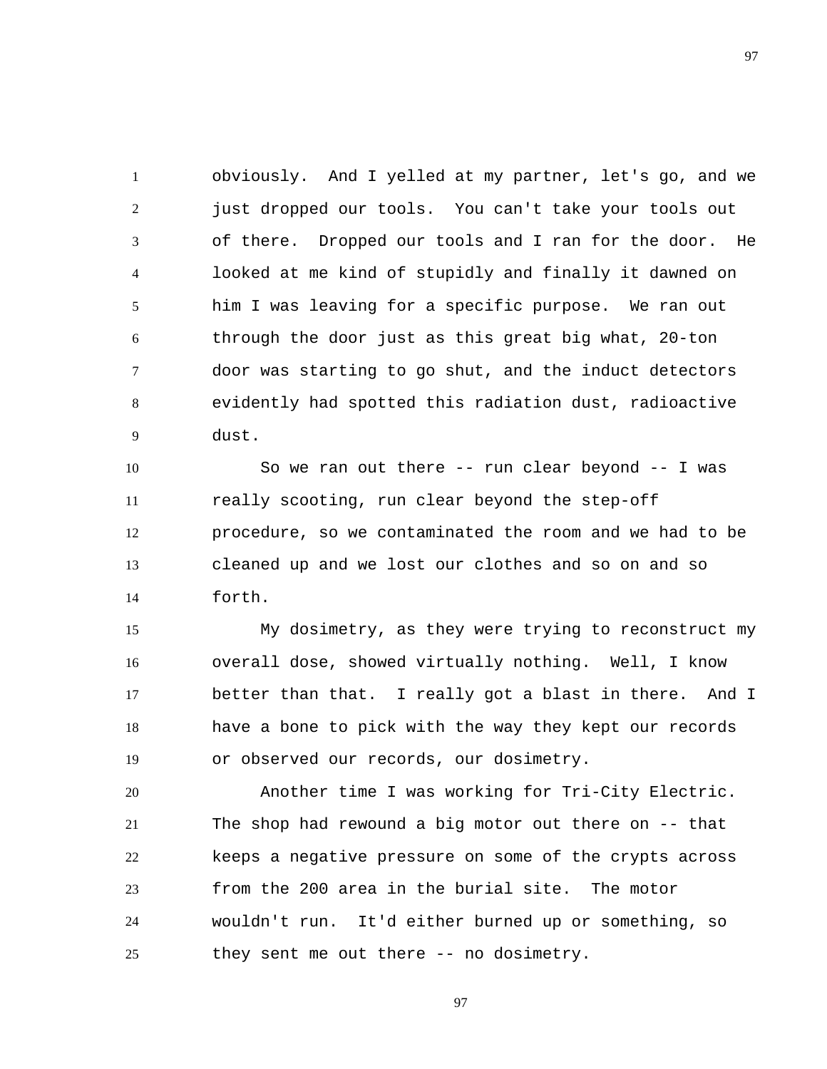obviously. And I yelled at my partner, let's go, and we just dropped our tools. You can't take your tools out of there. Dropped our tools and I ran for the door. He looked at me kind of stupidly and finally it dawned on him I was leaving for a specific purpose. We ran out through the door just as this great big what, 20-ton door was starting to go shut, and the induct detectors evidently had spotted this radiation dust, radioactive dust.

So we ran out there -- run clear beyond -- I was really scooting, run clear beyond the step-off procedure, so we contaminated the room and we had to be cleaned up and we lost our clothes and so on and so forth.

My dosimetry, as they were trying to reconstruct my overall dose, showed virtually nothing. Well, I know better than that. I really got a blast in there. And I have a bone to pick with the way they kept our records or observed our records, our dosimetry.

Another time I was working for Tri-City Electric. The shop had rewound a big motor out there on -- that keeps a negative pressure on some of the crypts across from the 200 area in the burial site. The motor wouldn't run. It'd either burned up or something, so they sent me out there -- no dosimetry.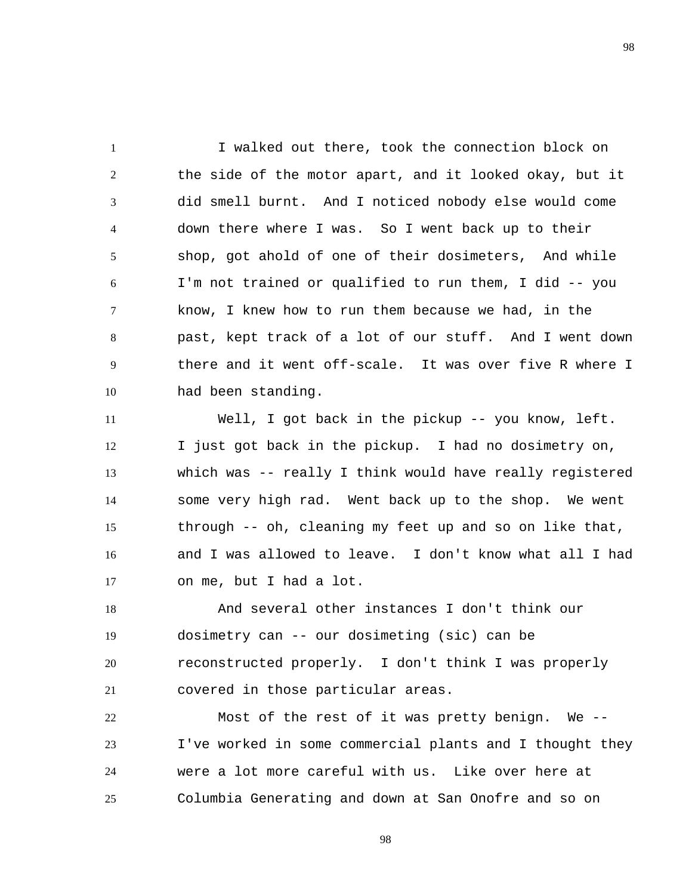I walked out there, took the connection block on the side of the motor apart, and it looked okay, but it did smell burnt. And I noticed nobody else would come down there where I was. So I went back up to their shop, got ahold of one of their dosimeters, And while I'm not trained or qualified to run them, I did -- you know, I knew how to run them because we had, in the past, kept track of a lot of our stuff. And I went down there and it went off-scale. It was over five R where I had been standing.

Well, I got back in the pickup -- you know, left. I just got back in the pickup. I had no dosimetry on, which was -- really I think would have really registered some very high rad. Went back up to the shop. We went through -- oh, cleaning my feet up and so on like that, and I was allowed to leave. I don't know what all I had on me, but I had a lot.

And several other instances I don't think our dosimetry can -- our dosimeting (sic) can be reconstructed properly. I don't think I was properly covered in those particular areas.

Most of the rest of it was pretty benign. We -- I've worked in some commercial plants and I thought they were a lot more careful with us. Like over here at Columbia Generating and down at San Onofre and so on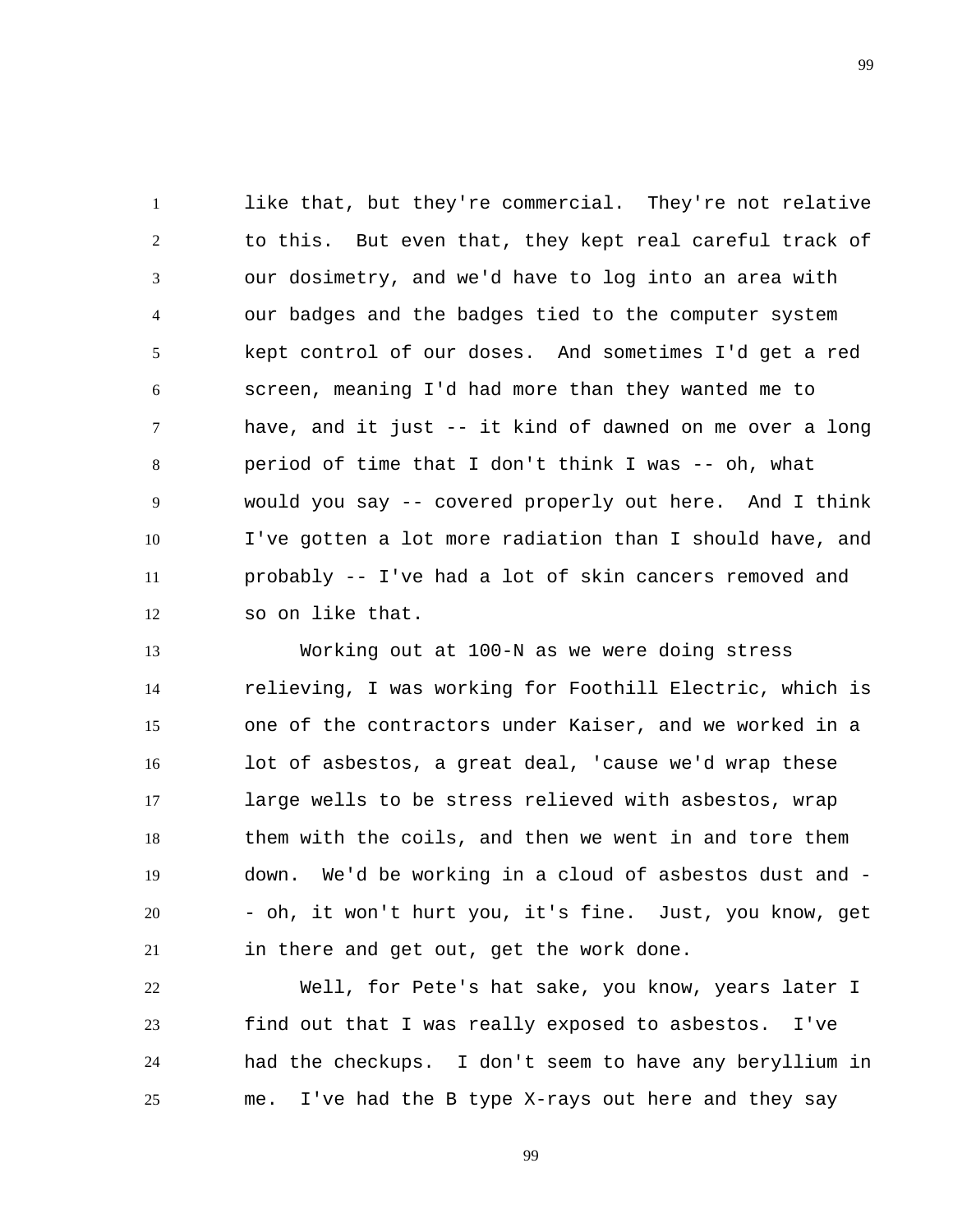like that, but they're commercial. They're not relative to this. But even that, they kept real careful track of our dosimetry, and we'd have to log into an area with our badges and the badges tied to the computer system kept control of our doses. And sometimes I'd get a red screen, meaning I'd had more than they wanted me to have, and it just -- it kind of dawned on me over a long period of time that I don't think I was -- oh, what would you say -- covered properly out here. And I think I've gotten a lot more radiation than I should have, and probably -- I've had a lot of skin cancers removed and so on like that.

Working out at 100-N as we were doing stress relieving, I was working for Foothill Electric, which is one of the contractors under Kaiser, and we worked in a lot of asbestos, a great deal, 'cause we'd wrap these large wells to be stress relieved with asbestos, wrap them with the coils, and then we went in and tore them down. We'd be working in a cloud of asbestos dust and -- oh, it won't hurt you, it's fine. Just, you know, get in there and get out, get the work done.

Well, for Pete's hat sake, you know, years later I find out that I was really exposed to asbestos. I've had the checkups. I don't seem to have any beryllium in me. I've had the B type X-rays out here and they say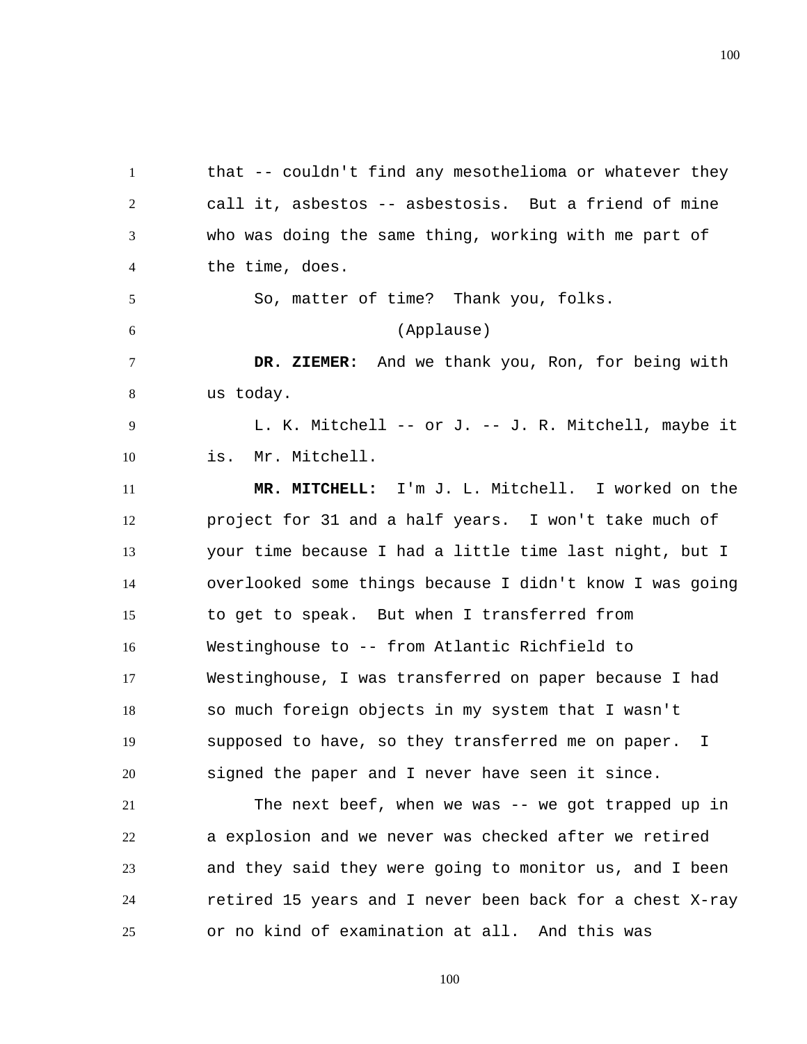that -- couldn't find any mesothelioma or whatever they call it, asbestos -- asbestosis. But a friend of mine who was doing the same thing, working with me part of the time, does.

So, matter of time? Thank you, folks.

(Applause)

**DR. ZIEMER:** And we thank you, Ron, for being with us today.

L. K. Mitchell -- or J. -- J. R. Mitchell, maybe it is. Mr. Mitchell.

**MR. MITCHELL:** I'm J. L. Mitchell. I worked on the project for 31 and a half years. I won't take much of your time because I had a little time last night, but I overlooked some things because I didn't know I was going to get to speak. But when I transferred from Westinghouse to -- from Atlantic Richfield to Westinghouse, I was transferred on paper because I had so much foreign objects in my system that I wasn't supposed to have, so they transferred me on paper. I signed the paper and I never have seen it since.

The next beef, when we was -- we got trapped up in a explosion and we never was checked after we retired and they said they were going to monitor us, and I been retired 15 years and I never been back for a chest X-ray or no kind of examination at all. And this was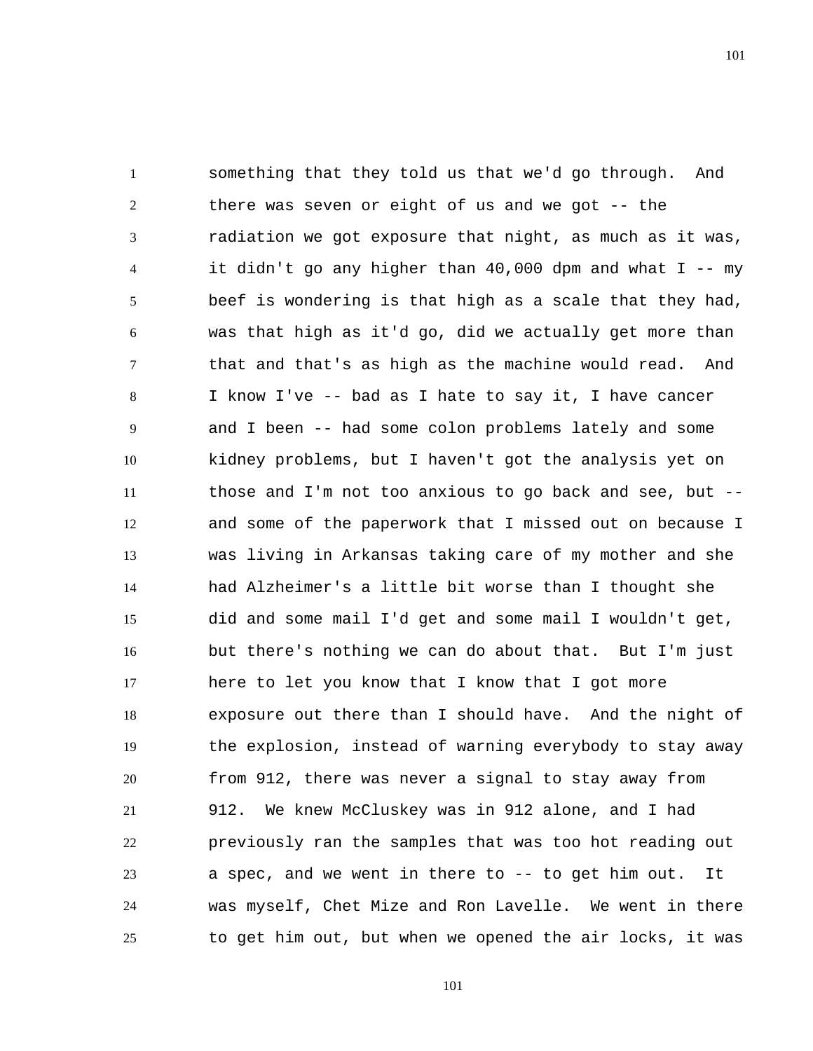something that they told us that we'd go through. And there was seven or eight of us and we got -- the radiation we got exposure that night, as much as it was, it didn't go any higher than 40,000 dpm and what I -- my beef is wondering is that high as a scale that they had, was that high as it'd go, did we actually get more than that and that's as high as the machine would read. And I know I've -- bad as I hate to say it, I have cancer and I been -- had some colon problems lately and some kidney problems, but I haven't got the analysis yet on those and I'm not too anxious to go back and see, but -- and some of the paperwork that I missed out on because I was living in Arkansas taking care of my mother and she had Alzheimer's a little bit worse than I thought she did and some mail I'd get and some mail I wouldn't get, but there's nothing we can do about that. But I'm just here to let you know that I know that I got more exposure out there than I should have. And the night of the explosion, instead of warning everybody to stay away from 912, there was never a signal to stay away from 912. We knew McCluskey was in 912 alone, and I had previously ran the samples that was too hot reading out a spec, and we went in there to -- to get him out. It was myself, Chet Mize and Ron Lavelle. We went in there to get him out, but when we opened the air locks, it was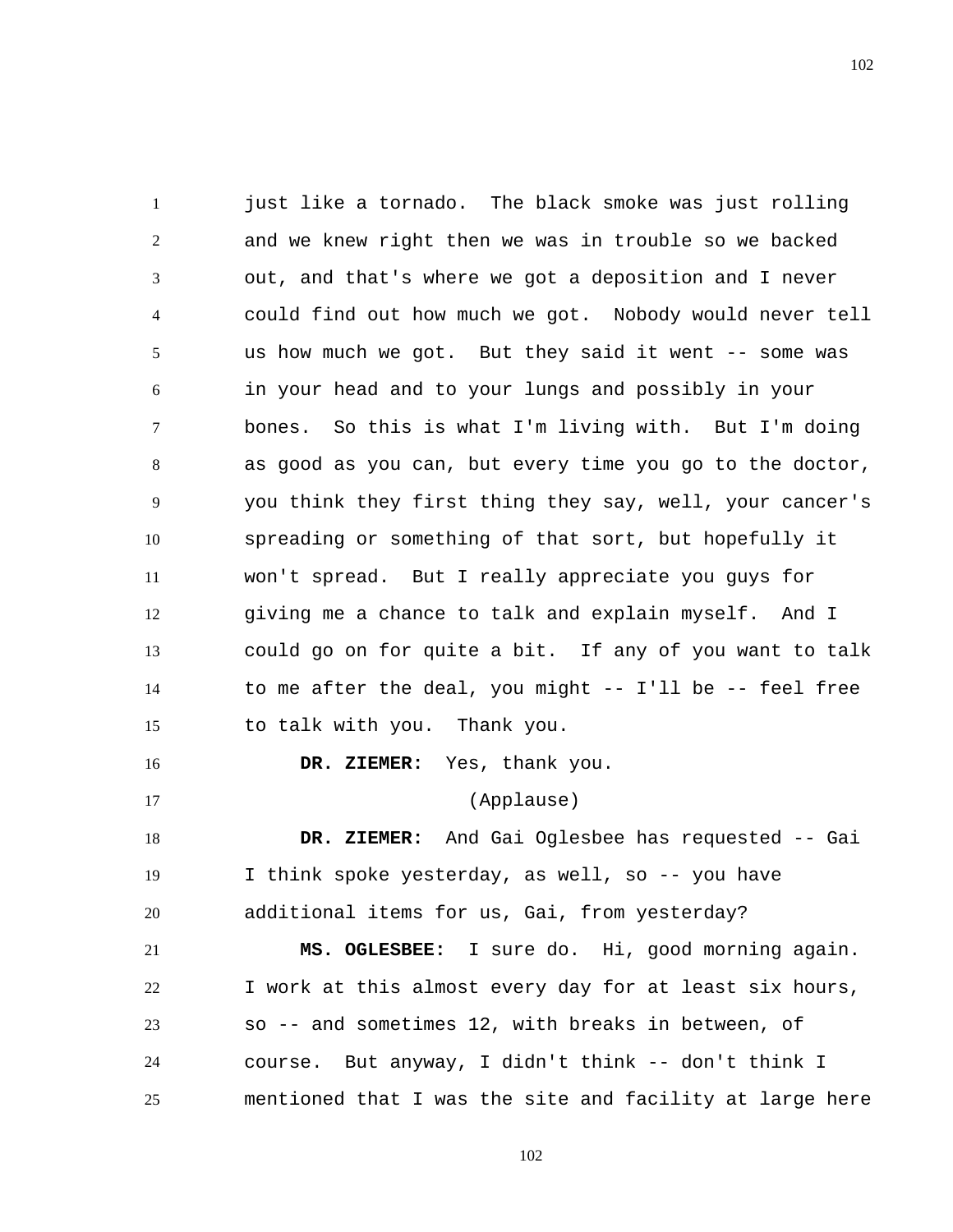just like a tornado. The black smoke was just rolling and we knew right then we was in trouble so we backed out, and that's where we got a deposition and I never could find out how much we got. Nobody would never tell us how much we got. But they said it went -- some was in your head and to your lungs and possibly in your bones. So this is what I'm living with. But I'm doing as good as you can, but every time you go to the doctor, you think they first thing they say, well, your cancer's spreading or something of that sort, but hopefully it won't spread. But I really appreciate you guys for giving me a chance to talk and explain myself. And I could go on for quite a bit. If any of you want to talk to me after the deal, you might -- I'll be -- feel free to talk with you. Thank you.

**DR. ZIEMER:** Yes, thank you.

(Applause)

**DR. ZIEMER:** And Gai Oglesbee has requested -- Gai I think spoke yesterday, as well, so -- you have additional items for us, Gai, from yesterday?

**MS. OGLESBEE:** I sure do. Hi, good morning again. I work at this almost every day for at least six hours, so -- and sometimes 12, with breaks in between, of course. But anyway, I didn't think -- don't think I mentioned that I was the site and facility at large here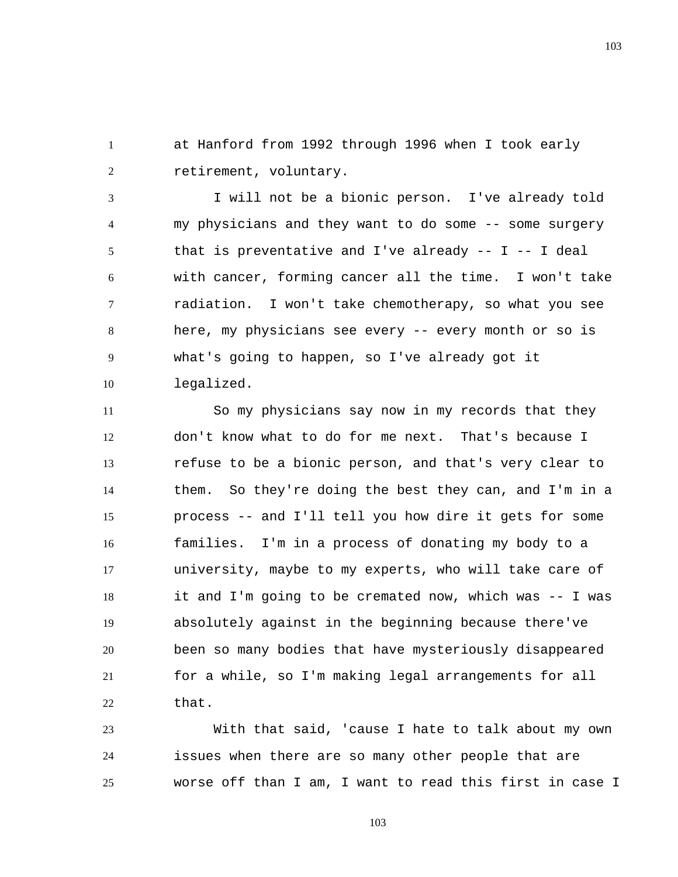at Hanford from 1992 through 1996 when I took early retirement, voluntary.

I will not be a bionic person. I've already told my physicians and they want to do some -- some surgery that is preventative and I've already -- I -- I deal with cancer, forming cancer all the time. I won't take radiation. I won't take chemotherapy, so what you see here, my physicians see every -- every month or so is what's going to happen, so I've already got it legalized.

So my physicians say now in my records that they don't know what to do for me next. That's because I refuse to be a bionic person, and that's very clear to them. So they're doing the best they can, and I'm in a process -- and I'll tell you how dire it gets for some families. I'm in a process of donating my body to a university, maybe to my experts, who will take care of it and I'm going to be cremated now, which was -- I was absolutely against in the beginning because there've been so many bodies that have mysteriously disappeared for a while, so I'm making legal arrangements for all that.

With that said, 'cause I hate to talk about my own issues when there are so many other people that are worse off than I am, I want to read this first in case I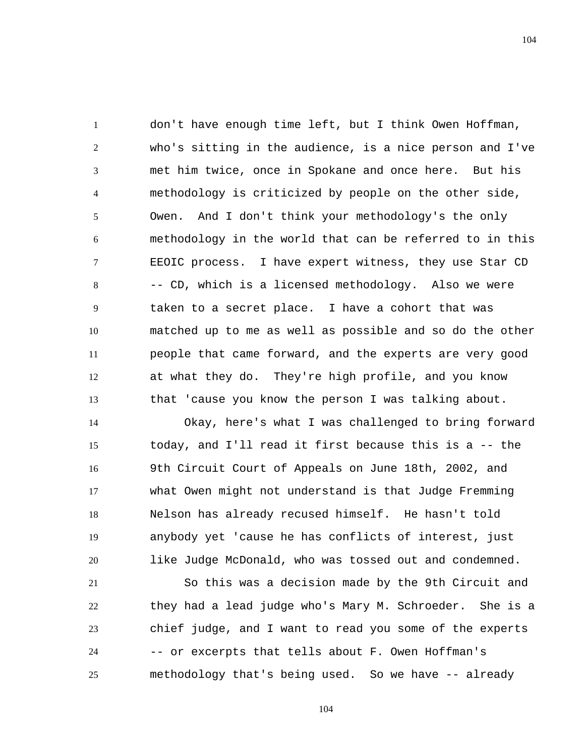don't have enough time left, but I think Owen Hoffman, who's sitting in the audience, is a nice person and I've met him twice, once in Spokane and once here. But his methodology is criticized by people on the other side, Owen. And I don't think your methodology's the only methodology in the world that can be referred to in this EEOIC process. I have expert witness, they use Star CD -- CD, which is a licensed methodology. Also we were taken to a secret place. I have a cohort that was matched up to me as well as possible and so do the other people that came forward, and the experts are very good at what they do. They're high profile, and you know that 'cause you know the person I was talking about.

Okay, here's what I was challenged to bring forward today, and I'll read it first because this is a -- the 9th Circuit Court of Appeals on June 18th, 2002, and what Owen might not understand is that Judge Fremming Nelson has already recused himself. He hasn't told anybody yet 'cause he has conflicts of interest, just like Judge McDonald, who was tossed out and condemned.

So this was a decision made by the 9th Circuit and they had a lead judge who's Mary M. Schroeder. She is a chief judge, and I want to read you some of the experts -- or excerpts that tells about F. Owen Hoffman's methodology that's being used. So we have -- already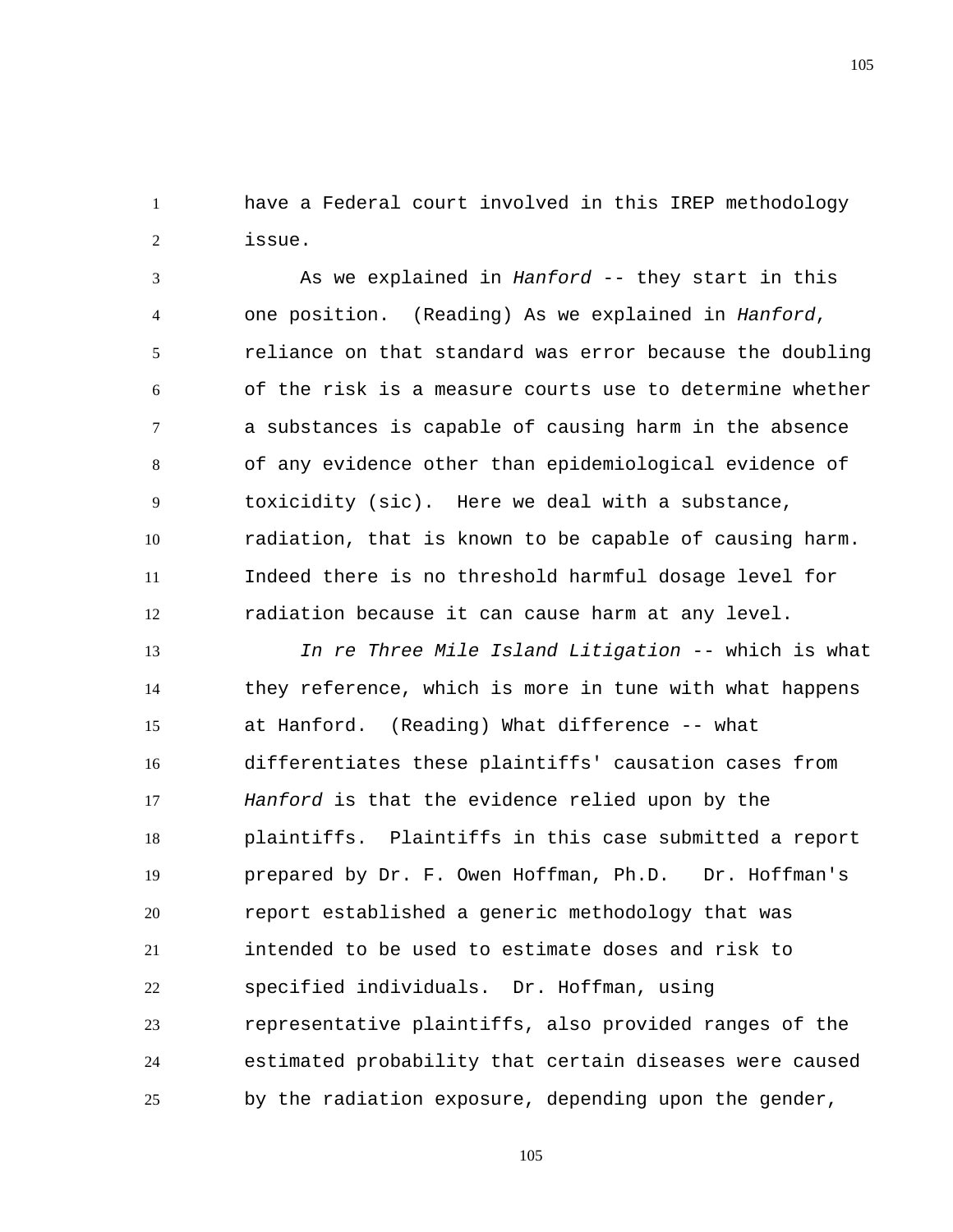have a Federal court involved in this IREP methodology issue.

As we explained in *Hanford* -- they start in this one position. (Reading) As we explained in *Hanford*, reliance on that standard was error because the doubling of the risk is a measure courts use to determine whether a substances is capable of causing harm in the absence of any evidence other than epidemiological evidence of toxicidity (sic). Here we deal with a substance, radiation, that is known to be capable of causing harm. Indeed there is no threshold harmful dosage level for radiation because it can cause harm at any level.

*In re Three Mile Island Litigation* -- which is what they reference, which is more in tune with what happens at Hanford. (Reading) What difference -- what differentiates these plaintiffs' causation cases from *Hanford* is that the evidence relied upon by the plaintiffs. Plaintiffs in this case submitted a report prepared by Dr. F. Owen Hoffman, Ph.D. Dr. Hoffman's report established a generic methodology that was intended to be used to estimate doses and risk to specified individuals. Dr. Hoffman, using representative plaintiffs, also provided ranges of the estimated probability that certain diseases were caused by the radiation exposure, depending upon the gender,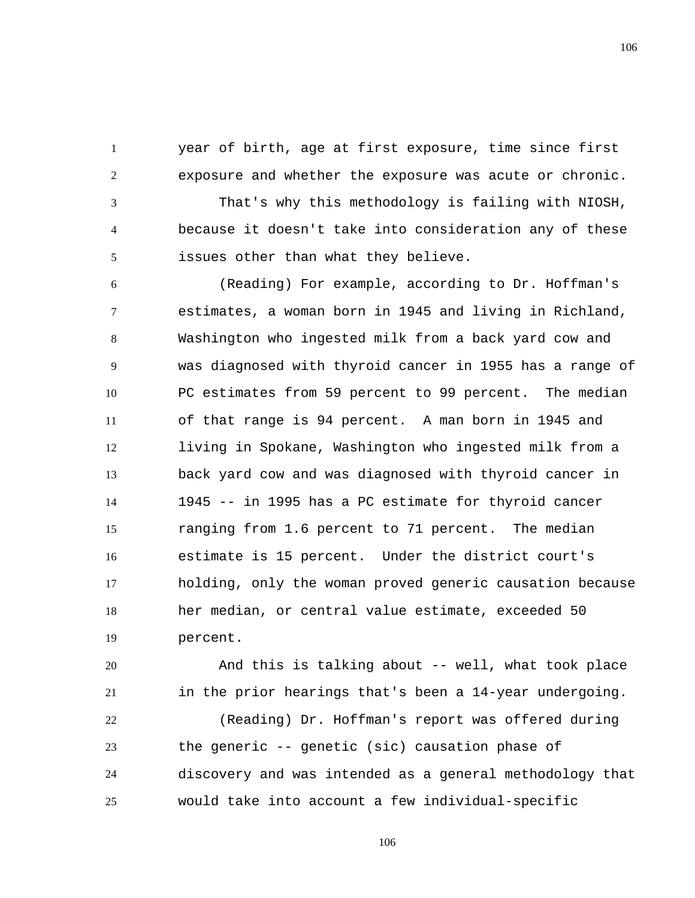year of birth, age at first exposure, time since first exposure and whether the exposure was acute or chronic.

That's why this methodology is failing with NIOSH, because it doesn't take into consideration any of these issues other than what they believe.

(Reading) For example, according to Dr. Hoffman's estimates, a woman born in 1945 and living in Richland, Washington who ingested milk from a back yard cow and was diagnosed with thyroid cancer in 1955 has a range of PC estimates from 59 percent to 99 percent. The median of that range is 94 percent. A man born in 1945 and living in Spokane, Washington who ingested milk from a back yard cow and was diagnosed with thyroid cancer in 1945 -- in 1995 has a PC estimate for thyroid cancer ranging from 1.6 percent to 71 percent. The median estimate is 15 percent. Under the district court's holding, only the woman proved generic causation because her median, or central value estimate, exceeded 50 percent.

And this is talking about -- well, what took place in the prior hearings that's been a 14-year undergoing.

(Reading) Dr. Hoffman's report was offered during the generic -- genetic (sic) causation phase of discovery and was intended as a general methodology that would take into account a few individual-specific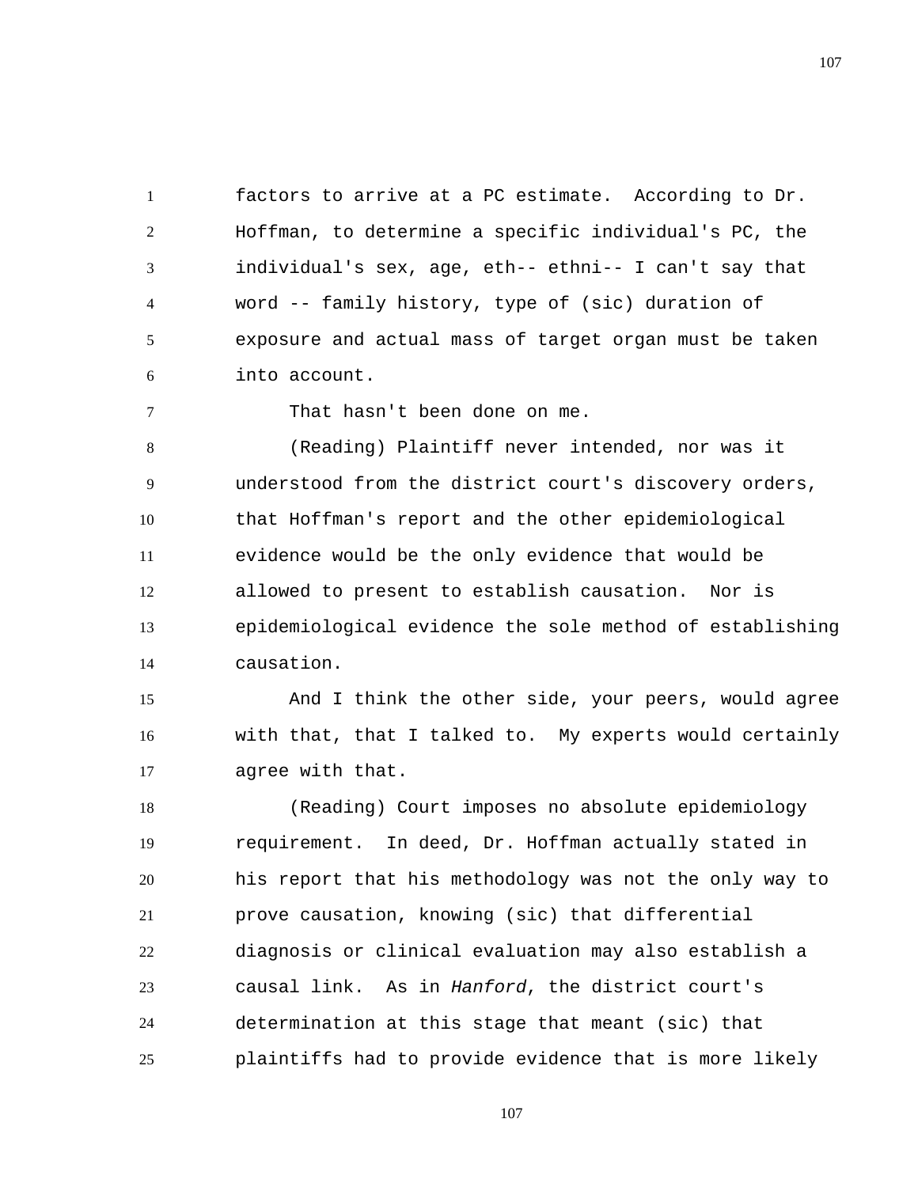factors to arrive at a PC estimate. According to Dr. Hoffman, to determine a specific individual's PC, the individual's sex, age, eth-- ethni-- I can't say that word -- family history, type of (sic) duration of exposure and actual mass of target organ must be taken into account.

That hasn't been done on me.

(Reading) Plaintiff never intended, nor was it understood from the district court's discovery orders, that Hoffman's report and the other epidemiological evidence would be the only evidence that would be allowed to present to establish causation. Nor is epidemiological evidence the sole method of establishing causation.

And I think the other side, your peers, would agree with that, that I talked to. My experts would certainly agree with that.

(Reading) Court imposes no absolute epidemiology requirement. In deed, Dr. Hoffman actually stated in his report that his methodology was not the only way to prove causation, knowing (sic) that differential diagnosis or clinical evaluation may also establish a causal link. As in *Hanford*, the district court's determination at this stage that meant (sic) that plaintiffs had to provide evidence that is more likely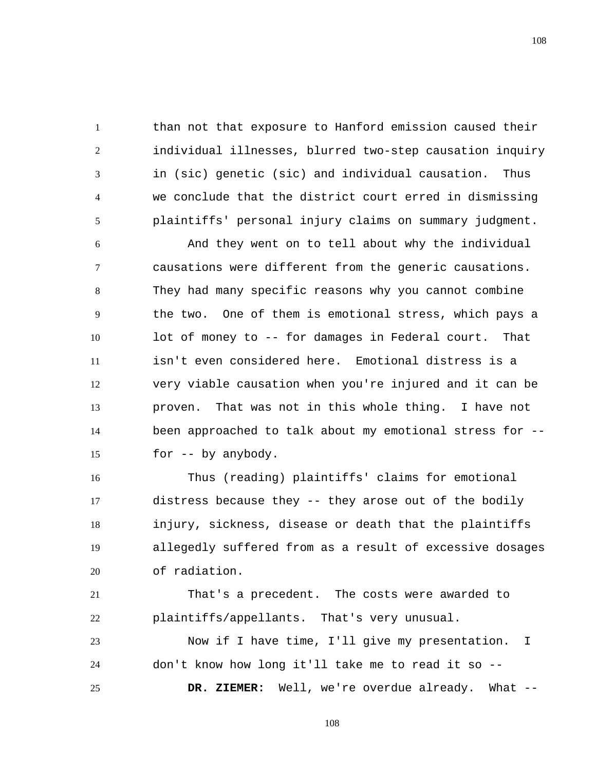than not that exposure to Hanford emission caused their individual illnesses, blurred two-step causation inquiry in (sic) genetic (sic) and individual causation. Thus we conclude that the district court erred in dismissing plaintiffs' personal injury claims on summary judgment.

And they went on to tell about why the individual causations were different from the generic causations. They had many specific reasons why you cannot combine the two. One of them is emotional stress, which pays a lot of money to -- for damages in Federal court. That isn't even considered here. Emotional distress is a very viable causation when you're injured and it can be proven. That was not in this whole thing. I have not been approached to talk about my emotional stress for -- for -- by anybody.

Thus (reading) plaintiffs' claims for emotional distress because they -- they arose out of the bodily injury, sickness, disease or death that the plaintiffs allegedly suffered from as a result of excessive dosages of radiation.

That's a precedent. The costs were awarded to plaintiffs/appellants. That's very unusual.

Now if I have time, I'll give my presentation. I don't know how long it'll take me to read it so --

**DR. ZIEMER:** Well, we're overdue already. What --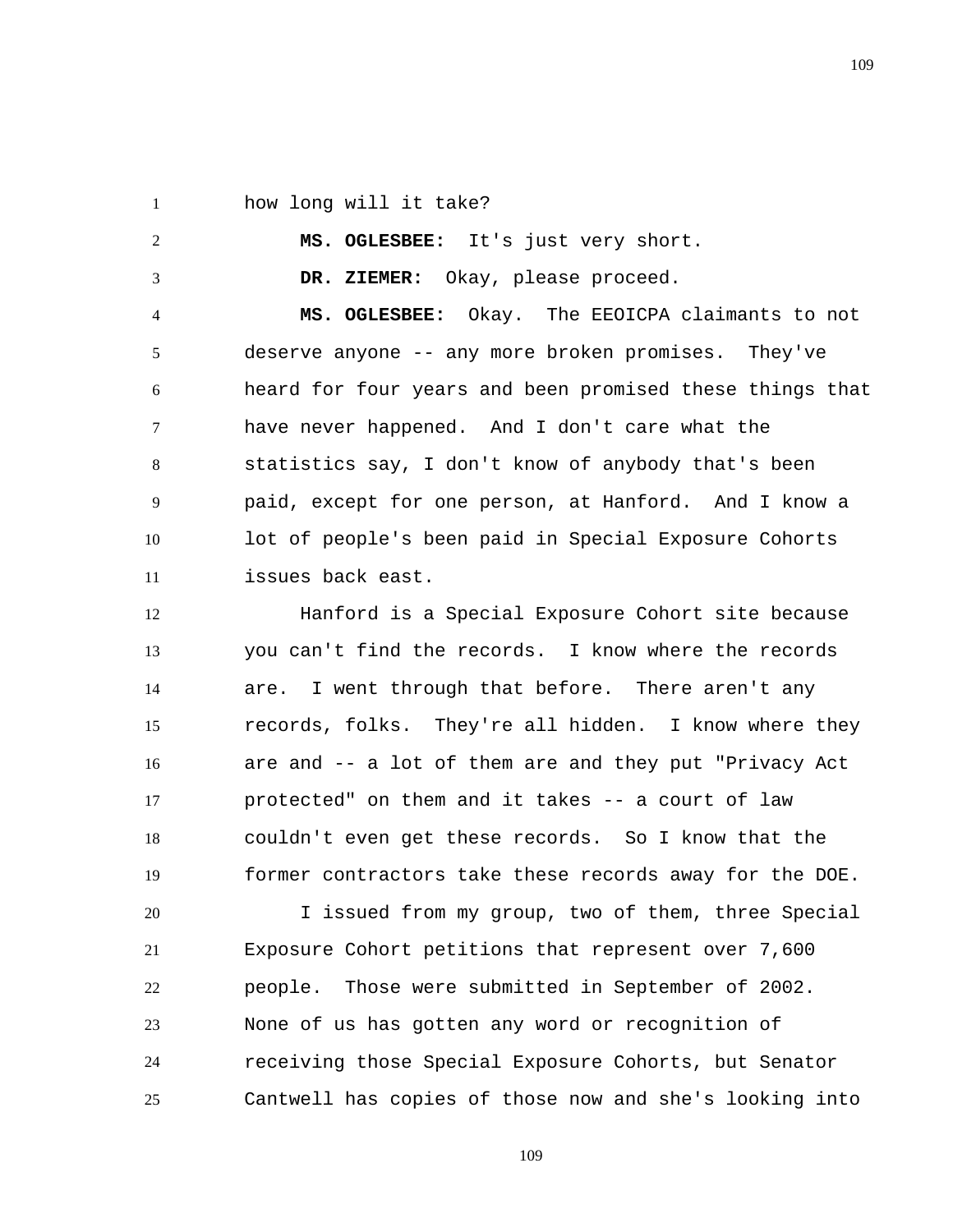how long will it take?

**MS. OGLESBEE:** It's just very short.

**DR. ZIEMER:** Okay, please proceed.

**MS. OGLESBEE:** Okay. The EEOICPA claimants to not deserve anyone -- any more broken promises. They've heard for four years and been promised these things that have never happened. And I don't care what the statistics say, I don't know of anybody that's been paid, except for one person, at Hanford. And I know a lot of people's been paid in Special Exposure Cohorts issues back east.

Hanford is a Special Exposure Cohort site because you can't find the records. I know where the records are. I went through that before. There aren't any records, folks. They're all hidden. I know where they are and -- a lot of them are and they put "Privacy Act protected" on them and it takes -- a court of law couldn't even get these records. So I know that the former contractors take these records away for the DOE.

I issued from my group, two of them, three Special Exposure Cohort petitions that represent over 7,600 people. Those were submitted in September of 2002. None of us has gotten any word or recognition of receiving those Special Exposure Cohorts, but Senator Cantwell has copies of those now and she's looking into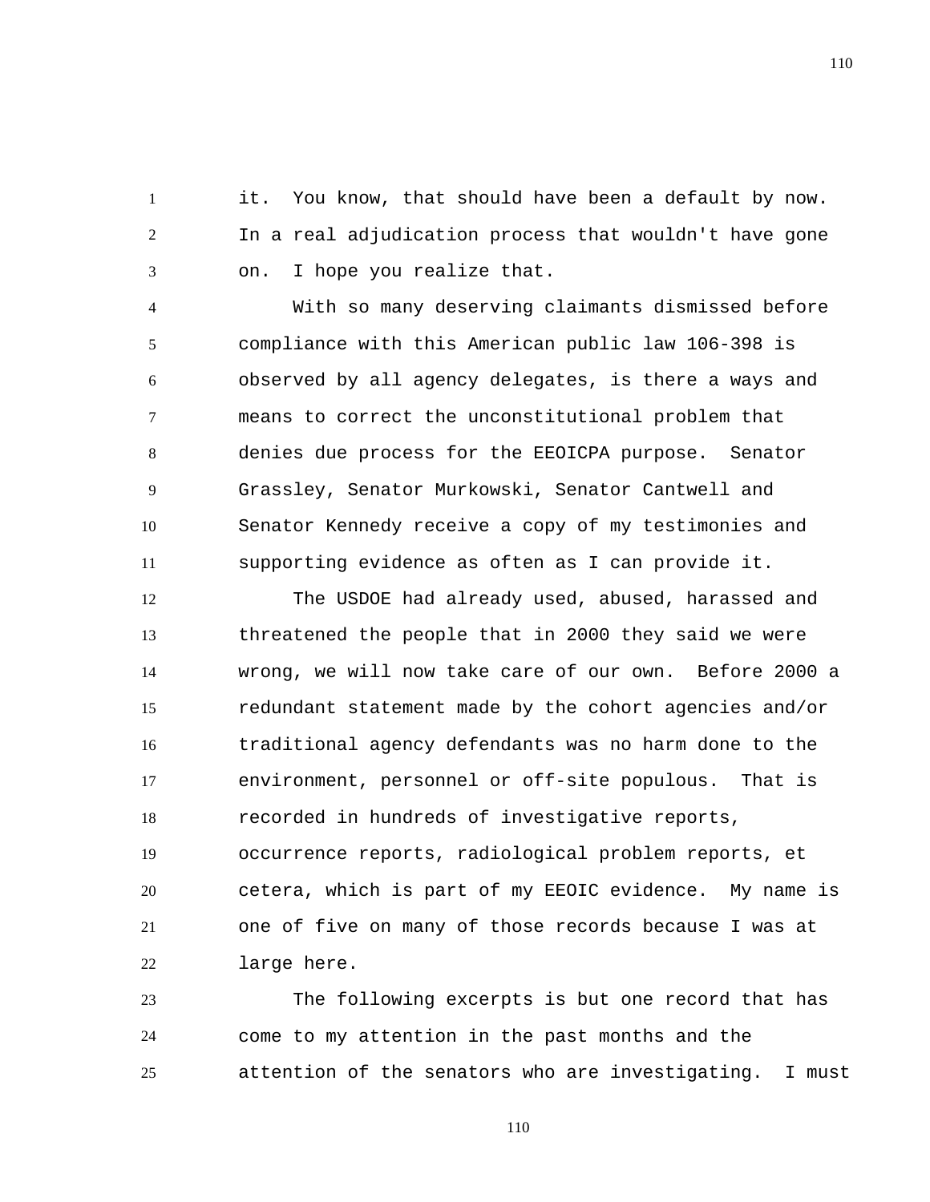it. You know, that should have been a default by now. In a real adjudication process that wouldn't have gone on. I hope you realize that.

With so many deserving claimants dismissed before compliance with this American public law 106-398 is observed by all agency delegates, is there a ways and means to correct the unconstitutional problem that denies due process for the EEOICPA purpose. Senator Grassley, Senator Murkowski, Senator Cantwell and Senator Kennedy receive a copy of my testimonies and supporting evidence as often as I can provide it.

The USDOE had already used, abused, harassed and threatened the people that in 2000 they said we were wrong, we will now take care of our own. Before 2000 a redundant statement made by the cohort agencies and/or traditional agency defendants was no harm done to the environment, personnel or off-site populous. That is recorded in hundreds of investigative reports, occurrence reports, radiological problem reports, et cetera, which is part of my EEOIC evidence. My name is one of five on many of those records because I was at large here.

The following excerpts is but one record that has come to my attention in the past months and the attention of the senators who are investigating. I must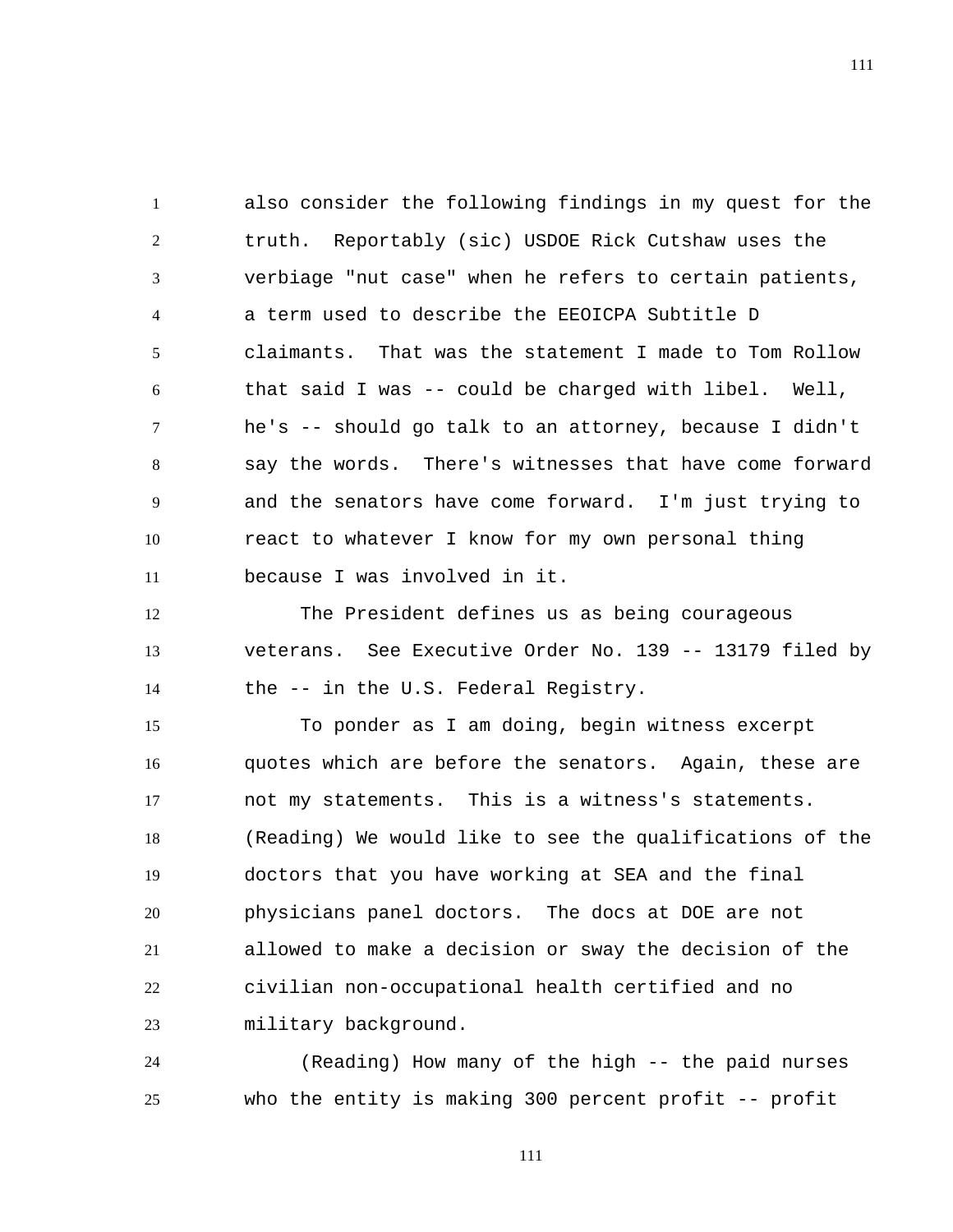also consider the following findings in my quest for the truth. Reportably (sic) USDOE Rick Cutshaw uses the verbiage "nut case" when he refers to certain patients, a term used to describe the EEOICPA Subtitle D claimants. That was the statement I made to Tom Rollow that said I was -- could be charged with libel. Well, he's -- should go talk to an attorney, because I didn't say the words. There's witnesses that have come forward and the senators have come forward. I'm just trying to react to whatever I know for my own personal thing because I was involved in it.

The President defines us as being courageous veterans. See Executive Order No. 139 -- 13179 filed by the -- in the U.S. Federal Registry.

To ponder as I am doing, begin witness excerpt quotes which are before the senators. Again, these are not my statements. This is a witness's statements. (Reading) We would like to see the qualifications of the doctors that you have working at SEA and the final physicians panel doctors. The docs at DOE are not allowed to make a decision or sway the decision of the civilian non-occupational health certified and no military background.

(Reading) How many of the high -- the paid nurses who the entity is making 300 percent profit -- profit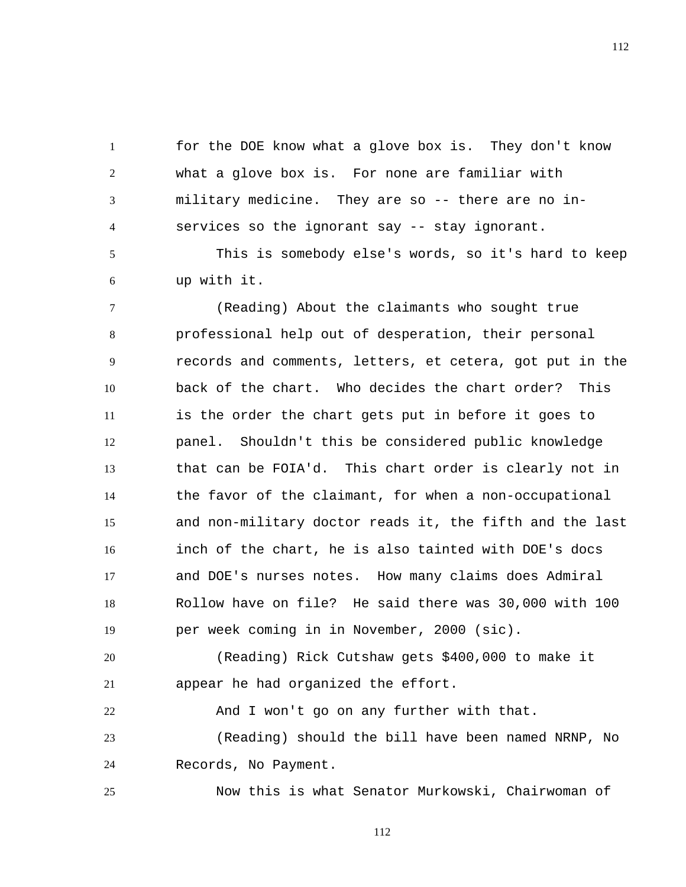for the DOE know what a glove box is. They don't know what a glove box is. For none are familiar with military medicine. They are so -- there are no in-services so the ignorant say -- stay ignorant.

This is somebody else's words, so it's hard to keep up with it.

(Reading) About the claimants who sought true professional help out of desperation, their personal records and comments, letters, et cetera, got put in the back of the chart. Who decides the chart order? This is the order the chart gets put in before it goes to panel. Shouldn't this be considered public knowledge that can be FOIA'd. This chart order is clearly not in the favor of the claimant, for when a non-occupational and non-military doctor reads it, the fifth and the last inch of the chart, he is also tainted with DOE's docs and DOE's nurses notes. How many claims does Admiral Rollow have on file? He said there was 30,000 with 100 per week coming in in November, 2000 (sic).

(Reading) Rick Cutshaw gets $400,000 to make it appear he had organized the effort.

And I won't go on any further with that.

(Reading) should the bill have been named NRNP, No Records, No Payment.

Now this is what Senator Murkowski, Chairwoman of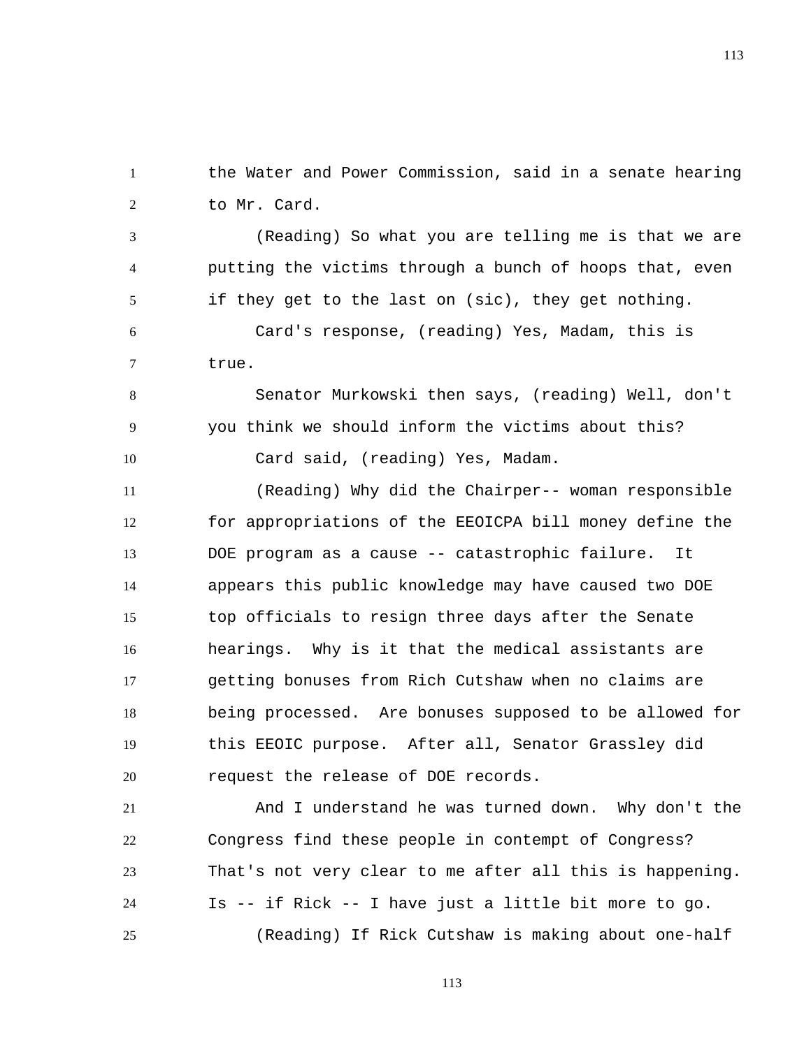the Water and Power Commission, said in a senate hearing to Mr. Card.

(Reading) So what you are telling me is that we are putting the victims through a bunch of hoops that, even if they get to the last on (sic), they get nothing.

Card's response, (reading) Yes, Madam, this is true.

Senator Murkowski then says, (reading) Well, don't you think we should inform the victims about this?

Card said, (reading) Yes, Madam.

(Reading) Why did the Chairper-- woman responsible for appropriations of the EEOICPA bill money define the DOE program as a cause -- catastrophic failure. It appears this public knowledge may have caused two DOE top officials to resign three days after the Senate hearings. Why is it that the medical assistants are getting bonuses from Rich Cutshaw when no claims are being processed. Are bonuses supposed to be allowed for this EEOIC purpose. After all, Senator Grassley did request the release of DOE records.

And I understand he was turned down. Why don't the Congress find these people in contempt of Congress? That's not very clear to me after all this is happening. Is -- if Rick -- I have just a little bit more to go.

(Reading) If Rick Cutshaw is making about one-half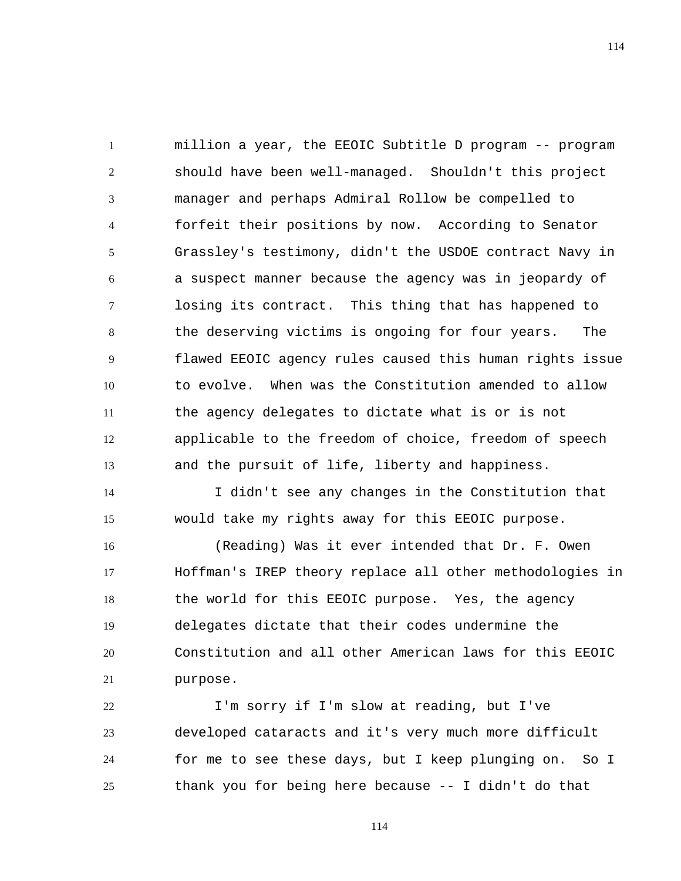million a year, the EEOIC Subtitle D program -- program should have been well-managed. Shouldn't this project manager and perhaps Admiral Rollow be compelled to forfeit their positions by now. According to Senator Grassley's testimony, didn't the USDOE contract Navy in a suspect manner because the agency was in jeopardy of losing its contract. This thing that has happened to the deserving victims is ongoing for four years. The flawed EEOIC agency rules caused this human rights issue to evolve. When was the Constitution amended to allow the agency delegates to dictate what is or is not applicable to the freedom of choice, freedom of speech and the pursuit of life, liberty and happiness.

I didn't see any changes in the Constitution that would take my rights away for this EEOIC purpose.

(Reading) Was it ever intended that Dr. F. Owen Hoffman's IREP theory replace all other methodologies in the world for this EEOIC purpose. Yes, the agency delegates dictate that their codes undermine the Constitution and all other American laws for this EEOIC purpose.

I'm sorry if I'm slow at reading, but I've developed cataracts and it's very much more difficult for me to see these days, but I keep plunging on. So I thank you for being here because -- I didn't do that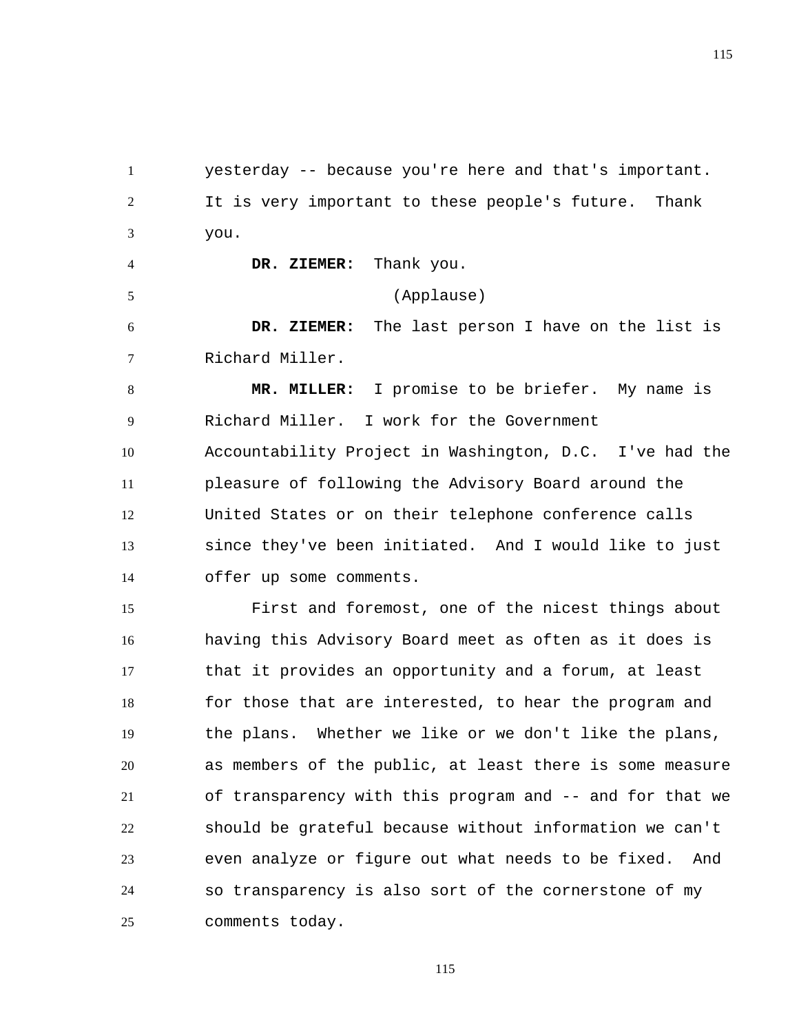yesterday -- because you're here and that's important. It is very important to these people's future. Thank you.

**DR. ZIEMER:** Thank you.

(Applause)

**DR. ZIEMER:** The last person I have on the list is Richard Miller.

**MR. MILLER:** I promise to be briefer. My name is Richard Miller. I work for the Government Accountability Project in Washington, D.C. I've had the pleasure of following the Advisory Board around the United States or on their telephone conference calls since they've been initiated. And I would like to just offer up some comments.

First and foremost, one of the nicest things about having this Advisory Board meet as often as it does is that it provides an opportunity and a forum, at least for those that are interested, to hear the program and the plans. Whether we like or we don't like the plans, as members of the public, at least there is some measure of transparency with this program and -- and for that we should be grateful because without information we can't even analyze or figure out what needs to be fixed. And so transparency is also sort of the cornerstone of my comments today.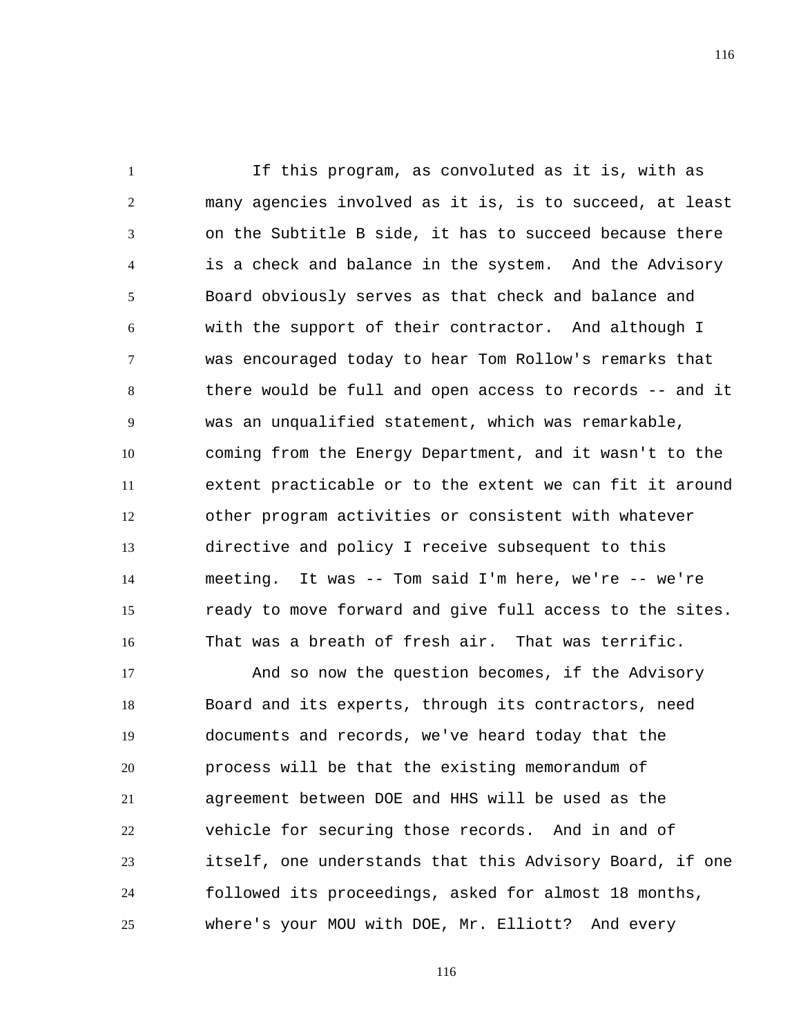If this program, as convoluted as it is, with as many agencies involved as it is, is to succeed, at least on the Subtitle B side, it has to succeed because there is a check and balance in the system. And the Advisory Board obviously serves as that check and balance and with the support of their contractor. And although I was encouraged today to hear Tom Rollow's remarks that there would be full and open access to records -- and it was an unqualified statement, which was remarkable, coming from the Energy Department, and it wasn't to the extent practicable or to the extent we can fit it around other program activities or consistent with whatever directive and policy I receive subsequent to this meeting. It was -- Tom said I'm here, we're -- we're ready to move forward and give full access to the sites. That was a breath of fresh air. That was terrific.

And so now the question becomes, if the Advisory Board and its experts, through its contractors, need documents and records, we've heard today that the process will be that the existing memorandum of agreement between DOE and HHS will be used as the vehicle for securing those records. And in and of itself, one understands that this Advisory Board, if one followed its proceedings, asked for almost 18 months, where's your MOU with DOE, Mr. Elliott? And every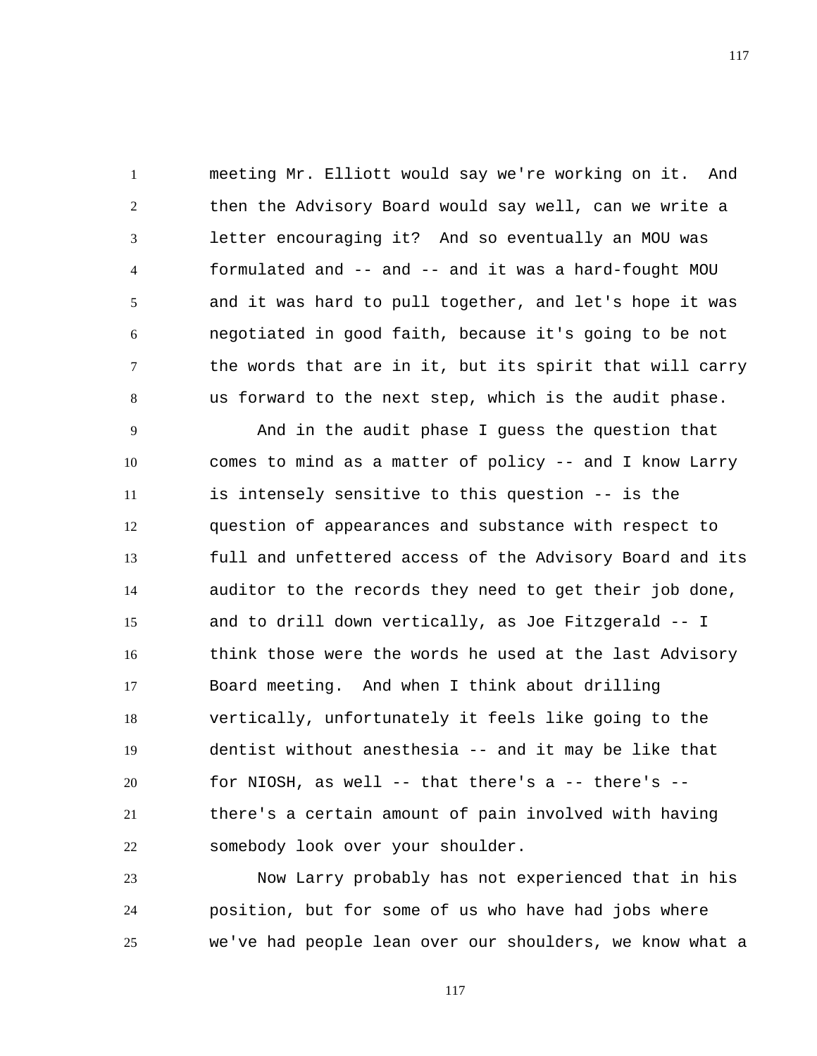meeting Mr. Elliott would say we're working on it. And then the Advisory Board would say well, can we write a letter encouraging it? And so eventually an MOU was formulated and -- and -- and it was a hard-fought MOU and it was hard to pull together, and let's hope it was negotiated in good faith, because it's going to be not the words that are in it, but its spirit that will carry us forward to the next step, which is the audit phase.

And in the audit phase I guess the question that comes to mind as a matter of policy -- and I know Larry is intensely sensitive to this question -- is the question of appearances and substance with respect to full and unfettered access of the Advisory Board and its auditor to the records they need to get their job done, and to drill down vertically, as Joe Fitzgerald -- I think those were the words he used at the last Advisory Board meeting. And when I think about drilling vertically, unfortunately it feels like going to the dentist without anesthesia -- and it may be like that for NIOSH, as well -- that there's a -- there's -- there's a certain amount of pain involved with having somebody look over your shoulder.

Now Larry probably has not experienced that in his position, but for some of us who have had jobs where we've had people lean over our shoulders, we know what a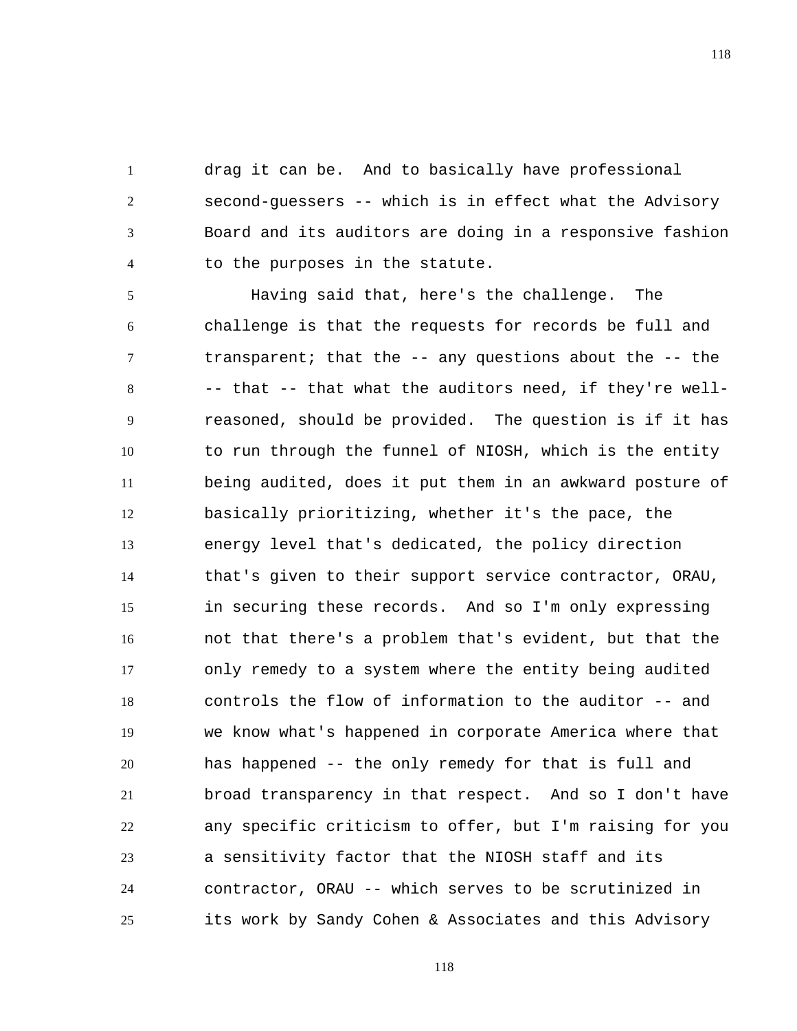drag it can be. And to basically have professional second-guessers -- which is in effect what the Advisory Board and its auditors are doing in a responsive fashion to the purposes in the statute.

Having said that, here's the challenge. The challenge is that the requests for records be full and transparent; that the -- any questions about the -- the -- that -- that what the auditors need, if they're well-reasoned, should be provided. The question is if it has to run through the funnel of NIOSH, which is the entity being audited, does it put them in an awkward posture of basically prioritizing, whether it's the pace, the energy level that's dedicated, the policy direction that's given to their support service contractor, ORAU, in securing these records. And so I'm only expressing not that there's a problem that's evident, but that the only remedy to a system where the entity being audited controls the flow of information to the auditor -- and we know what's happened in corporate America where that has happened -- the only remedy for that is full and broad transparency in that respect. And so I don't have any specific criticism to offer, but I'm raising for you a sensitivity factor that the NIOSH staff and its contractor, ORAU -- which serves to be scrutinized in its work by Sandy Cohen & Associates and this Advisory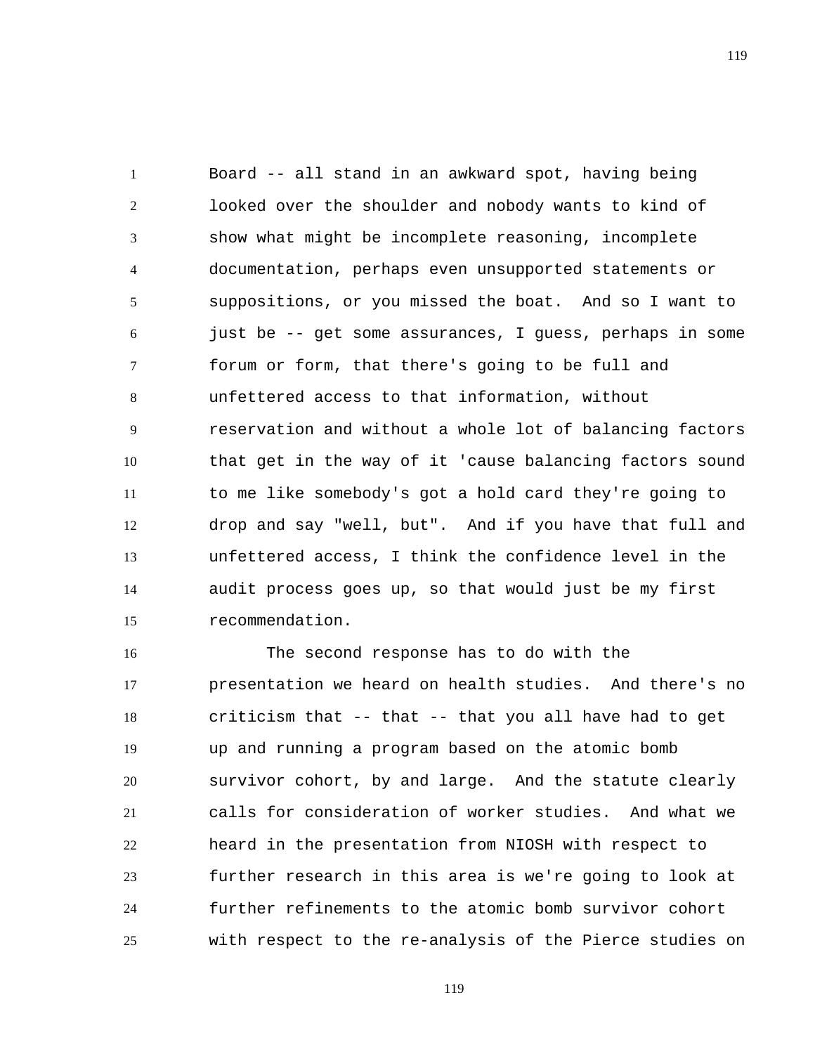Board -- all stand in an awkward spot, having being looked over the shoulder and nobody wants to kind of show what might be incomplete reasoning, incomplete documentation, perhaps even unsupported statements or suppositions, or you missed the boat. And so I want to just be -- get some assurances, I guess, perhaps in some forum or form, that there's going to be full and unfettered access to that information, without reservation and without a whole lot of balancing factors that get in the way of it 'cause balancing factors sound to me like somebody's got a hold card they're going to drop and say "well, but". And if you have that full and unfettered access, I think the confidence level in the audit process goes up, so that would just be my first recommendation.

The second response has to do with the presentation we heard on health studies. And there's no criticism that -- that -- that you all have had to get up and running a program based on the atomic bomb survivor cohort, by and large. And the statute clearly calls for consideration of worker studies. And what we heard in the presentation from NIOSH with respect to further research in this area is we're going to look at further refinements to the atomic bomb survivor cohort with respect to the re-analysis of the Pierce studies on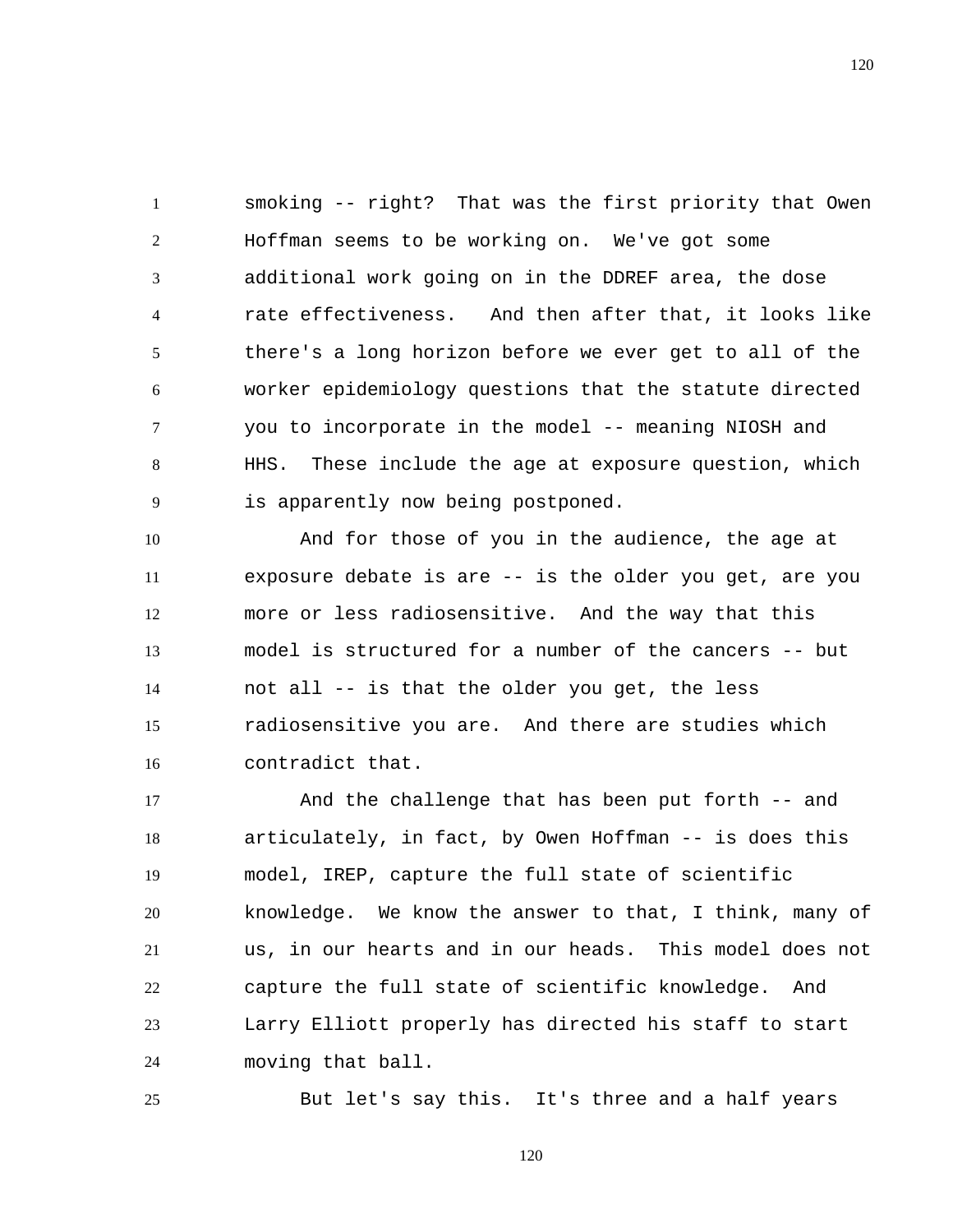smoking -- right? That was the first priority that Owen Hoffman seems to be working on. We've got some additional work going on in the DDREF area, the dose rate effectiveness. And then after that, it looks like there's a long horizon before we ever get to all of the worker epidemiology questions that the statute directed you to incorporate in the model -- meaning NIOSH and HHS. These include the age at exposure question, which is apparently now being postponed.

And for those of you in the audience, the age at exposure debate is are -- is the older you get, are you more or less radiosensitive. And the way that this model is structured for a number of the cancers -- but not all -- is that the older you get, the less radiosensitive you are. And there are studies which contradict that.

And the challenge that has been put forth -- and articulately, in fact, by Owen Hoffman -- is does this model, IREP, capture the full state of scientific knowledge. We know the answer to that, I think, many of us, in our hearts and in our heads. This model does not capture the full state of scientific knowledge. And Larry Elliott properly has directed his staff to start moving that ball.

But let's say this. It's three and a half years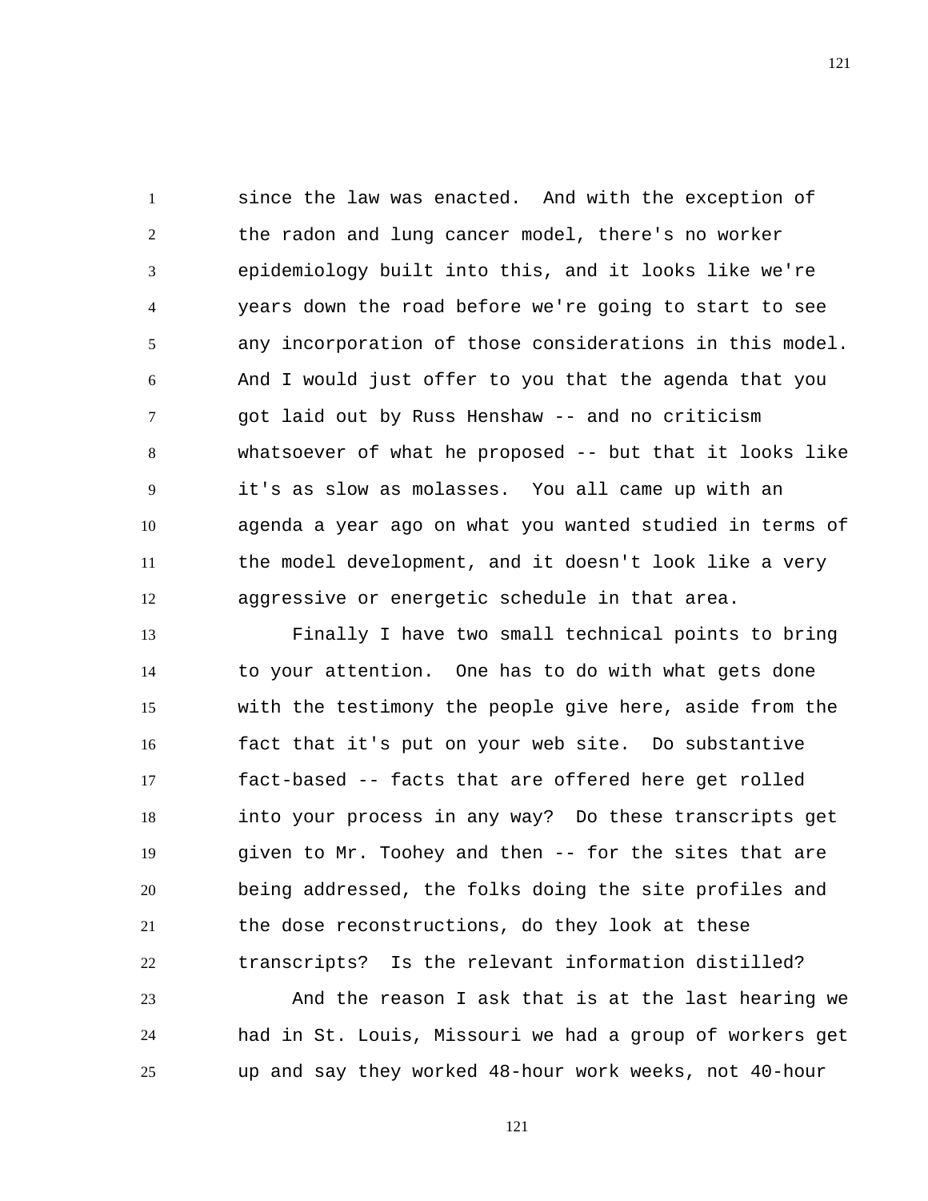since the law was enacted. And with the exception of the radon and lung cancer model, there's no worker epidemiology built into this, and it looks like we're years down the road before we're going to start to see any incorporation of those considerations in this model. And I would just offer to you that the agenda that you got laid out by Russ Henshaw -- and no criticism whatsoever of what he proposed -- but that it looks like it's as slow as molasses. You all came up with an agenda a year ago on what you wanted studied in terms of the model development, and it doesn't look like a very aggressive or energetic schedule in that area.

Finally I have two small technical points to bring to your attention. One has to do with what gets done with the testimony the people give here, aside from the fact that it's put on your web site. Do substantive fact-based -- facts that are offered here get rolled into your process in any way? Do these transcripts get given to Mr. Toohey and then -- for the sites that are being addressed, the folks doing the site profiles and the dose reconstructions, do they look at these transcripts? Is the relevant information distilled?

And the reason I ask that is at the last hearing we had in St. Louis, Missouri we had a group of workers get up and say they worked 48-hour work weeks, not 40-hour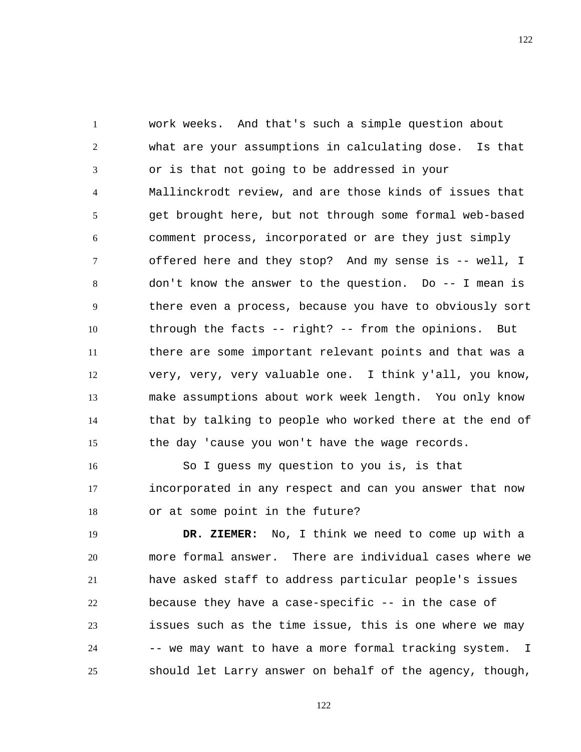work weeks. And that's such a simple question about what are your assumptions in calculating dose. Is that or is that not going to be addressed in your Mallinckrodt review, and are those kinds of issues that get brought here, but not through some formal web-based comment process, incorporated or are they just simply offered here and they stop? And my sense is -- well, I don't know the answer to the question. Do -- I mean is there even a process, because you have to obviously sort through the facts -- right? -- from the opinions. But there are some important relevant points and that was a very, very, very valuable one. I think y'all, you know, make assumptions about work week length. You only know that by talking to people who worked there at the end of the day 'cause you won't have the wage records.

So I guess my question to you is, is that incorporated in any respect and can you answer that now or at some point in the future?

**DR. ZIEMER:** No, I think we need to come up with a more formal answer. There are individual cases where we have asked staff to address particular people's issues because they have a case-specific -- in the case of issues such as the time issue, this is one where we may -- we may want to have a more formal tracking system. I should let Larry answer on behalf of the agency, though,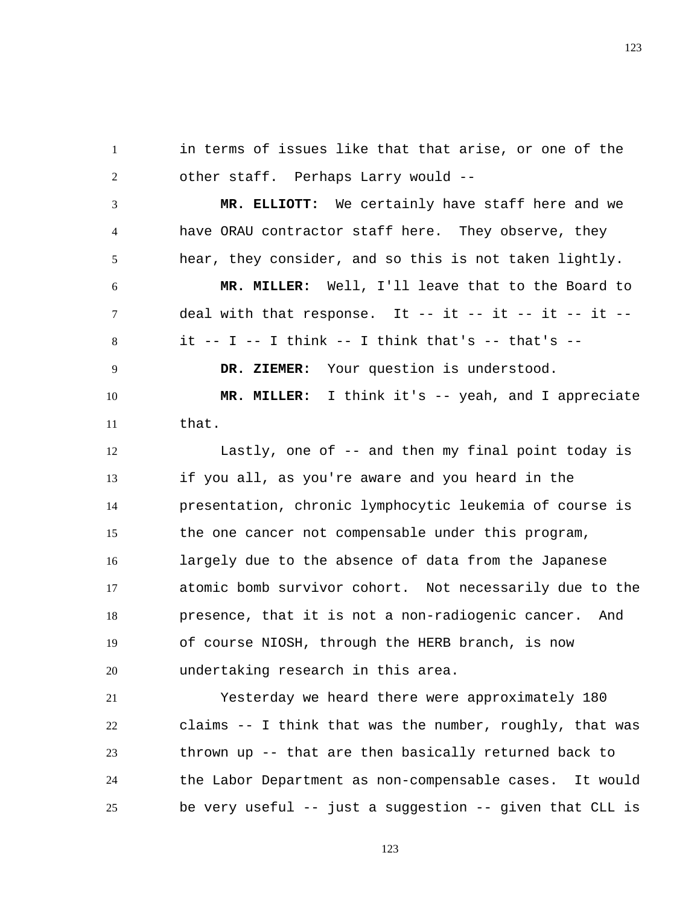in terms of issues like that that arise, or one of the other staff. Perhaps Larry would --

**MR. ELLIOTT:** We certainly have staff here and we have ORAU contractor staff here. They observe, they hear, they consider, and so this is not taken lightly.

**MR. MILLER:** Well, I'll leave that to the Board to deal with that response. It -- it -- it -- it -- it -- it -- I -- I think -- I think that's -- that's --

**DR. ZIEMER:** Your question is understood.

**MR. MILLER:** I think it's -- yeah, and I appreciate that.

Lastly, one of -- and then my final point today is if you all, as you're aware and you heard in the presentation, chronic lymphocytic leukemia of course is the one cancer not compensable under this program, largely due to the absence of data from the Japanese atomic bomb survivor cohort. Not necessarily due to the presence, that it is not a non-radiogenic cancer. And of course NIOSH, through the HERB branch, is now undertaking research in this area.

Yesterday we heard there were approximately 180 claims -- I think that was the number, roughly, that was thrown up -- that are then basically returned back to the Labor Department as non-compensable cases. It would be very useful -- just a suggestion -- given that CLL is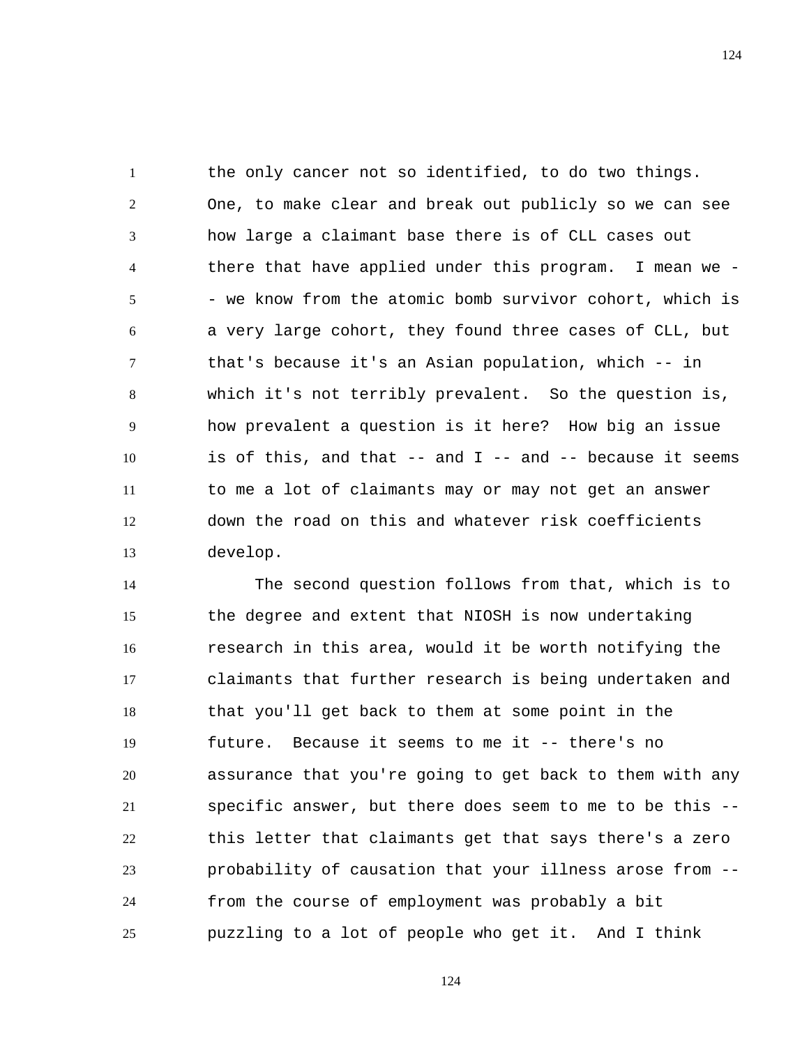the only cancer not so identified, to do two things. One, to make clear and break out publicly so we can see how large a claimant base there is of CLL cases out there that have applied under this program. I mean we -- we know from the atomic bomb survivor cohort, which is a very large cohort, they found three cases of CLL, but that's because it's an Asian population, which -- in which it's not terribly prevalent. So the question is, how prevalent a question is it here? How big an issue is of this, and that -- and I -- and -- because it seems to me a lot of claimants may or may not get an answer down the road on this and whatever risk coefficients develop.

The second question follows from that, which is to the degree and extent that NIOSH is now undertaking research in this area, would it be worth notifying the claimants that further research is being undertaken and that you'll get back to them at some point in the future. Because it seems to me it -- there's no assurance that you're going to get back to them with any specific answer, but there does seem to me to be this -- this letter that claimants get that says there's a zero probability of causation that your illness arose from -- from the course of employment was probably a bit puzzling to a lot of people who get it. And I think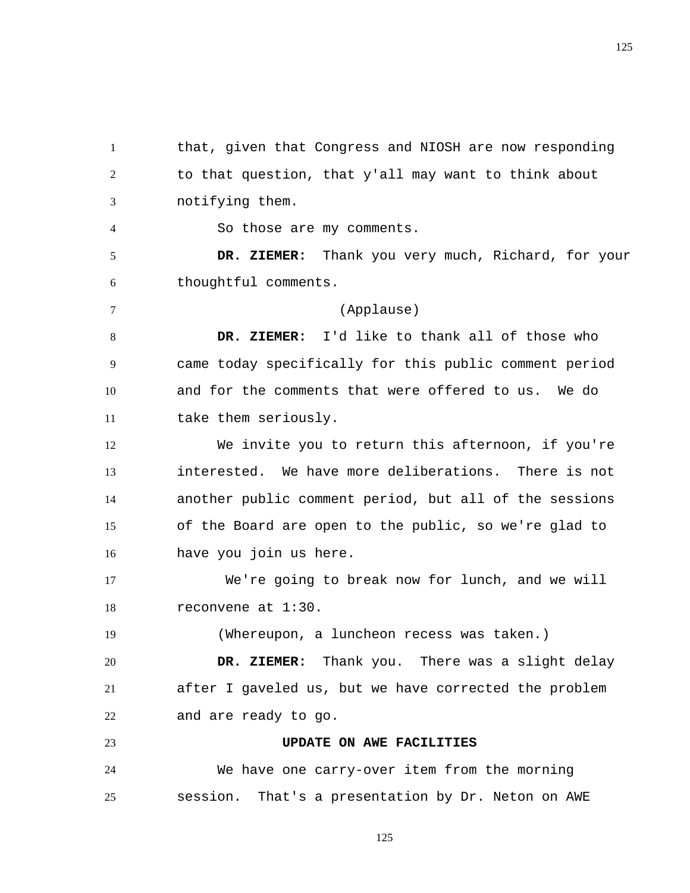that, given that Congress and NIOSH are now responding to that question, that y'all may want to think about notifying them.

So those are my comments.

**DR. ZIEMER:** Thank you very much, Richard, for your thoughtful comments.

(Applause)

**DR. ZIEMER:** I'd like to thank all of those who came today specifically for this public comment period and for the comments that were offered to us. We do take them seriously.

We invite you to return this afternoon, if you're interested. We have more deliberations. There is not another public comment period, but all of the sessions of the Board are open to the public, so we're glad to have you join us here.

We're going to break now for lunch, and we will reconvene at 1:30.

(Whereupon, a luncheon recess was taken.)

**DR. ZIEMER:** Thank you. There was a slight delay after I gaveled us, but we have corrected the problem and are ready to go.

**UPDATE ON AWE FACILITIES**

We have one carry-over item from the morning session. That's a presentation by Dr. Neton on AWE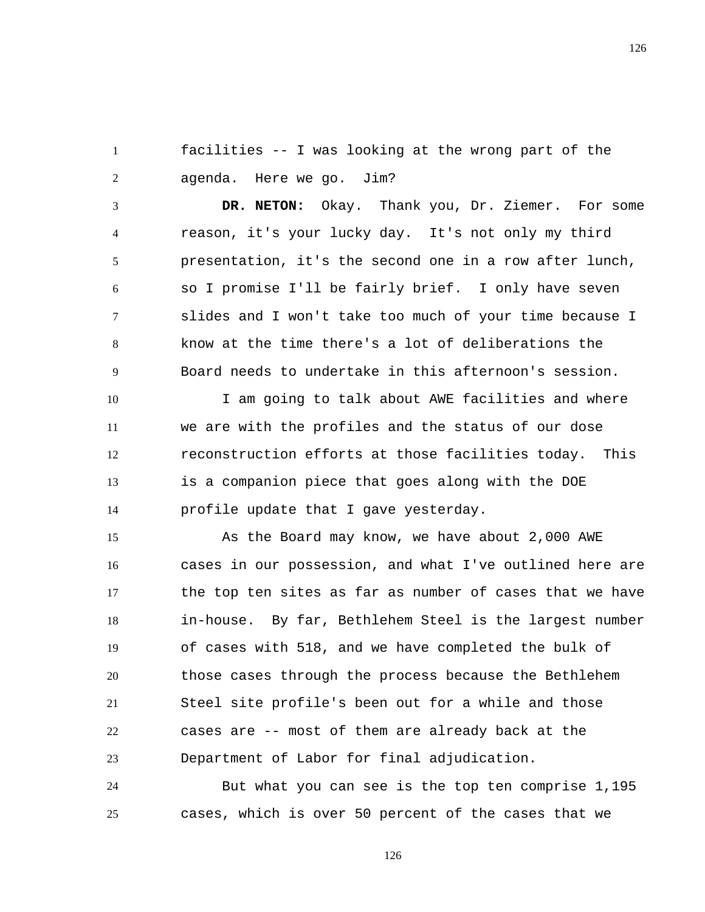facilities -- I was looking at the wrong part of the agenda. Here we go. Jim?

**DR. NETON:** Okay. Thank you, Dr. Ziemer. For some reason, it's your lucky day. It's not only my third presentation, it's the second one in a row after lunch, so I promise I'll be fairly brief. I only have seven slides and I won't take too much of your time because I know at the time there's a lot of deliberations the Board needs to undertake in this afternoon's session.

I am going to talk about AWE facilities and where we are with the profiles and the status of our dose reconstruction efforts at those facilities today. This is a companion piece that goes along with the DOE profile update that I gave yesterday.

As the Board may know, we have about 2,000 AWE cases in our possession, and what I've outlined here are the top ten sites as far as number of cases that we have in-house. By far, Bethlehem Steel is the largest number of cases with 518, and we have completed the bulk of those cases through the process because the Bethlehem Steel site profile's been out for a while and those cases are -- most of them are already back at the Department of Labor for final adjudication.

But what you can see is the top ten comprise 1,195 cases, which is over 50 percent of the cases that we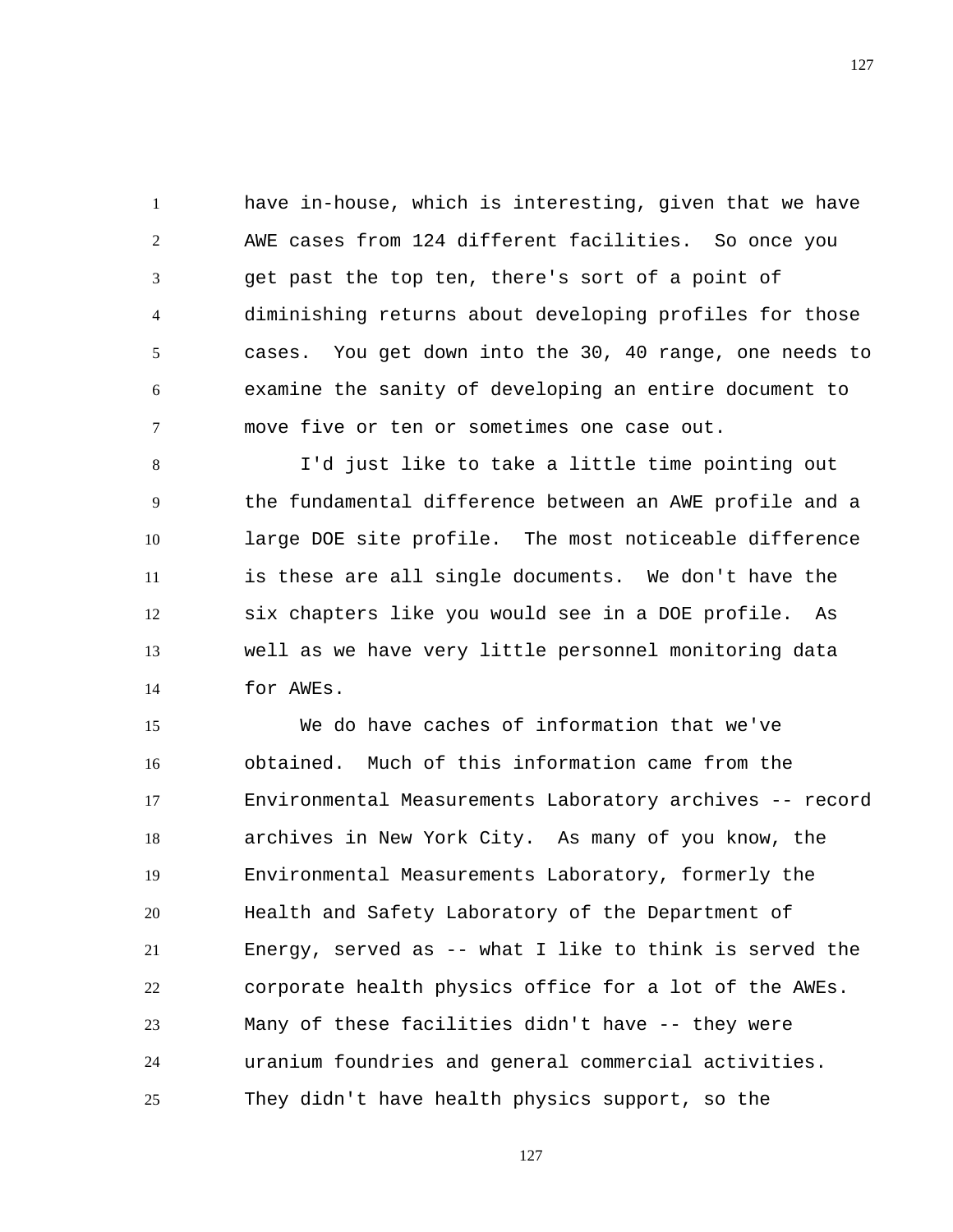have in-house, which is interesting, given that we have AWE cases from 124 different facilities. So once you get past the top ten, there's sort of a point of diminishing returns about developing profiles for those cases. You get down into the 30, 40 range, one needs to examine the sanity of developing an entire document to move five or ten or sometimes one case out.

I'd just like to take a little time pointing out the fundamental difference between an AWE profile and a large DOE site profile. The most noticeable difference is these are all single documents. We don't have the six chapters like you would see in a DOE profile. As well as we have very little personnel monitoring data for AWEs.

We do have caches of information that we've obtained. Much of this information came from the Environmental Measurements Laboratory archives -- record archives in New York City. As many of you know, the Environmental Measurements Laboratory, formerly the Health and Safety Laboratory of the Department of Energy, served as -- what I like to think is served the corporate health physics office for a lot of the AWEs. Many of these facilities didn't have -- they were uranium foundries and general commercial activities. They didn't have health physics support, so the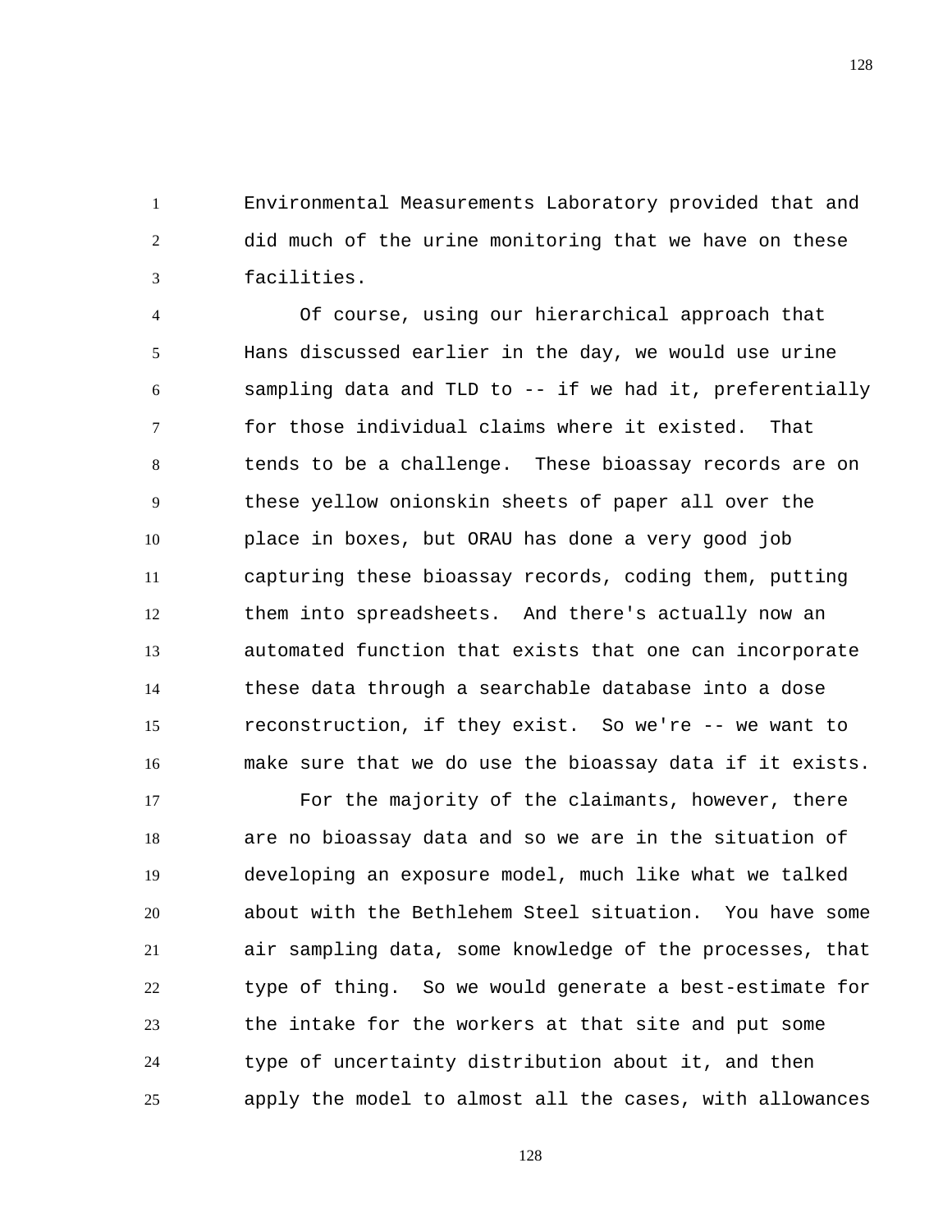Environmental Measurements Laboratory provided that and did much of the urine monitoring that we have on these facilities.

Of course, using our hierarchical approach that Hans discussed earlier in the day, we would use urine sampling data and TLD to -- if we had it, preferentially for those individual claims where it existed. That tends to be a challenge. These bioassay records are on these yellow onionskin sheets of paper all over the place in boxes, but ORAU has done a very good job capturing these bioassay records, coding them, putting them into spreadsheets. And there's actually now an automated function that exists that one can incorporate these data through a searchable database into a dose reconstruction, if they exist. So we're -- we want to make sure that we do use the bioassay data if it exists.

For the majority of the claimants, however, there are no bioassay data and so we are in the situation of developing an exposure model, much like what we talked about with the Bethlehem Steel situation. You have some air sampling data, some knowledge of the processes, that type of thing. So we would generate a best-estimate for the intake for the workers at that site and put some type of uncertainty distribution about it, and then apply the model to almost all the cases, with allowances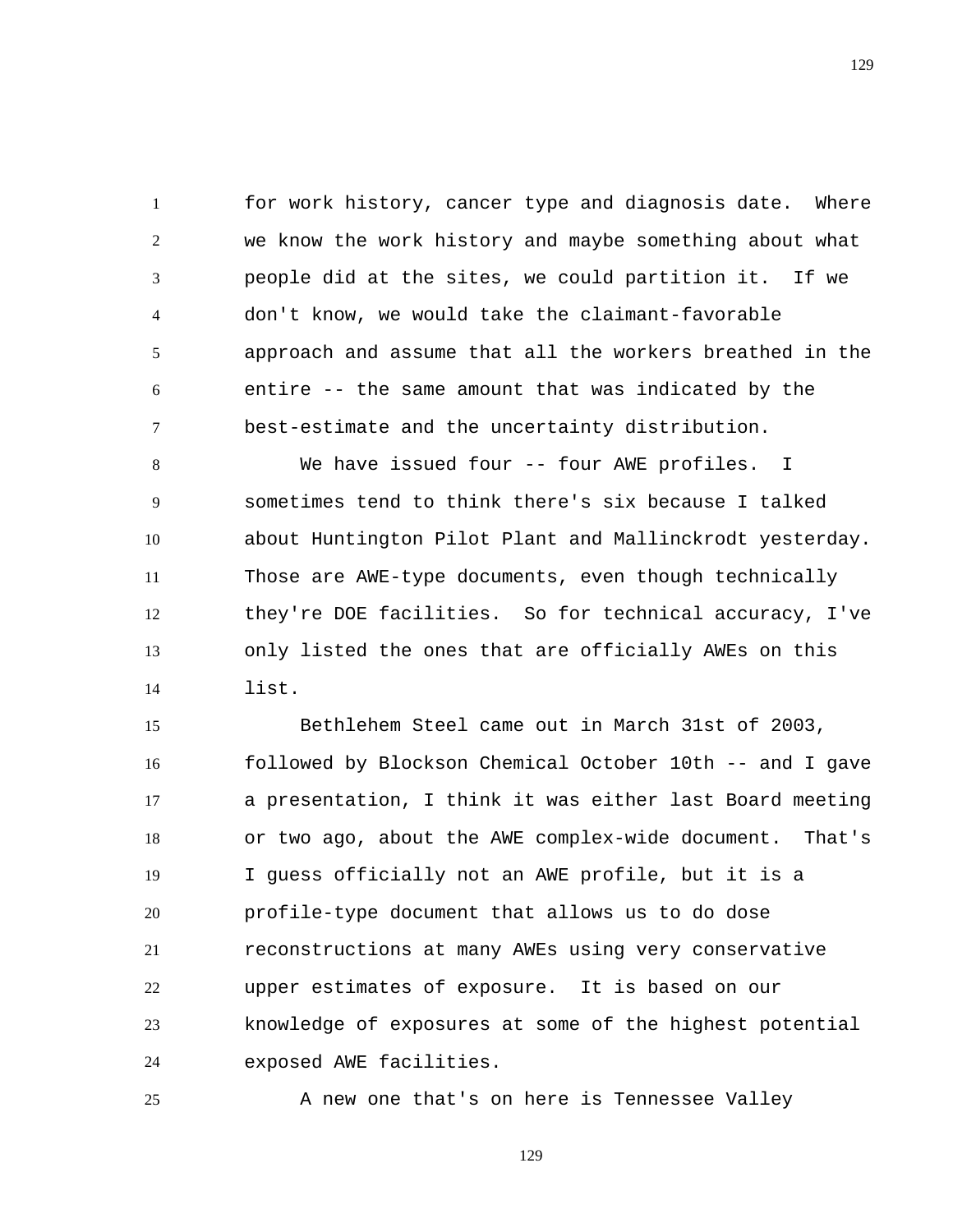for work history, cancer type and diagnosis date. Where we know the work history and maybe something about what people did at the sites, we could partition it. If we don't know, we would take the claimant-favorable approach and assume that all the workers breathed in the entire -- the same amount that was indicated by the best-estimate and the uncertainty distribution.

We have issued four -- four AWE profiles. I sometimes tend to think there's six because I talked about Huntington Pilot Plant and Mallinckrodt yesterday. Those are AWE-type documents, even though technically they're DOE facilities. So for technical accuracy, I've only listed the ones that are officially AWEs on this list.

Bethlehem Steel came out in March 31st of 2003, followed by Blockson Chemical October 10th -- and I gave a presentation, I think it was either last Board meeting or two ago, about the AWE complex-wide document. That's I guess officially not an AWE profile, but it is a profile-type document that allows us to do dose reconstructions at many AWEs using very conservative upper estimates of exposure. It is based on our knowledge of exposures at some of the highest potential exposed AWE facilities.

A new one that's on here is Tennessee Valley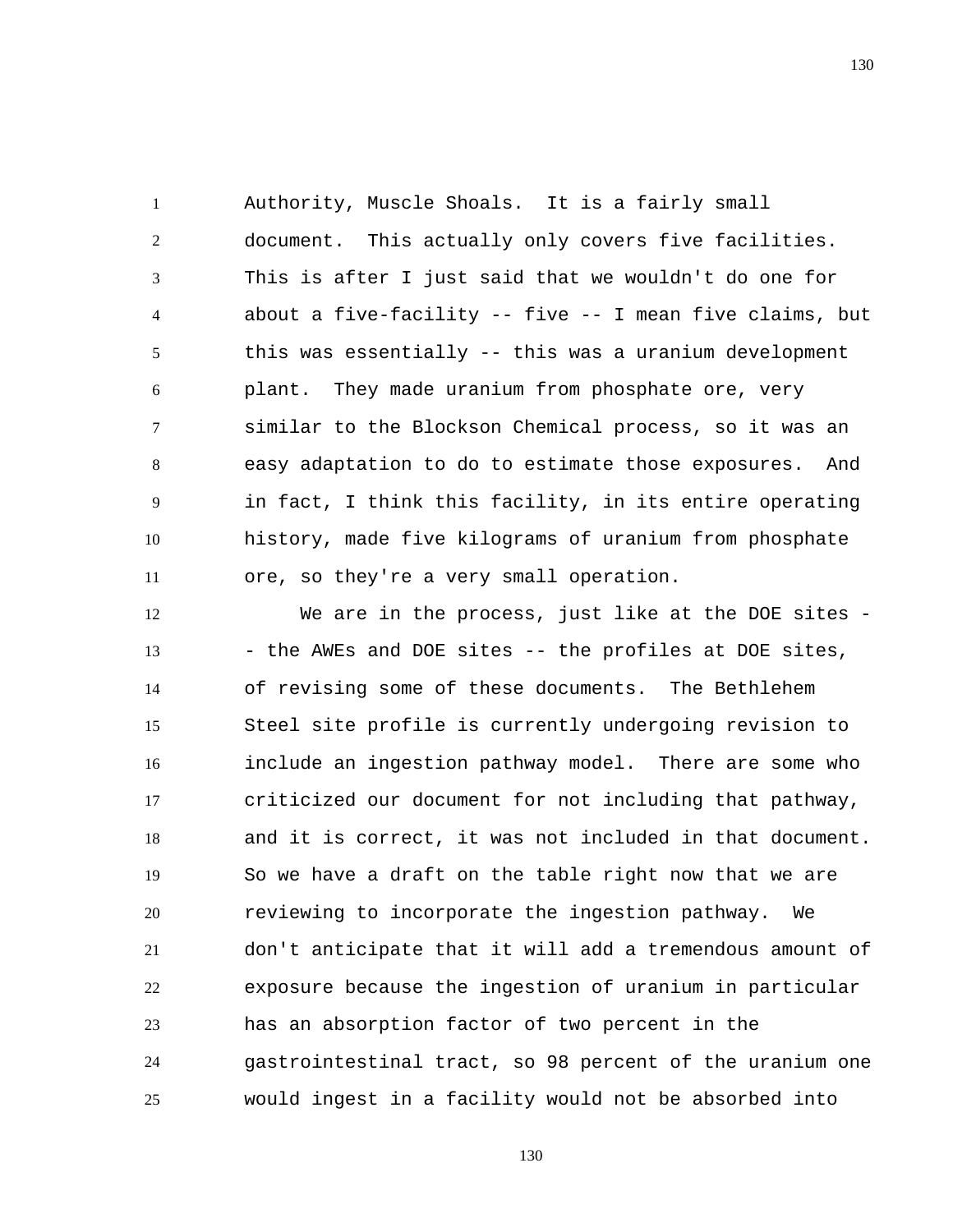Authority, Muscle Shoals. It is a fairly small document. This actually only covers five facilities. This is after I just said that we wouldn't do one for about a five-facility -- five -- I mean five claims, but this was essentially -- this was a uranium development plant. They made uranium from phosphate ore, very similar to the Blockson Chemical process, so it was an easy adaptation to do to estimate those exposures. And in fact, I think this facility, in its entire operating history, made five kilograms of uranium from phosphate ore, so they're a very small operation.

We are in the process, just like at the DOE sites -- the AWEs and DOE sites -- the profiles at DOE sites, of revising some of these documents. The Bethlehem Steel site profile is currently undergoing revision to include an ingestion pathway model. There are some who criticized our document for not including that pathway, and it is correct, it was not included in that document. So we have a draft on the table right now that we are reviewing to incorporate the ingestion pathway. We don't anticipate that it will add a tremendous amount of exposure because the ingestion of uranium in particular has an absorption factor of two percent in the gastrointestinal tract, so 98 percent of the uranium one would ingest in a facility would not be absorbed into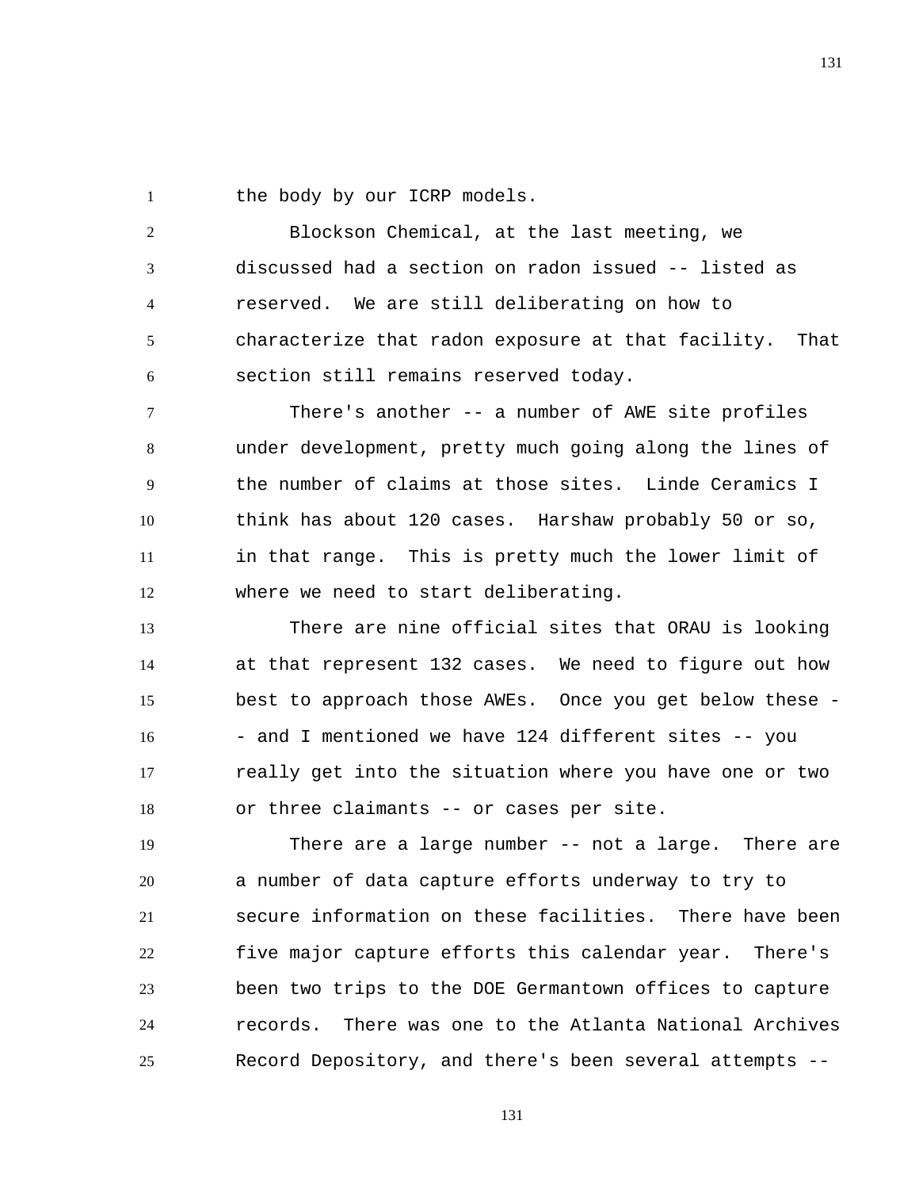the body by our ICRP models.

Blockson Chemical, at the last meeting, we discussed had a section on radon issued -- listed as reserved. We are still deliberating on how to characterize that radon exposure at that facility. That section still remains reserved today.

There's another -- a number of AWE site profiles under development, pretty much going along the lines of the number of claims at those sites. Linde Ceramics I think has about 120 cases. Harshaw probably 50 or so, in that range. This is pretty much the lower limit of where we need to start deliberating.

There are nine official sites that ORAU is looking at that represent 132 cases. We need to figure out how best to approach those AWEs. Once you get below these -- and I mentioned we have 124 different sites -- you really get into the situation where you have one or two or three claimants -- or cases per site.

There are a large number -- not a large. There are a number of data capture efforts underway to try to secure information on these facilities. There have been five major capture efforts this calendar year. There's been two trips to the DOE Germantown offices to capture records. There was one to the Atlanta National Archives Record Depository, and there's been several attempts --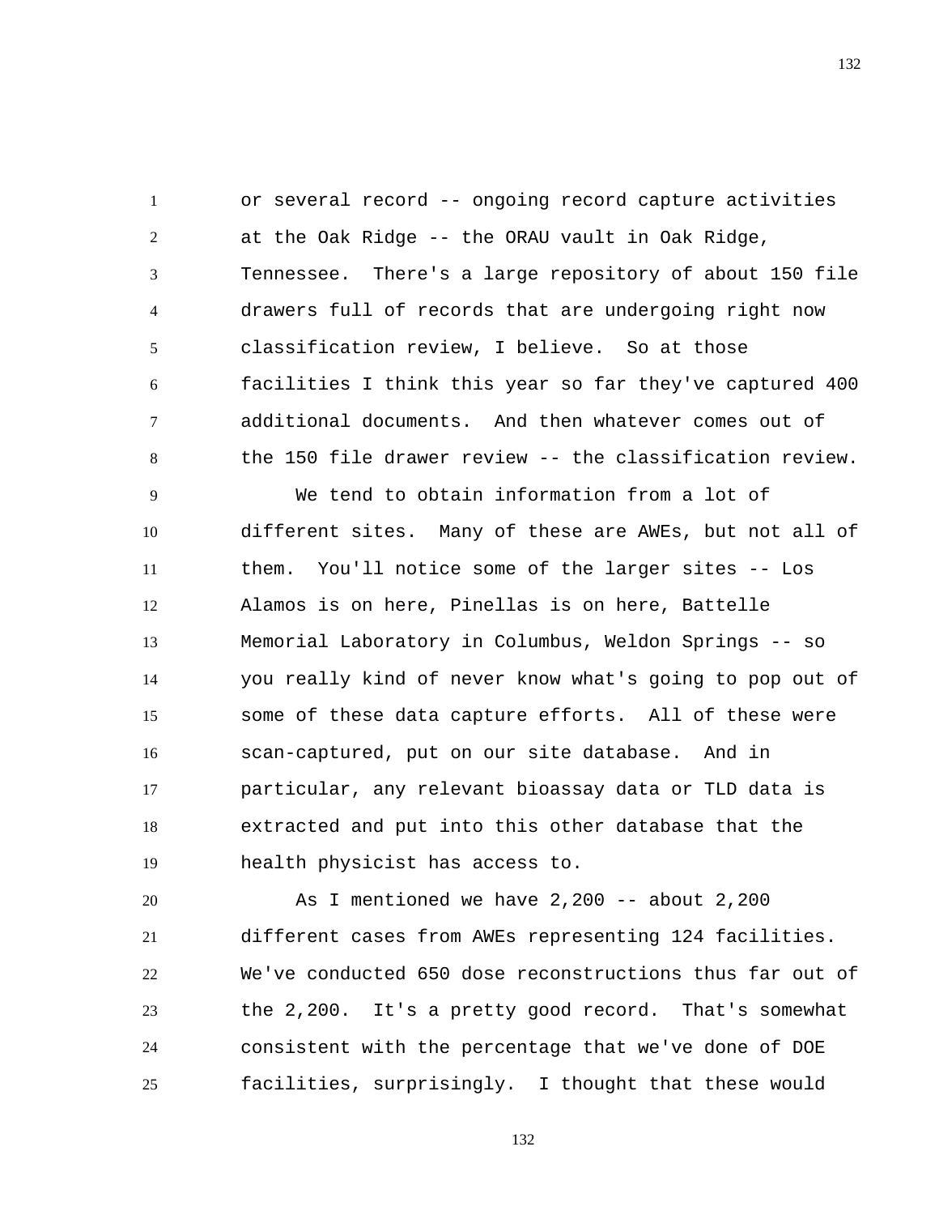or several record -- ongoing record capture activities at the Oak Ridge -- the ORAU vault in Oak Ridge, Tennessee. There's a large repository of about 150 file drawers full of records that are undergoing right now classification review, I believe. So at those facilities I think this year so far they've captured 400 additional documents. And then whatever comes out of the 150 file drawer review -- the classification review.

We tend to obtain information from a lot of different sites. Many of these are AWEs, but not all of them. You'll notice some of the larger sites -- Los Alamos is on here, Pinellas is on here, Battelle Memorial Laboratory in Columbus, Weldon Springs -- so you really kind of never know what's going to pop out of some of these data capture efforts. All of these were scan-captured, put on our site database. And in particular, any relevant bioassay data or TLD data is extracted and put into this other database that the health physicist has access to.

As I mentioned we have 2,200 -- about 2,200 different cases from AWEs representing 124 facilities. We've conducted 650 dose reconstructions thus far out of the 2,200. It's a pretty good record. That's somewhat consistent with the percentage that we've done of DOE facilities, surprisingly. I thought that these would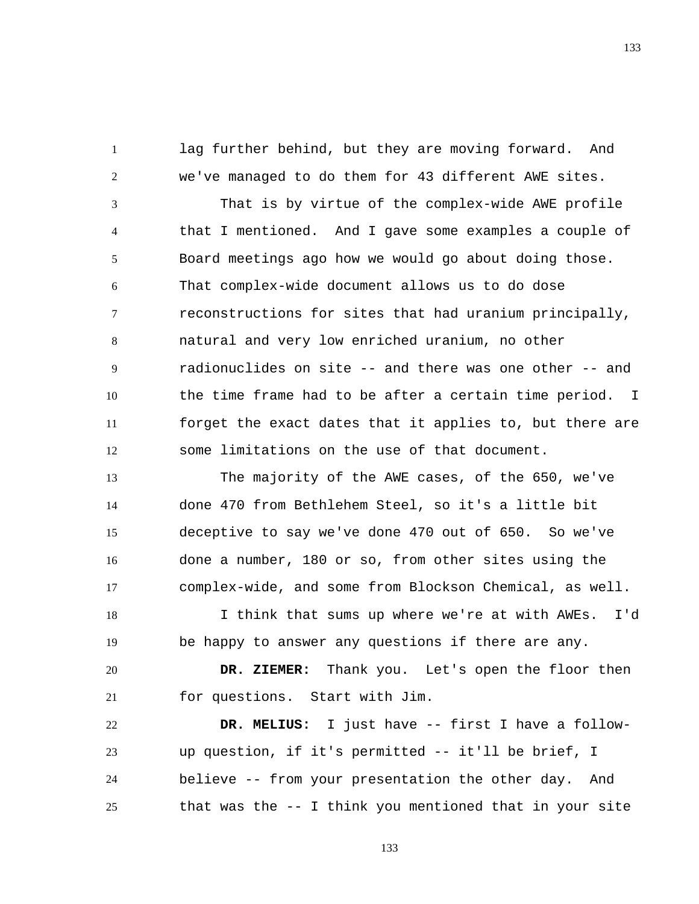lag further behind, but they are moving forward. And we've managed to do them for 43 different AWE sites.

That is by virtue of the complex-wide AWE profile that I mentioned. And I gave some examples a couple of Board meetings ago how we would go about doing those. That complex-wide document allows us to do dose reconstructions for sites that had uranium principally, natural and very low enriched uranium, no other radionuclides on site -- and there was one other -- and the time frame had to be after a certain time period. I forget the exact dates that it applies to, but there are some limitations on the use of that document.

The majority of the AWE cases, of the 650, we've done 470 from Bethlehem Steel, so it's a little bit deceptive to say we've done 470 out of 650. So we've done a number, 180 or so, from other sites using the complex-wide, and some from Blockson Chemical, as well.

I think that sums up where we're at with AWEs. I'd be happy to answer any questions if there are any.

**DR. ZIEMER:** Thank you. Let's open the floor then for questions. Start with Jim.

**DR. MELIUS:** I just have -- first I have a follow-up question, if it's permitted -- it'll be brief, I believe -- from your presentation the other day. And that was the -- I think you mentioned that in your site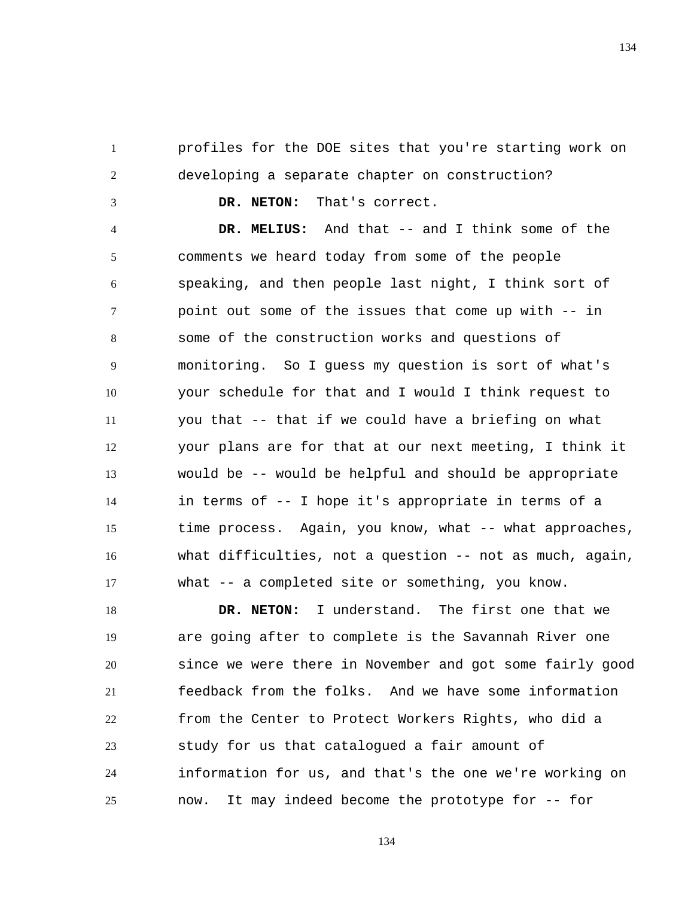profiles for the DOE sites that you're starting work on developing a separate chapter on construction?

**DR. NETON:** That's correct.

**DR. MELIUS:** And that -- and I think some of the comments we heard today from some of the people speaking, and then people last night, I think sort of point out some of the issues that come up with -- in some of the construction works and questions of monitoring. So I guess my question is sort of what's your schedule for that and I would I think request to you that -- that if we could have a briefing on what your plans are for that at our next meeting, I think it would be -- would be helpful and should be appropriate in terms of -- I hope it's appropriate in terms of a time process. Again, you know, what -- what approaches, what difficulties, not a question -- not as much, again, what -- a completed site or something, you know.

**DR. NETON:** I understand. The first one that we are going after to complete is the Savannah River one since we were there in November and got some fairly good feedback from the folks. And we have some information from the Center to Protect Workers Rights, who did a study for us that catalogued a fair amount of information for us, and that's the one we're working on now. It may indeed become the prototype for -- for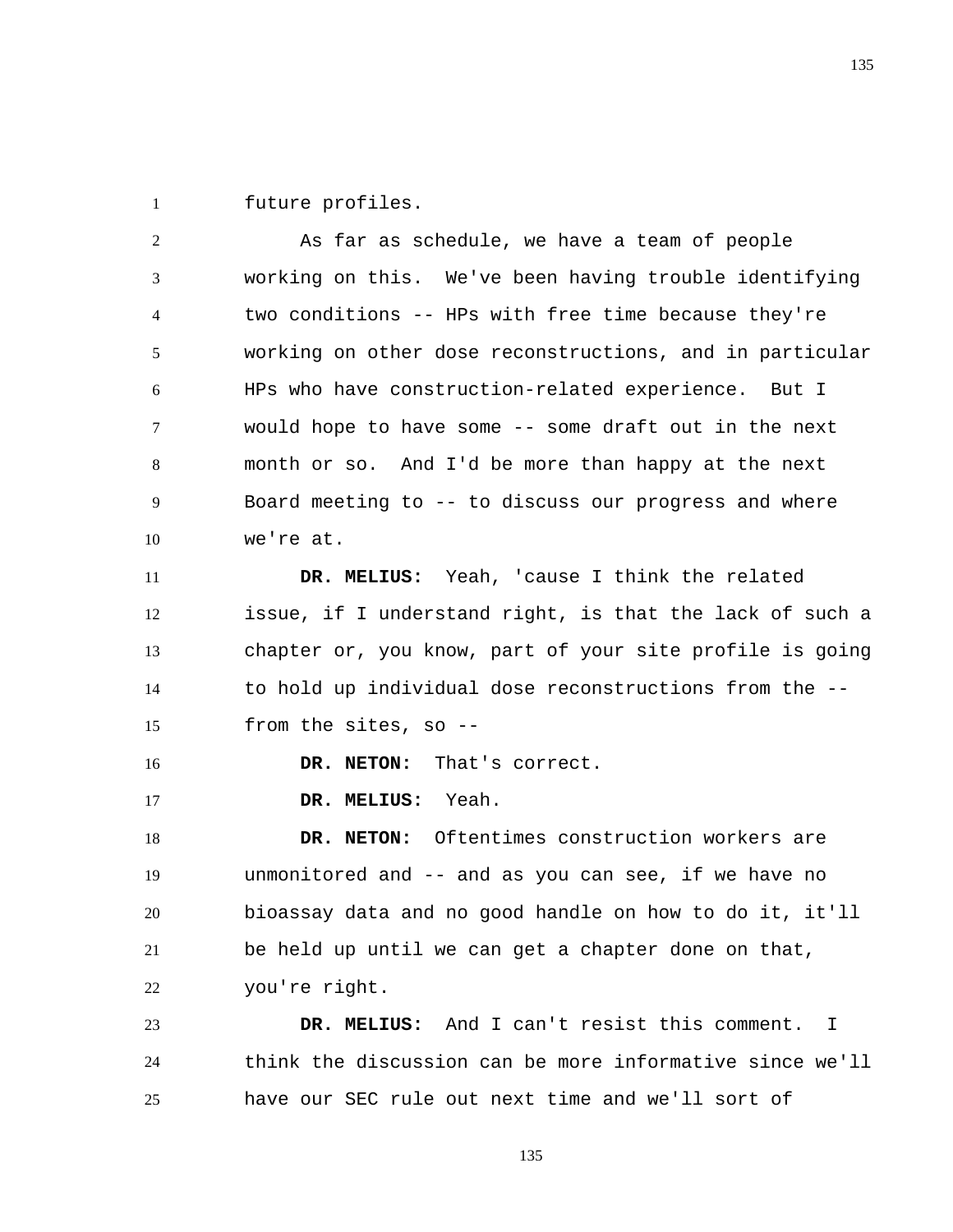future profiles.

As far as schedule, we have a team of people working on this. We've been having trouble identifying two conditions -- HPs with free time because they're working on other dose reconstructions, and in particular HPs who have construction-related experience. But I would hope to have some -- some draft out in the next month or so. And I'd be more than happy at the next Board meeting to -- to discuss our progress and where we're at.

**DR. MELIUS:** Yeah, 'cause I think the related issue, if I understand right, is that the lack of such a chapter or, you know, part of your site profile is going to hold up individual dose reconstructions from the -- from the sites, so --

**DR. NETON:** That's correct.

**DR. MELIUS:** Yeah.

**DR. NETON:** Oftentimes construction workers are unmonitored and -- and as you can see, if we have no bioassay data and no good handle on how to do it, it'll be held up until we can get a chapter done on that, you're right.

**DR. MELIUS:** And I can't resist this comment. I think the discussion can be more informative since we'll have our SEC rule out next time and we'll sort of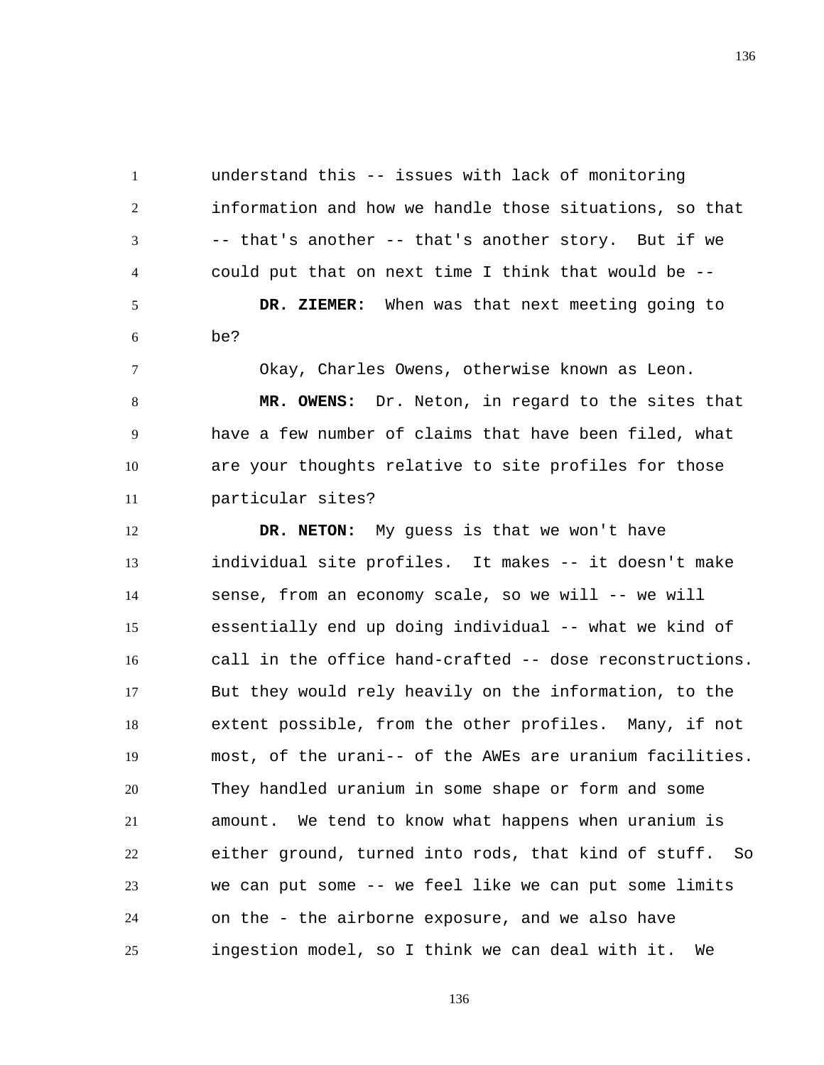understand this -- issues with lack of monitoring information and how we handle those situations, so that -- that's another -- that's another story. But if we could put that on next time I think that would be --

**DR. ZIEMER:** When was that next meeting going to be?

Okay, Charles Owens, otherwise known as Leon.

**MR. OWENS:** Dr. Neton, in regard to the sites that have a few number of claims that have been filed, what are your thoughts relative to site profiles for those particular sites?

**DR. NETON:** My guess is that we won't have individual site profiles. It makes -- it doesn't make sense, from an economy scale, so we will -- we will essentially end up doing individual -- what we kind of call in the office hand-crafted -- dose reconstructions. But they would rely heavily on the information, to the extent possible, from the other profiles. Many, if not most, of the urani-- of the AWEs are uranium facilities. They handled uranium in some shape or form and some amount. We tend to know what happens when uranium is either ground, turned into rods, that kind of stuff. So we can put some -- we feel like we can put some limits on the - the airborne exposure, and we also have ingestion model, so I think we can deal with it. We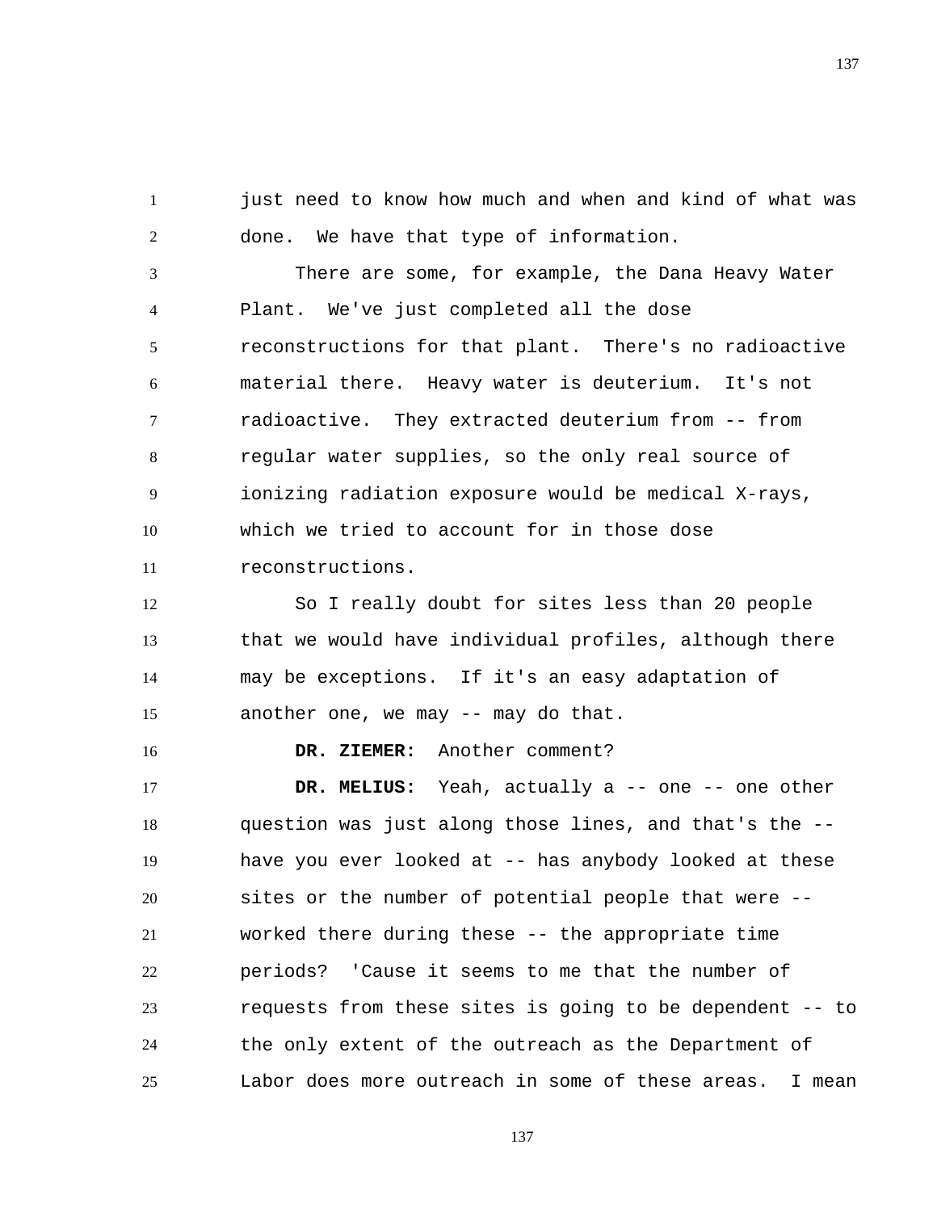just need to know how much and when and kind of what was done. We have that type of information.

There are some, for example, the Dana Heavy Water Plant. We've just completed all the dose reconstructions for that plant. There's no radioactive material there. Heavy water is deuterium. It's not radioactive. They extracted deuterium from -- from regular water supplies, so the only real source of ionizing radiation exposure would be medical X-rays, which we tried to account for in those dose reconstructions.

So I really doubt for sites less than 20 people that we would have individual profiles, although there may be exceptions. If it's an easy adaptation of another one, we may -- may do that.

**DR. ZIEMER:** Another comment?

**DR. MELIUS:** Yeah, actually a -- one -- one other question was just along those lines, and that's the -- have you ever looked at -- has anybody looked at these sites or the number of potential people that were -- worked there during these -- the appropriate time periods? 'Cause it seems to me that the number of requests from these sites is going to be dependent -- to the only extent of the outreach as the Department of Labor does more outreach in some of these areas. I mean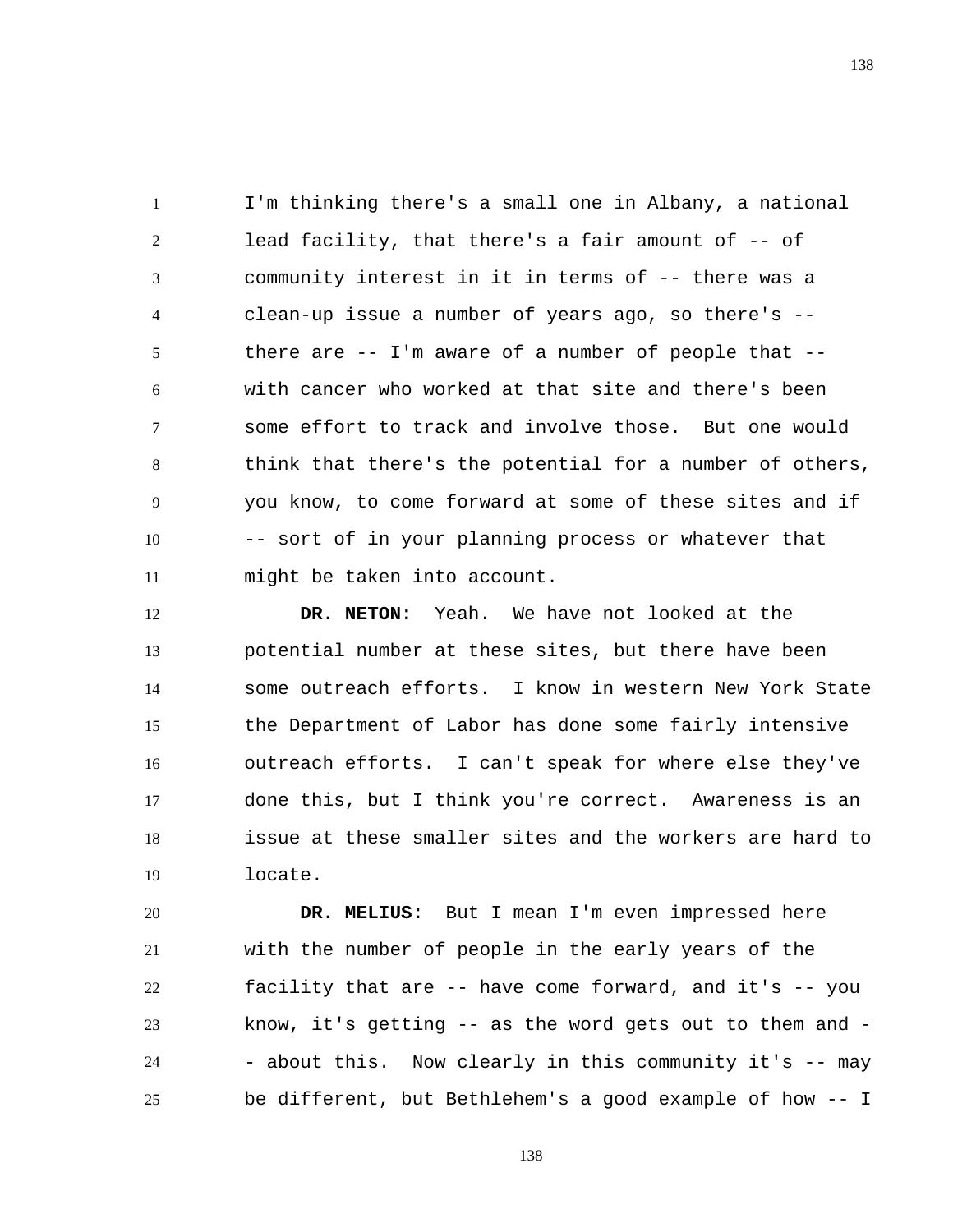I'm thinking there's a small one in Albany, a national lead facility, that there's a fair amount of -- of community interest in it in terms of -- there was a clean-up issue a number of years ago, so there's -- there are -- I'm aware of a number of people that -- with cancer who worked at that site and there's been some effort to track and involve those. But one would think that there's the potential for a number of others, you know, to come forward at some of these sites and if -- sort of in your planning process or whatever that might be taken into account.

**DR. NETON:** Yeah. We have not looked at the potential number at these sites, but there have been some outreach efforts. I know in western New York State the Department of Labor has done some fairly intensive outreach efforts. I can't speak for where else they've done this, but I think you're correct. Awareness is an issue at these smaller sites and the workers are hard to locate.

**DR. MELIUS:** But I mean I'm even impressed here with the number of people in the early years of the facility that are -- have come forward, and it's -- you know, it's getting -- as the word gets out to them and -- about this. Now clearly in this community it's -- may be different, but Bethlehem's a good example of how -- I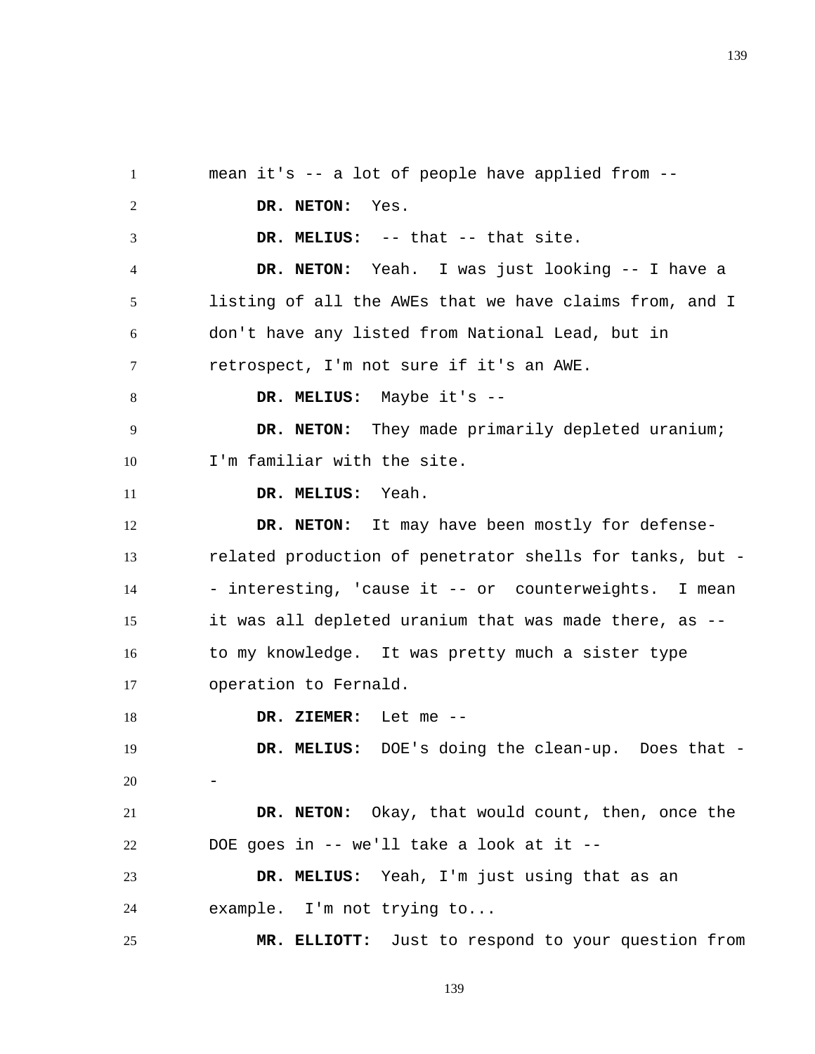mean it's -- a lot of people have applied from --

**DR. NETON:** Yes.

**DR. MELIUS:** -- that -- that site.

**DR. NETON:** Yeah. I was just looking -- I have a listing of all the AWEs that we have claims from, and I don't have any listed from National Lead, but in retrospect, I'm not sure if it's an AWE.

**DR. MELIUS:** Maybe it's --

**DR. NETON:** They made primarily depleted uranium; I'm familiar with the site.

**DR. MELIUS:** Yeah.

**DR. NETON:** It may have been mostly for defense-related production of penetrator shells for tanks, but -- interesting, 'cause it -- or counterweights. I mean it was all depleted uranium that was made there, as -- to my knowledge. It was pretty much a sister type operation to Fernald.

**DR. ZIEMER:** Let me --

**DR. MELIUS:** DOE's doing the clean-up. Does that --

**DR. NETON:** Okay, that would count, then, once the DOE goes in -- we'll take a look at it --

**DR. MELIUS:** Yeah, I'm just using that as an example. I'm not trying to...

**MR. ELLIOTT:** Just to respond to your question from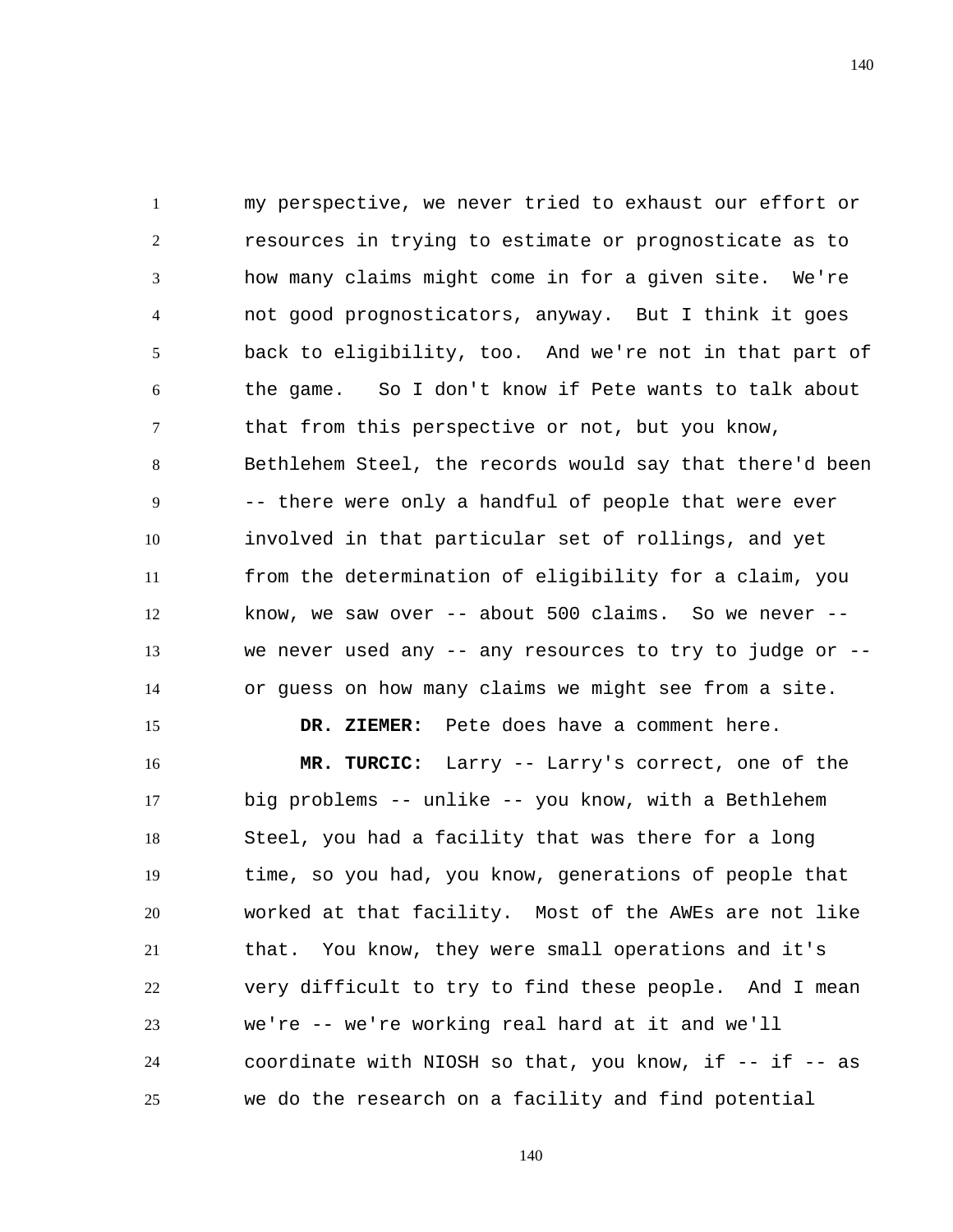my perspective, we never tried to exhaust our effort or resources in trying to estimate or prognosticate as to how many claims might come in for a given site. We're not good prognosticators, anyway. But I think it goes back to eligibility, too. And we're not in that part of the game. So I don't know if Pete wants to talk about that from this perspective or not, but you know, Bethlehem Steel, the records would say that there'd been -- there were only a handful of people that were ever involved in that particular set of rollings, and yet from the determination of eligibility for a claim, you know, we saw over -- about 500 claims. So we never -- we never used any -- any resources to try to judge or -- or guess on how many claims we might see from a site.

**DR. ZIEMER:** Pete does have a comment here.

**MR. TURCIC:** Larry -- Larry's correct, one of the big problems -- unlike -- you know, with a Bethlehem Steel, you had a facility that was there for a long time, so you had, you know, generations of people that worked at that facility. Most of the AWEs are not like that. You know, they were small operations and it's very difficult to try to find these people. And I mean we're -- we're working real hard at it and we'll coordinate with NIOSH so that, you know, if -- if -- as we do the research on a facility and find potential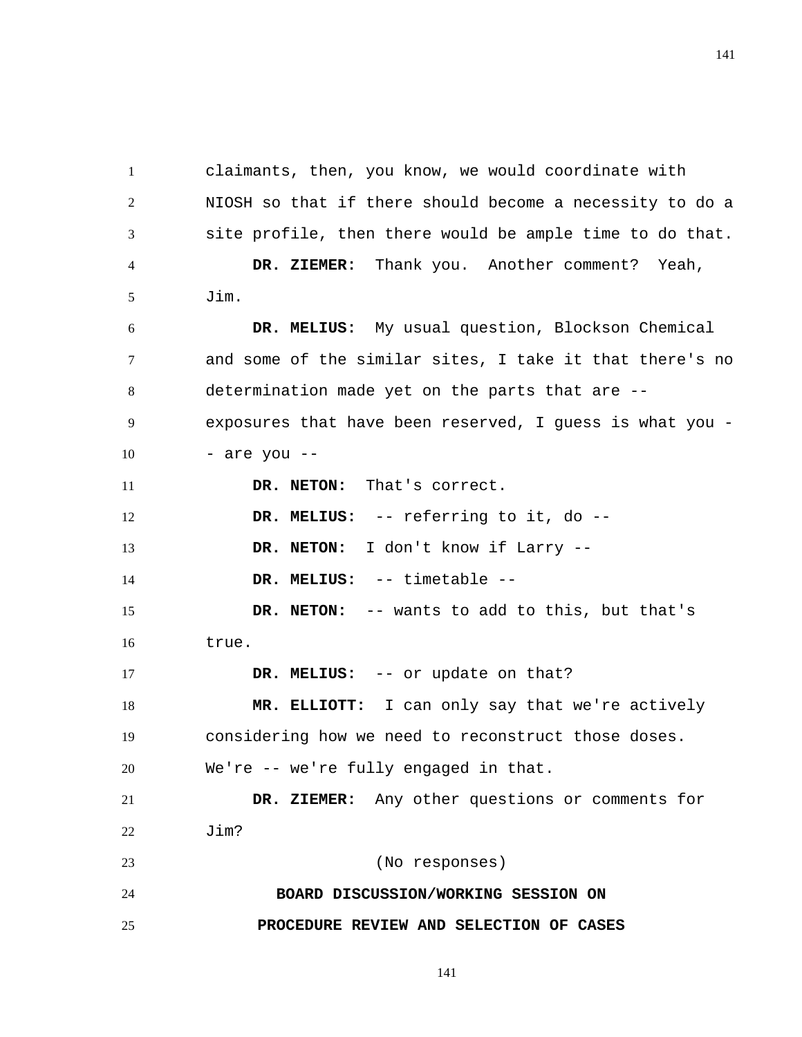claimants, then, you know, we would coordinate with NIOSH so that if there should become a necessity to do a site profile, then there would be ample time to do that.

**DR. ZIEMER:** Thank you. Another comment? Yeah, Jim.

**DR. MELIUS:** My usual question, Blockson Chemical and some of the similar sites, I take it that there's no determination made yet on the parts that are -- exposures that have been reserved, I guess is what you -- are you --

**DR. NETON:** That's correct.

**DR. MELIUS:** -- referring to it, do --

**DR. NETON:** I don't know if Larry --

**DR. MELIUS:** -- timetable --

**DR. NETON:** -- wants to add to this, but that's true.

**DR. MELIUS:** -- or update on that?

**MR. ELLIOTT:** I can only say that we're actively considering how we need to reconstruct those doses. We're -- we're fully engaged in that.

**DR. ZIEMER:** Any other questions or comments for Jim?

(No responses)

## BOARD DISCUSSION/WORKING SESSION ON PROCEDURE REVIEW AND SELECTION OF CASES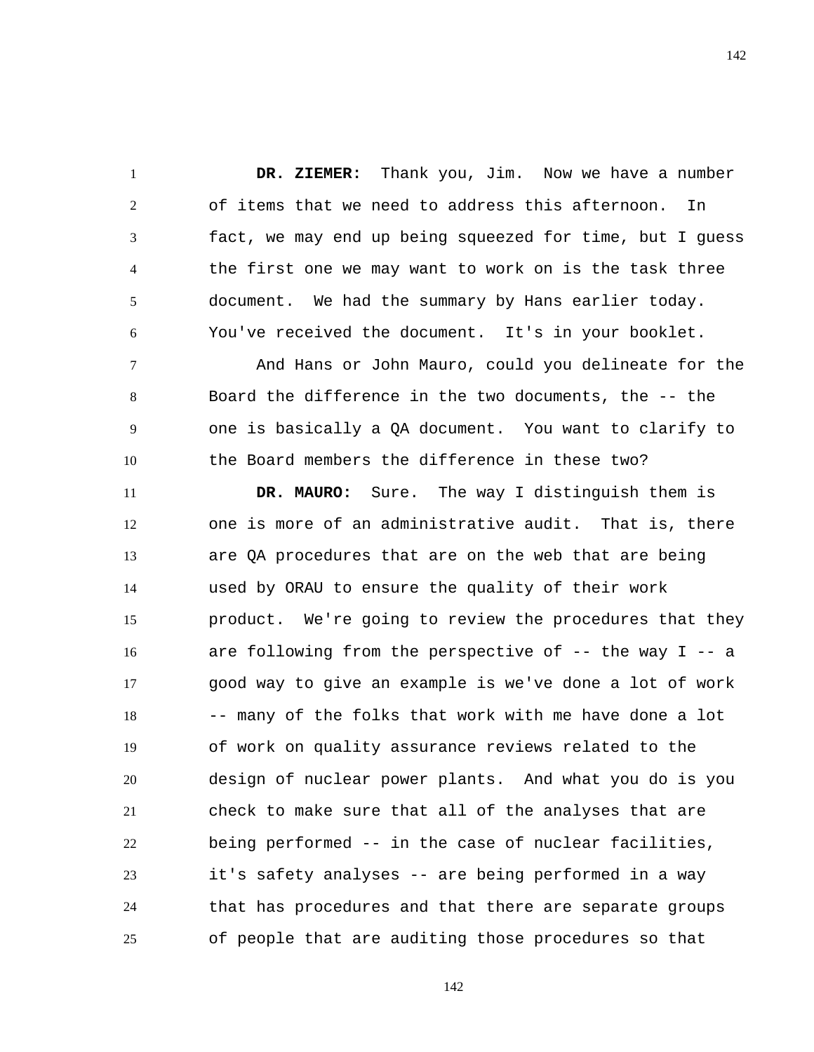**DR. ZIEMER:** Thank you, Jim. Now we have a number of items that we need to address this afternoon. In fact, we may end up being squeezed for time, but I guess the first one we may want to work on is the task three document. We had the summary by Hans earlier today. You've received the document. It's in your booklet.

And Hans or John Mauro, could you delineate for the Board the difference in the two documents, the -- the one is basically a QA document. You want to clarify to the Board members the difference in these two?

**DR. MAURO:** Sure. The way I distinguish them is one is more of an administrative audit. That is, there are QA procedures that are on the web that are being used by ORAU to ensure the quality of their work product. We're going to review the procedures that they are following from the perspective of -- the way I -- a good way to give an example is we've done a lot of work -- many of the folks that work with me have done a lot of work on quality assurance reviews related to the design of nuclear power plants. And what you do is you check to make sure that all of the analyses that are being performed -- in the case of nuclear facilities, it's safety analyses -- are being performed in a way that has procedures and that there are separate groups of people that are auditing those procedures so that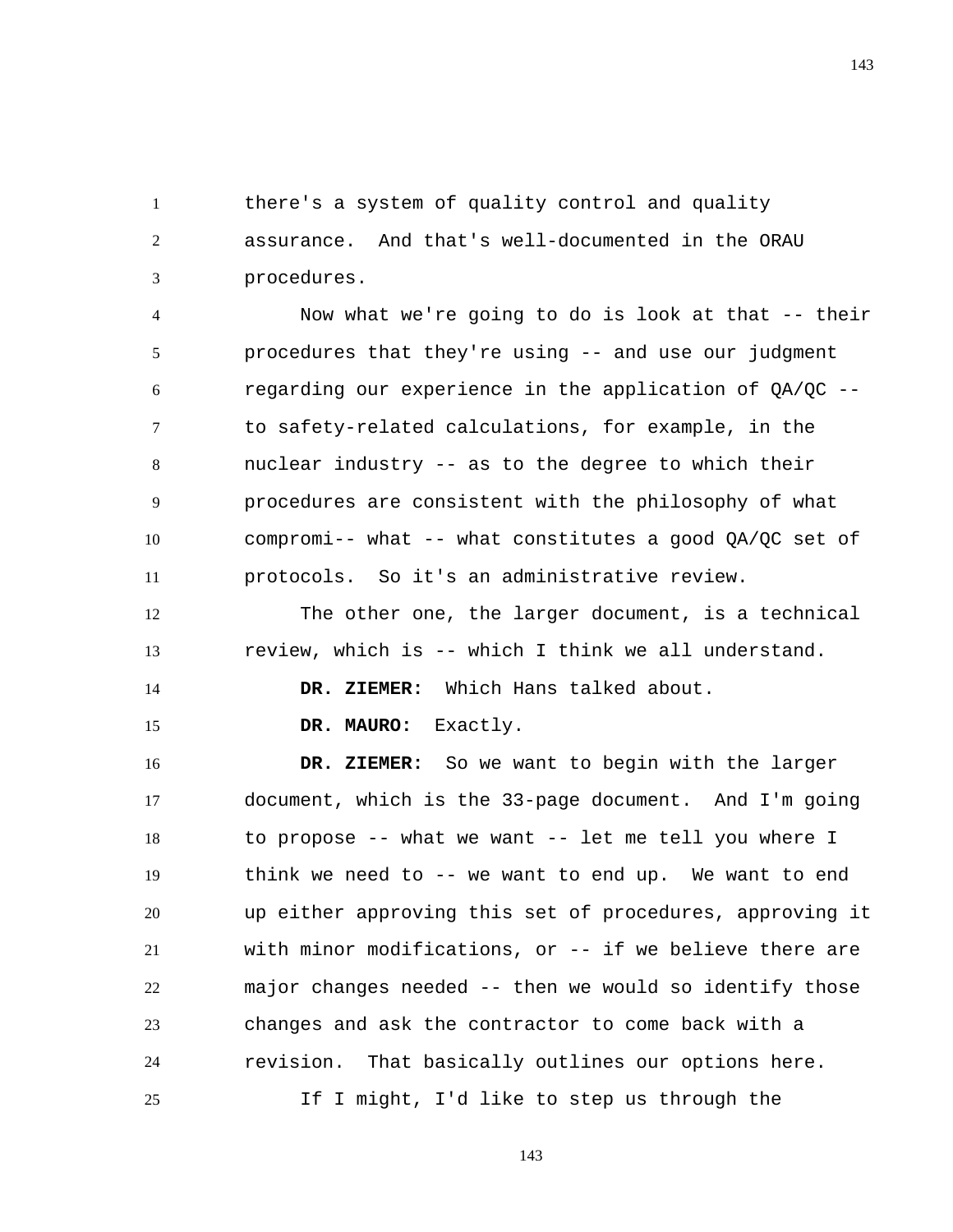there's a system of quality control and quality assurance. And that's well-documented in the ORAU procedures.

Now what we're going to do is look at that -- their procedures that they're using -- and use our judgment regarding our experience in the application of QA/QC -- to safety-related calculations, for example, in the nuclear industry -- as to the degree to which their procedures are consistent with the philosophy of what compromi-- what -- what constitutes a good QA/QC set of protocols. So it's an administrative review.

The other one, the larger document, is a technical review, which is -- which I think we all understand.

**DR. ZIEMER:** Which Hans talked about.

**DR. MAURO:** Exactly.

**DR. ZIEMER:** So we want to begin with the larger document, which is the 33-page document. And I'm going to propose -- what we want -- let me tell you where I think we need to -- we want to end up. We want to end up either approving this set of procedures, approving it with minor modifications, or -- if we believe there are major changes needed -- then we would so identify those changes and ask the contractor to come back with a revision. That basically outlines our options here.

If I might, I'd like to step us through the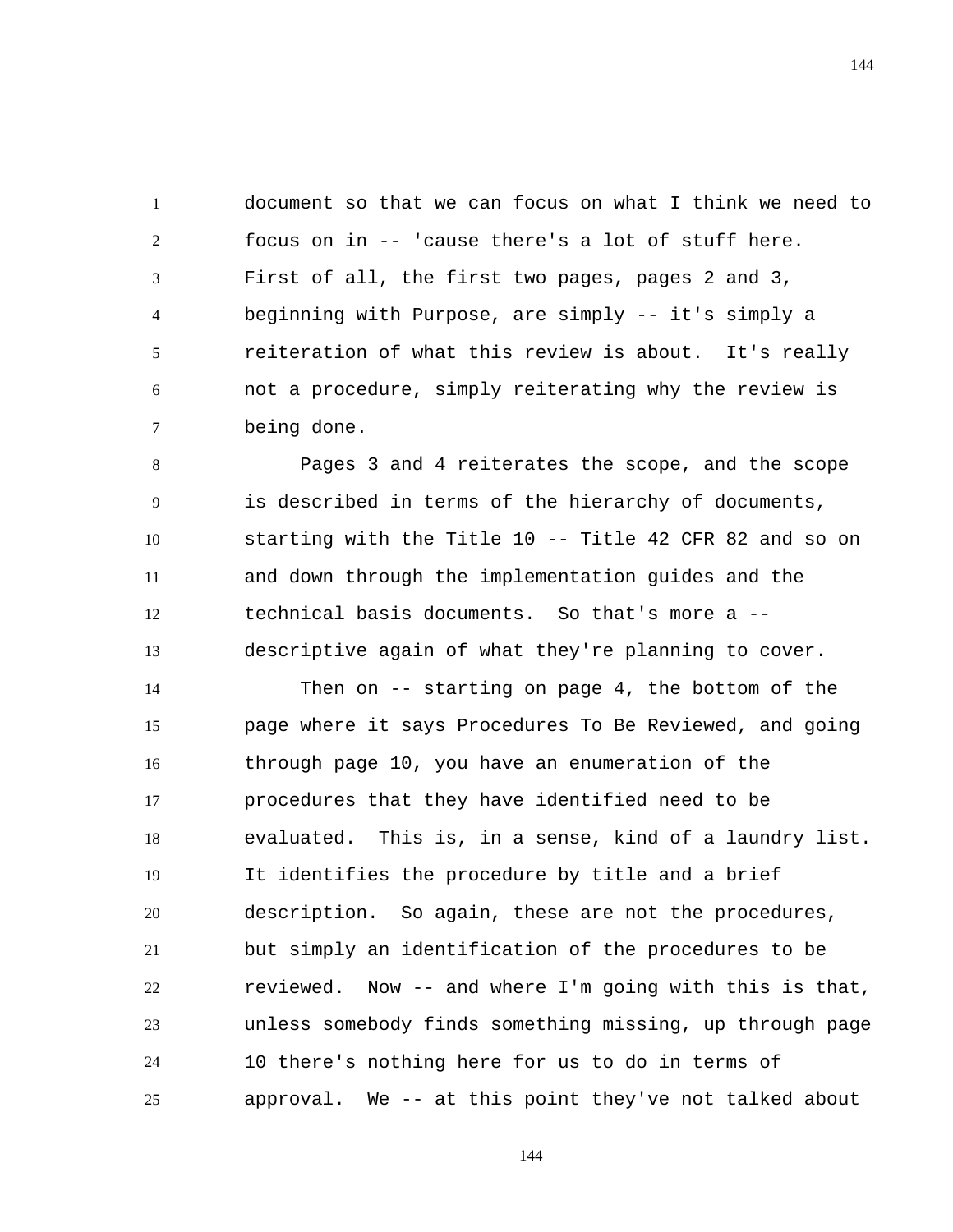document so that we can focus on what I think we need to focus on in -- 'cause there's a lot of stuff here. First of all, the first two pages, pages 2 and 3, beginning with Purpose, are simply -- it's simply a reiteration of what this review is about. It's really not a procedure, simply reiterating why the review is being done.

Pages 3 and 4 reiterates the scope, and the scope is described in terms of the hierarchy of documents, starting with the Title 10 -- Title 42 CFR 82 and so on and down through the implementation guides and the technical basis documents. So that's more a -- descriptive again of what they're planning to cover.

Then on -- starting on page 4, the bottom of the page where it says Procedures To Be Reviewed, and going through page 10, you have an enumeration of the procedures that they have identified need to be evaluated. This is, in a sense, kind of a laundry list. It identifies the procedure by title and a brief description. So again, these are not the procedures, but simply an identification of the procedures to be reviewed. Now -- and where I'm going with this is that, unless somebody finds something missing, up through page 10 there's nothing here for us to do in terms of approval. We -- at this point they've not talked about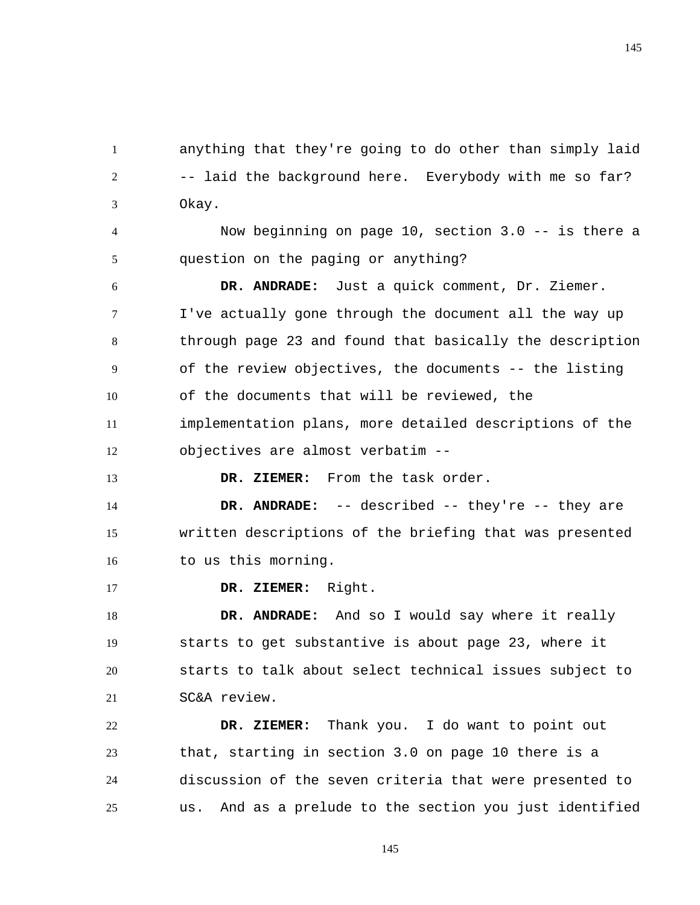anything that they're going to do other than simply laid -- laid the background here. Everybody with me so far? Okay.

Now beginning on page 10, section 3.0 -- is there a question on the paging or anything?

**DR. ANDRADE:** Just a quick comment, Dr. Ziemer. I've actually gone through the document all the way up through page 23 and found that basically the description of the review objectives, the documents -- the listing of the documents that will be reviewed, the implementation plans, more detailed descriptions of the objectives are almost verbatim --

**DR. ZIEMER:** From the task order.

**DR. ANDRADE:** -- described -- they're -- they are written descriptions of the briefing that was presented to us this morning.

**DR. ZIEMER:** Right.

**DR. ANDRADE:** And so I would say where it really starts to get substantive is about page 23, where it starts to talk about select technical issues subject to SC&A review.

**DR. ZIEMER:** Thank you. I do want to point out that, starting in section 3.0 on page 10 there is a discussion of the seven criteria that were presented to us. And as a prelude to the section you just identified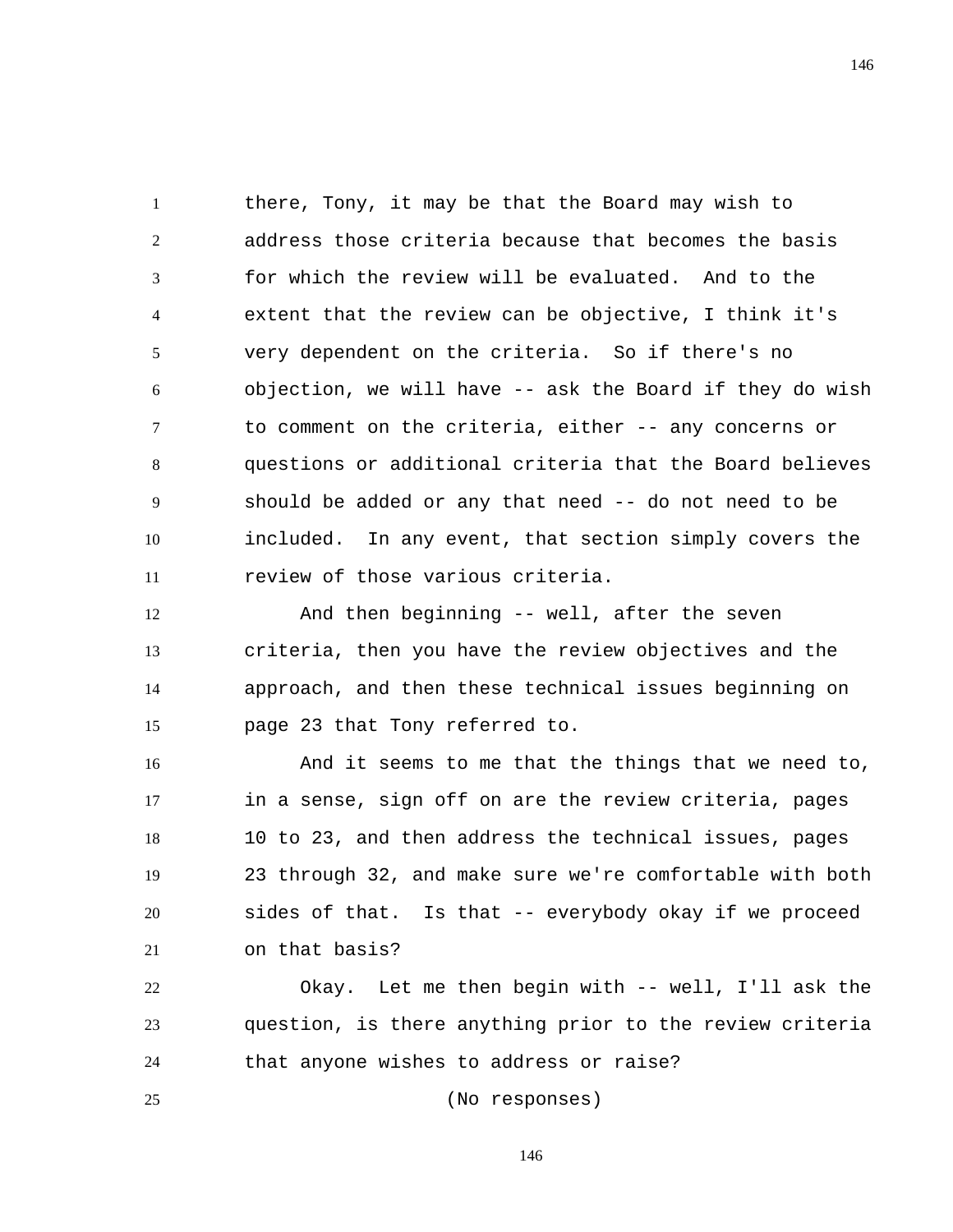there, Tony, it may be that the Board may wish to address those criteria because that becomes the basis for which the review will be evaluated. And to the extent that the review can be objective, I think it's very dependent on the criteria. So if there's no objection, we will have -- ask the Board if they do wish to comment on the criteria, either -- any concerns or questions or additional criteria that the Board believes should be added or any that need -- do not need to be included. In any event, that section simply covers the review of those various criteria.

And then beginning -- well, after the seven criteria, then you have the review objectives and the approach, and then these technical issues beginning on page 23 that Tony referred to.

And it seems to me that the things that we need to, in a sense, sign off on are the review criteria, pages 10 to 23, and then address the technical issues, pages 23 through 32, and make sure we're comfortable with both sides of that. Is that -- everybody okay if we proceed on that basis?

Okay. Let me then begin with -- well, I'll ask the question, is there anything prior to the review criteria that anyone wishes to address or raise?

(No responses)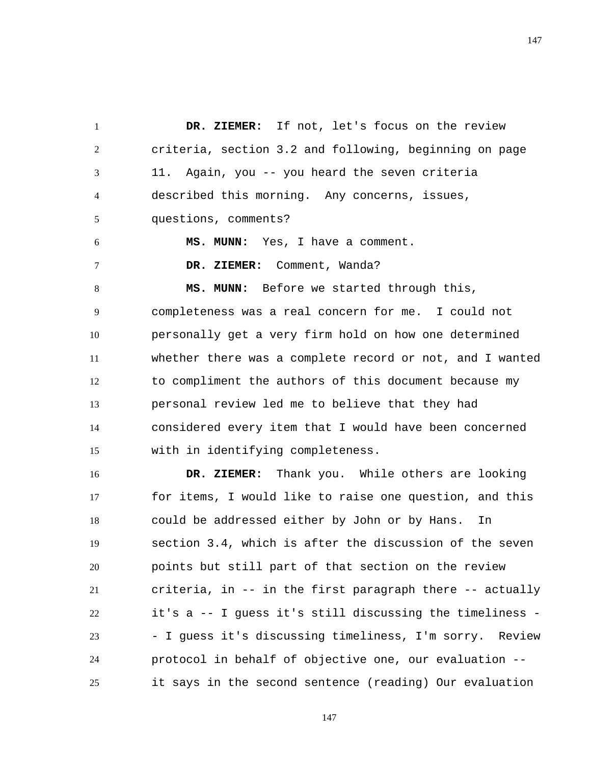**DR. ZIEMER:** If not, let's focus on the review criteria, section 3.2 and following, beginning on page 11. Again, you -- you heard the seven criteria described this morning. Any concerns, issues, questions, comments?

**MS. MUNN:** Yes, I have a comment.

**DR. ZIEMER:** Comment, Wanda?

**MS. MUNN:** Before we started through this, completeness was a real concern for me. I could not personally get a very firm hold on how one determined whether there was a complete record or not, and I wanted to compliment the authors of this document because my personal review led me to believe that they had considered every item that I would have been concerned with in identifying completeness.

**DR. ZIEMER:** Thank you. While others are looking for items, I would like to raise one question, and this could be addressed either by John or by Hans. In section 3.4, which is after the discussion of the seven points but still part of that section on the review criteria, in -- in the first paragraph there -- actually it's a -- I guess it's still discussing the timeliness -- I guess it's discussing timeliness, I'm sorry. Review protocol in behalf of objective one, our evaluation -- it says in the second sentence (reading) Our evaluation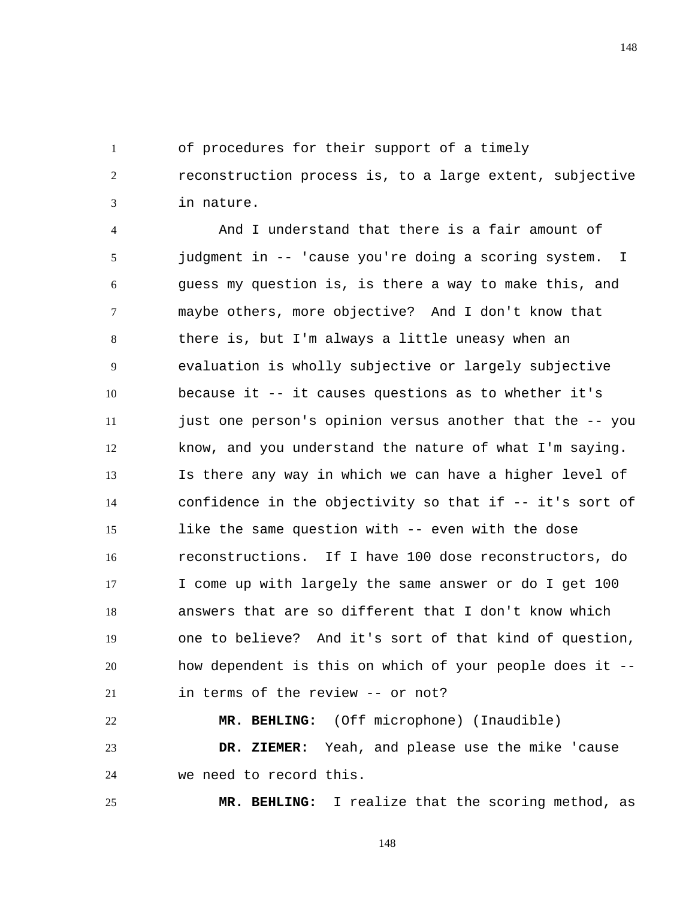of procedures for their support of a timely reconstruction process is, to a large extent, subjective in nature.

And I understand that there is a fair amount of judgment in -- 'cause you're doing a scoring system. I guess my question is, is there a way to make this, and maybe others, more objective? And I don't know that there is, but I'm always a little uneasy when an evaluation is wholly subjective or largely subjective because it -- it causes questions as to whether it's just one person's opinion versus another that the -- you know, and you understand the nature of what I'm saying. Is there any way in which we can have a higher level of confidence in the objectivity so that if -- it's sort of like the same question with -- even with the dose reconstructions. If I have 100 dose reconstructors, do I come up with largely the same answer or do I get 100 answers that are so different that I don't know which one to believe? And it's sort of that kind of question, how dependent is this on which of your people does it -- in terms of the review -- or not?

**MR. BEHLING:** (Off microphone) (Inaudible)

**DR. ZIEMER:** Yeah, and please use the mike 'cause we need to record this.

**MR. BEHLING:** I realize that the scoring method, as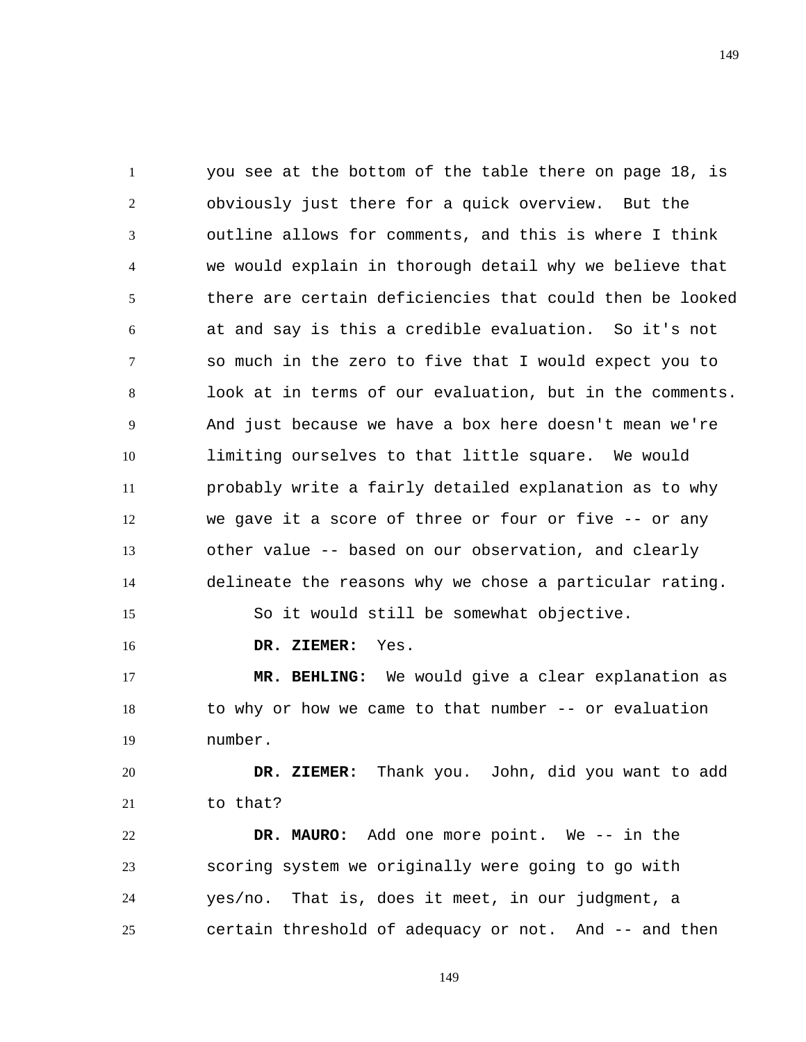you see at the bottom of the table there on page 18, is obviously just there for a quick overview. But the outline allows for comments, and this is where I think we would explain in thorough detail why we believe that there are certain deficiencies that could then be looked at and say is this a credible evaluation. So it's not so much in the zero to five that I would expect you to look at in terms of our evaluation, but in the comments. And just because we have a box here doesn't mean we're limiting ourselves to that little square. We would probably write a fairly detailed explanation as to why we gave it a score of three or four or five -- or any other value -- based on our observation, and clearly delineate the reasons why we chose a particular rating.

So it would still be somewhat objective.

**DR. ZIEMER:** Yes.

**MR. BEHLING:** We would give a clear explanation as to why or how we came to that number -- or evaluation number.

**DR. ZIEMER:** Thank you. John, did you want to add to that?

**DR. MAURO:** Add one more point. We -- in the scoring system we originally were going to go with yes/no. That is, does it meet, in our judgment, a certain threshold of adequacy or not. And -- and then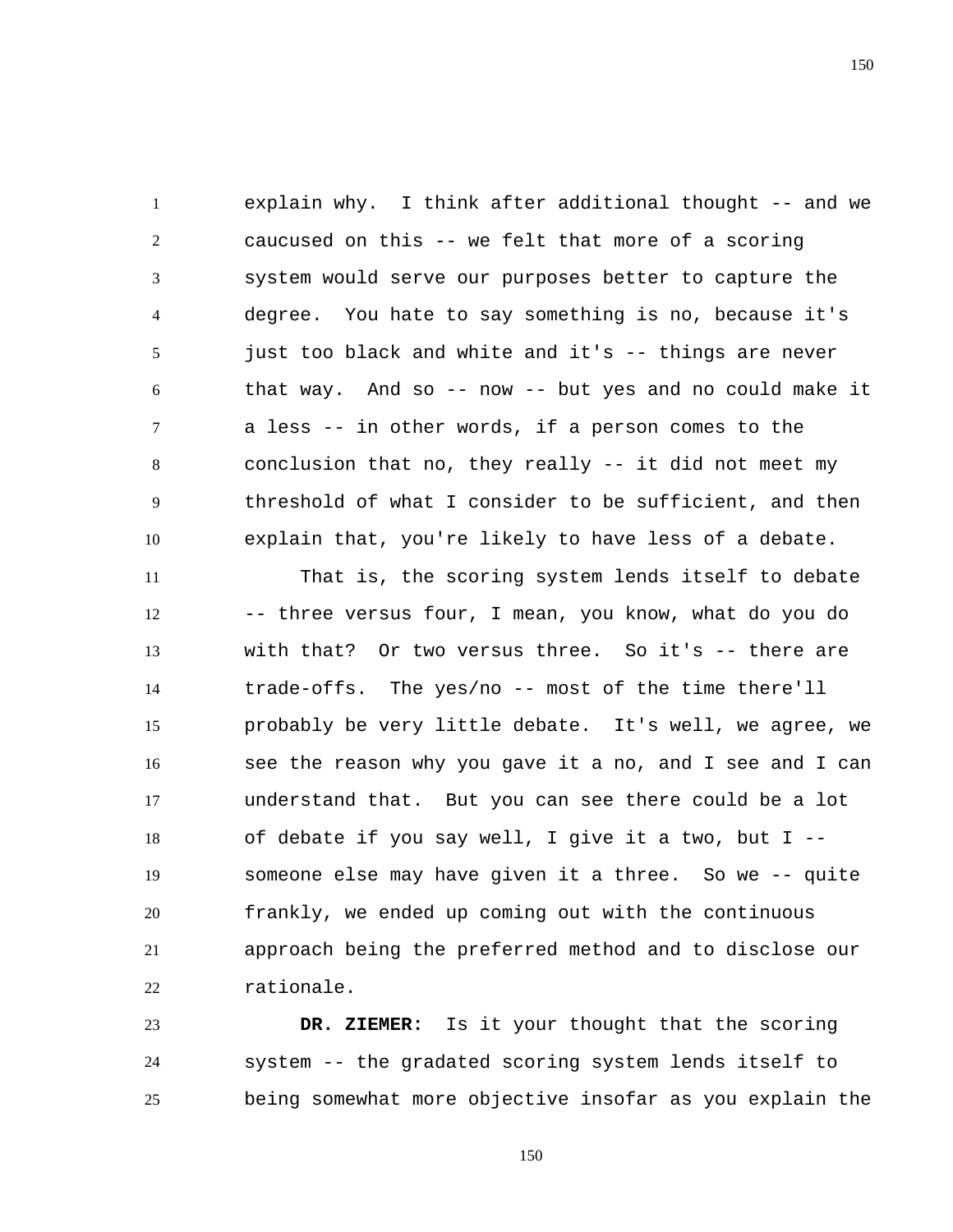explain why. I think after additional thought -- and we caucused on this -- we felt that more of a scoring system would serve our purposes better to capture the degree. You hate to say something is no, because it's just too black and white and it's -- things are never that way. And so -- now -- but yes and no could make it a less -- in other words, if a person comes to the conclusion that no, they really -- it did not meet my threshold of what I consider to be sufficient, and then explain that, you're likely to have less of a debate.

That is, the scoring system lends itself to debate -- three versus four, I mean, you know, what do you do with that? Or two versus three. So it's -- there are trade-offs. The yes/no -- most of the time there'll probably be very little debate. It's well, we agree, we see the reason why you gave it a no, and I see and I can understand that. But you can see there could be a lot of debate if you say well, I give it a two, but I -- someone else may have given it a three. So we -- quite frankly, we ended up coming out with the continuous approach being the preferred method and to disclose our rationale.

**DR. ZIEMER:** Is it your thought that the scoring system -- the gradated scoring system lends itself to being somewhat more objective insofar as you explain the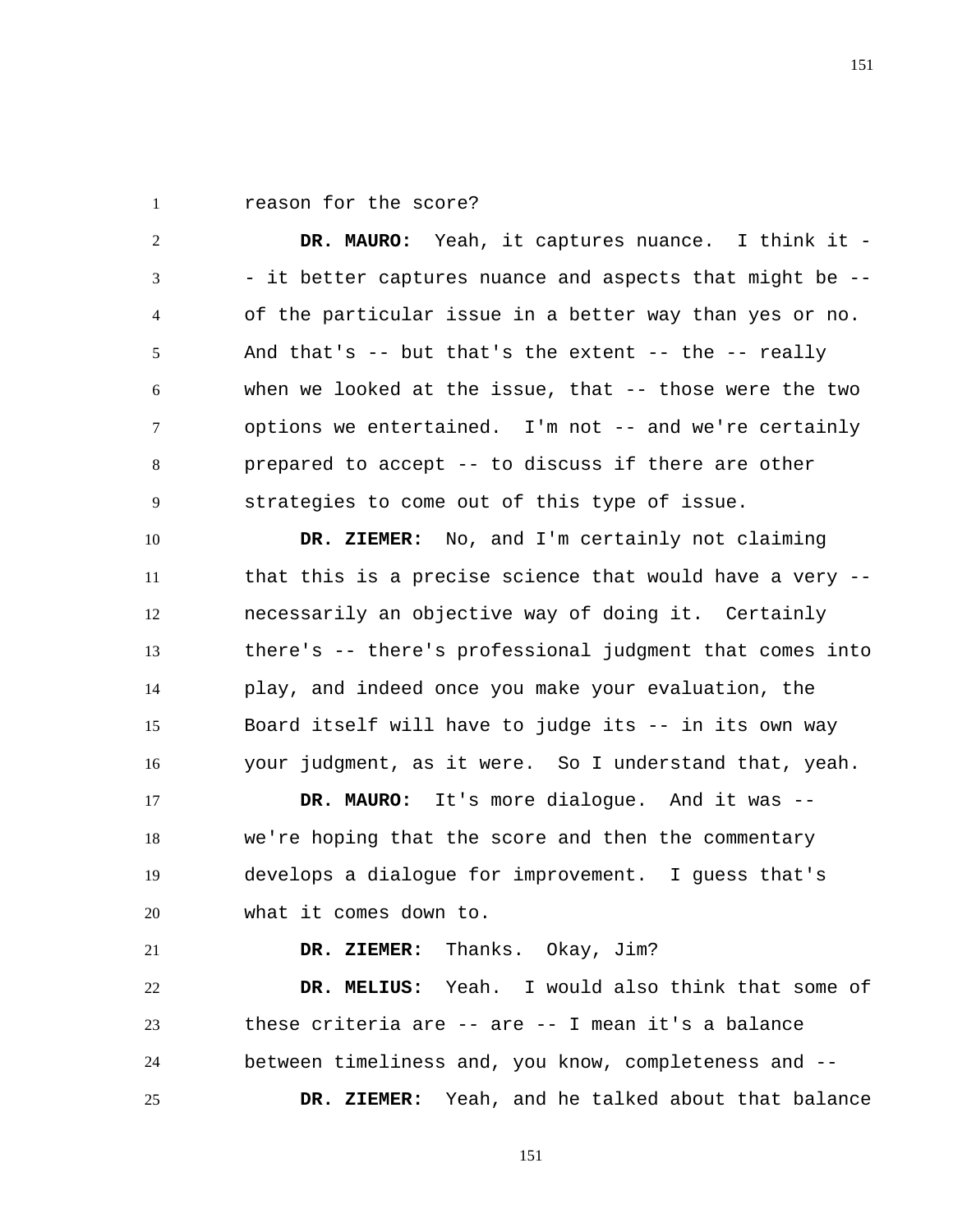reason for the score?

**DR. MAURO:** Yeah, it captures nuance. I think it -- it better captures nuance and aspects that might be -- of the particular issue in a better way than yes or no. And that's -- but that's the extent -- the -- really when we looked at the issue, that -- those were the two options we entertained. I'm not -- and we're certainly prepared to accept -- to discuss if there are other strategies to come out of this type of issue.

**DR. ZIEMER:** No, and I'm certainly not claiming that this is a precise science that would have a very -- necessarily an objective way of doing it. Certainly there's -- there's professional judgment that comes into play, and indeed once you make your evaluation, the Board itself will have to judge its -- in its own way your judgment, as it were. So I understand that, yeah.

**DR. MAURO:** It's more dialogue. And it was -- we're hoping that the score and then the commentary develops a dialogue for improvement. I guess that's what it comes down to.

**DR. ZIEMER:** Thanks. Okay, Jim?

**DR. MELIUS:** Yeah. I would also think that some of these criteria are -- are -- I mean it's a balance between timeliness and, you know, completeness and --

**DR. ZIEMER:** Yeah, and he talked about that balance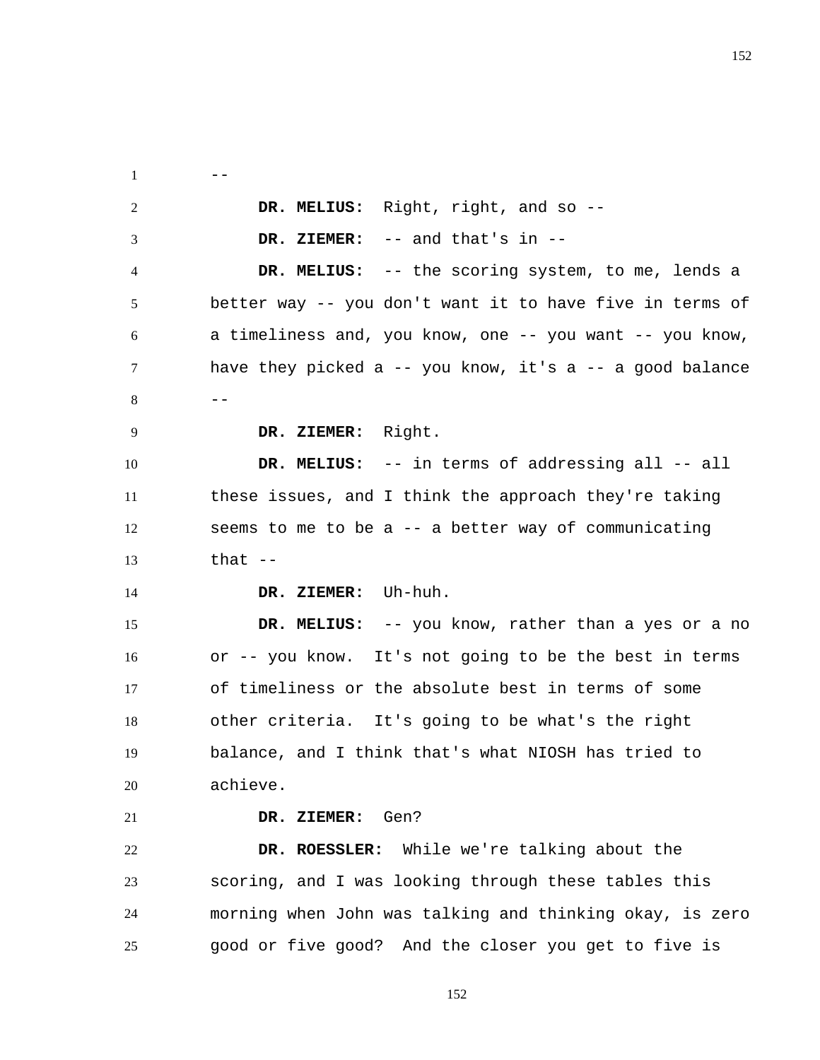--

**DR. MELIUS:** Right, right, and so --

**DR. ZIEMER:** -- and that's in --

**DR. MELIUS:** -- the scoring system, to me, lends a better way -- you don't want it to have five in terms of a timeliness and, you know, one -- you want -- you know, have they picked a -- you know, it's a -- a good balance --

**DR. ZIEMER:** Right.

**DR. MELIUS:** -- in terms of addressing all -- all these issues, and I think the approach they're taking seems to me to be a -- a better way of communicating that --

**DR. ZIEMER:** Uh-huh.

**DR. MELIUS:** -- you know, rather than a yes or a no or -- you know. It's not going to be the best in terms of timeliness or the absolute best in terms of some other criteria. It's going to be what's the right balance, and I think that's what NIOSH has tried to achieve.

**DR. ZIEMER:** Gen?

**DR. ROESSLER:** While we're talking about the scoring, and I was looking through these tables this morning when John was talking and thinking okay, is zero good or five good? And the closer you get to five is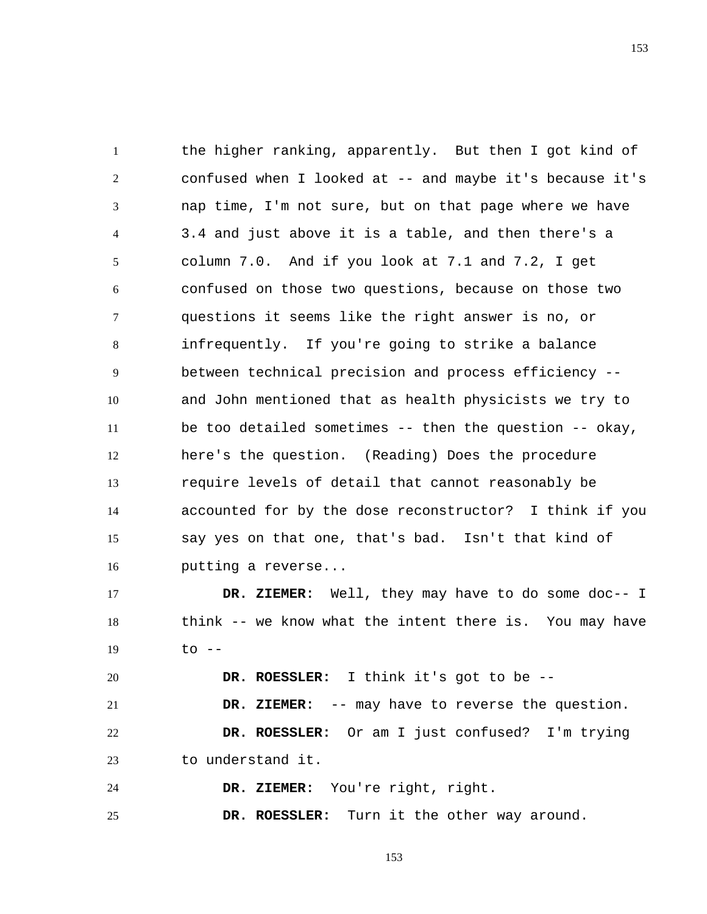the higher ranking, apparently. But then I got kind of confused when I looked at -- and maybe it's because it's nap time, I'm not sure, but on that page where we have 3.4 and just above it is a table, and then there's a column 7.0. And if you look at 7.1 and 7.2, I get confused on those two questions, because on those two questions it seems like the right answer is no, or infrequently. If you're going to strike a balance between technical precision and process efficiency -- and John mentioned that as health physicists we try to be too detailed sometimes -- then the question -- okay, here's the question. (Reading) Does the procedure require levels of detail that cannot reasonably be accounted for by the dose reconstructor? I think if you say yes on that one, that's bad. Isn't that kind of putting a reverse...

**DR. ZIEMER:** Well, they may have to do some doc-- I think -- we know what the intent there is. You may have to --

**DR. ROESSLER:** I think it's got to be --

**DR. ZIEMER:** -- may have to reverse the question.

**DR. ROESSLER:** Or am I just confused? I'm trying to understand it.

**DR. ZIEMER:** You're right, right.

**DR. ROESSLER:** Turn it the other way around.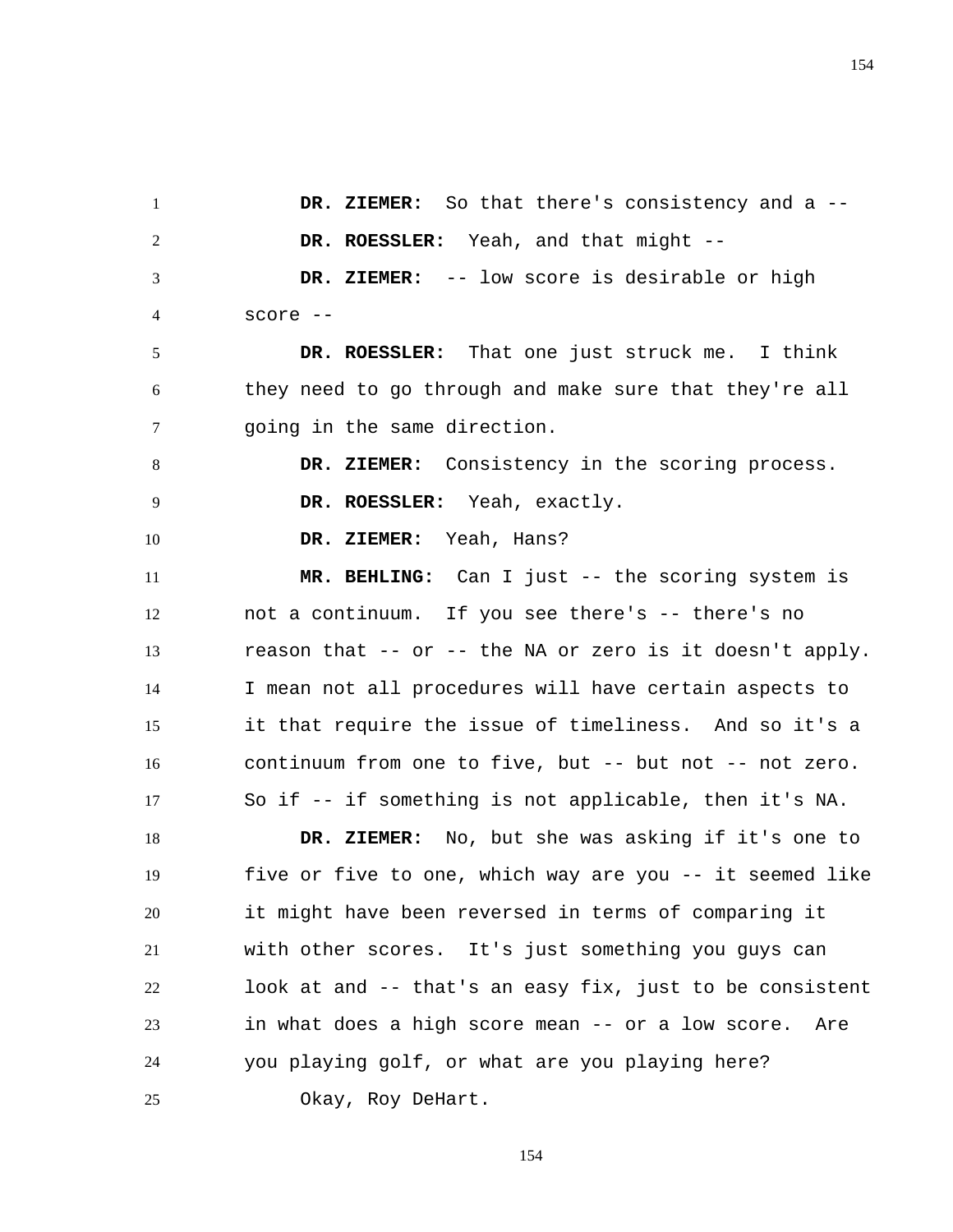**DR. ZIEMER:** So that there's consistency and a --

**DR. ROESSLER:** Yeah, and that might --

**DR. ZIEMER:** -- low score is desirable or high score --

**DR. ROESSLER:** That one just struck me. I think they need to go through and make sure that they're all going in the same direction.

**DR. ZIEMER:** Consistency in the scoring process.

**DR. ROESSLER:** Yeah, exactly.

**DR. ZIEMER:** Yeah, Hans?

**MR. BEHLING:** Can I just -- the scoring system is not a continuum. If you see there's -- there's no reason that -- or -- the NA or zero is it doesn't apply. I mean not all procedures will have certain aspects to it that require the issue of timeliness. And so it's a continuum from one to five, but -- but not -- not zero. So if -- if something is not applicable, then it's NA.

**DR. ZIEMER:** No, but she was asking if it's one to five or five to one, which way are you -- it seemed like it might have been reversed in terms of comparing it with other scores. It's just something you guys can look at and -- that's an easy fix, just to be consistent in what does a high score mean -- or a low score. Are you playing golf, or what are you playing here?

Okay, Roy DeHart.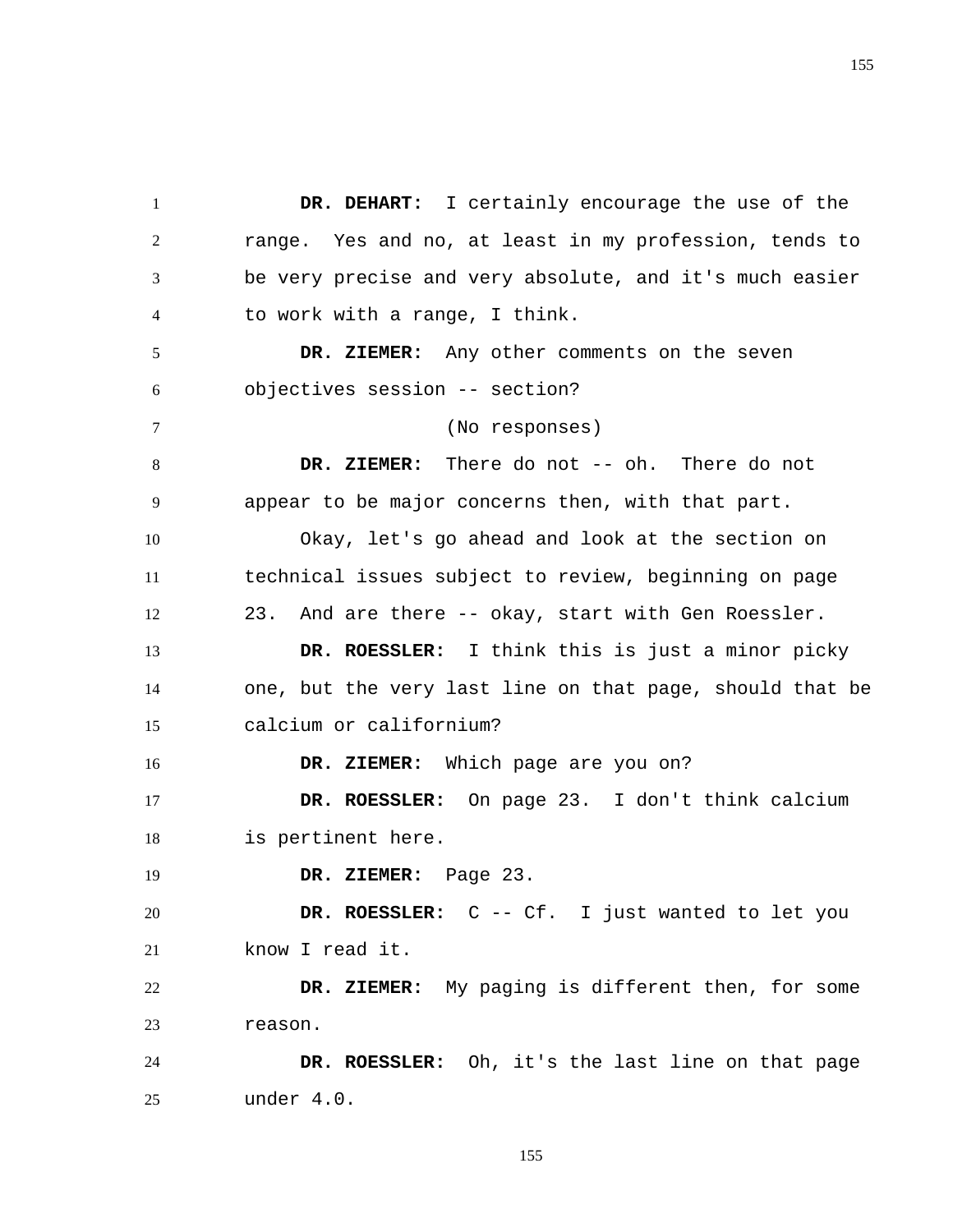**DR. DEHART:** I certainly encourage the use of the range. Yes and no, at least in my profession, tends to be very precise and very absolute, and it's much easier to work with a range, I think.

**DR. ZIEMER:** Any other comments on the seven objectives session -- section?

(No responses)

**DR. ZIEMER:** There do not -- oh. There do not appear to be major concerns then, with that part.

Okay, let's go ahead and look at the section on technical issues subject to review, beginning on page 23. And are there -- okay, start with Gen Roessler.

**DR. ROESSLER:** I think this is just a minor picky one, but the very last line on that page, should that be calcium or californium?

**DR. ZIEMER:** Which page are you on?

**DR. ROESSLER:** On page 23. I don't think calcium is pertinent here.

**DR. ZIEMER:** Page 23.

**DR. ROESSLER:** C -- Cf. I just wanted to let you know I read it.

**DR. ZIEMER:** My paging is different then, for some reason.

**DR. ROESSLER:** Oh, it's the last line on that page under 4.0.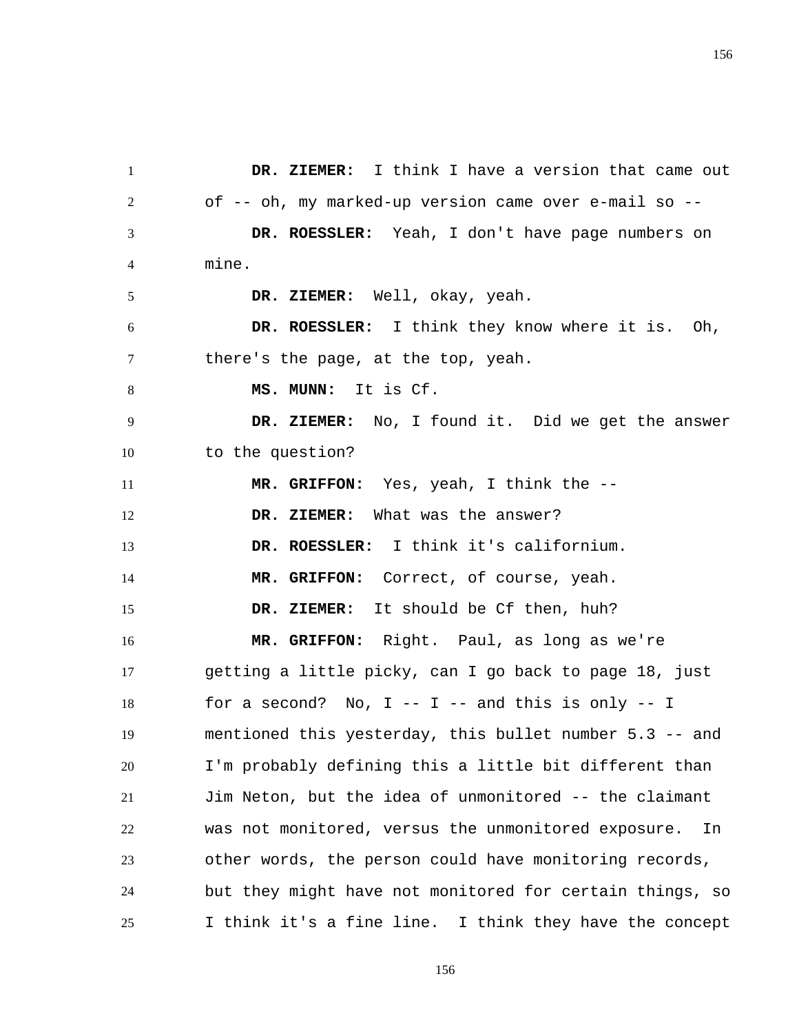**DR. ZIEMER:** I think I have a version that came out of -- oh, my marked-up version came over e-mail so --

**DR. ROESSLER:** Yeah, I don't have page numbers on mine.

**DR. ZIEMER:** Well, okay, yeah.

**DR. ROESSLER:** I think they know where it is. Oh, there's the page, at the top, yeah.

**MS. MUNN:** It is Cf.

**DR. ZIEMER:** No, I found it. Did we get the answer to the question?

**MR. GRIFFON:** Yes, yeah, I think the --

**DR. ZIEMER:** What was the answer?

**DR. ROESSLER:** I think it's californium.

**MR. GRIFFON:** Correct, of course, yeah.

**DR. ZIEMER:** It should be Cf then, huh?

**MR. GRIFFON:** Right. Paul, as long as we're getting a little picky, can I go back to page 18, just for a second? No, I -- I -- and this is only -- I mentioned this yesterday, this bullet number 5.3 -- and I'm probably defining this a little bit different than Jim Neton, but the idea of unmonitored -- the claimant was not monitored, versus the unmonitored exposure. In other words, the person could have monitoring records, but they might have not monitored for certain things, so I think it's a fine line. I think they have the concept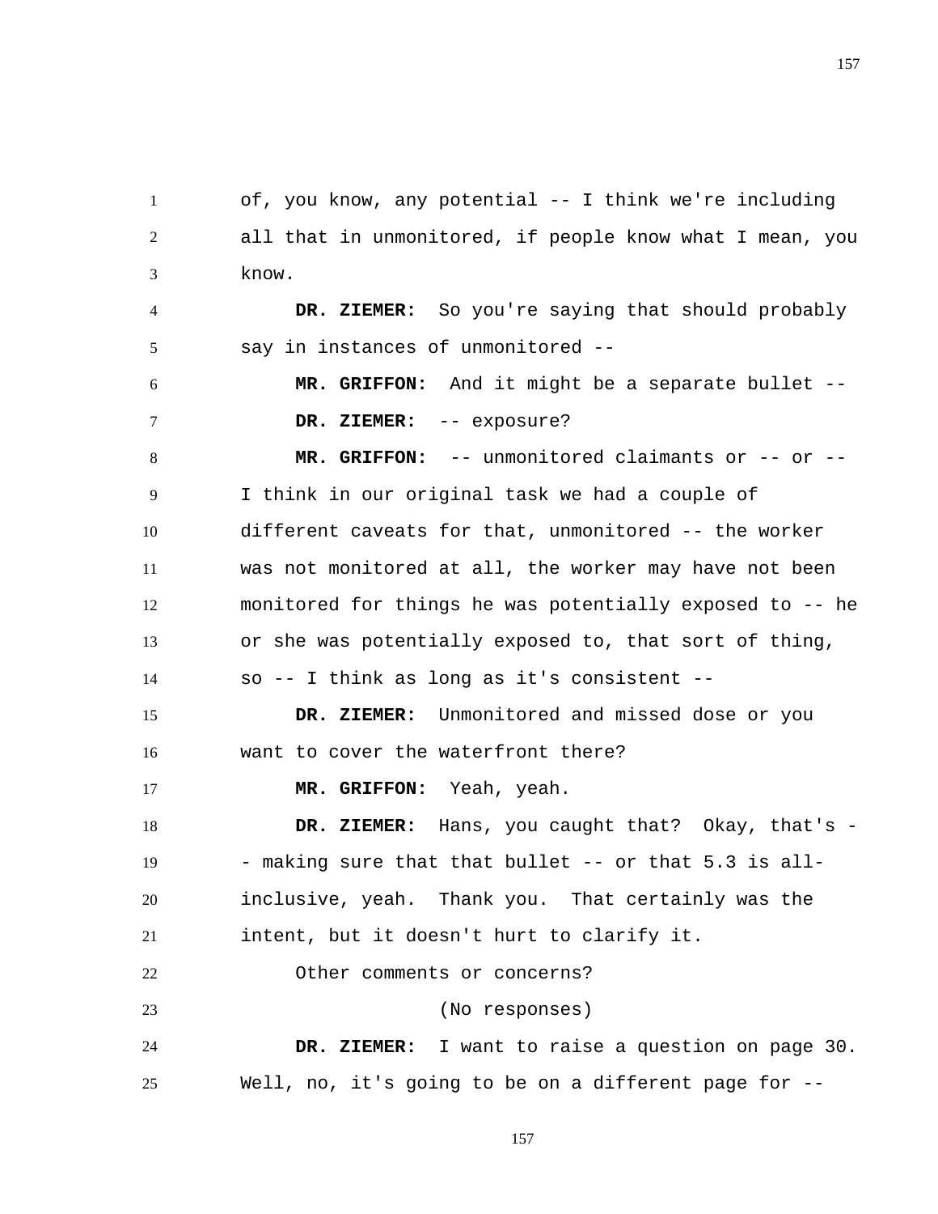of, you know, any potential -- I think we're including all that in unmonitored, if people know what I mean, you know.

**DR. ZIEMER:** So you're saying that should probably say in instances of unmonitored --

**MR. GRIFFON:** And it might be a separate bullet --

**DR. ZIEMER:** -- exposure?

**MR. GRIFFON:** -- unmonitored claimants or -- or -- I think in our original task we had a couple of different caveats for that, unmonitored -- the worker was not monitored at all, the worker may have not been monitored for things he was potentially exposed to -- he or she was potentially exposed to, that sort of thing, so -- I think as long as it's consistent --

**DR. ZIEMER:** Unmonitored and missed dose or you want to cover the waterfront there?

**MR. GRIFFON:** Yeah, yeah.

**DR. ZIEMER:** Hans, you caught that? Okay, that's -- making sure that that bullet -- or that 5.3 is all-inclusive, yeah. Thank you. That certainly was the intent, but it doesn't hurt to clarify it.

Other comments or concerns?

(No responses)

**DR. ZIEMER:** I want to raise a question on page 30. Well, no, it's going to be on a different page for --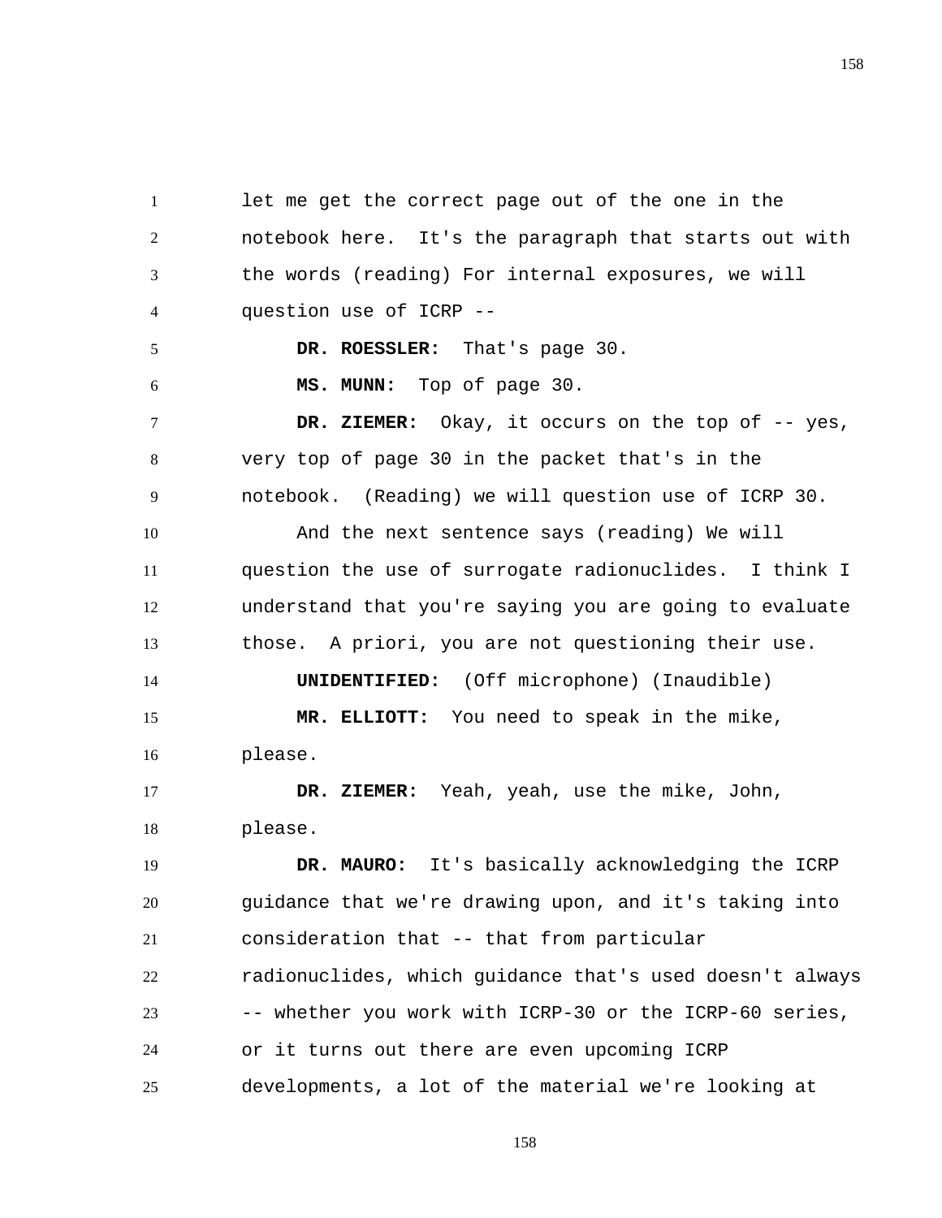let me get the correct page out of the one in the notebook here. It's the paragraph that starts out with the words (reading) For internal exposures, we will question use of ICRP --

**DR. ROESSLER:** That's page 30.

**MS. MUNN:** Top of page 30.

**DR. ZIEMER:** Okay, it occurs on the top of -- yes, very top of page 30 in the packet that's in the notebook. (Reading) we will question use of ICRP 30.

And the next sentence says (reading) We will question the use of surrogate radionuclides. I think I understand that you're saying you are going to evaluate those. A priori, you are not questioning their use.

**UNIDENTIFIED:** (Off microphone) (Inaudible)

**MR. ELLIOTT:** You need to speak in the mike, please.

**DR. ZIEMER:** Yeah, yeah, use the mike, John, please.

**DR. MAURO:** It's basically acknowledging the ICRP guidance that we're drawing upon, and it's taking into consideration that -- that from particular radionuclides, which guidance that's used doesn't always -- whether you work with ICRP-30 or the ICRP-60 series, or it turns out there are even upcoming ICRP developments, a lot of the material we're looking at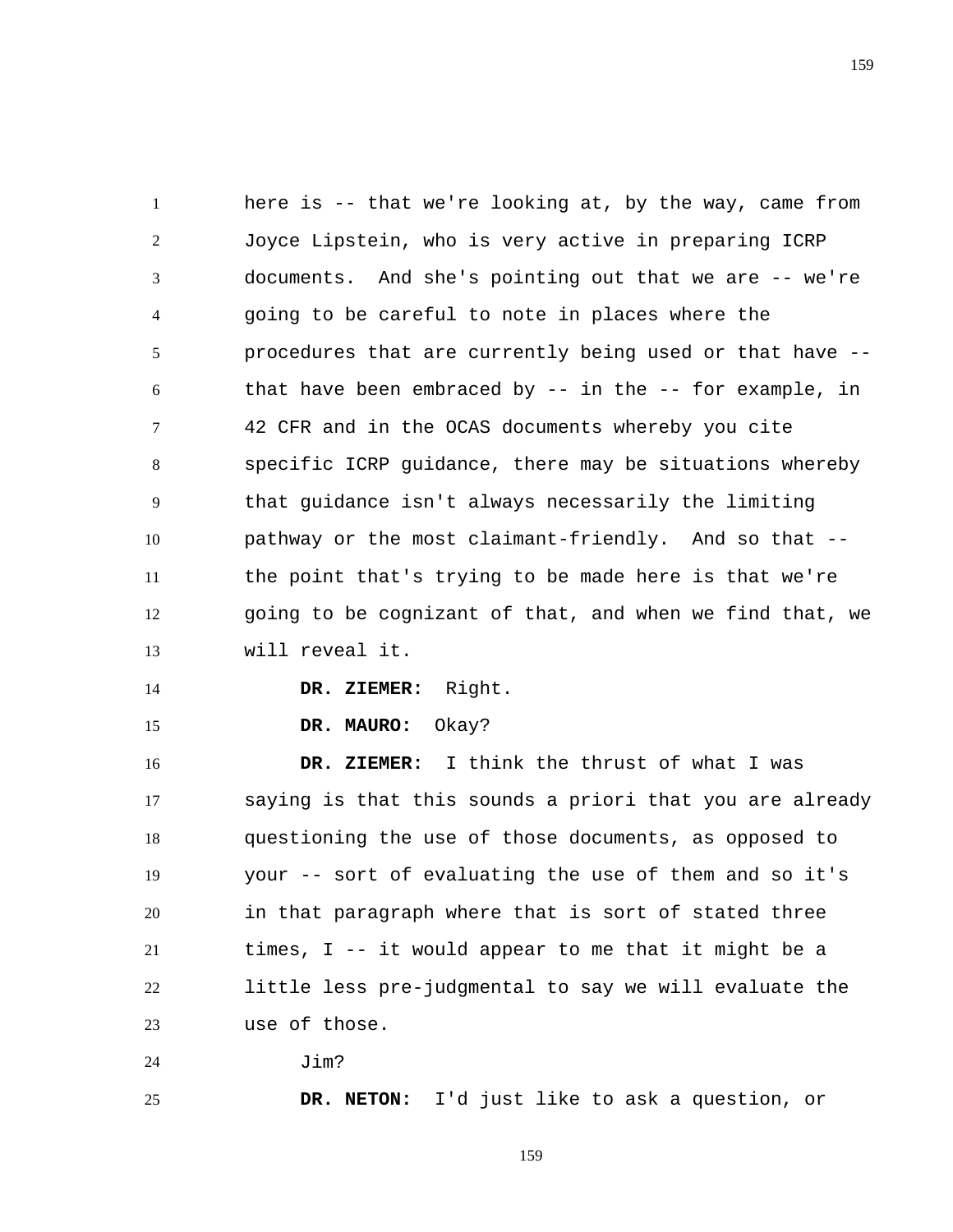here is -- that we're looking at, by the way, came from Joyce Lipstein, who is very active in preparing ICRP documents. And she's pointing out that we are -- we're going to be careful to note in places where the procedures that are currently being used or that have -- that have been embraced by -- in the -- for example, in 42 CFR and in the OCAS documents whereby you cite specific ICRP guidance, there may be situations whereby that guidance isn't always necessarily the limiting pathway or the most claimant-friendly. And so that -- the point that's trying to be made here is that we're going to be cognizant of that, and when we find that, we will reveal it.

**DR. ZIEMER:** Right.

**DR. MAURO:** Okay?

**DR. ZIEMER:** I think the thrust of what I was saying is that this sounds a priori that you are already questioning the use of those documents, as opposed to your -- sort of evaluating the use of them and so it's in that paragraph where that is sort of stated three times, I -- it would appear to me that it might be a little less pre-judgmental to say we will evaluate the use of those.

Jim?

**DR. NETON:** I'd just like to ask a question, or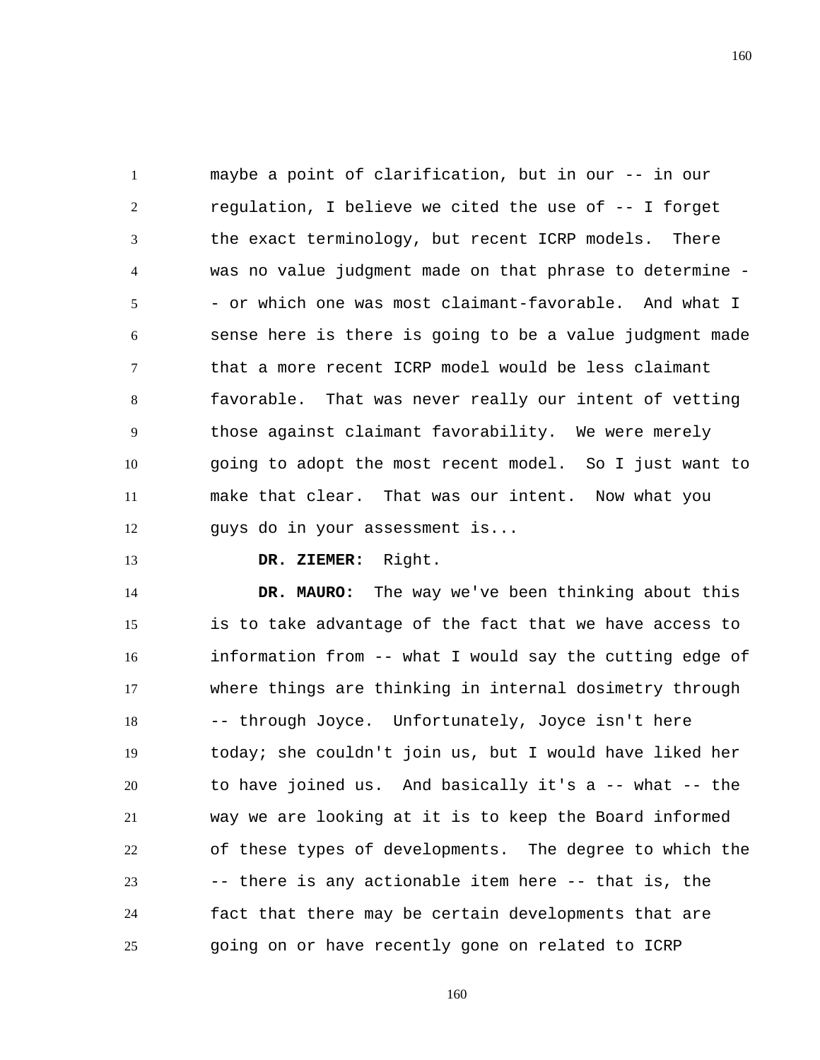maybe a point of clarification, but in our -- in our regulation, I believe we cited the use of -- I forget the exact terminology, but recent ICRP models. There was no value judgment made on that phrase to determine -- or which one was most claimant-favorable. And what I sense here is there is going to be a value judgment made that a more recent ICRP model would be less claimant favorable. That was never really our intent of vetting those against claimant favorability. We were merely going to adopt the most recent model. So I just want to make that clear. That was our intent. Now what you guys do in your assessment is...

**DR. ZIEMER:** Right.

**DR. MAURO:** The way we've been thinking about this is to take advantage of the fact that we have access to information from -- what I would say the cutting edge of where things are thinking in internal dosimetry through -- through Joyce. Unfortunately, Joyce isn't here today; she couldn't join us, but I would have liked her to have joined us. And basically it's a -- what -- the way we are looking at it is to keep the Board informed of these types of developments. The degree to which the -- there is any actionable item here -- that is, the fact that there may be certain developments that are going on or have recently gone on related to ICRP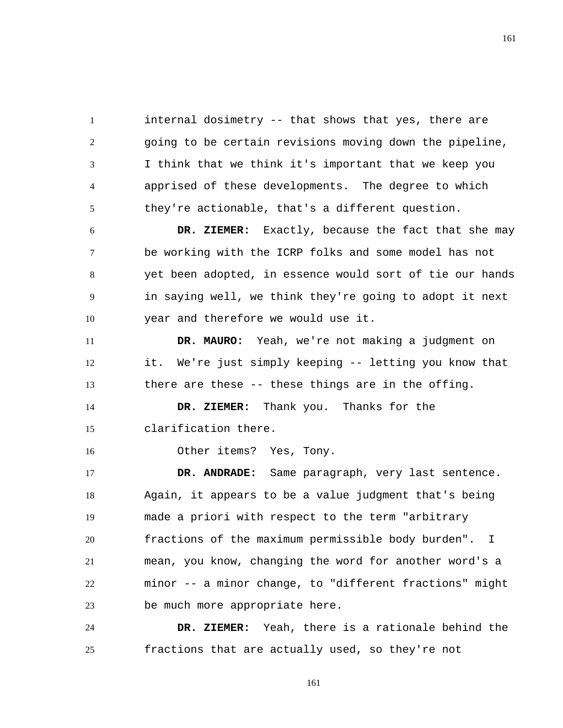internal dosimetry -- that shows that yes, there are going to be certain revisions moving down the pipeline, I think that we think it's important that we keep you apprised of these developments. The degree to which they're actionable, that's a different question.

**DR. ZIEMER:** Exactly, because the fact that she may be working with the ICRP folks and some model has not yet been adopted, in essence would sort of tie our hands in saying well, we think they're going to adopt it next year and therefore we would use it.

**DR. MAURO:** Yeah, we're not making a judgment on it. We're just simply keeping -- letting you know that there are these -- these things are in the offing.

**DR. ZIEMER:** Thank you. Thanks for the clarification there.

Other items? Yes, Tony.

**DR. ANDRADE:** Same paragraph, very last sentence. Again, it appears to be a value judgment that's being made a priori with respect to the term "arbitrary fractions of the maximum permissible body burden". I mean, you know, changing the word for another word's a minor -- a minor change, to "different fractions" might be much more appropriate here.

**DR. ZIEMER:** Yeah, there is a rationale behind the fractions that are actually used, so they're not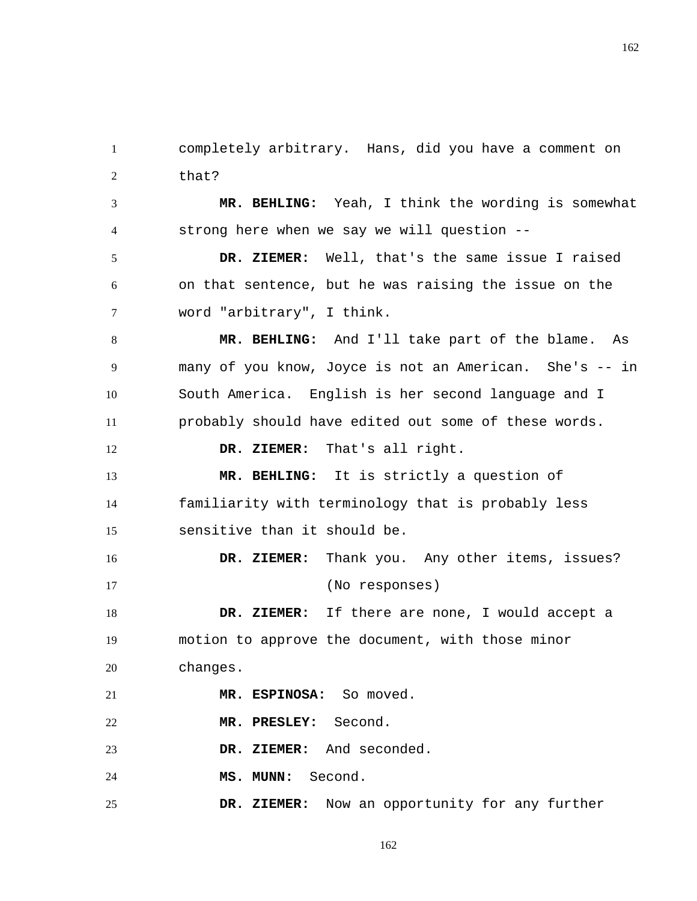completely arbitrary. Hans, did you have a comment on that?

**MR. BEHLING:** Yeah, I think the wording is somewhat strong here when we say we will question --

**DR. ZIEMER:** Well, that's the same issue I raised on that sentence, but he was raising the issue on the word "arbitrary", I think.

**MR. BEHLING:** And I'll take part of the blame. As many of you know, Joyce is not an American. She's -- in South America. English is her second language and I probably should have edited out some of these words.

**DR. ZIEMER:** That's all right.

**MR. BEHLING:** It is strictly a question of familiarity with terminology that is probably less sensitive than it should be.

**DR. ZIEMER:** Thank you. Any other items, issues?

(No responses)

**DR. ZIEMER:** If there are none, I would accept a motion to approve the document, with those minor changes.

**MR. ESPINOSA:** So moved.

**MR. PRESLEY:** Second.

**DR. ZIEMER:** And seconded.

**MS. MUNN:** Second.

**DR. ZIEMER:** Now an opportunity for any further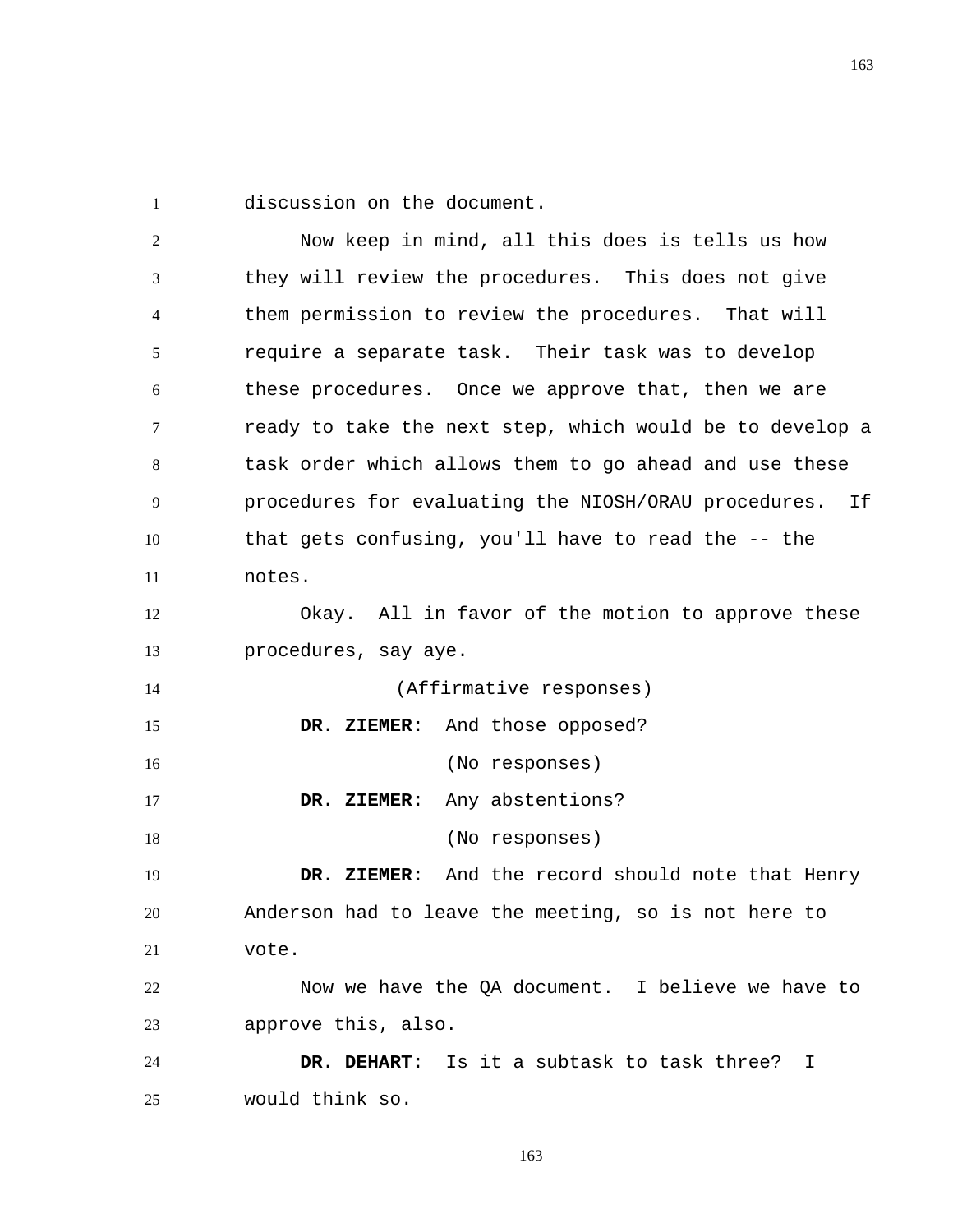discussion on the document.

Now keep in mind, all this does is tells us how they will review the procedures. This does not give them permission to review the procedures. That will require a separate task. Their task was to develop these procedures. Once we approve that, then we are ready to take the next step, which would be to develop a task order which allows them to go ahead and use these procedures for evaluating the NIOSH/ORAU procedures. If that gets confusing, you'll have to read the -- the notes.

Okay. All in favor of the motion to approve these procedures, say aye.

(Affirmative responses)

**DR. ZIEMER:** And those opposed?

(No responses)

**DR. ZIEMER:** Any abstentions?

(No responses)

**DR. ZIEMER:** And the record should note that Henry Anderson had to leave the meeting, so is not here to vote.

Now we have the QA document. I believe we have to approve this, also.

**DR. DEHART:** Is it a subtask to task three? I would think so.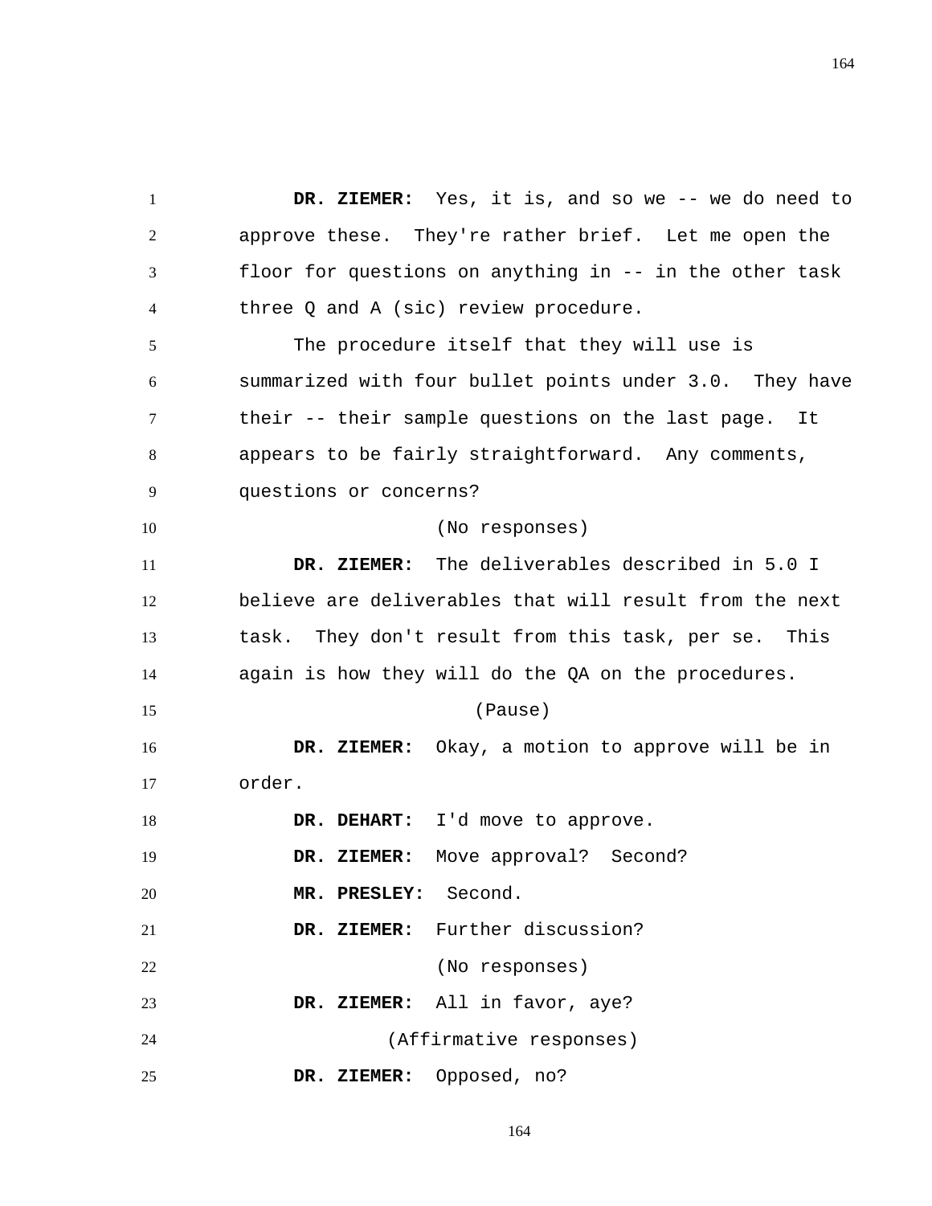**DR. ZIEMER:** Yes, it is, and so we -- we do need to approve these. They're rather brief. Let me open the floor for questions on anything in -- in the other task three Q and A (sic) review procedure.

The procedure itself that they will use is summarized with four bullet points under 3.0. They have their -- their sample questions on the last page. It appears to be fairly straightforward. Any comments, questions or concerns?

(No responses)

**DR. ZIEMER:** The deliverables described in 5.0 I believe are deliverables that will result from the next task. They don't result from this task, per se. This again is how they will do the QA on the procedures.

(Pause)

**DR. ZIEMER:** Okay, a motion to approve will be in order.

**DR. DEHART:** I'd move to approve.

**DR. ZIEMER:** Move approval? Second?

**MR. PRESLEY:** Second.

**DR. ZIEMER:** Further discussion?

(No responses)

**DR. ZIEMER:** All in favor, aye?

(Affirmative responses)

**DR. ZIEMER:** Opposed, no?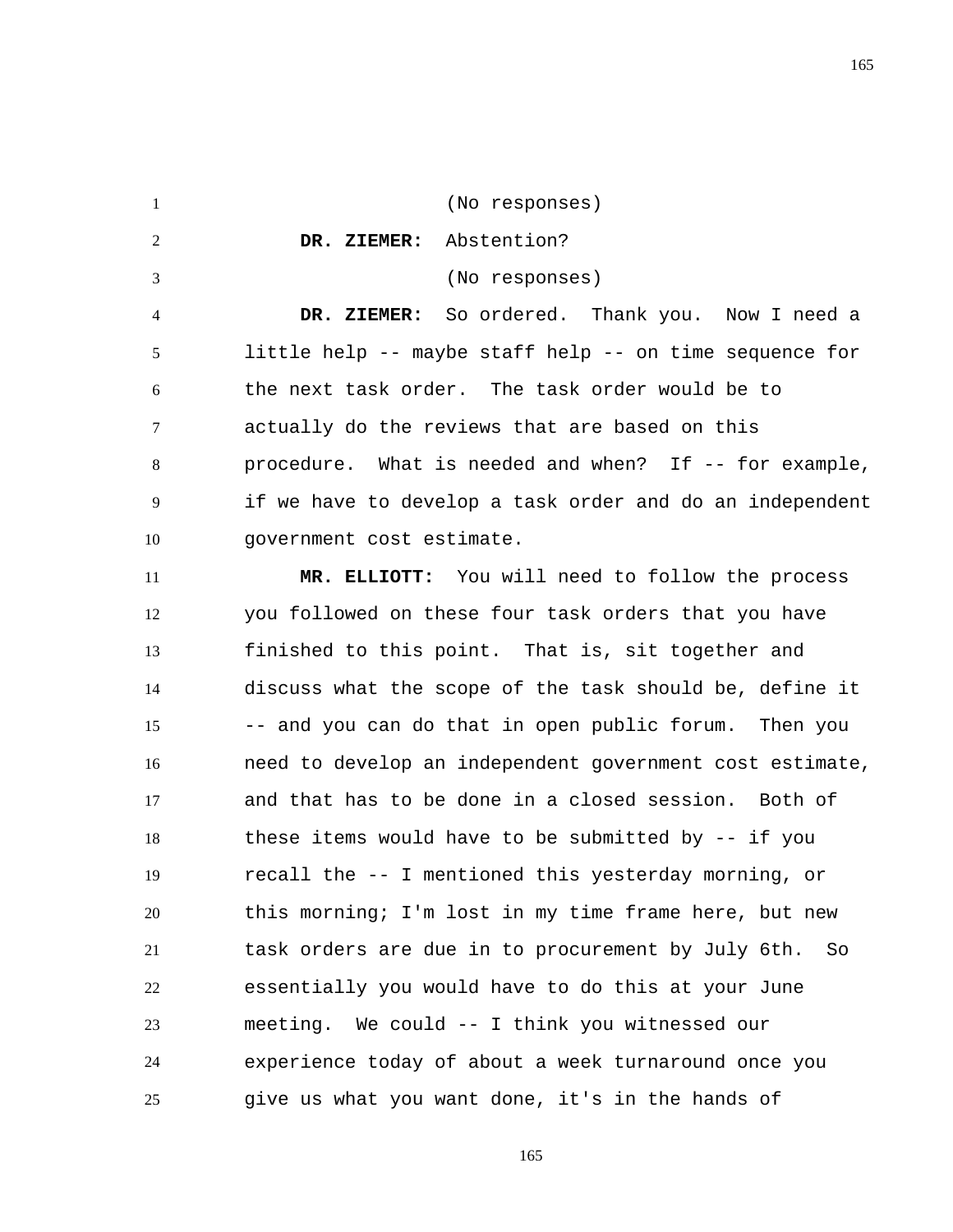(No responses)

**DR. ZIEMER:** Abstention?

(No responses)

**DR. ZIEMER:** So ordered. Thank you. Now I need a little help -- maybe staff help -- on time sequence for the next task order. The task order would be to actually do the reviews that are based on this procedure. What is needed and when? If -- for example, if we have to develop a task order and do an independent government cost estimate.

**MR. ELLIOTT:** You will need to follow the process you followed on these four task orders that you have finished to this point. That is, sit together and discuss what the scope of the task should be, define it -- and you can do that in open public forum. Then you need to develop an independent government cost estimate, and that has to be done in a closed session. Both of these items would have to be submitted by -- if you recall the -- I mentioned this yesterday morning, or this morning; I'm lost in my time frame here, but new task orders are due in to procurement by July 6th. So essentially you would have to do this at your June meeting. We could -- I think you witnessed our experience today of about a week turnaround once you give us what you want done, it's in the hands of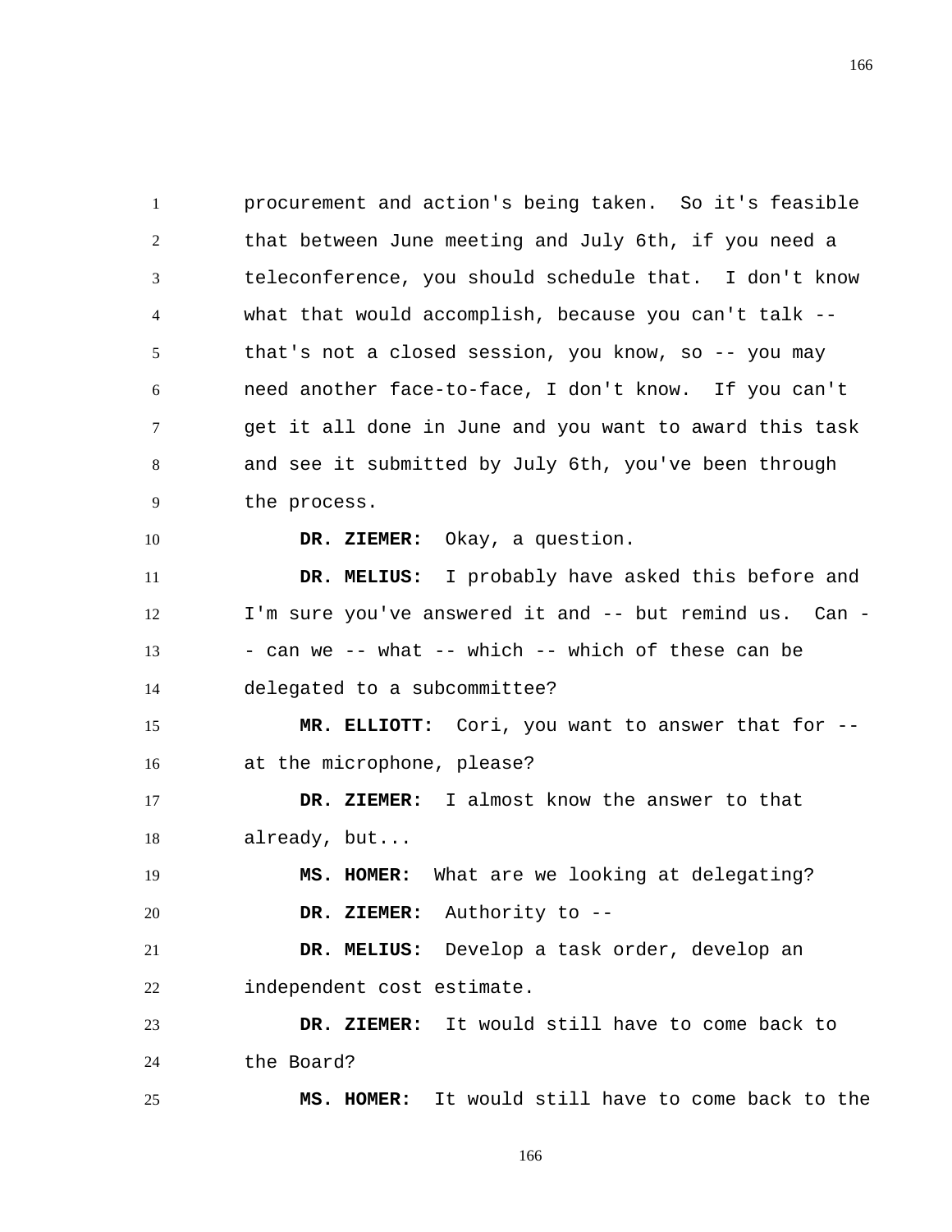procurement and action's being taken. So it's feasible that between June meeting and July 6th, if you need a teleconference, you should schedule that. I don't know what that would accomplish, because you can't talk -- that's not a closed session, you know, so -- you may need another face-to-face, I don't know. If you can't get it all done in June and you want to award this task and see it submitted by July 6th, you've been through the process.

**DR. ZIEMER:** Okay, a question.

**DR. MELIUS:** I probably have asked this before and I'm sure you've answered it and -- but remind us. Can -- can we -- what -- which -- which of these can be delegated to a subcommittee?

**MR. ELLIOTT:** Cori, you want to answer that for -- at the microphone, please?

**DR. ZIEMER:** I almost know the answer to that already, but...

**MS. HOMER:** What are we looking at delegating?

**DR. ZIEMER:** Authority to --

**DR. MELIUS:** Develop a task order, develop an independent cost estimate.

**DR. ZIEMER:** It would still have to come back to the Board?

**MS. HOMER:** It would still have to come back to the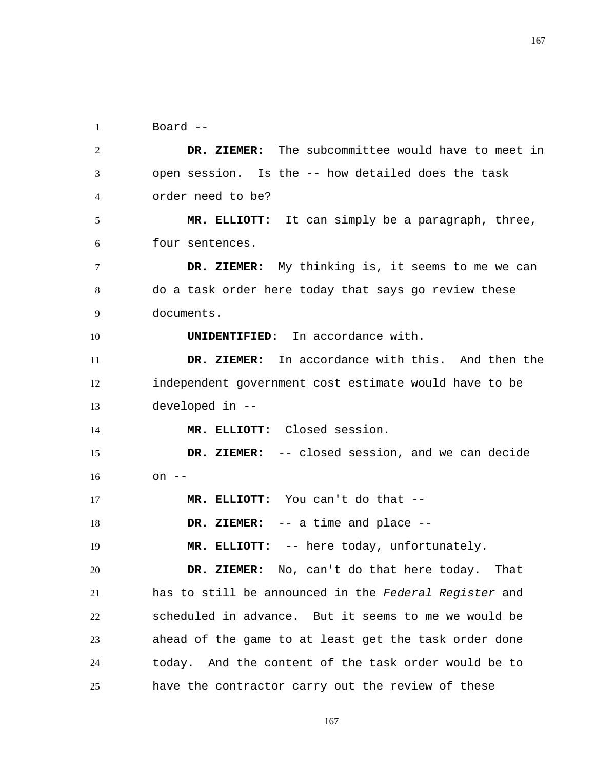Board --

**DR. ZIEMER:** The subcommittee would have to meet in open session. Is the -- how detailed does the task order need to be?

**MR. ELLIOTT:** It can simply be a paragraph, three, four sentences.

**DR. ZIEMER:** My thinking is, it seems to me we can do a task order here today that says go review these documents.

**UNIDENTIFIED:** In accordance with.

**DR. ZIEMER:** In accordance with this. And then the independent government cost estimate would have to be developed in --

**MR. ELLIOTT:** Closed session.

**DR. ZIEMER:** -- closed session, and we can decide on --

**MR. ELLIOTT:** You can't do that --

**DR. ZIEMER:** -- a time and place --

**MR. ELLIOTT:** -- here today, unfortunately.

**DR. ZIEMER:** No, can't do that here today. That has to still be announced in the *Federal Register* and scheduled in advance. But it seems to me we would be ahead of the game to at least get the task order done today. And the content of the task order would be to have the contractor carry out the review of these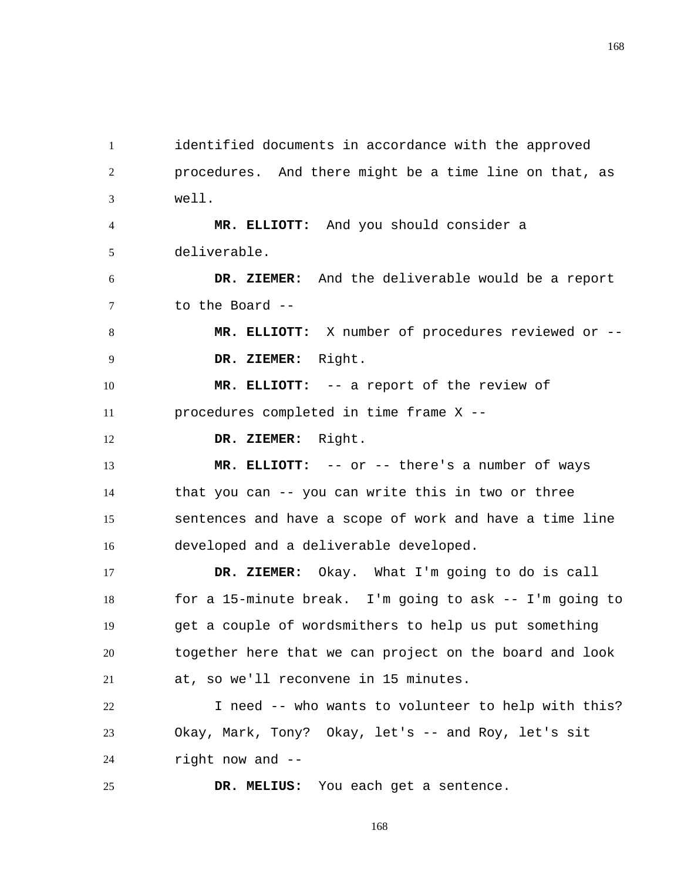identified documents in accordance with the approved procedures. And there might be a time line on that, as well.

**MR. ELLIOTT:** And you should consider a deliverable.

**DR. ZIEMER:** And the deliverable would be a report to the Board --

**MR. ELLIOTT:** X number of procedures reviewed or --

**DR. ZIEMER:** Right.

**MR. ELLIOTT:** -- a report of the review of procedures completed in time frame X --

**DR. ZIEMER:** Right.

**MR. ELLIOTT:** -- or -- there's a number of ways that you can -- you can write this in two or three sentences and have a scope of work and have a time line developed and a deliverable developed.

**DR. ZIEMER:** Okay. What I'm going to do is call for a 15-minute break. I'm going to ask -- I'm going to get a couple of wordsmithers to help us put something together here that we can project on the board and look at, so we'll reconvene in 15 minutes.

I need -- who wants to volunteer to help with this? Okay, Mark, Tony? Okay, let's -- and Roy, let's sit right now and --

**DR. MELIUS:** You each get a sentence.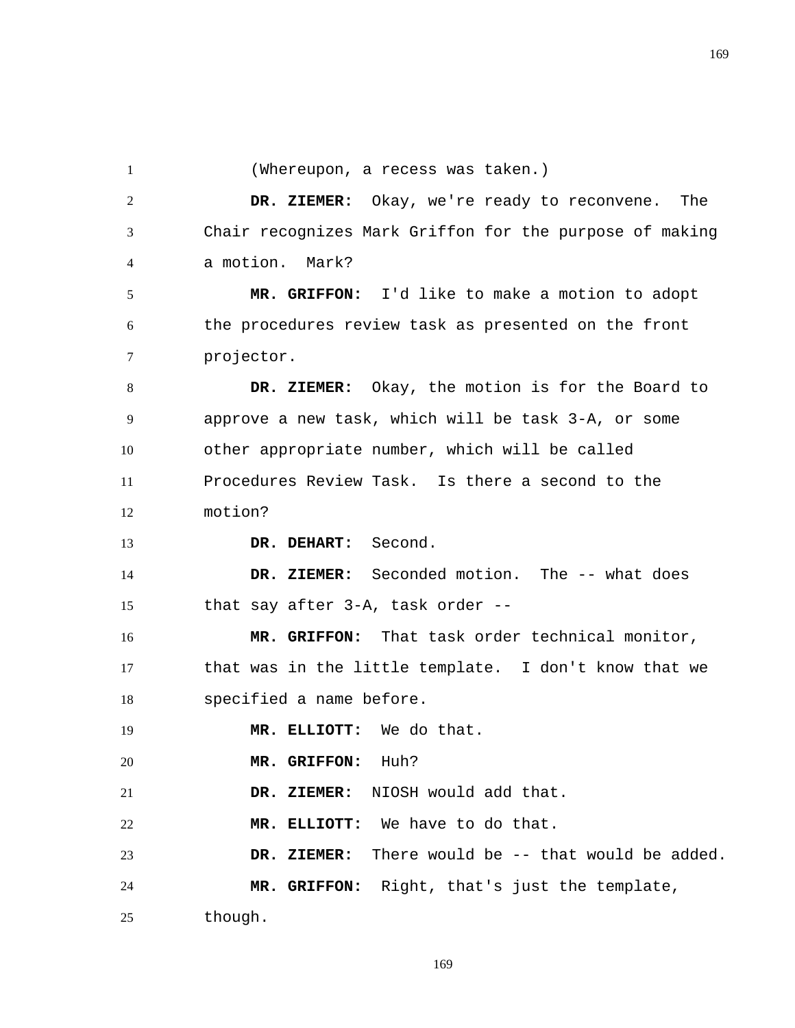(Whereupon, a recess was taken.)

**DR. ZIEMER:** Okay, we're ready to reconvene. The Chair recognizes Mark Griffon for the purpose of making a motion. Mark?

**MR. GRIFFON:** I'd like to make a motion to adopt the procedures review task as presented on the front projector.

**DR. ZIEMER:** Okay, the motion is for the Board to approve a new task, which will be task 3-A, or some other appropriate number, which will be called Procedures Review Task. Is there a second to the motion?

**DR. DEHART:** Second.

**DR. ZIEMER:** Seconded motion. The -- what does that say after 3-A, task order --

**MR. GRIFFON:** That task order technical monitor, that was in the little template. I don't know that we specified a name before.

**MR. ELLIOTT:** We do that.

**MR. GRIFFON:** Huh?

**DR. ZIEMER:** NIOSH would add that.

**MR. ELLIOTT:** We have to do that.

**DR. ZIEMER:** There would be -- that would be added.

**MR. GRIFFON:** Right, that's just the template, though.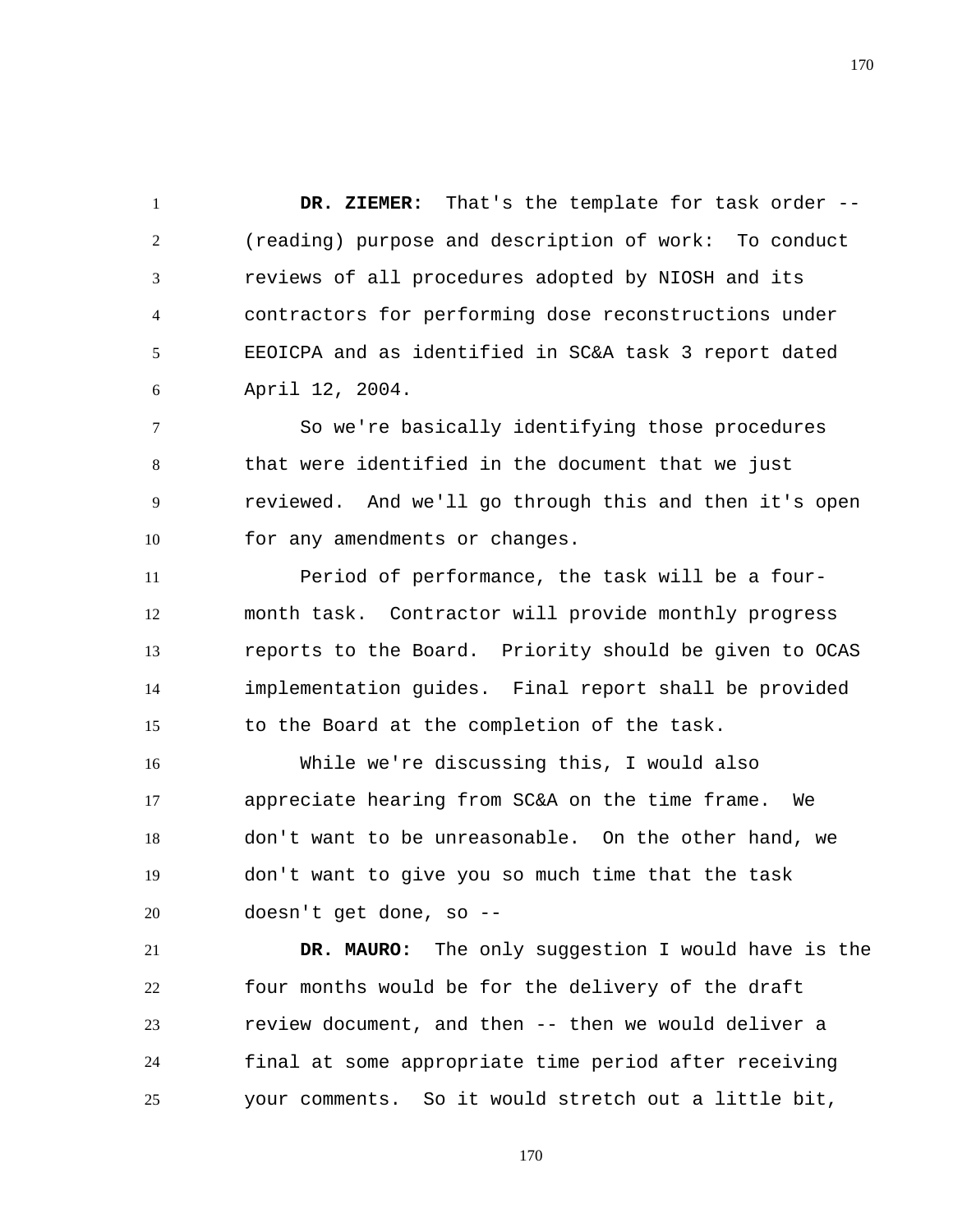**DR. ZIEMER:** That's the template for task order -- (reading) purpose and description of work: To conduct reviews of all procedures adopted by NIOSH and its contractors for performing dose reconstructions under EEOICPA and as identified in SC&A task 3 report dated April 12, 2004.

So we're basically identifying those procedures that were identified in the document that we just reviewed. And we'll go through this and then it's open for any amendments or changes.

Period of performance, the task will be a four-month task. Contractor will provide monthly progress reports to the Board. Priority should be given to OCAS implementation guides. Final report shall be provided to the Board at the completion of the task.

While we're discussing this, I would also appreciate hearing from SC&A on the time frame. We don't want to be unreasonable. On the other hand, we don't want to give you so much time that the task doesn't get done, so --

**DR. MAURO:** The only suggestion I would have is the four months would be for the delivery of the draft review document, and then -- then we would deliver a final at some appropriate time period after receiving your comments. So it would stretch out a little bit,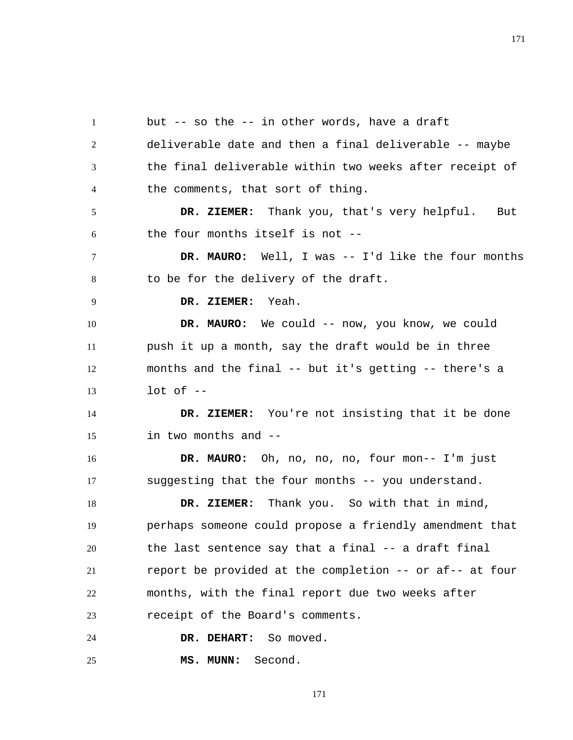but -- so the -- in other words, have a draft deliverable date and then a final deliverable -- maybe the final deliverable within two weeks after receipt of the comments, that sort of thing.

**DR. ZIEMER:** Thank you, that's very helpful. But the four months itself is not --

**DR. MAURO:** Well, I was -- I'd like the four months to be for the delivery of the draft.

**DR. ZIEMER:** Yeah.

**DR. MAURO:** We could -- now, you know, we could push it up a month, say the draft would be in three months and the final -- but it's getting -- there's a lot of --

**DR. ZIEMER:** You're not insisting that it be done in two months and --

**DR. MAURO:** Oh, no, no, no, four mon-- I'm just suggesting that the four months -- you understand.

**DR. ZIEMER:** Thank you. So with that in mind, perhaps someone could propose a friendly amendment that the last sentence say that a final -- a draft final report be provided at the completion -- or af-- at four months, with the final report due two weeks after receipt of the Board's comments.

**DR. DEHART:** So moved.

**MS. MUNN:** Second.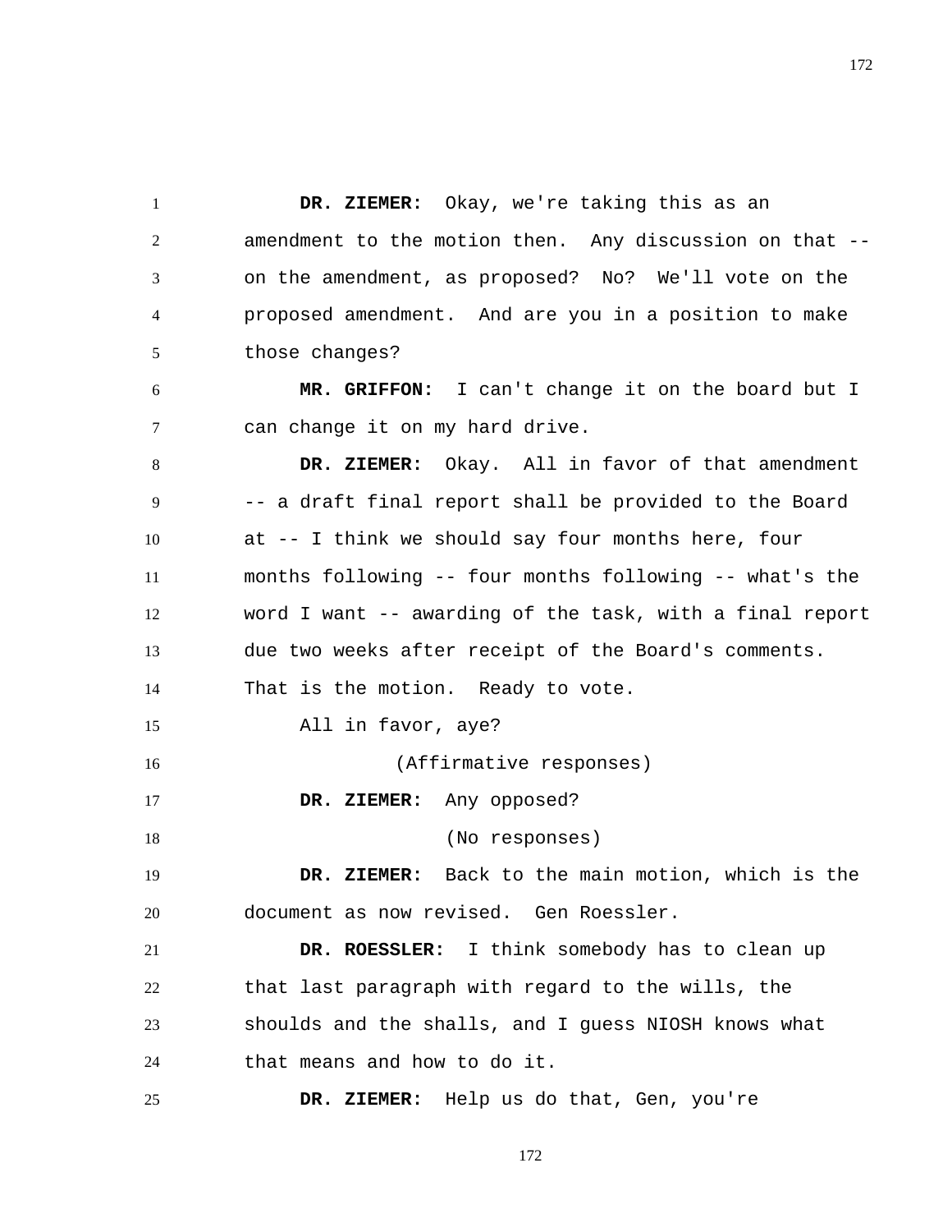**DR. ZIEMER:** Okay, we're taking this as an amendment to the motion then. Any discussion on that -- on the amendment, as proposed? No? We'll vote on the proposed amendment. And are you in a position to make those changes?

**MR. GRIFFON:** I can't change it on the board but I can change it on my hard drive.

**DR. ZIEMER:** Okay. All in favor of that amendment -- a draft final report shall be provided to the Board at -- I think we should say four months here, four months following -- four months following -- what's the word I want -- awarding of the task, with a final report due two weeks after receipt of the Board's comments. That is the motion. Ready to vote.

All in favor, aye?

(Affirmative responses)

**DR. ZIEMER:** Any opposed?

(No responses)

**DR. ZIEMER:** Back to the main motion, which is the document as now revised. Gen Roessler.

**DR. ROESSLER:** I think somebody has to clean up that last paragraph with regard to the wills, the shoulds and the shalls, and I guess NIOSH knows what that means and how to do it.

**DR. ZIEMER:** Help us do that, Gen, you're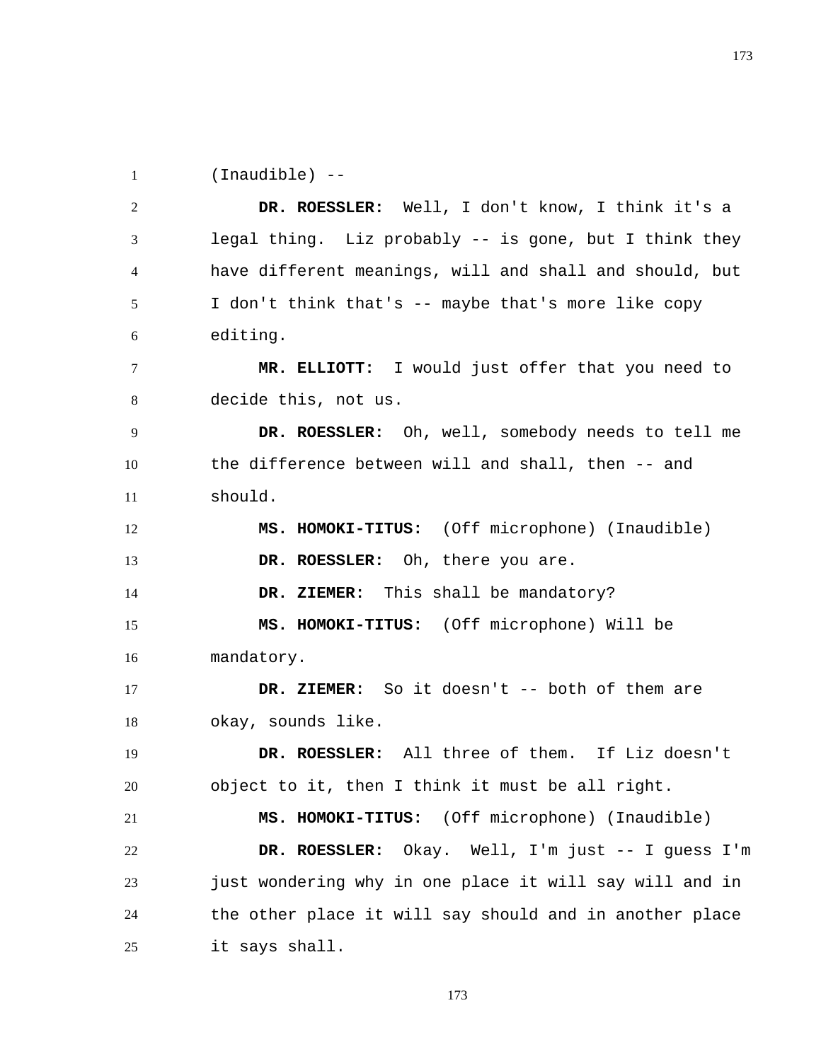(Inaudible) --

**DR. ROESSLER:** Well, I don't know, I think it's a legal thing. Liz probably -- is gone, but I think they have different meanings, will and shall and should, but I don't think that's -- maybe that's more like copy editing.

**MR. ELLIOTT:** I would just offer that you need to decide this, not us.

**DR. ROESSLER:** Oh, well, somebody needs to tell me the difference between will and shall, then -- and should.

**MS. HOMOKI-TITUS:** (Off microphone) (Inaudible)

**DR. ROESSLER:** Oh, there you are.

**DR. ZIEMER:** This shall be mandatory?

**MS. HOMOKI-TITUS:** (Off microphone) Will be mandatory.

**DR. ZIEMER:** So it doesn't -- both of them are okay, sounds like.

**DR. ROESSLER:** All three of them. If Liz doesn't object to it, then I think it must be all right.

**MS. HOMOKI-TITUS:** (Off microphone) (Inaudible)

**DR. ROESSLER:** Okay. Well, I'm just -- I guess I'm just wondering why in one place it will say will and in the other place it will say should and in another place it says shall.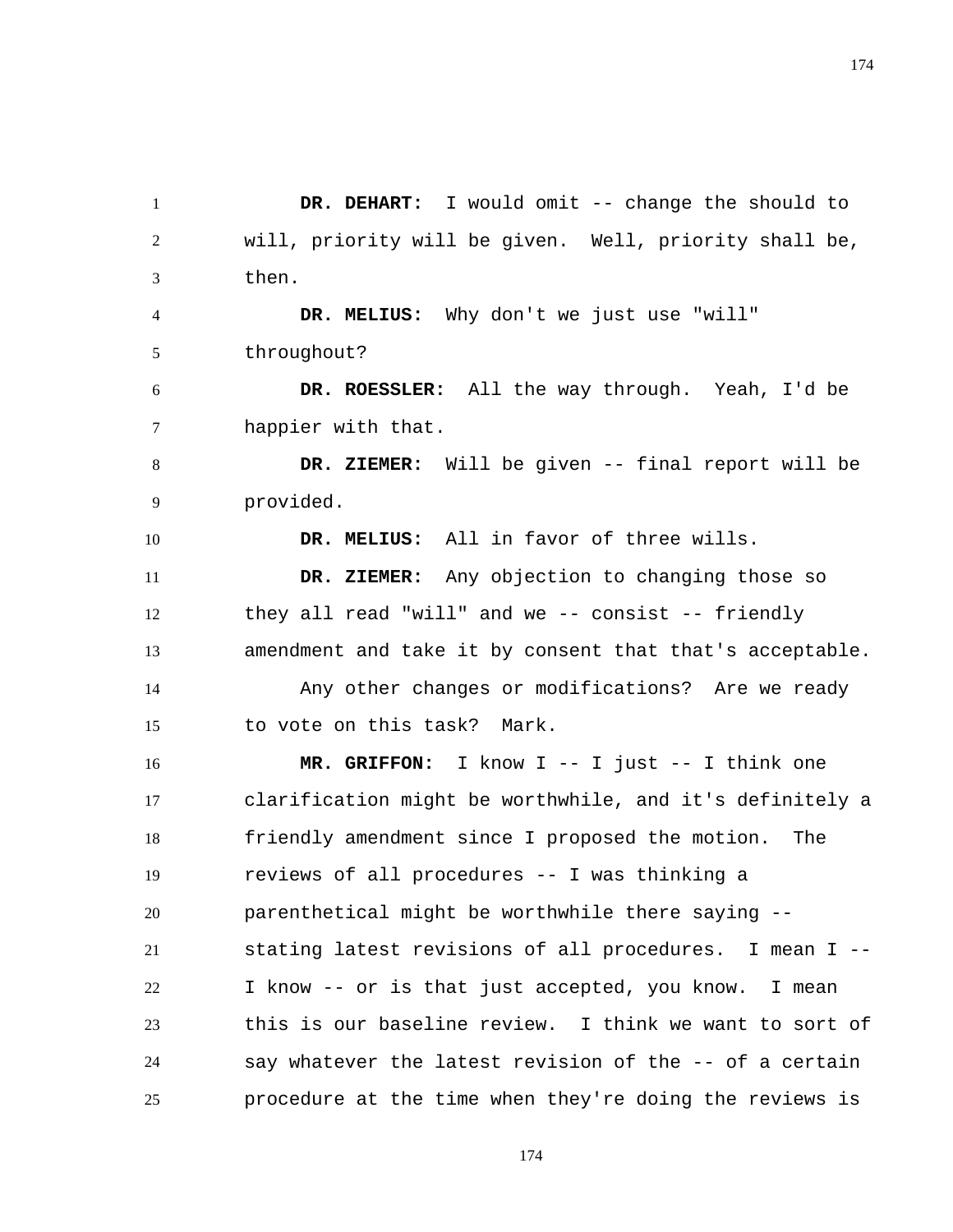**DR. DEHART:** I would omit -- change the should to will, priority will be given. Well, priority shall be, then.

**DR. MELIUS:** Why don't we just use "will" throughout?

**DR. ROESSLER:** All the way through. Yeah, I'd be happier with that.

**DR. ZIEMER:** Will be given -- final report will be provided.

**DR. MELIUS:** All in favor of three wills.

**DR. ZIEMER:** Any objection to changing those so they all read "will" and we -- consist -- friendly amendment and take it by consent that that's acceptable.

Any other changes or modifications? Are we ready to vote on this task? Mark.

**MR. GRIFFON:** I know I -- I just -- I think one clarification might be worthwhile, and it's definitely a friendly amendment since I proposed the motion. The reviews of all procedures -- I was thinking a parenthetical might be worthwhile there saying -- stating latest revisions of all procedures. I mean I -- I know -- or is that just accepted, you know. I mean this is our baseline review. I think we want to sort of say whatever the latest revision of the -- of a certain procedure at the time when they're doing the reviews is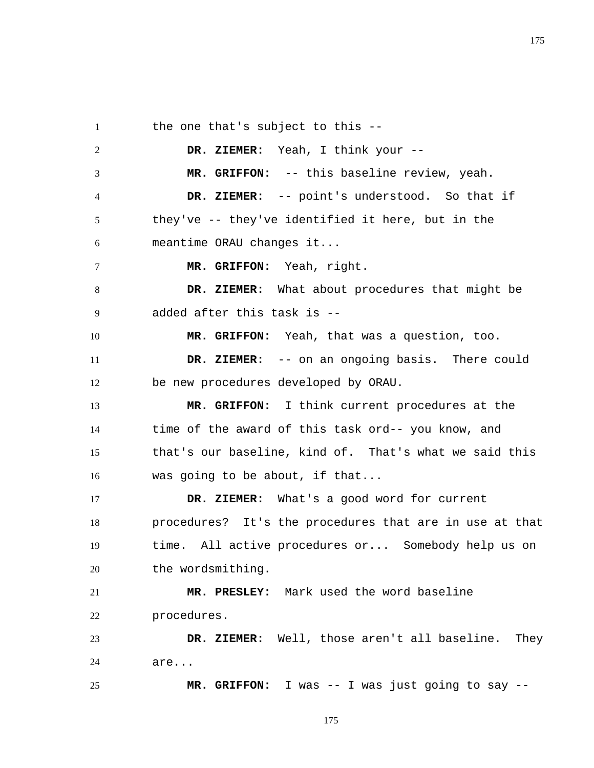the one that's subject to this --

**DR. ZIEMER:** Yeah, I think your --

**MR. GRIFFON:** -- this baseline review, yeah.

**DR. ZIEMER:** -- point's understood. So that if they've -- they've identified it here, but in the meantime ORAU changes it...

**MR. GRIFFON:** Yeah, right.

**DR. ZIEMER:** What about procedures that might be added after this task is --

**MR. GRIFFON:** Yeah, that was a question, too.

**DR. ZIEMER:** -- on an ongoing basis. There could be new procedures developed by ORAU.

**MR. GRIFFON:** I think current procedures at the time of the award of this task ord-- you know, and that's our baseline, kind of. That's what we said this was going to be about, if that...

**DR. ZIEMER:** What's a good word for current procedures? It's the procedures that are in use at that time. All active procedures or... Somebody help us on the wordsmithing.

**MR. PRESLEY:** Mark used the word baseline procedures.

**DR. ZIEMER:** Well, those aren't all baseline. They are...

**MR. GRIFFON:** I was -- I was just going to say --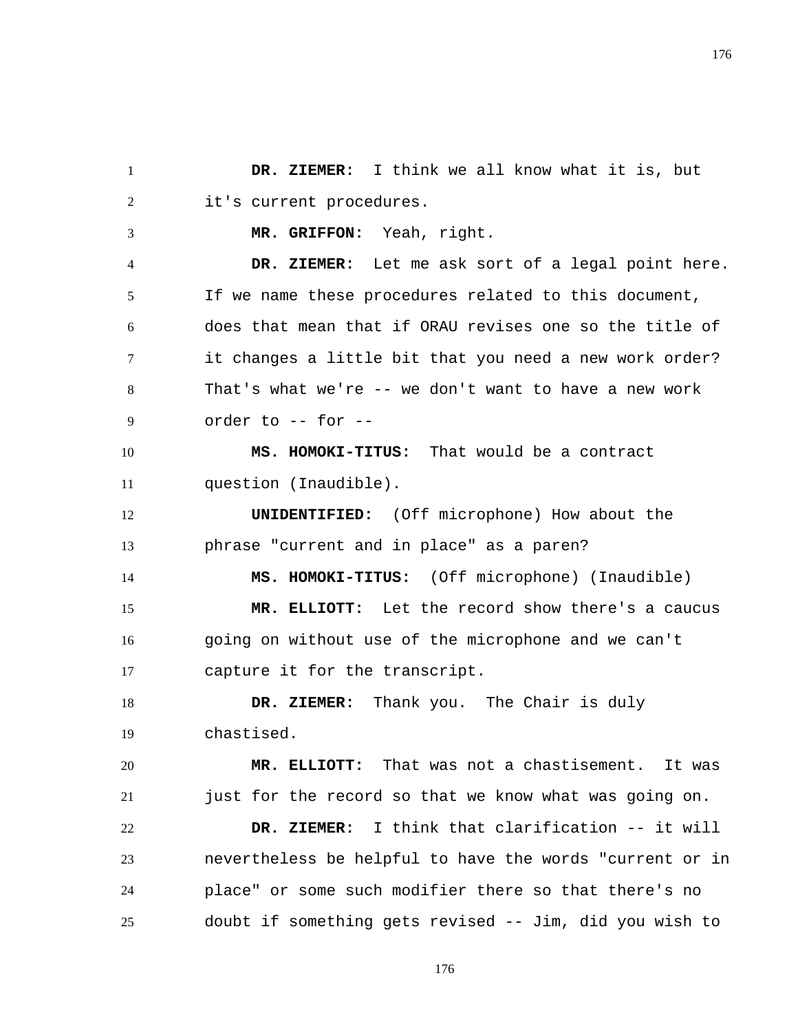**DR. ZIEMER:** I think we all know what it is, but it's current procedures.

**MR. GRIFFON:** Yeah, right.

**DR. ZIEMER:** Let me ask sort of a legal point here. If we name these procedures related to this document, does that mean that if ORAU revises one so the title of it changes a little bit that you need a new work order? That's what we're -- we don't want to have a new work order to -- for --

**MS. HOMOKI-TITUS:** That would be a contract question (Inaudible).

**UNIDENTIFIED:** (Off microphone) How about the phrase "current and in place" as a paren?

**MS. HOMOKI-TITUS:** (Off microphone) (Inaudible)

**MR. ELLIOTT:** Let the record show there's a caucus going on without use of the microphone and we can't capture it for the transcript.

**DR. ZIEMER:** Thank you. The Chair is duly chastised.

**MR. ELLIOTT:** That was not a chastisement. It was just for the record so that we know what was going on.

**DR. ZIEMER:** I think that clarification -- it will nevertheless be helpful to have the words "current or in place" or some such modifier there so that there's no doubt if something gets revised -- Jim, did you wish to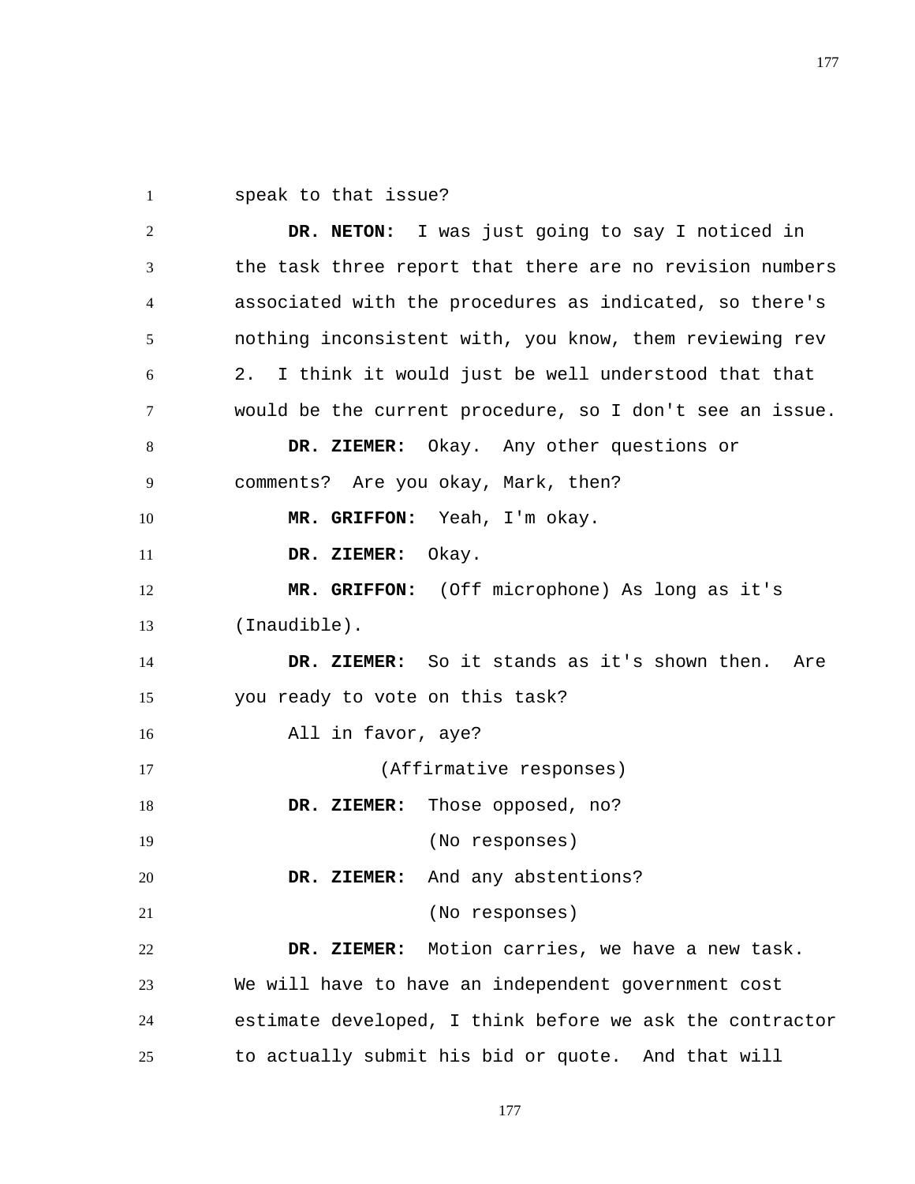speak to that issue?

**DR. NETON:** I was just going to say I noticed in the task three report that there are no revision numbers associated with the procedures as indicated, so there's nothing inconsistent with, you know, them reviewing rev 2. I think it would just be well understood that that would be the current procedure, so I don't see an issue.

**DR. ZIEMER:** Okay. Any other questions or comments? Are you okay, Mark, then?

**MR. GRIFFON:** Yeah, I'm okay.

**DR. ZIEMER:** Okay.

**MR. GRIFFON:** (Off microphone) As long as it's (Inaudible).

**DR. ZIEMER:** So it stands as it's shown then. Are you ready to vote on this task?

All in favor, aye?

(Affirmative responses)

**DR. ZIEMER:** Those opposed, no?

(No responses)

**DR. ZIEMER:** And any abstentions?

(No responses)

**DR. ZIEMER:** Motion carries, we have a new task. We will have to have an independent government cost estimate developed, I think before we ask the contractor to actually submit his bid or quote. And that will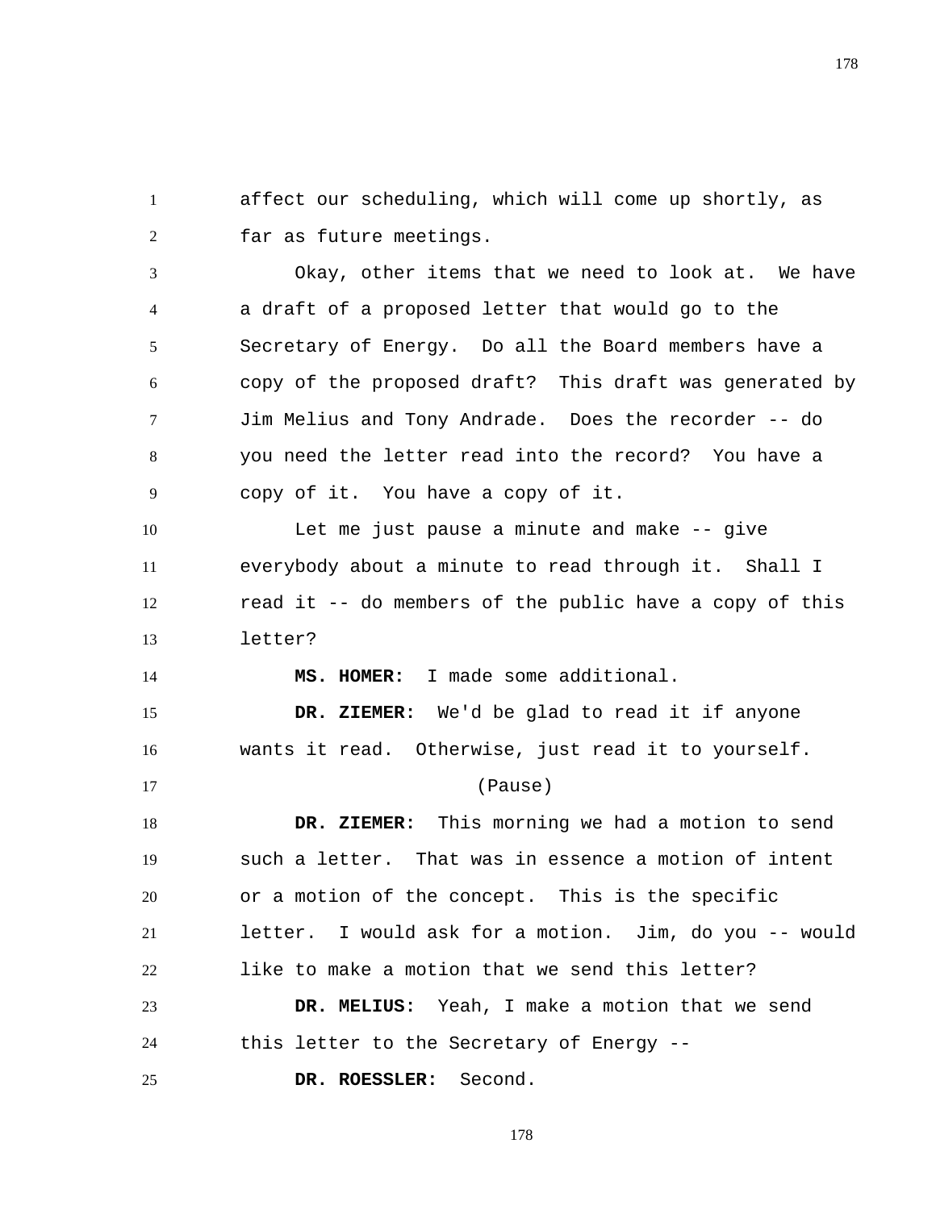affect our scheduling, which will come up shortly, as far as future meetings.

Okay, other items that we need to look at. We have a draft of a proposed letter that would go to the Secretary of Energy. Do all the Board members have a copy of the proposed draft? This draft was generated by Jim Melius and Tony Andrade. Does the recorder -- do you need the letter read into the record? You have a copy of it. You have a copy of it.

Let me just pause a minute and make -- give everybody about a minute to read through it. Shall I read it -- do members of the public have a copy of this letter?

**MS. HOMER:** I made some additional.

**DR. ZIEMER:** We'd be glad to read it if anyone wants it read. Otherwise, just read it to yourself.

(Pause)

**DR. ZIEMER:** This morning we had a motion to send such a letter. That was in essence a motion of intent or a motion of the concept. This is the specific letter. I would ask for a motion. Jim, do you -- would like to make a motion that we send this letter?

**DR. MELIUS:** Yeah, I make a motion that we send this letter to the Secretary of Energy --

**DR. ROESSLER:** Second.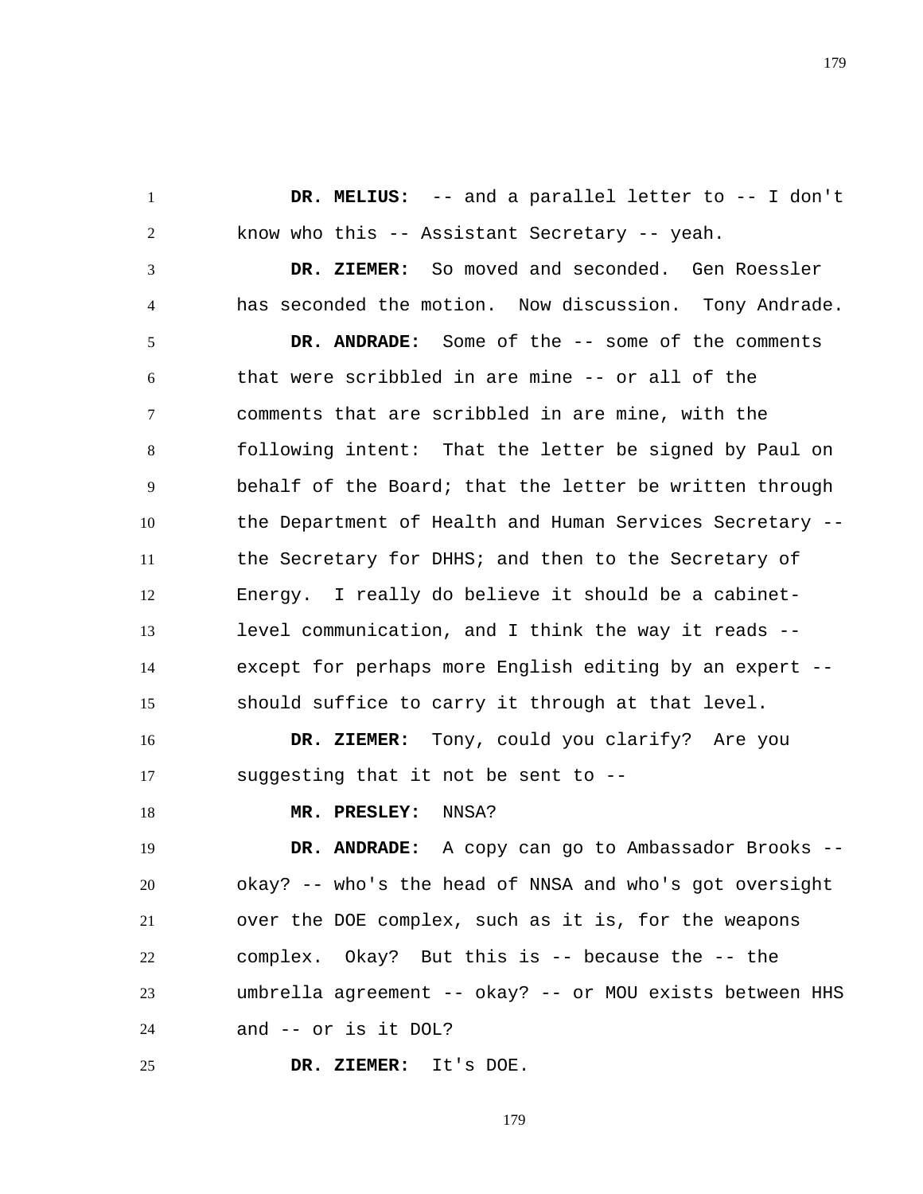**DR. MELIUS:** -- and a parallel letter to -- I don't know who this -- Assistant Secretary -- yeah.

**DR. ZIEMER:** So moved and seconded. Gen Roessler has seconded the motion. Now discussion. Tony Andrade.

**DR. ANDRADE:** Some of the -- some of the comments that were scribbled in are mine -- or all of the comments that are scribbled in are mine, with the following intent: That the letter be signed by Paul on behalf of the Board; that the letter be written through the Department of Health and Human Services Secretary -- the Secretary for DHHS; and then to the Secretary of Energy. I really do believe it should be a cabinet-level communication, and I think the way it reads -- except for perhaps more English editing by an expert -- should suffice to carry it through at that level.

**DR. ZIEMER:** Tony, could you clarify? Are you suggesting that it not be sent to --

**MR. PRESLEY:** NNSA?

**DR. ANDRADE:** A copy can go to Ambassador Brooks -- okay? -- who's the head of NNSA and who's got oversight over the DOE complex, such as it is, for the weapons complex. Okay? But this is -- because the -- the umbrella agreement -- okay? -- or MOU exists between HHS and -- or is it DOL?

**DR. ZIEMER:** It's DOE.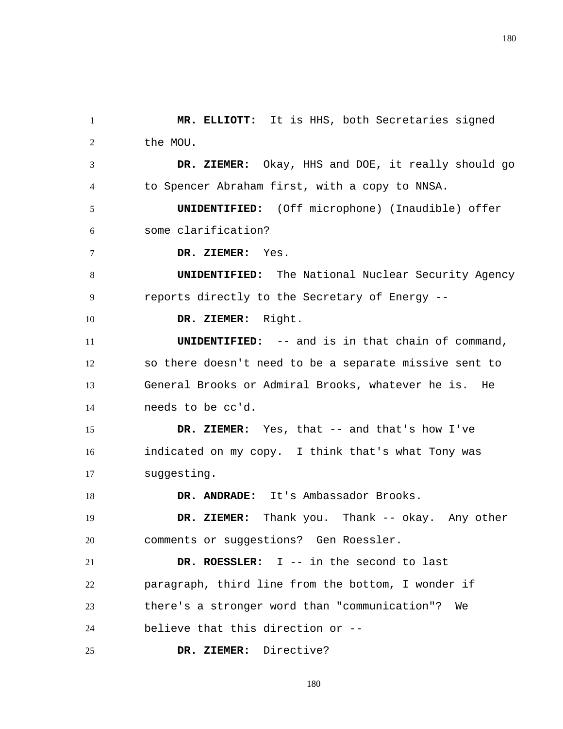**MR. ELLIOTT:** It is HHS, both Secretaries signed the MOU.

**DR. ZIEMER:** Okay, HHS and DOE, it really should go to Spencer Abraham first, with a copy to NNSA.

**UNIDENTIFIED:** (Off microphone) (Inaudible) offer some clarification?

**DR. ZIEMER:** Yes.

**UNIDENTIFIED:** The National Nuclear Security Agency reports directly to the Secretary of Energy --

**DR. ZIEMER:** Right.

**UNIDENTIFIED:** -- and is in that chain of command, so there doesn't need to be a separate missive sent to General Brooks or Admiral Brooks, whatever he is. He needs to be cc'd.

**DR. ZIEMER:** Yes, that -- and that's how I've indicated on my copy. I think that's what Tony was suggesting.

**DR. ANDRADE:** It's Ambassador Brooks.

**DR. ZIEMER:** Thank you. Thank -- okay. Any other comments or suggestions? Gen Roessler.

**DR. ROESSLER:** I -- in the second to last paragraph, third line from the bottom, I wonder if there's a stronger word than "communication"? We believe that this direction or --

**DR. ZIEMER:** Directive?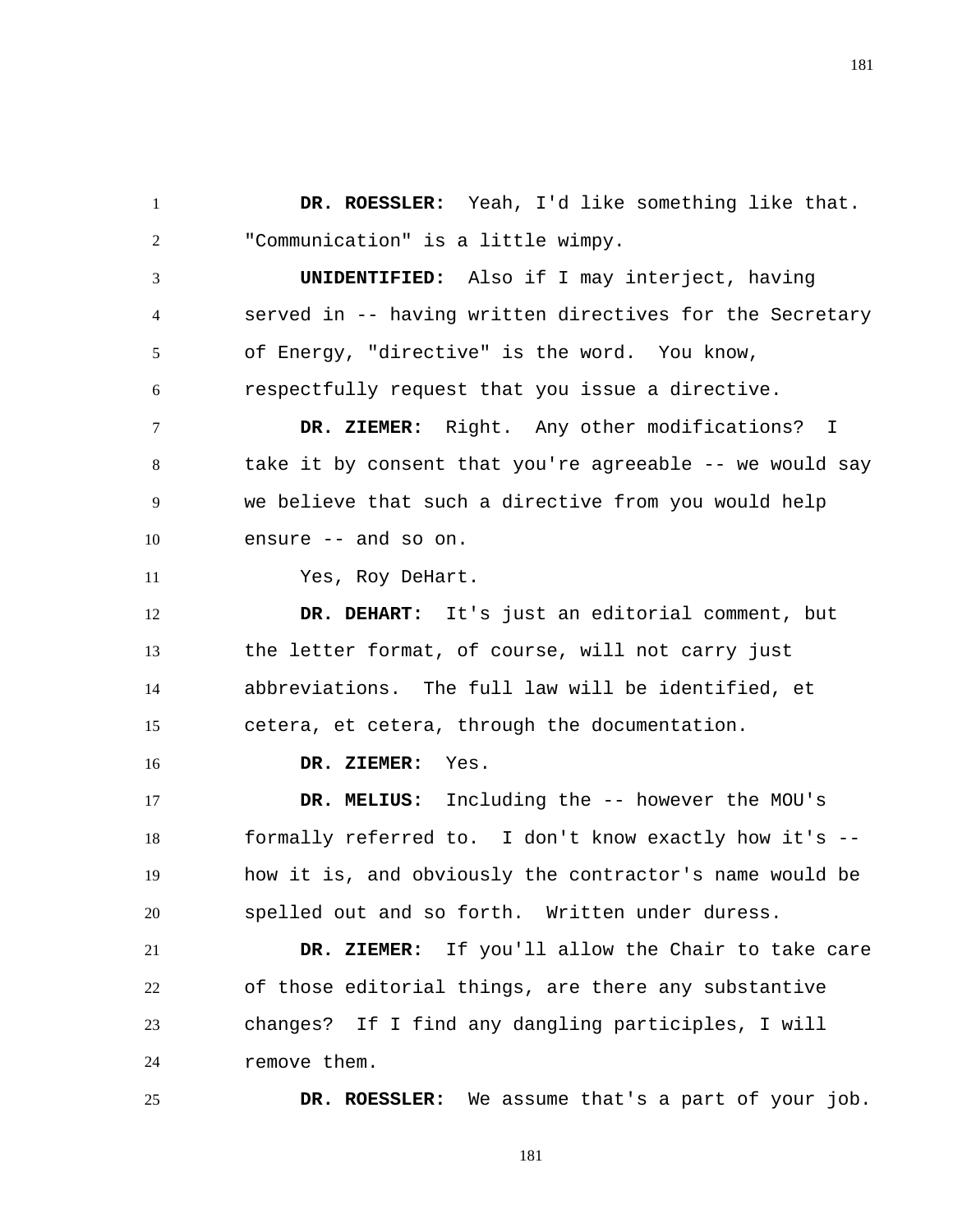**DR. ROESSLER:** Yeah, I'd like something like that. "Communication" is a little wimpy.

**UNIDENTIFIED:** Also if I may interject, having served in -- having written directives for the Secretary of Energy, "directive" is the word. You know, respectfully request that you issue a directive.

**DR. ZIEMER:** Right. Any other modifications? I take it by consent that you're agreeable -- we would say we believe that such a directive from you would help ensure -- and so on.

Yes, Roy DeHart.

**DR. DEHART:** It's just an editorial comment, but the letter format, of course, will not carry just abbreviations. The full law will be identified, et cetera, et cetera, through the documentation.

**DR. ZIEMER:** Yes.

**DR. MELIUS:** Including the -- however the MOU's formally referred to. I don't know exactly how it's -- how it is, and obviously the contractor's name would be spelled out and so forth. Written under duress.

**DR. ZIEMER:** If you'll allow the Chair to take care of those editorial things, are there any substantive changes? If I find any dangling participles, I will remove them.

**DR. ROESSLER:** We assume that's a part of your job.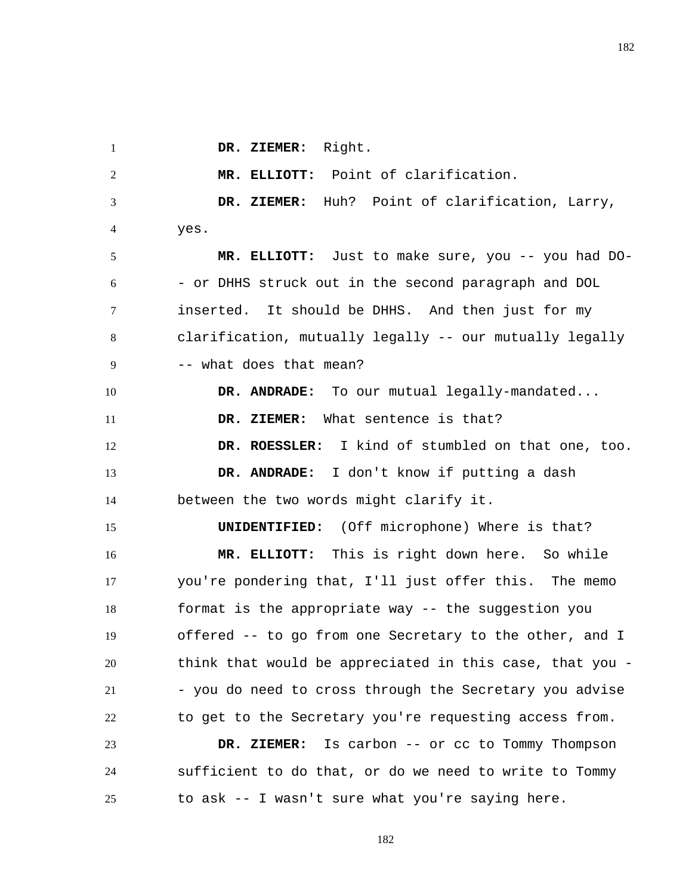**DR. ZIEMER:** Right.

**MR. ELLIOTT:** Point of clarification.

**DR. ZIEMER:** Huh? Point of clarification, Larry, yes.

**MR. ELLIOTT:** Just to make sure, you -- you had DO- - or DHHS struck out in the second paragraph and DOL inserted. It should be DHHS. And then just for my clarification, mutually legally -- our mutually legally -- what does that mean?

**DR. ANDRADE:** To our mutual legally-mandated...

**DR. ZIEMER:** What sentence is that?

**DR. ROESSLER:** I kind of stumbled on that one, too.

**DR. ANDRADE:** I don't know if putting a dash between the two words might clarify it.

**UNIDENTIFIED:** (Off microphone) Where is that?

**MR. ELLIOTT:** This is right down here. So while you're pondering that, I'll just offer this. The memo format is the appropriate way -- the suggestion you offered -- to go from one Secretary to the other, and I think that would be appreciated in this case, that you - - you do need to cross through the Secretary you advise to get to the Secretary you're requesting access from.

**DR. ZIEMER:** Is carbon -- or cc to Tommy Thompson sufficient to do that, or do we need to write to Tommy to ask -- I wasn't sure what you're saying here.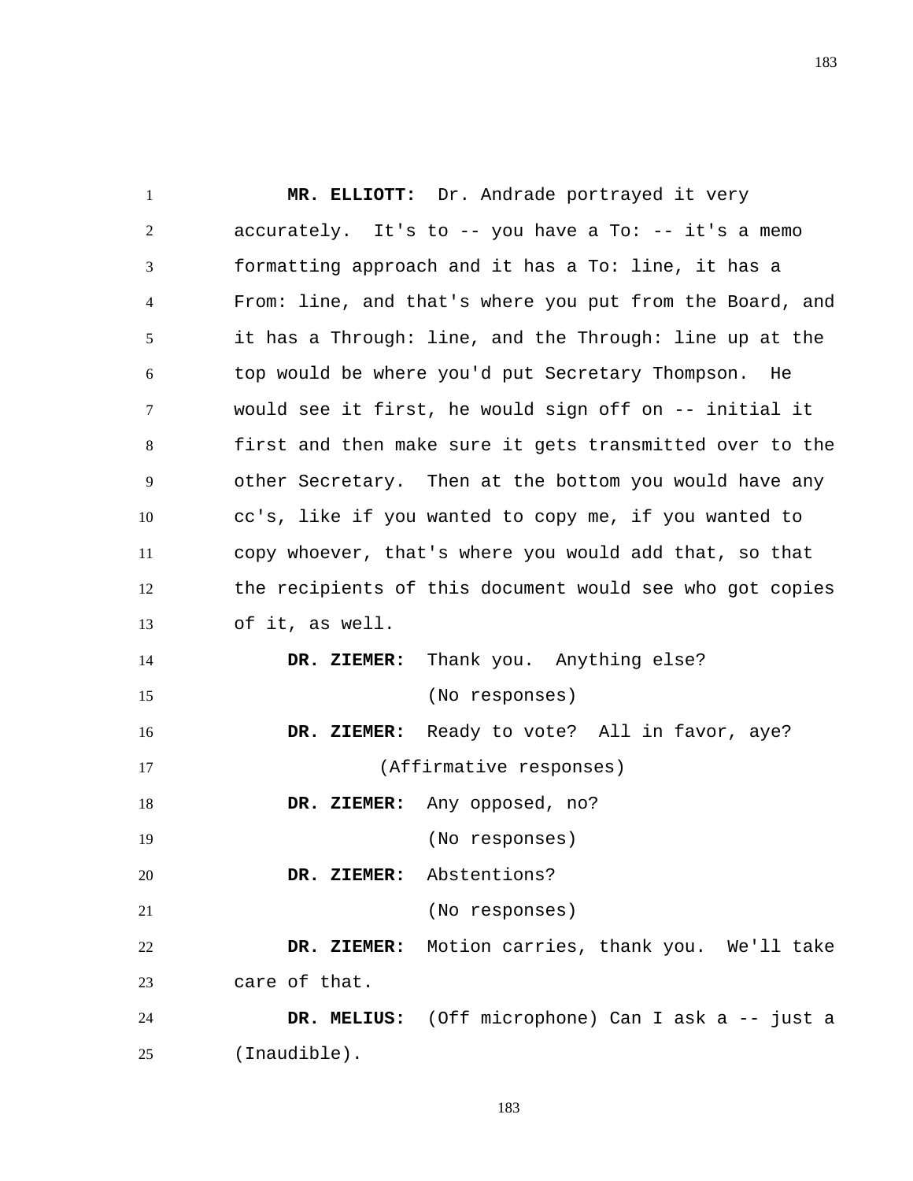**MR. ELLIOTT:** Dr. Andrade portrayed it very accurately. It's to -- you have a To: -- it's a memo formatting approach and it has a To: line, it has a From: line, and that's where you put from the Board, and it has a Through: line, and the Through: line up at the top would be where you'd put Secretary Thompson. He would see it first, he would sign off on -- initial it first and then make sure it gets transmitted over to the other Secretary. Then at the bottom you would have any cc's, like if you wanted to copy me, if you wanted to copy whoever, that's where you would add that, so that the recipients of this document would see who got copies of it, as well.

**DR. ZIEMER:** Thank you. Anything else?

(No responses)

**DR. ZIEMER:** Ready to vote? All in favor, aye?

(Affirmative responses)

**DR. ZIEMER:** Any opposed, no?

(No responses)

**DR. ZIEMER:** Abstentions?

(No responses)

**DR. ZIEMER:** Motion carries, thank you. We'll take care of that.

**DR. MELIUS:** (Off microphone) Can I ask a -- just a (Inaudible).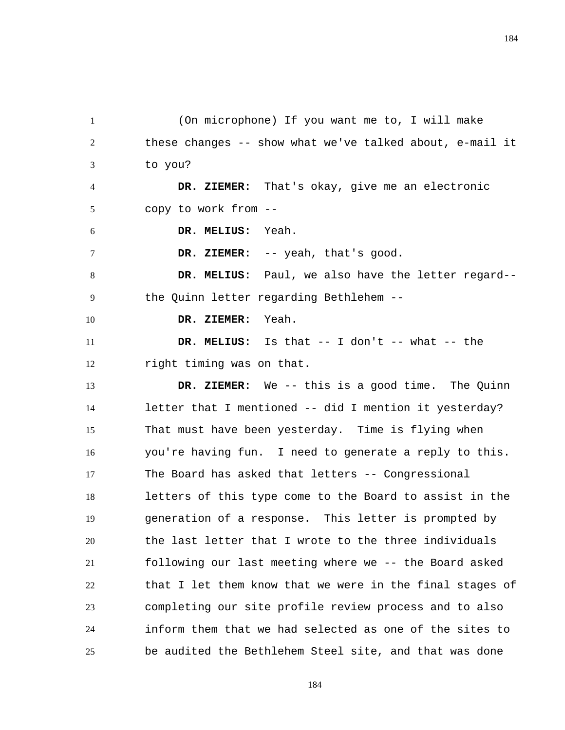(On microphone) If you want me to, I will make these changes -- show what we've talked about, e-mail it to you?

**DR. ZIEMER:** That's okay, give me an electronic copy to work from --

**DR. MELIUS:** Yeah.

**DR. ZIEMER:** -- yeah, that's good.

**DR. MELIUS:** Paul, we also have the letter regard-- the Quinn letter regarding Bethlehem --

**DR. ZIEMER:** Yeah.

**DR. MELIUS:** Is that -- I don't -- what -- the right timing was on that.

**DR. ZIEMER:** We -- this is a good time. The Quinn letter that I mentioned -- did I mention it yesterday? That must have been yesterday. Time is flying when you're having fun. I need to generate a reply to this. The Board has asked that letters -- Congressional letters of this type come to the Board to assist in the generation of a response. This letter is prompted by the last letter that I wrote to the three individuals following our last meeting where we -- the Board asked that I let them know that we were in the final stages of completing our site profile review process and to also inform them that we had selected as one of the sites to be audited the Bethlehem Steel site, and that was done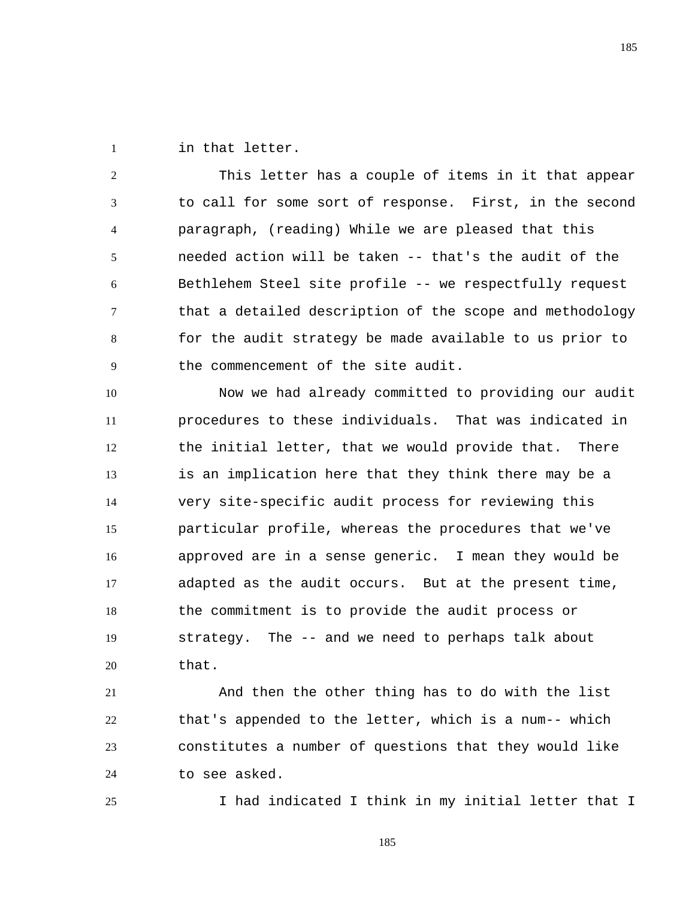in that letter.

This letter has a couple of items in it that appear to call for some sort of response. First, in the second paragraph, (reading) While we are pleased that this needed action will be taken -- that's the audit of the Bethlehem Steel site profile -- we respectfully request that a detailed description of the scope and methodology for the audit strategy be made available to us prior to the commencement of the site audit.

Now we had already committed to providing our audit procedures to these individuals. That was indicated in the initial letter, that we would provide that. There is an implication here that they think there may be a very site-specific audit process for reviewing this particular profile, whereas the procedures that we've approved are in a sense generic. I mean they would be adapted as the audit occurs. But at the present time, the commitment is to provide the audit process or strategy. The -- and we need to perhaps talk about that.

And then the other thing has to do with the list that's appended to the letter, which is a num-- which constitutes a number of questions that they would like to see asked.

I had indicated I think in my initial letter that I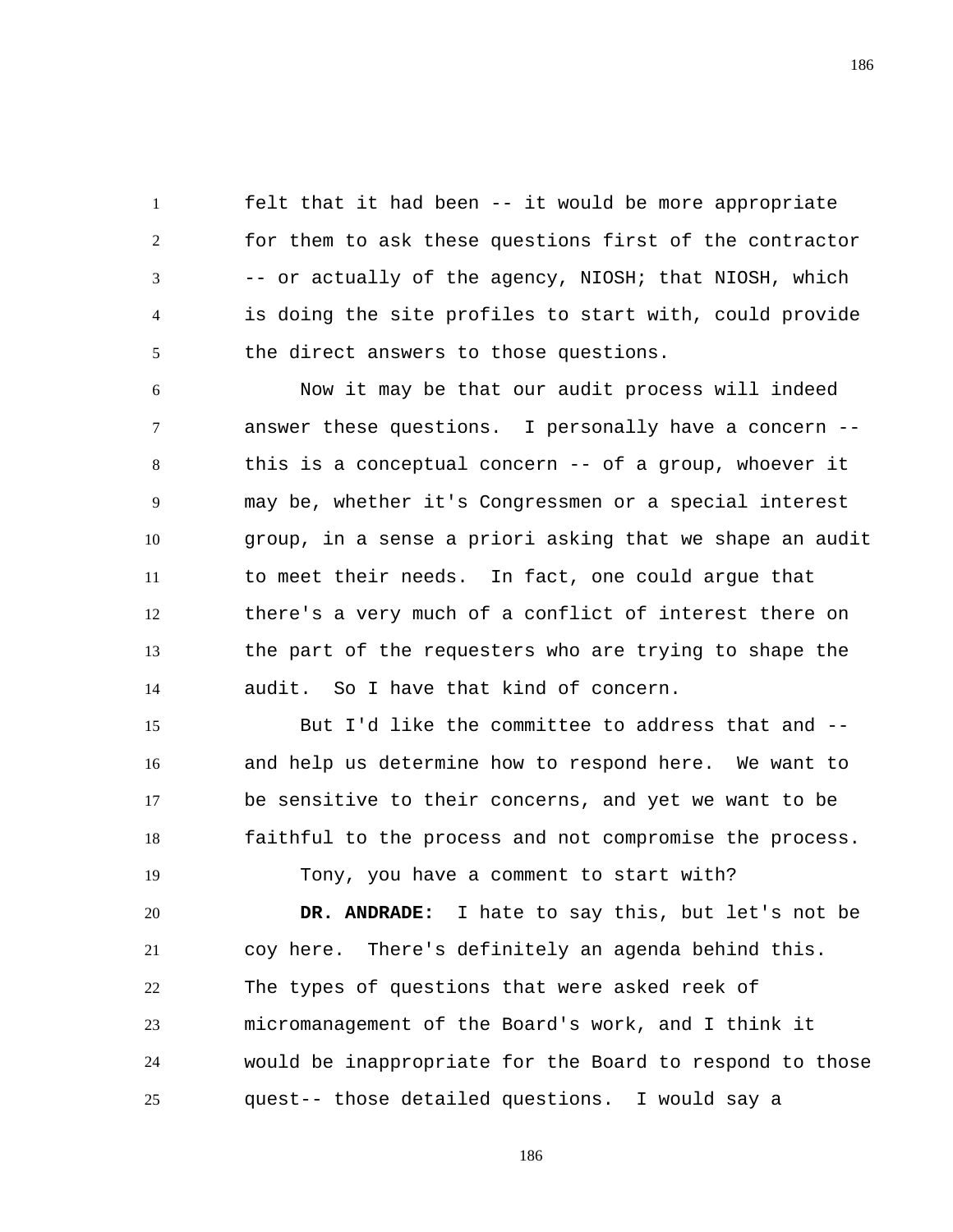felt that it had been -- it would be more appropriate for them to ask these questions first of the contractor -- or actually of the agency, NIOSH; that NIOSH, which is doing the site profiles to start with, could provide the direct answers to those questions.

Now it may be that our audit process will indeed answer these questions. I personally have a concern -- this is a conceptual concern -- of a group, whoever it may be, whether it's Congressmen or a special interest group, in a sense a priori asking that we shape an audit to meet their needs. In fact, one could argue that there's a very much of a conflict of interest there on the part of the requesters who are trying to shape the audit. So I have that kind of concern.

But I'd like the committee to address that and -- and help us determine how to respond here. We want to be sensitive to their concerns, and yet we want to be faithful to the process and not compromise the process.

Tony, you have a comment to start with?

**DR. ANDRADE:** I hate to say this, but let's not be coy here. There's definitely an agenda behind this. The types of questions that were asked reek of micromanagement of the Board's work, and I think it would be inappropriate for the Board to respond to those quest-- those detailed questions. I would say a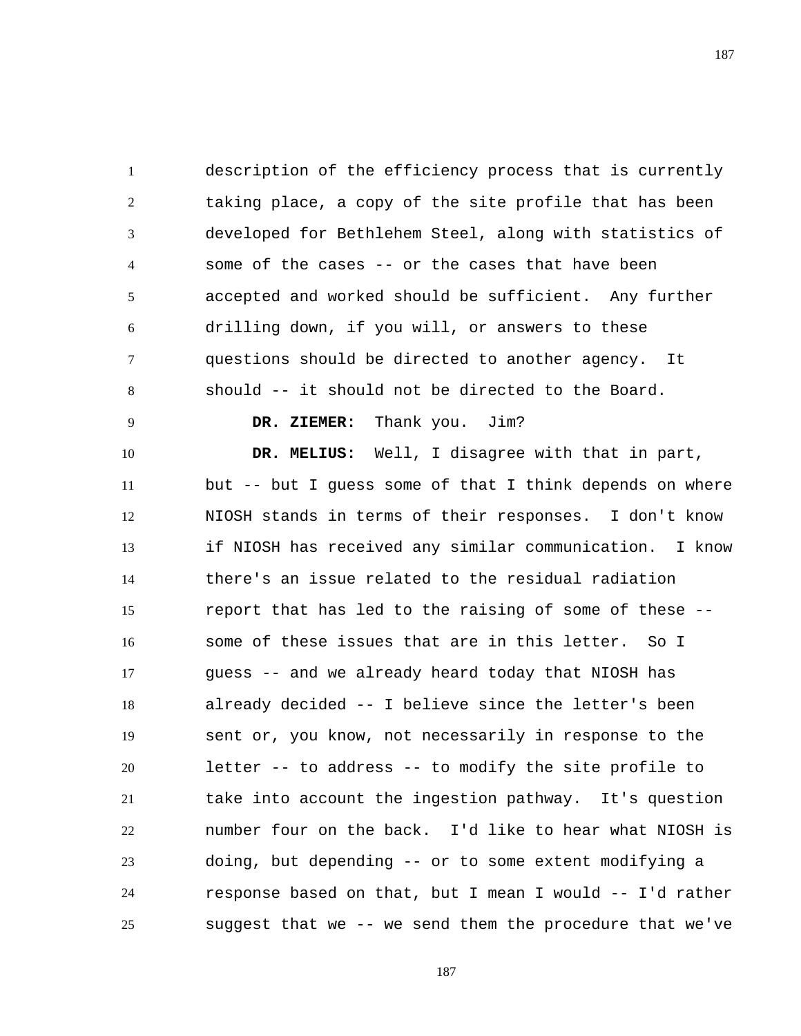description of the efficiency process that is currently taking place, a copy of the site profile that has been developed for Bethlehem Steel, along with statistics of some of the cases -- or the cases that have been accepted and worked should be sufficient. Any further drilling down, if you will, or answers to these questions should be directed to another agency. It should -- it should not be directed to the Board.

**DR. ZIEMER:** Thank you. Jim?

**DR. MELIUS:** Well, I disagree with that in part, but -- but I guess some of that I think depends on where NIOSH stands in terms of their responses. I don't know if NIOSH has received any similar communication. I know there's an issue related to the residual radiation report that has led to the raising of some of these -- some of these issues that are in this letter. So I guess -- and we already heard today that NIOSH has already decided -- I believe since the letter's been sent or, you know, not necessarily in response to the letter -- to address -- to modify the site profile to take into account the ingestion pathway. It's question number four on the back. I'd like to hear what NIOSH is doing, but depending -- or to some extent modifying a response based on that, but I mean I would -- I'd rather suggest that we -- we send them the procedure that we've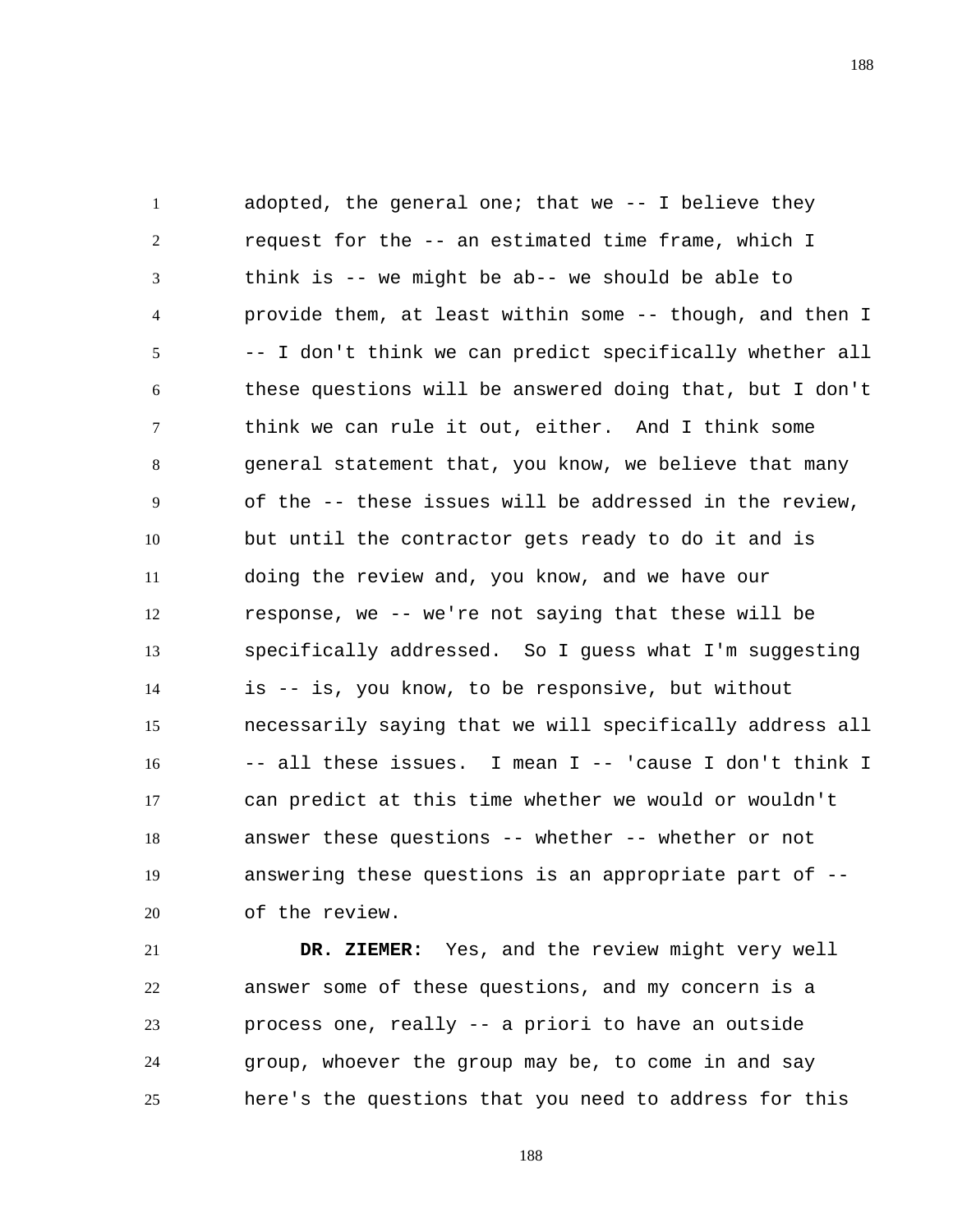adopted, the general one; that we -- I believe they request for the -- an estimated time frame, which I think is -- we might be ab-- we should be able to provide them, at least within some -- though, and then I -- I don't think we can predict specifically whether all these questions will be answered doing that, but I don't think we can rule it out, either. And I think some general statement that, you know, we believe that many of the -- these issues will be addressed in the review, but until the contractor gets ready to do it and is doing the review and, you know, and we have our response, we -- we're not saying that these will be specifically addressed. So I guess what I'm suggesting is -- is, you know, to be responsive, but without necessarily saying that we will specifically address all -- all these issues. I mean I -- 'cause I don't think I can predict at this time whether we would or wouldn't answer these questions -- whether -- whether or not answering these questions is an appropriate part of -- of the review.

**DR. ZIEMER:** Yes, and the review might very well answer some of these questions, and my concern is a process one, really -- a priori to have an outside group, whoever the group may be, to come in and say here's the questions that you need to address for this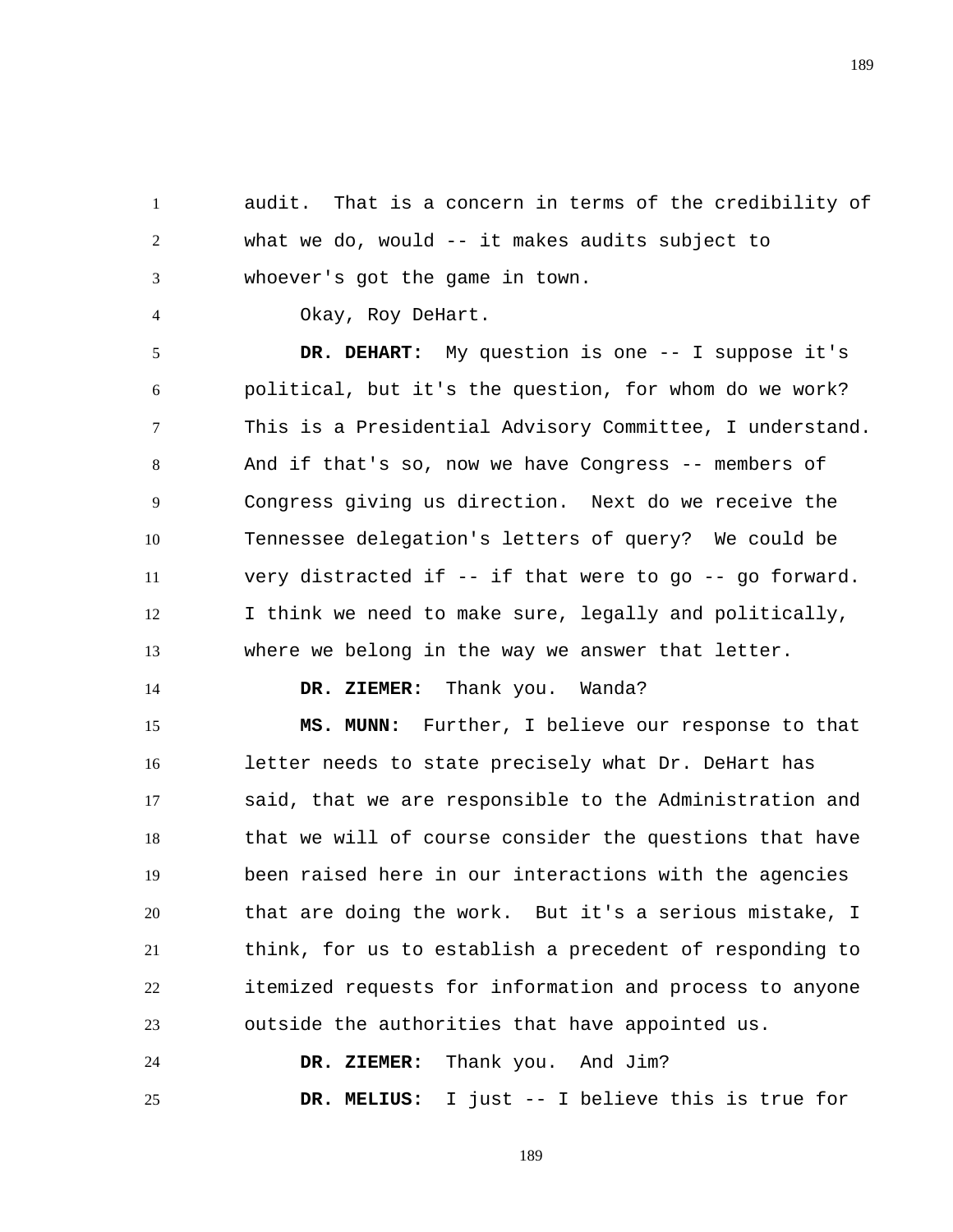audit. That is a concern in terms of the credibility of what we do, would -- it makes audits subject to whoever's got the game in town.

Okay, Roy DeHart.

**DR. DEHART:** My question is one -- I suppose it's political, but it's the question, for whom do we work? This is a Presidential Advisory Committee, I understand. And if that's so, now we have Congress -- members of Congress giving us direction. Next do we receive the Tennessee delegation's letters of query? We could be very distracted if -- if that were to go -- go forward. I think we need to make sure, legally and politically, where we belong in the way we answer that letter.

**DR. ZIEMER:** Thank you. Wanda?

**MS. MUNN:** Further, I believe our response to that letter needs to state precisely what Dr. DeHart has said, that we are responsible to the Administration and that we will of course consider the questions that have been raised here in our interactions with the agencies that are doing the work. But it's a serious mistake, I think, for us to establish a precedent of responding to itemized requests for information and process to anyone outside the authorities that have appointed us.

**DR. ZIEMER:** Thank you. And Jim?

**DR. MELIUS:** I just -- I believe this is true for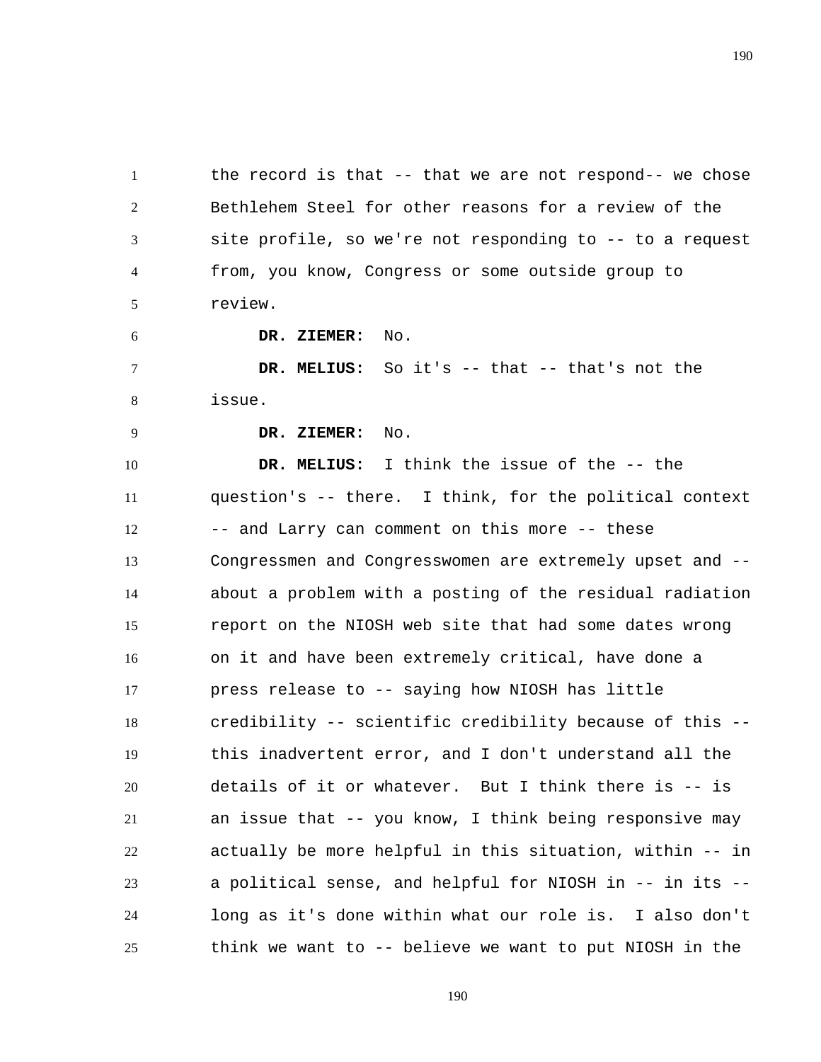the record is that -- that we are not respond-- we chose Bethlehem Steel for other reasons for a review of the site profile, so we're not responding to -- to a request from, you know, Congress or some outside group to review.

**DR. ZIEMER:** No.

**DR. MELIUS:** So it's -- that -- that's not the issue.

**DR. ZIEMER:** No.

**DR. MELIUS:** I think the issue of the -- the question's -- there. I think, for the political context -- and Larry can comment on this more -- these Congressmen and Congresswomen are extremely upset and -- about a problem with a posting of the residual radiation report on the NIOSH web site that had some dates wrong on it and have been extremely critical, have done a press release to -- saying how NIOSH has little credibility -- scientific credibility because of this -- this inadvertent error, and I don't understand all the details of it or whatever. But I think there is -- is an issue that -- you know, I think being responsive may actually be more helpful in this situation, within -- in a political sense, and helpful for NIOSH in -- in its -- long as it's done within what our role is. I also don't think we want to -- believe we want to put NIOSH in the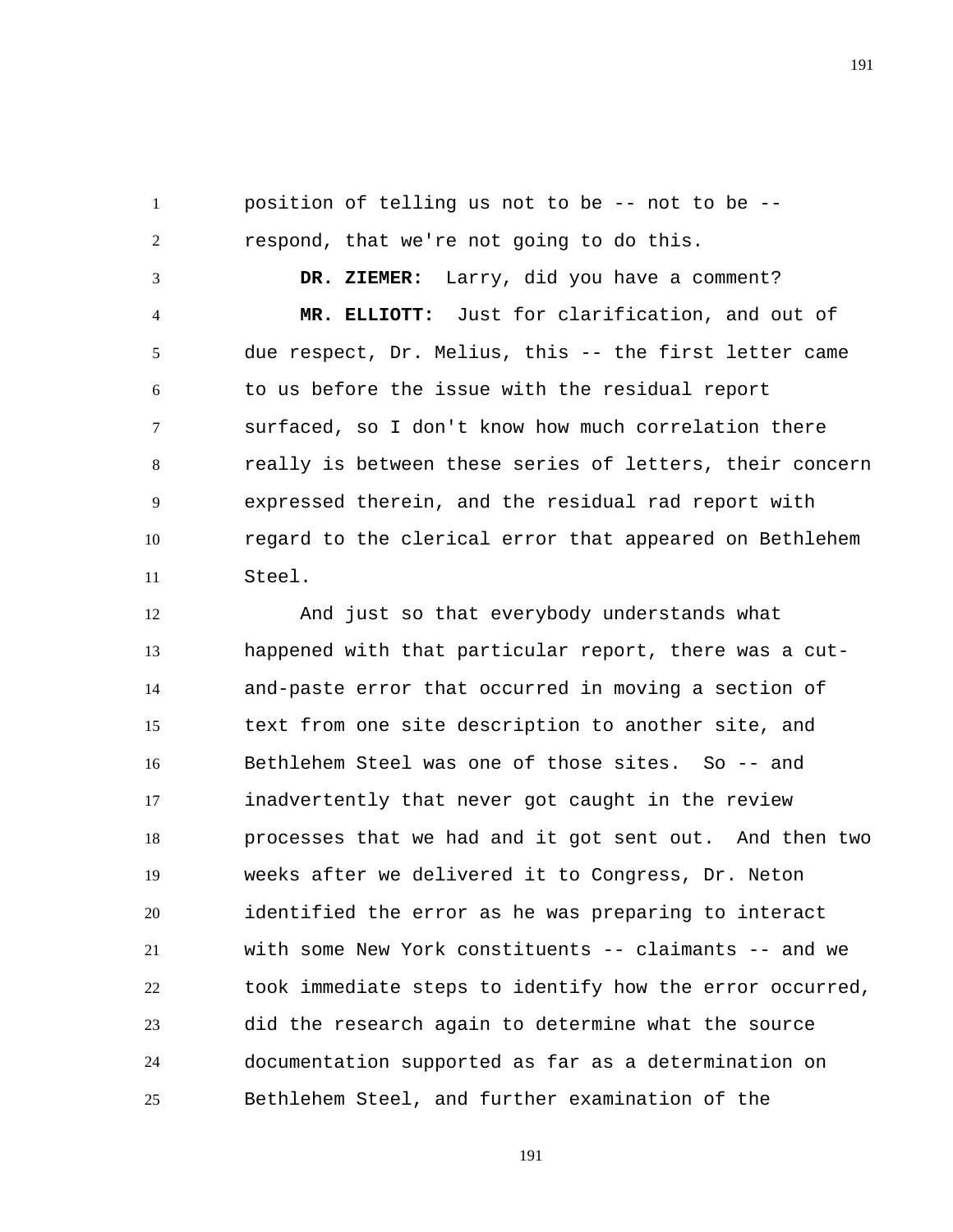position of telling us not to be -- not to be -- respond, that we're not going to do this.

**DR. ZIEMER:** Larry, did you have a comment?

**MR. ELLIOTT:** Just for clarification, and out of due respect, Dr. Melius, this -- the first letter came to us before the issue with the residual report surfaced, so I don't know how much correlation there really is between these series of letters, their concern expressed therein, and the residual rad report with regard to the clerical error that appeared on Bethlehem Steel.

And just so that everybody understands what happened with that particular report, there was a cut-and-paste error that occurred in moving a section of text from one site description to another site, and Bethlehem Steel was one of those sites. So -- and inadvertently that never got caught in the review processes that we had and it got sent out. And then two weeks after we delivered it to Congress, Dr. Neton identified the error as he was preparing to interact with some New York constituents -- claimants -- and we took immediate steps to identify how the error occurred, did the research again to determine what the source documentation supported as far as a determination on Bethlehem Steel, and further examination of the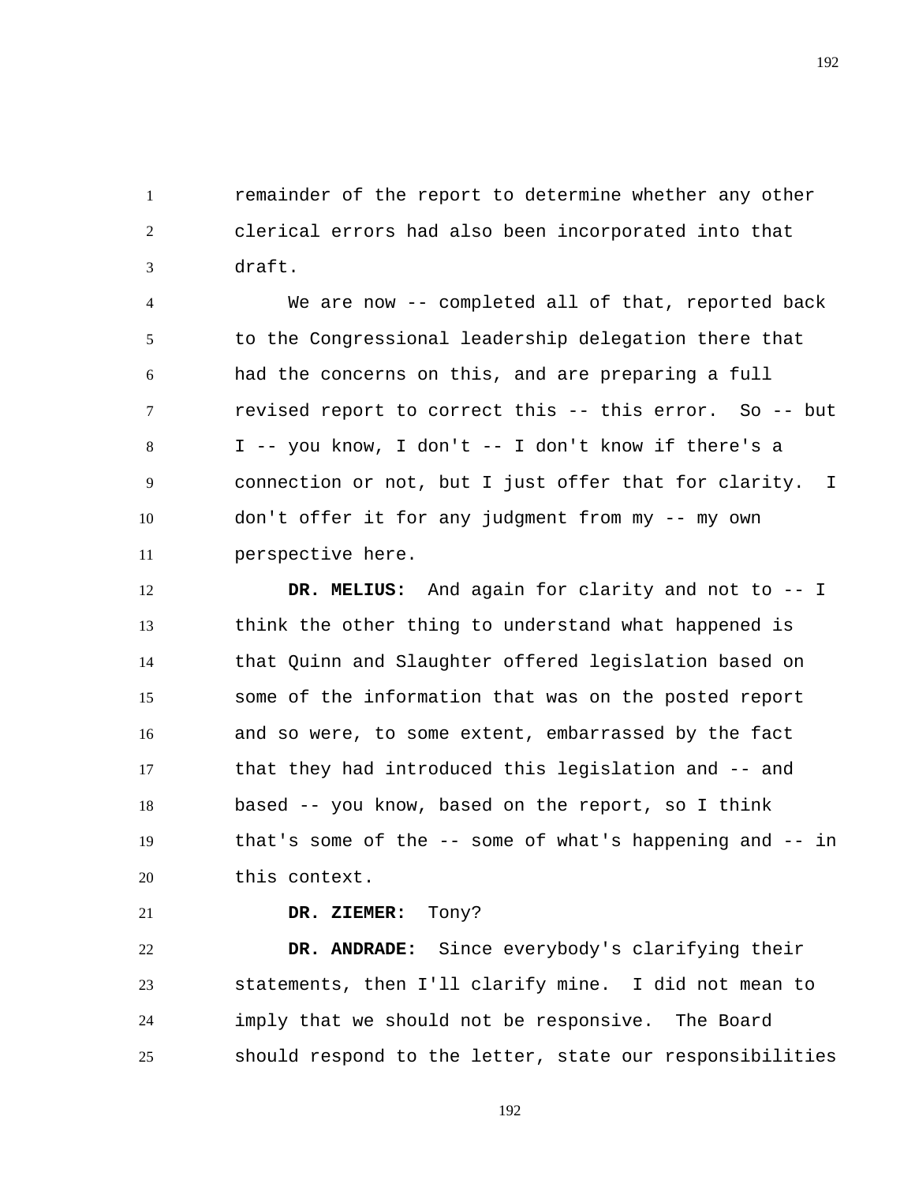remainder of the report to determine whether any other clerical errors had also been incorporated into that draft.

We are now -- completed all of that, reported back to the Congressional leadership delegation there that had the concerns on this, and are preparing a full revised report to correct this -- this error. So -- but I -- you know, I don't -- I don't know if there's a connection or not, but I just offer that for clarity. I don't offer it for any judgment from my -- my own perspective here.

**DR. MELIUS:** And again for clarity and not to -- I think the other thing to understand what happened is that Quinn and Slaughter offered legislation based on some of the information that was on the posted report and so were, to some extent, embarrassed by the fact that they had introduced this legislation and -- and based -- you know, based on the report, so I think that's some of the -- some of what's happening and -- in this context.

**DR. ZIEMER:** Tony?

**DR. ANDRADE:** Since everybody's clarifying their statements, then I'll clarify mine. I did not mean to imply that we should not be responsive. The Board should respond to the letter, state our responsibilities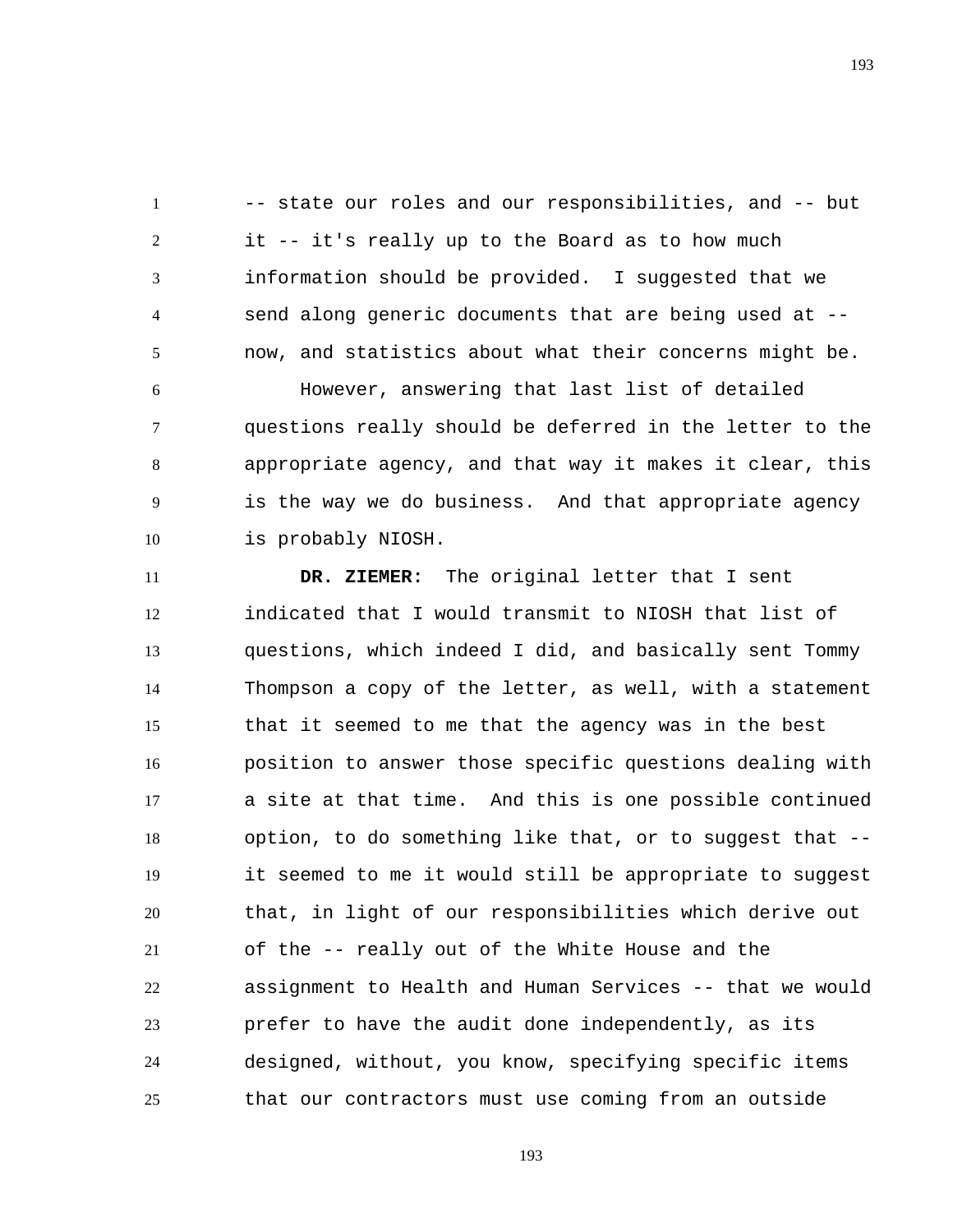-- state our roles and our responsibilities, and -- but it -- it's really up to the Board as to how much information should be provided. I suggested that we send along generic documents that are being used at -- now, and statistics about what their concerns might be.

However, answering that last list of detailed questions really should be deferred in the letter to the appropriate agency, and that way it makes it clear, this is the way we do business. And that appropriate agency is probably NIOSH.

**DR. ZIEMER:** The original letter that I sent indicated that I would transmit to NIOSH that list of questions, which indeed I did, and basically sent Tommy Thompson a copy of the letter, as well, with a statement that it seemed to me that the agency was in the best position to answer those specific questions dealing with a site at that time. And this is one possible continued option, to do something like that, or to suggest that -- it seemed to me it would still be appropriate to suggest that, in light of our responsibilities which derive out of the -- really out of the White House and the assignment to Health and Human Services -- that we would prefer to have the audit done independently, as its designed, without, you know, specifying specific items that our contractors must use coming from an outside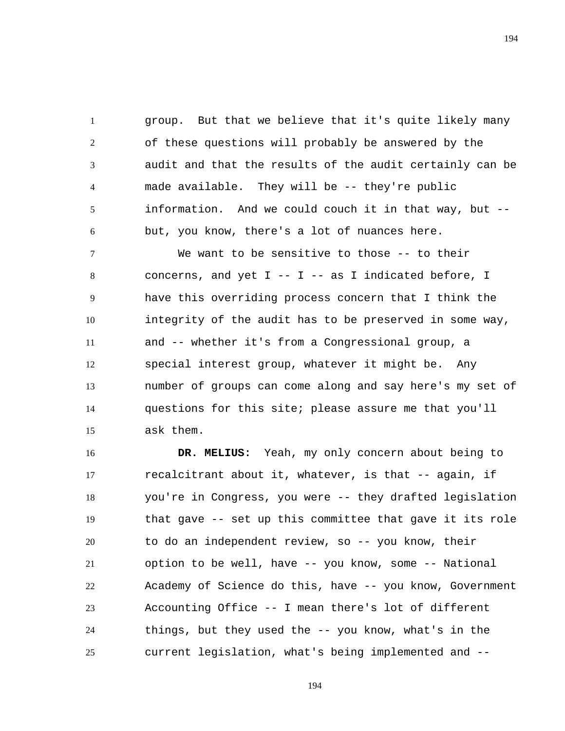group. But that we believe that it's quite likely many of these questions will probably be answered by the audit and that the results of the audit certainly can be made available. They will be -- they're public information. And we could couch it in that way, but -- but, you know, there's a lot of nuances here.

We want to be sensitive to those -- to their concerns, and yet I -- I -- as I indicated before, I have this overriding process concern that I think the integrity of the audit has to be preserved in some way, and -- whether it's from a Congressional group, a special interest group, whatever it might be. Any number of groups can come along and say here's my set of questions for this site; please assure me that you'll ask them.

**DR. MELIUS:** Yeah, my only concern about being to recalcitrant about it, whatever, is that -- again, if you're in Congress, you were -- they drafted legislation that gave -- set up this committee that gave it its role to do an independent review, so -- you know, their option to be well, have -- you know, some -- National Academy of Science do this, have -- you know, Government Accounting Office -- I mean there's lot of different things, but they used the -- you know, what's in the current legislation, what's being implemented and --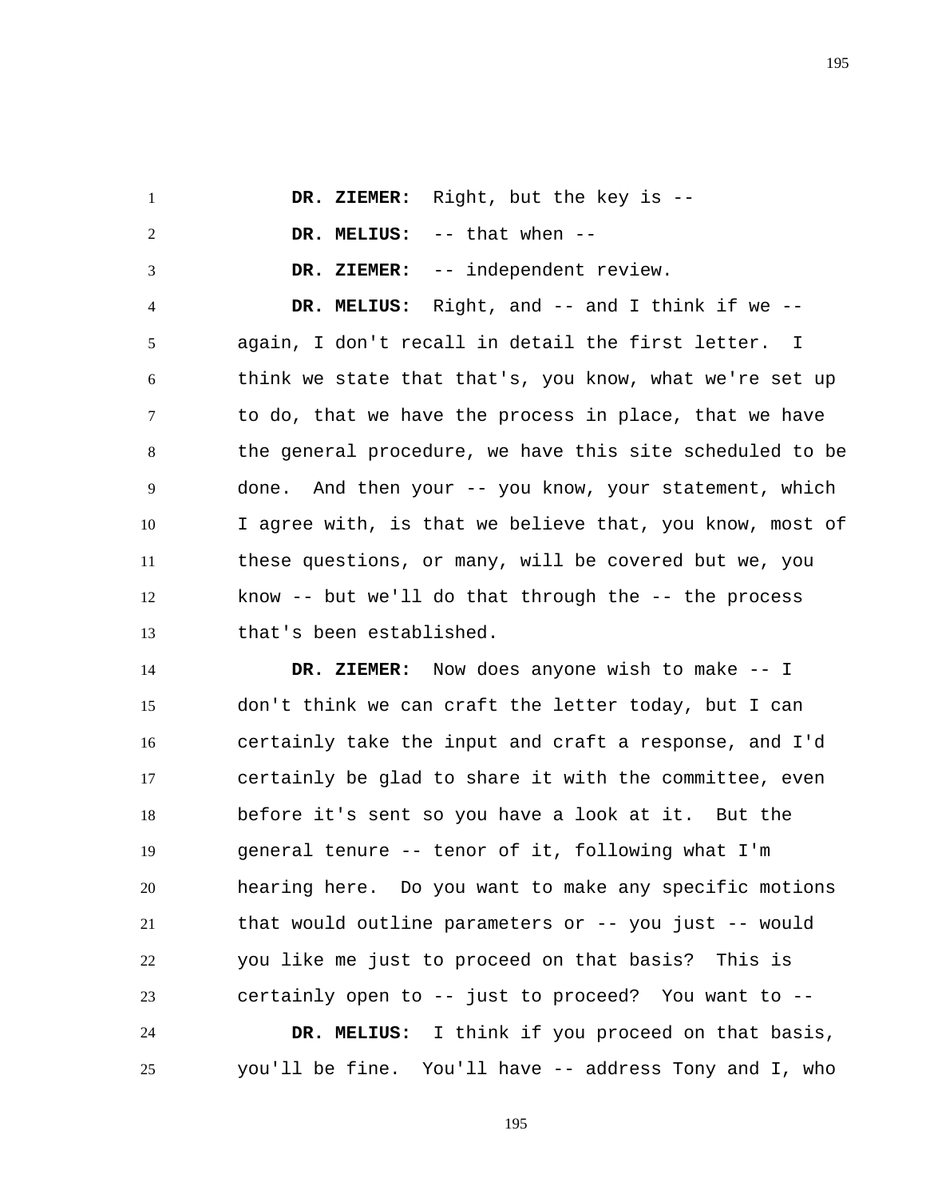**DR. ZIEMER:** Right, but the key is --

**DR. MELIUS:** -- that when --

**DR. ZIEMER:** -- independent review.

**DR. MELIUS:** Right, and -- and I think if we -- again, I don't recall in detail the first letter. I think we state that that's, you know, what we're set up to do, that we have the process in place, that we have the general procedure, we have this site scheduled to be done. And then your -- you know, your statement, which I agree with, is that we believe that, you know, most of these questions, or many, will be covered but we, you know -- but we'll do that through the -- the process that's been established.

**DR. ZIEMER:** Now does anyone wish to make -- I don't think we can craft the letter today, but I can certainly take the input and craft a response, and I'd certainly be glad to share it with the committee, even before it's sent so you have a look at it. But the general tenure -- tenor of it, following what I'm hearing here. Do you want to make any specific motions that would outline parameters or -- you just -- would you like me just to proceed on that basis? This is certainly open to -- just to proceed? You want to --

**DR. MELIUS:** I think if you proceed on that basis, you'll be fine. You'll have -- address Tony and I, who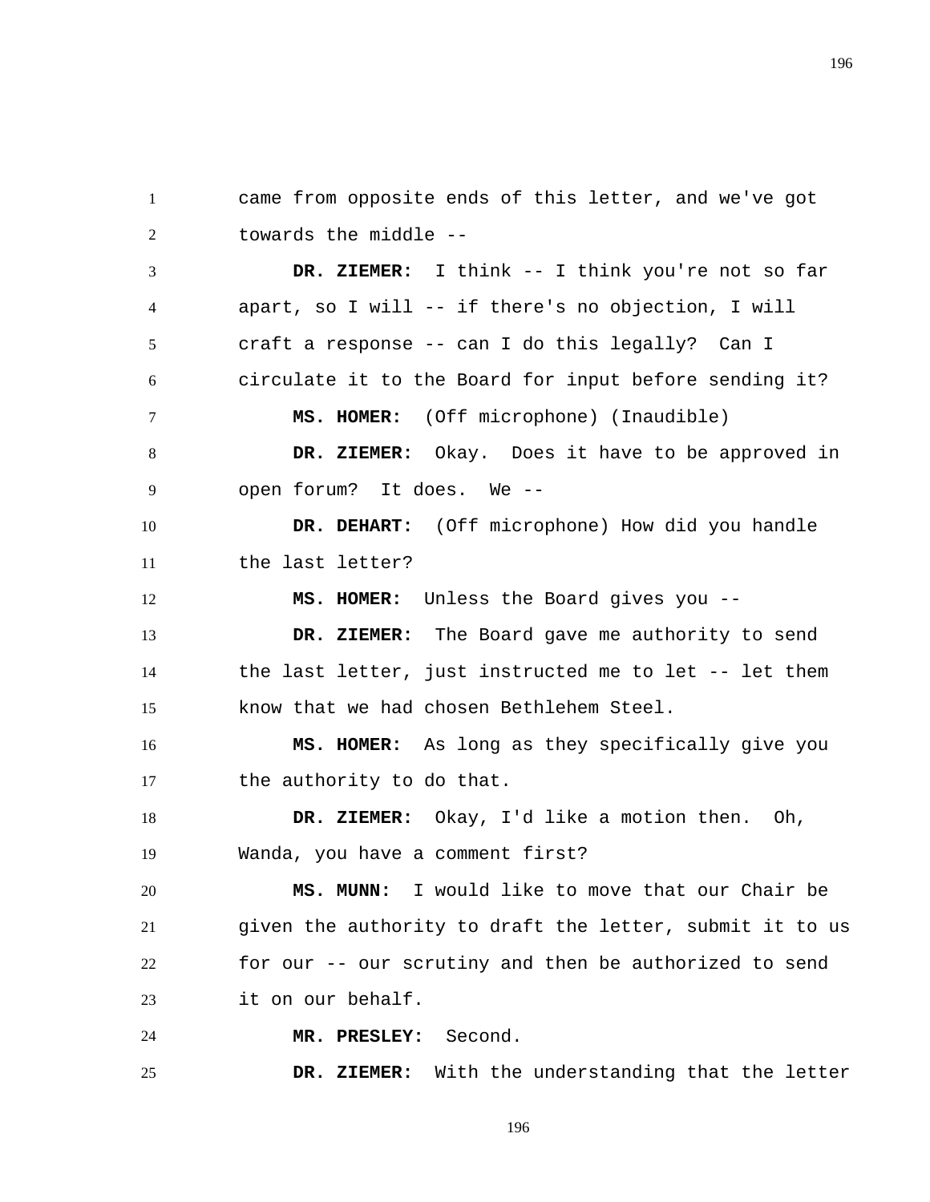came from opposite ends of this letter, and we've got towards the middle --

**DR. ZIEMER:** I think -- I think you're not so far apart, so I will -- if there's no objection, I will craft a response -- can I do this legally? Can I circulate it to the Board for input before sending it?

**MS. HOMER:** (Off microphone) (Inaudible)

**DR. ZIEMER:** Okay. Does it have to be approved in open forum? It does. We --

**DR. DEHART:** (Off microphone) How did you handle the last letter?

**MS. HOMER:** Unless the Board gives you --

**DR. ZIEMER:** The Board gave me authority to send the last letter, just instructed me to let -- let them know that we had chosen Bethlehem Steel.

**MS. HOMER:** As long as they specifically give you the authority to do that.

**DR. ZIEMER:** Okay, I'd like a motion then. Oh, Wanda, you have a comment first?

**MS. MUNN:** I would like to move that our Chair be given the authority to draft the letter, submit it to us for our -- our scrutiny and then be authorized to send it on our behalf.

**MR. PRESLEY:** Second.

**DR. ZIEMER:** With the understanding that the letter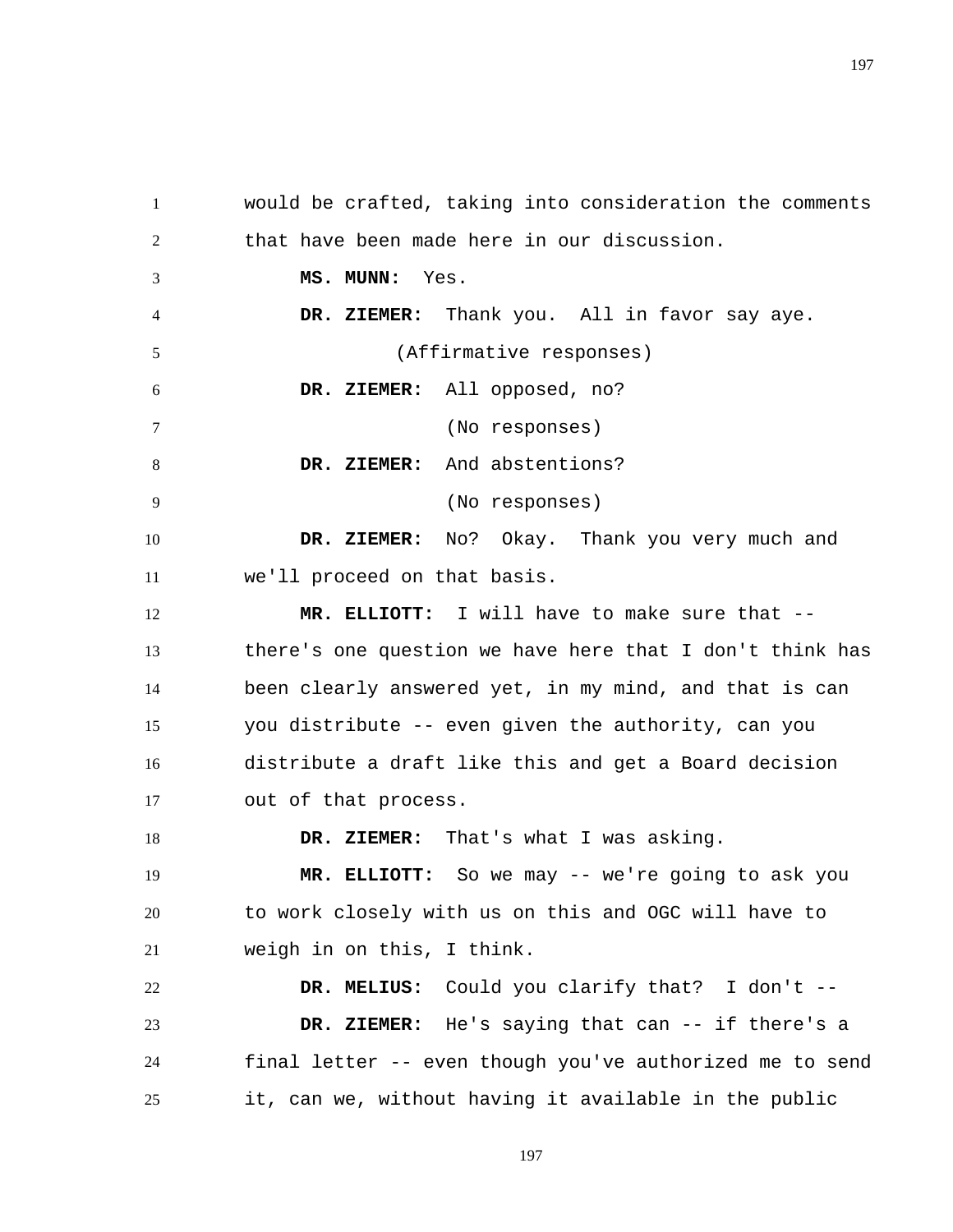would be crafted, taking into consideration the comments that have been made here in our discussion.

**MS. MUNN:** Yes.

**DR. ZIEMER:** Thank you. All in favor say aye.

(Affirmative responses)

**DR. ZIEMER:** All opposed, no?

(No responses)

**DR. ZIEMER:** And abstentions?

(No responses)

**DR. ZIEMER:** No? Okay. Thank you very much and we'll proceed on that basis.

**MR. ELLIOTT:** I will have to make sure that -- there's one question we have here that I don't think has been clearly answered yet, in my mind, and that is can you distribute -- even given the authority, can you distribute a draft like this and get a Board decision out of that process.

**DR. ZIEMER:** That's what I was asking.

**MR. ELLIOTT:** So we may -- we're going to ask you to work closely with us on this and OGC will have to weigh in on this, I think.

**DR. MELIUS:** Could you clarify that? I don't --

**DR. ZIEMER:** He's saying that can -- if there's a final letter -- even though you've authorized me to send it, can we, without having it available in the public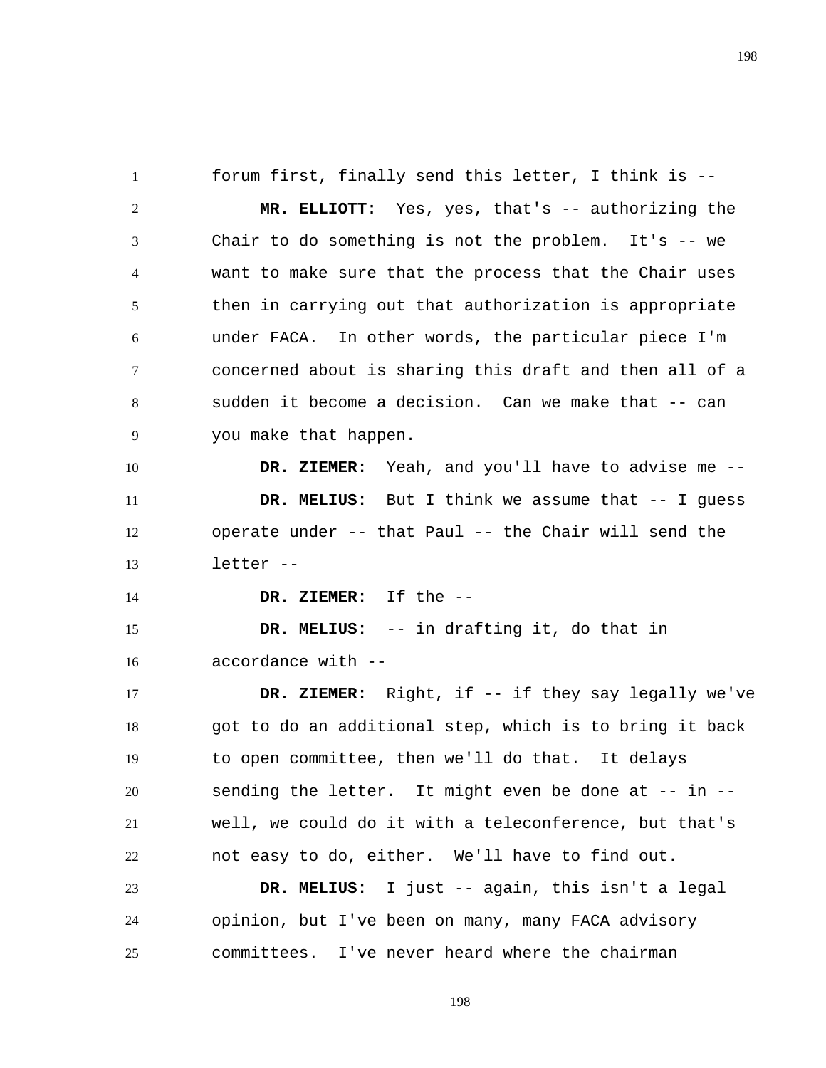forum first, finally send this letter, I think is --

**MR. ELLIOTT:** Yes, yes, that's -- authorizing the Chair to do something is not the problem. It's -- we want to make sure that the process that the Chair uses then in carrying out that authorization is appropriate under FACA. In other words, the particular piece I'm concerned about is sharing this draft and then all of a sudden it become a decision. Can we make that -- can you make that happen.

**DR. ZIEMER:** Yeah, and you'll have to advise me --

**DR. MELIUS:** But I think we assume that -- I guess operate under -- that Paul -- the Chair will send the letter --

**DR. ZIEMER:** If the --

**DR. MELIUS:** -- in drafting it, do that in accordance with --

**DR. ZIEMER:** Right, if -- if they say legally we've got to do an additional step, which is to bring it back to open committee, then we'll do that. It delays sending the letter. It might even be done at -- in -- well, we could do it with a teleconference, but that's not easy to do, either. We'll have to find out.

**DR. MELIUS:** I just -- again, this isn't a legal opinion, but I've been on many, many FACA advisory committees. I've never heard where the chairman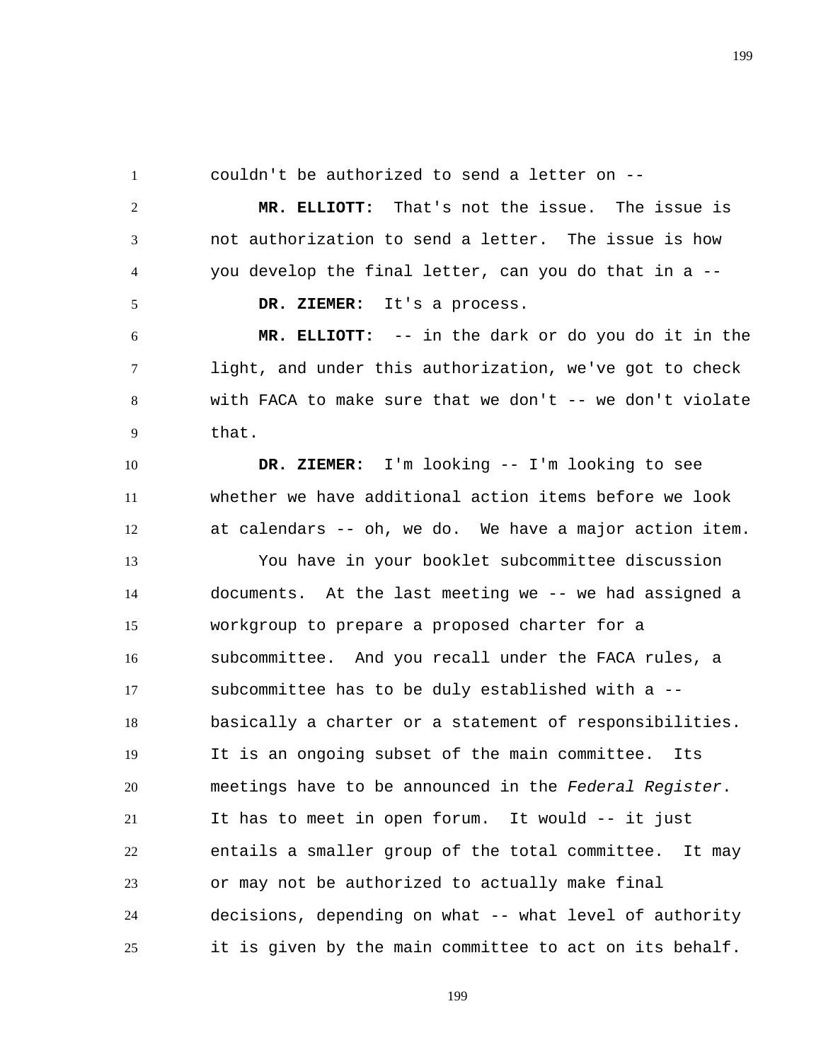couldn't be authorized to send a letter on --

**MR. ELLIOTT:** That's not the issue. The issue is not authorization to send a letter. The issue is how you develop the final letter, can you do that in a --

**DR. ZIEMER:** It's a process.

**MR. ELLIOTT:** -- in the dark or do you do it in the light, and under this authorization, we've got to check with FACA to make sure that we don't -- we don't violate that.

**DR. ZIEMER:** I'm looking -- I'm looking to see whether we have additional action items before we look at calendars -- oh, we do. We have a major action item.

You have in your booklet subcommittee discussion documents. At the last meeting we -- we had assigned a workgroup to prepare a proposed charter for a subcommittee. And you recall under the FACA rules, a subcommittee has to be duly established with a -- basically a charter or a statement of responsibilities. It is an ongoing subset of the main committee. Its meetings have to be announced in the *Federal Register*. It has to meet in open forum. It would -- it just entails a smaller group of the total committee. It may or may not be authorized to actually make final decisions, depending on what -- what level of authority it is given by the main committee to act on its behalf.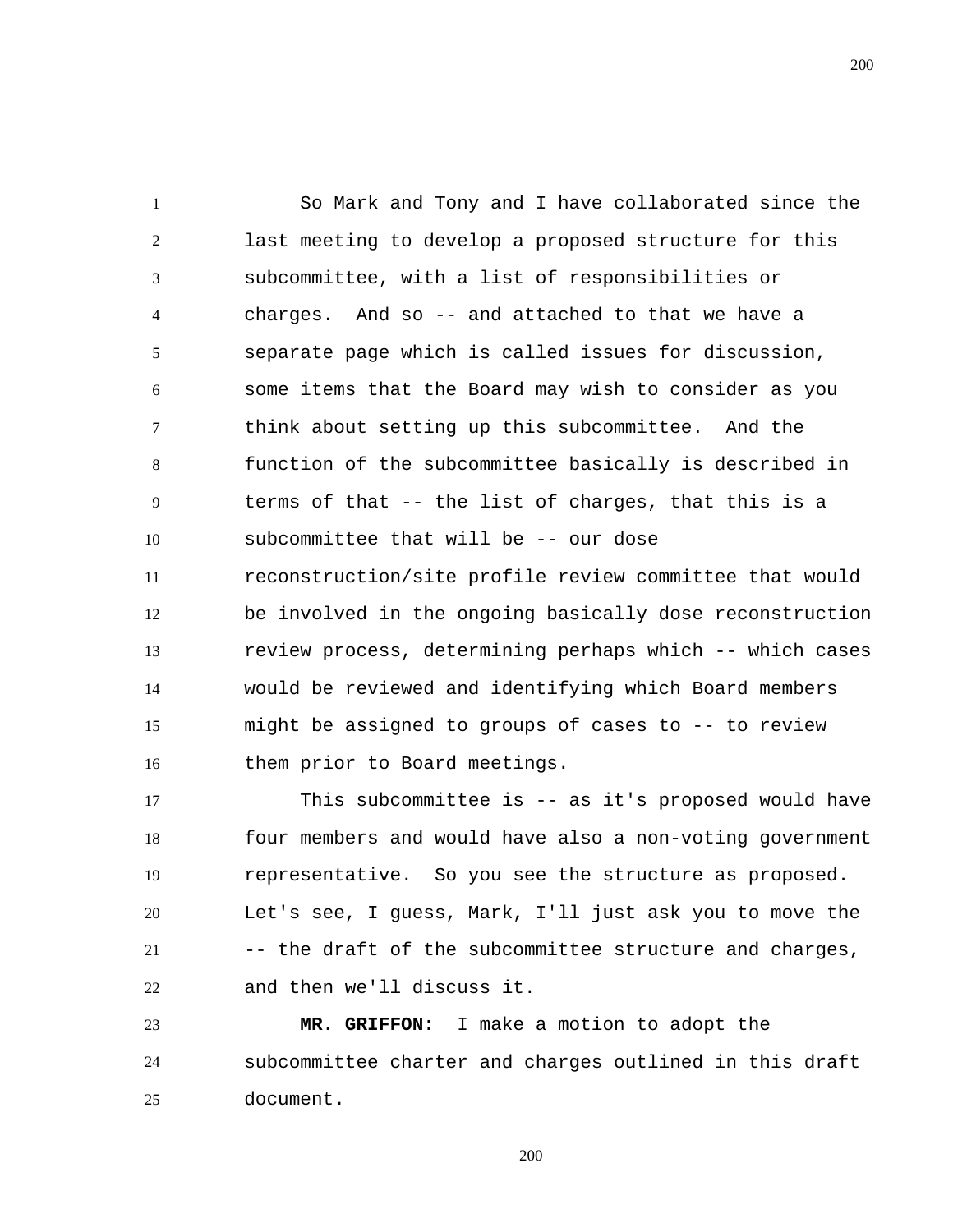So Mark and Tony and I have collaborated since the last meeting to develop a proposed structure for this subcommittee, with a list of responsibilities or charges. And so -- and attached to that we have a separate page which is called issues for discussion, some items that the Board may wish to consider as you think about setting up this subcommittee. And the function of the subcommittee basically is described in terms of that -- the list of charges, that this is a subcommittee that will be -- our dose reconstruction/site profile review committee that would be involved in the ongoing basically dose reconstruction review process, determining perhaps which -- which cases would be reviewed and identifying which Board members might be assigned to groups of cases to -- to review them prior to Board meetings.

This subcommittee is -- as it's proposed would have four members and would have also a non-voting government representative. So you see the structure as proposed. Let's see, I guess, Mark, I'll just ask you to move the -- the draft of the subcommittee structure and charges, and then we'll discuss it.

**MR. GRIFFON:** I make a motion to adopt the subcommittee charter and charges outlined in this draft document.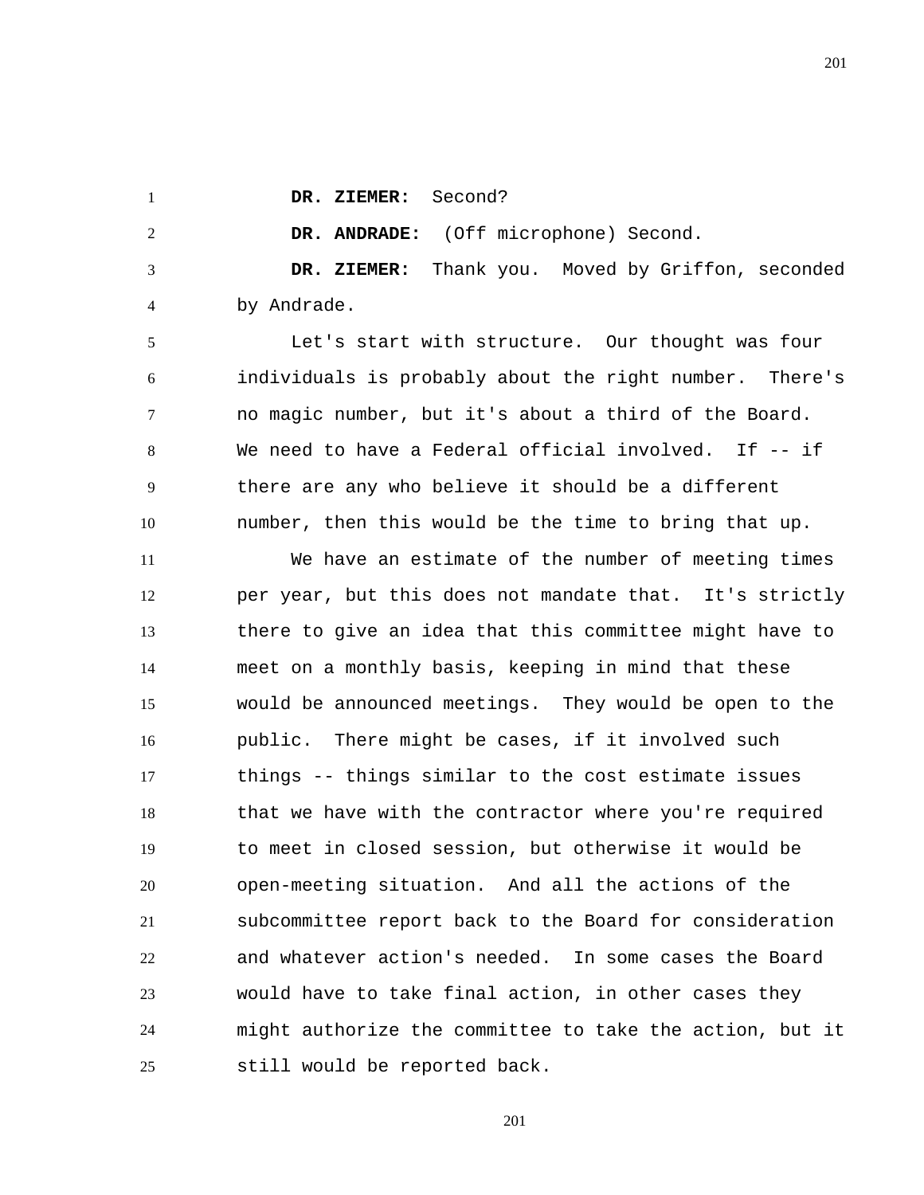**DR. ZIEMER:** Second?

**DR. ANDRADE:** (Off microphone) Second.

**DR. ZIEMER:** Thank you. Moved by Griffon, seconded by Andrade.

Let's start with structure. Our thought was four individuals is probably about the right number. There's no magic number, but it's about a third of the Board. We need to have a Federal official involved. If -- if there are any who believe it should be a different number, then this would be the time to bring that up.

We have an estimate of the number of meeting times per year, but this does not mandate that. It's strictly there to give an idea that this committee might have to meet on a monthly basis, keeping in mind that these would be announced meetings. They would be open to the public. There might be cases, if it involved such things -- things similar to the cost estimate issues that we have with the contractor where you're required to meet in closed session, but otherwise it would be open-meeting situation. And all the actions of the subcommittee report back to the Board for consideration and whatever action's needed. In some cases the Board would have to take final action, in other cases they might authorize the committee to take the action, but it still would be reported back.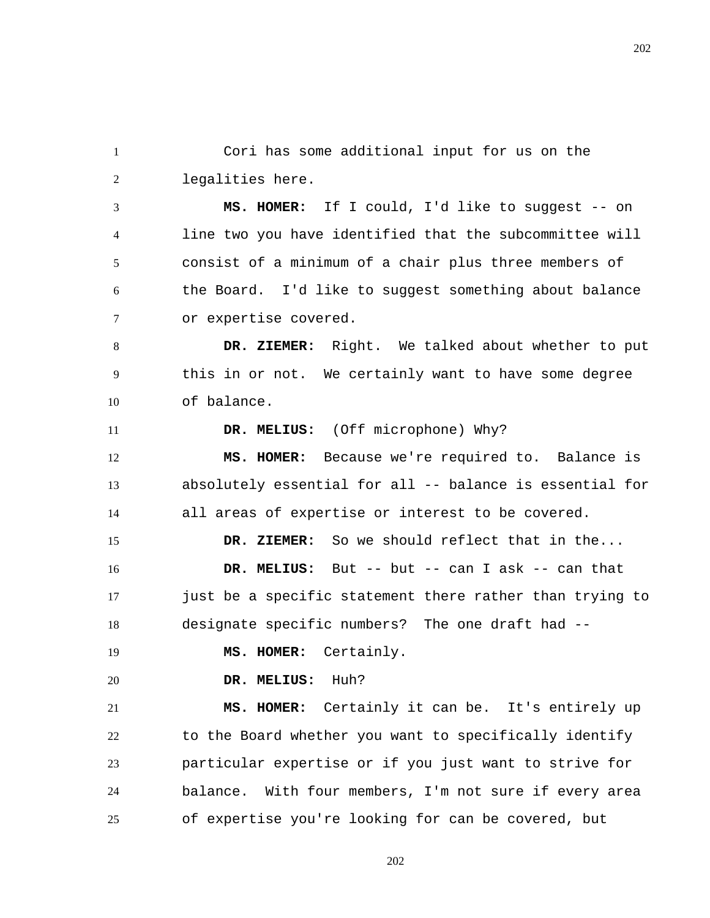Cori has some additional input for us on the legalities here.

**MS. HOMER:** If I could, I'd like to suggest -- on line two you have identified that the subcommittee will consist of a minimum of a chair plus three members of the Board. I'd like to suggest something about balance or expertise covered.

**DR. ZIEMER:** Right. We talked about whether to put this in or not. We certainly want to have some degree of balance.

**DR. MELIUS:** (Off microphone) Why?

**MS. HOMER:** Because we're required to. Balance is absolutely essential for all -- balance is essential for all areas of expertise or interest to be covered.

**DR. ZIEMER:** So we should reflect that in the...

**DR. MELIUS:** But -- but -- can I ask -- can that just be a specific statement there rather than trying to designate specific numbers? The one draft had --

**MS. HOMER:** Certainly.

**DR. MELIUS:** Huh?

**MS. HOMER:** Certainly it can be. It's entirely up to the Board whether you want to specifically identify particular expertise or if you just want to strive for balance. With four members, I'm not sure if every area of expertise you're looking for can be covered, but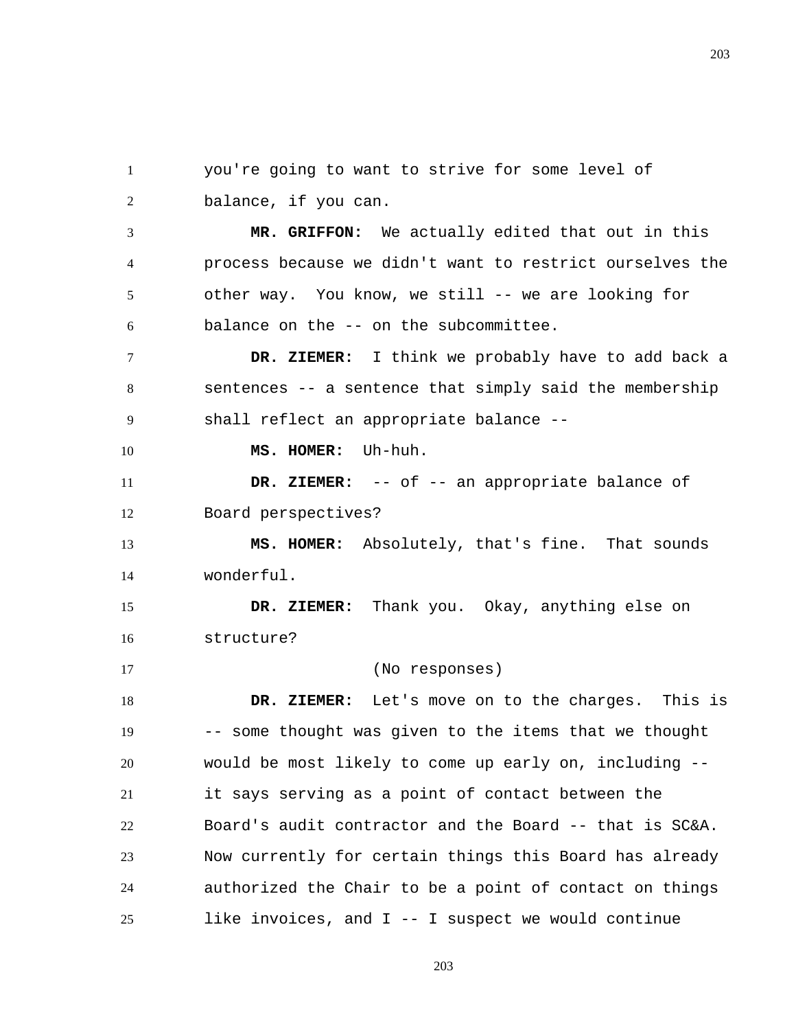you're going to want to strive for some level of balance, if you can.

**MR. GRIFFON:** We actually edited that out in this process because we didn't want to restrict ourselves the other way. You know, we still -- we are looking for balance on the -- on the subcommittee.

**DR. ZIEMER:** I think we probably have to add back a sentences -- a sentence that simply said the membership shall reflect an appropriate balance --

**MS. HOMER:** Uh-huh.

**DR. ZIEMER:** -- of -- an appropriate balance of Board perspectives?

**MS. HOMER:** Absolutely, that's fine. That sounds wonderful.

**DR. ZIEMER:** Thank you. Okay, anything else on structure?

(No responses)

**DR. ZIEMER:** Let's move on to the charges. This is -- some thought was given to the items that we thought would be most likely to come up early on, including -- it says serving as a point of contact between the Board's audit contractor and the Board -- that is SC&A. Now currently for certain things this Board has already authorized the Chair to be a point of contact on things like invoices, and I -- I suspect we would continue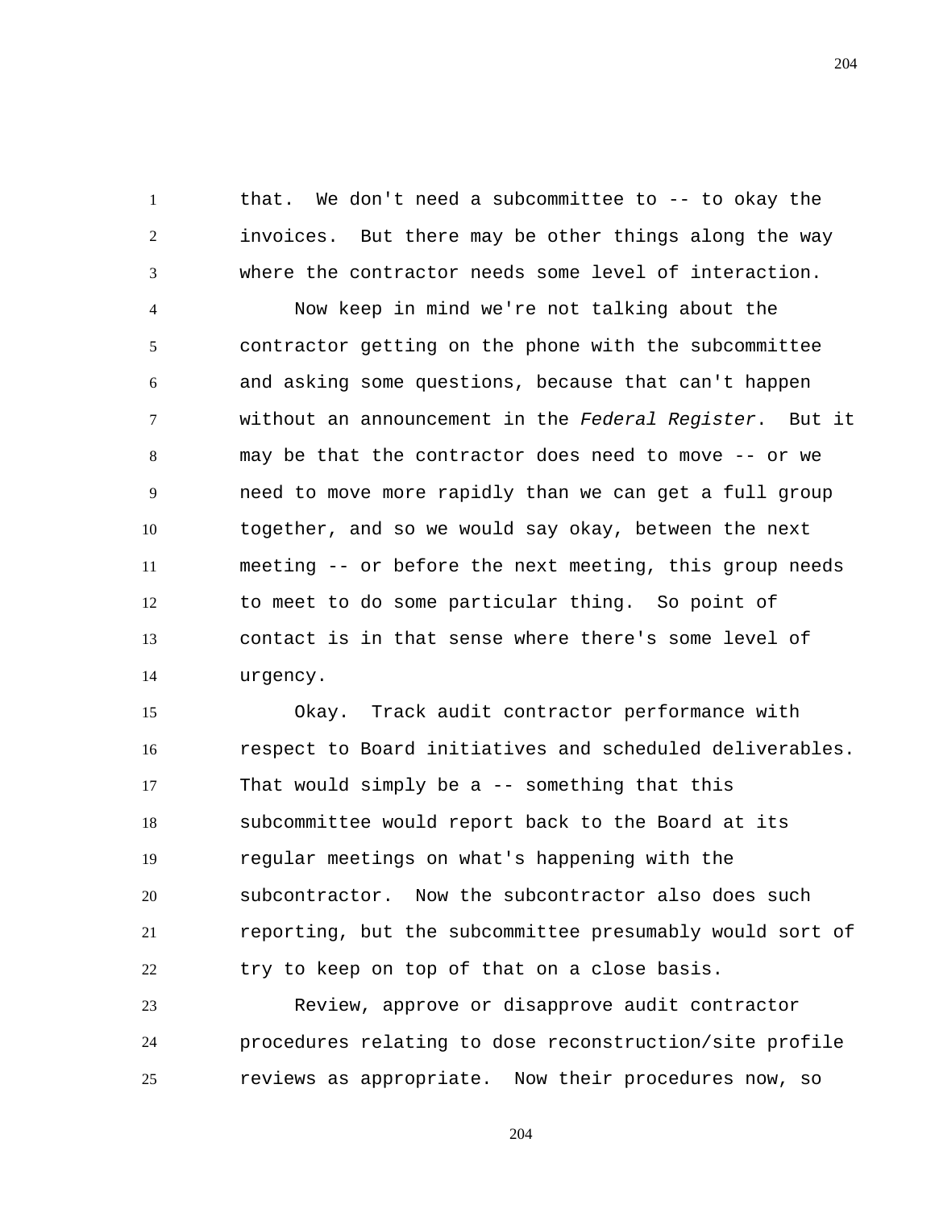that. We don't need a subcommittee to -- to okay the invoices. But there may be other things along the way where the contractor needs some level of interaction.

Now keep in mind we're not talking about the contractor getting on the phone with the subcommittee and asking some questions, because that can't happen without an announcement in the *Federal Register*. But it may be that the contractor does need to move -- or we need to move more rapidly than we can get a full group together, and so we would say okay, between the next meeting -- or before the next meeting, this group needs to meet to do some particular thing. So point of contact is in that sense where there's some level of urgency.

Okay. Track audit contractor performance with respect to Board initiatives and scheduled deliverables. That would simply be a -- something that this subcommittee would report back to the Board at its regular meetings on what's happening with the subcontractor. Now the subcontractor also does such reporting, but the subcommittee presumably would sort of try to keep on top of that on a close basis.

Review, approve or disapprove audit contractor procedures relating to dose reconstruction/site profile reviews as appropriate. Now their procedures now, so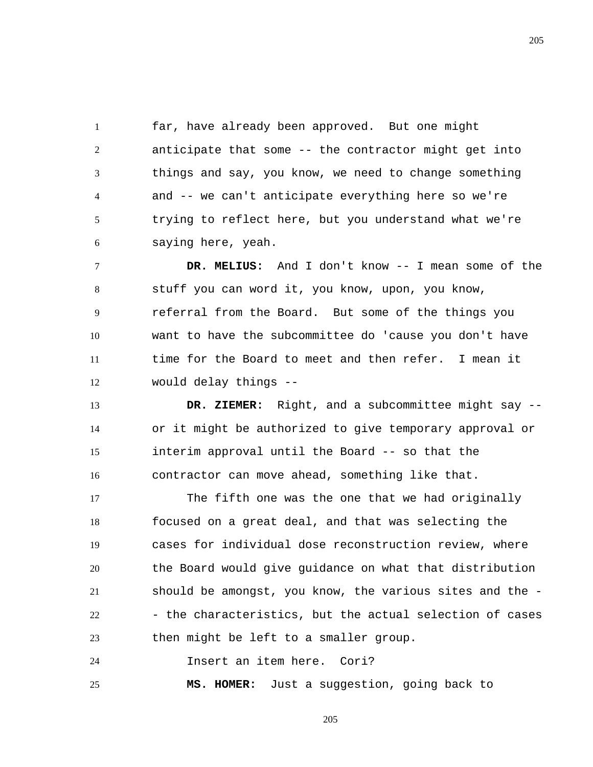far, have already been approved. But one might anticipate that some -- the contractor might get into things and say, you know, we need to change something and -- we can't anticipate everything here so we're trying to reflect here, but you understand what we're saying here, yeah.

**DR. MELIUS:** And I don't know -- I mean some of the stuff you can word it, you know, upon, you know, referral from the Board. But some of the things you want to have the subcommittee do 'cause you don't have time for the Board to meet and then refer. I mean it would delay things --

**DR. ZIEMER:** Right, and a subcommittee might say -- or it might be authorized to give temporary approval or interim approval until the Board -- so that the contractor can move ahead, something like that.

The fifth one was the one that we had originally focused on a great deal, and that was selecting the cases for individual dose reconstruction review, where the Board would give guidance on what that distribution should be amongst, you know, the various sites and the -- the characteristics, but the actual selection of cases then might be left to a smaller group.

Insert an item here. Cori?

**MS. HOMER:** Just a suggestion, going back to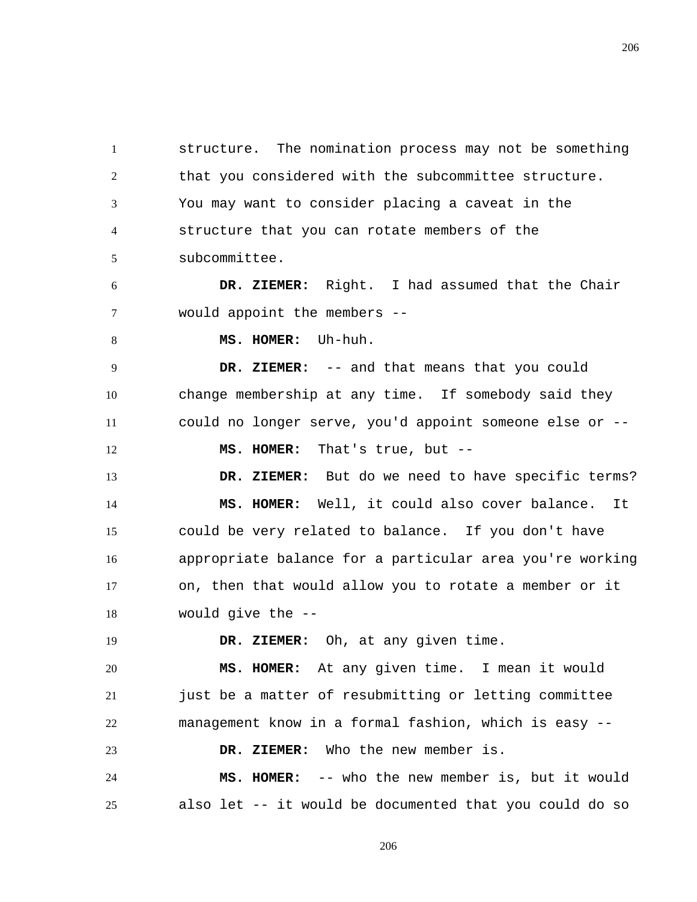structure. The nomination process may not be something that you considered with the subcommittee structure. You may want to consider placing a caveat in the structure that you can rotate members of the subcommittee.

**DR. ZIEMER:** Right. I had assumed that the Chair would appoint the members --

**MS. HOMER:** Uh-huh.

**DR. ZIEMER:** -- and that means that you could change membership at any time. If somebody said they could no longer serve, you'd appoint someone else or --

**MS. HOMER:** That's true, but --

**DR. ZIEMER:** But do we need to have specific terms?

**MS. HOMER:** Well, it could also cover balance. It could be very related to balance. If you don't have appropriate balance for a particular area you're working on, then that would allow you to rotate a member or it would give the --

**DR. ZIEMER:** Oh, at any given time.

**MS. HOMER:** At any given time. I mean it would just be a matter of resubmitting or letting committee management know in a formal fashion, which is easy --

**DR. ZIEMER:** Who the new member is.

**MS. HOMER:** -- who the new member is, but it would also let -- it would be documented that you could do so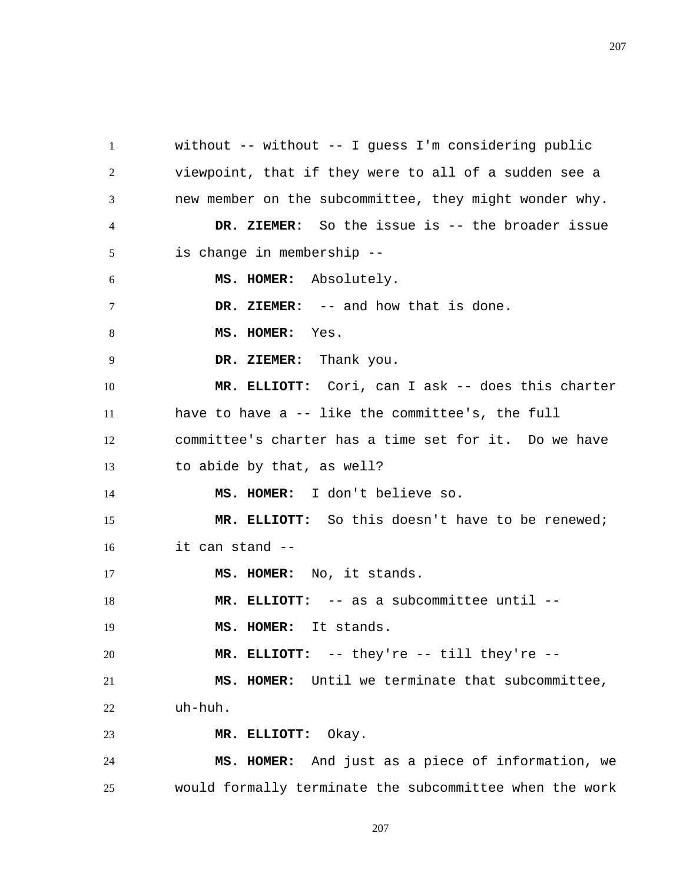without -- without -- I guess I'm considering public viewpoint, that if they were to all of a sudden see a new member on the subcommittee, they might wonder why.

**DR. ZIEMER:** So the issue is -- the broader issue is change in membership --

**MS. HOMER:** Absolutely.

**DR. ZIEMER:** -- and how that is done.

**MS. HOMER:** Yes.

**DR. ZIEMER:** Thank you.

**MR. ELLIOTT:** Cori, can I ask -- does this charter have to have a -- like the committee's, the full committee's charter has a time set for it. Do we have to abide by that, as well?

**MS. HOMER:** I don't believe so.

**MR. ELLIOTT:** So this doesn't have to be renewed; it can stand --

**MS. HOMER:** No, it stands.

**MR. ELLIOTT:** -- as a subcommittee until --

**MS. HOMER:** It stands.

**MR. ELLIOTT:** -- they're -- till they're --

**MS. HOMER:** Until we terminate that subcommittee, uh-huh.

**MR. ELLIOTT:** Okay.

**MS. HOMER:** And just as a piece of information, we would formally terminate the subcommittee when the work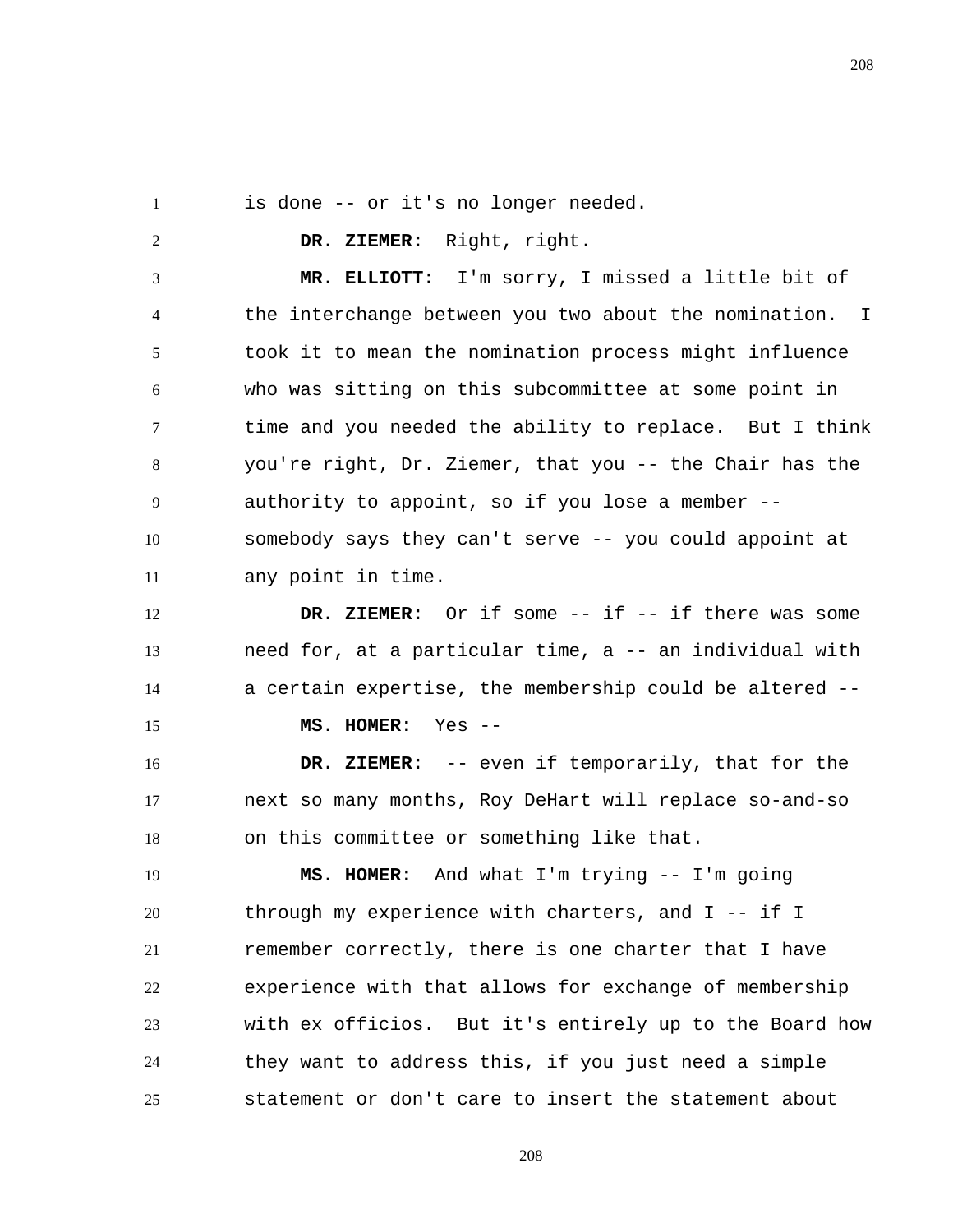is done -- or it's no longer needed.

**DR. ZIEMER:** Right, right.

**MR. ELLIOTT:** I'm sorry, I missed a little bit of the interchange between you two about the nomination. I took it to mean the nomination process might influence who was sitting on this subcommittee at some point in time and you needed the ability to replace. But I think you're right, Dr. Ziemer, that you -- the Chair has the authority to appoint, so if you lose a member -- somebody says they can't serve -- you could appoint at any point in time.

**DR. ZIEMER:** Or if some -- if -- if there was some need for, at a particular time, a -- an individual with a certain expertise, the membership could be altered --

**MS. HOMER:** Yes --

**DR. ZIEMER:** -- even if temporarily, that for the next so many months, Roy DeHart will replace so-and-so on this committee or something like that.

**MS. HOMER:** And what I'm trying -- I'm going through my experience with charters, and I -- if I remember correctly, there is one charter that I have experience with that allows for exchange of membership with ex officios. But it's entirely up to the Board how they want to address this, if you just need a simple statement or don't care to insert the statement about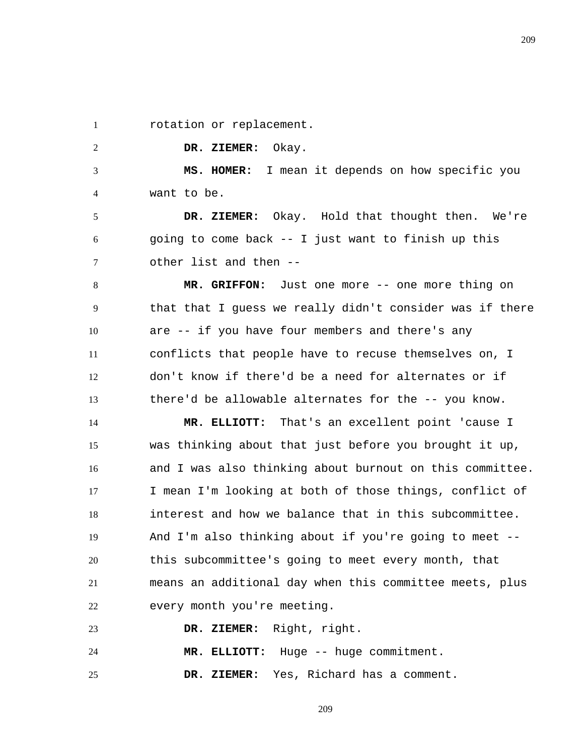rotation or replacement.

**DR. ZIEMER:** Okay.

**MS. HOMER:** I mean it depends on how specific you want to be.

**DR. ZIEMER:** Okay. Hold that thought then. We're going to come back -- I just want to finish up this other list and then --

**MR. GRIFFON:** Just one more -- one more thing on that that I guess we really didn't consider was if there are -- if you have four members and there's any conflicts that people have to recuse themselves on, I don't know if there'd be a need for alternates or if there'd be allowable alternates for the -- you know.

**MR. ELLIOTT:** That's an excellent point 'cause I was thinking about that just before you brought it up, and I was also thinking about burnout on this committee. I mean I'm looking at both of those things, conflict of interest and how we balance that in this subcommittee. And I'm also thinking about if you're going to meet -- this subcommittee's going to meet every month, that means an additional day when this committee meets, plus every month you're meeting.

**DR. ZIEMER:** Right, right.

**MR. ELLIOTT:** Huge -- huge commitment.

**DR. ZIEMER:** Yes, Richard has a comment.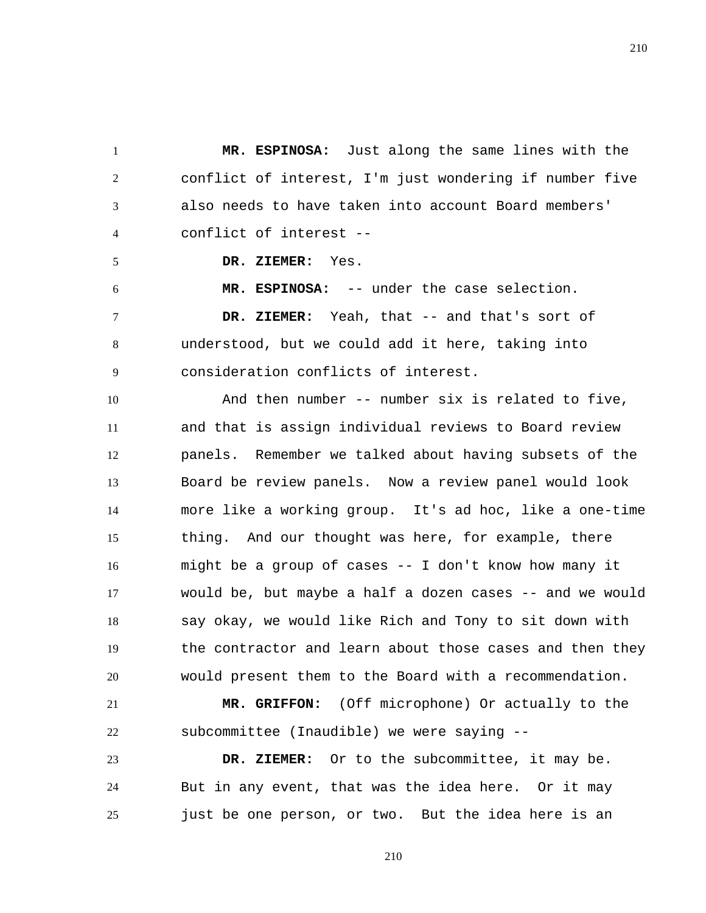**MR. ESPINOSA:** Just along the same lines with the conflict of interest, I'm just wondering if number five also needs to have taken into account Board members' conflict of interest --

**DR. ZIEMER:** Yes.

**MR. ESPINOSA:** -- under the case selection.

**DR. ZIEMER:** Yeah, that -- and that's sort of understood, but we could add it here, taking into consideration conflicts of interest.

And then number -- number six is related to five, and that is assign individual reviews to Board review panels. Remember we talked about having subsets of the Board be review panels. Now a review panel would look more like a working group. It's ad hoc, like a one-time thing. And our thought was here, for example, there might be a group of cases -- I don't know how many it would be, but maybe a half a dozen cases -- and we would say okay, we would like Rich and Tony to sit down with the contractor and learn about those cases and then they would present them to the Board with a recommendation.

**MR. GRIFFON:** (Off microphone) Or actually to the subcommittee (Inaudible) we were saying --

**DR. ZIEMER:** Or to the subcommittee, it may be. But in any event, that was the idea here. Or it may just be one person, or two. But the idea here is an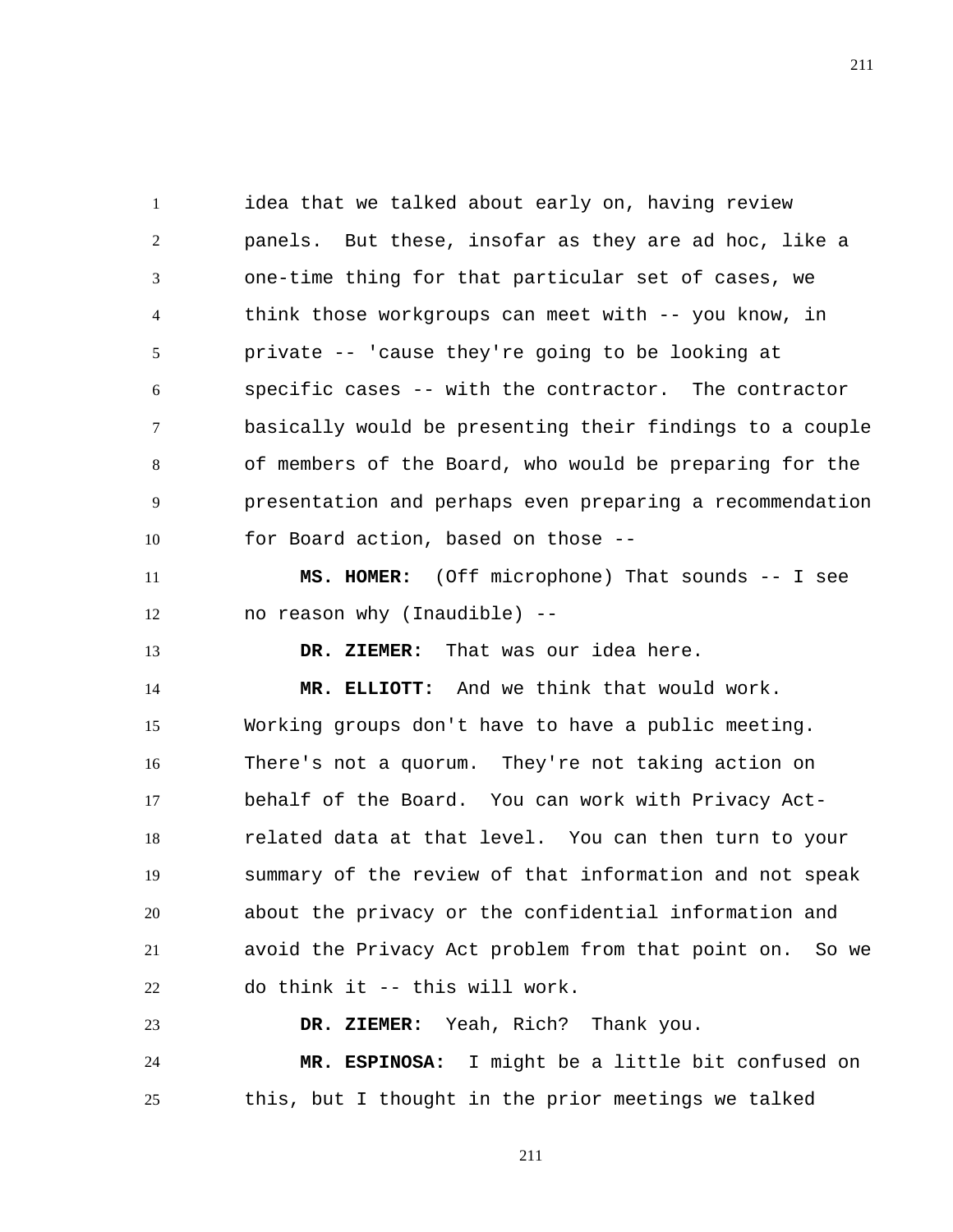idea that we talked about early on, having review panels. But these, insofar as they are ad hoc, like a one-time thing for that particular set of cases, we think those workgroups can meet with -- you know, in private -- 'cause they're going to be looking at specific cases -- with the contractor. The contractor basically would be presenting their findings to a couple of members of the Board, who would be preparing for the presentation and perhaps even preparing a recommendation for Board action, based on those --

**MS. HOMER:** (Off microphone) That sounds -- I see no reason why (Inaudible) --

**DR. ZIEMER:** That was our idea here.

**MR. ELLIOTT:** And we think that would work. Working groups don't have to have a public meeting. There's not a quorum. They're not taking action on behalf of the Board. You can work with Privacy Act-related data at that level. You can then turn to your summary of the review of that information and not speak about the privacy or the confidential information and avoid the Privacy Act problem from that point on. So we do think it -- this will work.

**DR. ZIEMER:** Yeah, Rich? Thank you.

**MR. ESPINOSA:** I might be a little bit confused on this, but I thought in the prior meetings we talked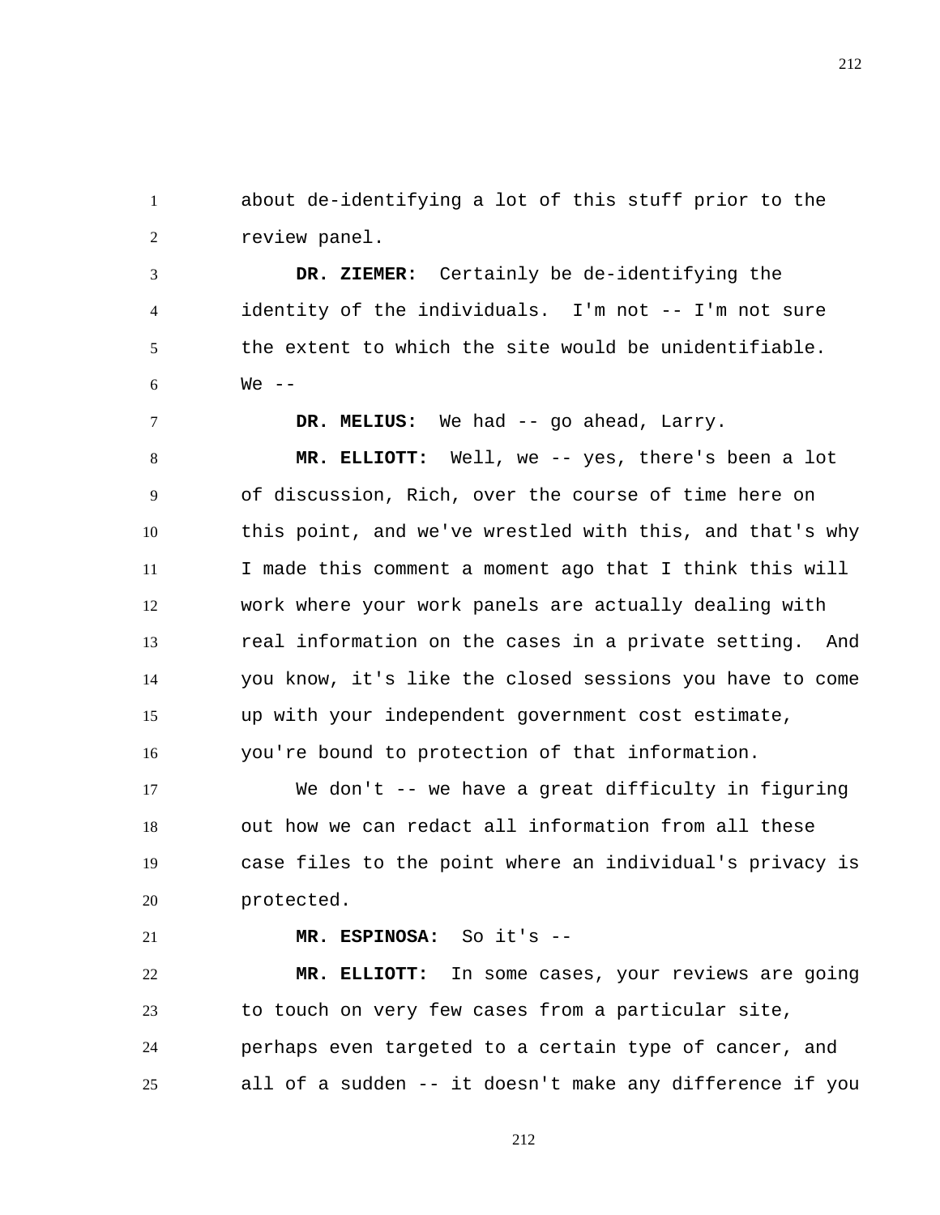about de-identifying a lot of this stuff prior to the review panel.

**DR. ZIEMER:** Certainly be de-identifying the identity of the individuals. I'm not -- I'm not sure the extent to which the site would be unidentifiable. We --

**DR. MELIUS:** We had -- go ahead, Larry.

**MR. ELLIOTT:** Well, we -- yes, there's been a lot of discussion, Rich, over the course of time here on this point, and we've wrestled with this, and that's why I made this comment a moment ago that I think this will work where your work panels are actually dealing with real information on the cases in a private setting. And you know, it's like the closed sessions you have to come up with your independent government cost estimate, you're bound to protection of that information.

We don't -- we have a great difficulty in figuring out how we can redact all information from all these case files to the point where an individual's privacy is protected.

**MR. ESPINOSA:** So it's --

**MR. ELLIOTT:** In some cases, your reviews are going to touch on very few cases from a particular site, perhaps even targeted to a certain type of cancer, and all of a sudden -- it doesn't make any difference if you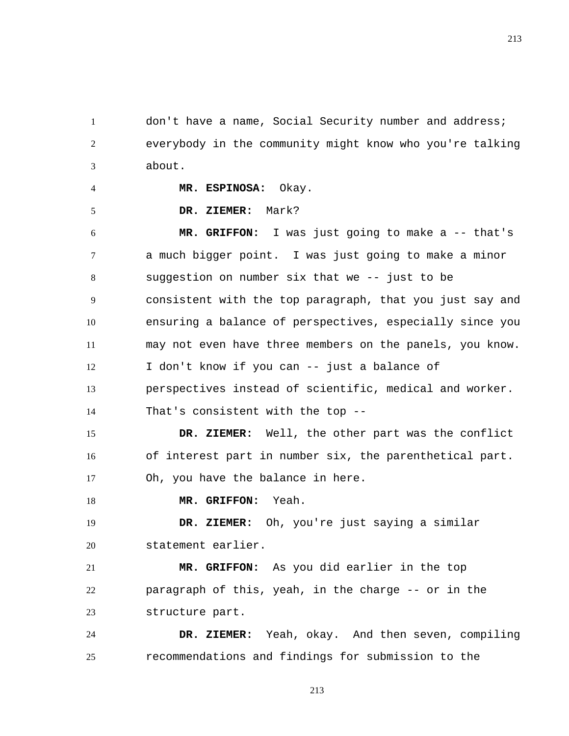don't have a name, Social Security number and address; everybody in the community might know who you're talking about.

**MR. ESPINOSA:** Okay.

**DR. ZIEMER:** Mark?

**MR. GRIFFON:** I was just going to make a -- that's a much bigger point. I was just going to make a minor suggestion on number six that we -- just to be consistent with the top paragraph, that you just say and ensuring a balance of perspectives, especially since you may not even have three members on the panels, you know. I don't know if you can -- just a balance of perspectives instead of scientific, medical and worker. That's consistent with the top --

**DR. ZIEMER:** Well, the other part was the conflict of interest part in number six, the parenthetical part. Oh, you have the balance in here.

**MR. GRIFFON:** Yeah.

**DR. ZIEMER:** Oh, you're just saying a similar statement earlier.

**MR. GRIFFON:** As you did earlier in the top paragraph of this, yeah, in the charge -- or in the structure part.

**DR. ZIEMER:** Yeah, okay. And then seven, compiling recommendations and findings for submission to the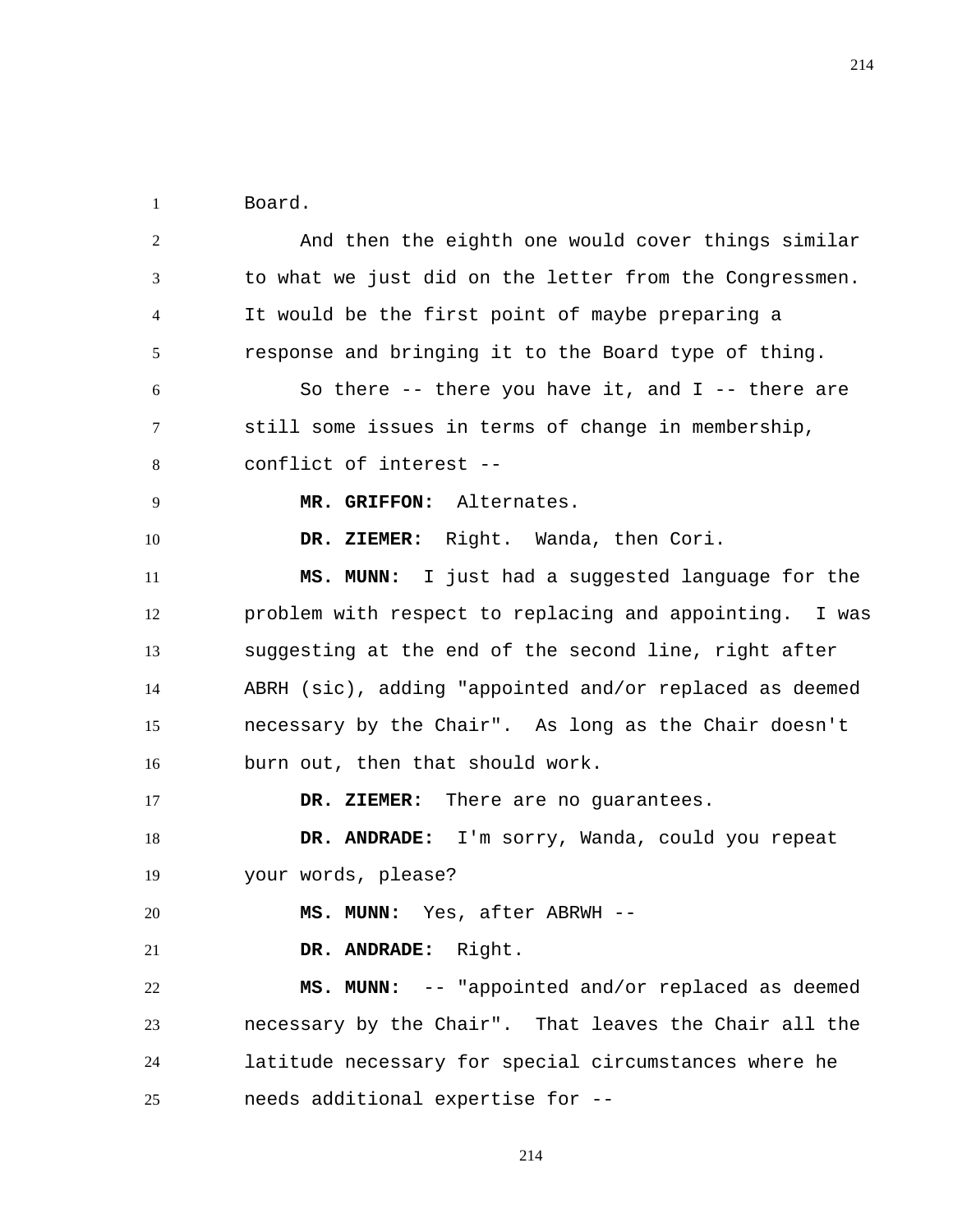Board.

And then the eighth one would cover things similar to what we just did on the letter from the Congressmen. It would be the first point of maybe preparing a response and bringing it to the Board type of thing.

So there -- there you have it, and I -- there are still some issues in terms of change in membership, conflict of interest --

**MR. GRIFFON:** Alternates.

**DR. ZIEMER:** Right. Wanda, then Cori.

**MS. MUNN:** I just had a suggested language for the problem with respect to replacing and appointing. I was suggesting at the end of the second line, right after ABRH (sic), adding "appointed and/or replaced as deemed necessary by the Chair". As long as the Chair doesn't burn out, then that should work.

**DR. ZIEMER:** There are no guarantees.

**DR. ANDRADE:** I'm sorry, Wanda, could you repeat your words, please?

**MS. MUNN:** Yes, after ABRWH --

**DR. ANDRADE:** Right.

**MS. MUNN:** -- "appointed and/or replaced as deemed necessary by the Chair". That leaves the Chair all the latitude necessary for special circumstances where he needs additional expertise for --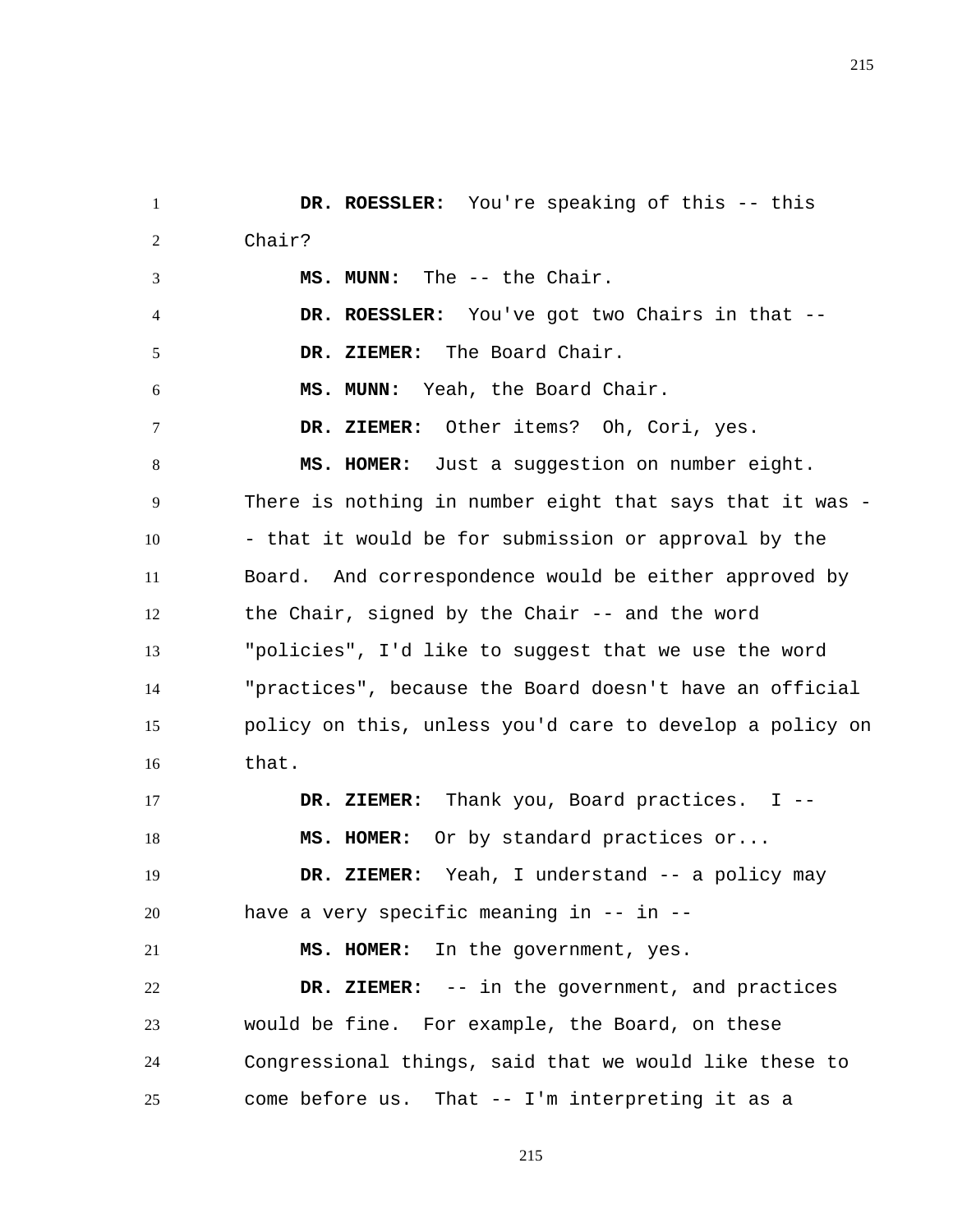**DR. ROESSLER:** You're speaking of this -- this Chair?

**MS. MUNN:** The -- the Chair.

**DR. ROESSLER:** You've got two Chairs in that --

**DR. ZIEMER:** The Board Chair.

**MS. MUNN:** Yeah, the Board Chair.

**DR. ZIEMER:** Other items? Oh, Cori, yes.

**MS. HOMER:** Just a suggestion on number eight. There is nothing in number eight that says that it was -- that it would be for submission or approval by the Board. And correspondence would be either approved by the Chair, signed by the Chair -- and the word "policies", I'd like to suggest that we use the word "practices", because the Board doesn't have an official policy on this, unless you'd care to develop a policy on that.

**DR. ZIEMER:** Thank you, Board practices. I --

**MS. HOMER:** Or by standard practices or...

**DR. ZIEMER:** Yeah, I understand -- a policy may have a very specific meaning in -- in --

**MS. HOMER:** In the government, yes.

**DR. ZIEMER:** -- in the government, and practices would be fine. For example, the Board, on these Congressional things, said that we would like these to come before us. That -- I'm interpreting it as a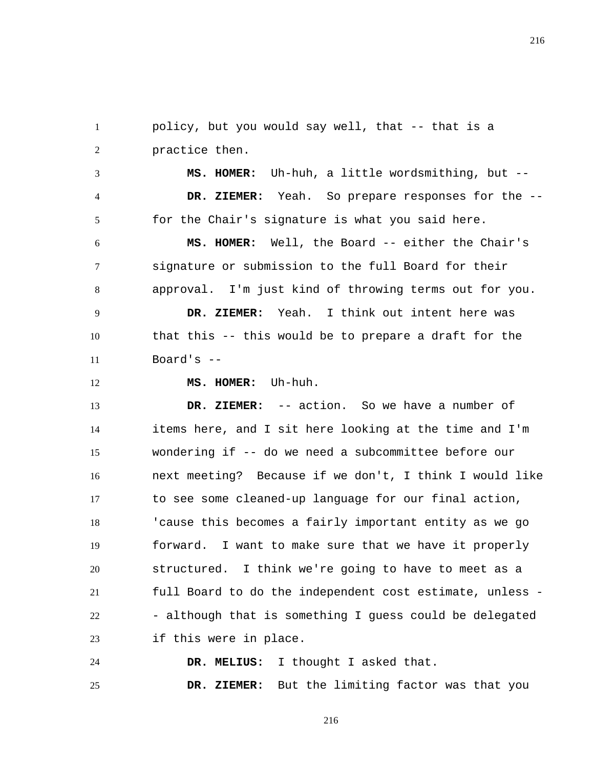policy, but you would say well, that -- that is a practice then.

**MS. HOMER:** Uh-huh, a little wordsmithing, but --

**DR. ZIEMER:** Yeah. So prepare responses for the -- for the Chair's signature is what you said here.

**MS. HOMER:** Well, the Board -- either the Chair's signature or submission to the full Board for their approval. I'm just kind of throwing terms out for you.

**DR. ZIEMER:** Yeah. I think out intent here was that this -- this would be to prepare a draft for the Board's --

**MS. HOMER:** Uh-huh.

**DR. ZIEMER:** -- action. So we have a number of items here, and I sit here looking at the time and I'm wondering if -- do we need a subcommittee before our next meeting? Because if we don't, I think I would like to see some cleaned-up language for our final action, 'cause this becomes a fairly important entity as we go forward. I want to make sure that we have it properly structured. I think we're going to have to meet as a full Board to do the independent cost estimate, unless - - although that is something I guess could be delegated if this were in place.

**DR. MELIUS:** I thought I asked that.

**DR. ZIEMER:** But the limiting factor was that you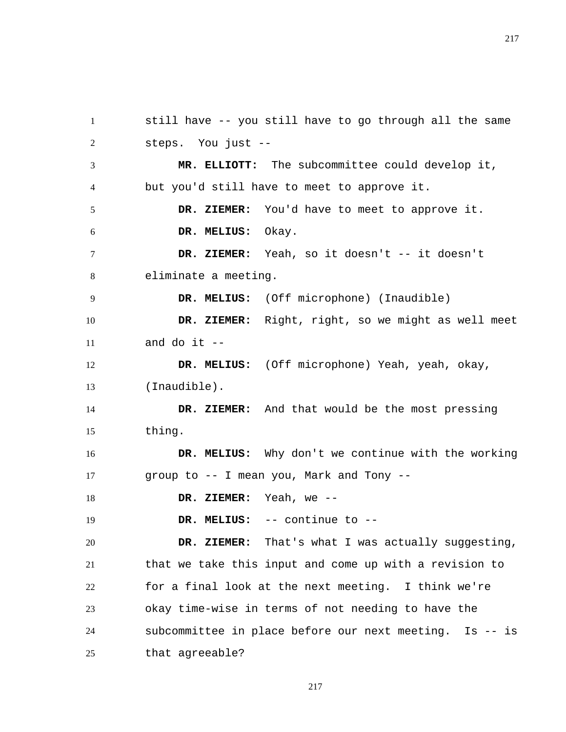still have -- you still have to go through all the same steps. You just --

**MR. ELLIOTT:** The subcommittee could develop it, but you'd still have to meet to approve it.

**DR. ZIEMER:** You'd have to meet to approve it.

**DR. MELIUS:** Okay.

**DR. ZIEMER:** Yeah, so it doesn't -- it doesn't eliminate a meeting.

**DR. MELIUS:** (Off microphone) (Inaudible)

**DR. ZIEMER:** Right, right, so we might as well meet and do it --

**DR. MELIUS:** (Off microphone) Yeah, yeah, okay, (Inaudible).

**DR. ZIEMER:** And that would be the most pressing thing.

**DR. MELIUS:** Why don't we continue with the working group to -- I mean you, Mark and Tony --

**DR. ZIEMER:** Yeah, we --

**DR. MELIUS:** -- continue to --

**DR. ZIEMER:** That's what I was actually suggesting, that we take this input and come up with a revision to for a final look at the next meeting. I think we're okay time-wise in terms of not needing to have the subcommittee in place before our next meeting. Is -- is that agreeable?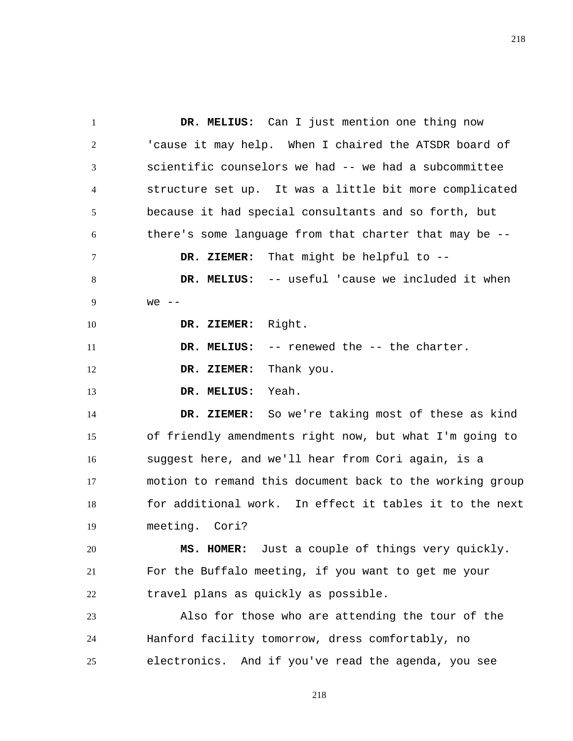**DR. MELIUS:** Can I just mention one thing now 'cause it may help. When I chaired the ATSDR board of scientific counselors we had -- we had a subcommittee structure set up. It was a little bit more complicated because it had special consultants and so forth, but there's some language from that charter that may be --

**DR. ZIEMER:** That might be helpful to --

**DR. MELIUS:** -- useful 'cause we included it when we --

**DR. ZIEMER:** Right.

**DR. MELIUS:** -- renewed the -- the charter.

**DR. ZIEMER:** Thank you.

**DR. MELIUS:** Yeah.

**DR. ZIEMER:** So we're taking most of these as kind of friendly amendments right now, but what I'm going to suggest here, and we'll hear from Cori again, is a motion to remand this document back to the working group for additional work. In effect it tables it to the next meeting. Cori?

**MS. HOMER:** Just a couple of things very quickly. For the Buffalo meeting, if you want to get me your travel plans as quickly as possible.

Also for those who are attending the tour of the Hanford facility tomorrow, dress comfortably, no electronics. And if you've read the agenda, you see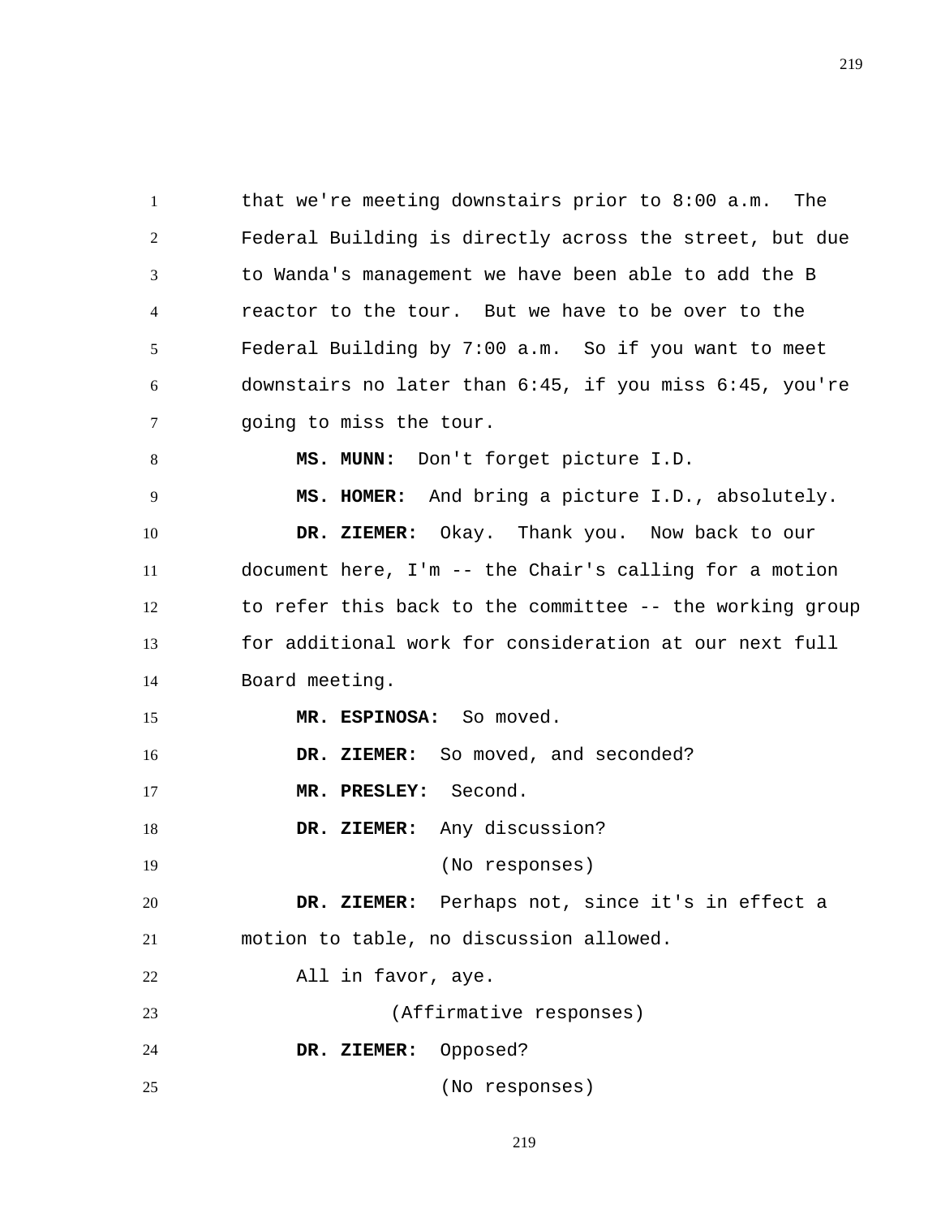that we're meeting downstairs prior to 8:00 a.m. The Federal Building is directly across the street, but due to Wanda's management we have been able to add the B reactor to the tour. But we have to be over to the Federal Building by 7:00 a.m. So if you want to meet downstairs no later than 6:45, if you miss 6:45, you're going to miss the tour.

**MS. MUNN:** Don't forget picture I.D.

**MS. HOMER:** And bring a picture I.D., absolutely.

**DR. ZIEMER:** Okay. Thank you. Now back to our document here, I'm -- the Chair's calling for a motion to refer this back to the committee -- the working group for additional work for consideration at our next full Board meeting.

**MR. ESPINOSA:** So moved.

**DR. ZIEMER:** So moved, and seconded?

**MR. PRESLEY:** Second.

**DR. ZIEMER:** Any discussion?

(No responses)

**DR. ZIEMER:** Perhaps not, since it's in effect a motion to table, no discussion allowed.

All in favor, aye.

(Affirmative responses)

**DR. ZIEMER:** Opposed?

(No responses)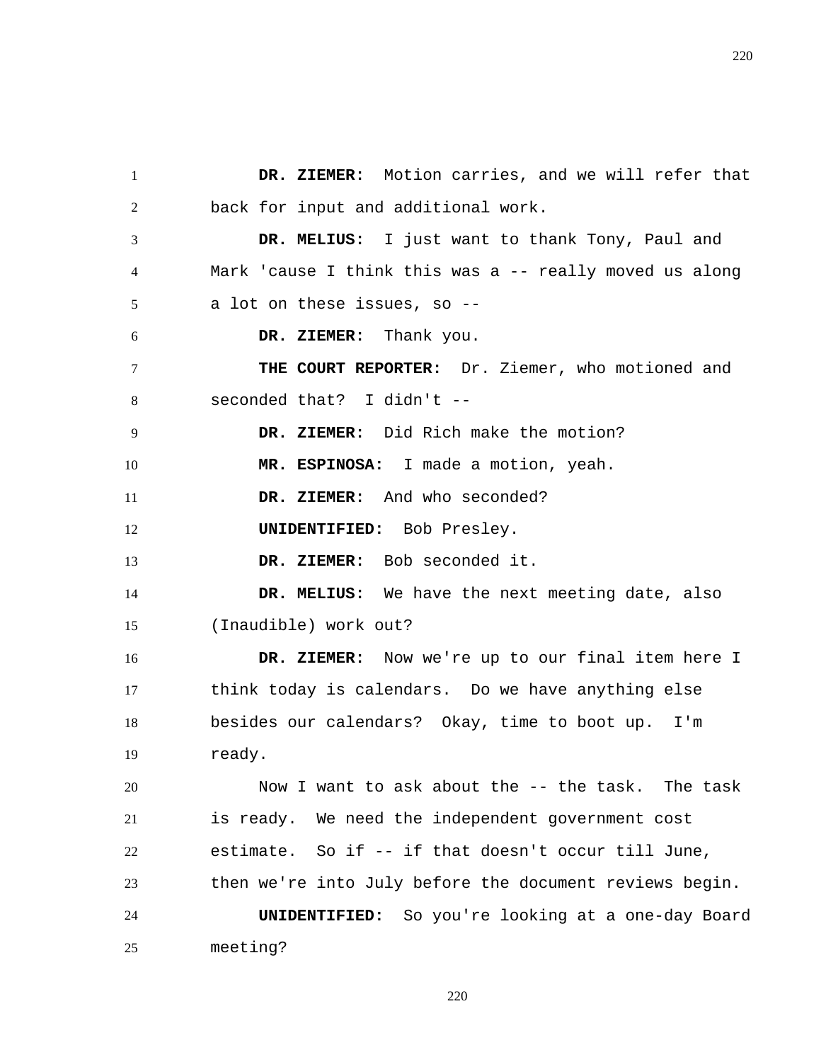**DR. ZIEMER:** Motion carries, and we will refer that back for input and additional work.

**DR. MELIUS:** I just want to thank Tony, Paul and Mark 'cause I think this was a -- really moved us along a lot on these issues, so --

**DR. ZIEMER:** Thank you.

**THE COURT REPORTER:** Dr. Ziemer, who motioned and seconded that? I didn't --

**DR. ZIEMER:** Did Rich make the motion?

**MR. ESPINOSA:** I made a motion, yeah.

**DR. ZIEMER:** And who seconded?

**UNIDENTIFIED:** Bob Presley.

**DR. ZIEMER:** Bob seconded it.

**DR. MELIUS:** We have the next meeting date, also (Inaudible) work out?

**DR. ZIEMER:** Now we're up to our final item here I think today is calendars. Do we have anything else besides our calendars? Okay, time to boot up. I'm ready.

Now I want to ask about the -- the task. The task is ready. We need the independent government cost estimate. So if -- if that doesn't occur till June, then we're into July before the document reviews begin.

**UNIDENTIFIED:** So you're looking at a one-day Board meeting?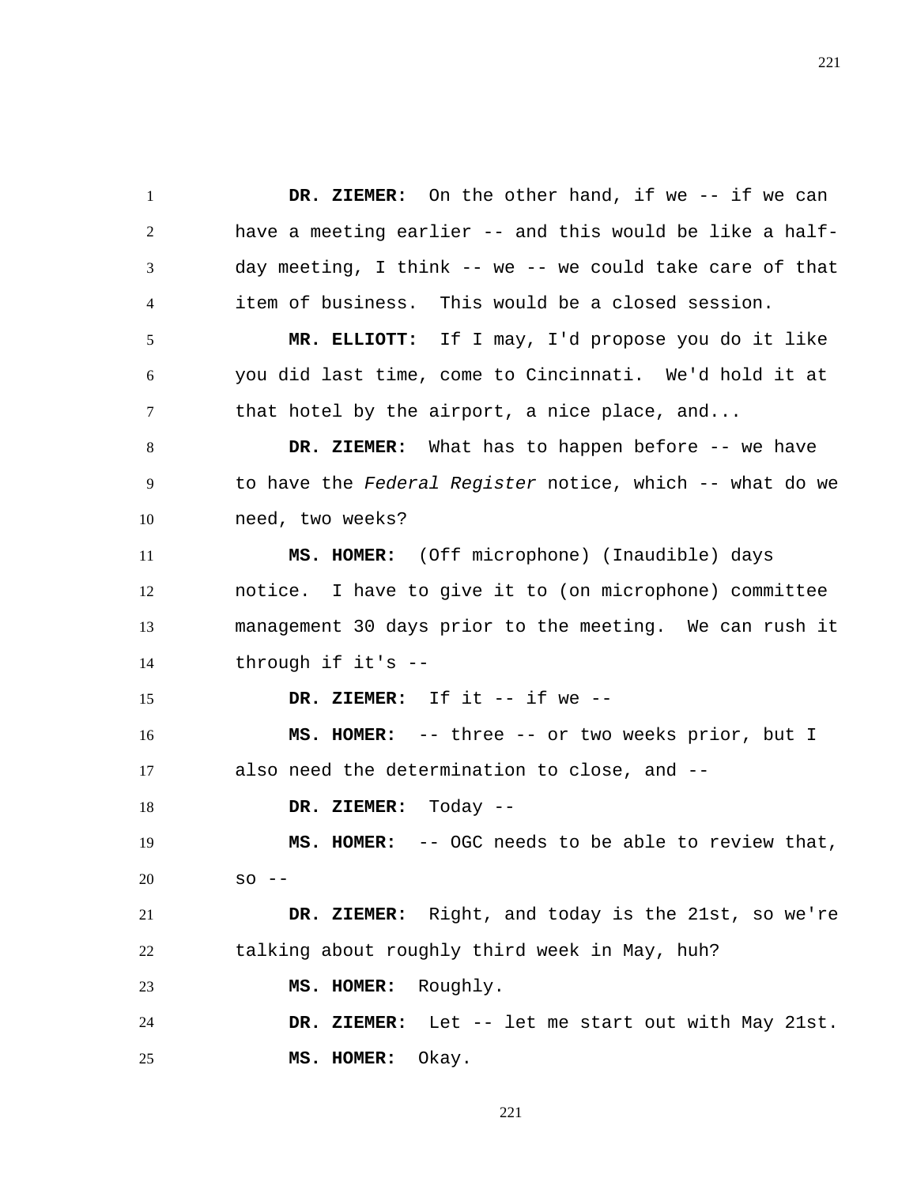**DR. ZIEMER:** On the other hand, if we -- if we can have a meeting earlier -- and this would be like a half-day meeting, I think -- we -- we could take care of that item of business. This would be a closed session.

**MR. ELLIOTT:** If I may, I'd propose you do it like you did last time, come to Cincinnati. We'd hold it at that hotel by the airport, a nice place, and...

**DR. ZIEMER:** What has to happen before -- we have to have the *Federal Register* notice, which -- what do we need, two weeks?

**MS. HOMER:** (Off microphone) (Inaudible) days notice. I have to give it to (on microphone) committee management 30 days prior to the meeting. We can rush it through if it's --

**DR. ZIEMER:** If it -- if we --

**MS. HOMER:** -- three -- or two weeks prior, but I also need the determination to close, and --

**DR. ZIEMER:** Today --

**MS. HOMER:** -- OGC needs to be able to review that, so --

**DR. ZIEMER:** Right, and today is the 21st, so we're talking about roughly third week in May, huh?

**MS. HOMER:** Roughly.

**DR. ZIEMER:** Let -- let me start out with May 21st.

**MS. HOMER:** Okay.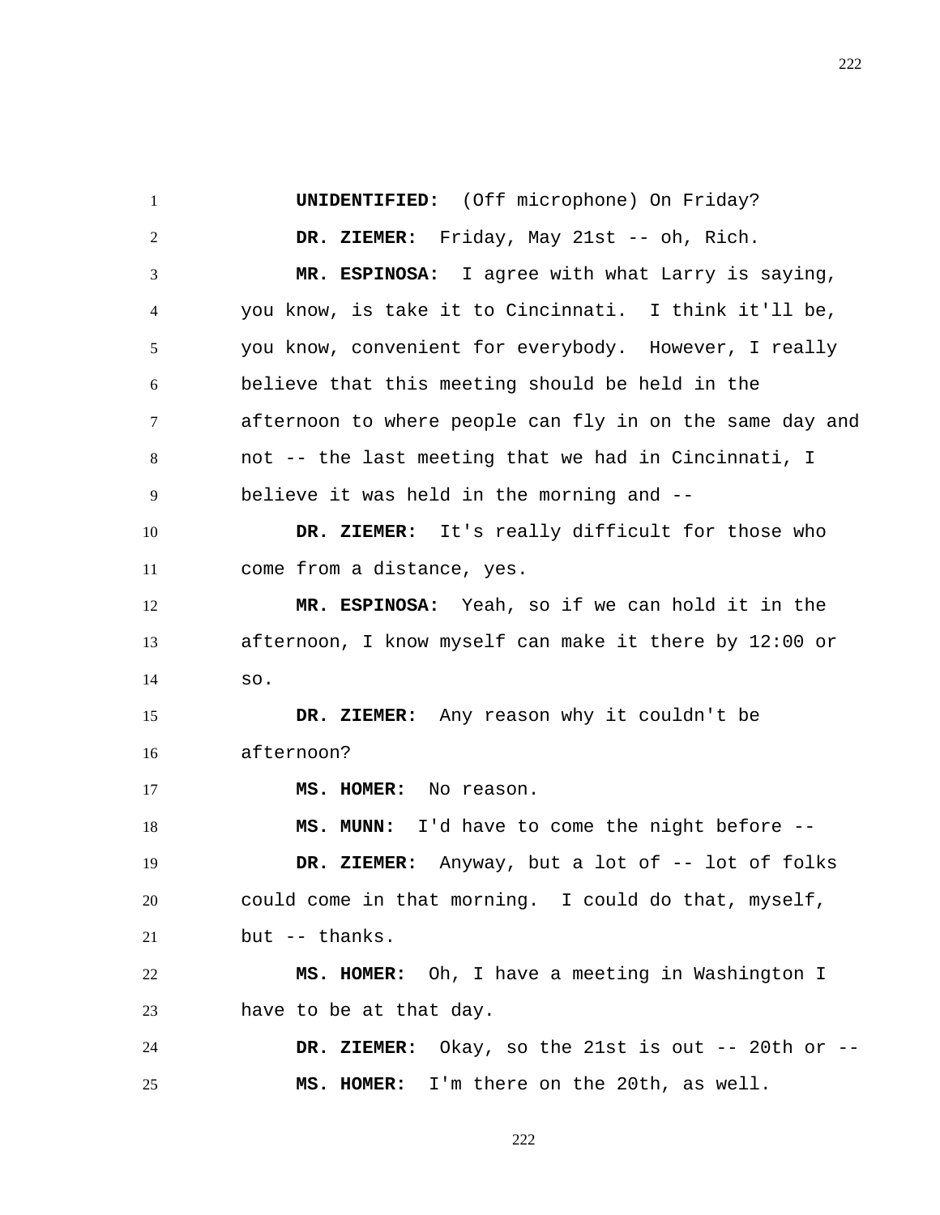**UNIDENTIFIED:** (Off microphone) On Friday?

**DR. ZIEMER:** Friday, May 21st -- oh, Rich.

**MR. ESPINOSA:** I agree with what Larry is saying, you know, is take it to Cincinnati. I think it'll be, you know, convenient for everybody. However, I really believe that this meeting should be held in the afternoon to where people can fly in on the same day and not -- the last meeting that we had in Cincinnati, I believe it was held in the morning and --

**DR. ZIEMER:** It's really difficult for those who come from a distance, yes.

**MR. ESPINOSA:** Yeah, so if we can hold it in the afternoon, I know myself can make it there by 12:00 or so.

**DR. ZIEMER:** Any reason why it couldn't be afternoon?

**MS. HOMER:** No reason.

**MS. MUNN:** I'd have to come the night before --

**DR. ZIEMER:** Anyway, but a lot of -- lot of folks could come in that morning. I could do that, myself, but -- thanks.

**MS. HOMER:** Oh, I have a meeting in Washington I have to be at that day.

**DR. ZIEMER:** Okay, so the 21st is out -- 20th or --

**MS. HOMER:** I'm there on the 20th, as well.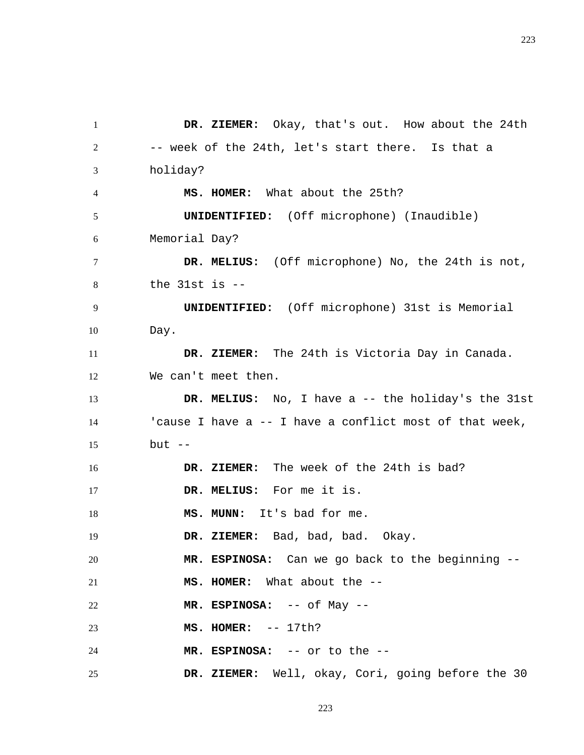**DR. ZIEMER:** Okay, that's out. How about the 24th -- week of the 24th, let's start there. Is that a holiday?

**MS. HOMER:** What about the 25th?

**UNIDENTIFIED:** (Off microphone) (Inaudible) Memorial Day?

**DR. MELIUS:** (Off microphone) No, the 24th is not, the 31st is --

**UNIDENTIFIED:** (Off microphone) 31st is Memorial Day.

**DR. ZIEMER:** The 24th is Victoria Day in Canada. We can't meet then.

**DR. MELIUS:** No, I have a -- the holiday's the 31st 'cause I have a -- I have a conflict most of that week, but --

**DR. ZIEMER:** The week of the 24th is bad?

**DR. MELIUS:** For me it is.

**MS. MUNN:** It's bad for me.

**DR. ZIEMER:** Bad, bad, bad. Okay.

**MR. ESPINOSA:** Can we go back to the beginning --

**MS. HOMER:** What about the --

**MR. ESPINOSA:** -- of May --

**MS. HOMER:** -- 17th?

**MR. ESPINOSA:** -- or to the --

**DR. ZIEMER:** Well, okay, Cori, going before the 30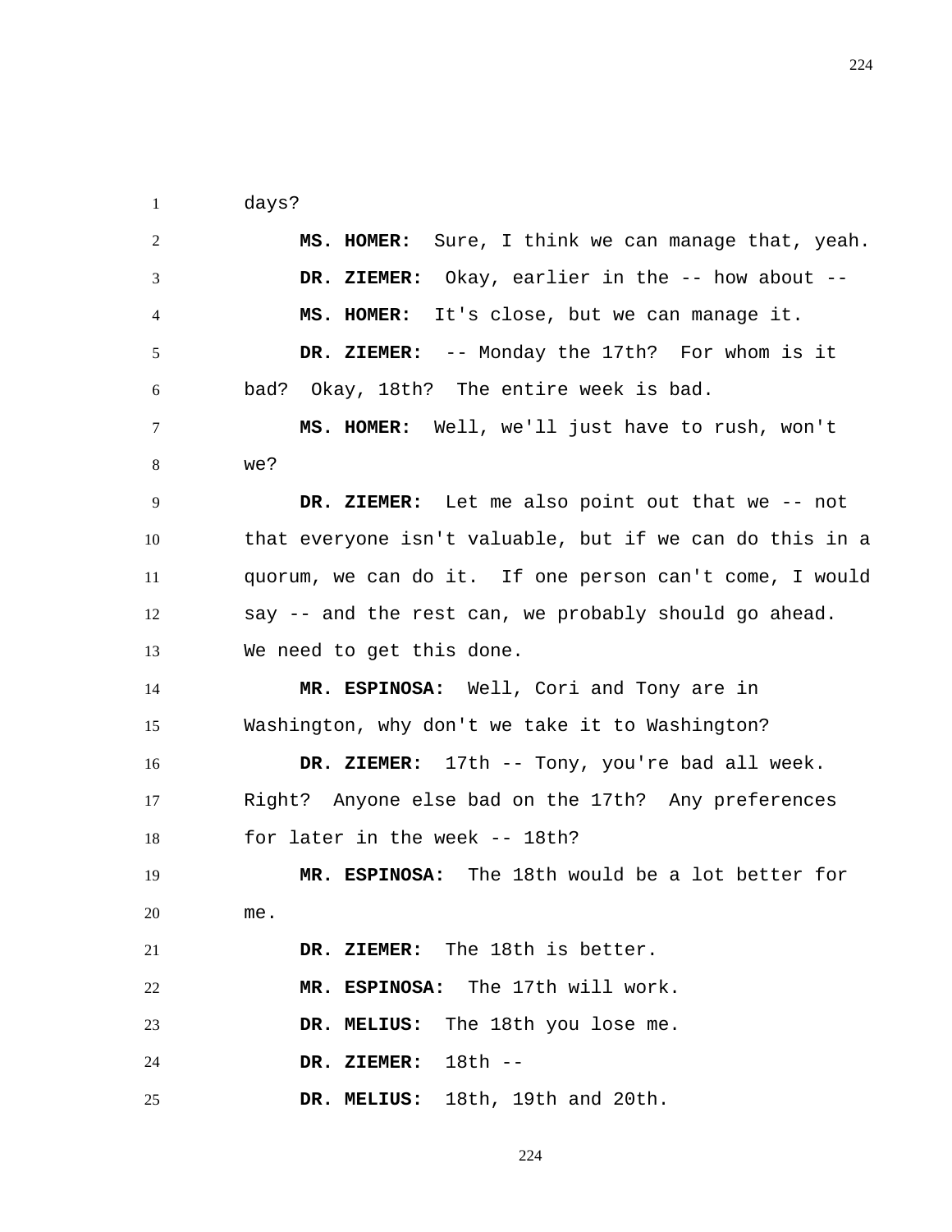days?

**MS. HOMER:** Sure, I think we can manage that, yeah.

**DR. ZIEMER:** Okay, earlier in the -- how about --

**MS. HOMER:** It's close, but we can manage it.

**DR. ZIEMER:** -- Monday the 17th? For whom is it bad? Okay, 18th? The entire week is bad.

**MS. HOMER:** Well, we'll just have to rush, won't we?

**DR. ZIEMER:** Let me also point out that we -- not that everyone isn't valuable, but if we can do this in a quorum, we can do it. If one person can't come, I would say -- and the rest can, we probably should go ahead. We need to get this done.

**MR. ESPINOSA:** Well, Cori and Tony are in Washington, why don't we take it to Washington?

**DR. ZIEMER:** 17th -- Tony, you're bad all week. Right? Anyone else bad on the 17th? Any preferences for later in the week -- 18th?

**MR. ESPINOSA:** The 18th would be a lot better for me.

**DR. ZIEMER:** The 18th is better.

**MR. ESPINOSA:** The 17th will work.

**DR. MELIUS:** The 18th you lose me.

**DR. ZIEMER:** 18th --

**DR. MELIUS:** 18th, 19th and 20th.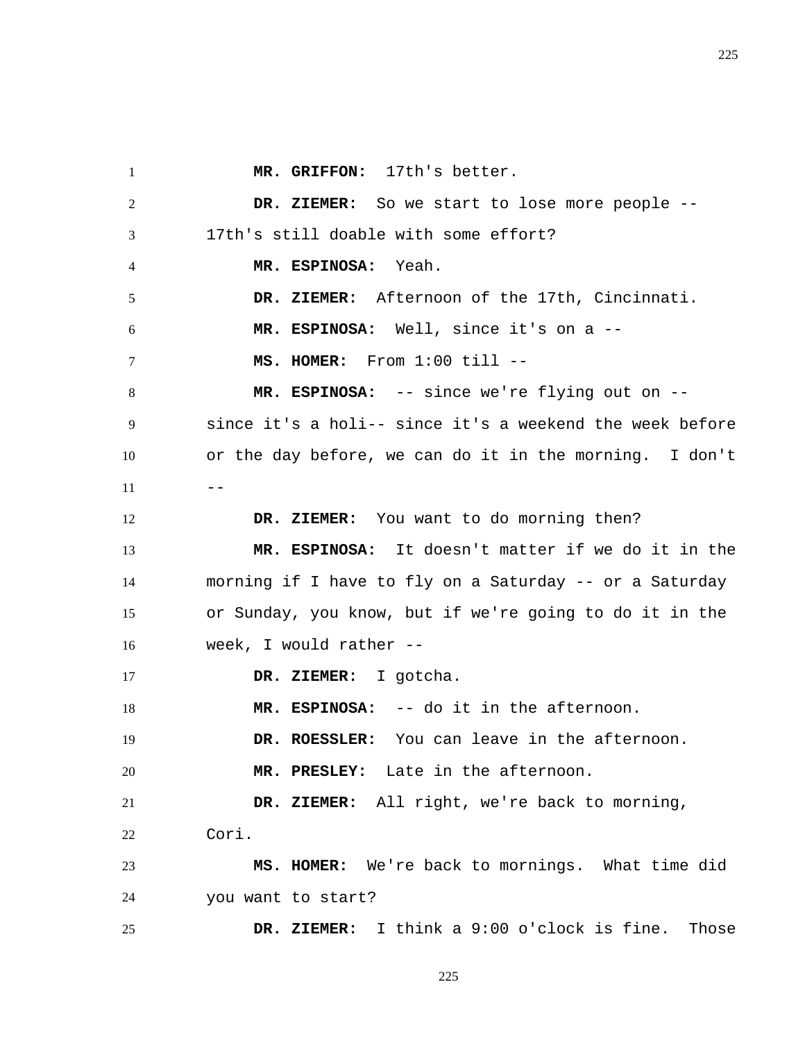**MR. GRIFFON:** 17th's better.

**DR. ZIEMER:** So we start to lose more people -- 17th's still doable with some effort?

**MR. ESPINOSA:** Yeah.

**DR. ZIEMER:** Afternoon of the 17th, Cincinnati.

**MR. ESPINOSA:** Well, since it's on a --

**MS. HOMER:** From 1:00 till --

**MR. ESPINOSA:** -- since we're flying out on -- since it's a holi-- since it's a weekend the week before or the day before, we can do it in the morning. I don't --

**DR. ZIEMER:** You want to do morning then?

**MR. ESPINOSA:** It doesn't matter if we do it in the morning if I have to fly on a Saturday -- or a Saturday or Sunday, you know, but if we're going to do it in the week, I would rather --

**DR. ZIEMER:** I gotcha.

**MR. ESPINOSA:** -- do it in the afternoon.

**DR. ROESSLER:** You can leave in the afternoon.

**MR. PRESLEY:** Late in the afternoon.

**DR. ZIEMER:** All right, we're back to morning, Cori.

**MS. HOMER:** We're back to mornings. What time did you want to start?

**DR. ZIEMER:** I think a 9:00 o'clock is fine. Those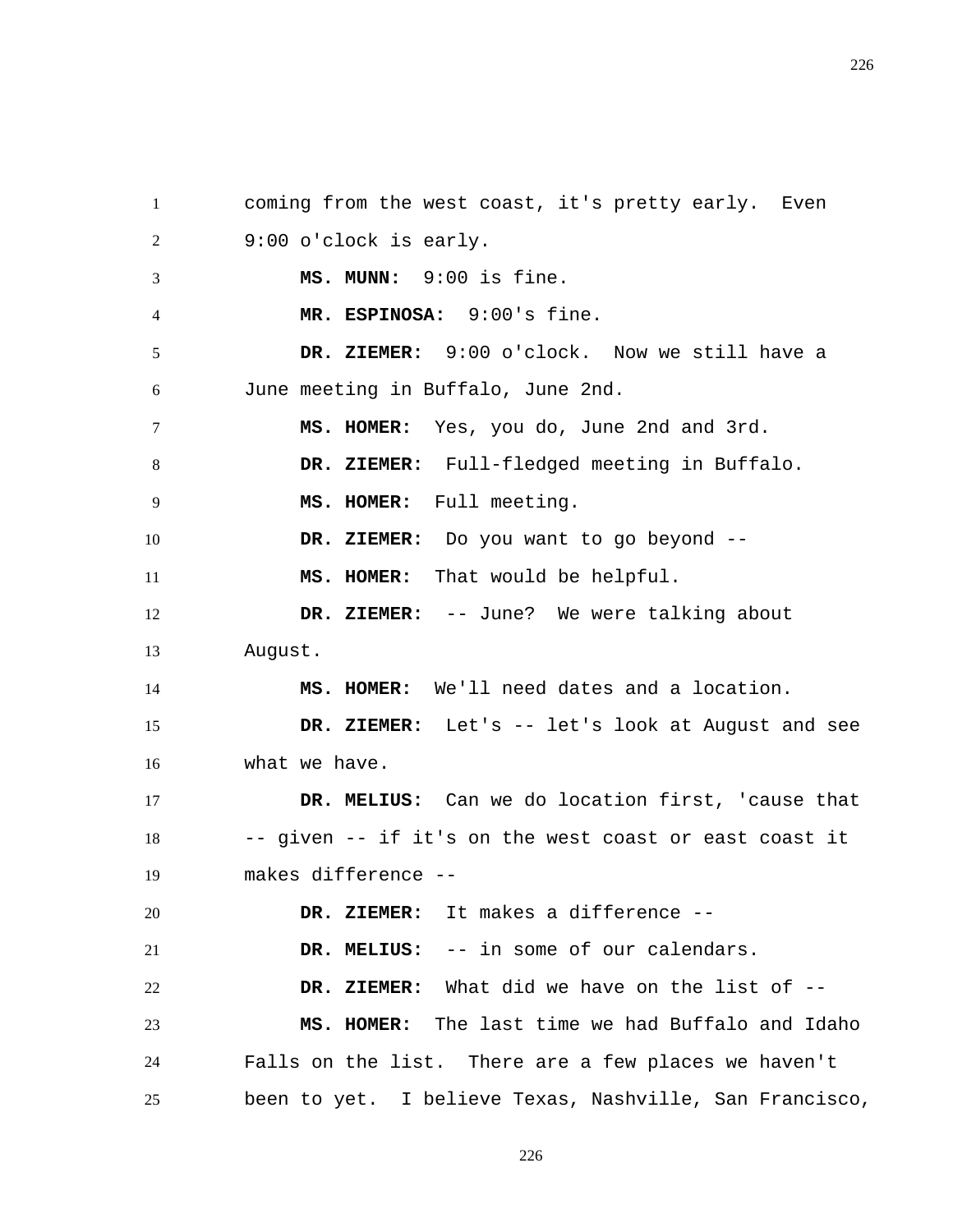coming from the west coast, it's pretty early. Even 9:00 o'clock is early.

**MS. MUNN:** 9:00 is fine.

**MR. ESPINOSA:** 9:00's fine.

**DR. ZIEMER:** 9:00 o'clock. Now we still have a June meeting in Buffalo, June 2nd.

**MS. HOMER:** Yes, you do, June 2nd and 3rd.

**DR. ZIEMER:** Full-fledged meeting in Buffalo.

**MS. HOMER:** Full meeting.

**DR. ZIEMER:** Do you want to go beyond --

**MS. HOMER:** That would be helpful.

**DR. ZIEMER:** -- June? We were talking about August.

**MS. HOMER:** We'll need dates and a location.

**DR. ZIEMER:** Let's -- let's look at August and see what we have.

**DR. MELIUS:** Can we do location first, 'cause that -- given -- if it's on the west coast or east coast it makes difference --

**DR. ZIEMER:** It makes a difference --

**DR. MELIUS:** -- in some of our calendars.

**DR. ZIEMER:** What did we have on the list of --

**MS. HOMER:** The last time we had Buffalo and Idaho Falls on the list. There are a few places we haven't been to yet. I believe Texas, Nashville, San Francisco,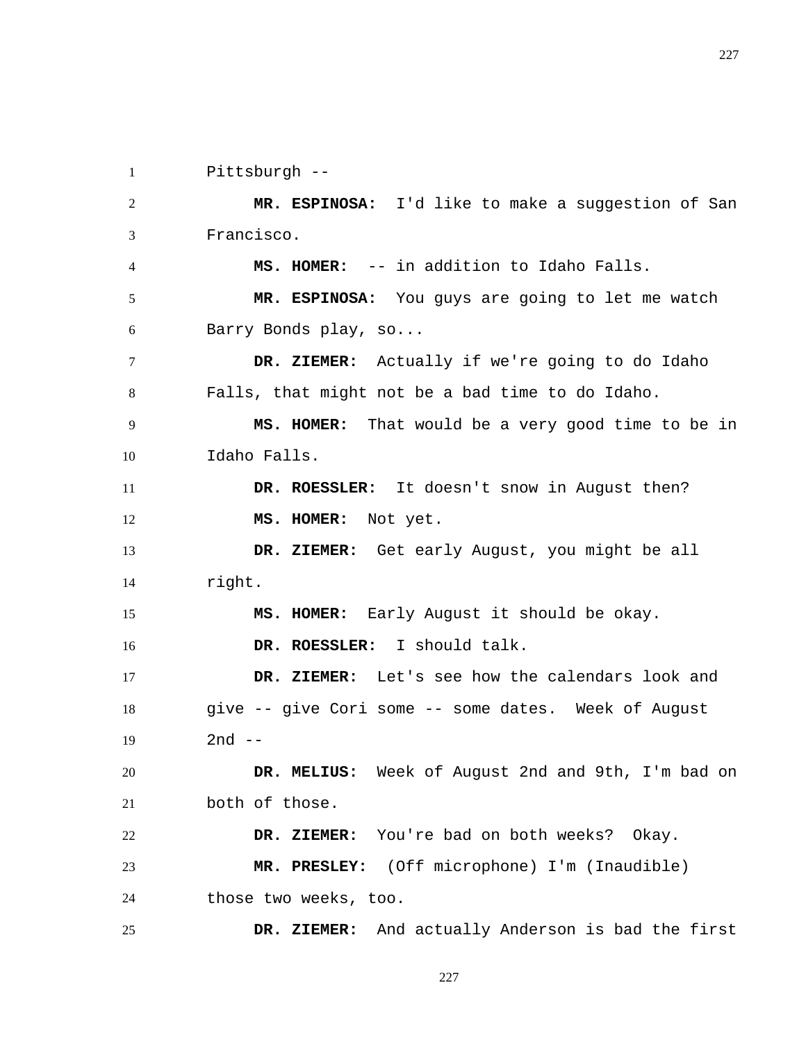Pittsburgh --

**MR. ESPINOSA:** I'd like to make a suggestion of San Francisco.

**MS. HOMER:** -- in addition to Idaho Falls.

**MR. ESPINOSA:** You guys are going to let me watch Barry Bonds play, so...

**DR. ZIEMER:** Actually if we're going to do Idaho Falls, that might not be a bad time to do Idaho.

**MS. HOMER:** That would be a very good time to be in Idaho Falls.

**DR. ROESSLER:** It doesn't snow in August then?

**MS. HOMER:** Not yet.

**DR. ZIEMER:** Get early August, you might be all right.

**MS. HOMER:** Early August it should be okay.

**DR. ROESSLER:** I should talk.

**DR. ZIEMER:** Let's see how the calendars look and give -- give Cori some -- some dates. Week of August 2nd --

**DR. MELIUS:** Week of August 2nd and 9th, I'm bad on both of those.

**DR. ZIEMER:** You're bad on both weeks? Okay.

**MR. PRESLEY:** (Off microphone) I'm (Inaudible) those two weeks, too.

**DR. ZIEMER:** And actually Anderson is bad the first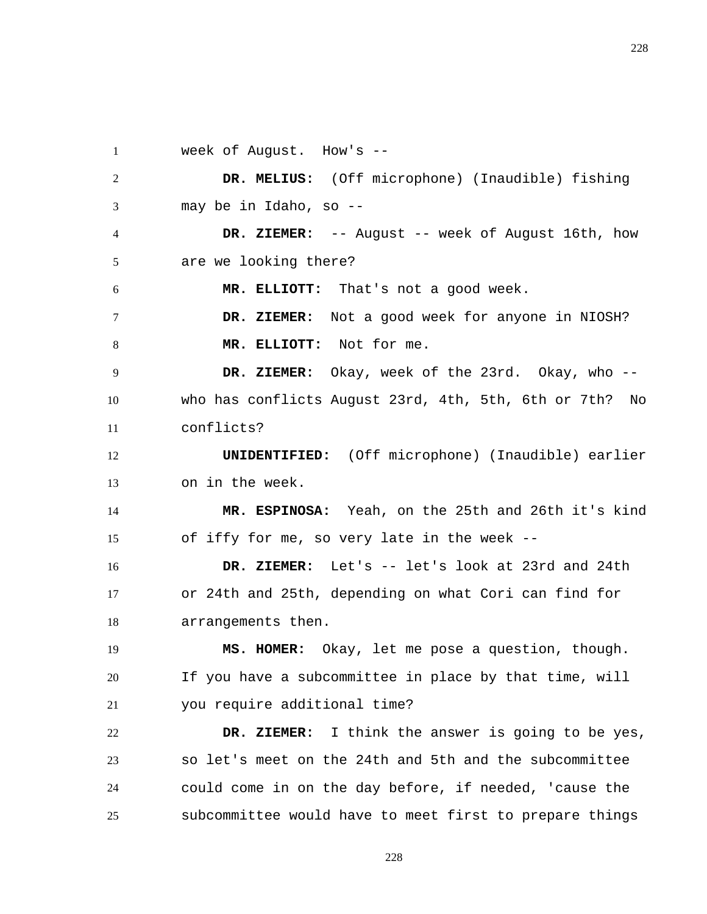week of August. How's --

**DR. MELIUS:** (Off microphone) (Inaudible) fishing may be in Idaho, so --

**DR. ZIEMER:** -- August -- week of August 16th, how are we looking there?

**MR. ELLIOTT:** That's not a good week.

**DR. ZIEMER:** Not a good week for anyone in NIOSH?

**MR. ELLIOTT:** Not for me.

**DR. ZIEMER:** Okay, week of the 23rd. Okay, who -- who has conflicts August 23rd, 4th, 5th, 6th or 7th? No conflicts?

**UNIDENTIFIED:** (Off microphone) (Inaudible) earlier on in the week.

**MR. ESPINOSA:** Yeah, on the 25th and 26th it's kind of iffy for me, so very late in the week --

**DR. ZIEMER:** Let's -- let's look at 23rd and 24th or 24th and 25th, depending on what Cori can find for arrangements then.

**MS. HOMER:** Okay, let me pose a question, though. If you have a subcommittee in place by that time, will you require additional time?

**DR. ZIEMER:** I think the answer is going to be yes, so let's meet on the 24th and 5th and the subcommittee could come in on the day before, if needed, 'cause the subcommittee would have to meet first to prepare things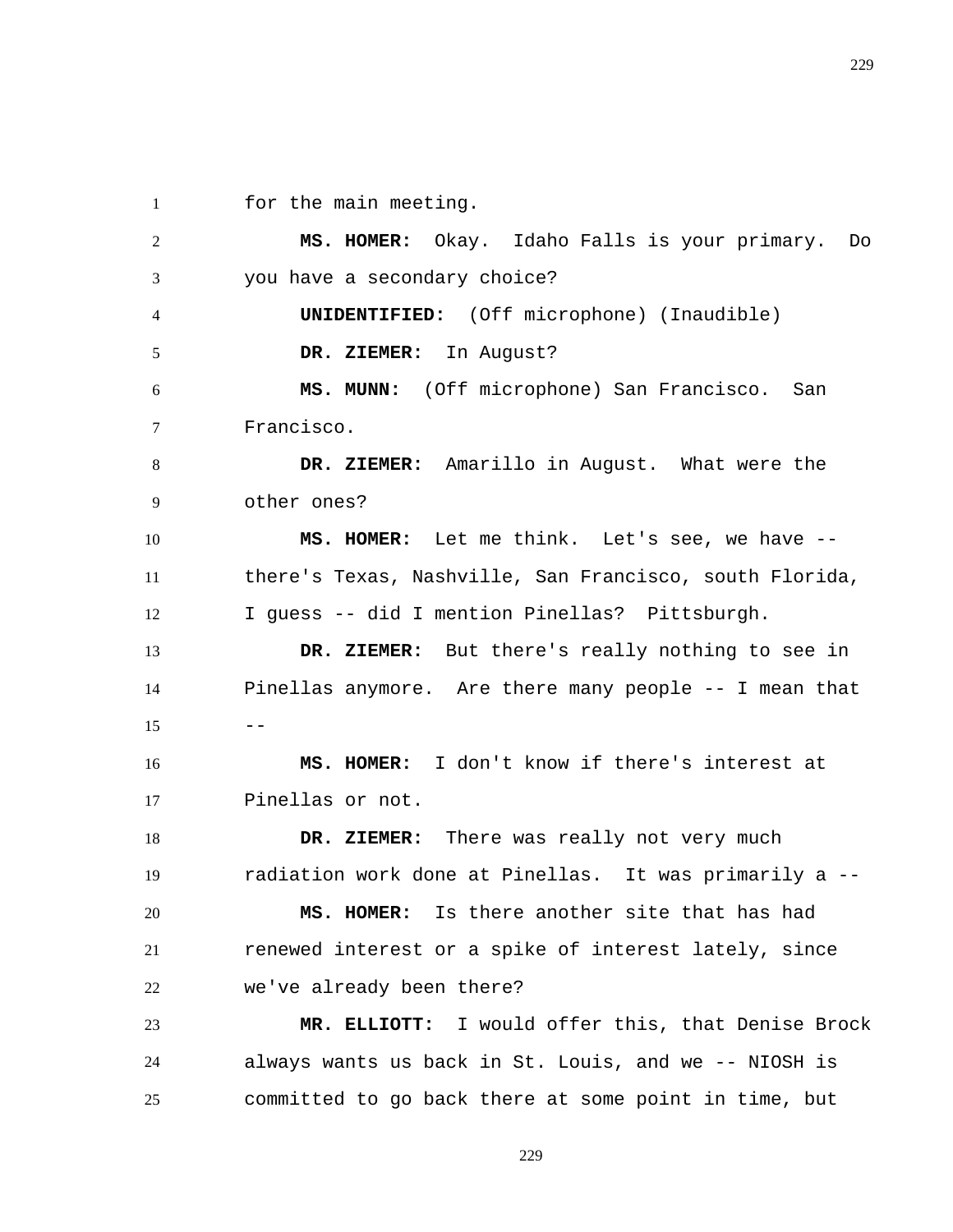for the main meeting.

**MS. HOMER:** Okay. Idaho Falls is your primary. Do you have a secondary choice?

**UNIDENTIFIED:** (Off microphone) (Inaudible)

**DR. ZIEMER:** In August?

**MS. MUNN:** (Off microphone) San Francisco. San Francisco.

**DR. ZIEMER:** Amarillo in August. What were the other ones?

**MS. HOMER:** Let me think. Let's see, we have -- there's Texas, Nashville, San Francisco, south Florida, I guess -- did I mention Pinellas? Pittsburgh.

**DR. ZIEMER:** But there's really nothing to see in Pinellas anymore. Are there many people -- I mean that --

**MS. HOMER:** I don't know if there's interest at Pinellas or not.

**DR. ZIEMER:** There was really not very much radiation work done at Pinellas. It was primarily a --

**MS. HOMER:** Is there another site that has had renewed interest or a spike of interest lately, since we've already been there?

**MR. ELLIOTT:** I would offer this, that Denise Brock always wants us back in St. Louis, and we -- NIOSH is committed to go back there at some point in time, but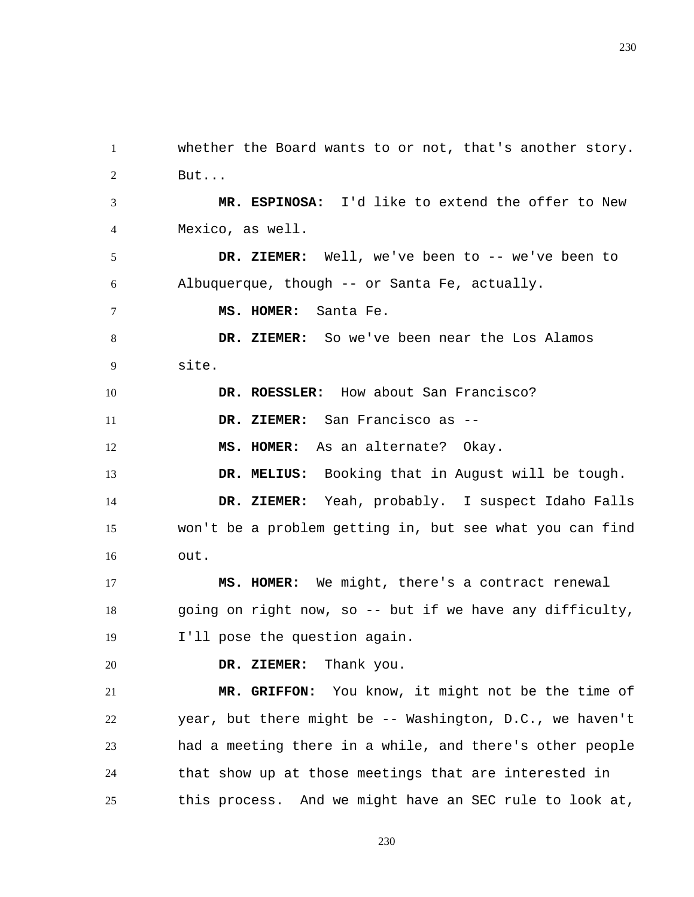whether the Board wants to or not, that's another story. But...

**MR. ESPINOSA:** I'd like to extend the offer to New Mexico, as well.

**DR. ZIEMER:** Well, we've been to -- we've been to Albuquerque, though -- or Santa Fe, actually.

**MS. HOMER:** Santa Fe.

**DR. ZIEMER:** So we've been near the Los Alamos site.

**DR. ROESSLER:** How about San Francisco?

**DR. ZIEMER:** San Francisco as --

**MS. HOMER:** As an alternate? Okay.

**DR. MELIUS:** Booking that in August will be tough.

**DR. ZIEMER:** Yeah, probably. I suspect Idaho Falls won't be a problem getting in, but see what you can find out.

**MS. HOMER:** We might, there's a contract renewal going on right now, so -- but if we have any difficulty, I'll pose the question again.

**DR. ZIEMER:** Thank you.

**MR. GRIFFON:** You know, it might not be the time of year, but there might be -- Washington, D.C., we haven't had a meeting there in a while, and there's other people that show up at those meetings that are interested in this process. And we might have an SEC rule to look at,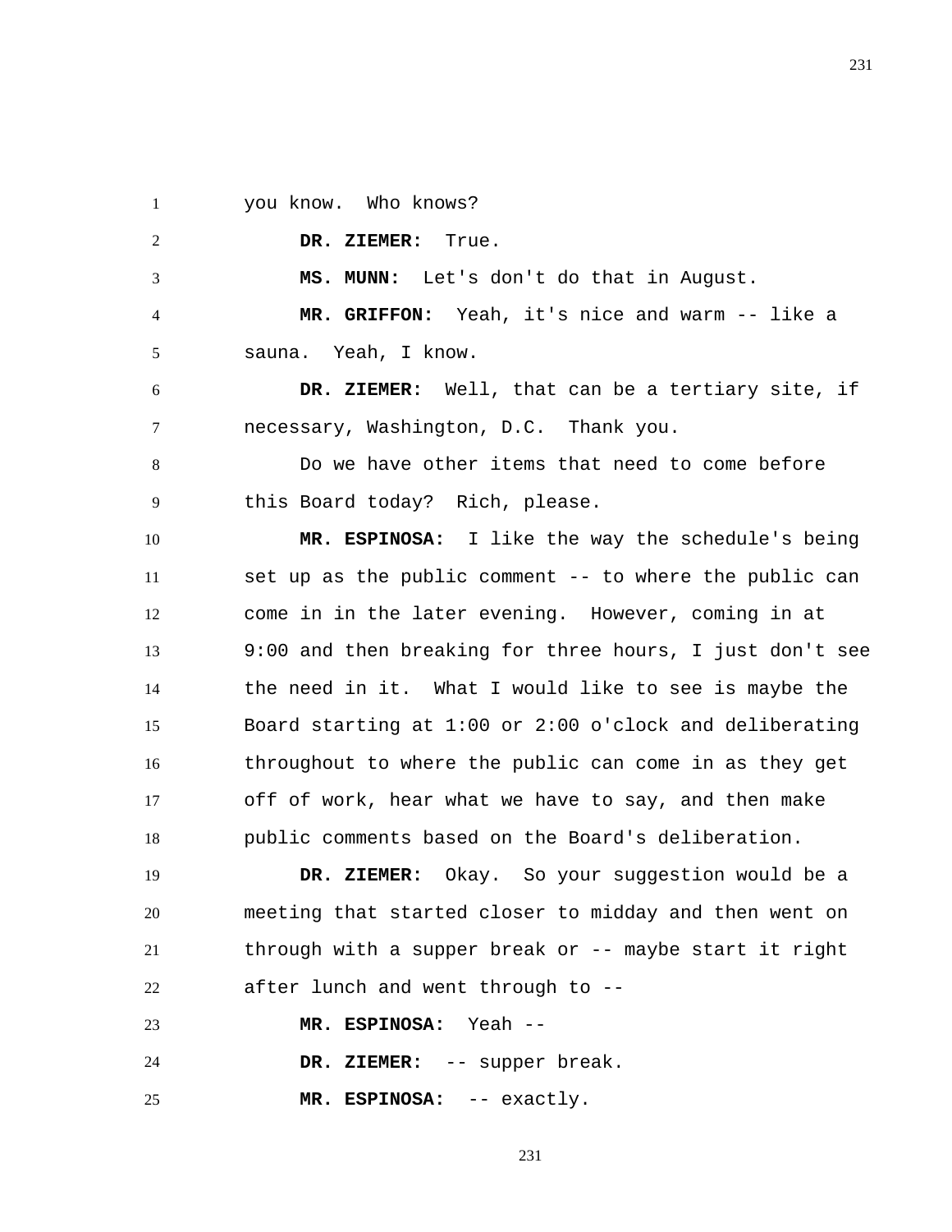you know. Who knows?

**DR. ZIEMER:** True.

**MS. MUNN:** Let's don't do that in August.

**MR. GRIFFON:** Yeah, it's nice and warm -- like a sauna. Yeah, I know.

**DR. ZIEMER:** Well, that can be a tertiary site, if necessary, Washington, D.C. Thank you.

Do we have other items that need to come before this Board today? Rich, please.

**MR. ESPINOSA:** I like the way the schedule's being set up as the public comment -- to where the public can come in in the later evening. However, coming in at 9:00 and then breaking for three hours, I just don't see the need in it. What I would like to see is maybe the Board starting at 1:00 or 2:00 o'clock and deliberating throughout to where the public can come in as they get off of work, hear what we have to say, and then make public comments based on the Board's deliberation.

**DR. ZIEMER:** Okay. So your suggestion would be a meeting that started closer to midday and then went on through with a supper break or -- maybe start it right after lunch and went through to --

**MR. ESPINOSA:** Yeah --

**DR. ZIEMER:** -- supper break.

**MR. ESPINOSA:** -- exactly.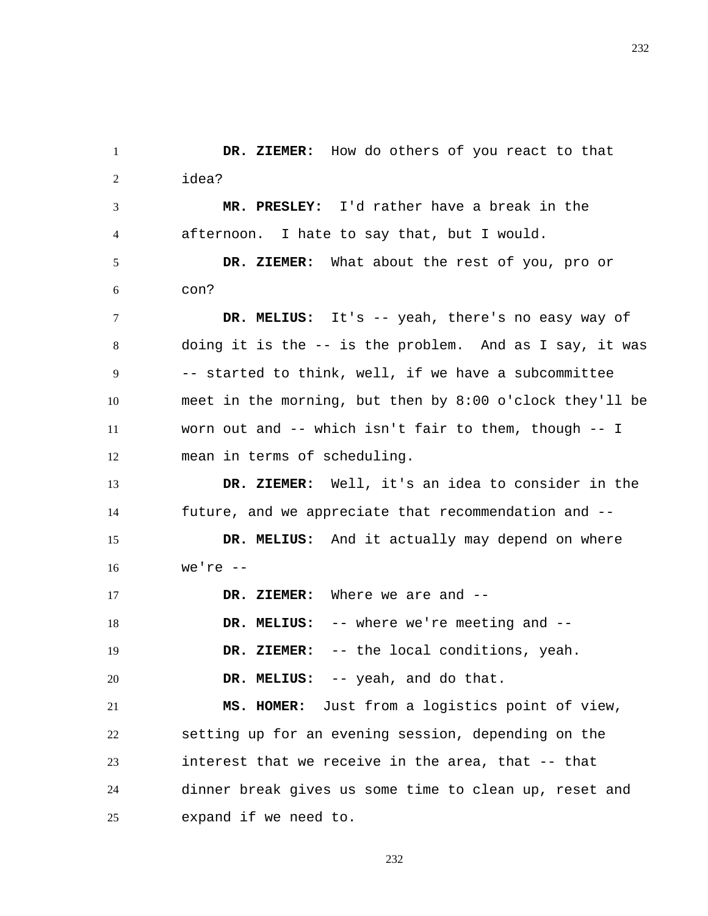**DR. ZIEMER:** How do others of you react to that idea?

**MR. PRESLEY:** I'd rather have a break in the afternoon. I hate to say that, but I would.

**DR. ZIEMER:** What about the rest of you, pro or con?

**DR. MELIUS:** It's -- yeah, there's no easy way of doing it is the -- is the problem. And as I say, it was -- started to think, well, if we have a subcommittee meet in the morning, but then by 8:00 o'clock they'll be worn out and -- which isn't fair to them, though -- I mean in terms of scheduling.

**DR. ZIEMER:** Well, it's an idea to consider in the future, and we appreciate that recommendation and --

**DR. MELIUS:** And it actually may depend on where we're --

**DR. ZIEMER:** Where we are and --

**DR. MELIUS:** -- where we're meeting and --

**DR. ZIEMER:** -- the local conditions, yeah.

**DR. MELIUS:** -- yeah, and do that.

**MS. HOMER:** Just from a logistics point of view, setting up for an evening session, depending on the interest that we receive in the area, that -- that dinner break gives us some time to clean up, reset and expand if we need to.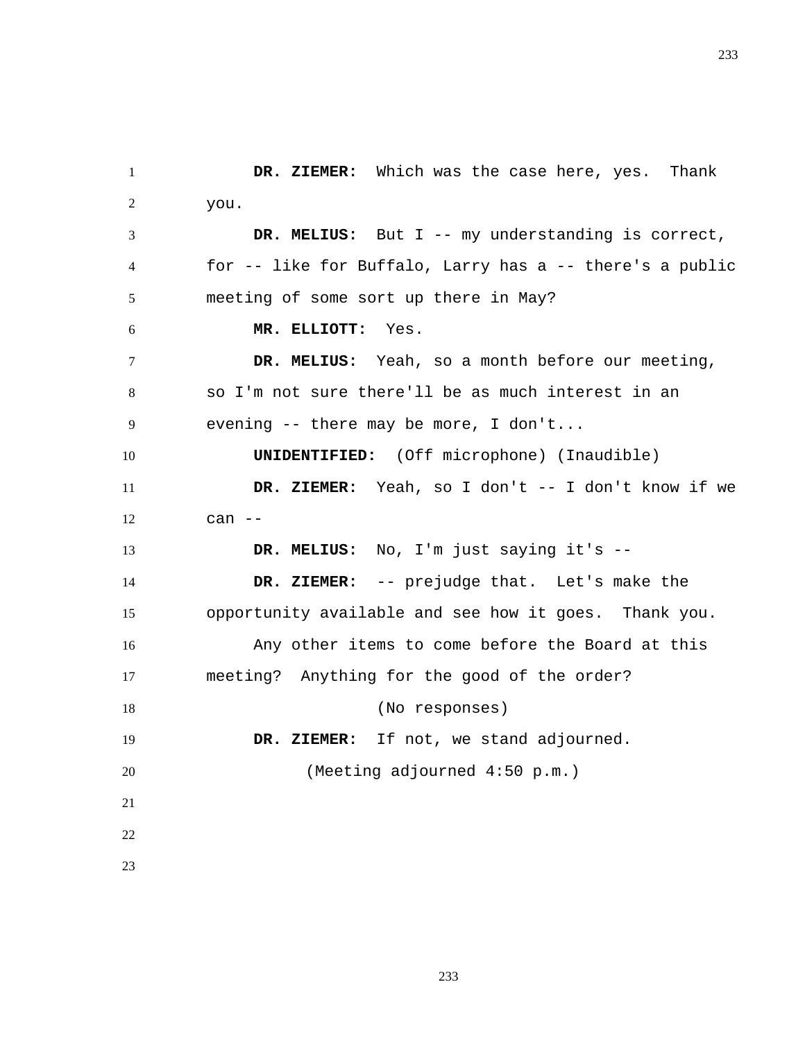**DR. ZIEMER:** Which was the case here, yes. Thank you.

**DR. MELIUS:** But I -- my understanding is correct, for -- like for Buffalo, Larry has a -- there's a public meeting of some sort up there in May?

**MR. ELLIOTT:** Yes.

**DR. MELIUS:** Yeah, so a month before our meeting, so I'm not sure there'll be as much interest in an evening -- there may be more, I don't...

**UNIDENTIFIED:** (Off microphone) (Inaudible)

**DR. ZIEMER:** Yeah, so I don't -- I don't know if we can --

**DR. MELIUS:** No, I'm just saying it's --

**DR. ZIEMER:** -- prejudge that. Let's make the opportunity available and see how it goes. Thank you.

Any other items to come before the Board at this meeting? Anything for the good of the order?

(No responses)

**DR. ZIEMER:** If not, we stand adjourned.

(Meeting adjourned 4:50 p.m.)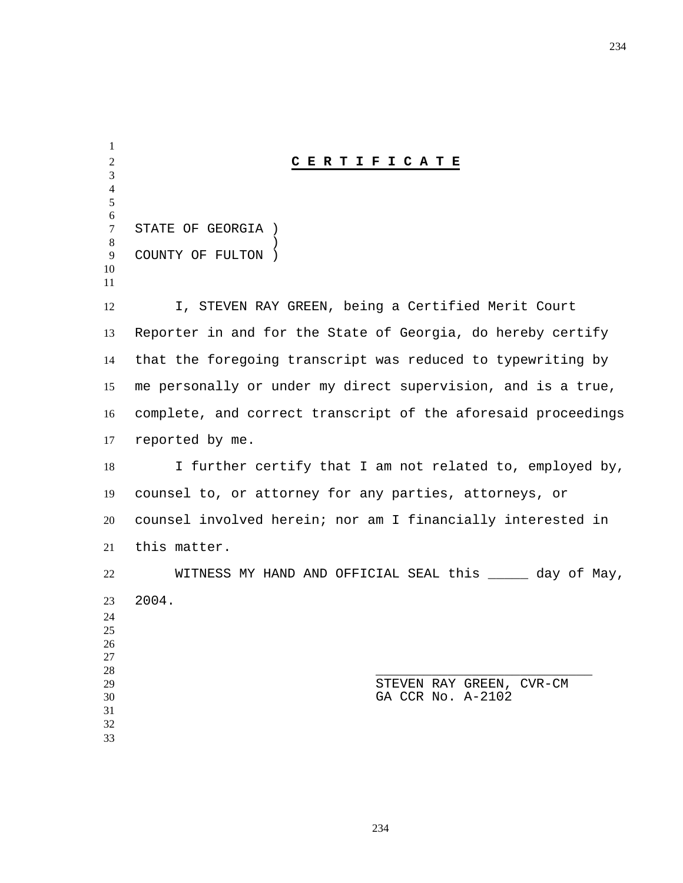**C E R T I F I C A T E**

STATE OF GEORGIA )
)
COUNTY OF FULTON )

I, STEVEN RAY GREEN, being a Certified Merit Court Reporter in and for the State of Georgia, do hereby certify that the foregoing transcript was reduced to typewriting by me personally or under my direct supervision, and is a true, complete, and correct transcript of the aforesaid proceedings reported by me.

I further certify that I am not related to, employed by, counsel to, or attorney for any parties, attorneys, or counsel involved herein; nor am I financially interested in this matter.

WITNESS MY HAND AND OFFICIAL SEAL this _____ day of May, 2004.

___________________________
STEVEN RAY GREEN, CVR-CM
GA CCR No. A-2102